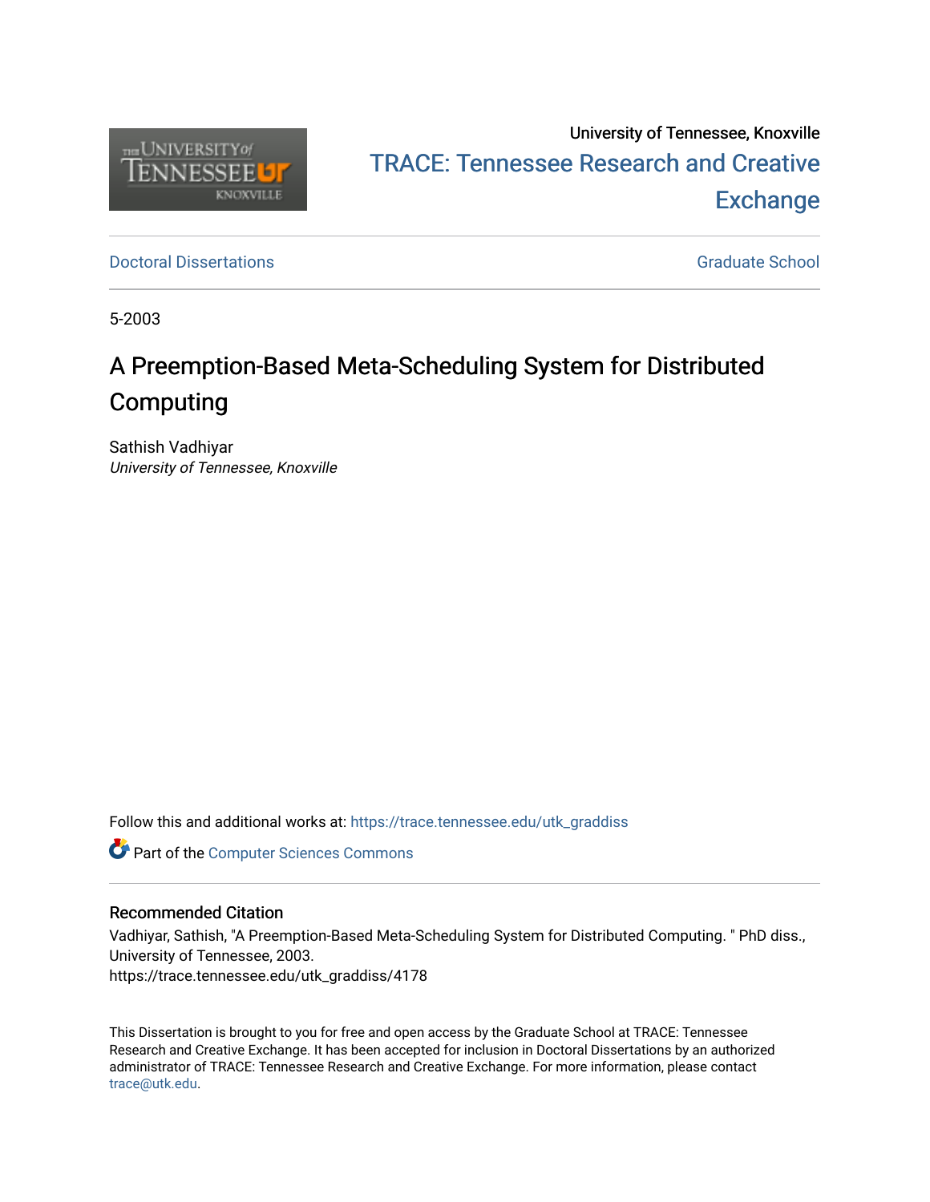University of Tennessee, Knoxville

TRACE: Tennessee Research and Creative Exchange

Doctoral Dissertations

Graduate School

5-2003

# A Preemption-Based Meta-Scheduling System for Distributed Computing

Sathish Vadhiyar
*University of Tennessee, Knoxville*

Follow this and additional works at: https://trace.tennessee.edu/utk_graddiss

Part of the Computer Sciences Commons

## Recommended Citation

Vadhiyar, Sathish, "A Preemption-Based Meta-Scheduling System for Distributed Computing. " PhD diss., University of Tennessee, 2003.
https://trace.tennessee.edu/utk_graddiss/4178

This Dissertation is brought to you for free and open access by the Graduate School at TRACE: Tennessee Research and Creative Exchange. It has been accepted for inclusion in Doctoral Dissertations by an authorized administrator of TRACE: Tennessee Research and Creative Exchange. For more information, please contact trace@utk.edu.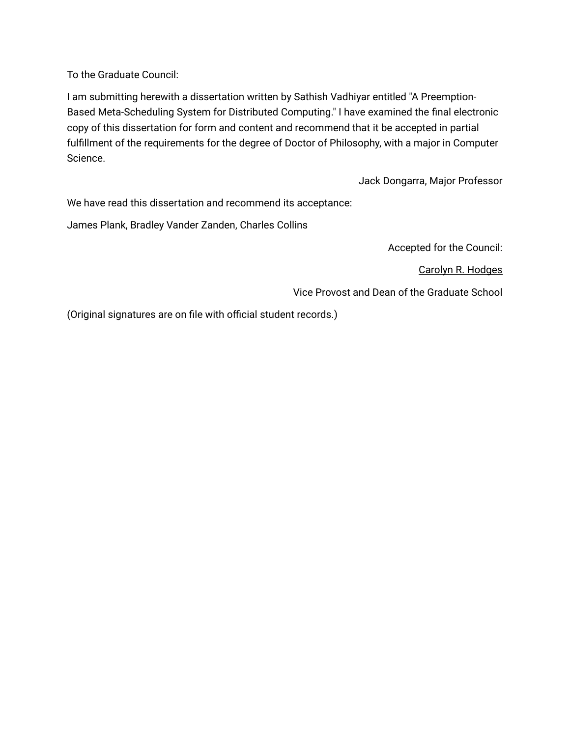To the Graduate Council:

I am submitting herewith a dissertation written by Sathish Vadhiyar entitled "A Preemption-Based Meta-Scheduling System for Distributed Computing." I have examined the final electronic copy of this dissertation for form and content and recommend that it be accepted in partial fulfillment of the requirements for the degree of Doctor of Philosophy, with a major in Computer Science.

Jack Dongarra, Major Professor

We have read this dissertation and recommend its acceptance:

James Plank, Bradley Vander Zanden, Charles Collins

Accepted for the Council:

Carolyn R. Hodges

Vice Provost and Dean of the Graduate School

(Original signatures are on file with official student records.)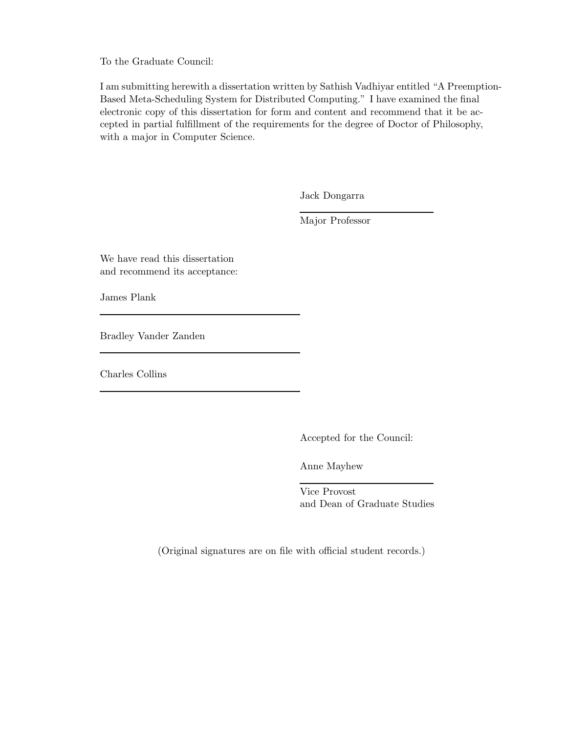To the Graduate Council:

I am submitting herewith a dissertation written by Sathish Vadhiyar entitled "A Preemption-Based Meta-Scheduling System for Distributed Computing." I have examined the final electronic copy of this dissertation for form and content and recommend that it be accepted in partial fulfillment of the requirements for the degree of Doctor of Philosophy, with a major in Computer Science.

Jack Dongarra

Major Professor

We have read this dissertation
and recommend its acceptance:

James Plank

Bradley Vander Zanden

Charles Collins

Accepted for the Council:

Anne Mayhew

Vice Provost
and Dean of Graduate Studies

(Original signatures are on file with official student records.)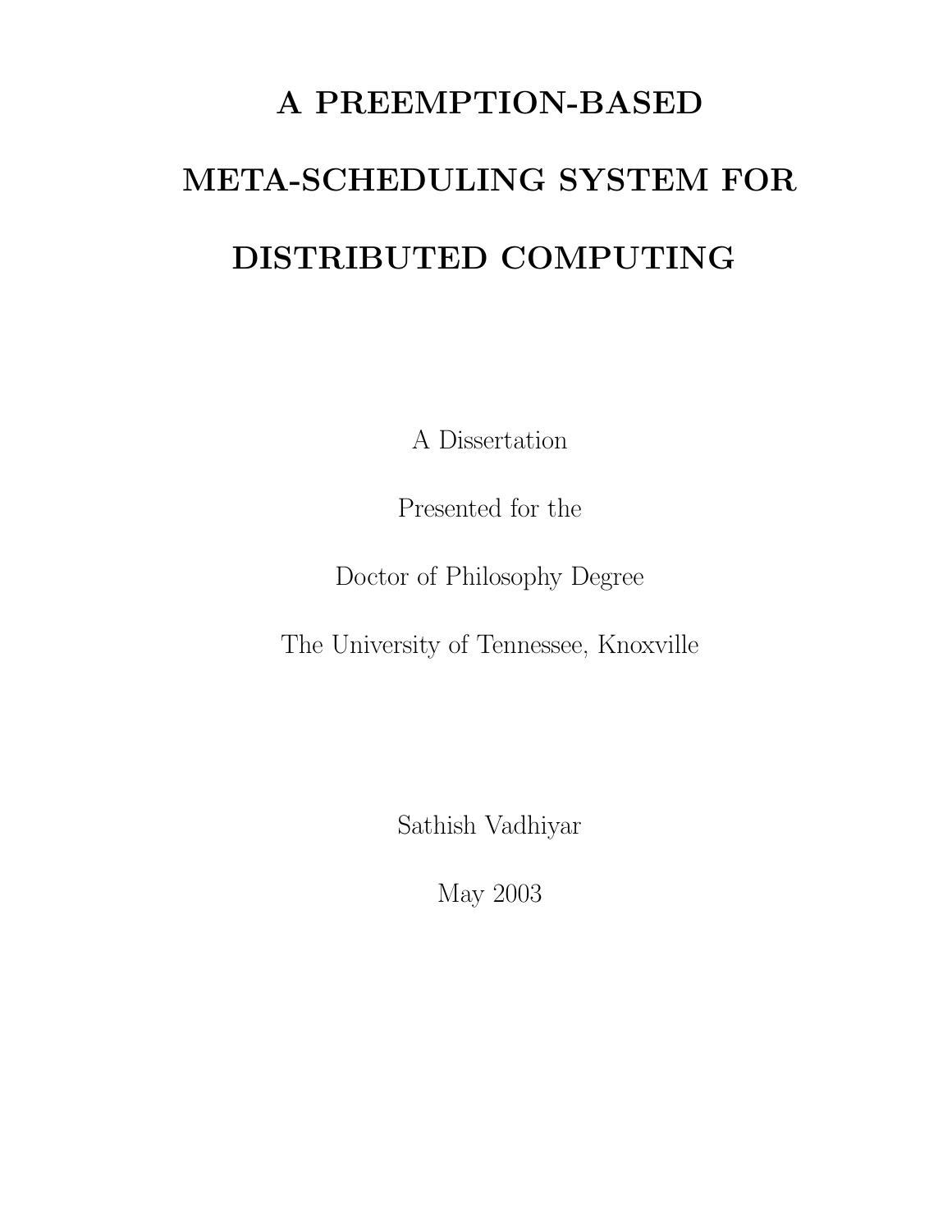# A PREEMPTION-BASED META-SCHEDULING SYSTEM FOR DISTRIBUTED COMPUTING

A Dissertation

Presented for the

Doctor of Philosophy Degree

The University of Tennessee, Knoxville

Sathish Vadhiyar

May 2003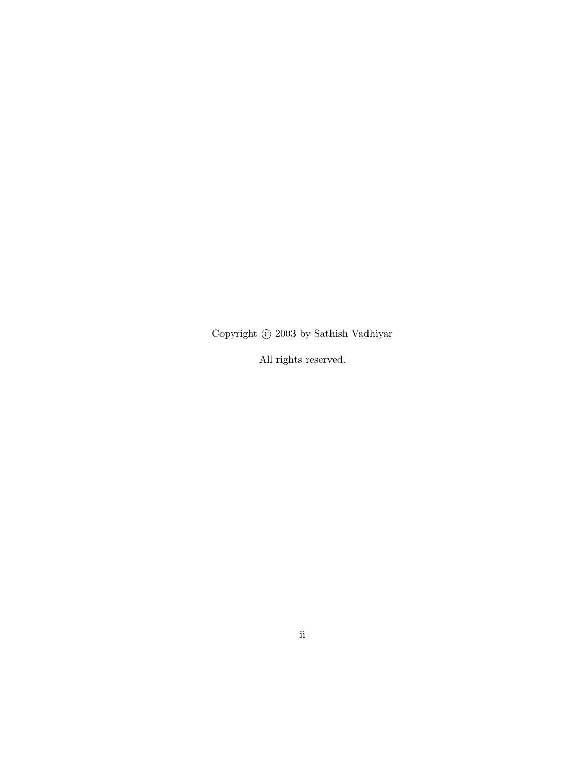Copyright © 2003 by Sathish Vadhiyar

All rights reserved.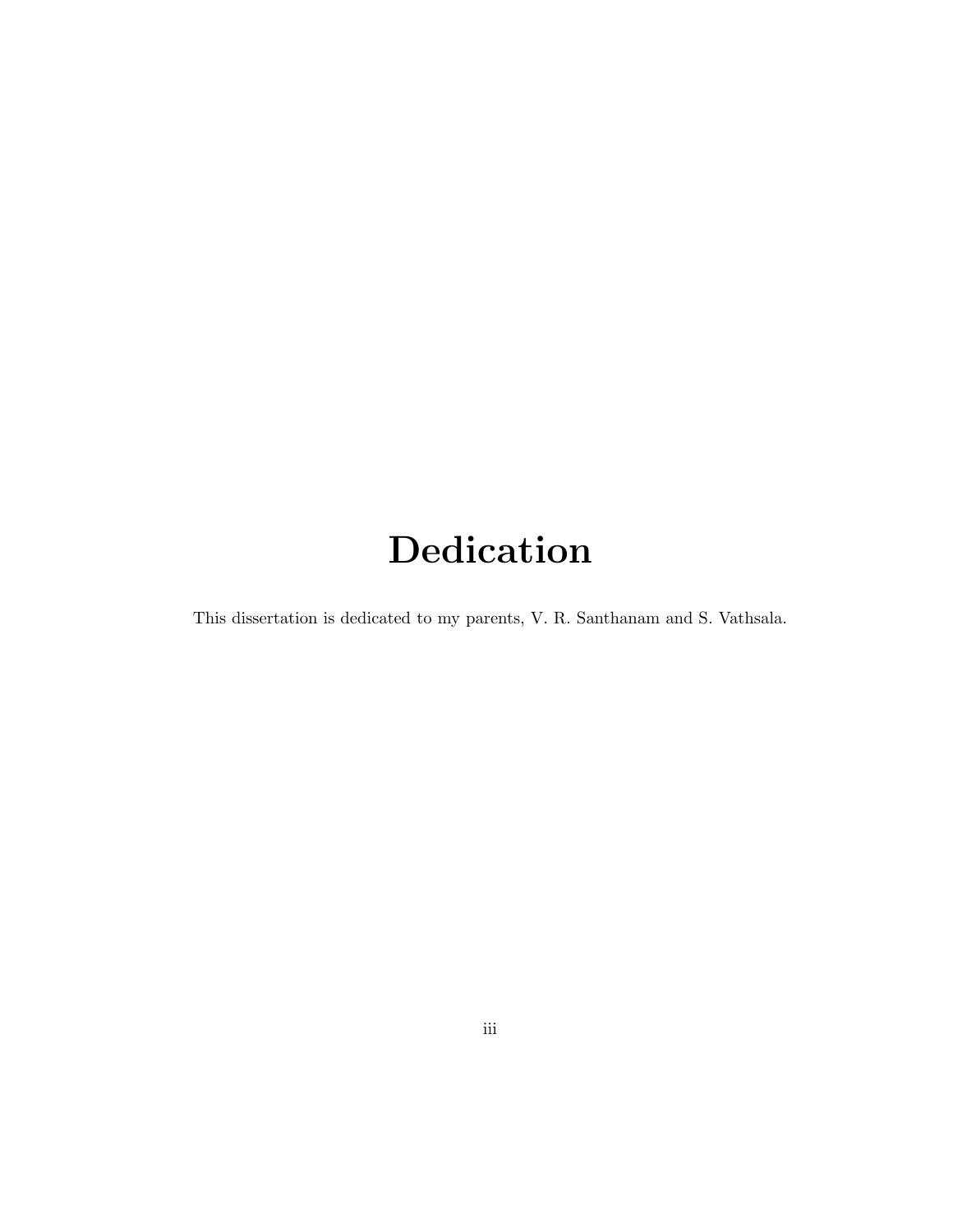# Dedication

This dissertation is dedicated to my parents, V. R. Santhanam and S. Vathsala.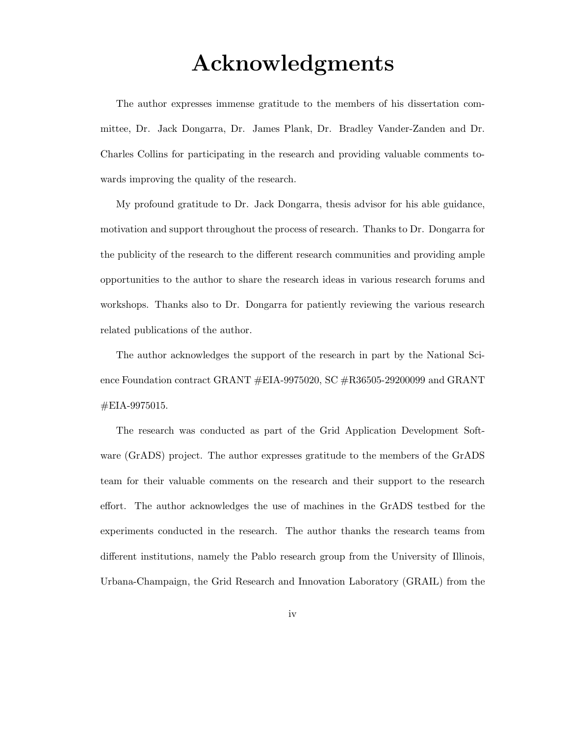# Acknowledgments

The author expresses immense gratitude to the members of his dissertation committee, Dr. Jack Dongarra, Dr. James Plank, Dr. Bradley Vander-Zanden and Dr. Charles Collins for participating in the research and providing valuable comments towards improving the quality of the research.

My profound gratitude to Dr. Jack Dongarra, thesis advisor for his able guidance, motivation and support throughout the process of research. Thanks to Dr. Dongarra for the publicity of the research to the different research communities and providing ample opportunities to the author to share the research ideas in various research forums and workshops. Thanks also to Dr. Dongarra for patiently reviewing the various research related publications of the author.

The author acknowledges the support of the research in part by the National Science Foundation contract GRANT #EIA-9975020, SC #R36505-29200099 and GRANT #EIA-9975015.

The research was conducted as part of the Grid Application Development Software (GrADS) project. The author expresses gratitude to the members of the GrADS team for their valuable comments on the research and their support to the research effort. The author acknowledges the use of machines in the GrADS testbed for the experiments conducted in the research. The author thanks the research teams from different institutions, namely the Pablo research group from the University of Illinois, Urbana-Champaign, the Grid Research and Innovation Laboratory (GRAIL) from the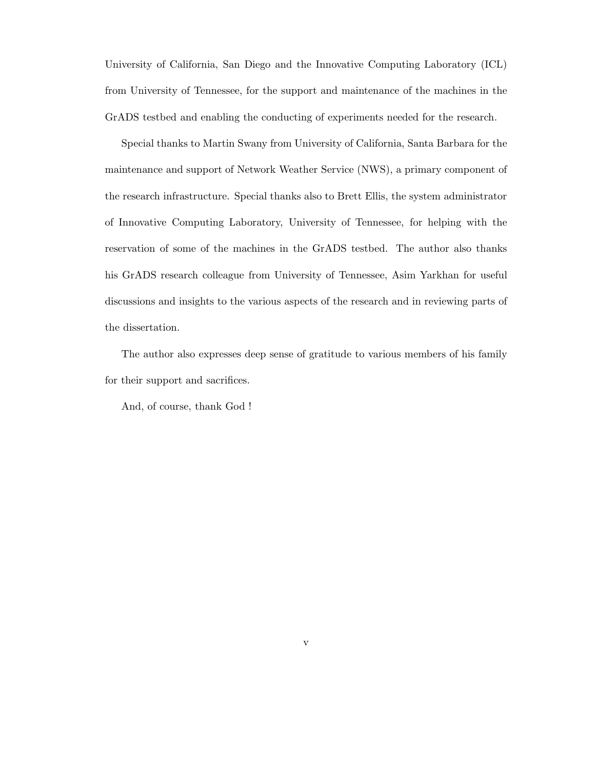University of California, San Diego and the Innovative Computing Laboratory (ICL) from University of Tennessee, for the support and maintenance of the machines in the GrADS testbed and enabling the conducting of experiments needed for the research.

Special thanks to Martin Swany from University of California, Santa Barbara for the maintenance and support of Network Weather Service (NWS), a primary component of the research infrastructure. Special thanks also to Brett Ellis, the system administrator of Innovative Computing Laboratory, University of Tennessee, for helping with the reservation of some of the machines in the GrADS testbed. The author also thanks his GrADS research colleague from University of Tennessee, Asim Yarkhan for useful discussions and insights to the various aspects of the research and in reviewing parts of the dissertation.

The author also expresses deep sense of gratitude to various members of his family for their support and sacrifices.

And, of course, thank God !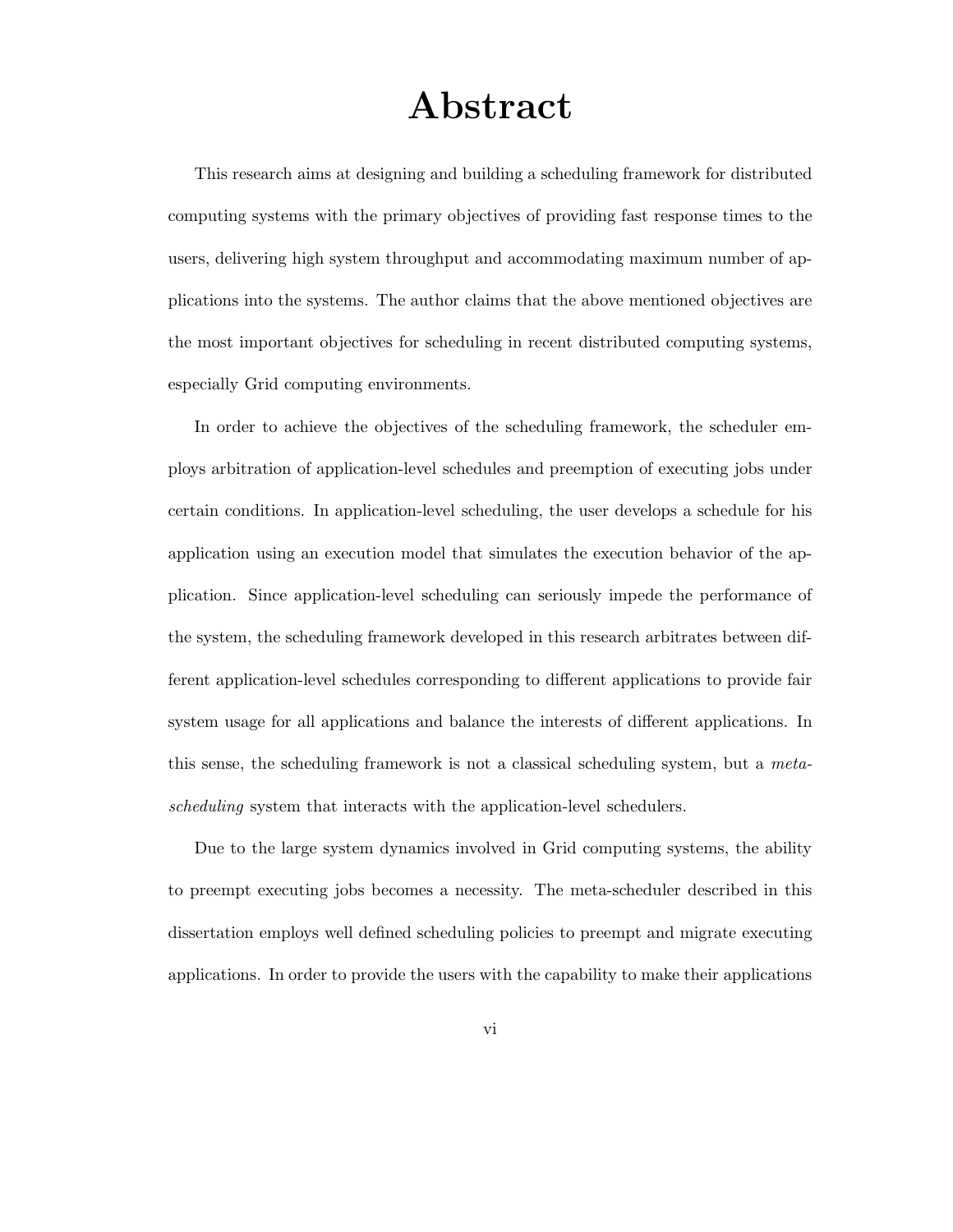# Abstract

This research aims at designing and building a scheduling framework for distributed computing systems with the primary objectives of providing fast response times to the users, delivering high system throughput and accommodating maximum number of applications into the systems. The author claims that the above mentioned objectives are the most important objectives for scheduling in recent distributed computing systems, especially Grid computing environments.

In order to achieve the objectives of the scheduling framework, the scheduler employs arbitration of application-level schedules and preemption of executing jobs under certain conditions. In application-level scheduling, the user develops a schedule for his application using an execution model that simulates the execution behavior of the application. Since application-level scheduling can seriously impede the performance of the system, the scheduling framework developed in this research arbitrates between different application-level schedules corresponding to different applications to provide fair system usage for all applications and balance the interests of different applications. In this sense, the scheduling framework is not a classical scheduling system, but a *meta-scheduling* system that interacts with the application-level schedulers.

Due to the large system dynamics involved in Grid computing systems, the ability to preempt executing jobs becomes a necessity. The meta-scheduler described in this dissertation employs well defined scheduling policies to preempt and migrate executing applications. In order to provide the users with the capability to make their applications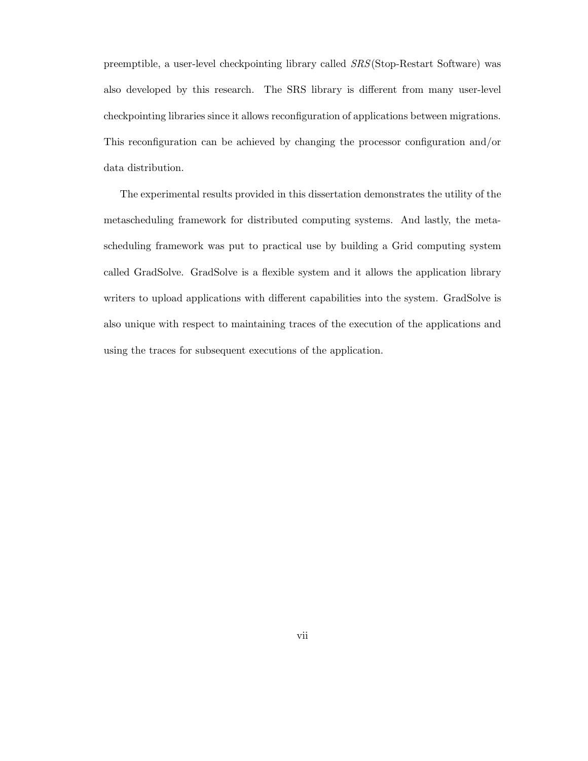preemptible, a user-level checkpointing library called *SRS*(Stop-Restart Software) was also developed by this research. The SRS library is different from many user-level checkpointing libraries since it allows reconfiguration of applications between migrations. This reconfiguration can be achieved by changing the processor configuration and/or data distribution.

The experimental results provided in this dissertation demonstrates the utility of the metascheduling framework for distributed computing systems. And lastly, the metascheduling framework was put to practical use by building a Grid computing system called GradSolve. GradSolve is a flexible system and it allows the application library writers to upload applications with different capabilities into the system. GradSolve is also unique with respect to maintaining traces of the execution of the applications and using the traces for subsequent executions of the application.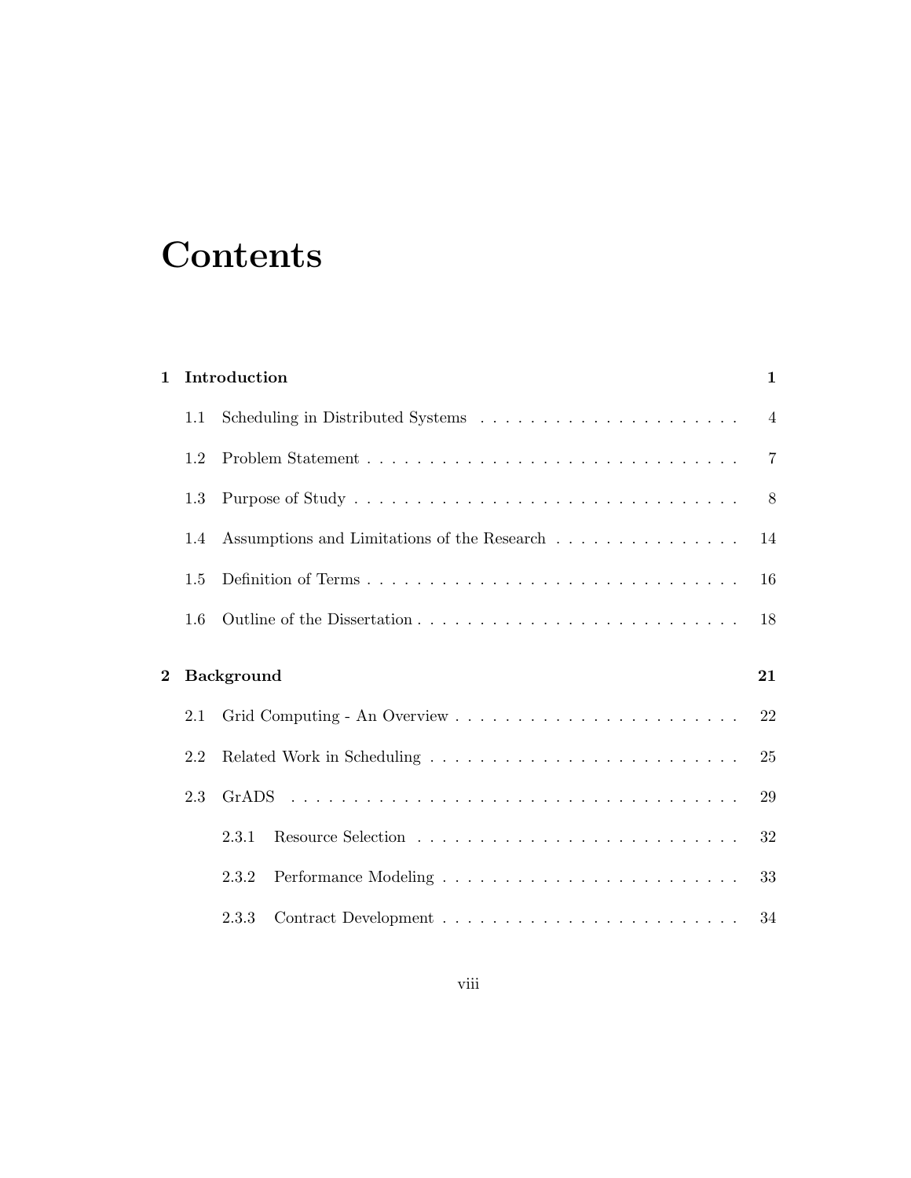# Contents

**1 Introduction** **1**

1.1 Scheduling in Distributed Systems . . . . . . . . . . . . . . . . . . . . . 4

1.2 Problem Statement . . . . . . . . . . . . . . . . . . . . . . . . . . . . . . 7

1.3 Purpose of Study . . . . . . . . . . . . . . . . . . . . . . . . . . . . . . . 8

1.4 Assumptions and Limitations of the Research . . . . . . . . . . . . . . . 14

1.5 Definition of Terms . . . . . . . . . . . . . . . . . . . . . . . . . . . . . . 16

1.6 Outline of the Dissertation . . . . . . . . . . . . . . . . . . . . . . . . . . 18

**2 Background** **21**

2.1 Grid Computing - An Overview . . . . . . . . . . . . . . . . . . . . . . . 22

2.2 Related Work in Scheduling . . . . . . . . . . . . . . . . . . . . . . . . . 25

2.3 GrADS . . . . . . . . . . . . . . . . . . . . . . . . . . . . . . . . . . . . . 29

2.3.1 Resource Selection . . . . . . . . . . . . . . . . . . . . . . . . . . 32

2.3.2 Performance Modeling . . . . . . . . . . . . . . . . . . . . . . . . 33

2.3.3 Contract Development . . . . . . . . . . . . . . . . . . . . . . . . 34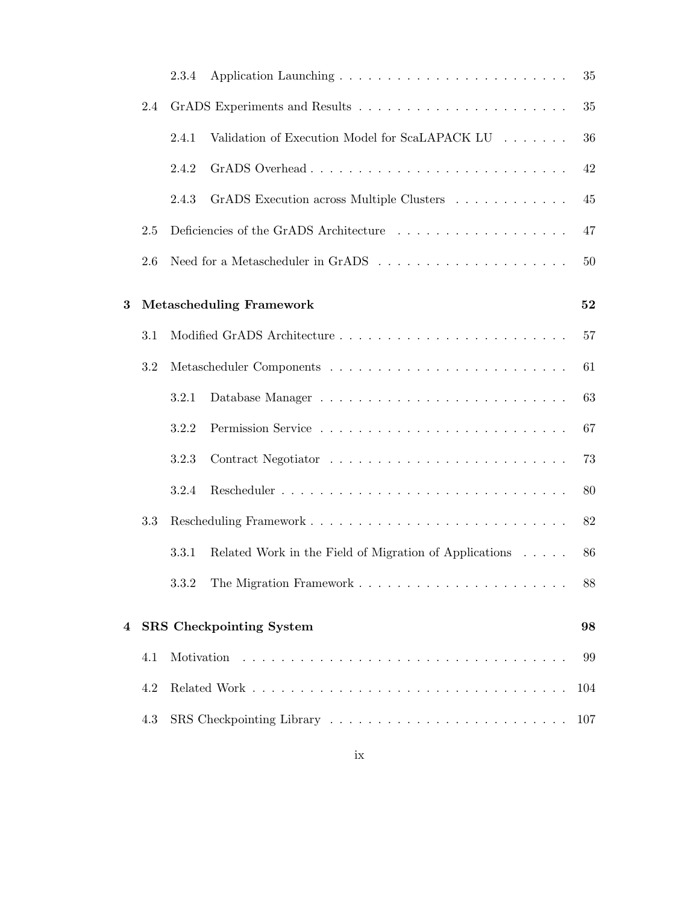2.3.4 Application Launching . . . . . . . . . . . . . . . . . . . . . . . . 35

2.4 GrADS Experiments and Results . . . . . . . . . . . . . . . . . . . . . . 35

2.4.1 Validation of Execution Model for ScaLAPACK LU . . . . . . . 36

2.4.2 GrADS Overhead . . . . . . . . . . . . . . . . . . . . . . . . . . 42

2.4.3 GrADS Execution across Multiple Clusters . . . . . . . . . . . . 45

2.5 Deficiencies of the GrADS Architecture . . . . . . . . . . . . . . . . . . 47

2.6 Need for a Metascheduler in GrADS . . . . . . . . . . . . . . . . . . . . 50

**3 Metascheduling Framework 52**

3.1 Modified GrADS Architecture . . . . . . . . . . . . . . . . . . . . . . . . 57

3.2 Metascheduler Components . . . . . . . . . . . . . . . . . . . . . . . . . 61

3.2.1 Database Manager . . . . . . . . . . . . . . . . . . . . . . . . . . 63

3.2.2 Permission Service . . . . . . . . . . . . . . . . . . . . . . . . . . 67

3.2.3 Contract Negotiator . . . . . . . . . . . . . . . . . . . . . . . . . 73

3.2.4 Rescheduler . . . . . . . . . . . . . . . . . . . . . . . . . . . . . . 80

3.3 Rescheduling Framework . . . . . . . . . . . . . . . . . . . . . . . . . . . 82

3.3.1 Related Work in the Field of Migration of Applications . . . . . 86

3.3.2 The Migration Framework . . . . . . . . . . . . . . . . . . . . . . 88

**4 SRS Checkpointing System 98**

4.1 Motivation . . . . . . . . . . . . . . . . . . . . . . . . . . . . . . . . . . 99

4.2 Related Work . . . . . . . . . . . . . . . . . . . . . . . . . . . . . . . . . 104

4.3 SRS Checkpointing Library . . . . . . . . . . . . . . . . . . . . . . . . . 107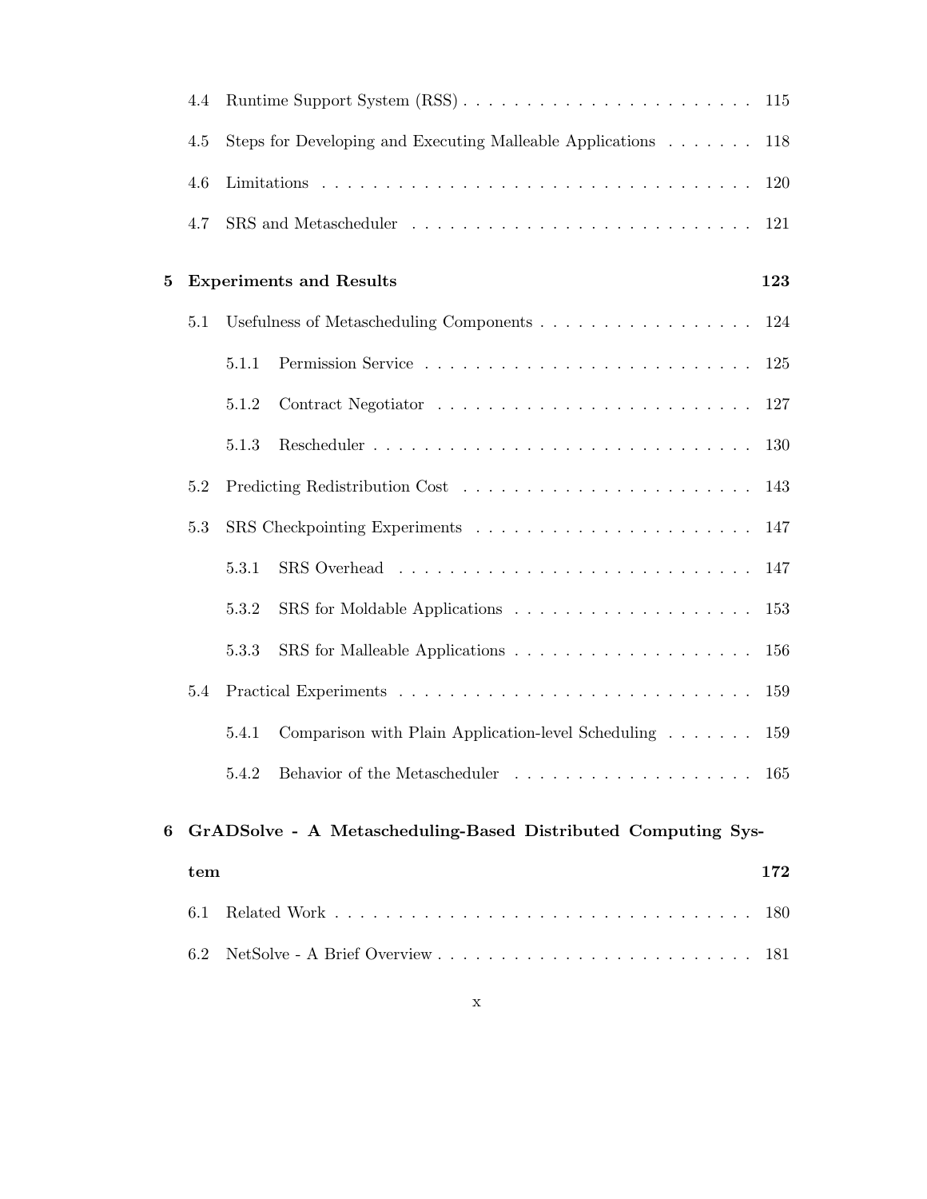4.4 Runtime Support System (RSS) . . . . . . . . . . . . . . . . . . . . . . . 115

4.5 Steps for Developing and Executing Malleable Applications . . . . . . . 118

4.6 Limitations . . . . . . . . . . . . . . . . . . . . . . . . . . . . . . . . . . 120

4.7 SRS and Metascheduler . . . . . . . . . . . . . . . . . . . . . . . . . . . 121

**5 Experiments and Results** **123**

5.1 Usefulness of Metascheduling Components . . . . . . . . . . . . . . . . . 124

5.1.1 Permission Service . . . . . . . . . . . . . . . . . . . . . . . . . . 125

5.1.2 Contract Negotiator . . . . . . . . . . . . . . . . . . . . . . . . . 127

5.1.3 Rescheduler . . . . . . . . . . . . . . . . . . . . . . . . . . . . . . 130

5.2 Predicting Redistribution Cost . . . . . . . . . . . . . . . . . . . . . . . 143

5.3 SRS Checkpointing Experiments . . . . . . . . . . . . . . . . . . . . . . 147

5.3.1 SRS Overhead . . . . . . . . . . . . . . . . . . . . . . . . . . . . 147

5.3.2 SRS for Moldable Applications . . . . . . . . . . . . . . . . . . . 153

5.3.3 SRS for Malleable Applications . . . . . . . . . . . . . . . . . . . 156

5.4 Practical Experiments . . . . . . . . . . . . . . . . . . . . . . . . . . . . 159

5.4.1 Comparison with Plain Application-level Scheduling . . . . . . . 159

5.4.2 Behavior of the Metascheduler . . . . . . . . . . . . . . . . . . . 165

**6 GrADSolve - A Metascheduling-Based Distributed Computing System** **172**

6.1 Related Work . . . . . . . . . . . . . . . . . . . . . . . . . . . . . . . . . 180

6.2 NetSolve - A Brief Overview . . . . . . . . . . . . . . . . . . . . . . . . . 181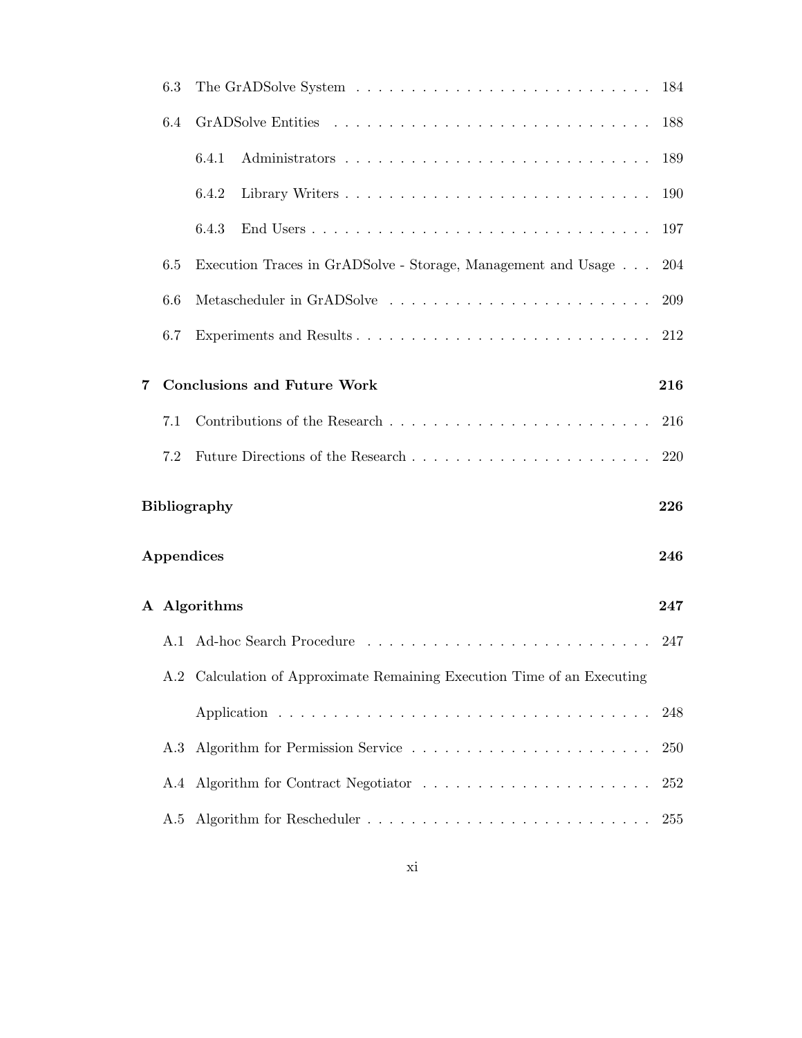- 6.3 The GrADSolve System . . . . . . . . . . . . . . . . . . . . . . . . . . 184
- 6.4 GrADSolve Entities . . . . . . . . . . . . . . . . . . . . . . . . . . . . 188
  - 6.4.1 Administrators . . . . . . . . . . . . . . . . . . . . . . . . . . 189
  - 6.4.2 Library Writers . . . . . . . . . . . . . . . . . . . . . . . . . . 190
  - 6.4.3 End Users . . . . . . . . . . . . . . . . . . . . . . . . . . . . . 197
- 6.5 Execution Traces in GrADSolve - Storage, Management and Usage . . . 204
- 6.6 Metascheduler in GrADSolve . . . . . . . . . . . . . . . . . . . . . . . 209
- 6.7 Experiments and Results . . . . . . . . . . . . . . . . . . . . . . . . . 212

**7 Conclusions and Future Work** **216**

- 7.1 Contributions of the Research . . . . . . . . . . . . . . . . . . . . . . . 216
- 7.2 Future Directions of the Research . . . . . . . . . . . . . . . . . . . . . 220

**Bibliography** **226**

**Appendices** **246**

**A Algorithms** **247**

- A.1 Ad-hoc Search Procedure . . . . . . . . . . . . . . . . . . . . . . . . . 247
- A.2 Calculation of Approximate Remaining Execution Time of an Executing Application . . . . . . . . . . . . . . . . . . . . . . . . . . . . . . . . 248
- A.3 Algorithm for Permission Service . . . . . . . . . . . . . . . . . . . . . 250
- A.4 Algorithm for Contract Negotiator . . . . . . . . . . . . . . . . . . . . 252
- A.5 Algorithm for Rescheduler . . . . . . . . . . . . . . . . . . . . . . . . . 255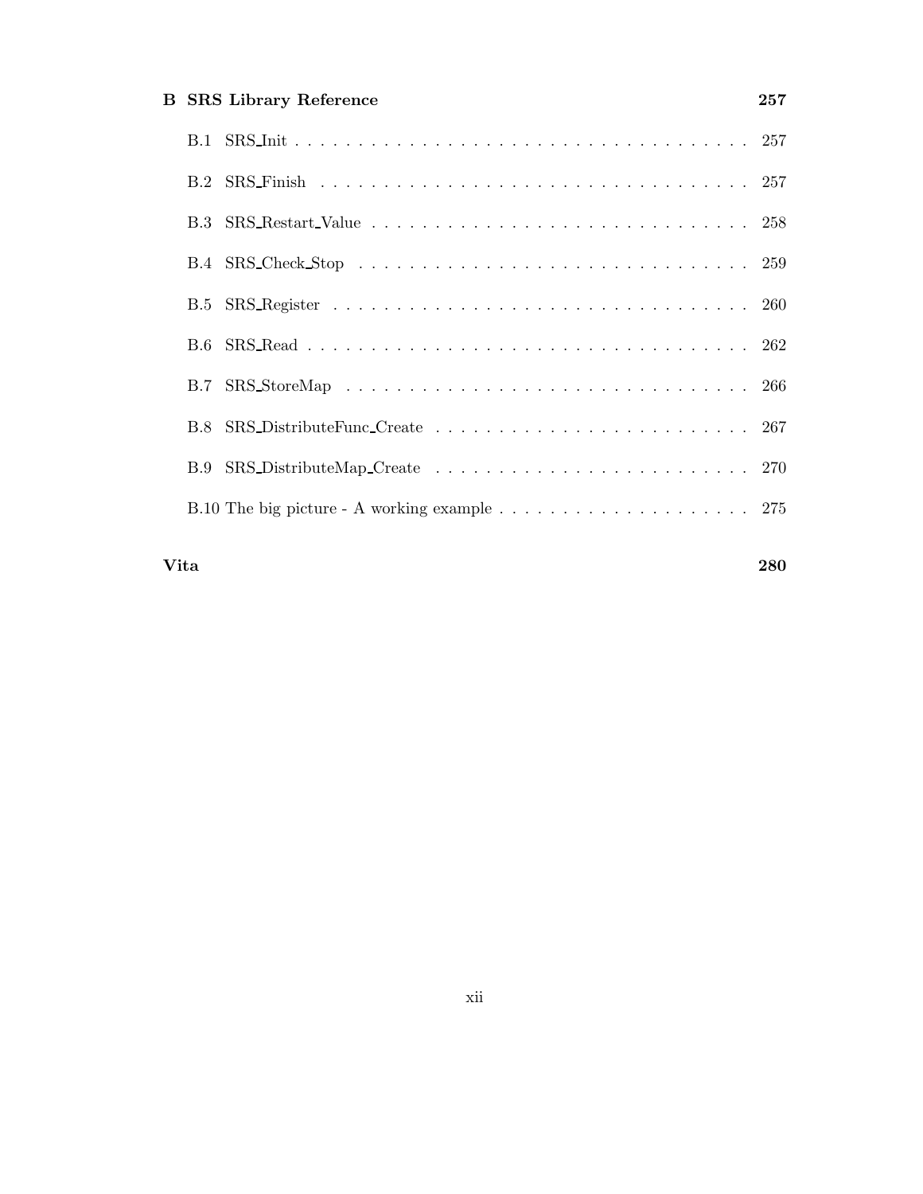**B SRS Library Reference** 257

B.1 SRS_Init 257

B.2 SRS_Finish 257

B.3 SRS_Restart_Value 258

B.4 SRS_Check_Stop 259

B.5 SRS_Register 260

B.6 SRS_Read 262

B.7 SRS_StoreMap 266

B.8 SRS_DistributeFunc_Create 267

B.9 SRS_DistributeMap_Create 270

B.10 The big picture - A working example 275

**Vita** 280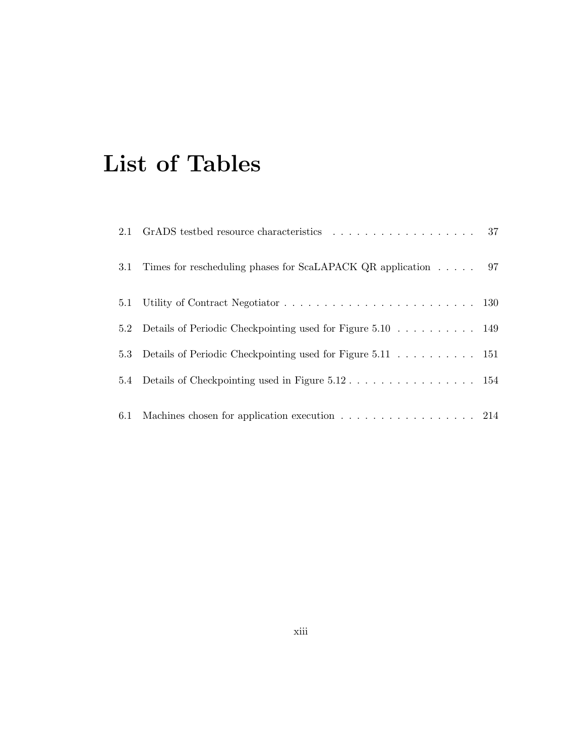# List of Tables

2.1 GrADS testbed resource characteristics . . . . . . . . . . . . . . . . . . 37

3.1 Times for rescheduling phases for ScaLAPACK QR application . . . . . 97

5.1 Utility of Contract Negotiator . . . . . . . . . . . . . . . . . . . . . . . . . 130

5.2 Details of Periodic Checkpointing used for Figure 5.10 . . . . . . . . . . 149

5.3 Details of Periodic Checkpointing used for Figure 5.11 . . . . . . . . . . 151

5.4 Details of Checkpointing used in Figure 5.12 . . . . . . . . . . . . . . . . 154

6.1 Machines chosen for application execution . . . . . . . . . . . . . . . . . 214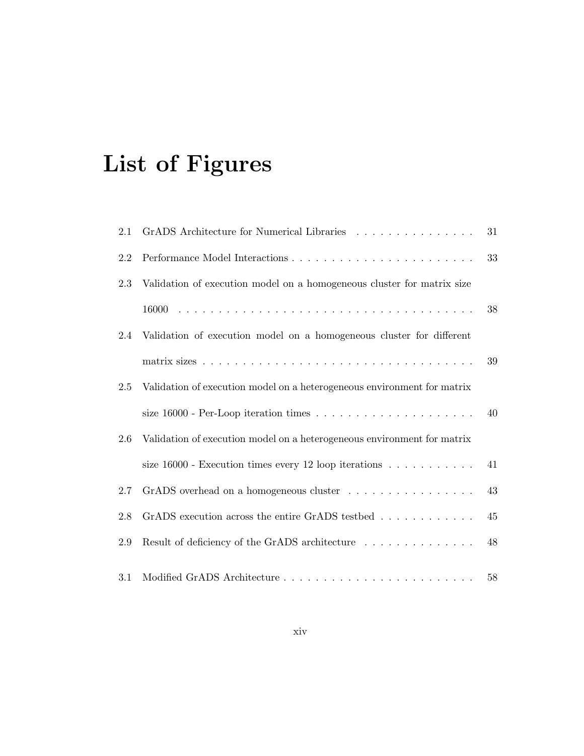# List of Figures

2.1 GrADS Architecture for Numerical Libraries . . . . . . . . . . . . . . . . 31

2.2 Performance Model Interactions . . . . . . . . . . . . . . . . . . . . . . . . . 33

2.3 Validation of execution model on a homogeneous cluster for matrix size 16000 . . . . . . . . . . . . . . . . . . . . . . . . . . . . . . . . . . . . . . 38

2.4 Validation of execution model on a homogeneous cluster for different matrix sizes . . . . . . . . . . . . . . . . . . . . . . . . . . . . . . . . . . . 39

2.5 Validation of execution model on a heterogeneous environment for matrix size 16000 - Per-Loop iteration times . . . . . . . . . . . . . . . . . . . . . 40

2.6 Validation of execution model on a heterogeneous environment for matrix size 16000 - Execution times every 12 loop iterations . . . . . . . . . . . 41

2.7 GrADS overhead on a homogeneous cluster . . . . . . . . . . . . . . . . . 43

2.8 GrADS execution across the entire GrADS testbed . . . . . . . . . . . . 45

2.9 Result of deficiency of the GrADS architecture . . . . . . . . . . . . . . . 48

3.1 Modified GrADS Architecture . . . . . . . . . . . . . . . . . . . . . . . . . 58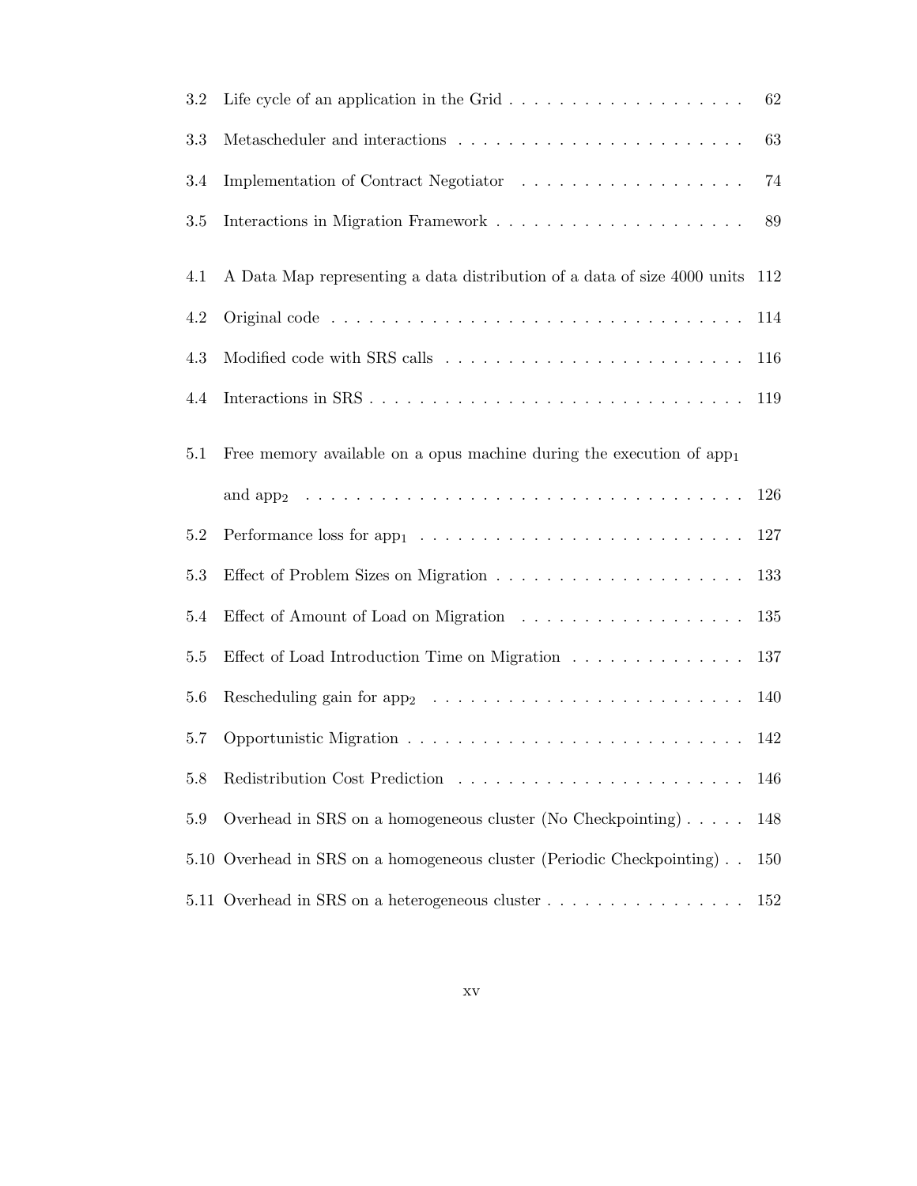3.2 Life cycle of an application in the Grid . . . . . . . . . . . . . . . . . . . . 62

3.3 Metascheduler and interactions . . . . . . . . . . . . . . . . . . . . . . . . 63

3.4 Implementation of Contract Negotiator . . . . . . . . . . . . . . . . . . . 74

3.5 Interactions in Migration Framework . . . . . . . . . . . . . . . . . . . . . 89

4.1 A Data Map representing a data distribution of a data of size 4000 units 112

4.2 Original code . . . . . . . . . . . . . . . . . . . . . . . . . . . . . . . . . . 114

4.3 Modified code with SRS calls . . . . . . . . . . . . . . . . . . . . . . . . . 116

4.4 Interactions in SRS . . . . . . . . . . . . . . . . . . . . . . . . . . . . . . . 119

5.1 Free memory available on a opus machine during the execution of $app_1$ and $app_2$ . . . . . . . . . . . . . . . . . . . . . . . . . . . . . . . . . . . 126

5.2 Performance loss for $app_1$ . . . . . . . . . . . . . . . . . . . . . . . . . . 127

5.3 Effect of Problem Sizes on Migration . . . . . . . . . . . . . . . . . . . . . 133

5.4 Effect of Amount of Load on Migration . . . . . . . . . . . . . . . . . . . 135

5.5 Effect of Load Introduction Time on Migration . . . . . . . . . . . . . . . 137

5.6 Rescheduling gain for $app_2$ . . . . . . . . . . . . . . . . . . . . . . . . . . 140

5.7 Opportunistic Migration . . . . . . . . . . . . . . . . . . . . . . . . . . . . 142

5.8 Redistribution Cost Prediction . . . . . . . . . . . . . . . . . . . . . . . . 146

5.9 Overhead in SRS on a homogeneous cluster (No Checkpointing) . . . . . 148

5.10 Overhead in SRS on a homogeneous cluster (Periodic Checkpointing) . . 150

5.11 Overhead in SRS on a heterogeneous cluster . . . . . . . . . . . . . . . . 152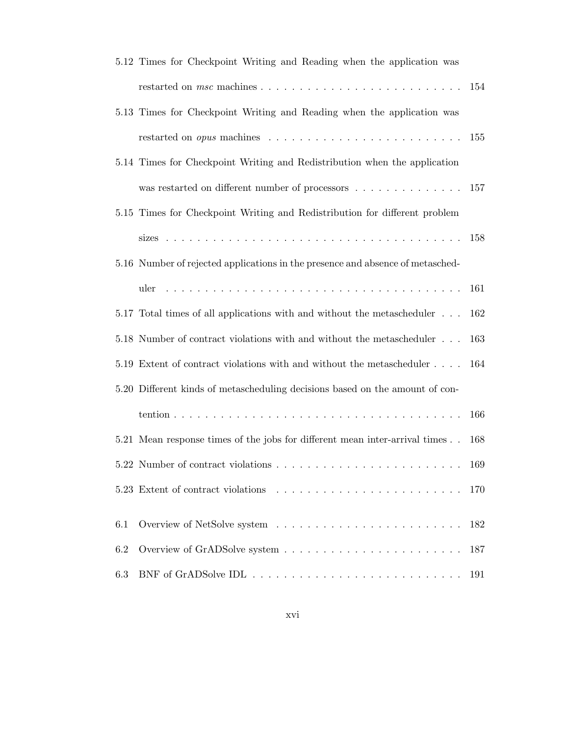5.12 Times for Checkpoint Writing and Reading when the application was restarted on *msc* machines . . . . . . . . . . . . . . . . . . . . . . . . . . 154

5.13 Times for Checkpoint Writing and Reading when the application was restarted on *opus* machines . . . . . . . . . . . . . . . . . . . . . . . . . 155

5.14 Times for Checkpoint Writing and Redistribution when the application was restarted on different number of processors . . . . . . . . . . . . . . 157

5.15 Times for Checkpoint Writing and Redistribution for different problem sizes . . . . . . . . . . . . . . . . . . . . . . . . . . . . . . . . . . . . . . 158

5.16 Number of rejected applications in the presence and absence of metascheduler . . . . . . . . . . . . . . . . . . . . . . . . . . . . . . . . . . . . . 161

5.17 Total times of all applications with and without the metascheduler . . . 162

5.18 Number of contract violations with and without the metascheduler . . . 163

5.19 Extent of contract violations with and without the metascheduler . . . . 164

5.20 Different kinds of metascheduling decisions based on the amount of contention . . . . . . . . . . . . . . . . . . . . . . . . . . . . . . . . . . . . . 166

5.21 Mean response times of the jobs for different mean inter-arrival times . . 168

5.22 Number of contract violations . . . . . . . . . . . . . . . . . . . . . . . . 169

5.23 Extent of contract violations . . . . . . . . . . . . . . . . . . . . . . . . 170

6.1 Overview of NetSolve system . . . . . . . . . . . . . . . . . . . . . . . . 182

6.2 Overview of GrADSolve system . . . . . . . . . . . . . . . . . . . . . . . 187

6.3 BNF of GrADSolve IDL . . . . . . . . . . . . . . . . . . . . . . . . . . . 191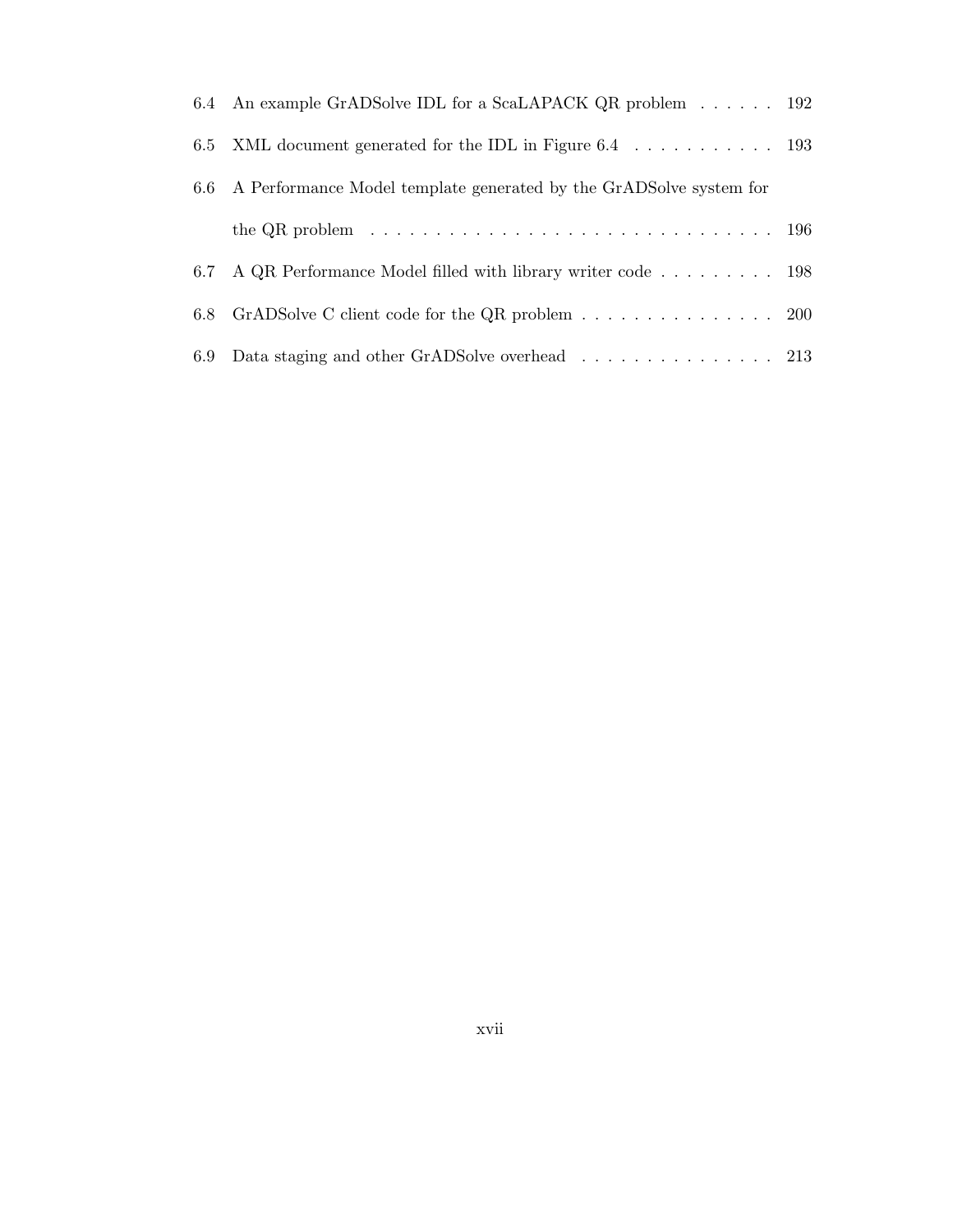6.4 An example GrADSolve IDL for a ScaLAPACK QR problem . . . . . . 192

6.5 XML document generated for the IDL in Figure 6.4 . . . . . . . . . . . . 193

6.6 A Performance Model template generated by the GrADSolve system for the QR problem . . . . . . . . . . . . . . . . . . . . . . . . . . . . . . . . . 196

6.7 A QR Performance Model filled with library writer code . . . . . . . . . . 198

6.8 GrADSolve C client code for the QR problem . . . . . . . . . . . . . . . . 200

6.9 Data staging and other GrADSolve overhead . . . . . . . . . . . . . . . . 213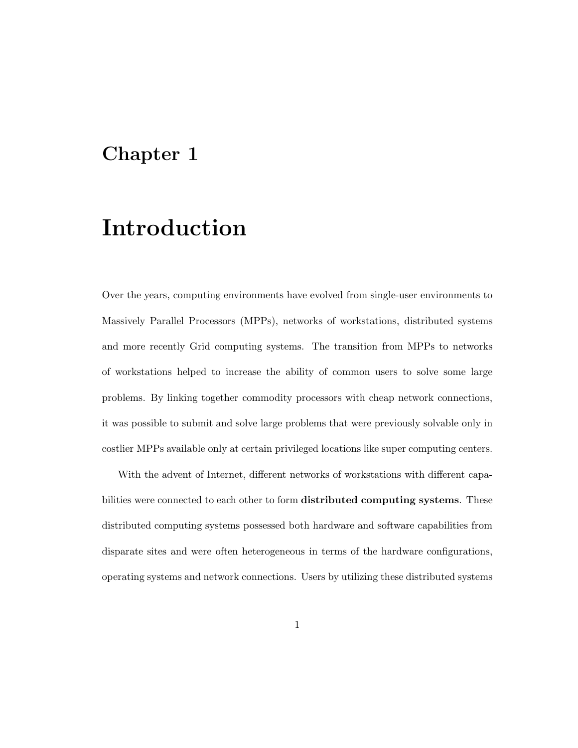# Chapter 1

# Introduction

Over the years, computing environments have evolved from single-user environments to Massively Parallel Processors (MPPs), networks of workstations, distributed systems and more recently Grid computing systems. The transition from MPPs to networks of workstations helped to increase the ability of common users to solve some large problems. By linking together commodity processors with cheap network connections, it was possible to submit and solve large problems that were previously solvable only in costlier MPPs available only at certain privileged locations like super computing centers.

With the advent of Internet, different networks of workstations with different capabilities were connected to each other to form **distributed computing systems**. These distributed computing systems possessed both hardware and software capabilities from disparate sites and were often heterogeneous in terms of the hardware configurations, operating systems and network connections. Users by utilizing these distributed systems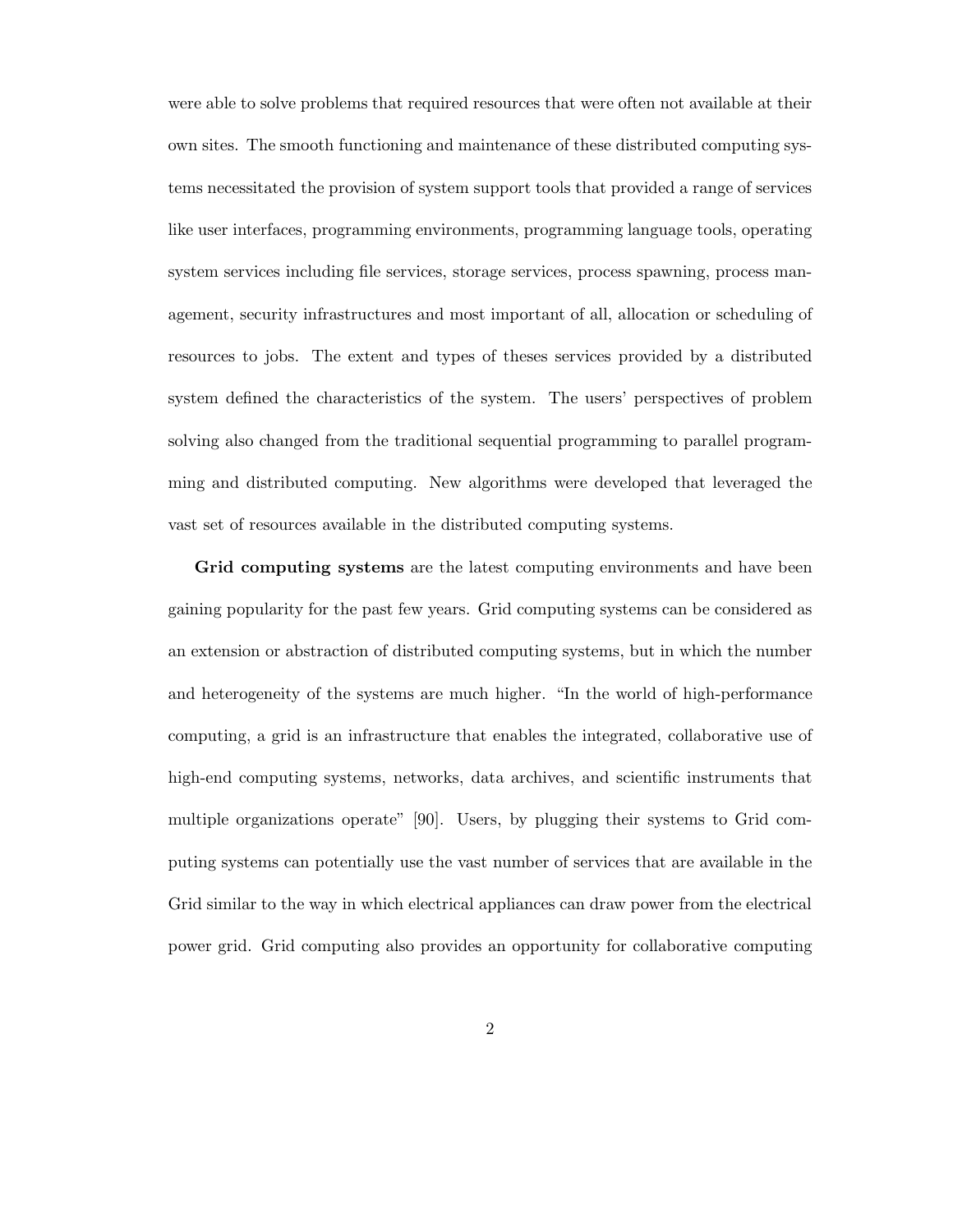were able to solve problems that required resources that were often not available at their own sites. The smooth functioning and maintenance of these distributed computing systems necessitated the provision of system support tools that provided a range of services like user interfaces, programming environments, programming language tools, operating system services including file services, storage services, process spawning, process management, security infrastructures and most important of all, allocation or scheduling of resources to jobs. The extent and types of theses services provided by a distributed system defined the characteristics of the system. The users' perspectives of problem solving also changed from the traditional sequential programming to parallel programming and distributed computing. New algorithms were developed that leveraged the vast set of resources available in the distributed computing systems.

**Grid computing systems** are the latest computing environments and have been gaining popularity for the past few years. Grid computing systems can be considered as an extension or abstraction of distributed computing systems, but in which the number and heterogeneity of the systems are much higher. "In the world of high-performance computing, a grid is an infrastructure that enables the integrated, collaborative use of high-end computing systems, networks, data archives, and scientific instruments that multiple organizations operate" [90]. Users, by plugging their systems to Grid computing systems can potentially use the vast number of services that are available in the Grid similar to the way in which electrical appliances can draw power from the electrical power grid. Grid computing also provides an opportunity for collaborative computing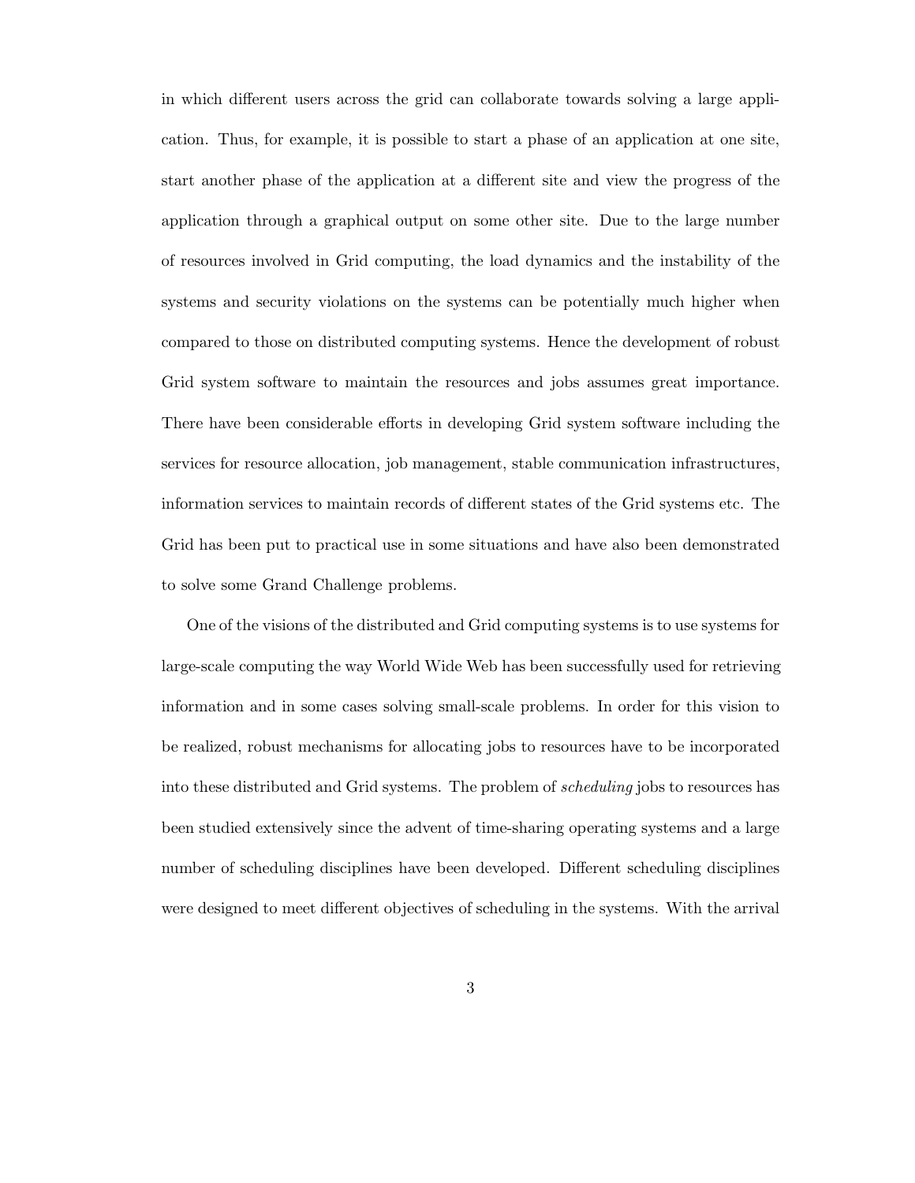in which different users across the grid can collaborate towards solving a large application. Thus, for example, it is possible to start a phase of an application at one site, start another phase of the application at a different site and view the progress of the application through a graphical output on some other site. Due to the large number of resources involved in Grid computing, the load dynamics and the instability of the systems and security violations on the systems can be potentially much higher when compared to those on distributed computing systems. Hence the development of robust Grid system software to maintain the resources and jobs assumes great importance. There have been considerable efforts in developing Grid system software including the services for resource allocation, job management, stable communication infrastructures, information services to maintain records of different states of the Grid systems etc. The Grid has been put to practical use in some situations and have also been demonstrated to solve some Grand Challenge problems.

One of the visions of the distributed and Grid computing systems is to use systems for large-scale computing the way World Wide Web has been successfully used for retrieving information and in some cases solving small-scale problems. In order for this vision to be realized, robust mechanisms for allocating jobs to resources have to be incorporated into these distributed and Grid systems. The problem of *scheduling* jobs to resources has been studied extensively since the advent of time-sharing operating systems and a large number of scheduling disciplines have been developed. Different scheduling disciplines were designed to meet different objectives of scheduling in the systems. With the arrival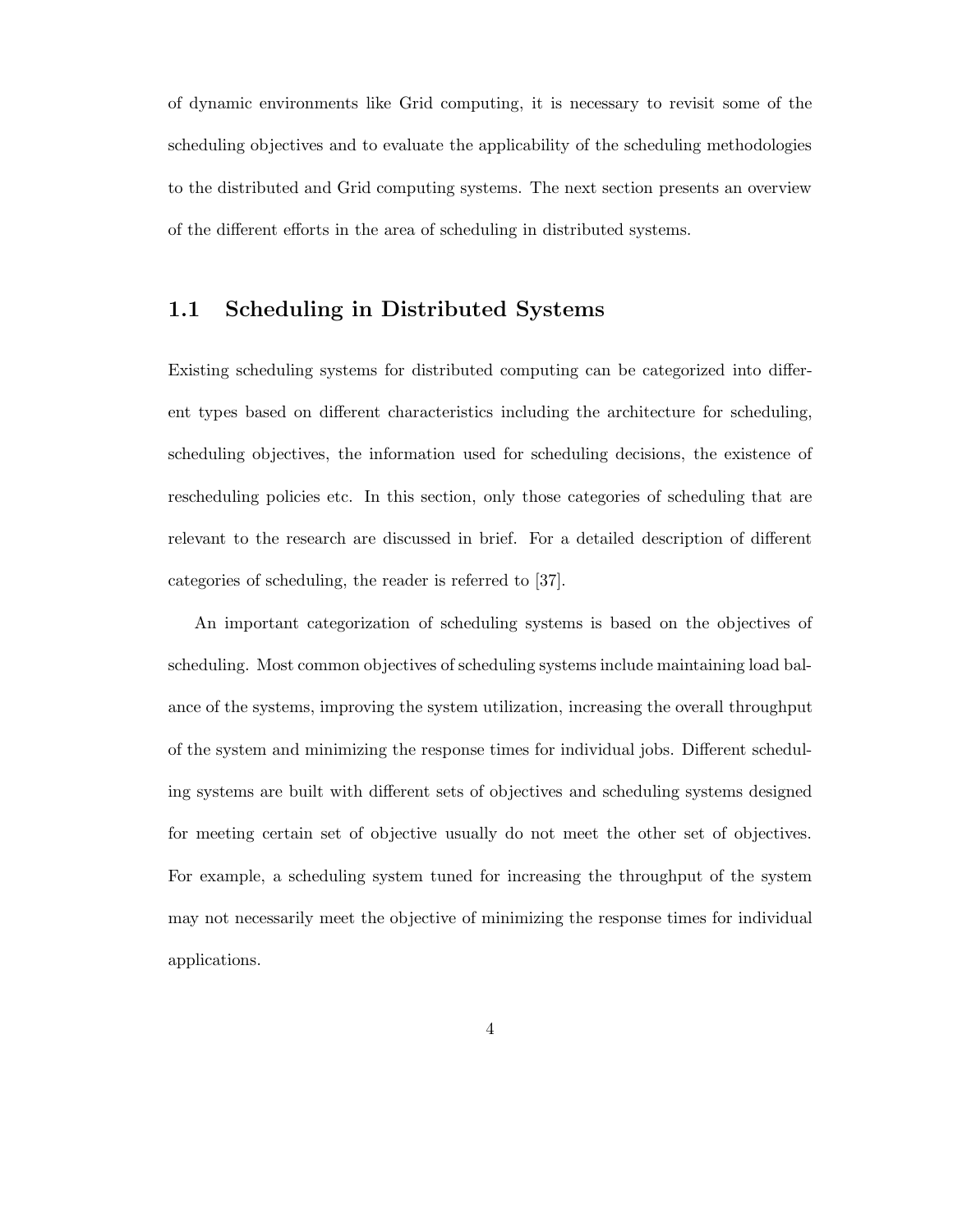of dynamic environments like Grid computing, it is necessary to revisit some of the scheduling objectives and to evaluate the applicability of the scheduling methodologies to the distributed and Grid computing systems. The next section presents an overview of the different efforts in the area of scheduling in distributed systems.

## 1.1 Scheduling in Distributed Systems

Existing scheduling systems for distributed computing can be categorized into different types based on different characteristics including the architecture for scheduling, scheduling objectives, the information used for scheduling decisions, the existence of rescheduling policies etc. In this section, only those categories of scheduling that are relevant to the research are discussed in brief. For a detailed description of different categories of scheduling, the reader is referred to [37].

An important categorization of scheduling systems is based on the objectives of scheduling. Most common objectives of scheduling systems include maintaining load balance of the systems, improving the system utilization, increasing the overall throughput of the system and minimizing the response times for individual jobs. Different scheduling systems are built with different sets of objectives and scheduling systems designed for meeting certain set of objective usually do not meet the other set of objectives. For example, a scheduling system tuned for increasing the throughput of the system may not necessarily meet the objective of minimizing the response times for individual applications.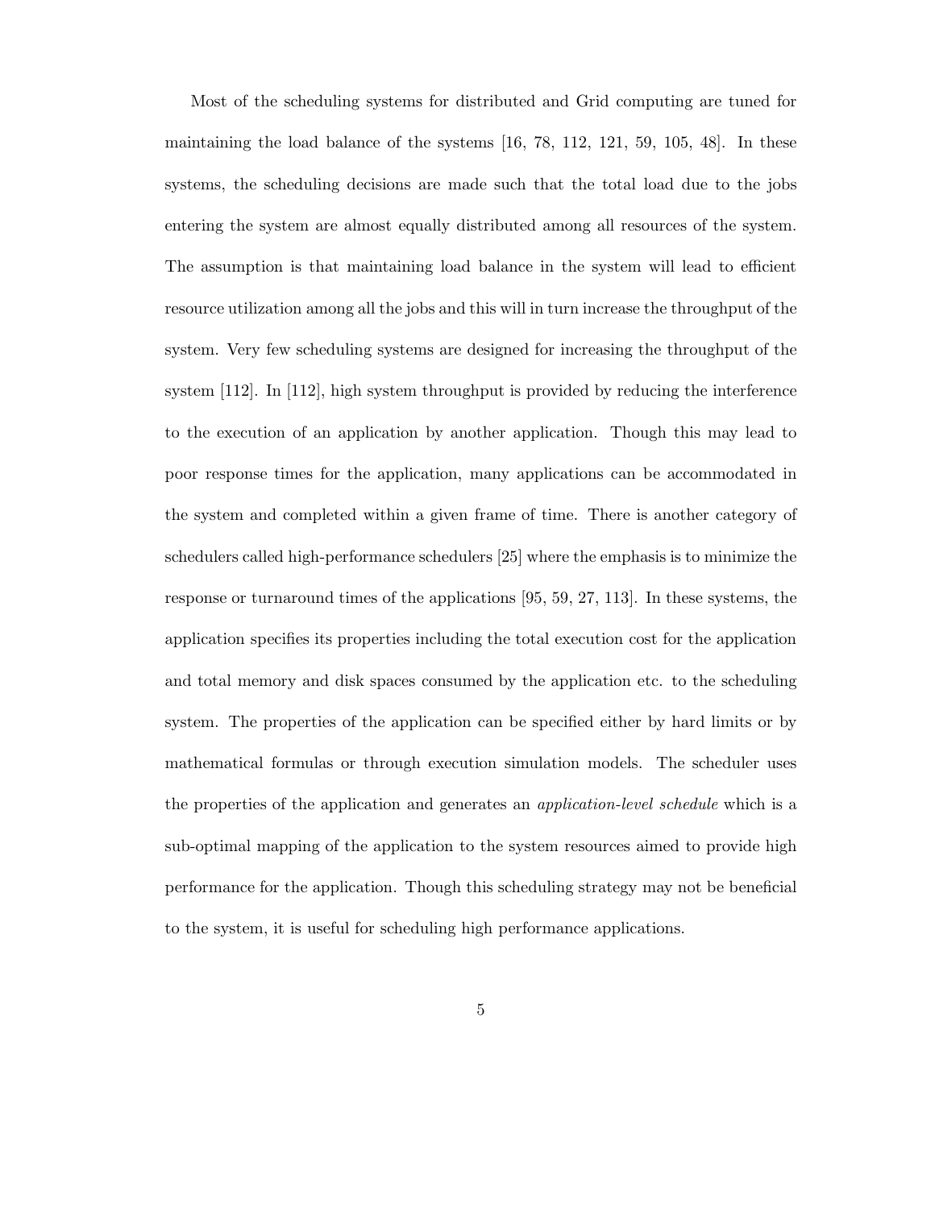Most of the scheduling systems for distributed and Grid computing are tuned for maintaining the load balance of the systems [16, 78, 112, 121, 59, 105, 48]. In these systems, the scheduling decisions are made such that the total load due to the jobs entering the system are almost equally distributed among all resources of the system. The assumption is that maintaining load balance in the system will lead to efficient resource utilization among all the jobs and this will in turn increase the throughput of the system. Very few scheduling systems are designed for increasing the throughput of the system [112]. In [112], high system throughput is provided by reducing the interference to the execution of an application by another application. Though this may lead to poor response times for the application, many applications can be accommodated in the system and completed within a given frame of time. There is another category of schedulers called high-performance schedulers [25] where the emphasis is to minimize the response or turnaround times of the applications [95, 59, 27, 113]. In these systems, the application specifies its properties including the total execution cost for the application and total memory and disk spaces consumed by the application etc. to the scheduling system. The properties of the application can be specified either by hard limits or by mathematical formulas or through execution simulation models. The scheduler uses the properties of the application and generates an *application-level schedule* which is a sub-optimal mapping of the application to the system resources aimed to provide high performance for the application. Though this scheduling strategy may not be beneficial to the system, it is useful for scheduling high performance applications.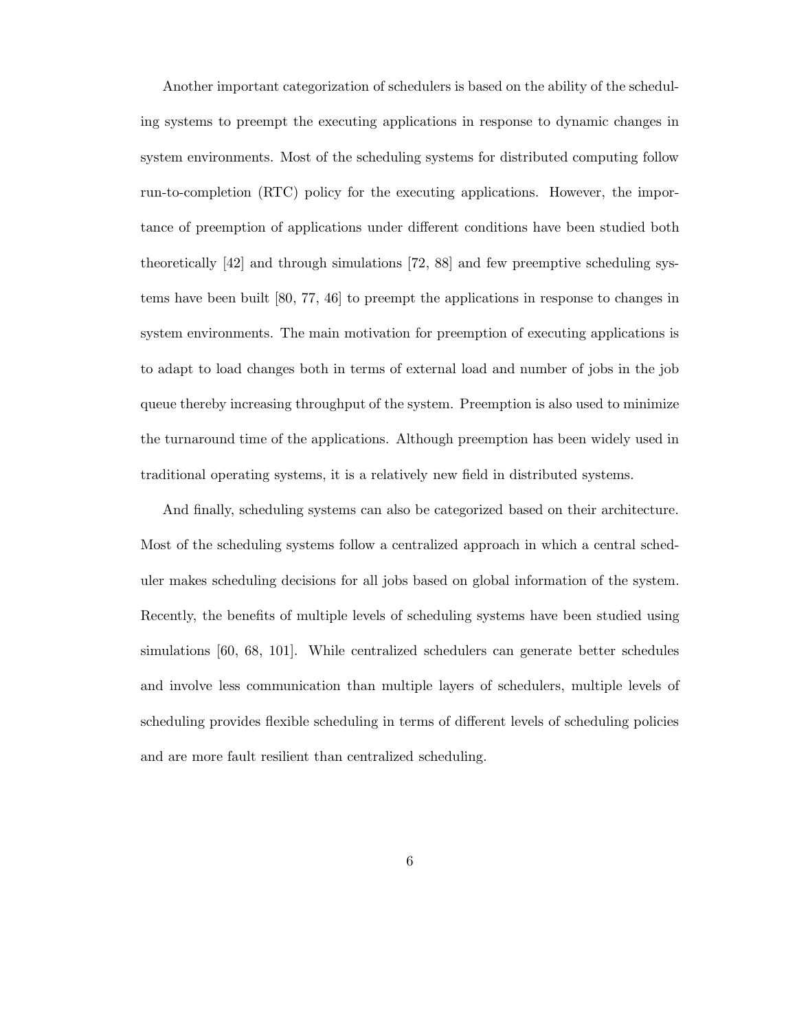Another important categorization of schedulers is based on the ability of the scheduling systems to preempt the executing applications in response to dynamic changes in system environments. Most of the scheduling systems for distributed computing follow run-to-completion (RTC) policy for the executing applications. However, the importance of preemption of applications under different conditions have been studied both theoretically [42] and through simulations [72, 88] and few preemptive scheduling systems have been built [80, 77, 46] to preempt the applications in response to changes in system environments. The main motivation for preemption of executing applications is to adapt to load changes both in terms of external load and number of jobs in the job queue thereby increasing throughput of the system. Preemption is also used to minimize the turnaround time of the applications. Although preemption has been widely used in traditional operating systems, it is a relatively new field in distributed systems.

And finally, scheduling systems can also be categorized based on their architecture. Most of the scheduling systems follow a centralized approach in which a central scheduler makes scheduling decisions for all jobs based on global information of the system. Recently, the benefits of multiple levels of scheduling systems have been studied using simulations [60, 68, 101]. While centralized schedulers can generate better schedules and involve less communication than multiple layers of schedulers, multiple levels of scheduling provides flexible scheduling in terms of different levels of scheduling policies and are more fault resilient than centralized scheduling.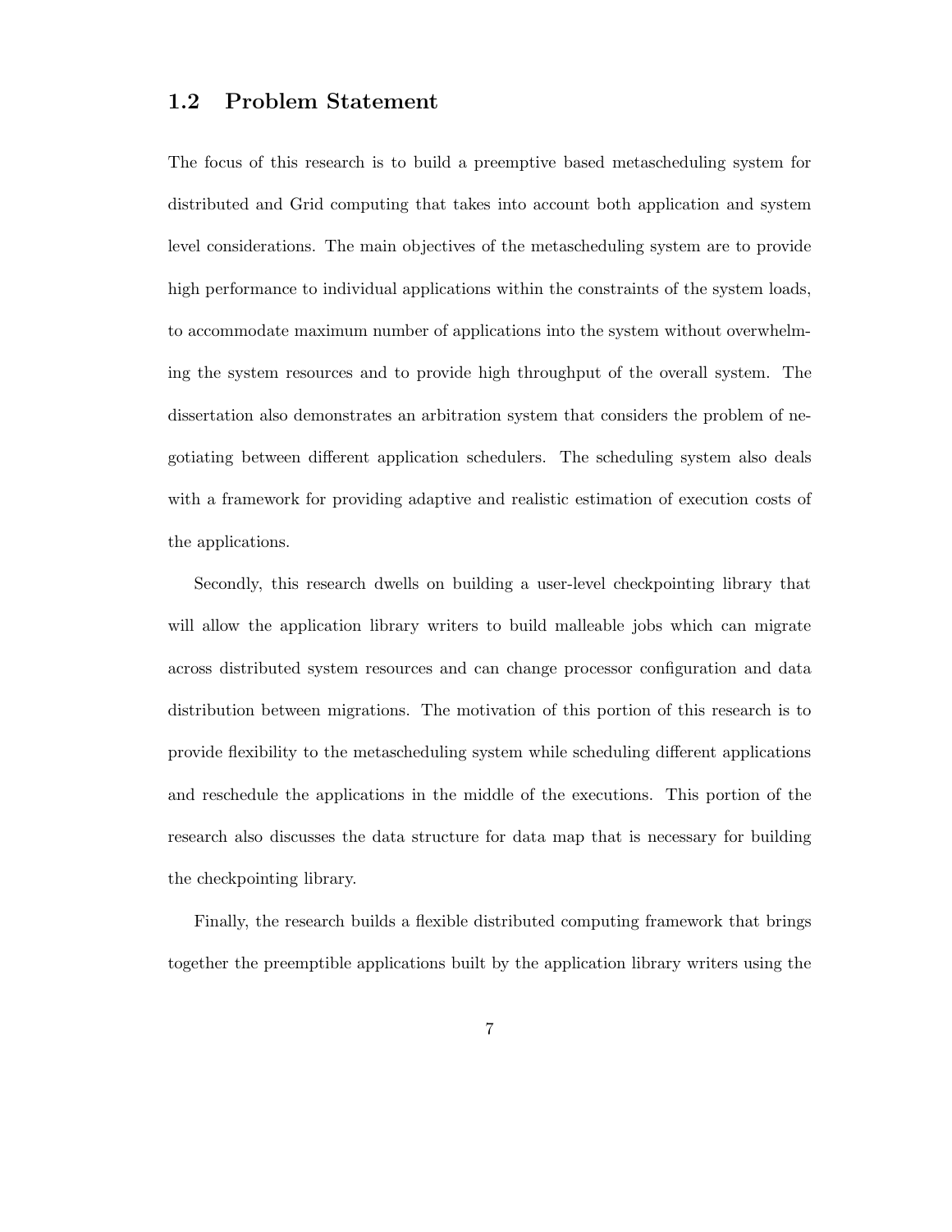## 1.2 Problem Statement

The focus of this research is to build a preemptive based metascheduling system for distributed and Grid computing that takes into account both application and system level considerations. The main objectives of the metascheduling system are to provide high performance to individual applications within the constraints of the system loads, to accommodate maximum number of applications into the system without overwhelming the system resources and to provide high throughput of the overall system. The dissertation also demonstrates an arbitration system that considers the problem of negotiating between different application schedulers. The scheduling system also deals with a framework for providing adaptive and realistic estimation of execution costs of the applications.

Secondly, this research dwells on building a user-level checkpointing library that will allow the application library writers to build malleable jobs which can migrate across distributed system resources and can change processor configuration and data distribution between migrations. The motivation of this portion of this research is to provide flexibility to the metascheduling system while scheduling different applications and reschedule the applications in the middle of the executions. This portion of the research also discusses the data structure for data map that is necessary for building the checkpointing library.

Finally, the research builds a flexible distributed computing framework that brings together the preemptible applications built by the application library writers using the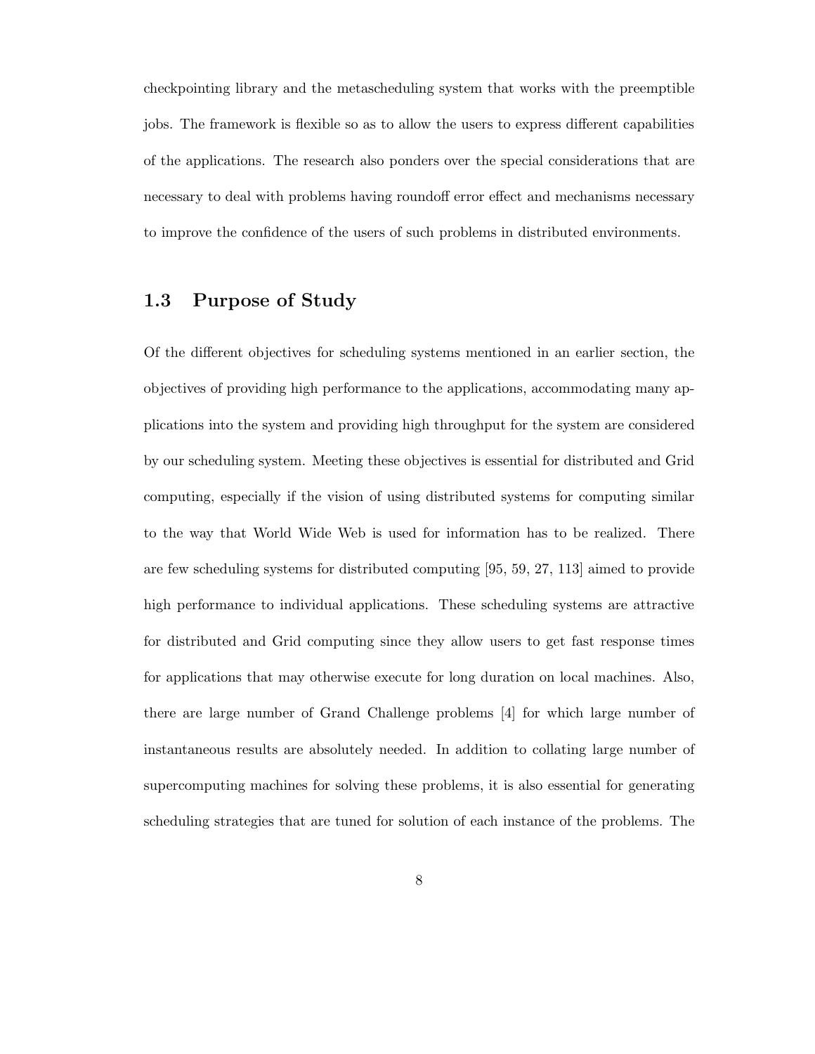checkpointing library and the metascheduling system that works with the preemptible jobs. The framework is flexible so as to allow the users to express different capabilities of the applications. The research also ponders over the special considerations that are necessary to deal with problems having roundoff error effect and mechanisms necessary to improve the confidence of the users of such problems in distributed environments.

## 1.3 Purpose of Study

Of the different objectives for scheduling systems mentioned in an earlier section, the objectives of providing high performance to the applications, accommodating many applications into the system and providing high throughput for the system are considered by our scheduling system. Meeting these objectives is essential for distributed and Grid computing, especially if the vision of using distributed systems for computing similar to the way that World Wide Web is used for information has to be realized. There are few scheduling systems for distributed computing [95, 59, 27, 113] aimed to provide high performance to individual applications. These scheduling systems are attractive for distributed and Grid computing since they allow users to get fast response times for applications that may otherwise execute for long duration on local machines. Also, there are large number of Grand Challenge problems [4] for which large number of instantaneous results are absolutely needed. In addition to collating large number of supercomputing machines for solving these problems, it is also essential for generating scheduling strategies that are tuned for solution of each instance of the problems. The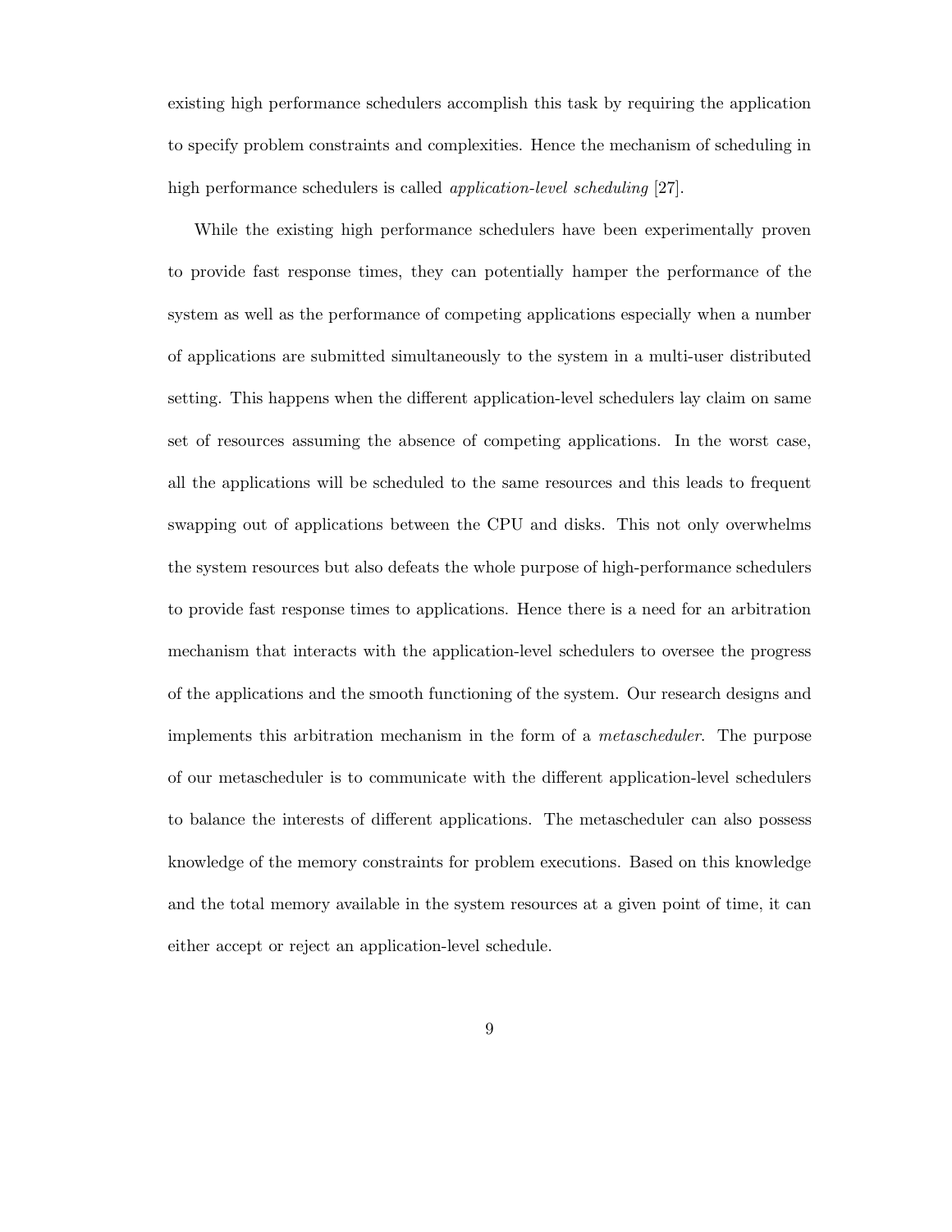existing high performance schedulers accomplish this task by requiring the application to specify problem constraints and complexities. Hence the mechanism of scheduling in high performance schedulers is called *application-level scheduling* [27].

While the existing high performance schedulers have been experimentally proven to provide fast response times, they can potentially hamper the performance of the system as well as the performance of competing applications especially when a number of applications are submitted simultaneously to the system in a multi-user distributed setting. This happens when the different application-level schedulers lay claim on same set of resources assuming the absence of competing applications. In the worst case, all the applications will be scheduled to the same resources and this leads to frequent swapping out of applications between the CPU and disks. This not only overwhelms the system resources but also defeats the whole purpose of high-performance schedulers to provide fast response times to applications. Hence there is a need for an arbitration mechanism that interacts with the application-level schedulers to oversee the progress of the applications and the smooth functioning of the system. Our research designs and implements this arbitration mechanism in the form of a *metascheduler*. The purpose of our metascheduler is to communicate with the different application-level schedulers to balance the interests of different applications. The metascheduler can also possess knowledge of the memory constraints for problem executions. Based on this knowledge and the total memory available in the system resources at a given point of time, it can either accept or reject an application-level schedule.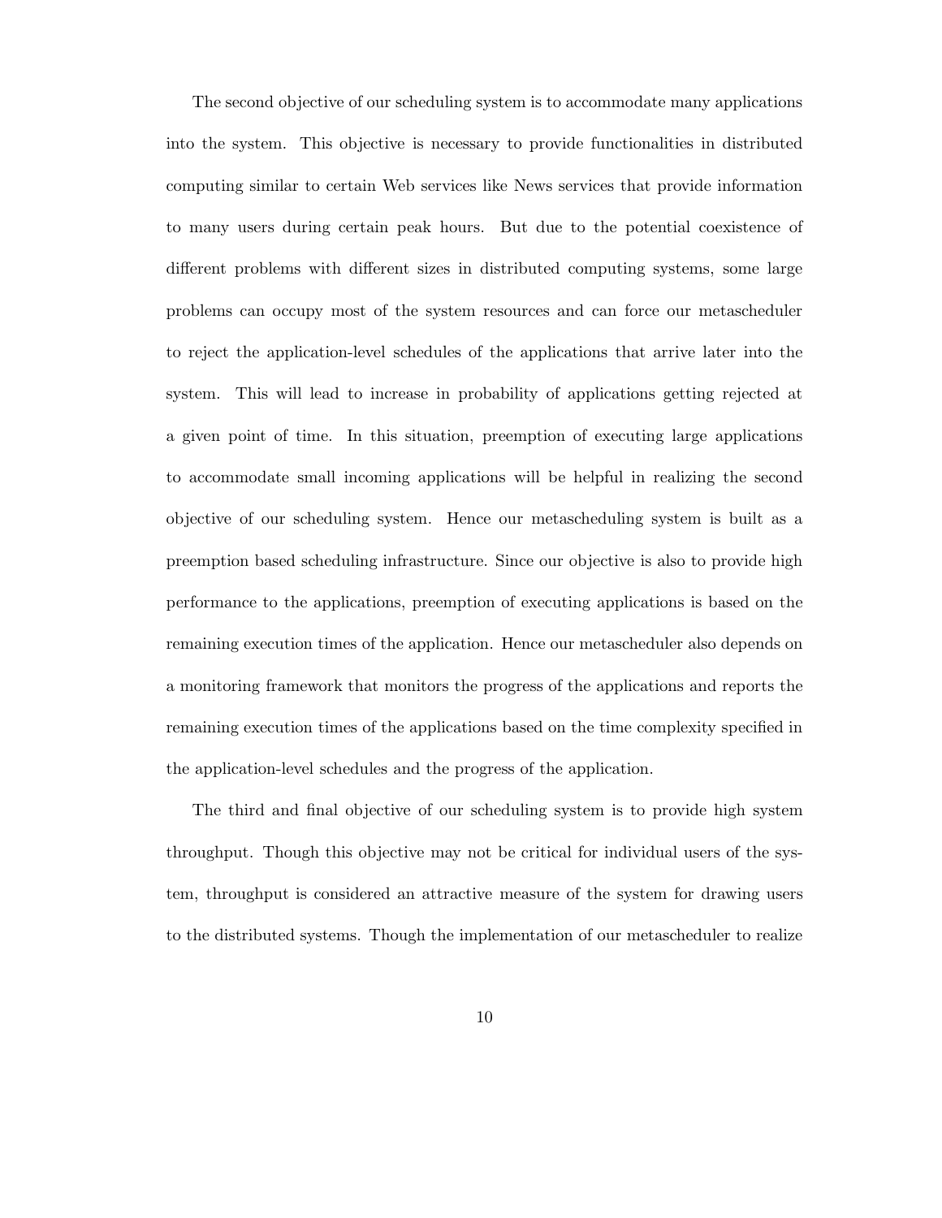The second objective of our scheduling system is to accommodate many applications into the system. This objective is necessary to provide functionalities in distributed computing similar to certain Web services like News services that provide information to many users during certain peak hours. But due to the potential coexistence of different problems with different sizes in distributed computing systems, some large problems can occupy most of the system resources and can force our metascheduler to reject the application-level schedules of the applications that arrive later into the system. This will lead to increase in probability of applications getting rejected at a given point of time. In this situation, preemption of executing large applications to accommodate small incoming applications will be helpful in realizing the second objective of our scheduling system. Hence our metascheduling system is built as a preemption based scheduling infrastructure. Since our objective is also to provide high performance to the applications, preemption of executing applications is based on the remaining execution times of the application. Hence our metascheduler also depends on a monitoring framework that monitors the progress of the applications and reports the remaining execution times of the applications based on the time complexity specified in the application-level schedules and the progress of the application.

The third and final objective of our scheduling system is to provide high system throughput. Though this objective may not be critical for individual users of the system, throughput is considered an attractive measure of the system for drawing users to the distributed systems. Though the implementation of our metascheduler to realize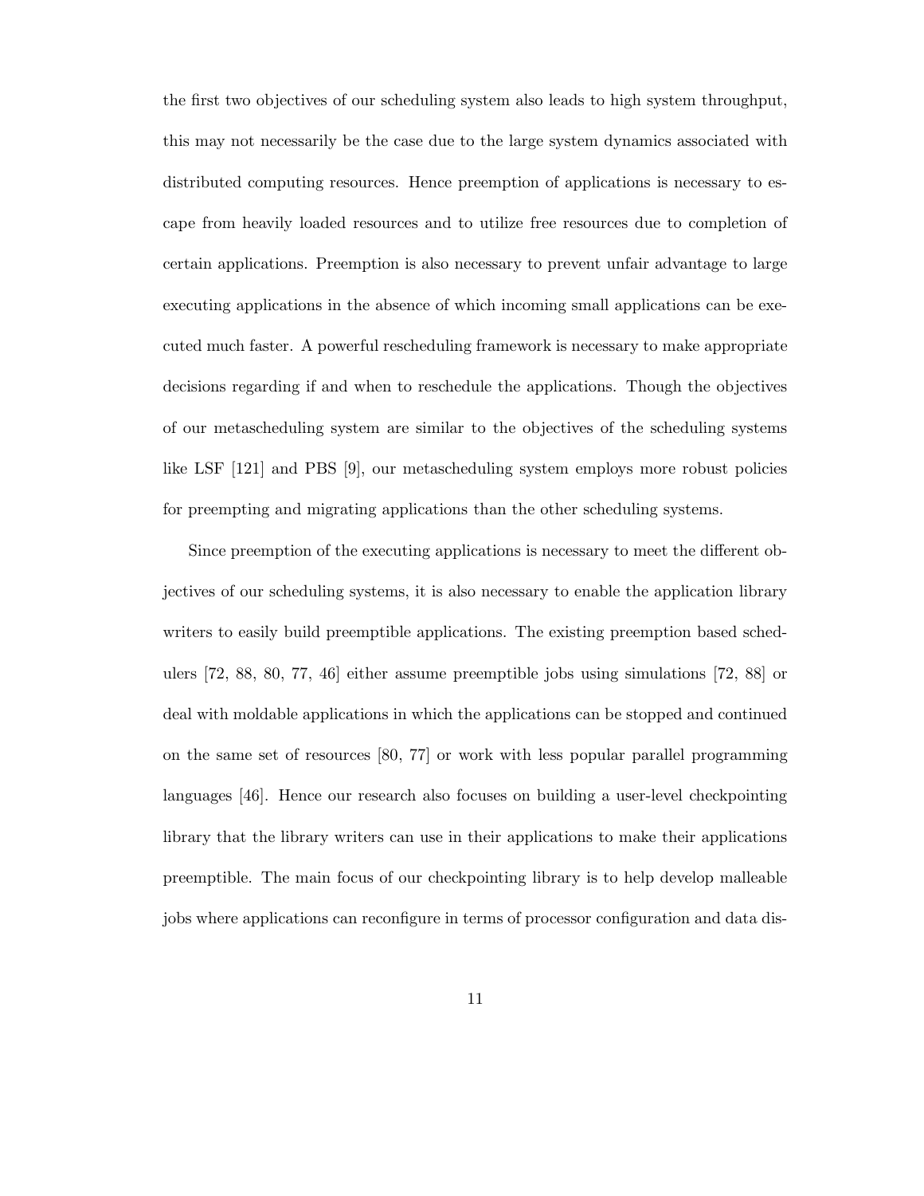the first two objectives of our scheduling system also leads to high system throughput, this may not necessarily be the case due to the large system dynamics associated with distributed computing resources. Hence preemption of applications is necessary to escape from heavily loaded resources and to utilize free resources due to completion of certain applications. Preemption is also necessary to prevent unfair advantage to large executing applications in the absence of which incoming small applications can be executed much faster. A powerful rescheduling framework is necessary to make appropriate decisions regarding if and when to reschedule the applications. Though the objectives of our metascheduling system are similar to the objectives of the scheduling systems like LSF [121] and PBS [9], our metascheduling system employs more robust policies for preempting and migrating applications than the other scheduling systems.

Since preemption of the executing applications is necessary to meet the different objectives of our scheduling systems, it is also necessary to enable the application library writers to easily build preemptible applications. The existing preemption based schedulers [72, 88, 80, 77, 46] either assume preemptible jobs using simulations [72, 88] or deal with moldable applications in which the applications can be stopped and continued on the same set of resources [80, 77] or work with less popular parallel programming languages [46]. Hence our research also focuses on building a user-level checkpointing library that the library writers can use in their applications to make their applications preemptible. The main focus of our checkpointing library is to help develop malleable jobs where applications can reconfigure in terms of processor configuration and data dis-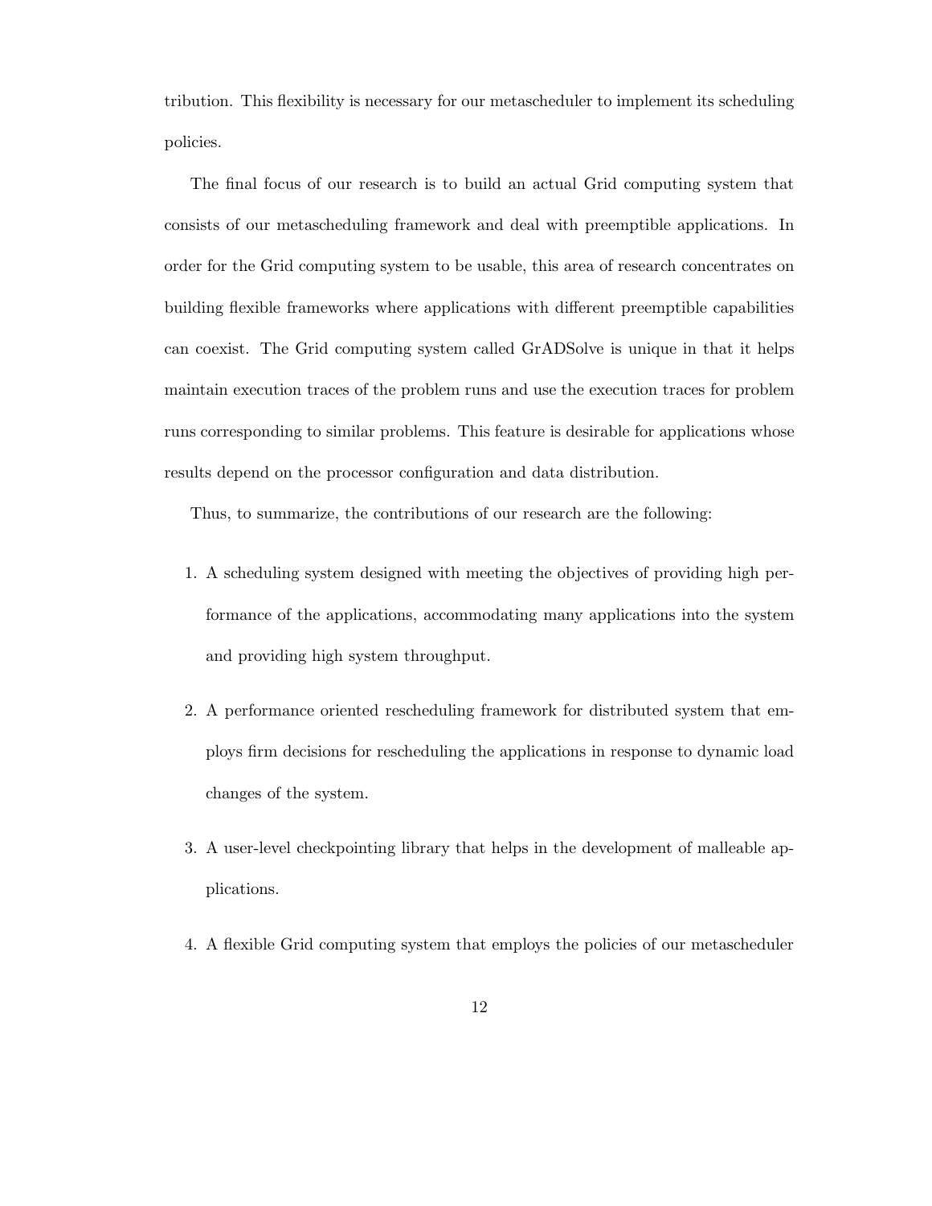tribution. This flexibility is necessary for our metascheduler to implement its scheduling policies.

The final focus of our research is to build an actual Grid computing system that consists of our metascheduling framework and deal with preemptible applications. In order for the Grid computing system to be usable, this area of research concentrates on building flexible frameworks where applications with different preemptible capabilities can coexist. The Grid computing system called GrADSolve is unique in that it helps maintain execution traces of the problem runs and use the execution traces for problem runs corresponding to similar problems. This feature is desirable for applications whose results depend on the processor configuration and data distribution.

Thus, to summarize, the contributions of our research are the following:

1. A scheduling system designed with meeting the objectives of providing high performance of the applications, accommodating many applications into the system and providing high system throughput.

2. A performance oriented rescheduling framework for distributed system that employs firm decisions for rescheduling the applications in response to dynamic load changes of the system.

3. A user-level checkpointing library that helps in the development of malleable applications.

4. A flexible Grid computing system that employs the policies of our metascheduler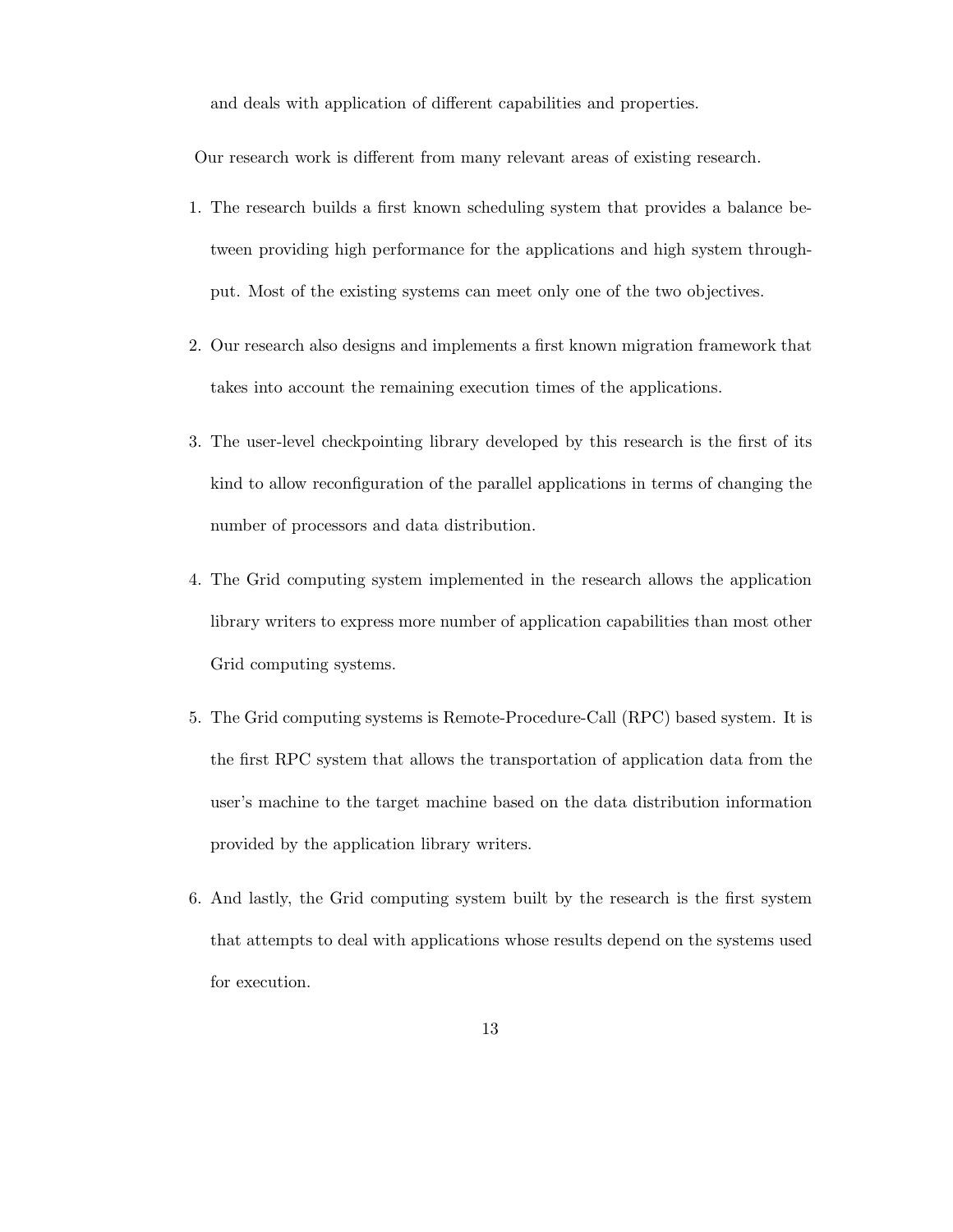and deals with application of different capabilities and properties.

Our research work is different from many relevant areas of existing research.

1. The research builds a first known scheduling system that provides a balance between providing high performance for the applications and high system throughput. Most of the existing systems can meet only one of the two objectives.

2. Our research also designs and implements a first known migration framework that takes into account the remaining execution times of the applications.

3. The user-level checkpointing library developed by this research is the first of its kind to allow reconfiguration of the parallel applications in terms of changing the number of processors and data distribution.

4. The Grid computing system implemented in the research allows the application library writers to express more number of application capabilities than most other Grid computing systems.

5. The Grid computing systems is Remote-Procedure-Call (RPC) based system. It is the first RPC system that allows the transportation of application data from the user's machine to the target machine based on the data distribution information provided by the application library writers.

6. And lastly, the Grid computing system built by the research is the first system that attempts to deal with applications whose results depend on the systems used for execution.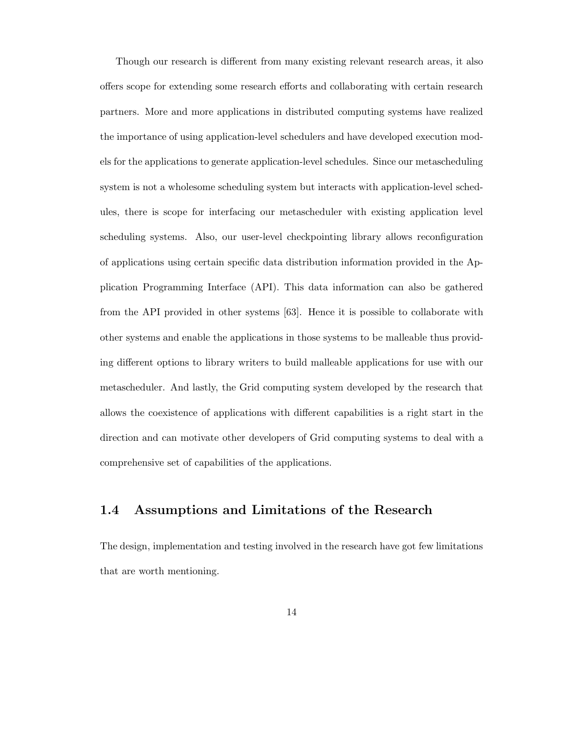Though our research is different from many existing relevant research areas, it also offers scope for extending some research efforts and collaborating with certain research partners. More and more applications in distributed computing systems have realized the importance of using application-level schedulers and have developed execution models for the applications to generate application-level schedules. Since our metascheduling system is not a wholesome scheduling system but interacts with application-level schedules, there is scope for interfacing our metascheduler with existing application level scheduling systems. Also, our user-level checkpointing library allows reconfiguration of applications using certain specific data distribution information provided in the Application Programming Interface (API). This data information can also be gathered from the API provided in other systems [63]. Hence it is possible to collaborate with other systems and enable the applications in those systems to be malleable thus providing different options to library writers to build malleable applications for use with our metascheduler. And lastly, the Grid computing system developed by the research that allows the coexistence of applications with different capabilities is a right start in the direction and can motivate other developers of Grid computing systems to deal with a comprehensive set of capabilities of the applications.

## 1.4 Assumptions and Limitations of the Research

The design, implementation and testing involved in the research have got few limitations that are worth mentioning.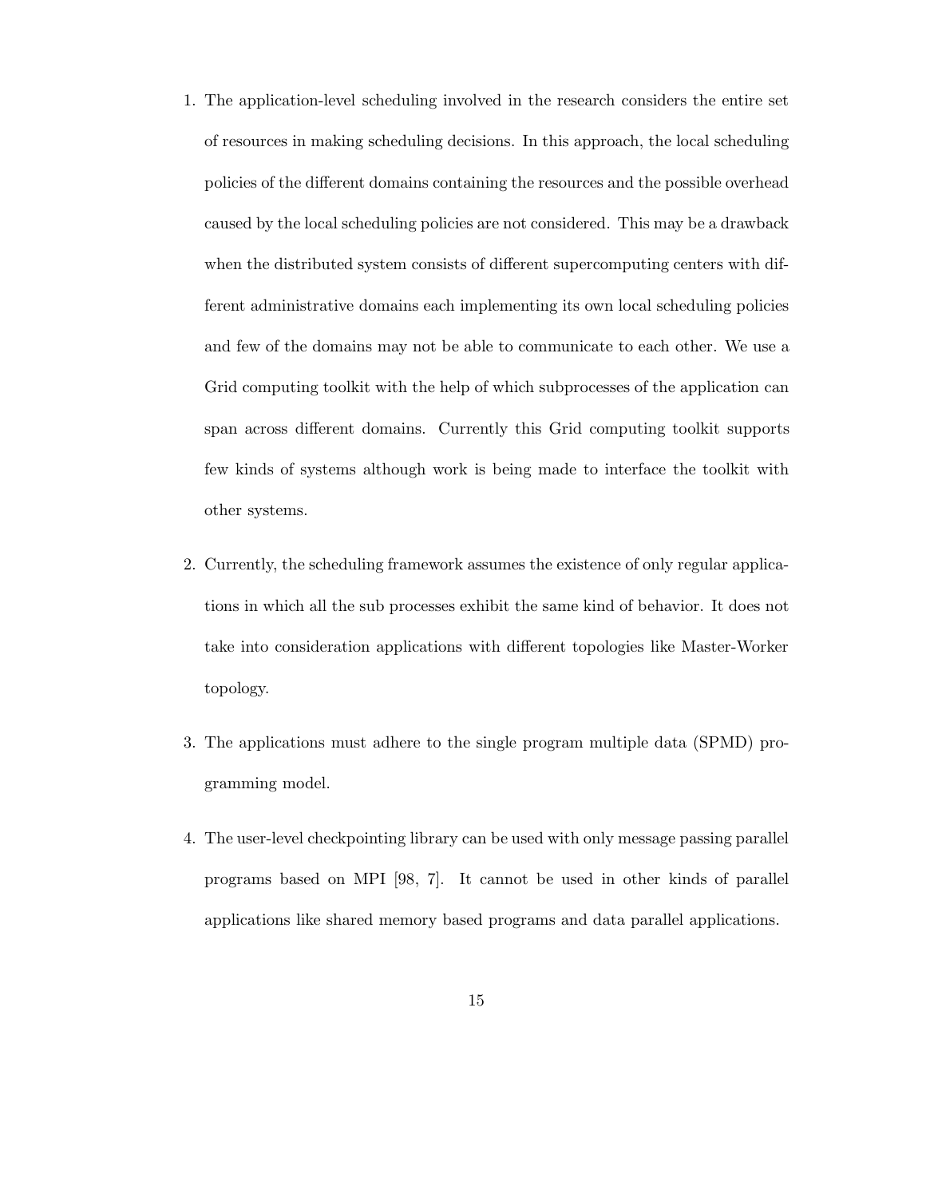1. The application-level scheduling involved in the research considers the entire set of resources in making scheduling decisions. In this approach, the local scheduling policies of the different domains containing the resources and the possible overhead caused by the local scheduling policies are not considered. This may be a drawback when the distributed system consists of different supercomputing centers with different administrative domains each implementing its own local scheduling policies and few of the domains may not be able to communicate to each other. We use a Grid computing toolkit with the help of which subprocesses of the application can span across different domains. Currently this Grid computing toolkit supports few kinds of systems although work is being made to interface the toolkit with other systems.

2. Currently, the scheduling framework assumes the existence of only regular applications in which all the sub processes exhibit the same kind of behavior. It does not take into consideration applications with different topologies like Master-Worker topology.

3. The applications must adhere to the single program multiple data (SPMD) programming model.

4. The user-level checkpointing library can be used with only message passing parallel programs based on MPI [98, 7]. It cannot be used in other kinds of parallel applications like shared memory based programs and data parallel applications.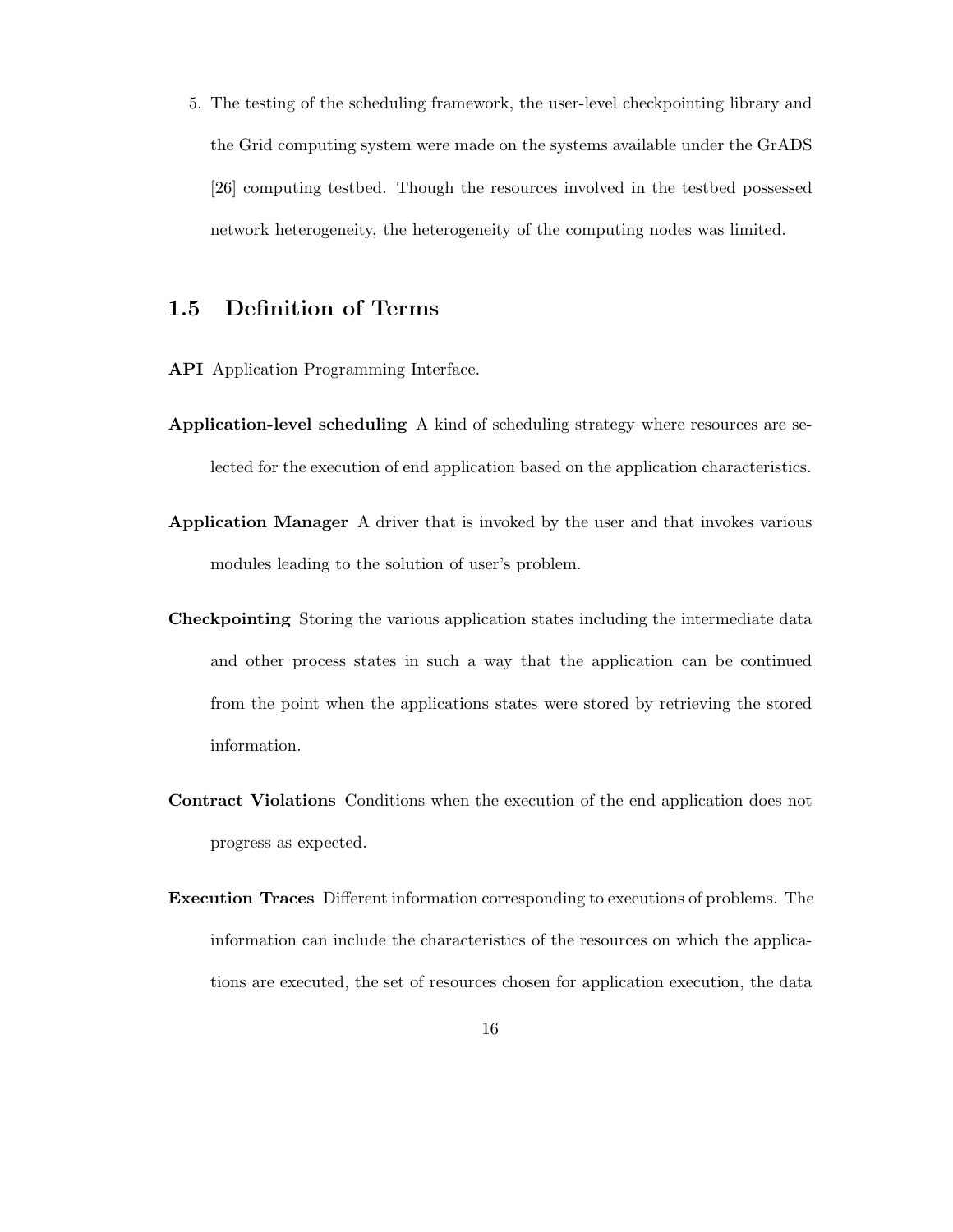5. The testing of the scheduling framework, the user-level checkpointing library and the Grid computing system were made on the systems available under the GrADS [26] computing testbed. Though the resources involved in the testbed possessed network heterogeneity, the heterogeneity of the computing nodes was limited.

## 1.5 Definition of Terms

**API** Application Programming Interface.

**Application-level scheduling** A kind of scheduling strategy where resources are selected for the execution of end application based on the application characteristics.

**Application Manager** A driver that is invoked by the user and that invokes various modules leading to the solution of user's problem.

**Checkpointing** Storing the various application states including the intermediate data and other process states in such a way that the application can be continued from the point when the applications states were stored by retrieving the stored information.

**Contract Violations** Conditions when the execution of the end application does not progress as expected.

**Execution Traces** Different information corresponding to executions of problems. The information can include the characteristics of the resources on which the applications are executed, the set of resources chosen for application execution, the data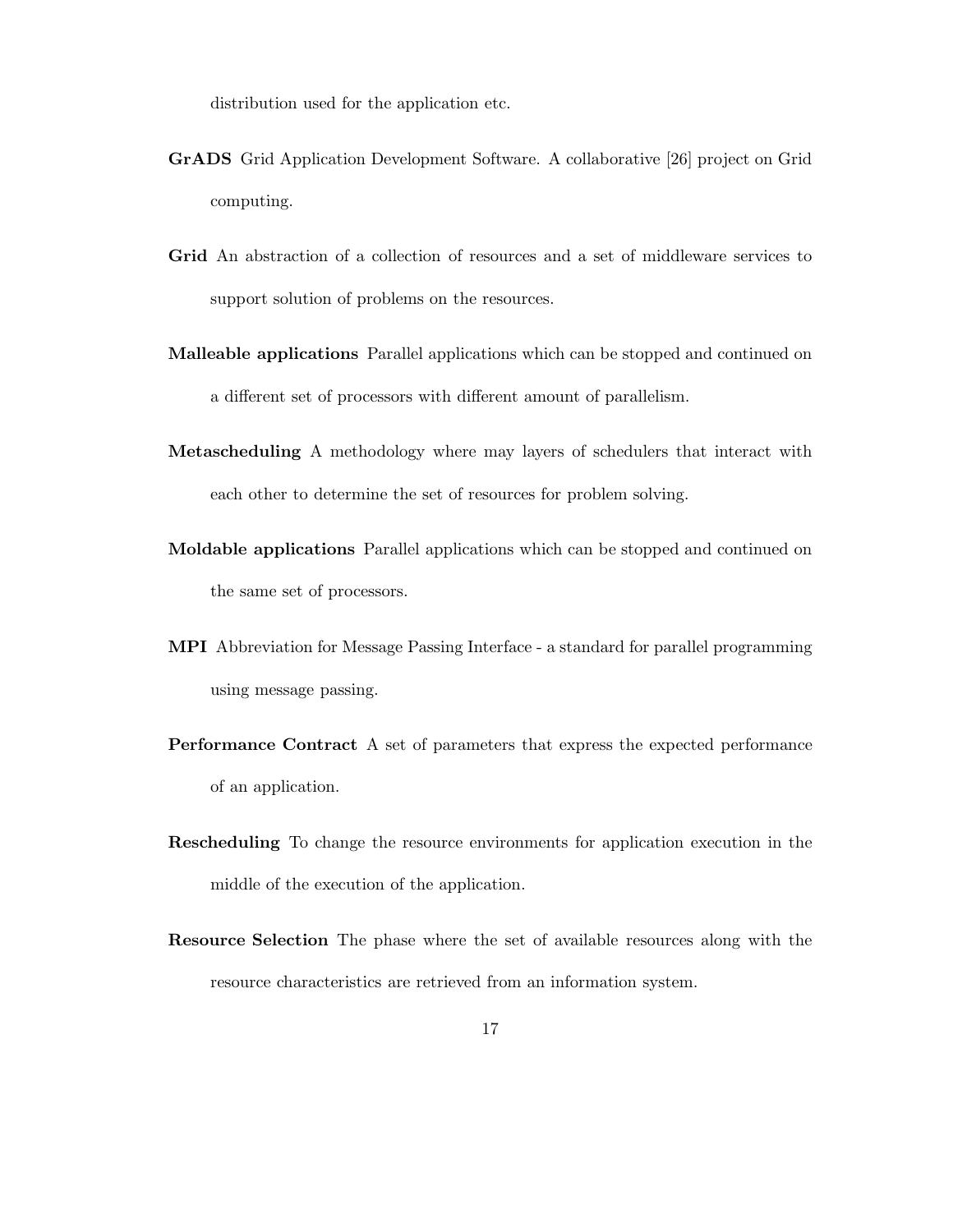distribution used for the application etc.

**GrADS** Grid Application Development Software. A collaborative [26] project on Grid computing.

**Grid** An abstraction of a collection of resources and a set of middleware services to support solution of problems on the resources.

**Malleable applications** Parallel applications which can be stopped and continued on a different set of processors with different amount of parallelism.

**Metascheduling** A methodology where may layers of schedulers that interact with each other to determine the set of resources for problem solving.

**Moldable applications** Parallel applications which can be stopped and continued on the same set of processors.

**MPI** Abbreviation for Message Passing Interface - a standard for parallel programming using message passing.

**Performance Contract** A set of parameters that express the expected performance of an application.

**Rescheduling** To change the resource environments for application execution in the middle of the execution of the application.

**Resource Selection** The phase where the set of available resources along with the resource characteristics are retrieved from an information system.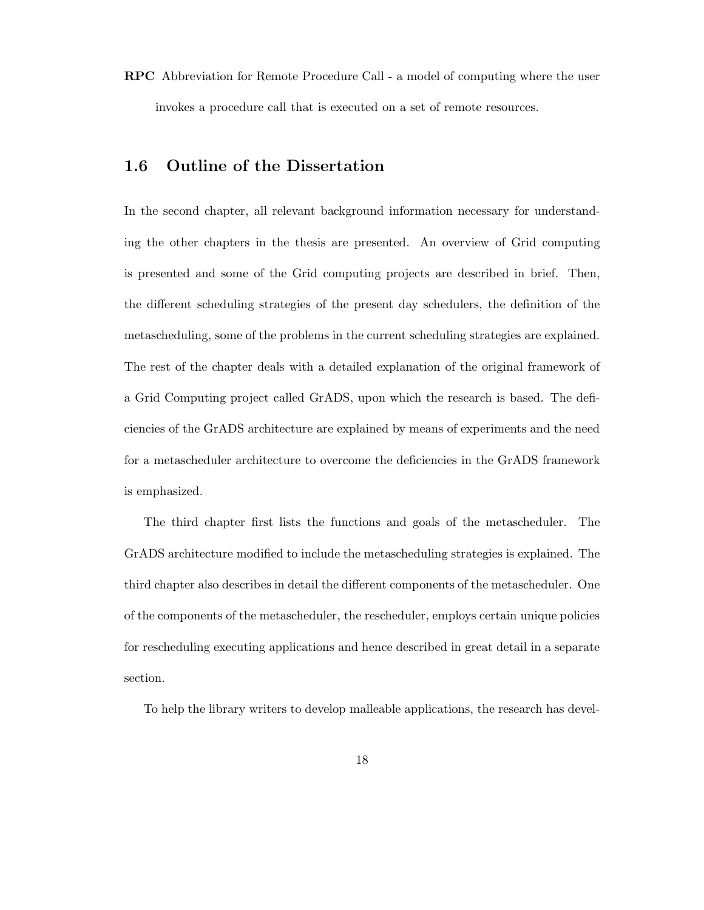**RPC** Abbreviation for Remote Procedure Call - a model of computing where the user invokes a procedure call that is executed on a set of remote resources.

## 1.6 Outline of the Dissertation

In the second chapter, all relevant background information necessary for understanding the other chapters in the thesis are presented. An overview of Grid computing is presented and some of the Grid computing projects are described in brief. Then, the different scheduling strategies of the present day schedulers, the definition of the metascheduling, some of the problems in the current scheduling strategies are explained. The rest of the chapter deals with a detailed explanation of the original framework of a Grid Computing project called GrADS, upon which the research is based. The deficiencies of the GrADS architecture are explained by means of experiments and the need for a metascheduler architecture to overcome the deficiencies in the GrADS framework is emphasized.

The third chapter first lists the functions and goals of the metascheduler. The GrADS architecture modified to include the metascheduling strategies is explained. The third chapter also describes in detail the different components of the metascheduler. One of the components of the metascheduler, the rescheduler, employs certain unique policies for rescheduling executing applications and hence described in great detail in a separate section.

To help the library writers to develop malleable applications, the research has devel-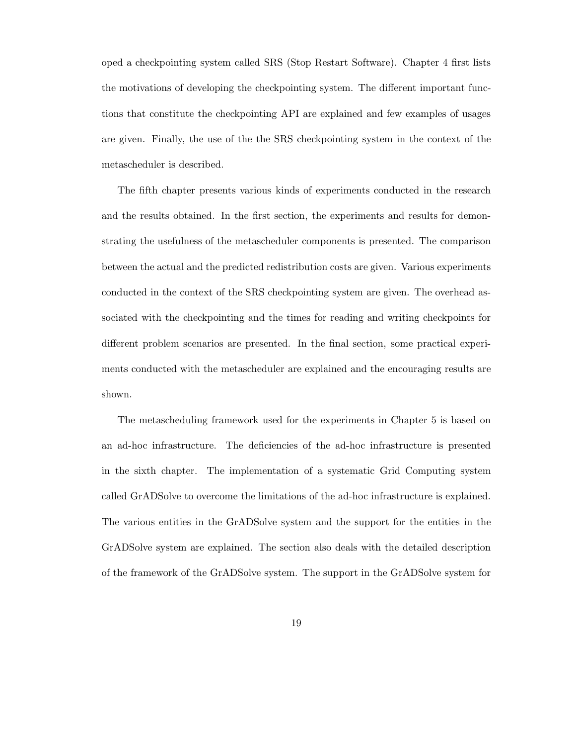oped a checkpointing system called SRS (Stop Restart Software). Chapter 4 first lists the motivations of developing the checkpointing system. The different important functions that constitute the checkpointing API are explained and few examples of usages are given. Finally, the use of the the SRS checkpointing system in the context of the metascheduler is described.

The fifth chapter presents various kinds of experiments conducted in the research and the results obtained. In the first section, the experiments and results for demonstrating the usefulness of the metascheduler components is presented. The comparison between the actual and the predicted redistribution costs are given. Various experiments conducted in the context of the SRS checkpointing system are given. The overhead associated with the checkpointing and the times for reading and writing checkpoints for different problem scenarios are presented. In the final section, some practical experiments conducted with the metascheduler are explained and the encouraging results are shown.

The metascheduling framework used for the experiments in Chapter 5 is based on an ad-hoc infrastructure. The deficiencies of the ad-hoc infrastructure is presented in the sixth chapter. The implementation of a systematic Grid Computing system called GrADSolve to overcome the limitations of the ad-hoc infrastructure is explained. The various entities in the GrADSolve system and the support for the entities in the GrADSolve system are explained. The section also deals with the detailed description of the framework of the GrADSolve system. The support in the GrADSolve system for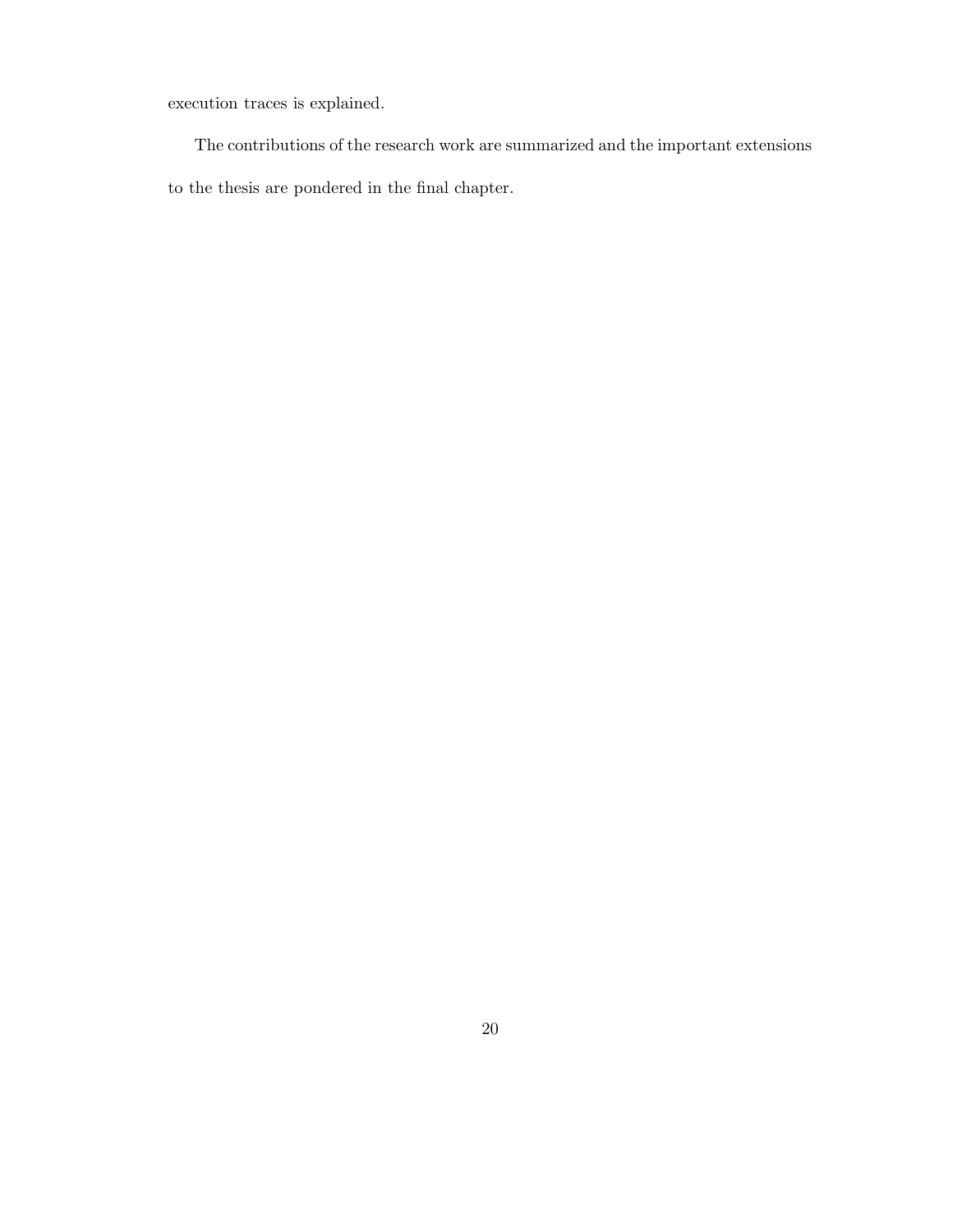execution traces is explained.

The contributions of the research work are summarized and the important extensions to the thesis are pondered in the final chapter.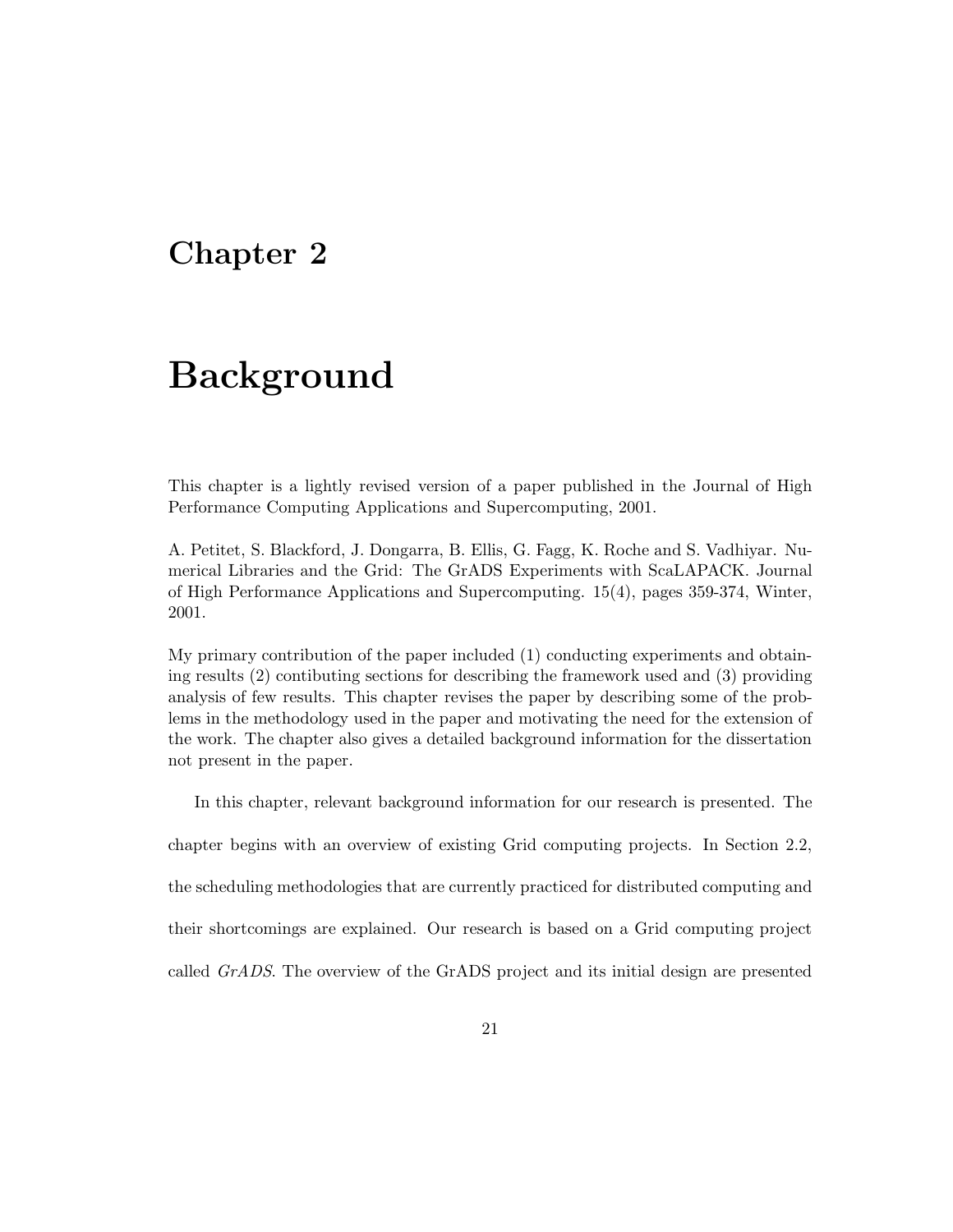# Chapter 2

# Background

This chapter is a lightly revised version of a paper published in the Journal of High Performance Computing Applications and Supercomputing, 2001.

A. Petitet, S. Blackford, J. Dongarra, B. Ellis, G. Fagg, K. Roche and S. Vadhiyar. Numerical Libraries and the Grid: The GrADS Experiments with ScaLAPACK. Journal of High Performance Applications and Supercomputing. 15(4), pages 359-374, Winter, 2001.

My primary contribution of the paper included (1) conducting experiments and obtaining results (2) contibuting sections for describing the framework used and (3) providing analysis of few results. This chapter revises the paper by describing some of the problems in the methodology used in the paper and motivating the need for the extension of the work. The chapter also gives a detailed background information for the dissertation not present in the paper.

In this chapter, relevant background information for our research is presented. The chapter begins with an overview of existing Grid computing projects. In Section 2.2, the scheduling methodologies that are currently practiced for distributed computing and their shortcomings are explained. Our research is based on a Grid computing project called *GrADS*. The overview of the GrADS project and its initial design are presented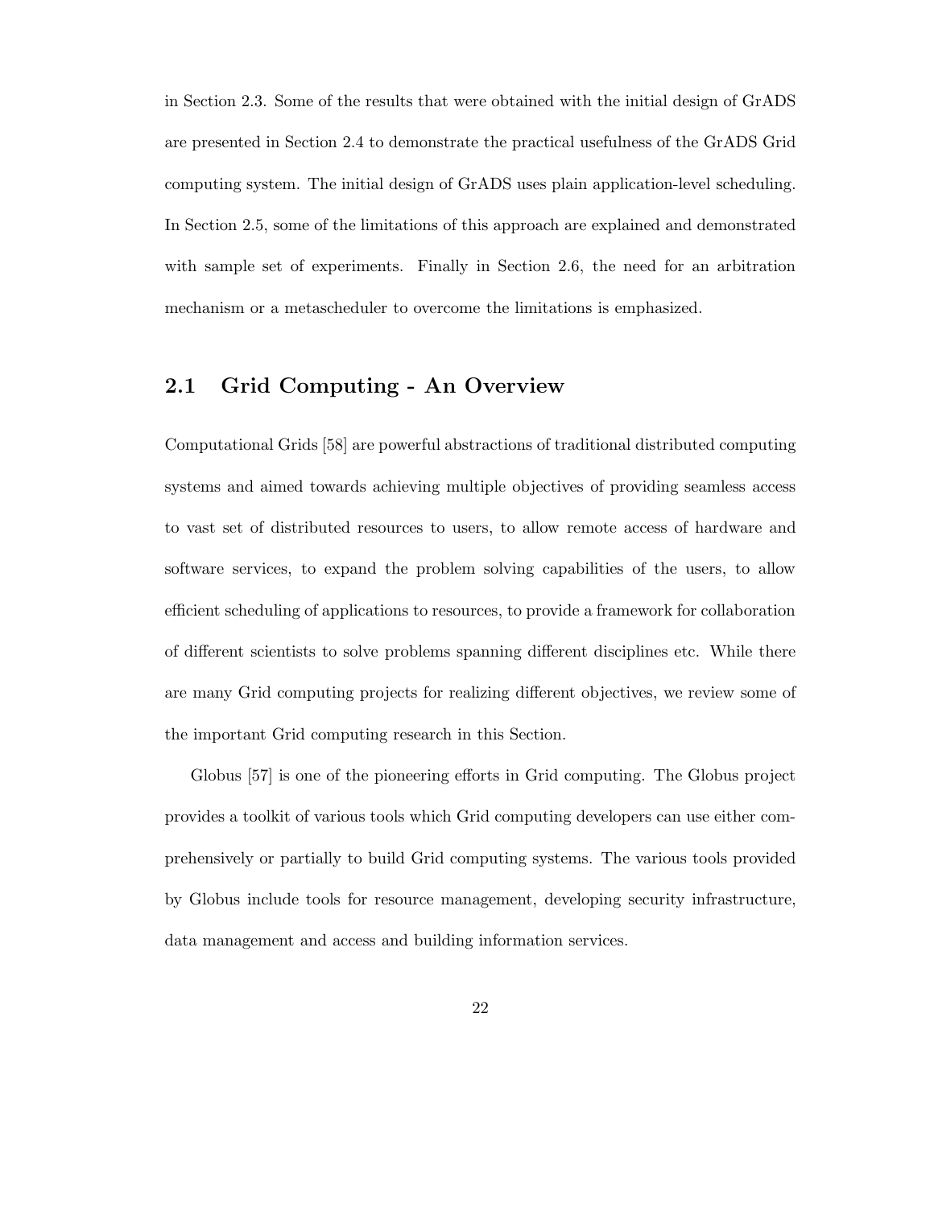in Section 2.3. Some of the results that were obtained with the initial design of GrADS are presented in Section 2.4 to demonstrate the practical usefulness of the GrADS Grid computing system. The initial design of GrADS uses plain application-level scheduling. In Section 2.5, some of the limitations of this approach are explained and demonstrated with sample set of experiments. Finally in Section 2.6, the need for an arbitration mechanism or a metascheduler to overcome the limitations is emphasized.

## 2.1 Grid Computing - An Overview

Computational Grids [58] are powerful abstractions of traditional distributed computing systems and aimed towards achieving multiple objectives of providing seamless access to vast set of distributed resources to users, to allow remote access of hardware and software services, to expand the problem solving capabilities of the users, to allow efficient scheduling of applications to resources, to provide a framework for collaboration of different scientists to solve problems spanning different disciplines etc. While there are many Grid computing projects for realizing different objectives, we review some of the important Grid computing research in this Section.

Globus [57] is one of the pioneering efforts in Grid computing. The Globus project provides a toolkit of various tools which Grid computing developers can use either comprehensively or partially to build Grid computing systems. The various tools provided by Globus include tools for resource management, developing security infrastructure, data management and access and building information services.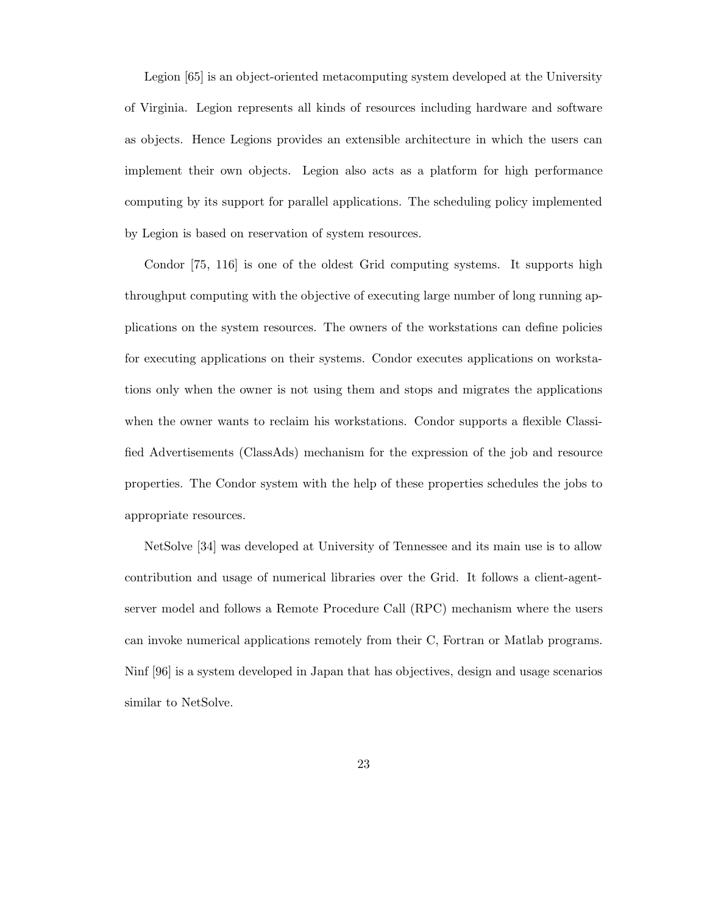Legion [65] is an object-oriented metacomputing system developed at the University of Virginia. Legion represents all kinds of resources including hardware and software as objects. Hence Legions provides an extensible architecture in which the users can implement their own objects. Legion also acts as a platform for high performance computing by its support for parallel applications. The scheduling policy implemented by Legion is based on reservation of system resources.

Condor [75, 116] is one of the oldest Grid computing systems. It supports high throughput computing with the objective of executing large number of long running applications on the system resources. The owners of the workstations can define policies for executing applications on their systems. Condor executes applications on workstations only when the owner is not using them and stops and migrates the applications when the owner wants to reclaim his workstations. Condor supports a flexible Classified Advertisements (ClassAds) mechanism for the expression of the job and resource properties. The Condor system with the help of these properties schedules the jobs to appropriate resources.

NetSolve [34] was developed at University of Tennessee and its main use is to allow contribution and usage of numerical libraries over the Grid. It follows a client-agent-server model and follows a Remote Procedure Call (RPC) mechanism where the users can invoke numerical applications remotely from their C, Fortran or Matlab programs. Ninf [96] is a system developed in Japan that has objectives, design and usage scenarios similar to NetSolve.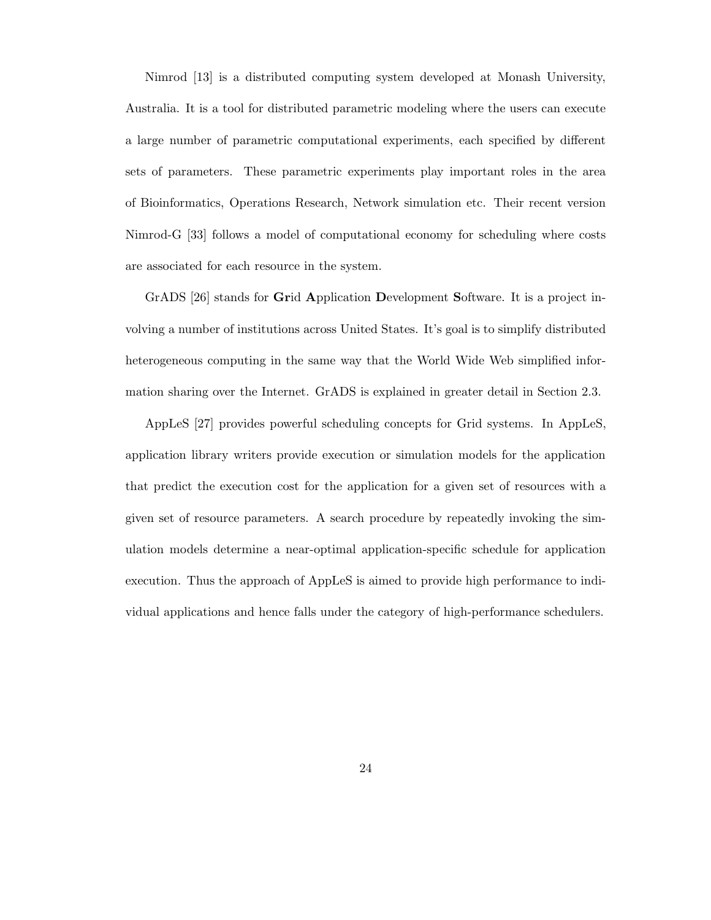Nimrod [13] is a distributed computing system developed at Monash University, Australia. It is a tool for distributed parametric modeling where the users can execute a large number of parametric computational experiments, each specified by different sets of parameters. These parametric experiments play important roles in the area of Bioinformatics, Operations Research, Network simulation etc. Their recent version Nimrod-G [33] follows a model of computational economy for scheduling where costs are associated for each resource in the system.

GrADS [26] stands for **Gr**id **A**pplication **D**evelopment **S**oftware. It is a project involving a number of institutions across United States. It's goal is to simplify distributed heterogeneous computing in the same way that the World Wide Web simplified information sharing over the Internet. GrADS is explained in greater detail in Section 2.3.

AppLeS [27] provides powerful scheduling concepts for Grid systems. In AppLeS, application library writers provide execution or simulation models for the application that predict the execution cost for the application for a given set of resources with a given set of resource parameters. A search procedure by repeatedly invoking the simulation models determine a near-optimal application-specific schedule for application execution. Thus the approach of AppLeS is aimed to provide high performance to individual applications and hence falls under the category of high-performance schedulers.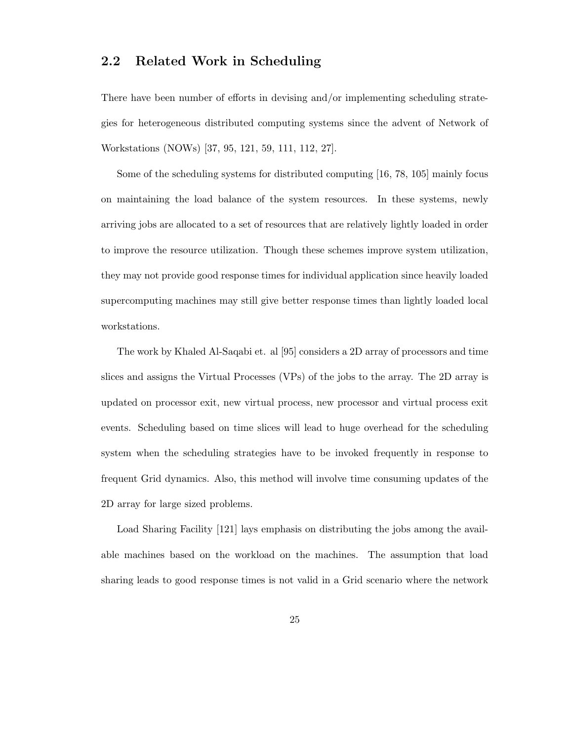## 2.2 Related Work in Scheduling

There have been number of efforts in devising and/or implementing scheduling strategies for heterogeneous distributed computing systems since the advent of Network of Workstations (NOWs) [37, 95, 121, 59, 111, 112, 27].

Some of the scheduling systems for distributed computing [16, 78, 105] mainly focus on maintaining the load balance of the system resources. In these systems, newly arriving jobs are allocated to a set of resources that are relatively lightly loaded in order to improve the resource utilization. Though these schemes improve system utilization, they may not provide good response times for individual application since heavily loaded supercomputing machines may still give better response times than lightly loaded local workstations.

The work by Khaled Al-Saqabi et. al [95] considers a 2D array of processors and time slices and assigns the Virtual Processes (VPs) of the jobs to the array. The 2D array is updated on processor exit, new virtual process, new processor and virtual process exit events. Scheduling based on time slices will lead to huge overhead for the scheduling system when the scheduling strategies have to be invoked frequently in response to frequent Grid dynamics. Also, this method will involve time consuming updates of the 2D array for large sized problems.

Load Sharing Facility [121] lays emphasis on distributing the jobs among the available machines based on the workload on the machines. The assumption that load sharing leads to good response times is not valid in a Grid scenario where the network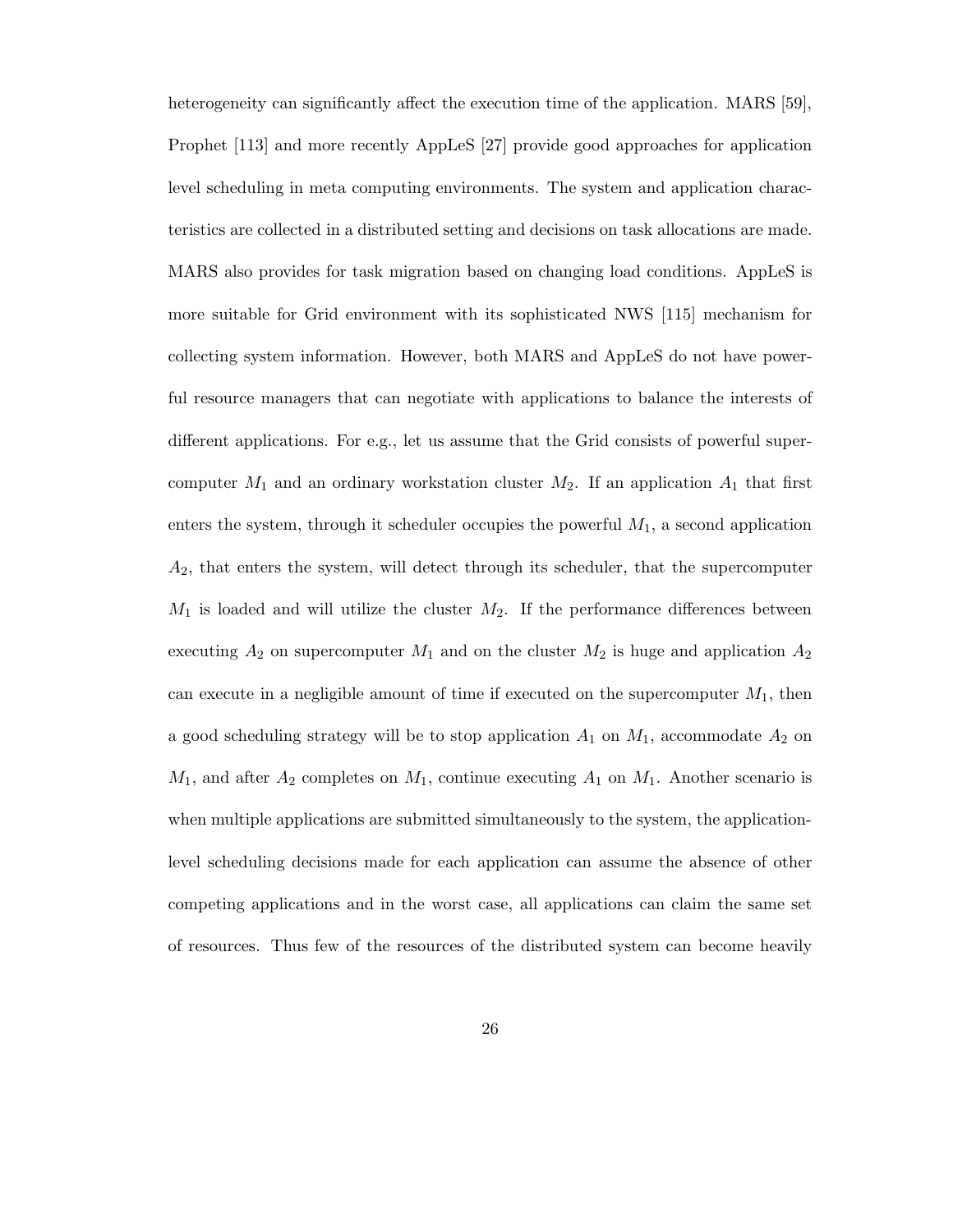heterogeneity can significantly affect the execution time of the application. MARS [59], Prophet [113] and more recently AppLeS [27] provide good approaches for application level scheduling in meta computing environments. The system and application characteristics are collected in a distributed setting and decisions on task allocations are made. MARS also provides for task migration based on changing load conditions. AppLeS is more suitable for Grid environment with its sophisticated NWS [115] mechanism for collecting system information. However, both MARS and AppLeS do not have powerful resource managers that can negotiate with applications to balance the interests of different applications. For e.g., let us assume that the Grid consists of powerful supercomputer $M_1$ and an ordinary workstation cluster $M_2$. If an application $A_1$ that first enters the system, through it scheduler occupies the powerful $M_1$, a second application $A_2$, that enters the system, will detect through its scheduler, that the supercomputer $M_1$ is loaded and will utilize the cluster $M_2$. If the performance differences between executing $A_2$ on supercomputer $M_1$ and on the cluster $M_2$ is huge and application $A_2$ can execute in a negligible amount of time if executed on the supercomputer $M_1$, then a good scheduling strategy will be to stop application $A_1$ on $M_1$, accommodate $A_2$ on $M_1$, and after $A_2$ completes on $M_1$, continue executing $A_1$ on $M_1$. Another scenario is when multiple applications are submitted simultaneously to the system, the application-level scheduling decisions made for each application can assume the absence of other competing applications and in the worst case, all applications can claim the same set of resources. Thus few of the resources of the distributed system can become heavily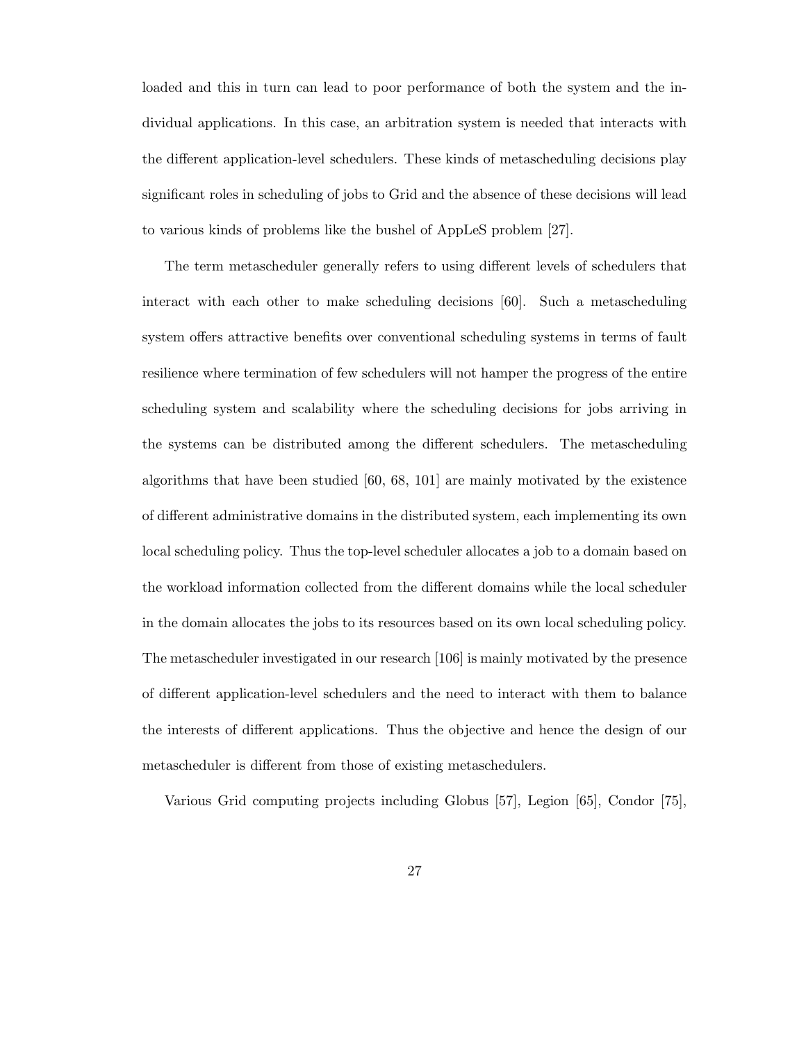loaded and this in turn can lead to poor performance of both the system and the individual applications. In this case, an arbitration system is needed that interacts with the different application-level schedulers. These kinds of metascheduling decisions play significant roles in scheduling of jobs to Grid and the absence of these decisions will lead to various kinds of problems like the bushel of AppLeS problem [27].

The term metascheduler generally refers to using different levels of schedulers that interact with each other to make scheduling decisions [60]. Such a metascheduling system offers attractive benefits over conventional scheduling systems in terms of fault resilience where termination of few schedulers will not hamper the progress of the entire scheduling system and scalability where the scheduling decisions for jobs arriving in the systems can be distributed among the different schedulers. The metascheduling algorithms that have been studied [60, 68, 101] are mainly motivated by the existence of different administrative domains in the distributed system, each implementing its own local scheduling policy. Thus the top-level scheduler allocates a job to a domain based on the workload information collected from the different domains while the local scheduler in the domain allocates the jobs to its resources based on its own local scheduling policy. The metascheduler investigated in our research [106] is mainly motivated by the presence of different application-level schedulers and the need to interact with them to balance the interests of different applications. Thus the objective and hence the design of our metascheduler is different from those of existing metaschedulers.

Various Grid computing projects including Globus [57], Legion [65], Condor [75],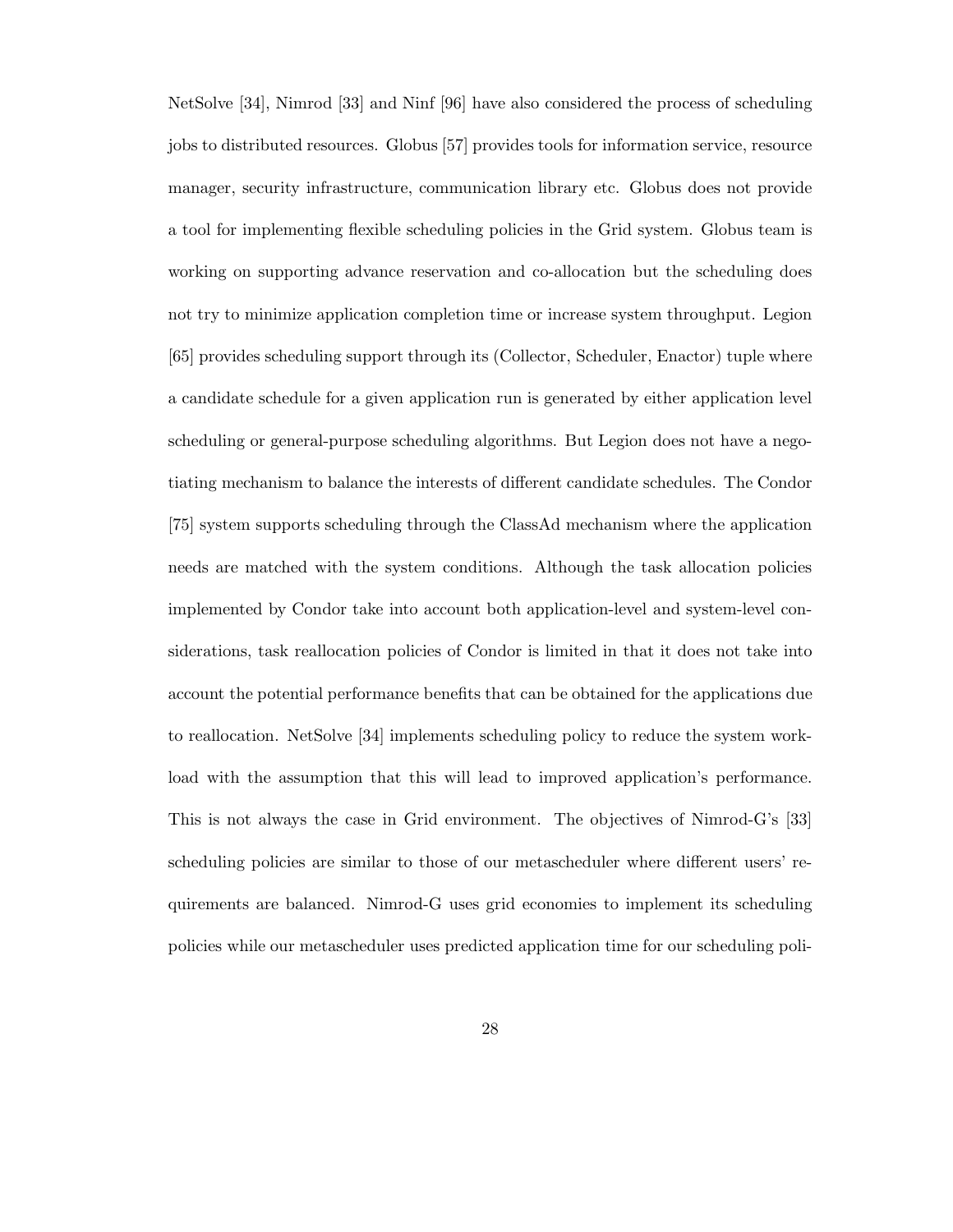NetSolve [34], Nimrod [33] and Ninf [96] have also considered the process of scheduling jobs to distributed resources. Globus [57] provides tools for information service, resource manager, security infrastructure, communication library etc. Globus does not provide a tool for implementing flexible scheduling policies in the Grid system. Globus team is working on supporting advance reservation and co-allocation but the scheduling does not try to minimize application completion time or increase system throughput. Legion [65] provides scheduling support through its (Collector, Scheduler, Enactor) tuple where a candidate schedule for a given application run is generated by either application level scheduling or general-purpose scheduling algorithms. But Legion does not have a negotiating mechanism to balance the interests of different candidate schedules. The Condor [75] system supports scheduling through the ClassAd mechanism where the application needs are matched with the system conditions. Although the task allocation policies implemented by Condor take into account both application-level and system-level considerations, task reallocation policies of Condor is limited in that it does not take into account the potential performance benefits that can be obtained for the applications due to reallocation. NetSolve [34] implements scheduling policy to reduce the system workload with the assumption that this will lead to improved application's performance. This is not always the case in Grid environment. The objectives of Nimrod-G's [33] scheduling policies are similar to those of our metascheduler where different users' requirements are balanced. Nimrod-G uses grid economies to implement its scheduling policies while our metascheduler uses predicted application time for our scheduling poli-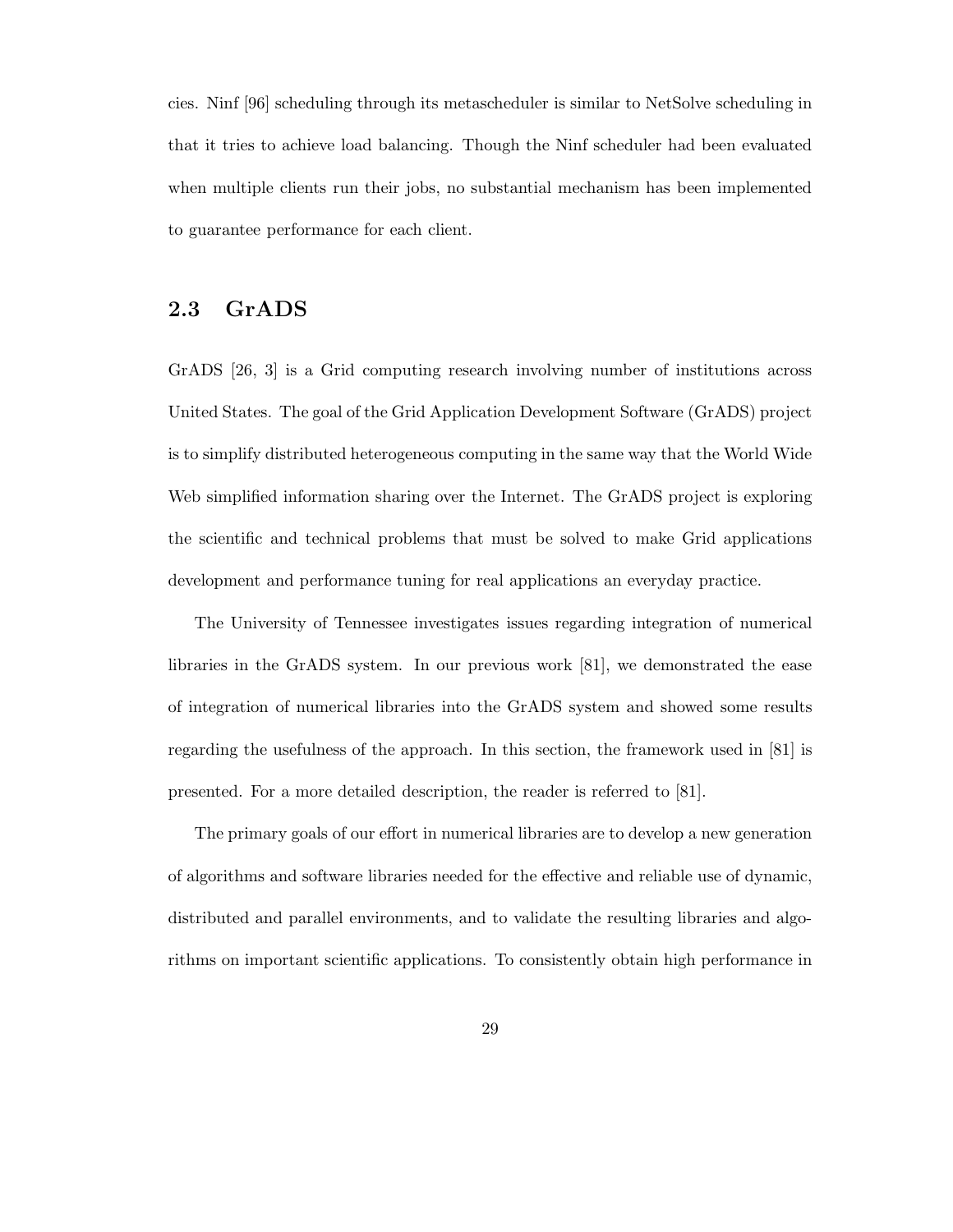cies. Ninf [96] scheduling through its metascheduler is similar to NetSolve scheduling in that it tries to achieve load balancing. Though the Ninf scheduler had been evaluated when multiple clients run their jobs, no substantial mechanism has been implemented to guarantee performance for each client.

## 2.3 GrADS

GrADS [26, 3] is a Grid computing research involving number of institutions across United States. The goal of the Grid Application Development Software (GrADS) project is to simplify distributed heterogeneous computing in the same way that the World Wide Web simplified information sharing over the Internet. The GrADS project is exploring the scientific and technical problems that must be solved to make Grid applications development and performance tuning for real applications an everyday practice.

The University of Tennessee investigates issues regarding integration of numerical libraries in the GrADS system. In our previous work [81], we demonstrated the ease of integration of numerical libraries into the GrADS system and showed some results regarding the usefulness of the approach. In this section, the framework used in [81] is presented. For a more detailed description, the reader is referred to [81].

The primary goals of our effort in numerical libraries are to develop a new generation of algorithms and software libraries needed for the effective and reliable use of dynamic, distributed and parallel environments, and to validate the resulting libraries and algorithms on important scientific applications. To consistently obtain high performance in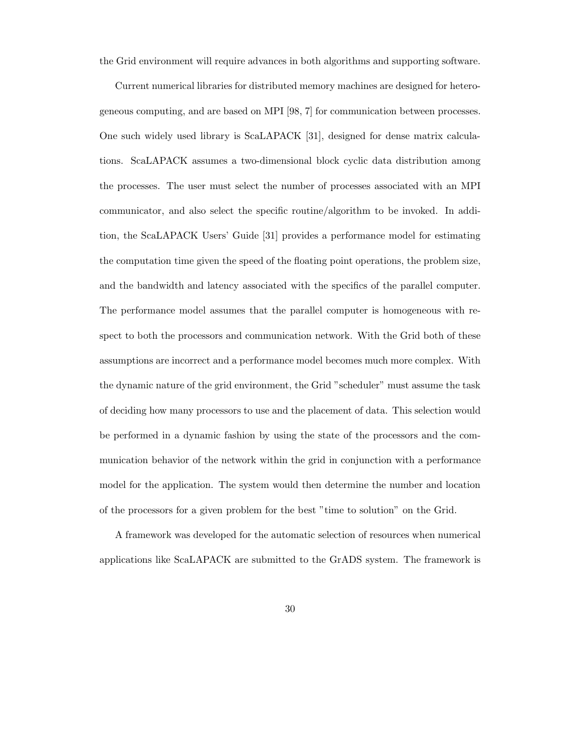the Grid environment will require advances in both algorithms and supporting software.

Current numerical libraries for distributed memory machines are designed for heterogeneous computing, and are based on MPI [98, 7] for communication between processes. One such widely used library is ScaLAPACK [31], designed for dense matrix calculations. ScaLAPACK assumes a two-dimensional block cyclic data distribution among the processes. The user must select the number of processes associated with an MPI communicator, and also select the specific routine/algorithm to be invoked. In addition, the ScaLAPACK Users' Guide [31] provides a performance model for estimating the computation time given the speed of the floating point operations, the problem size, and the bandwidth and latency associated with the specifics of the parallel computer. The performance model assumes that the parallel computer is homogeneous with respect to both the processors and communication network. With the Grid both of these assumptions are incorrect and a performance model becomes much more complex. With the dynamic nature of the grid environment, the Grid "scheduler" must assume the task of deciding how many processors to use and the placement of data. This selection would be performed in a dynamic fashion by using the state of the processors and the communication behavior of the network within the grid in conjunction with a performance model for the application. The system would then determine the number and location of the processors for a given problem for the best "time to solution" on the Grid.

A framework was developed for the automatic selection of resources when numerical applications like ScaLAPACK are submitted to the GrADS system. The framework is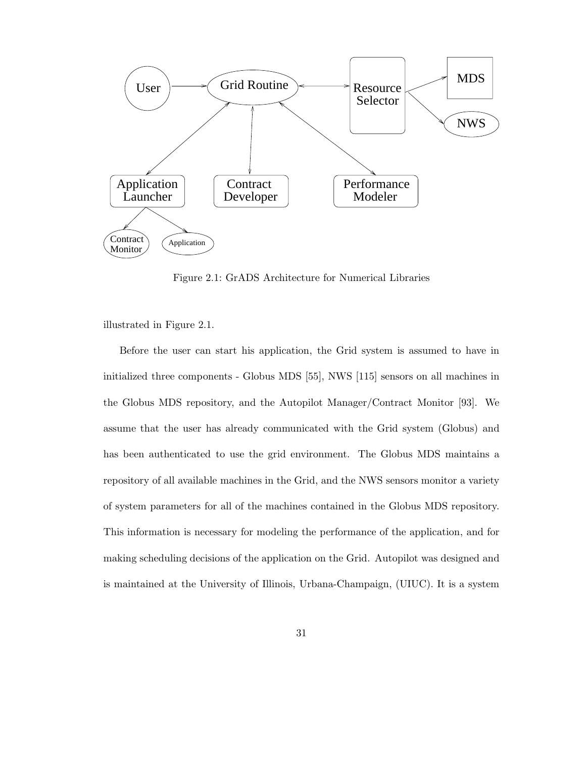User

Grid Routine

Resource Selector

MDS

NWS

Application Launcher

Contract Developer

Performance Modeler

Contract Monitor

Application

Figure 2.1: GrADS Architecture for Numerical Libraries

illustrated in Figure 2.1.

Before the user can start his application, the Grid system is assumed to have in initialized three components - Globus MDS [55], NWS [115] sensors on all machines in the Globus MDS repository, and the Autopilot Manager/Contract Monitor [93]. We assume that the user has already communicated with the Grid system (Globus) and has been authenticated to use the grid environment. The Globus MDS maintains a repository of all available machines in the Grid, and the NWS sensors monitor a variety of system parameters for all of the machines contained in the Globus MDS repository. This information is necessary for modeling the performance of the application, and for making scheduling decisions of the application on the Grid. Autopilot was designed and is maintained at the University of Illinois, Urbana-Champaign, (UIUC). It is a system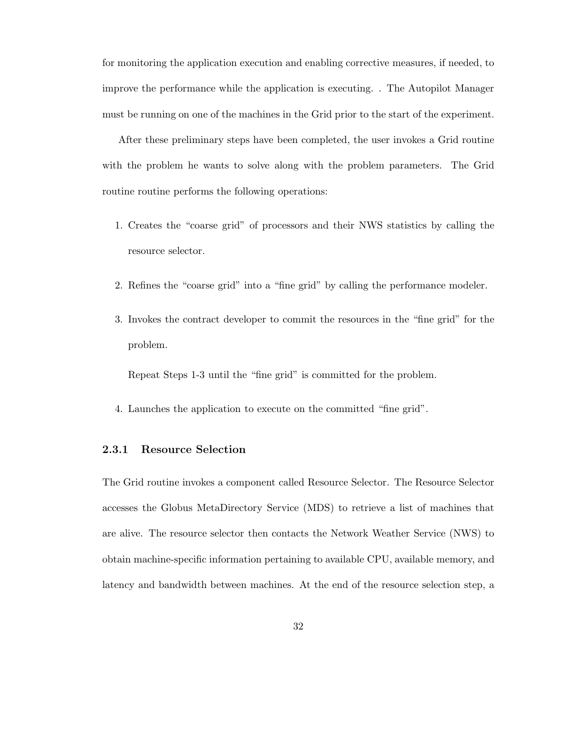for monitoring the application execution and enabling corrective measures, if needed, to improve the performance while the application is executing. . The Autopilot Manager must be running on one of the machines in the Grid prior to the start of the experiment.

After these preliminary steps have been completed, the user invokes a Grid routine with the problem he wants to solve along with the problem parameters. The Grid routine routine performs the following operations:

1. Creates the "coarse grid" of processors and their NWS statistics by calling the resource selector.

2. Refines the "coarse grid" into a "fine grid" by calling the performance modeler.

3. Invokes the contract developer to commit the resources in the "fine grid" for the problem.

   Repeat Steps 1-3 until the "fine grid" is committed for the problem.

4. Launches the application to execute on the committed "fine grid".

### 2.3.1 Resource Selection

The Grid routine invokes a component called Resource Selector. The Resource Selector accesses the Globus MetaDirectory Service (MDS) to retrieve a list of machines that are alive. The resource selector then contacts the Network Weather Service (NWS) to obtain machine-specific information pertaining to available CPU, available memory, and latency and bandwidth between machines. At the end of the resource selection step, a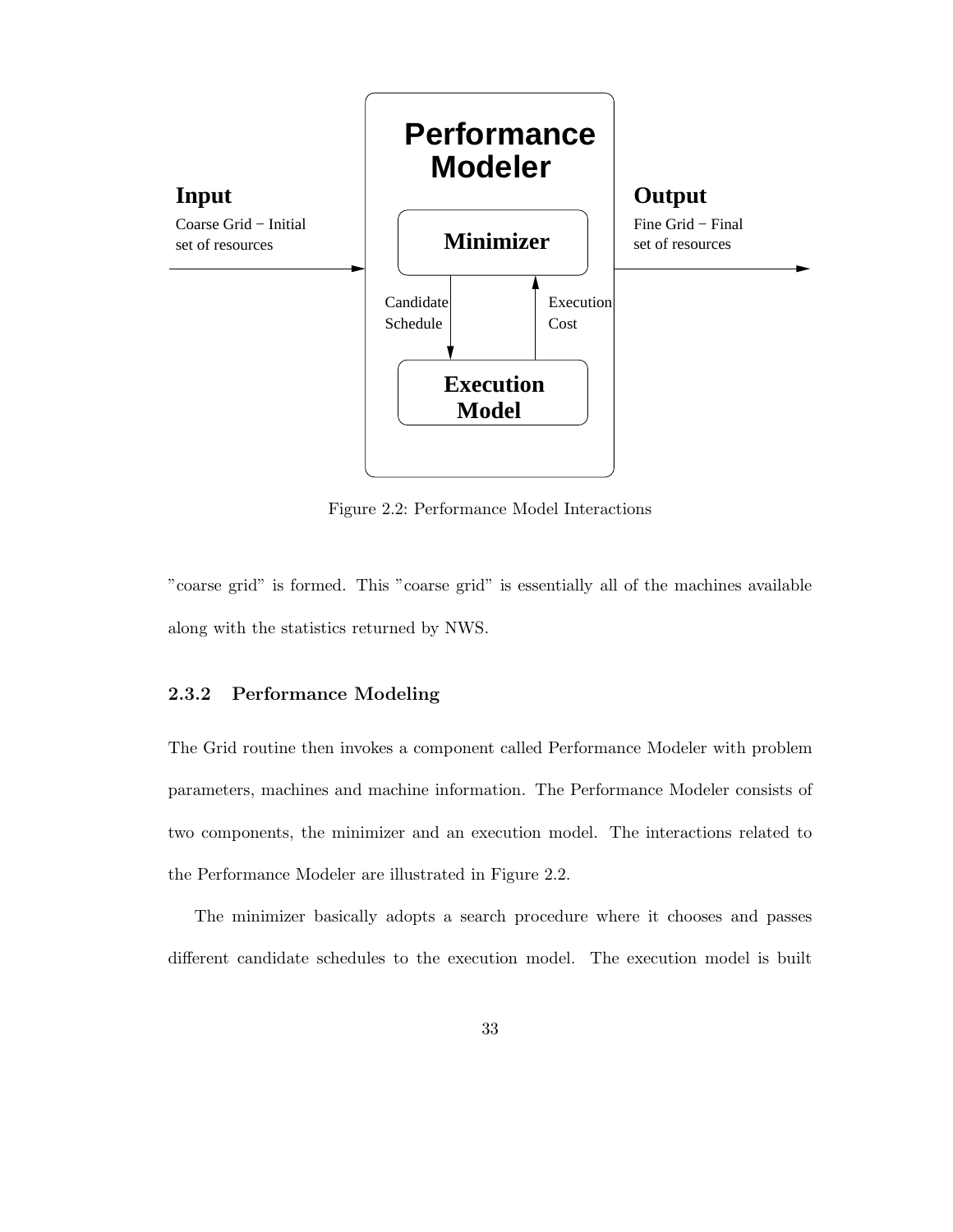Performance Modeler

Input

Coarse Grid − Initial set of resources

Minimizer

Candidate Schedule

Execution Cost

Execution Model

Output

Fine Grid − Final set of resources

Figure 2.2: Performance Model Interactions

"coarse grid" is formed. This "coarse grid" is essentially all of the machines available along with the statistics returned by NWS.

### 2.3.2 Performance Modeling

The Grid routine then invokes a component called Performance Modeler with problem parameters, machines and machine information. The Performance Modeler consists of two components, the minimizer and an execution model. The interactions related to the Performance Modeler are illustrated in Figure 2.2.

The minimizer basically adopts a search procedure where it chooses and passes different candidate schedules to the execution model. The execution model is built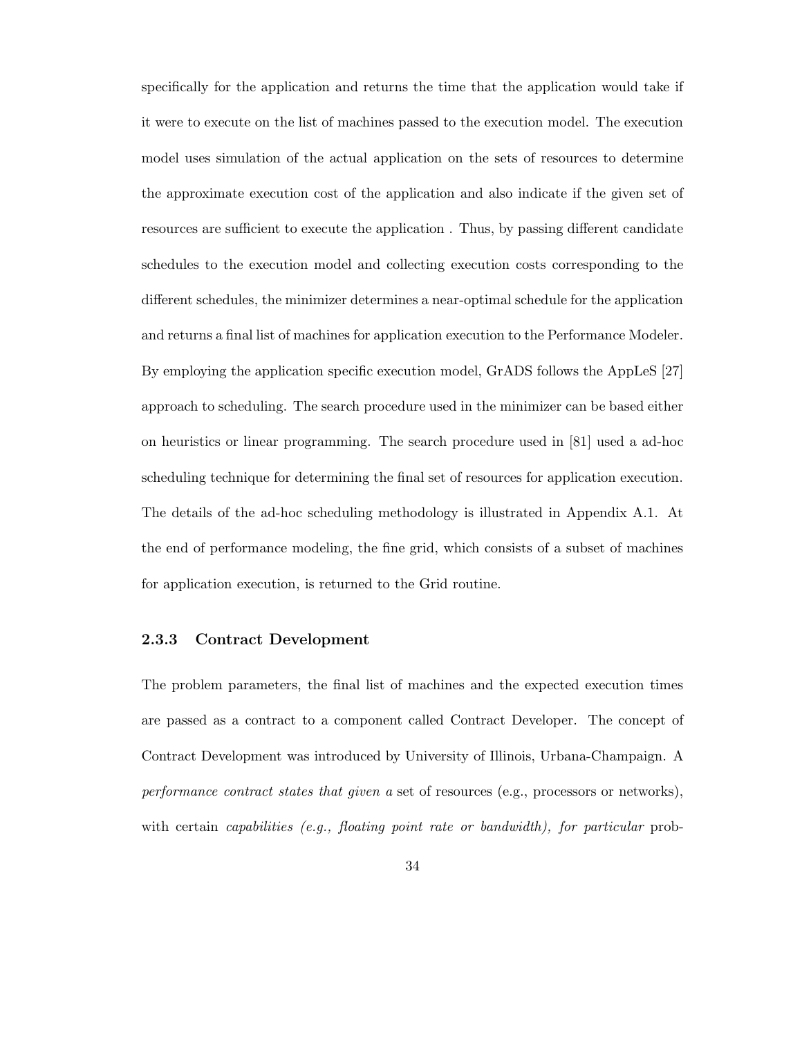specifically for the application and returns the time that the application would take if it were to execute on the list of machines passed to the execution model. The execution model uses simulation of the actual application on the sets of resources to determine the approximate execution cost of the application and also indicate if the given set of resources are sufficient to execute the application . Thus, by passing different candidate schedules to the execution model and collecting execution costs corresponding to the different schedules, the minimizer determines a near-optimal schedule for the application and returns a final list of machines for application execution to the Performance Modeler. By employing the application specific execution model, GrADS follows the AppLeS [27] approach to scheduling. The search procedure used in the minimizer can be based either on heuristics or linear programming. The search procedure used in [81] used a ad-hoc scheduling technique for determining the final set of resources for application execution. The details of the ad-hoc scheduling methodology is illustrated in Appendix A.1. At the end of performance modeling, the fine grid, which consists of a subset of machines for application execution, is returned to the Grid routine.

### 2.3.3 Contract Development

The problem parameters, the final list of machines and the expected execution times are passed as a contract to a component called Contract Developer. The concept of Contract Development was introduced by University of Illinois, Urbana-Champaign. A *performance contract states that given a* set of resources (e.g., processors or networks), with certain *capabilities (e.g., floating point rate or bandwidth), for particular* prob-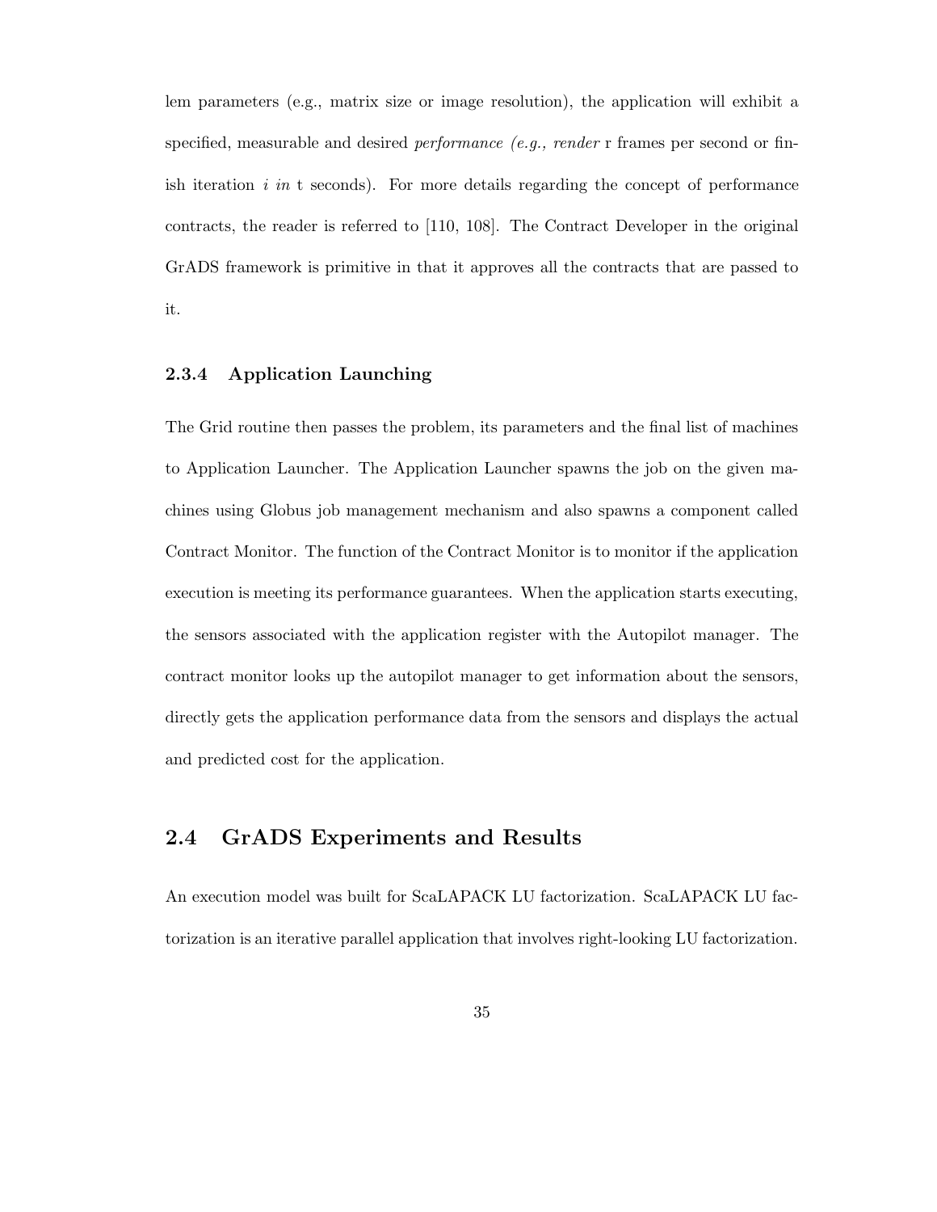lem parameters (e.g., matrix size or image resolution), the application will exhibit a specified, measurable and desired *performance (e.g., render* r frames per second or finish iteration *i in* t seconds). For more details regarding the concept of performance contracts, the reader is referred to [110, 108]. The Contract Developer in the original GrADS framework is primitive in that it approves all the contracts that are passed to it.

### 2.3.4 Application Launching

The Grid routine then passes the problem, its parameters and the final list of machines to Application Launcher. The Application Launcher spawns the job on the given machines using Globus job management mechanism and also spawns a component called Contract Monitor. The function of the Contract Monitor is to monitor if the application execution is meeting its performance guarantees. When the application starts executing, the sensors associated with the application register with the Autopilot manager. The contract monitor looks up the autopilot manager to get information about the sensors, directly gets the application performance data from the sensors and displays the actual and predicted cost for the application.

## 2.4 GrADS Experiments and Results

An execution model was built for ScaLAPACK LU factorization. ScaLAPACK LU factorization is an iterative parallel application that involves right-looking LU factorization.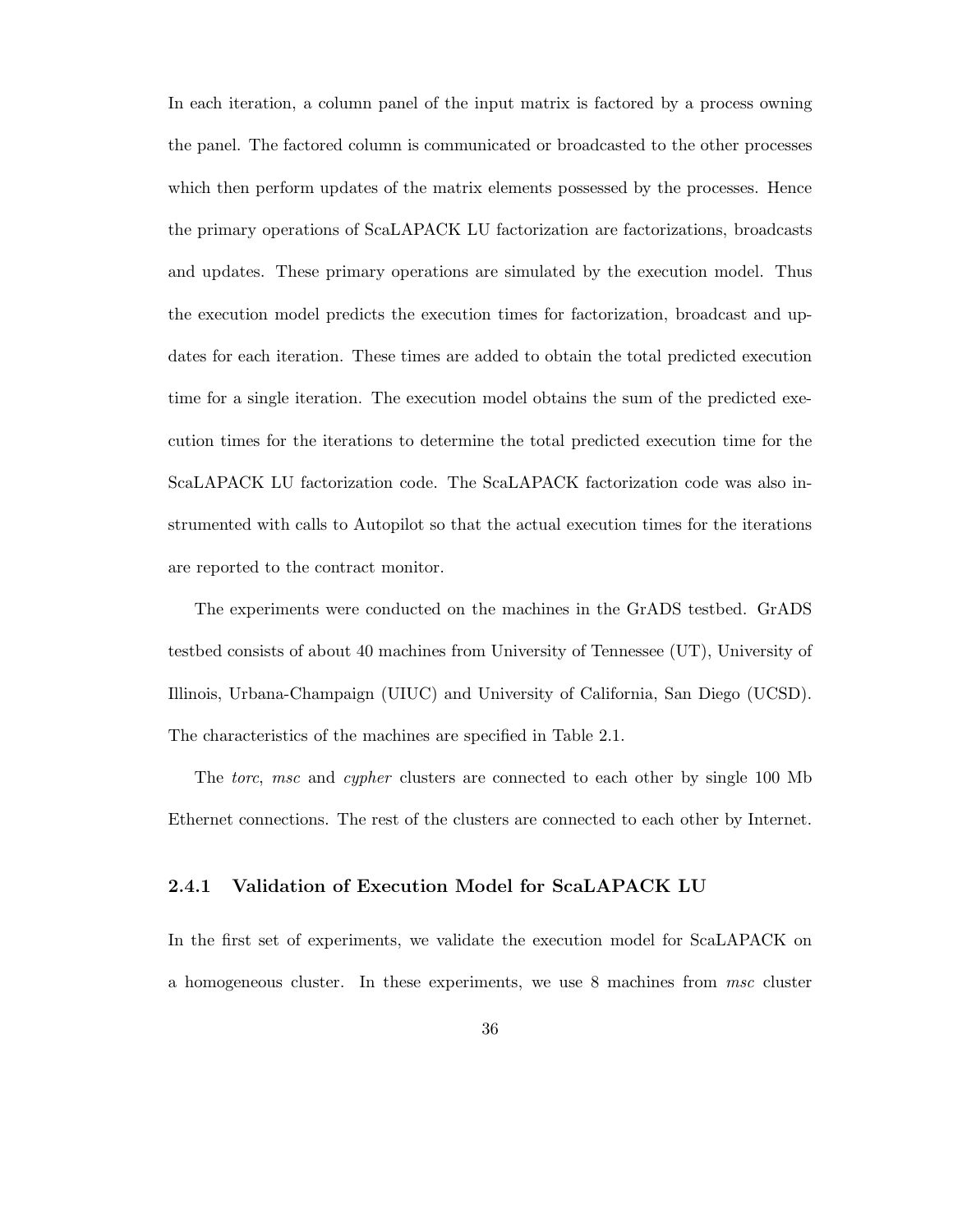In each iteration, a column panel of the input matrix is factored by a process owning the panel. The factored column is communicated or broadcasted to the other processes which then perform updates of the matrix elements possessed by the processes. Hence the primary operations of ScaLAPACK LU factorization are factorizations, broadcasts and updates. These primary operations are simulated by the execution model. Thus the execution model predicts the execution times for factorization, broadcast and updates for each iteration. These times are added to obtain the total predicted execution time for a single iteration. The execution model obtains the sum of the predicted execution times for the iterations to determine the total predicted execution time for the ScaLAPACK LU factorization code. The ScaLAPACK factorization code was also instrumented with calls to Autopilot so that the actual execution times for the iterations are reported to the contract monitor.

The experiments were conducted on the machines in the GrADS testbed. GrADS testbed consists of about 40 machines from University of Tennessee (UT), University of Illinois, Urbana-Champaign (UIUC) and University of California, San Diego (UCSD). The characteristics of the machines are specified in Table 2.1.

The *torc*, *msc* and *cypher* clusters are connected to each other by single 100 Mb Ethernet connections. The rest of the clusters are connected to each other by Internet.

### 2.4.1 Validation of Execution Model for ScaLAPACK LU

In the first set of experiments, we validate the execution model for ScaLAPACK on a homogeneous cluster. In these experiments, we use 8 machines from *msc* cluster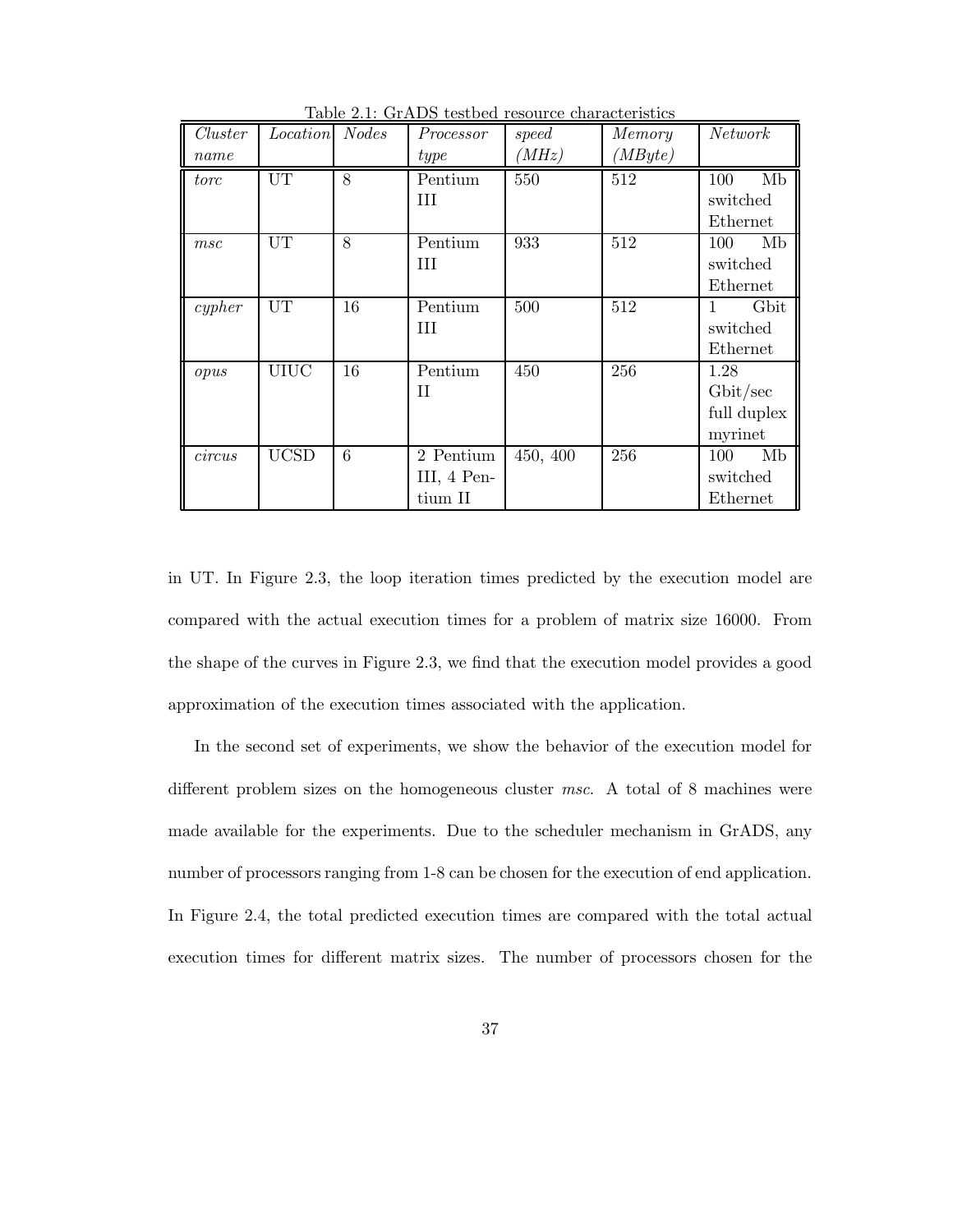Table 2.1: GrADS testbed resource characteristics

| *Cluster name* | *Location* | *Nodes* | *Processor type* | *speed (MHz)* | *Memory (MByte)* | *Network* |
|---|---|---|---|---|---|---|
| *torc* | UT | 8 | Pentium III | 550 | 512 | 100 Mb switched Ethernet |
| *msc* | UT | 8 | Pentium III | 933 | 512 | 100 Mb switched Ethernet |
| *cypher* | UT | 16 | Pentium III | 500 | 512 | 1 Gbit switched Ethernet |
| *opus* | UIUC | 16 | Pentium II | 450 | 256 | 1.28 Gbit/sec full duplex myrinet |
| *circus* | UCSD | 6 | 2 Pentium III, 4 Pentium II | 450, 400 | 256 | 100 Mb switched Ethernet |

in UT. In Figure 2.3, the loop iteration times predicted by the execution model are compared with the actual execution times for a problem of matrix size 16000. From the shape of the curves in Figure 2.3, we find that the execution model provides a good approximation of the execution times associated with the application.

In the second set of experiments, we show the behavior of the execution model for different problem sizes on the homogeneous cluster *msc*. A total of 8 machines were made available for the experiments. Due to the scheduler mechanism in GrADS, any number of processors ranging from 1-8 can be chosen for the execution of end application. In Figure 2.4, the total predicted execution times are compared with the total actual execution times for different matrix sizes. The number of processors chosen for the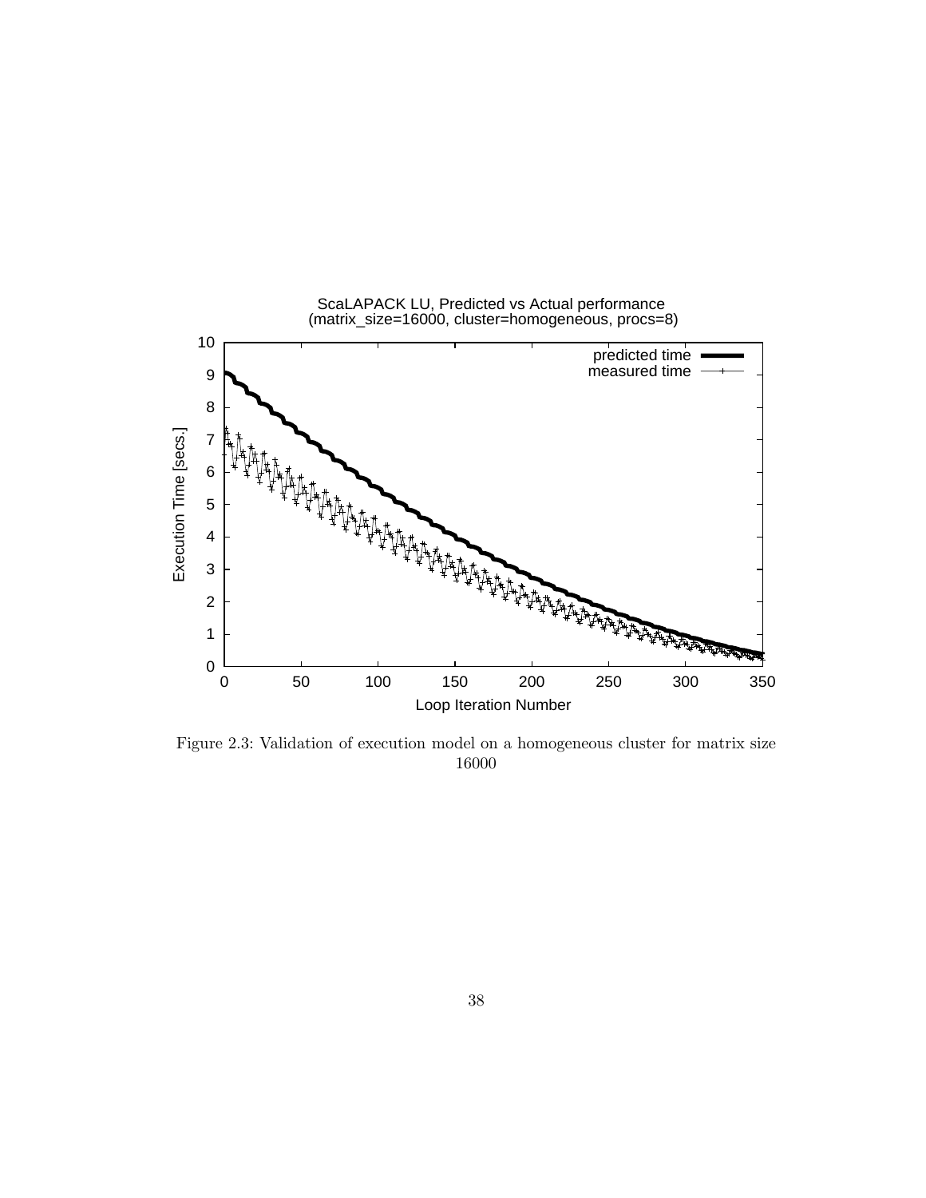ScaLAPACK LU, Predicted vs Actual performance
(matrix_size=16000, cluster=homogeneous, procs=8)

Execution Time [secs.]

Loop Iteration Number

predicted time
measured time

0
1
2
3
4
5
6
7
8
9
10

0
50
100
150
200
250
300
350

Figure 2.3: Validation of execution model on a homogeneous cluster for matrix size 16000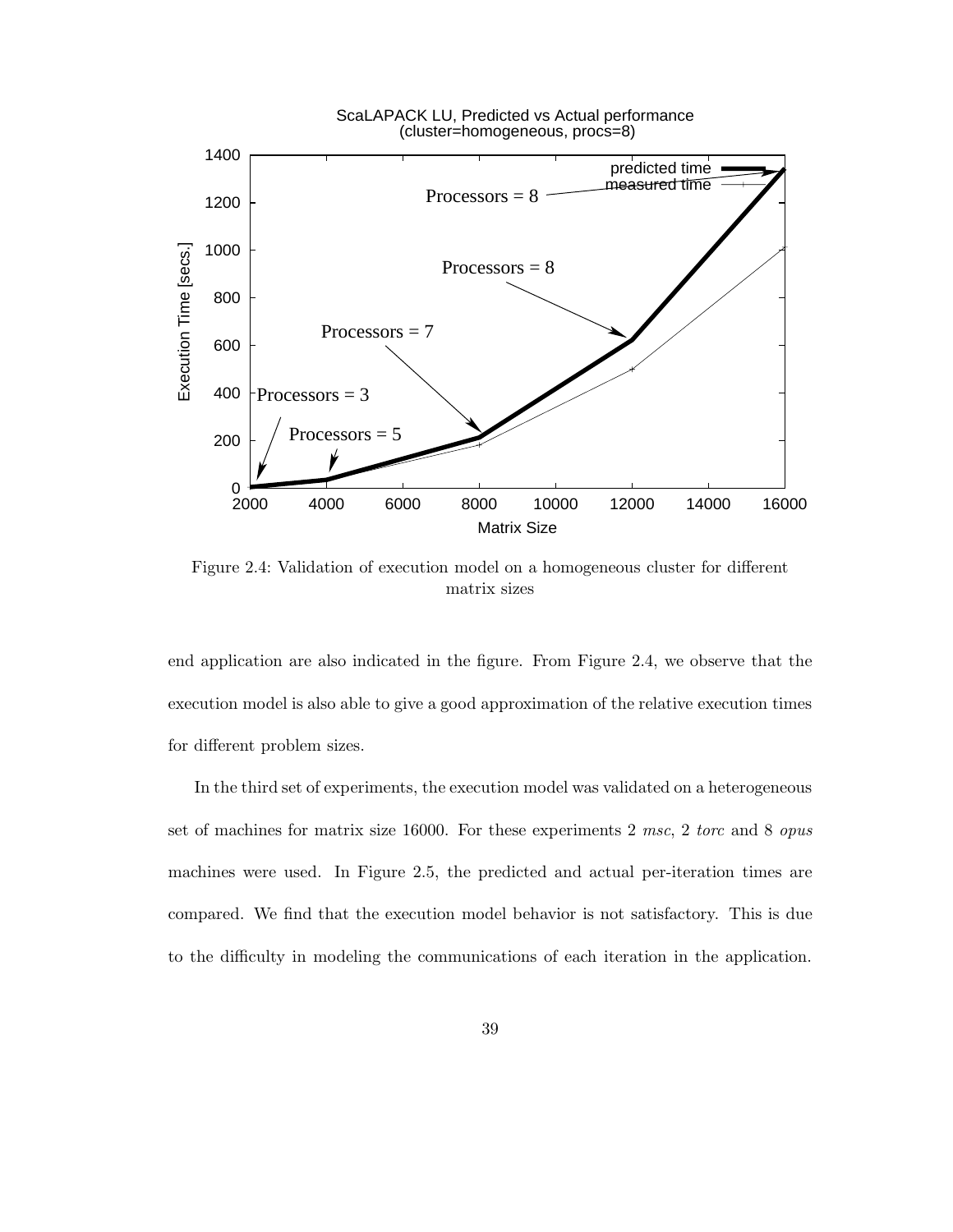ScaLAPACK LU, Predicted vs Actual performance
(cluster=homogeneous, procs=8)

Execution Time [secs.]

Matrix Size

0
200
400
600
800
1000
1200
1400

2000
4000
6000
8000
10000
12000
14000
16000

predicted time
measured time

Processors = 8
Processors = 8
Processors = 7
Processors = 3
Processors = 5

Figure 2.4: Validation of execution model on a homogeneous cluster for different matrix sizes

end application are also indicated in the figure. From Figure 2.4, we observe that the execution model is also able to give a good approximation of the relative execution times for different problem sizes.

In the third set of experiments, the execution model was validated on a heterogeneous set of machines for matrix size 16000. For these experiments 2 *msc*, 2 *torc* and 8 *opus* machines were used. In Figure 2.5, the predicted and actual per-iteration times are compared. We find that the execution model behavior is not satisfactory. This is due to the difficulty in modeling the communications of each iteration in the application.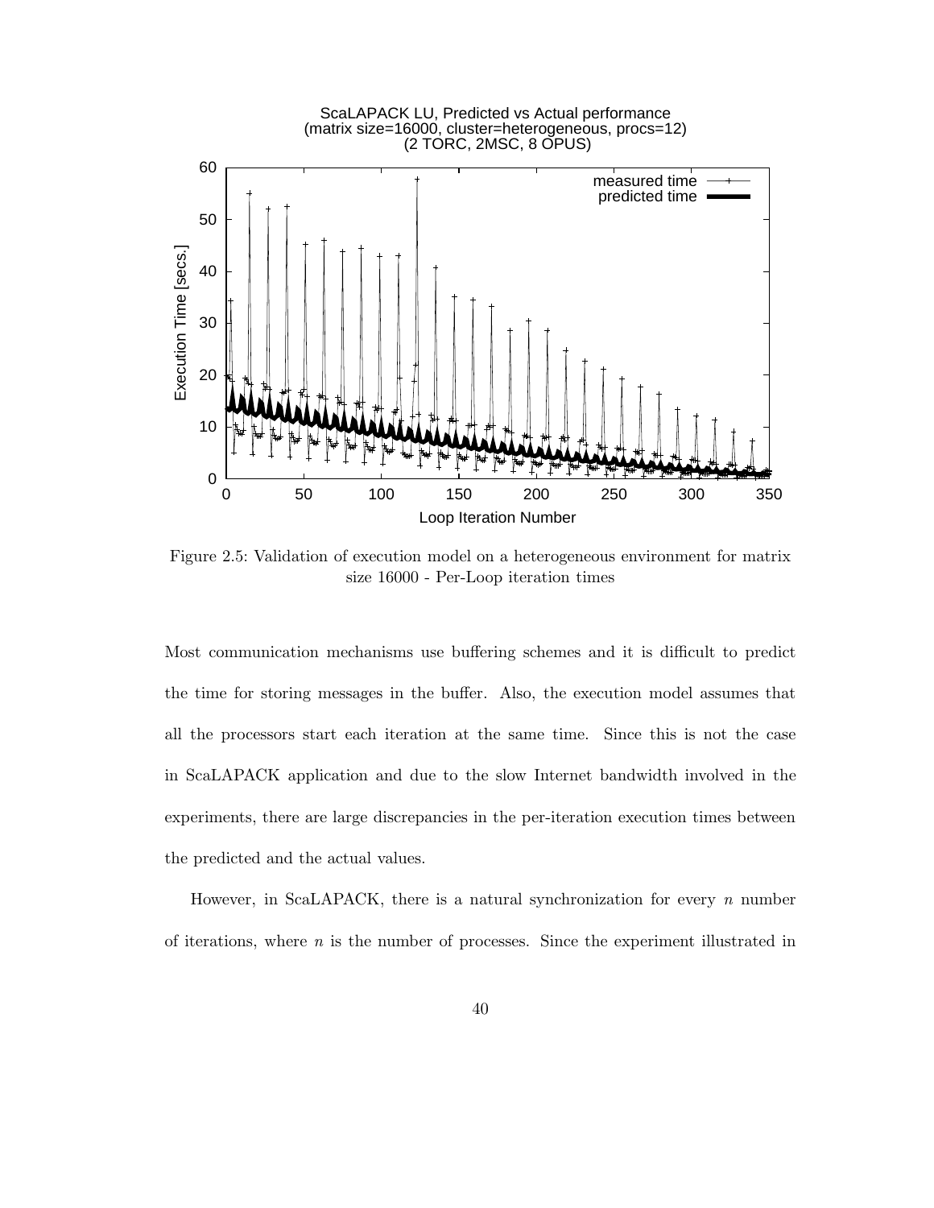ScaLAPACK LU, Predicted vs Actual performance
(matrix size=16000, cluster=heterogeneous, procs=12)
(2 TORC, 2MSC, 8 OPUS)

Execution Time [secs.]

Loop Iteration Number

measured time

predicted time

0
10
20
30
40
50
60

0
50
100
150
200
250
300
350

Figure 2.5: Validation of execution model on a heterogeneous environment for matrix size 16000 - Per-Loop iteration times

Most communication mechanisms use buffering schemes and it is difficult to predict the time for storing messages in the buffer. Also, the execution model assumes that all the processors start each iteration at the same time. Since this is not the case in ScaLAPACK application and due to the slow Internet bandwidth involved in the experiments, there are large discrepancies in the per-iteration execution times between the predicted and the actual values.

However, in ScaLAPACK, there is a natural synchronization for every $n$ number of iterations, where $n$ is the number of processes. Since the experiment illustrated in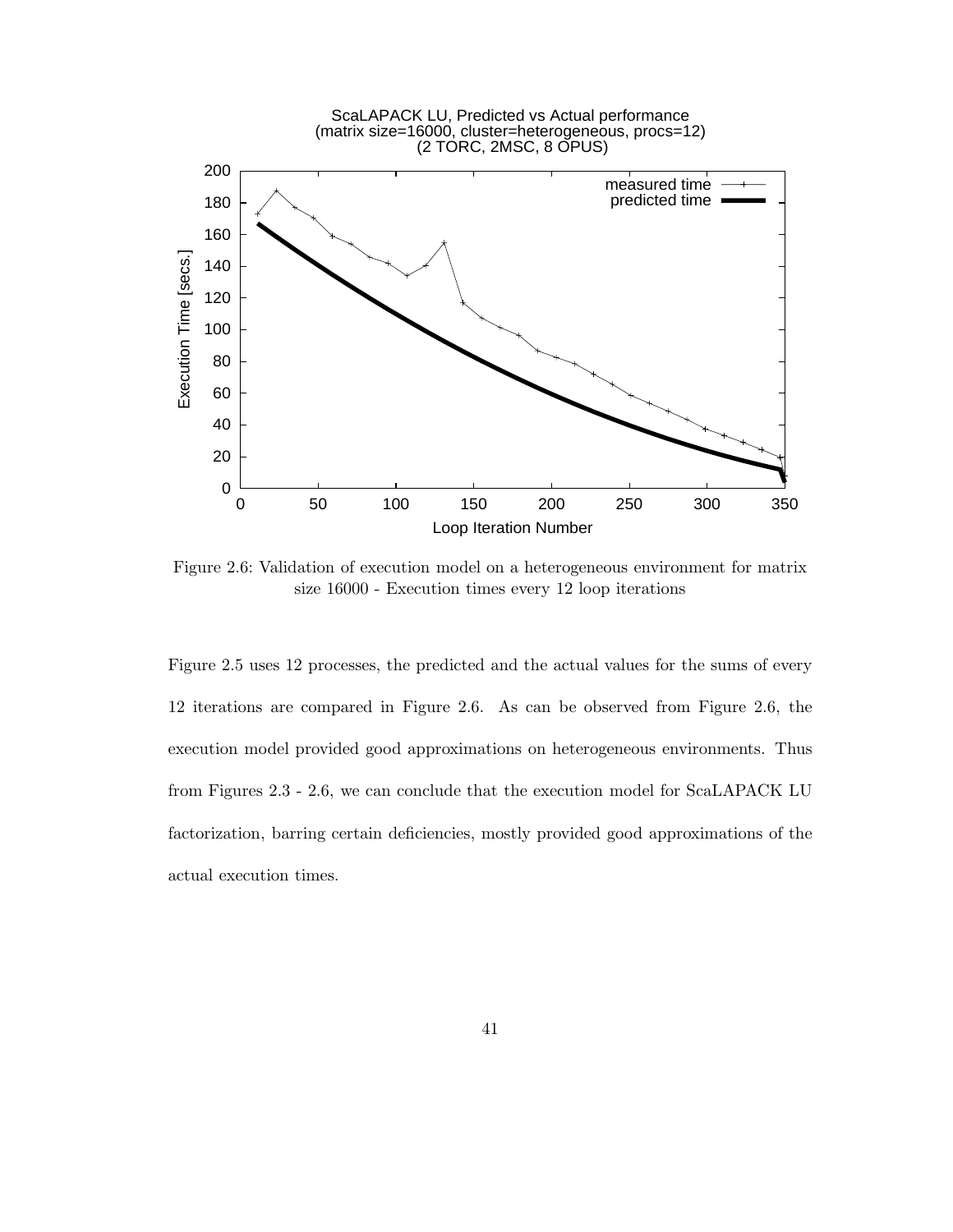ScaLAPACK LU, Predicted vs Actual performance
(matrix size=16000, cluster=heterogeneous, procs=12)
(2 TORC, 2MSC, 8 OPUS)

Execution Time [secs.]

0
20
40
60
80
100
120
140
160
180
200

Loop Iteration Number

0
50
100
150
200
250
300
350

measured time
predicted time

Figure 2.6: Validation of execution model on a heterogeneous environment for matrix size 16000 - Execution times every 12 loop iterations

Figure 2.5 uses 12 processes, the predicted and the actual values for the sums of every 12 iterations are compared in Figure 2.6. As can be observed from Figure 2.6, the execution model provided good approximations on heterogeneous environments. Thus from Figures 2.3 - 2.6, we can conclude that the execution model for ScaLAPACK LU factorization, barring certain deficiencies, mostly provided good approximations of the actual execution times.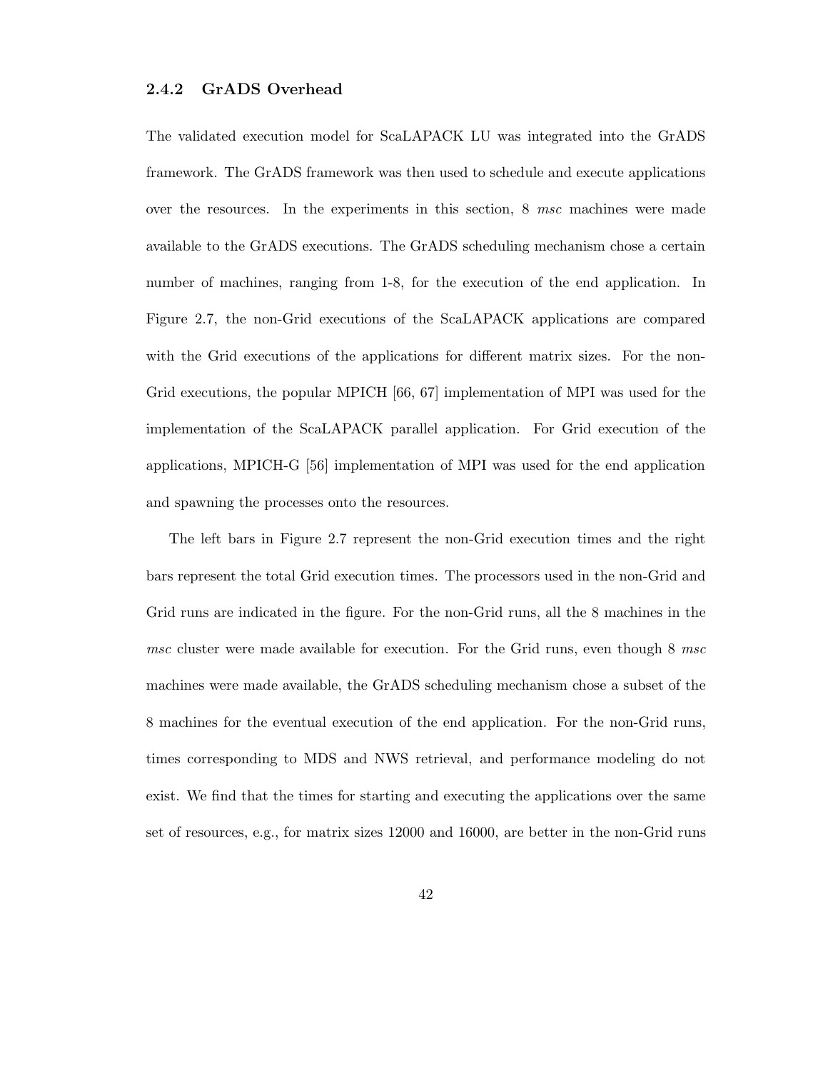### 2.4.2 GrADS Overhead

The validated execution model for ScaLAPACK LU was integrated into the GrADS framework. The GrADS framework was then used to schedule and execute applications over the resources. In the experiments in this section, 8 *msc* machines were made available to the GrADS executions. The GrADS scheduling mechanism chose a certain number of machines, ranging from 1-8, for the execution of the end application. In Figure 2.7, the non-Grid executions of the ScaLAPACK applications are compared with the Grid executions of the applications for different matrix sizes. For the non-Grid executions, the popular MPICH [66, 67] implementation of MPI was used for the implementation of the ScaLAPACK parallel application. For Grid execution of the applications, MPICH-G [56] implementation of MPI was used for the end application and spawning the processes onto the resources.

The left bars in Figure 2.7 represent the non-Grid execution times and the right bars represent the total Grid execution times. The processors used in the non-Grid and Grid runs are indicated in the figure. For the non-Grid runs, all the 8 machines in the *msc* cluster were made available for execution. For the Grid runs, even though 8 *msc* machines were made available, the GrADS scheduling mechanism chose a subset of the 8 machines for the eventual execution of the end application. For the non-Grid runs, times corresponding to MDS and NWS retrieval, and performance modeling do not exist. We find that the times for starting and executing the applications over the same set of resources, e.g., for matrix sizes 12000 and 16000, are better in the non-Grid runs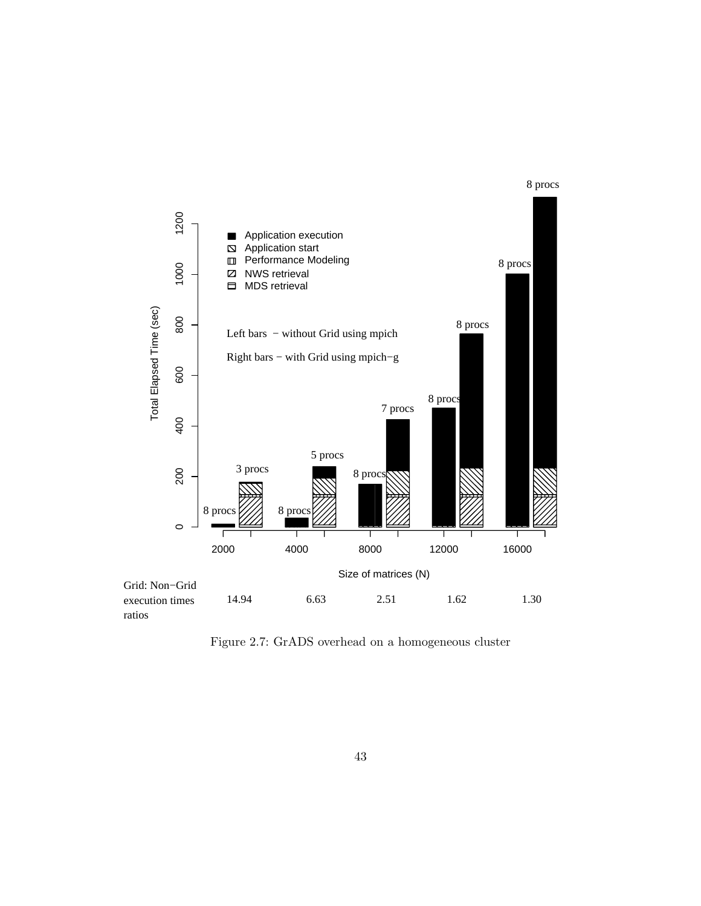8 procs

1200

1000

800

600

400

200

0

Total Elapsed Time (sec)

Application execution
Application start
Performance Modeling
NWS retrieval
MDS retrieval

Left bars − without Grid using mpich

Right bars − with Grid using mpich−g

8 procs

8 procs

8 procs

7 procs

5 procs

3 procs

8 procs

8 procs

8 procs

2000 4000 8000 12000 16000

Size of matrices (N)

Grid: Non−Grid execution times ratios

14.94 6.63 2.51 1.62 1.30

Figure 2.7: GrADS overhead on a homogeneous cluster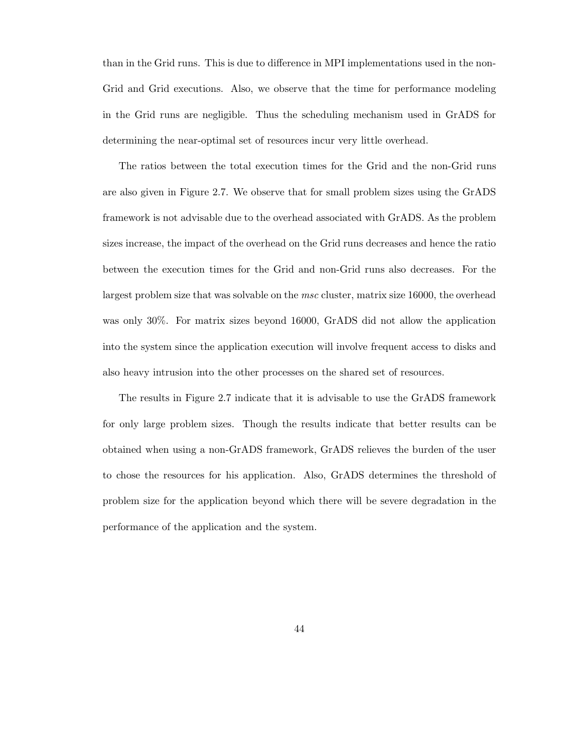than in the Grid runs. This is due to difference in MPI implementations used in the non-Grid and Grid executions. Also, we observe that the time for performance modeling in the Grid runs are negligible. Thus the scheduling mechanism used in GrADS for determining the near-optimal set of resources incur very little overhead.

The ratios between the total execution times for the Grid and the non-Grid runs are also given in Figure 2.7. We observe that for small problem sizes using the GrADS framework is not advisable due to the overhead associated with GrADS. As the problem sizes increase, the impact of the overhead on the Grid runs decreases and hence the ratio between the execution times for the Grid and non-Grid runs also decreases. For the largest problem size that was solvable on the *msc* cluster, matrix size 16000, the overhead was only 30%. For matrix sizes beyond 16000, GrADS did not allow the application into the system since the application execution will involve frequent access to disks and also heavy intrusion into the other processes on the shared set of resources.

The results in Figure 2.7 indicate that it is advisable to use the GrADS framework for only large problem sizes. Though the results indicate that better results can be obtained when using a non-GrADS framework, GrADS relieves the burden of the user to chose the resources for his application. Also, GrADS determines the threshold of problem size for the application beyond which there will be severe degradation in the performance of the application and the system.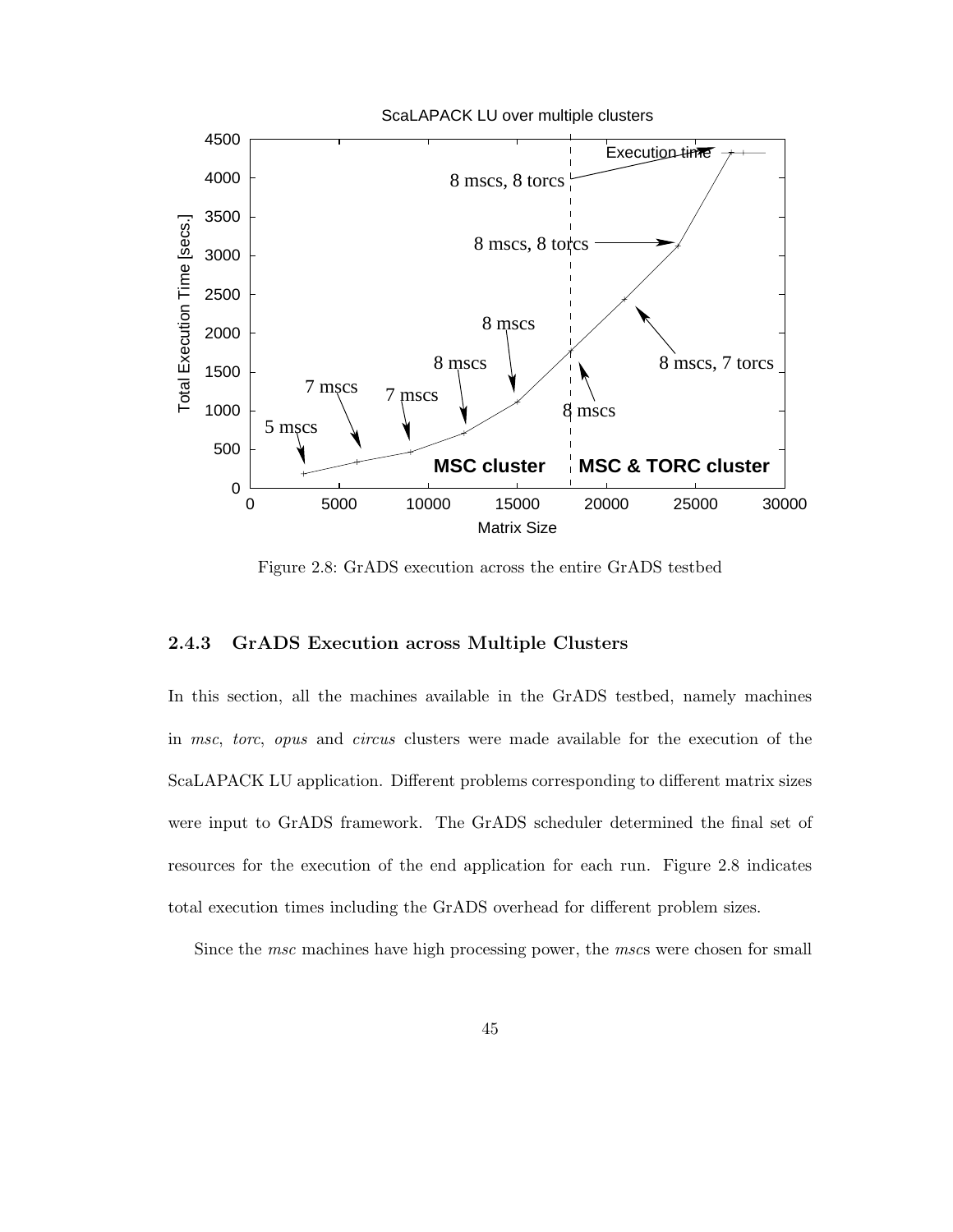ScaLAPACK LU over multiple clusters

Total Execution Time [secs.]

Matrix Size

Execution time

8 mscs, 8 torcs

8 mscs, 8 torcs

8 mscs

8 mscs

8 mscs, 7 torcs

7 mscs

7 mscs

8 mscs

5 mscs

MSC cluster

MSC & TORC cluster

0
500
1000
1500
2000
2500
3000
3500
4000
4500

0
5000
10000
15000
20000
25000
30000

Figure 2.8: GrADS execution across the entire GrADS testbed

### 2.4.3 GrADS Execution across Multiple Clusters

In this section, all the machines available in the GrADS testbed, namely machines in *msc*, *torc*, *opus* and *circus* clusters were made available for the execution of the ScaLAPACK LU application. Different problems corresponding to different matrix sizes were input to GrADS framework. The GrADS scheduler determined the final set of resources for the execution of the end application for each run. Figure 2.8 indicates total execution times including the GrADS overhead for different problem sizes.

Since the *msc* machines have high processing power, the *msc*s were chosen for small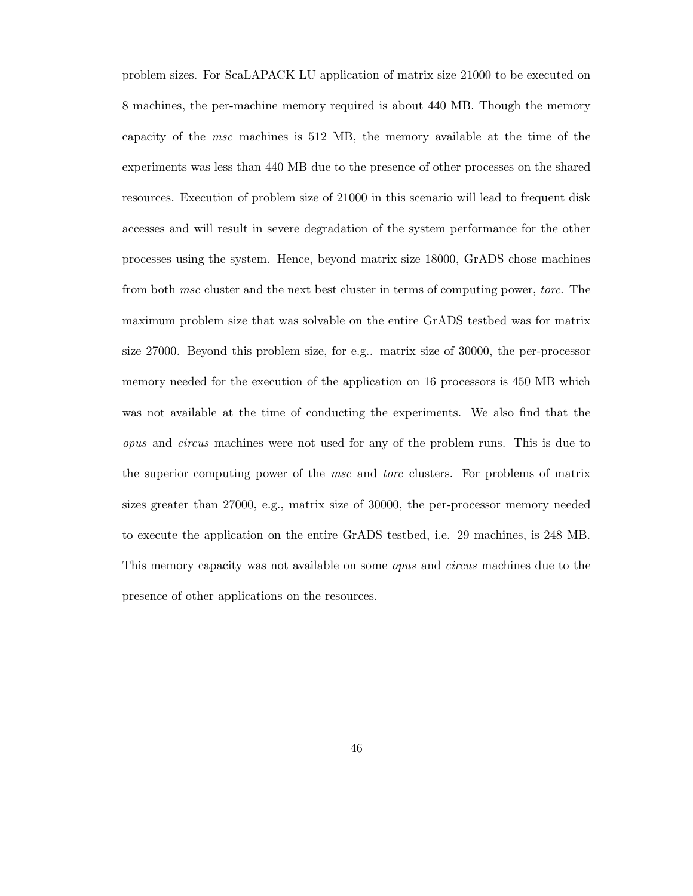problem sizes. For ScaLAPACK LU application of matrix size 21000 to be executed on 8 machines, the per-machine memory required is about 440 MB. Though the memory capacity of the *msc* machines is 512 MB, the memory available at the time of the experiments was less than 440 MB due to the presence of other processes on the shared resources. Execution of problem size of 21000 in this scenario will lead to frequent disk accesses and will result in severe degradation of the system performance for the other processes using the system. Hence, beyond matrix size 18000, GrADS chose machines from both *msc* cluster and the next best cluster in terms of computing power, *torc*. The maximum problem size that was solvable on the entire GrADS testbed was for matrix size 27000. Beyond this problem size, for e.g.. matrix size of 30000, the per-processor memory needed for the execution of the application on 16 processors is 450 MB which was not available at the time of conducting the experiments. We also find that the *opus* and *circus* machines were not used for any of the problem runs. This is due to the superior computing power of the *msc* and *torc* clusters. For problems of matrix sizes greater than 27000, e.g., matrix size of 30000, the per-processor memory needed to execute the application on the entire GrADS testbed, i.e. 29 machines, is 248 MB. This memory capacity was not available on some *opus* and *circus* machines due to the presence of other applications on the resources.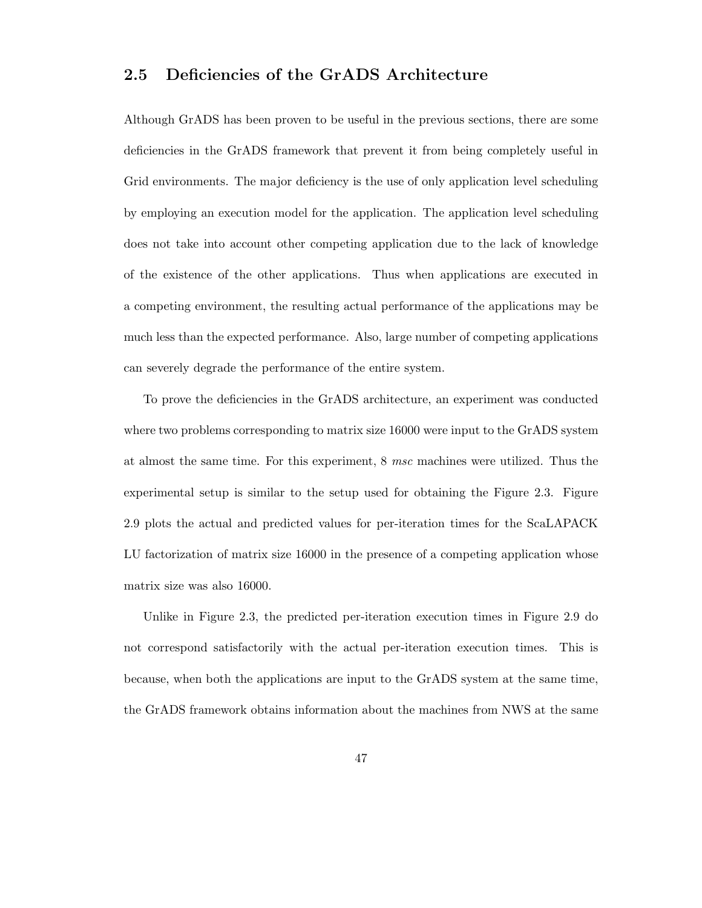## 2.5 Deficiencies of the GrADS Architecture

Although GrADS has been proven to be useful in the previous sections, there are some deficiencies in the GrADS framework that prevent it from being completely useful in Grid environments. The major deficiency is the use of only application level scheduling by employing an execution model for the application. The application level scheduling does not take into account other competing application due to the lack of knowledge of the existence of the other applications. Thus when applications are executed in a competing environment, the resulting actual performance of the applications may be much less than the expected performance. Also, large number of competing applications can severely degrade the performance of the entire system.

To prove the deficiencies in the GrADS architecture, an experiment was conducted where two problems corresponding to matrix size 16000 were input to the GrADS system at almost the same time. For this experiment, 8 *msc* machines were utilized. Thus the experimental setup is similar to the setup used for obtaining the Figure 2.3. Figure 2.9 plots the actual and predicted values for per-iteration times for the ScaLAPACK LU factorization of matrix size 16000 in the presence of a competing application whose matrix size was also 16000.

Unlike in Figure 2.3, the predicted per-iteration execution times in Figure 2.9 do not correspond satisfactorily with the actual per-iteration execution times. This is because, when both the applications are input to the GrADS system at the same time, the GrADS framework obtains information about the machines from NWS at the same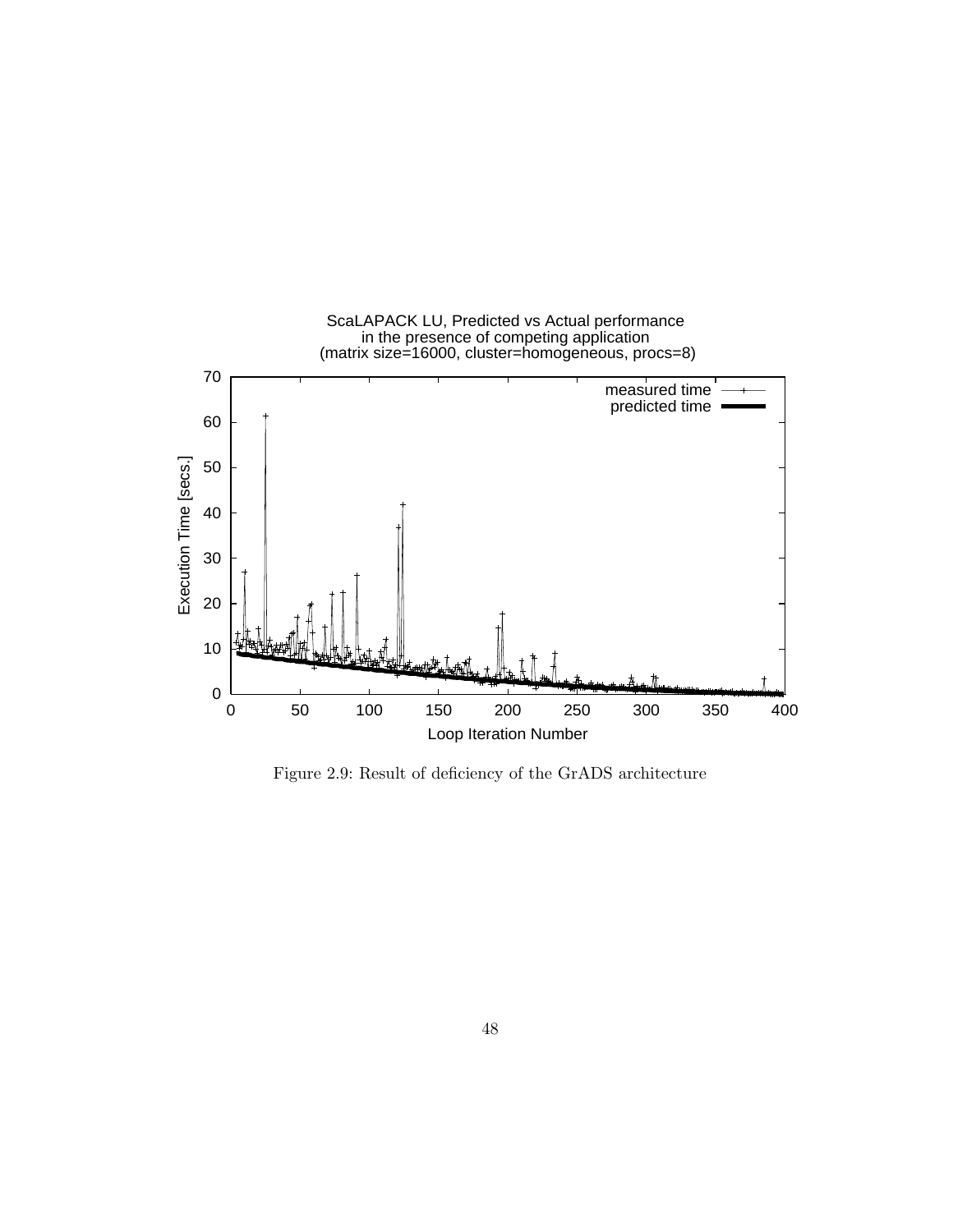ScaLAPACK LU, Predicted vs Actual performance
in the presence of competing application
(matrix size=16000, cluster=homogeneous, procs=8)

Execution Time [secs.]

Loop Iteration Number

measured time
predicted time

0
10
20
30
40
50
60
70

0
50
100
150
200
250
300
350
400

Figure 2.9: Result of deficiency of the GrADS architecture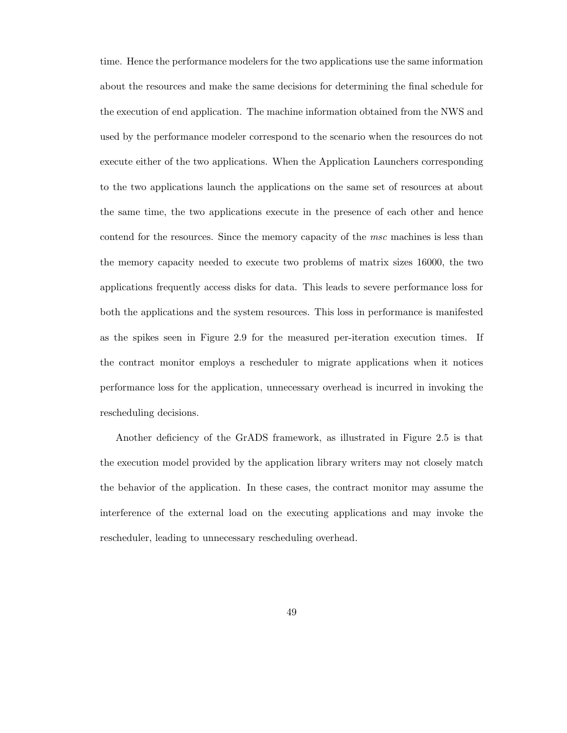time. Hence the performance modelers for the two applications use the same information about the resources and make the same decisions for determining the final schedule for the execution of end application. The machine information obtained from the NWS and used by the performance modeler correspond to the scenario when the resources do not execute either of the two applications. When the Application Launchers corresponding to the two applications launch the applications on the same set of resources at about the same time, the two applications execute in the presence of each other and hence contend for the resources. Since the memory capacity of the *msc* machines is less than the memory capacity needed to execute two problems of matrix sizes 16000, the two applications frequently access disks for data. This leads to severe performance loss for both the applications and the system resources. This loss in performance is manifested as the spikes seen in Figure 2.9 for the measured per-iteration execution times. If the contract monitor employs a rescheduler to migrate applications when it notices performance loss for the application, unnecessary overhead is incurred in invoking the rescheduling decisions.

Another deficiency of the GrADS framework, as illustrated in Figure 2.5 is that the execution model provided by the application library writers may not closely match the behavior of the application. In these cases, the contract monitor may assume the interference of the external load on the executing applications and may invoke the rescheduler, leading to unnecessary rescheduling overhead.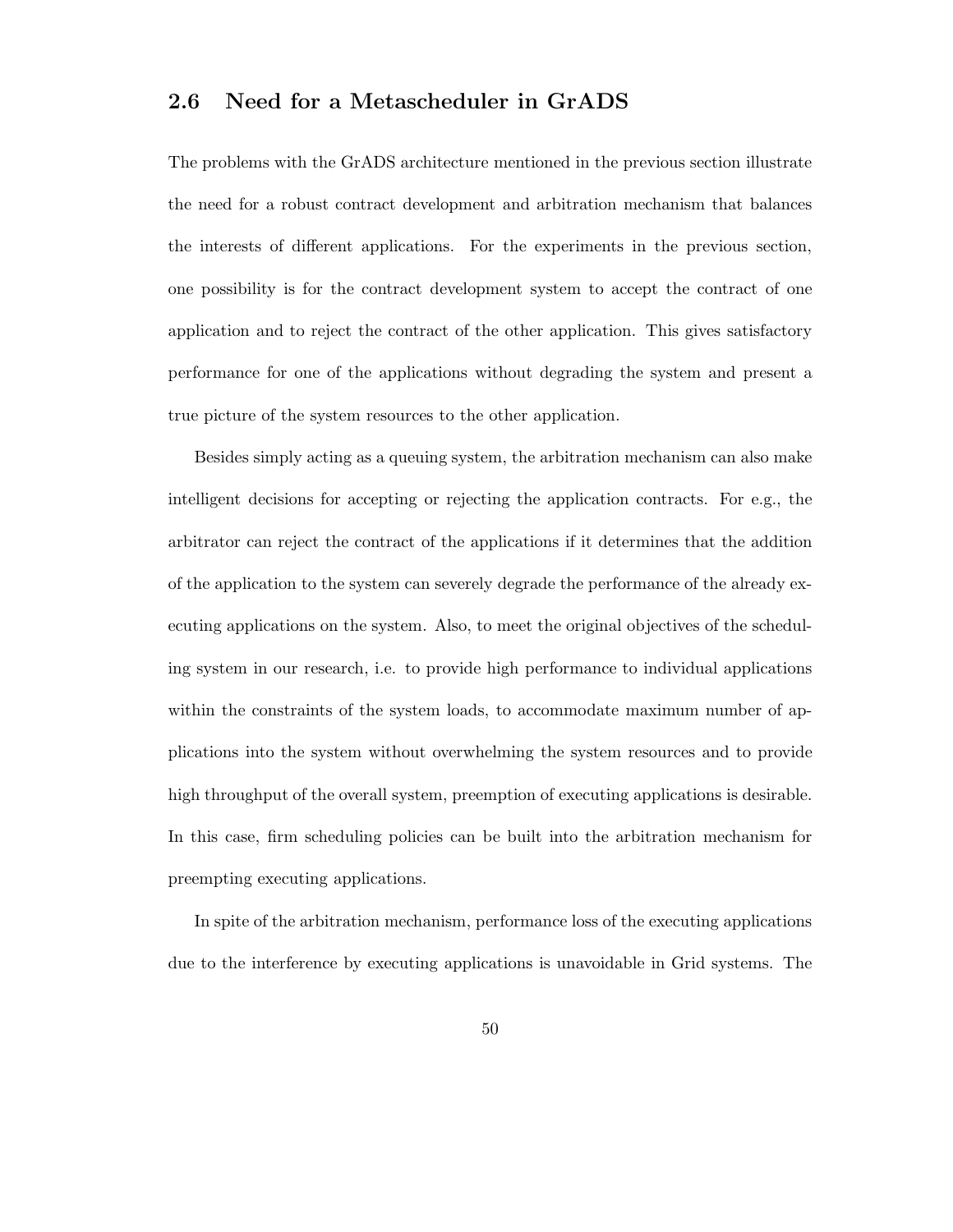## 2.6 Need for a Metascheduler in GrADS

The problems with the GrADS architecture mentioned in the previous section illustrate the need for a robust contract development and arbitration mechanism that balances the interests of different applications. For the experiments in the previous section, one possibility is for the contract development system to accept the contract of one application and to reject the contract of the other application. This gives satisfactory performance for one of the applications without degrading the system and present a true picture of the system resources to the other application.

Besides simply acting as a queuing system, the arbitration mechanism can also make intelligent decisions for accepting or rejecting the application contracts. For e.g., the arbitrator can reject the contract of the applications if it determines that the addition of the application to the system can severely degrade the performance of the already executing applications on the system. Also, to meet the original objectives of the scheduling system in our research, i.e. to provide high performance to individual applications within the constraints of the system loads, to accommodate maximum number of applications into the system without overwhelming the system resources and to provide high throughput of the overall system, preemption of executing applications is desirable. In this case, firm scheduling policies can be built into the arbitration mechanism for preempting executing applications.

In spite of the arbitration mechanism, performance loss of the executing applications due to the interference by executing applications is unavoidable in Grid systems. The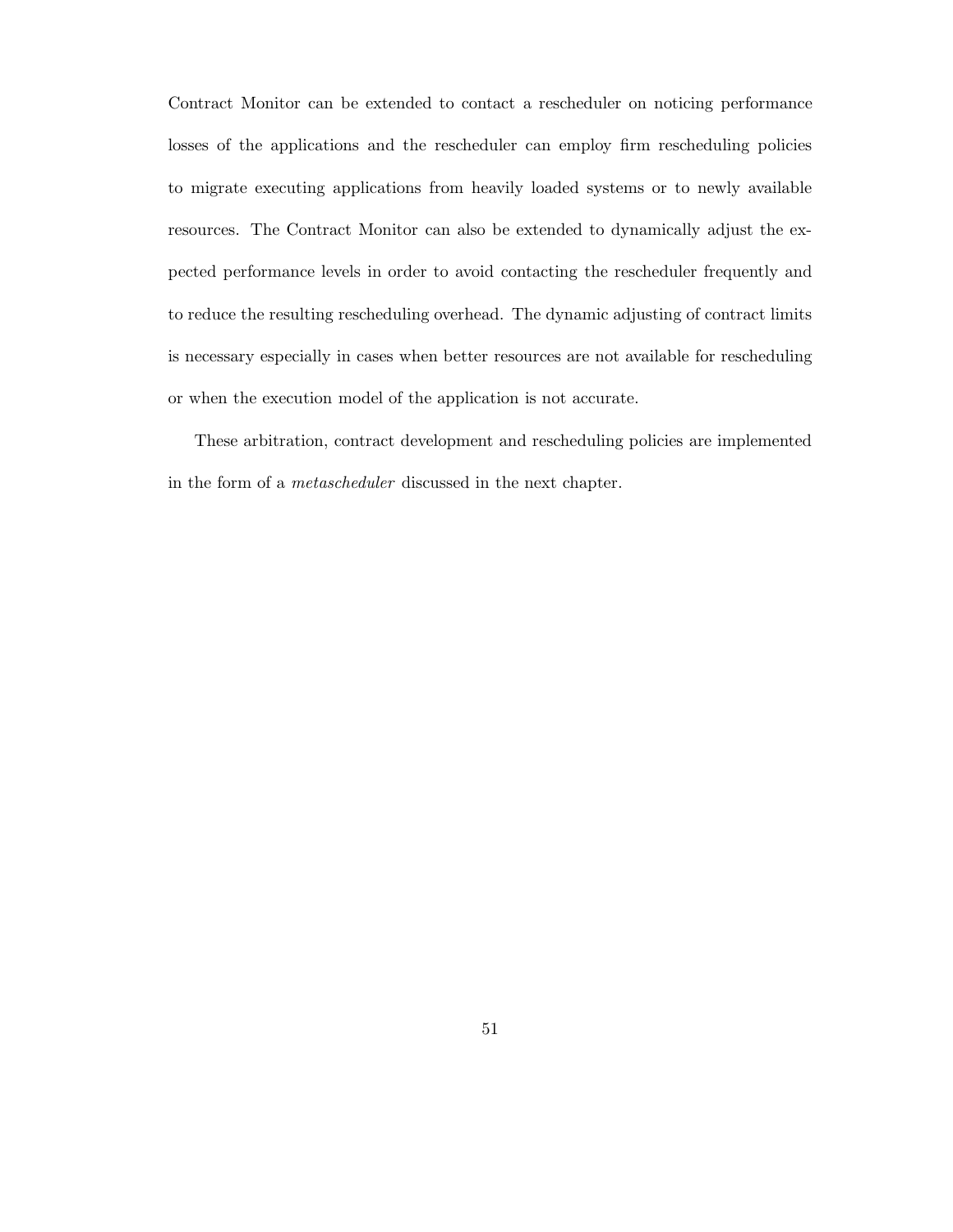Contract Monitor can be extended to contact a rescheduler on noticing performance losses of the applications and the rescheduler can employ firm rescheduling policies to migrate executing applications from heavily loaded systems or to newly available resources. The Contract Monitor can also be extended to dynamically adjust the expected performance levels in order to avoid contacting the rescheduler frequently and to reduce the resulting rescheduling overhead. The dynamic adjusting of contract limits is necessary especially in cases when better resources are not available for rescheduling or when the execution model of the application is not accurate.

These arbitration, contract development and rescheduling policies are implemented in the form of a *metascheduler* discussed in the next chapter.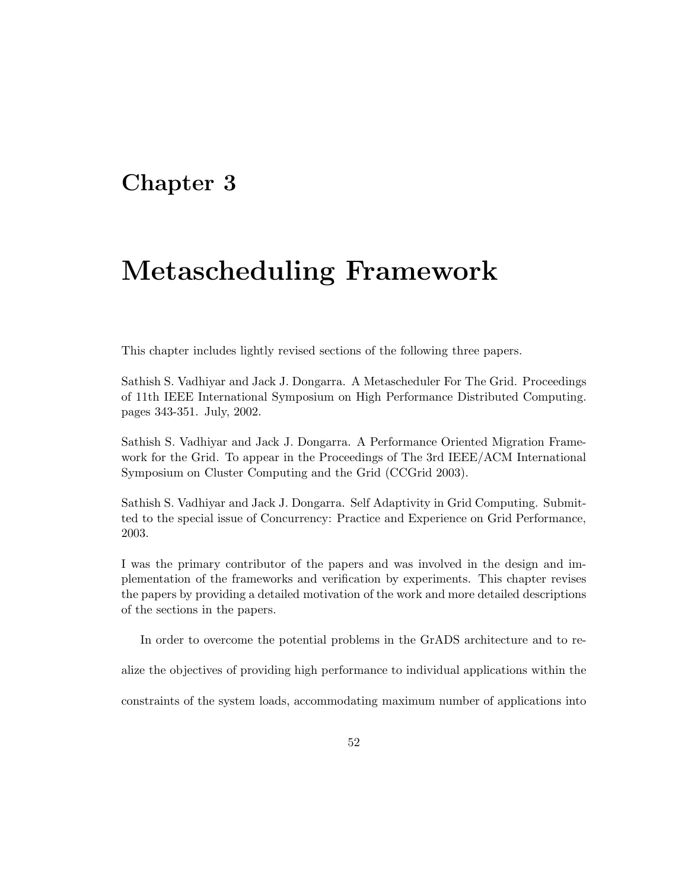# Chapter 3

# Metascheduling Framework

This chapter includes lightly revised sections of the following three papers.

Sathish S. Vadhiyar and Jack J. Dongarra. A Metascheduler For The Grid. Proceedings of 11th IEEE International Symposium on High Performance Distributed Computing. pages 343-351. July, 2002.

Sathish S. Vadhiyar and Jack J. Dongarra. A Performance Oriented Migration Framework for the Grid. To appear in the Proceedings of The 3rd IEEE/ACM International Symposium on Cluster Computing and the Grid (CCGrid 2003).

Sathish S. Vadhiyar and Jack J. Dongarra. Self Adaptivity in Grid Computing. Submitted to the special issue of Concurrency: Practice and Experience on Grid Performance, 2003.

I was the primary contributor of the papers and was involved in the design and implementation of the frameworks and verification by experiments. This chapter revises the papers by providing a detailed motivation of the work and more detailed descriptions of the sections in the papers.

In order to overcome the potential problems in the GrADS architecture and to realize the objectives of providing high performance to individual applications within the constraints of the system loads, accommodating maximum number of applications into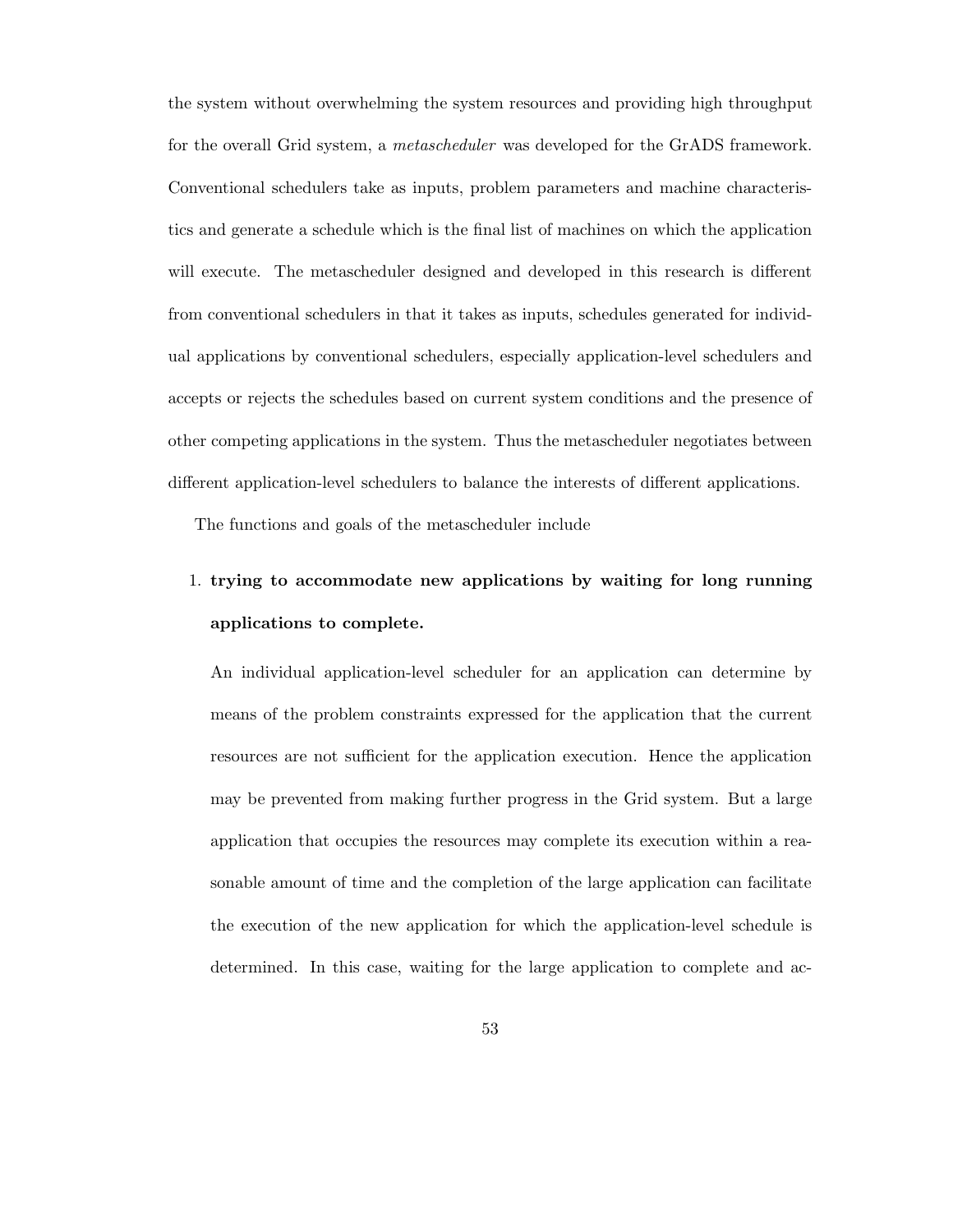the system without overwhelming the system resources and providing high throughput for the overall Grid system, a *metascheduler* was developed for the GrADS framework. Conventional schedulers take as inputs, problem parameters and machine characteristics and generate a schedule which is the final list of machines on which the application will execute. The metascheduler designed and developed in this research is different from conventional schedulers in that it takes as inputs, schedules generated for individual applications by conventional schedulers, especially application-level schedulers and accepts or rejects the schedules based on current system conditions and the presence of other competing applications in the system. Thus the metascheduler negotiates between different application-level schedulers to balance the interests of different applications.

The functions and goals of the metascheduler include

1. **trying to accommodate new applications by waiting for long running applications to complete.**

   An individual application-level scheduler for an application can determine by means of the problem constraints expressed for the application that the current resources are not sufficient for the application execution. Hence the application may be prevented from making further progress in the Grid system. But a large application that occupies the resources may complete its execution within a reasonable amount of time and the completion of the large application can facilitate the execution of the new application for which the application-level schedule is determined. In this case, waiting for the large application to complete and ac-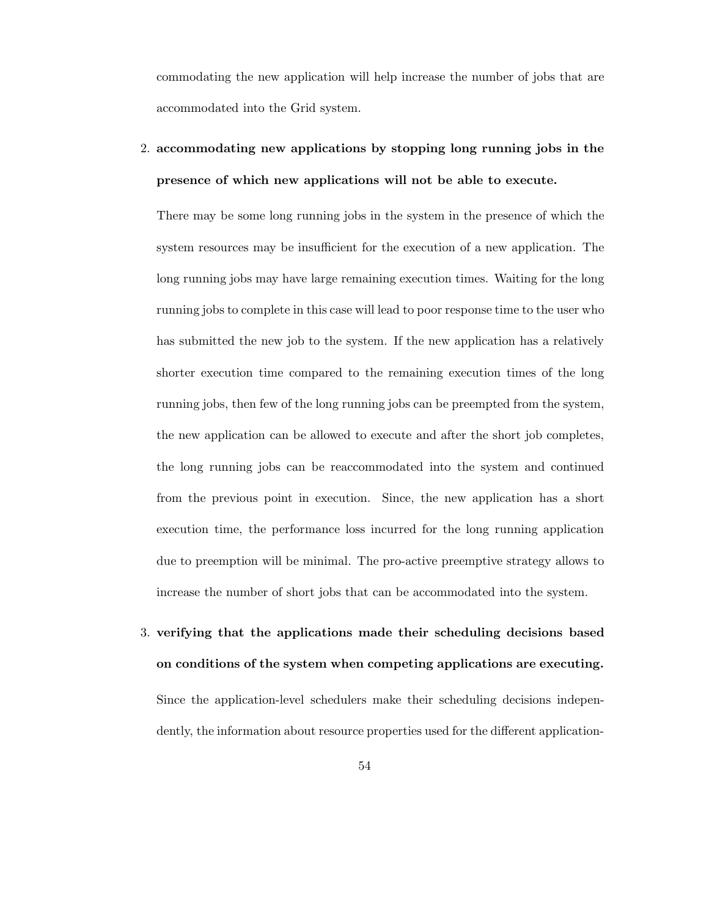commodating the new application will help increase the number of jobs that are accommodated into the Grid system.

2. **accommodating new applications by stopping long running jobs in the presence of which new applications will not be able to execute.**

   There may be some long running jobs in the system in the presence of which the system resources may be insufficient for the execution of a new application. The long running jobs may have large remaining execution times. Waiting for the long running jobs to complete in this case will lead to poor response time to the user who has submitted the new job to the system. If the new application has a relatively shorter execution time compared to the remaining execution times of the long running jobs, then few of the long running jobs can be preempted from the system, the new application can be allowed to execute and after the short job completes, the long running jobs can be reaccommodated into the system and continued from the previous point in execution. Since, the new application has a short execution time, the performance loss incurred for the long running application due to preemption will be minimal. The pro-active preemptive strategy allows to increase the number of short jobs that can be accommodated into the system.

3. **verifying that the applications made their scheduling decisions based on conditions of the system when competing applications are executing.**

   Since the application-level schedulers make their scheduling decisions independently, the information about resource properties used for the different application-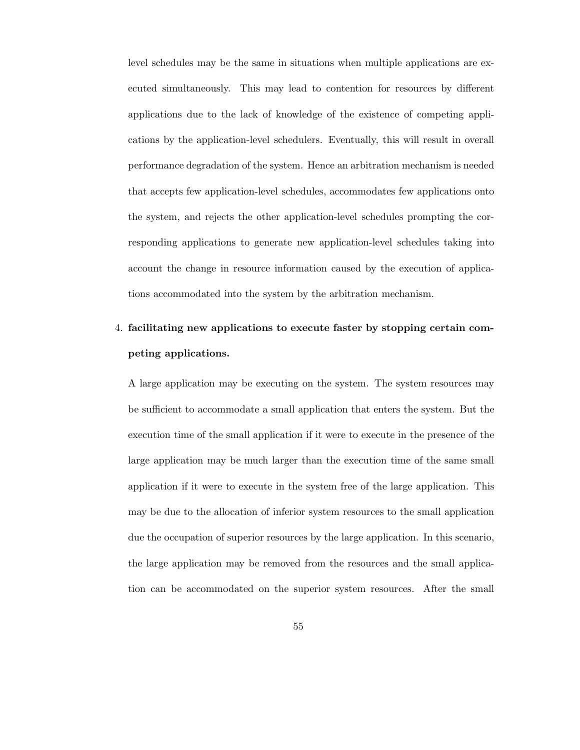level schedules may be the same in situations when multiple applications are executed simultaneously. This may lead to contention for resources by different applications due to the lack of knowledge of the existence of competing applications by the application-level schedulers. Eventually, this will result in overall performance degradation of the system. Hence an arbitration mechanism is needed that accepts few application-level schedules, accommodates few applications onto the system, and rejects the other application-level schedules prompting the corresponding applications to generate new application-level schedules taking into account the change in resource information caused by the execution of applications accommodated into the system by the arbitration mechanism.

4. **facilitating new applications to execute faster by stopping certain competing applications.**

   A large application may be executing on the system. The system resources may be sufficient to accommodate a small application that enters the system. But the execution time of the small application if it were to execute in the presence of the large application may be much larger than the execution time of the same small application if it were to execute in the system free of the large application. This may be due to the allocation of inferior system resources to the small application due the occupation of superior resources by the large application. In this scenario, the large application may be removed from the resources and the small application can be accommodated on the superior system resources. After the small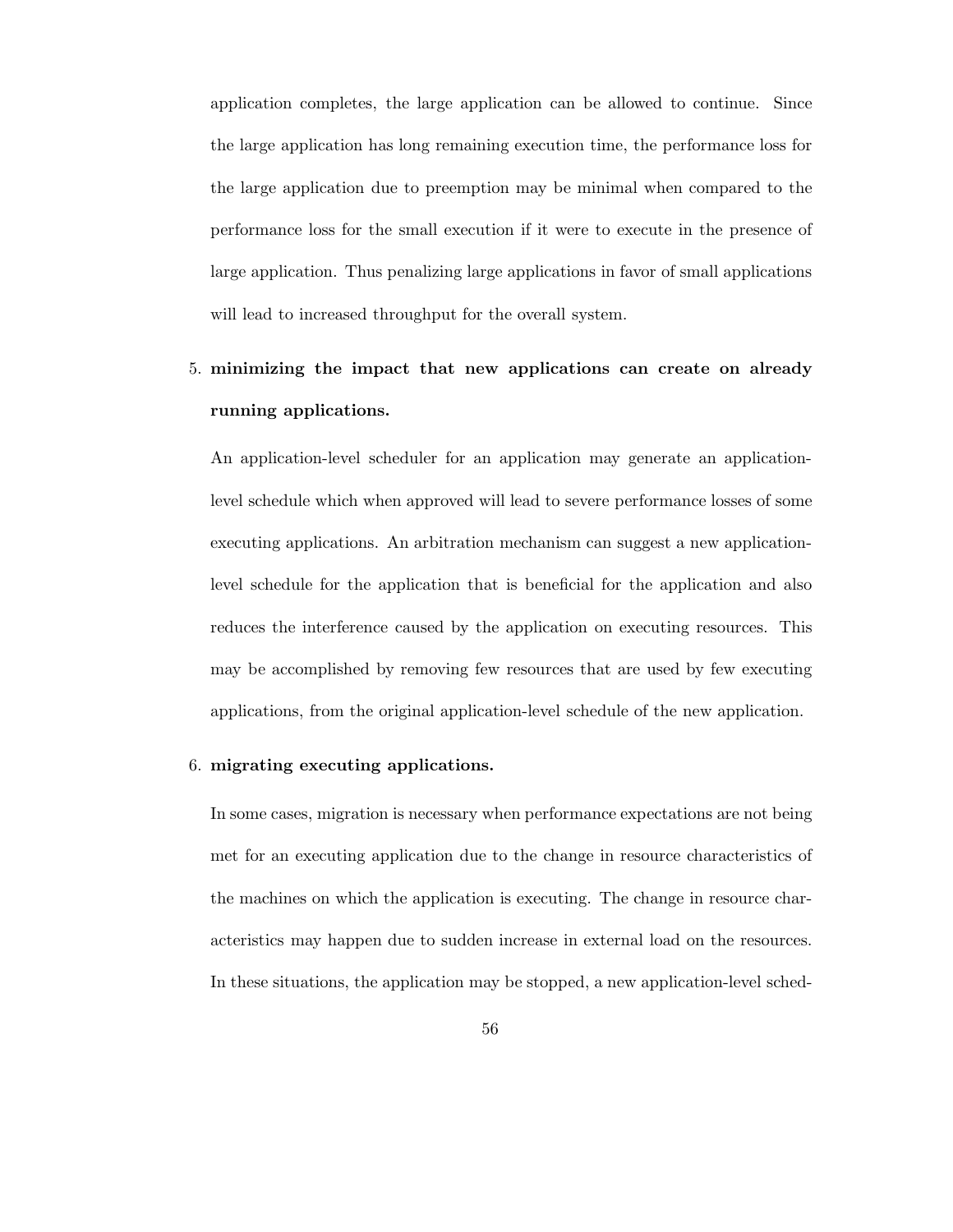application completes, the large application can be allowed to continue. Since the large application has long remaining execution time, the performance loss for the large application due to preemption may be minimal when compared to the performance loss for the small execution if it were to execute in the presence of large application. Thus penalizing large applications in favor of small applications will lead to increased throughput for the overall system.

5. **minimizing the impact that new applications can create on already running applications.**

   An application-level scheduler for an application may generate an application-level schedule which when approved will lead to severe performance losses of some executing applications. An arbitration mechanism can suggest a new application-level schedule for the application that is beneficial for the application and also reduces the interference caused by the application on executing resources. This may be accomplished by removing few resources that are used by few executing applications, from the original application-level schedule of the new application.

6. **migrating executing applications.**

   In some cases, migration is necessary when performance expectations are not being met for an executing application due to the change in resource characteristics of the machines on which the application is executing. The change in resource characteristics may happen due to sudden increase in external load on the resources. In these situations, the application may be stopped, a new application-level sched-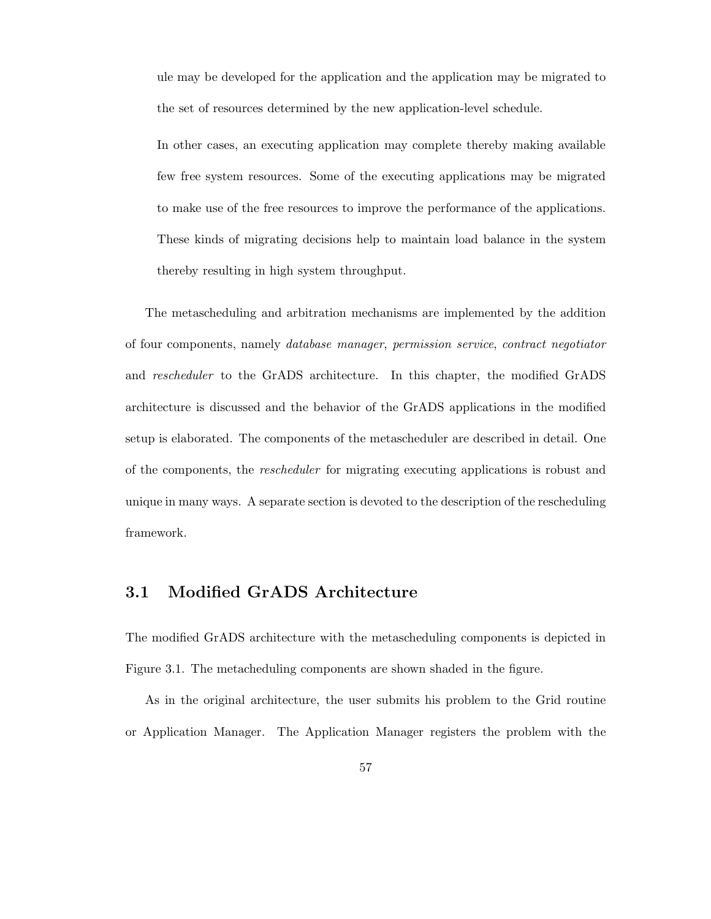ule may be developed for the application and the application may be migrated to the set of resources determined by the new application-level schedule.

In other cases, an executing application may complete thereby making available few free system resources. Some of the executing applications may be migrated to make use of the free resources to improve the performance of the applications. These kinds of migrating decisions help to maintain load balance in the system thereby resulting in high system throughput.

The metascheduling and arbitration mechanisms are implemented by the addition of four components, namely *database manager*, *permission service*, *contract negotiator* and *rescheduler* to the GrADS architecture. In this chapter, the modified GrADS architecture is discussed and the behavior of the GrADS applications in the modified setup is elaborated. The components of the metascheduler are described in detail. One of the components, the *rescheduler* for migrating executing applications is robust and unique in many ways. A separate section is devoted to the description of the rescheduling framework.

## 3.1 Modified GrADS Architecture

The modified GrADS architecture with the metascheduling components is depicted in Figure 3.1. The metacheduling components are shown shaded in the figure.

As in the original architecture, the user submits his problem to the Grid routine or Application Manager. The Application Manager registers the problem with the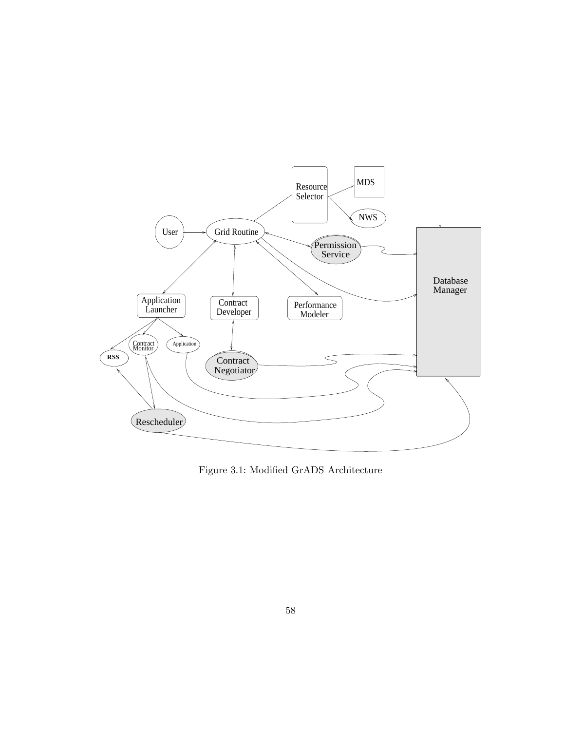Figure 3.1: Modified GrADS Architecture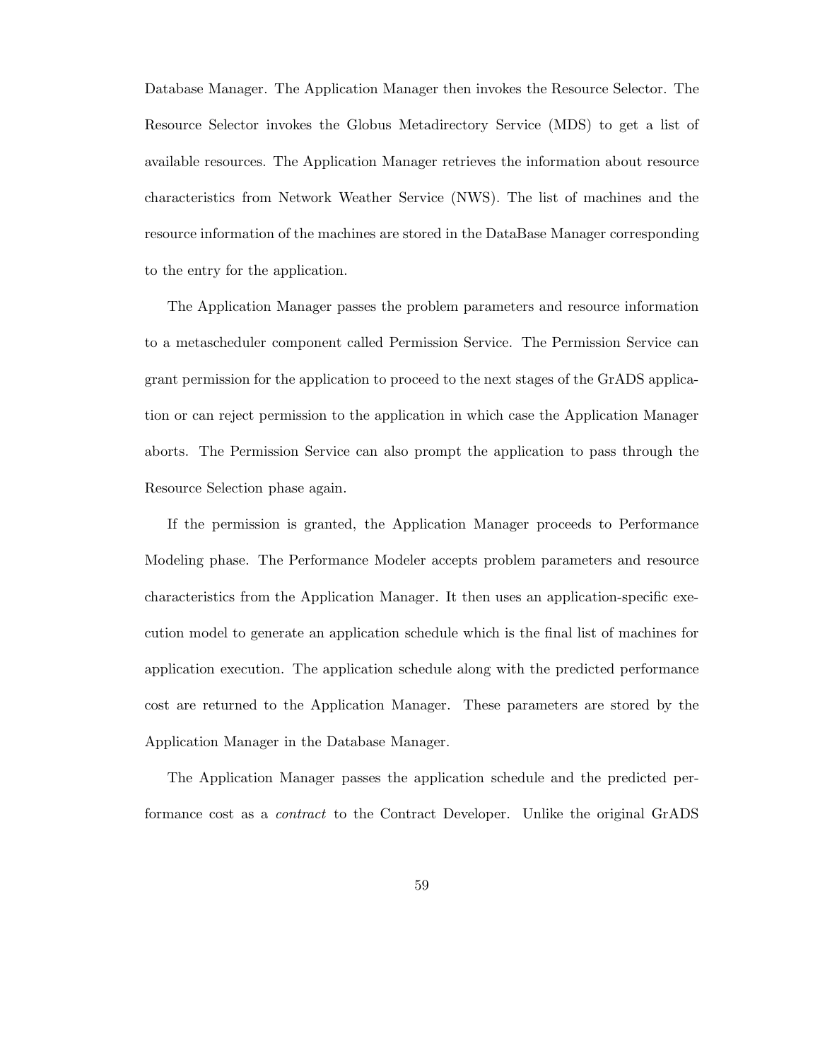Database Manager. The Application Manager then invokes the Resource Selector. The Resource Selector invokes the Globus Metadirectory Service (MDS) to get a list of available resources. The Application Manager retrieves the information about resource characteristics from Network Weather Service (NWS). The list of machines and the resource information of the machines are stored in the DataBase Manager corresponding to the entry for the application.

The Application Manager passes the problem parameters and resource information to a metascheduler component called Permission Service. The Permission Service can grant permission for the application to proceed to the next stages of the GrADS application or can reject permission to the application in which case the Application Manager aborts. The Permission Service can also prompt the application to pass through the Resource Selection phase again.

If the permission is granted, the Application Manager proceeds to Performance Modeling phase. The Performance Modeler accepts problem parameters and resource characteristics from the Application Manager. It then uses an application-specific execution model to generate an application schedule which is the final list of machines for application execution. The application schedule along with the predicted performance cost are returned to the Application Manager. These parameters are stored by the Application Manager in the Database Manager.

The Application Manager passes the application schedule and the predicted performance cost as a *contract* to the Contract Developer. Unlike the original GrADS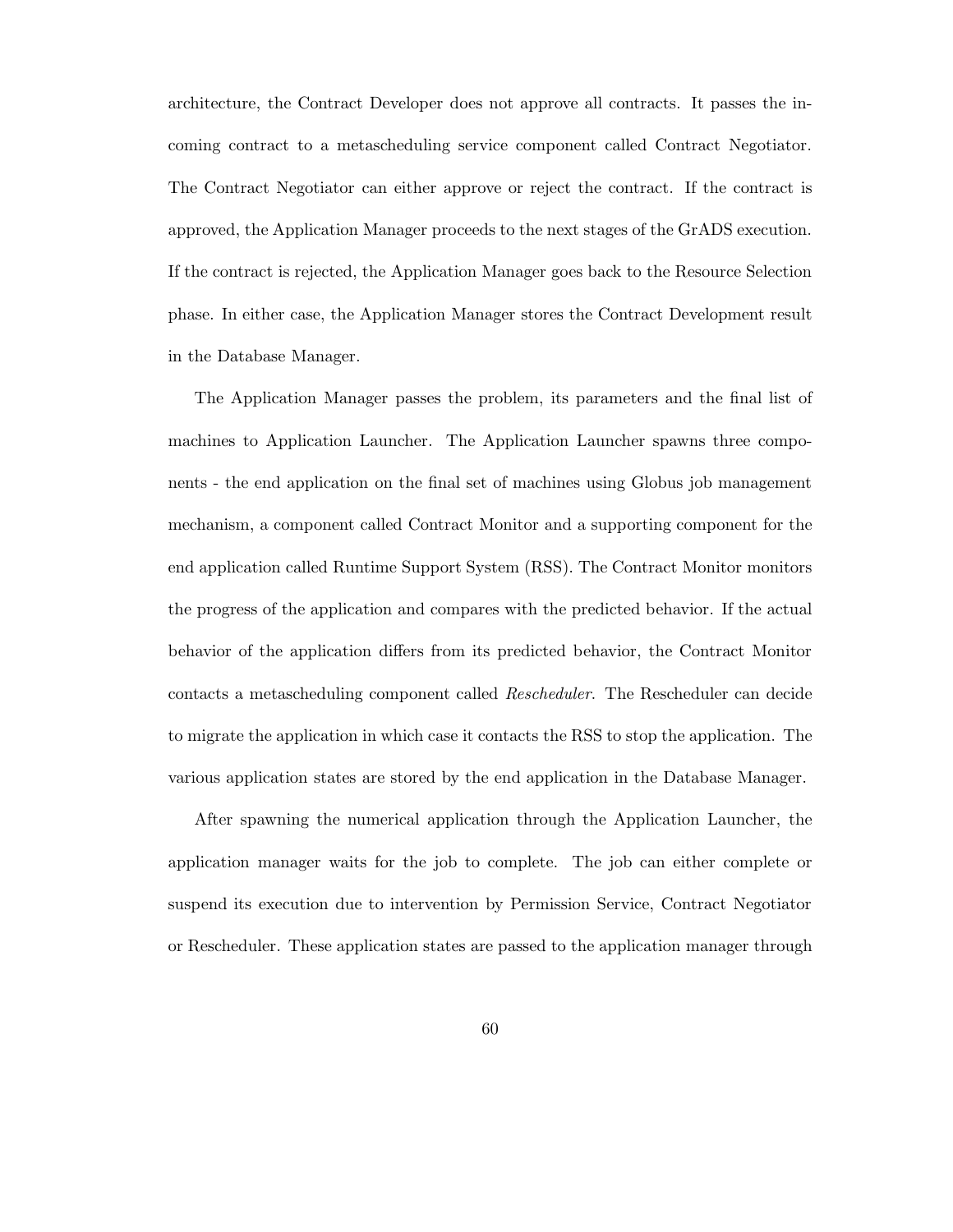architecture, the Contract Developer does not approve all contracts. It passes the incoming contract to a metascheduling service component called Contract Negotiator. The Contract Negotiator can either approve or reject the contract. If the contract is approved, the Application Manager proceeds to the next stages of the GrADS execution. If the contract is rejected, the Application Manager goes back to the Resource Selection phase. In either case, the Application Manager stores the Contract Development result in the Database Manager.

The Application Manager passes the problem, its parameters and the final list of machines to Application Launcher. The Application Launcher spawns three components - the end application on the final set of machines using Globus job management mechanism, a component called Contract Monitor and a supporting component for the end application called Runtime Support System (RSS). The Contract Monitor monitors the progress of the application and compares with the predicted behavior. If the actual behavior of the application differs from its predicted behavior, the Contract Monitor contacts a metascheduling component called *Rescheduler*. The Rescheduler can decide to migrate the application in which case it contacts the RSS to stop the application. The various application states are stored by the end application in the Database Manager.

After spawning the numerical application through the Application Launcher, the application manager waits for the job to complete. The job can either complete or suspend its execution due to intervention by Permission Service, Contract Negotiator or Rescheduler. These application states are passed to the application manager through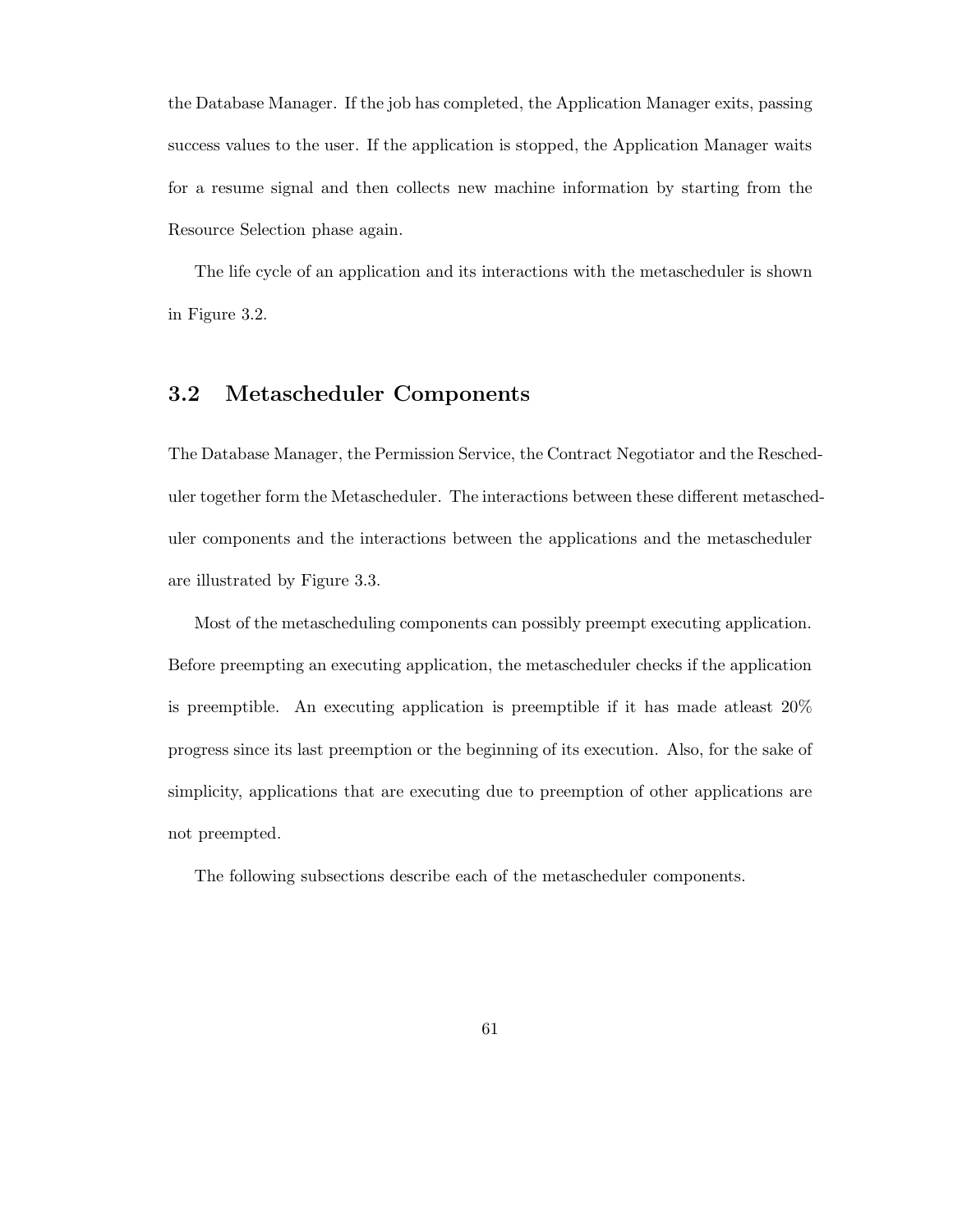the Database Manager. If the job has completed, the Application Manager exits, passing success values to the user. If the application is stopped, the Application Manager waits for a resume signal and then collects new machine information by starting from the Resource Selection phase again.

The life cycle of an application and its interactions with the metascheduler is shown in Figure 3.2.

## 3.2 Metascheduler Components

The Database Manager, the Permission Service, the Contract Negotiator and the Rescheduler together form the Metascheduler. The interactions between these different metascheduler components and the interactions between the applications and the metascheduler are illustrated by Figure 3.3.

Most of the metascheduling components can possibly preempt executing application. Before preempting an executing application, the metascheduler checks if the application is preemptible. An executing application is preemptible if it has made atleast 20% progress since its last preemption or the beginning of its execution. Also, for the sake of simplicity, applications that are executing due to preemption of other applications are not preempted.

The following subsections describe each of the metascheduler components.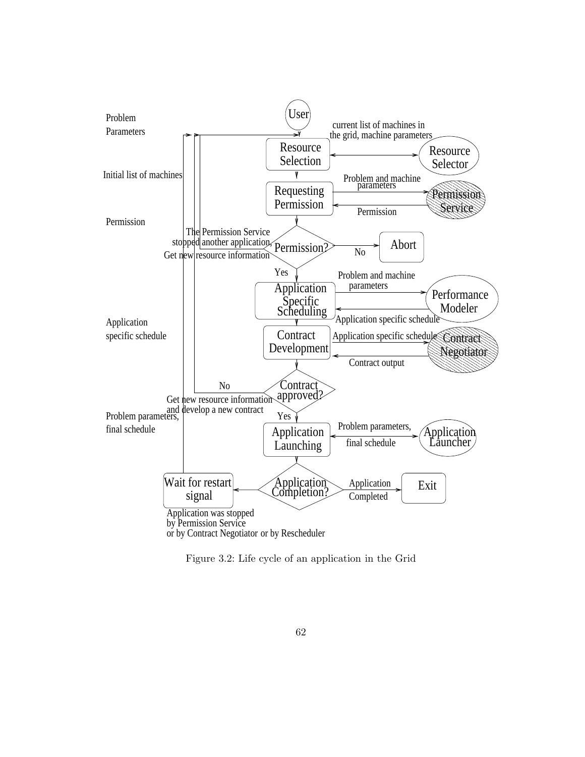User

Problem Parameters

current list of machines in the grid, machine parameters

Resource Selection ⟷ Resource Selector

Initial list of machines

Requesting Permission — Problem and machine parameters → Permission Service

Permission Service — Permission → Requesting Permission

Permission

Permission? — No → Abort

The Permission Service stopped another application, Get new resource information

Yes

Application Specific Scheduling — Problem and machine parameters → Performance Modeler

Performance Modeler — Application specific schedule → Application Specific Scheduling

Application specific schedule

Contract Development — Application specific schedule → Contract Negotiator

Contract Negotiator — Contract output → Contract Development

Contract approved? — No: Get new resource information and develop a new contract

Yes

Problem parameters, final schedule

Application Launching ⟷ Application Launcher (Problem parameters, final schedule)

Application Completion? — Application Completed → Exit

Wait for restart signal

Application was stopped by Permission Service or by Contract Negotiator or by Rescheduler

Figure 3.2: Life cycle of an application in the Grid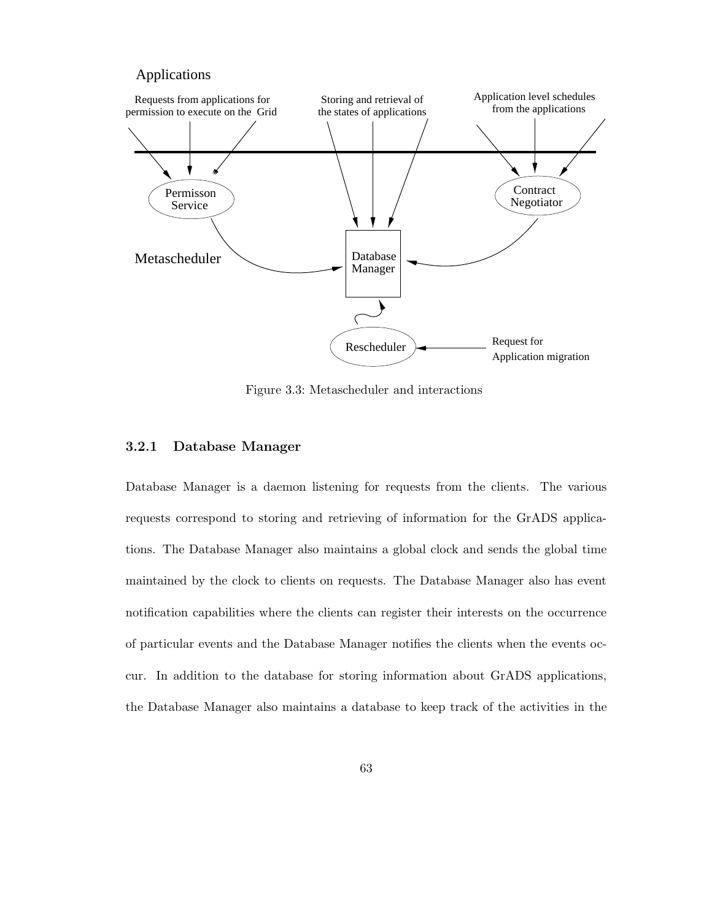Applications

Requests from applications for permission to execute on the Grid

Storing and retrieval of the states of applications

Application level schedules from the applications

Permisson Service

Contract Negotiator

Metascheduler

Database Manager

Rescheduler

Request for Application migration

Figure 3.3: Metascheduler and interactions

### 3.2.1 Database Manager

Database Manager is a daemon listening for requests from the clients. The various requests correspond to storing and retrieving of information for the GrADS applications. The Database Manager also maintains a global clock and sends the global time maintained by the clock to clients on requests. The Database Manager also has event notification capabilities where the clients can register their interests on the occurrence of particular events and the Database Manager notifies the clients when the events occur. In addition to the database for storing information about GrADS applications, the Database Manager also maintains a database to keep track of the activities in the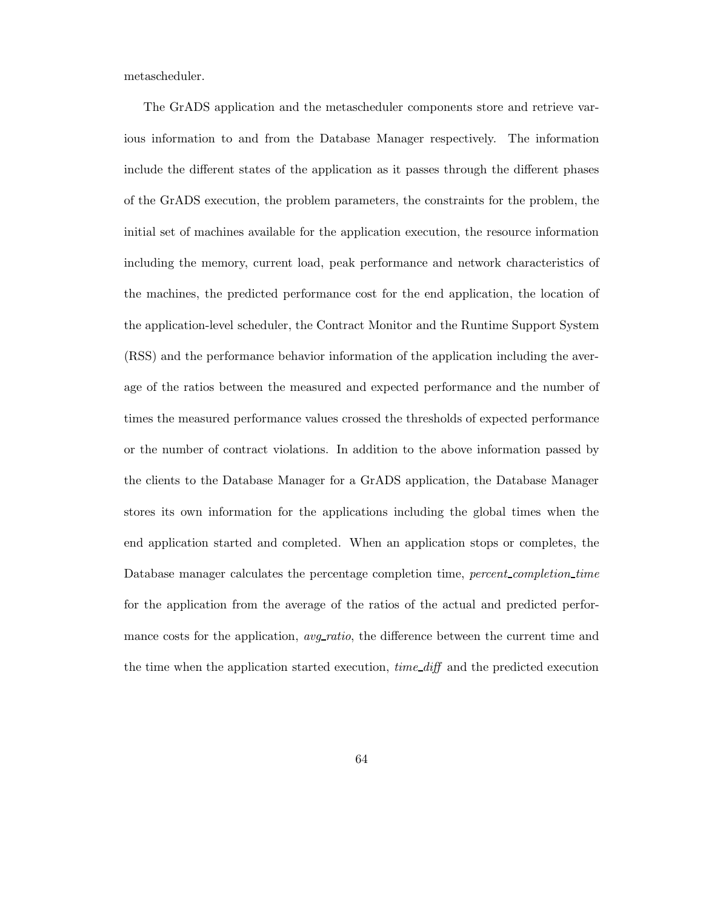metascheduler.

The GrADS application and the metascheduler components store and retrieve various information to and from the Database Manager respectively. The information include the different states of the application as it passes through the different phases of the GrADS execution, the problem parameters, the constraints for the problem, the initial set of machines available for the application execution, the resource information including the memory, current load, peak performance and network characteristics of the machines, the predicted performance cost for the end application, the location of the application-level scheduler, the Contract Monitor and the Runtime Support System (RSS) and the performance behavior information of the application including the average of the ratios between the measured and expected performance and the number of times the measured performance values crossed the thresholds of expected performance or the number of contract violations. In addition to the above information passed by the clients to the Database Manager for a GrADS application, the Database Manager stores its own information for the applications including the global times when the end application started and completed. When an application stops or completes, the Database manager calculates the percentage completion time, *percent_completion_time* for the application from the average of the ratios of the actual and predicted performance costs for the application, *avg_ratio*, the difference between the current time and the time when the application started execution, *time_diff* and the predicted execution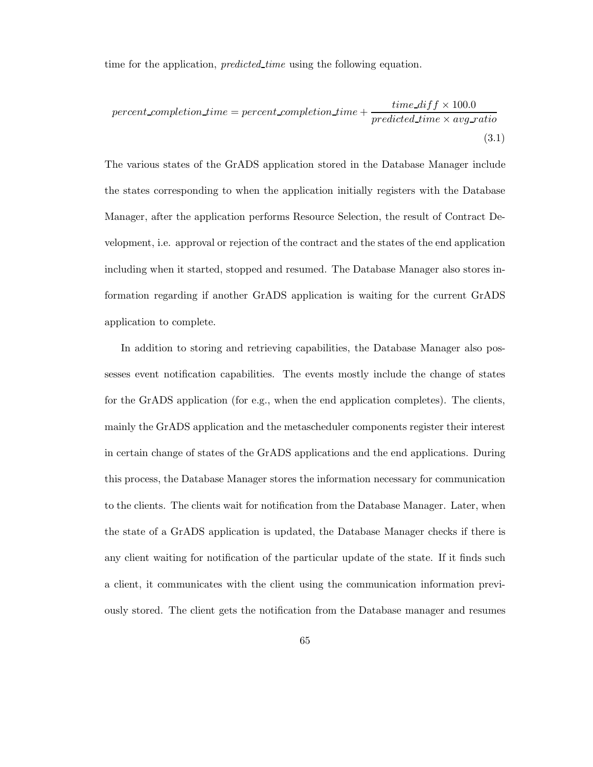time for the application, *predicted_time* using the following equation.

$$percent\_completion\_time = percent\_completion\_time + \frac{time\_diff \times 100.0}{predicted\_time \times avg\_ratio} \tag{3.1}$$

The various states of the GrADS application stored in the Database Manager include the states corresponding to when the application initially registers with the Database Manager, after the application performs Resource Selection, the result of Contract Development, i.e. approval or rejection of the contract and the states of the end application including when it started, stopped and resumed. The Database Manager also stores information regarding if another GrADS application is waiting for the current GrADS application to complete.

In addition to storing and retrieving capabilities, the Database Manager also possesses event notification capabilities. The events mostly include the change of states for the GrADS application (for e.g., when the end application completes). The clients, mainly the GrADS application and the metascheduler components register their interest in certain change of states of the GrADS applications and the end applications. During this process, the Database Manager stores the information necessary for communication to the clients. The clients wait for notification from the Database Manager. Later, when the state of a GrADS application is updated, the Database Manager checks if there is any client waiting for notification of the particular update of the state. If it finds such a client, it communicates with the client using the communication information previously stored. The client gets the notification from the Database manager and resumes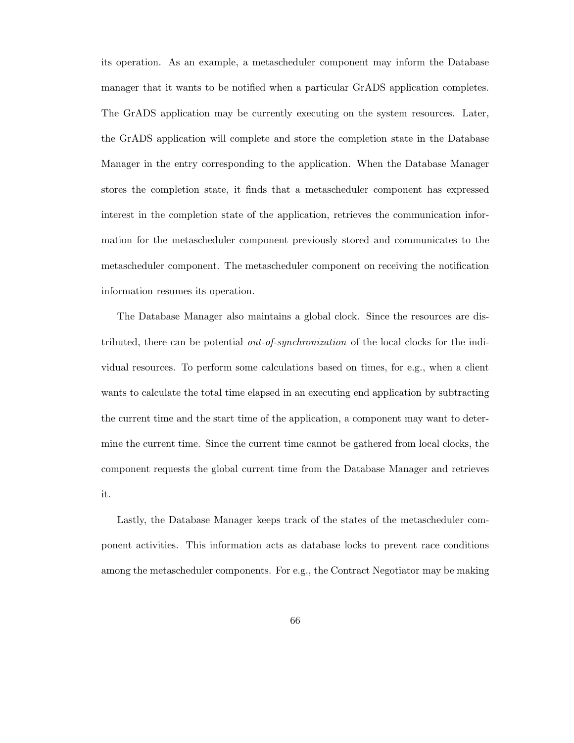its operation. As an example, a metascheduler component may inform the Database manager that it wants to be notified when a particular GrADS application completes. The GrADS application may be currently executing on the system resources. Later, the GrADS application will complete and store the completion state in the Database Manager in the entry corresponding to the application. When the Database Manager stores the completion state, it finds that a metascheduler component has expressed interest in the completion state of the application, retrieves the communication information for the metascheduler component previously stored and communicates to the metascheduler component. The metascheduler component on receiving the notification information resumes its operation.

The Database Manager also maintains a global clock. Since the resources are distributed, there can be potential *out-of-synchronization* of the local clocks for the individual resources. To perform some calculations based on times, for e.g., when a client wants to calculate the total time elapsed in an executing end application by subtracting the current time and the start time of the application, a component may want to determine the current time. Since the current time cannot be gathered from local clocks, the component requests the global current time from the Database Manager and retrieves it.

Lastly, the Database Manager keeps track of the states of the metascheduler component activities. This information acts as database locks to prevent race conditions among the metascheduler components. For e.g., the Contract Negotiator may be making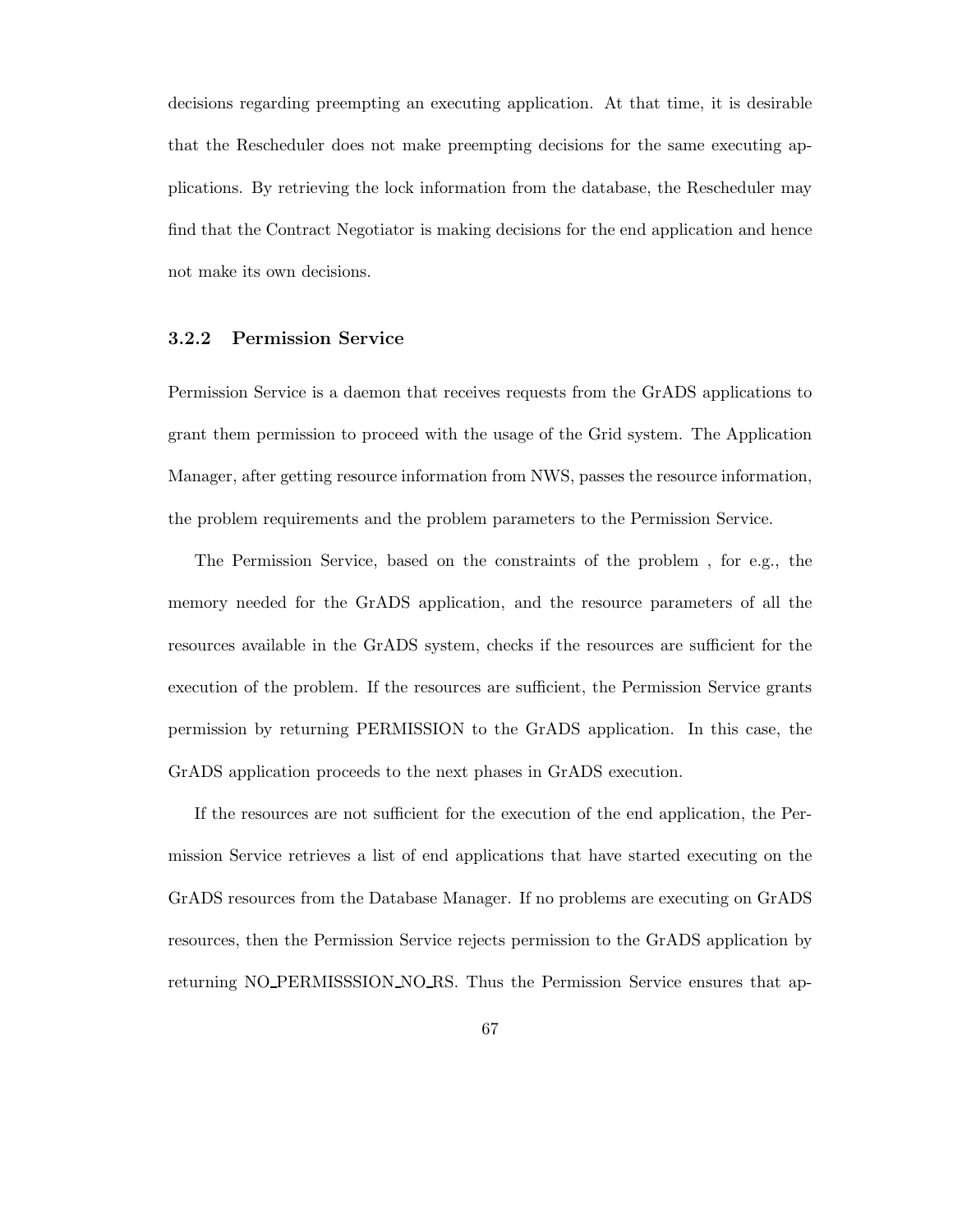decisions regarding preempting an executing application. At that time, it is desirable that the Rescheduler does not make preempting decisions for the same executing applications. By retrieving the lock information from the database, the Rescheduler may find that the Contract Negotiator is making decisions for the end application and hence not make its own decisions.

### 3.2.2 Permission Service

Permission Service is a daemon that receives requests from the GrADS applications to grant them permission to proceed with the usage of the Grid system. The Application Manager, after getting resource information from NWS, passes the resource information, the problem requirements and the problem parameters to the Permission Service.

The Permission Service, based on the constraints of the problem , for e.g., the memory needed for the GrADS application, and the resource parameters of all the resources available in the GrADS system, checks if the resources are sufficient for the execution of the problem. If the resources are sufficient, the Permission Service grants permission by returning PERMISSION to the GrADS application. In this case, the GrADS application proceeds to the next phases in GrADS execution.

If the resources are not sufficient for the execution of the end application, the Permission Service retrieves a list of end applications that have started executing on the GrADS resources from the Database Manager. If no problems are executing on GrADS resources, then the Permission Service rejects permission to the GrADS application by returning NO_PERMISSSION_NO_RS. Thus the Permission Service ensures that ap-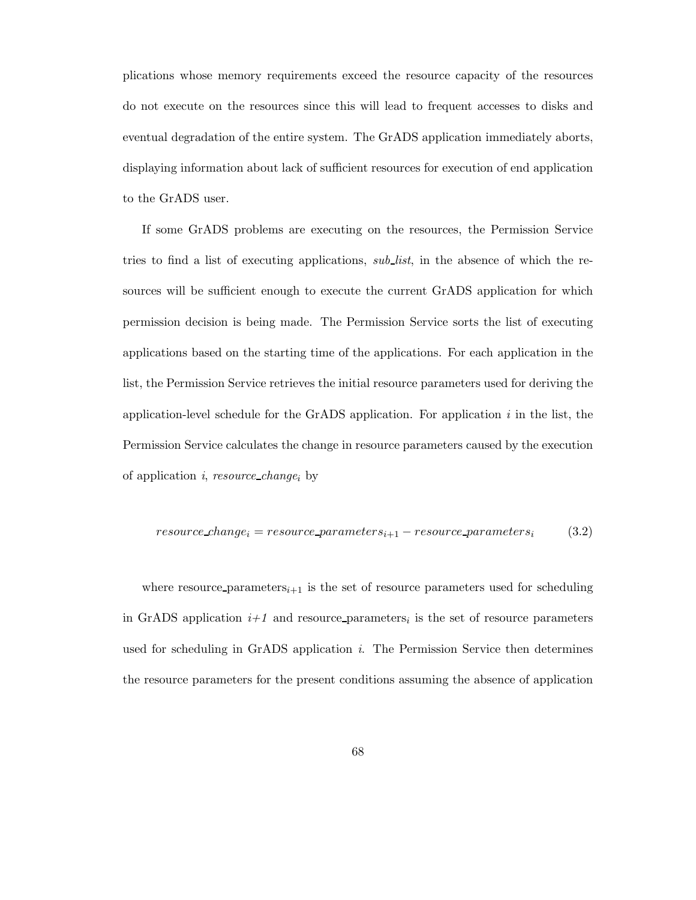plications whose memory requirements exceed the resource capacity of the resources do not execute on the resources since this will lead to frequent accesses to disks and eventual degradation of the entire system. The GrADS application immediately aborts, displaying information about lack of sufficient resources for execution of end application to the GrADS user.

If some GrADS problems are executing on the resources, the Permission Service tries to find a list of executing applications, *sub_list*, in the absence of which the resources will be sufficient enough to execute the current GrADS application for which permission decision is being made. The Permission Service sorts the list of executing applications based on the starting time of the applications. For each application in the list, the Permission Service retrieves the initial resource parameters used for deriving the application-level schedule for the GrADS application. For application $i$ in the list, the Permission Service calculates the change in resource parameters caused by the execution of application $i$, $resource\_change_i$ by

$$resource\_change_i = resource\_parameters_{i+1} - resource\_parameters_i \tag{3.2}$$

where $\text{resource\_parameters}_{i+1}$ is the set of resource parameters used for scheduling in GrADS application $i+1$ and $\text{resource\_parameters}_i$ is the set of resource parameters used for scheduling in GrADS application $i$. The Permission Service then determines the resource parameters for the present conditions assuming the absence of application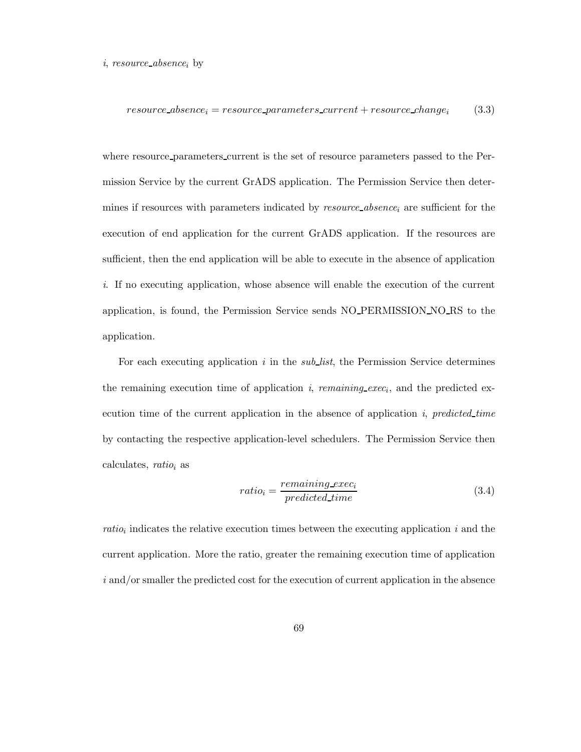$i$, *resource_absence*$_i$ by

$$resource\_absence_i = resource\_parameters\_current + resource\_change_i \tag{3.3}$$

where resource_parameters_current is the set of resource parameters passed to the Permission Service by the current GrADS application. The Permission Service then determines if resources with parameters indicated by *resource_absence*$_i$ are sufficient for the execution of end application for the current GrADS application. If the resources are sufficient, then the end application will be able to execute in the absence of application $i$. If no executing application, whose absence will enable the execution of the current application, is found, the Permission Service sends NO_PERMISSION_NO_RS to the application.

For each executing application $i$ in the *sub_list*, the Permission Service determines the remaining execution time of application $i$, *remaining_exec*$_i$, and the predicted execution time of the current application in the absence of application $i$, *predicted_time* by contacting the respective application-level schedulers. The Permission Service then calculates, *ratio*$_i$ as

$$ratio_i = \frac{remaining\_exec_i}{predicted\_time} \tag{3.4}$$

*ratio*$_i$ indicates the relative execution times between the executing application $i$ and the current application. More the ratio, greater the remaining execution time of application $i$ and/or smaller the predicted cost for the execution of current application in the absence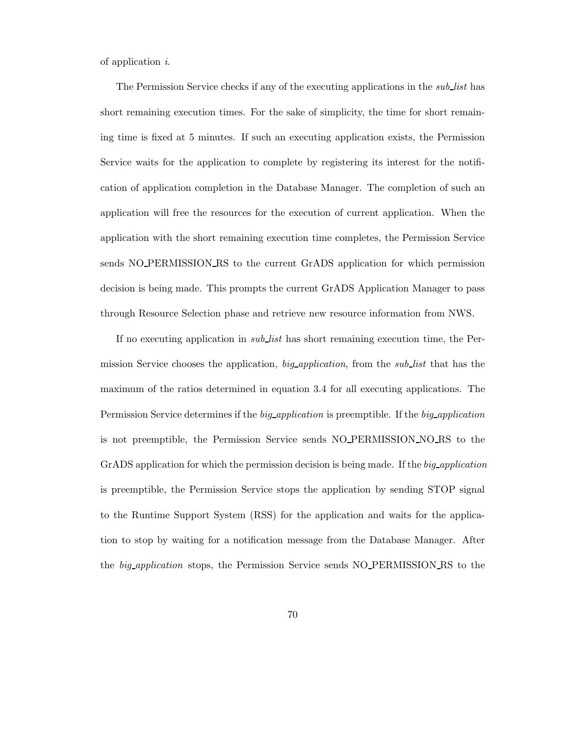of application *i*.

The Permission Service checks if any of the executing applications in the *sub_list* has short remaining execution times. For the sake of simplicity, the time for short remaining time is fixed at 5 minutes. If such an executing application exists, the Permission Service waits for the application to complete by registering its interest for the notification of application completion in the Database Manager. The completion of such an application will free the resources for the execution of current application. When the application with the short remaining execution time completes, the Permission Service sends NO_PERMISSION_RS to the current GrADS application for which permission decision is being made. This prompts the current GrADS Application Manager to pass through Resource Selection phase and retrieve new resource information from NWS.

If no executing application in *sub_list* has short remaining execution time, the Permission Service chooses the application, *big_application*, from the *sub_list* that has the maximum of the ratios determined in equation 3.4 for all executing applications. The Permission Service determines if the *big_application* is preemptible. If the *big_application* is not preemptible, the Permission Service sends NO_PERMISSION_NO_RS to the GrADS application for which the permission decision is being made. If the *big_application* is preemptible, the Permission Service stops the application by sending STOP signal to the Runtime Support System (RSS) for the application and waits for the application to stop by waiting for a notification message from the Database Manager. After the *big_application* stops, the Permission Service sends NO_PERMISSION_RS to the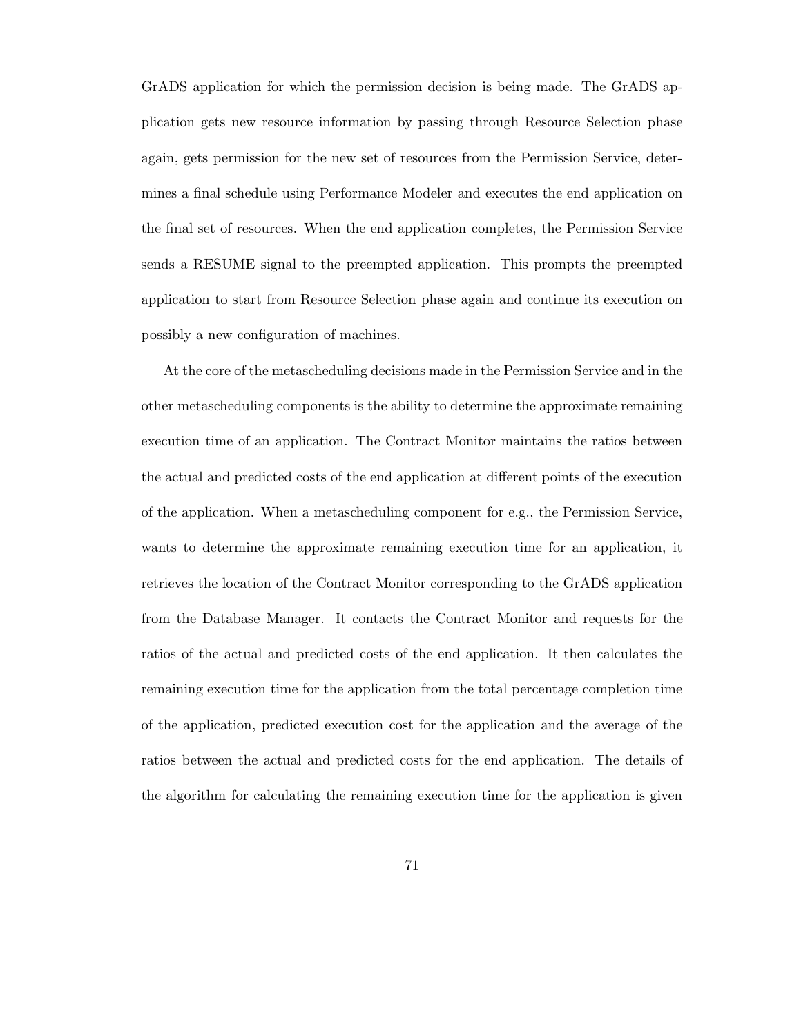GrADS application for which the permission decision is being made. The GrADS application gets new resource information by passing through Resource Selection phase again, gets permission for the new set of resources from the Permission Service, determines a final schedule using Performance Modeler and executes the end application on the final set of resources. When the end application completes, the Permission Service sends a RESUME signal to the preempted application. This prompts the preempted application to start from Resource Selection phase again and continue its execution on possibly a new configuration of machines.

At the core of the metascheduling decisions made in the Permission Service and in the other metascheduling components is the ability to determine the approximate remaining execution time of an application. The Contract Monitor maintains the ratios between the actual and predicted costs of the end application at different points of the execution of the application. When a metascheduling component for e.g., the Permission Service, wants to determine the approximate remaining execution time for an application, it retrieves the location of the Contract Monitor corresponding to the GrADS application from the Database Manager. It contacts the Contract Monitor and requests for the ratios of the actual and predicted costs of the end application. It then calculates the remaining execution time for the application from the total percentage completion time of the application, predicted execution cost for the application and the average of the ratios between the actual and predicted costs for the end application. The details of the algorithm for calculating the remaining execution time for the application is given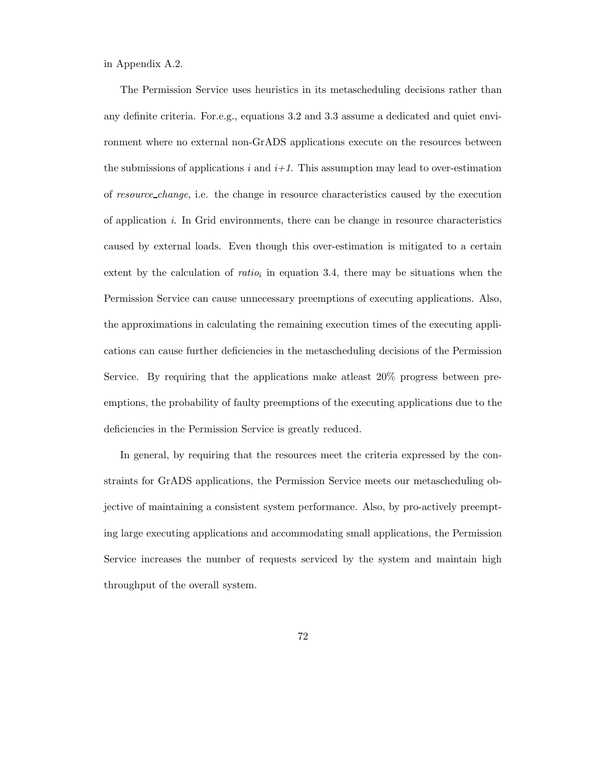in Appendix A.2.

The Permission Service uses heuristics in its metascheduling decisions rather than any definite criteria. For.e.g., equations 3.2 and 3.3 assume a dedicated and quiet environment where no external non-GrADS applications execute on the resources between the submissions of applications *i* and *i+1*. This assumption may lead to over-estimation of *resource_change*, i.e. the change in resource characteristics caused by the execution of application *i*. In Grid environments, there can be change in resource characteristics caused by external loads. Even though this over-estimation is mitigated to a certain extent by the calculation of $ratio_i$ in equation 3.4, there may be situations when the Permission Service can cause unnecessary preemptions of executing applications. Also, the approximations in calculating the remaining execution times of the executing applications can cause further deficiencies in the metascheduling decisions of the Permission Service. By requiring that the applications make atleast 20% progress between preemptions, the probability of faulty preemptions of the executing applications due to the deficiencies in the Permission Service is greatly reduced.

In general, by requiring that the resources meet the criteria expressed by the constraints for GrADS applications, the Permission Service meets our metascheduling objective of maintaining a consistent system performance. Also, by pro-actively preempting large executing applications and accommodating small applications, the Permission Service increases the number of requests serviced by the system and maintain high throughput of the overall system.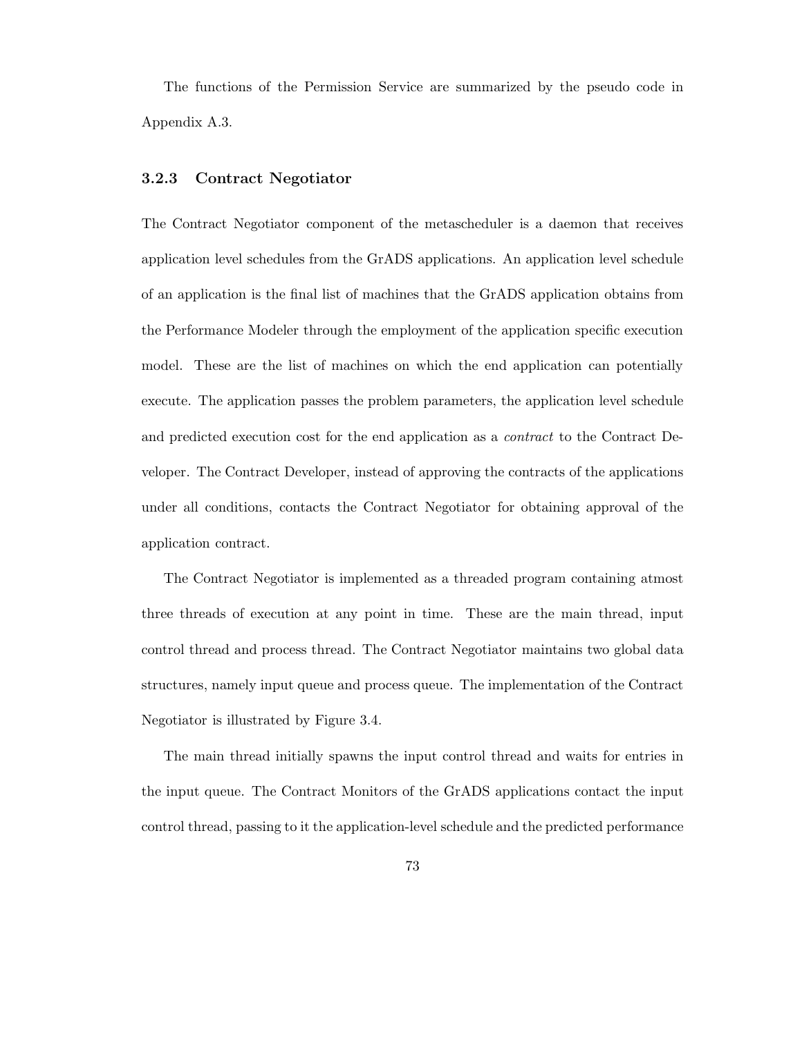The functions of the Permission Service are summarized by the pseudo code in Appendix A.3.

### 3.2.3 Contract Negotiator

The Contract Negotiator component of the metascheduler is a daemon that receives application level schedules from the GrADS applications. An application level schedule of an application is the final list of machines that the GrADS application obtains from the Performance Modeler through the employment of the application specific execution model. These are the list of machines on which the end application can potentially execute. The application passes the problem parameters, the application level schedule and predicted execution cost for the end application as a *contract* to the Contract Developer. The Contract Developer, instead of approving the contracts of the applications under all conditions, contacts the Contract Negotiator for obtaining approval of the application contract.

The Contract Negotiator is implemented as a threaded program containing atmost three threads of execution at any point in time. These are the main thread, input control thread and process thread. The Contract Negotiator maintains two global data structures, namely input queue and process queue. The implementation of the Contract Negotiator is illustrated by Figure 3.4.

The main thread initially spawns the input control thread and waits for entries in the input queue. The Contract Monitors of the GrADS applications contact the input control thread, passing to it the application-level schedule and the predicted performance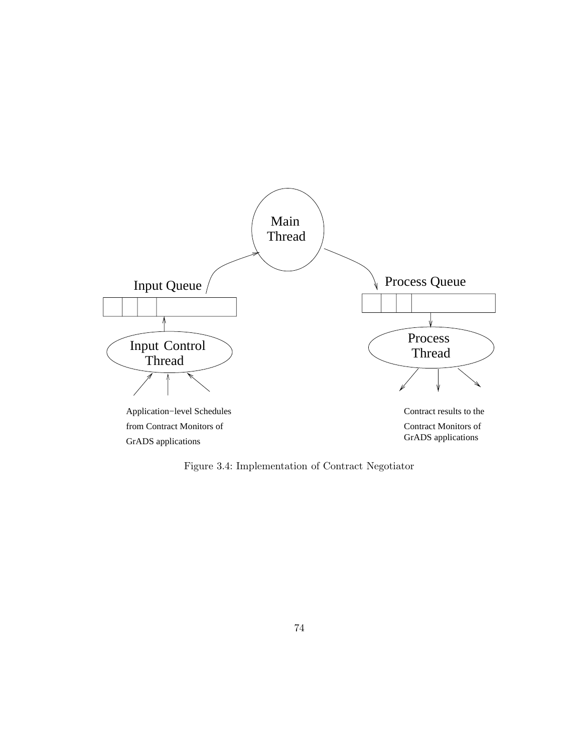Main Thread

Input Queue

Process Queue

Input Control Thread

Process Thread

Application−level Schedules from Contract Monitors of GrADS applications

Contract results to the Contract Monitors of GrADS applications

Figure 3.4: Implementation of Contract Negotiator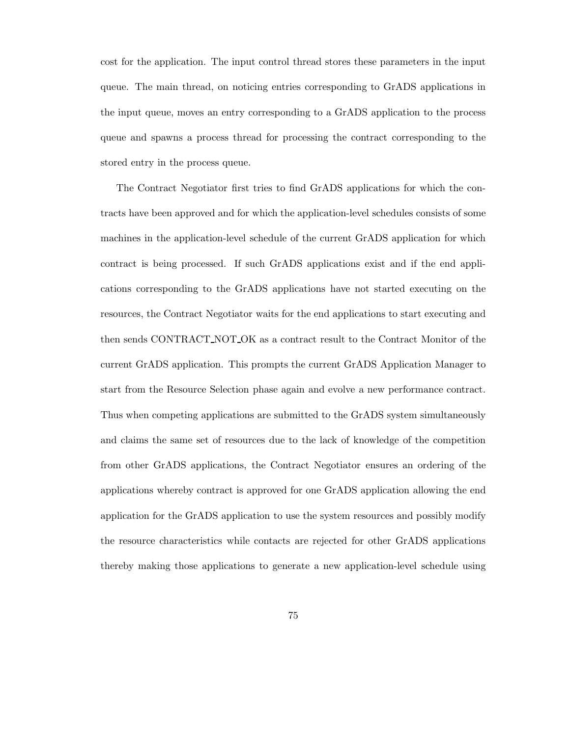cost for the application. The input control thread stores these parameters in the input queue. The main thread, on noticing entries corresponding to GrADS applications in the input queue, moves an entry corresponding to a GrADS application to the process queue and spawns a process thread for processing the contract corresponding to the stored entry in the process queue.

The Contract Negotiator first tries to find GrADS applications for which the contracts have been approved and for which the application-level schedules consists of some machines in the application-level schedule of the current GrADS application for which contract is being processed. If such GrADS applications exist and if the end applications corresponding to the GrADS applications have not started executing on the resources, the Contract Negotiator waits for the end applications to start executing and then sends CONTRACT_NOT_OK as a contract result to the Contract Monitor of the current GrADS application. This prompts the current GrADS Application Manager to start from the Resource Selection phase again and evolve a new performance contract. Thus when competing applications are submitted to the GrADS system simultaneously and claims the same set of resources due to the lack of knowledge of the competition from other GrADS applications, the Contract Negotiator ensures an ordering of the applications whereby contract is approved for one GrADS application allowing the end application for the GrADS application to use the system resources and possibly modify the resource characteristics while contacts are rejected for other GrADS applications thereby making those applications to generate a new application-level schedule using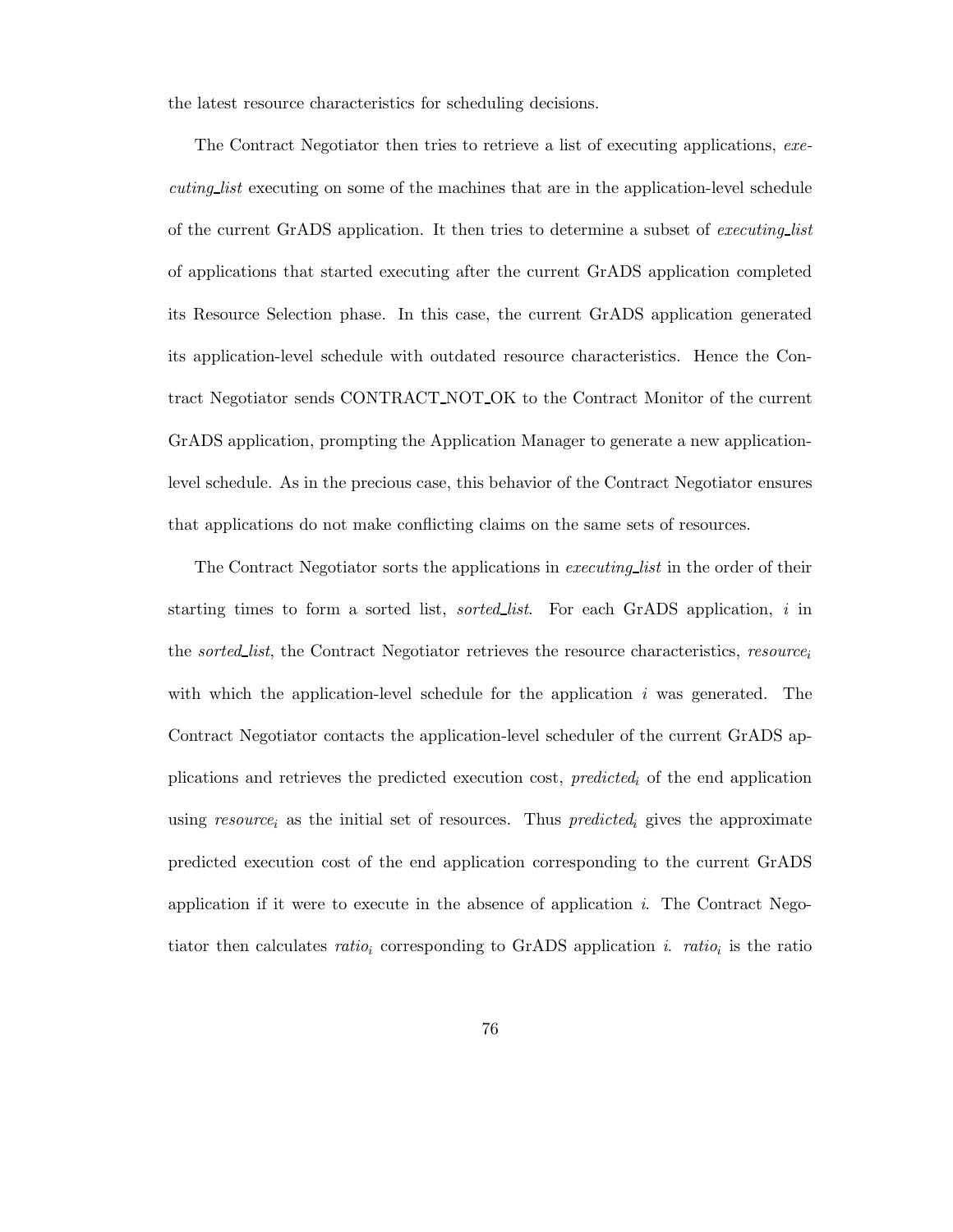the latest resource characteristics for scheduling decisions.

The Contract Negotiator then tries to retrieve a list of executing applications, *executing_list* executing on some of the machines that are in the application-level schedule of the current GrADS application. It then tries to determine a subset of *executing_list* of applications that started executing after the current GrADS application completed its Resource Selection phase. In this case, the current GrADS application generated its application-level schedule with outdated resource characteristics. Hence the Contract Negotiator sends CONTRACT_NOT_OK to the Contract Monitor of the current GrADS application, prompting the Application Manager to generate a new application-level schedule. As in the precious case, this behavior of the Contract Negotiator ensures that applications do not make conflicting claims on the same sets of resources.

The Contract Negotiator sorts the applications in *executing_list* in the order of their starting times to form a sorted list, *sorted_list*. For each GrADS application, $i$ in the *sorted_list*, the Contract Negotiator retrieves the resource characteristics, $resource_i$ with which the application-level schedule for the application $i$ was generated. The Contract Negotiator contacts the application-level scheduler of the current GrADS applications and retrieves the predicted execution cost, $predicted_i$ of the end application using $resource_i$ as the initial set of resources. Thus $predicted_i$ gives the approximate predicted execution cost of the end application corresponding to the current GrADS application if it were to execute in the absence of application $i$. The Contract Negotiator then calculates $ratio_i$ corresponding to GrADS application $i$. $ratio_i$ is the ratio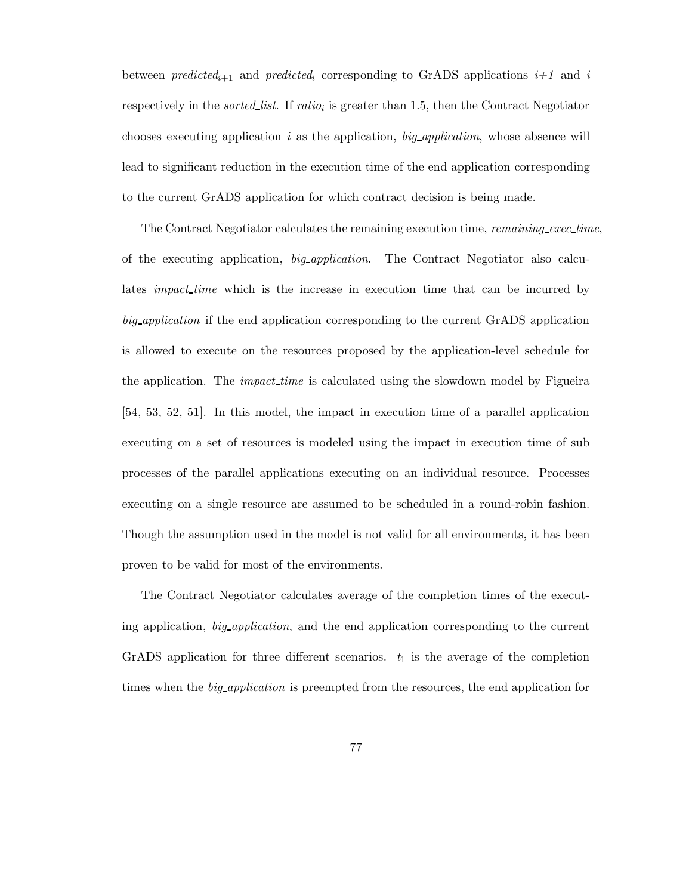between *predicted*$_{i+1}$ and *predicted*$_i$ corresponding to GrADS applications *i+1* and *i* respectively in the *sorted_list*. If *ratio*$_i$ is greater than 1.5, then the Contract Negotiator chooses executing application $i$ as the application, *big_application*, whose absence will lead to significant reduction in the execution time of the end application corresponding to the current GrADS application for which contract decision is being made.

The Contract Negotiator calculates the remaining execution time, *remaining_exec_time*, of the executing application, *big_application*. The Contract Negotiator also calculates *impact_time* which is the increase in execution time that can be incurred by *big_application* if the end application corresponding to the current GrADS application is allowed to execute on the resources proposed by the application-level schedule for the application. The *impact_time* is calculated using the slowdown model by Figueira [54, 53, 52, 51]. In this model, the impact in execution time of a parallel application executing on a set of resources is modeled using the impact in execution time of sub processes of the parallel applications executing on an individual resource. Processes executing on a single resource are assumed to be scheduled in a round-robin fashion. Though the assumption used in the model is not valid for all environments, it has been proven to be valid for most of the environments.

The Contract Negotiator calculates average of the completion times of the executing application, *big_application*, and the end application corresponding to the current GrADS application for three different scenarios. $t_1$ is the average of the completion times when the *big_application* is preempted from the resources, the end application for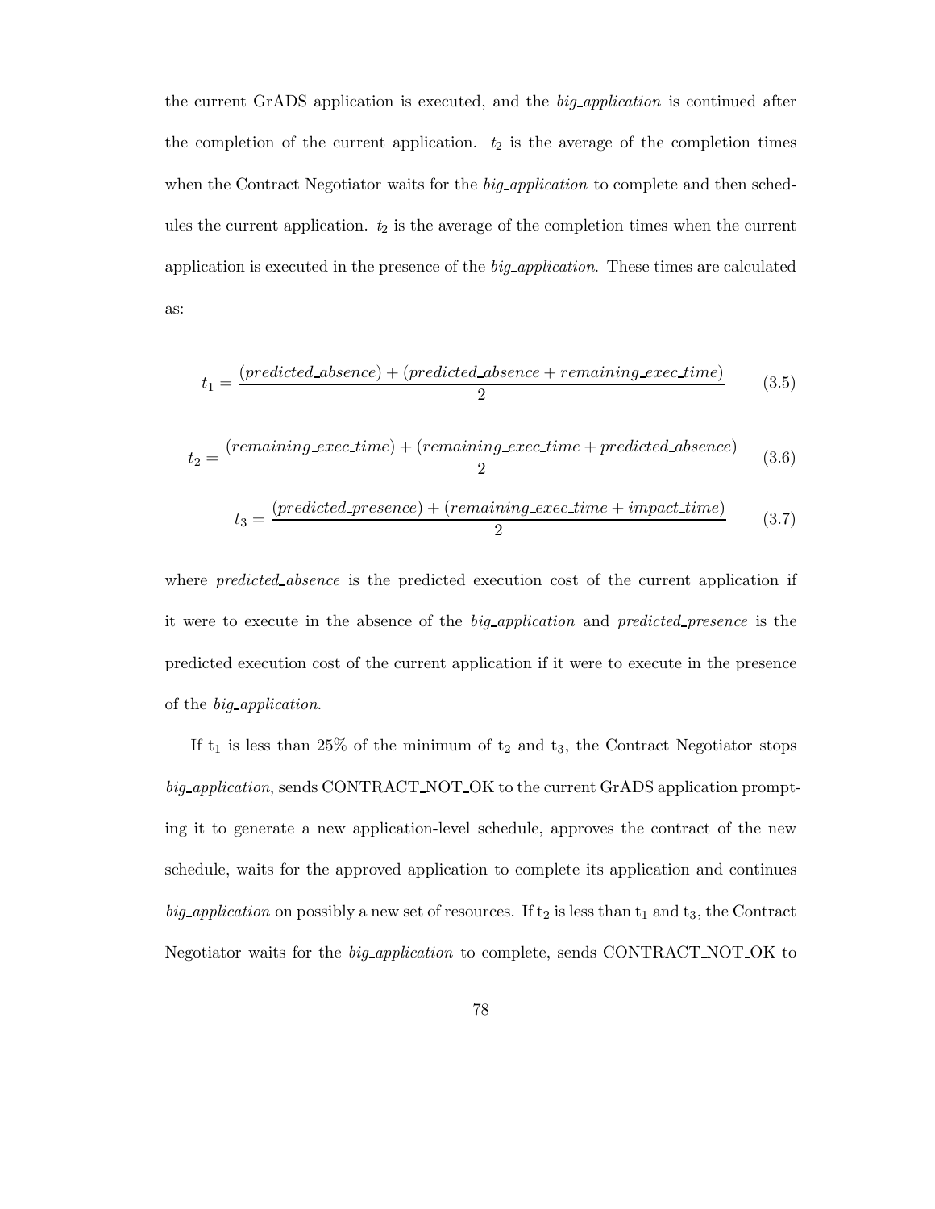the current GrADS application is executed, and the *big_application* is continued after the completion of the current application. $t_2$ is the average of the completion times when the Contract Negotiator waits for the *big_application* to complete and then schedules the current application. $t_2$ is the average of the completion times when the current application is executed in the presence of the *big_application*. These times are calculated as:

$$t_1 = \frac{(predicted\_absence) + (predicted\_absence + remaining\_exec\_time)}{2} \tag{3.5}$$

$$t_2 = \frac{(remaining\_exec\_time) + (remaining\_exec\_time + predicted\_absence)}{2} \tag{3.6}$$

$$t_3 = \frac{(predicted\_presence) + (remaining\_exec\_time + impact\_time)}{2} \tag{3.7}$$

where *predicted_absence* is the predicted execution cost of the current application if it were to execute in the absence of the *big_application* and *predicted_presence* is the predicted execution cost of the current application if it were to execute in the presence of the *big_application*.

If $t_1$ is less than 25% of the minimum of $t_2$ and $t_3$, the Contract Negotiator stops *big_application*, sends CONTRACT_NOT_OK to the current GrADS application prompting it to generate a new application-level schedule, approves the contract of the new schedule, waits for the approved application to complete its application and continues *big_application* on possibly a new set of resources. If $t_2$ is less than $t_1$ and $t_3$, the Contract Negotiator waits for the *big_application* to complete, sends CONTRACT_NOT_OK to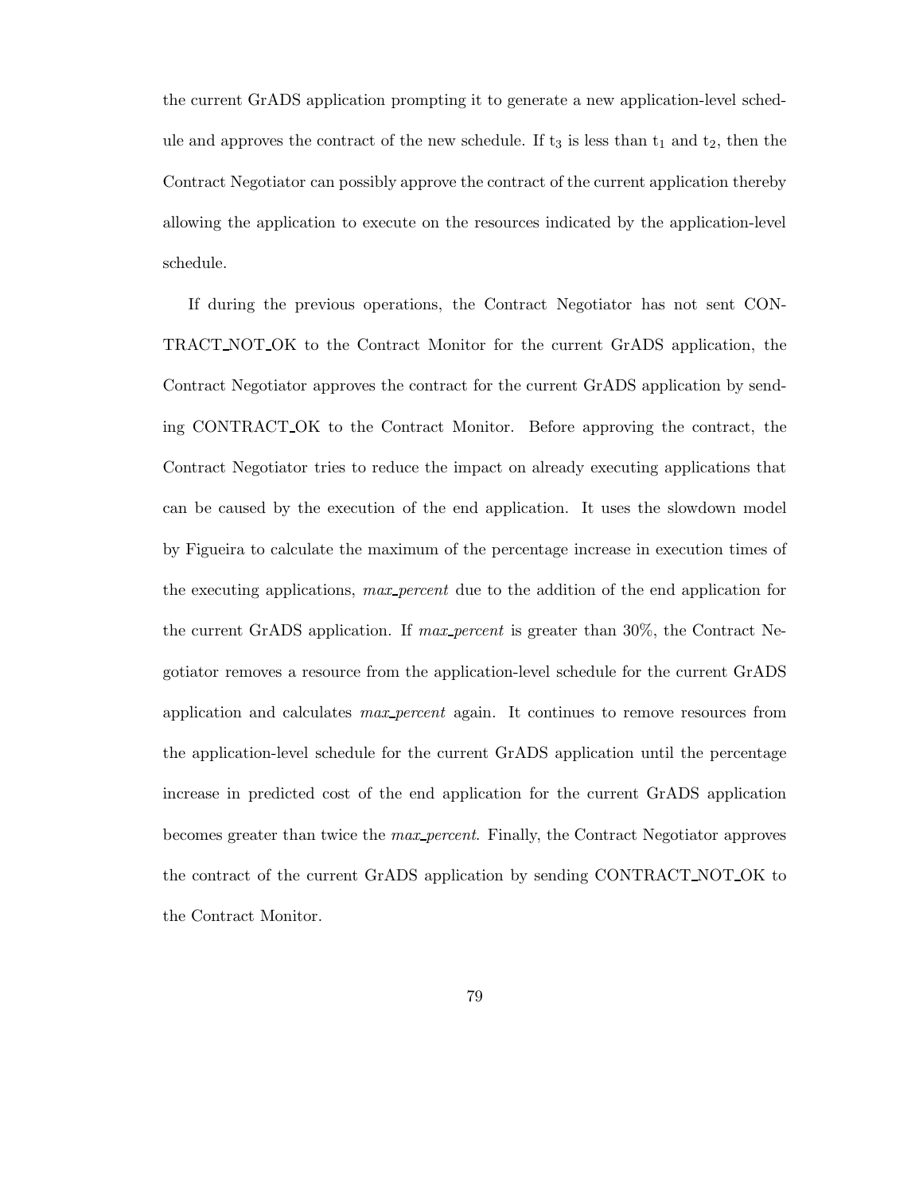the current GrADS application prompting it to generate a new application-level schedule and approves the contract of the new schedule. If $t_3$ is less than $t_1$ and $t_2$, then the Contract Negotiator can possibly approve the contract of the current application thereby allowing the application to execute on the resources indicated by the application-level schedule.

If during the previous operations, the Contract Negotiator has not sent CONTRACT_NOT_OK to the Contract Monitor for the current GrADS application, the Contract Negotiator approves the contract for the current GrADS application by sending CONTRACT_OK to the Contract Monitor. Before approving the contract, the Contract Negotiator tries to reduce the impact on already executing applications that can be caused by the execution of the end application. It uses the slowdown model by Figueira to calculate the maximum of the percentage increase in execution times of the executing applications, *max_percent* due to the addition of the end application for the current GrADS application. If *max_percent* is greater than 30%, the Contract Negotiator removes a resource from the application-level schedule for the current GrADS application and calculates *max_percent* again. It continues to remove resources from the application-level schedule for the current GrADS application until the percentage increase in predicted cost of the end application for the current GrADS application becomes greater than twice the *max_percent*. Finally, the Contract Negotiator approves the contract of the current GrADS application by sending CONTRACT_NOT_OK to the Contract Monitor.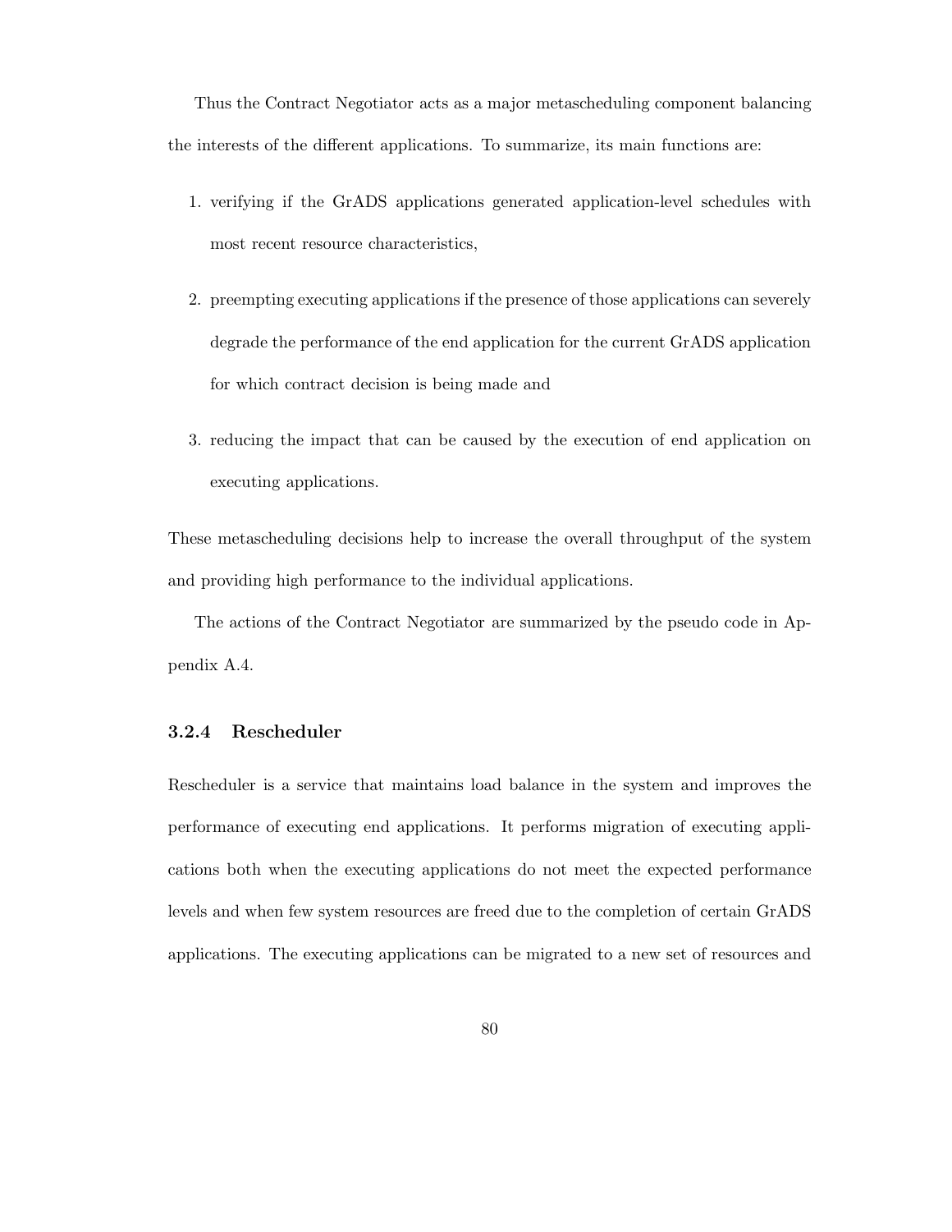Thus the Contract Negotiator acts as a major metascheduling component balancing the interests of the different applications. To summarize, its main functions are:

1. verifying if the GrADS applications generated application-level schedules with most recent resource characteristics,
2. preempting executing applications if the presence of those applications can severely degrade the performance of the end application for the current GrADS application for which contract decision is being made and
3. reducing the impact that can be caused by the execution of end application on executing applications.

These metascheduling decisions help to increase the overall throughput of the system and providing high performance to the individual applications.

The actions of the Contract Negotiator are summarized by the pseudo code in Appendix A.4.

### 3.2.4 Rescheduler

Rescheduler is a service that maintains load balance in the system and improves the performance of executing end applications. It performs migration of executing applications both when the executing applications do not meet the expected performance levels and when few system resources are freed due to the completion of certain GrADS applications. The executing applications can be migrated to a new set of resources and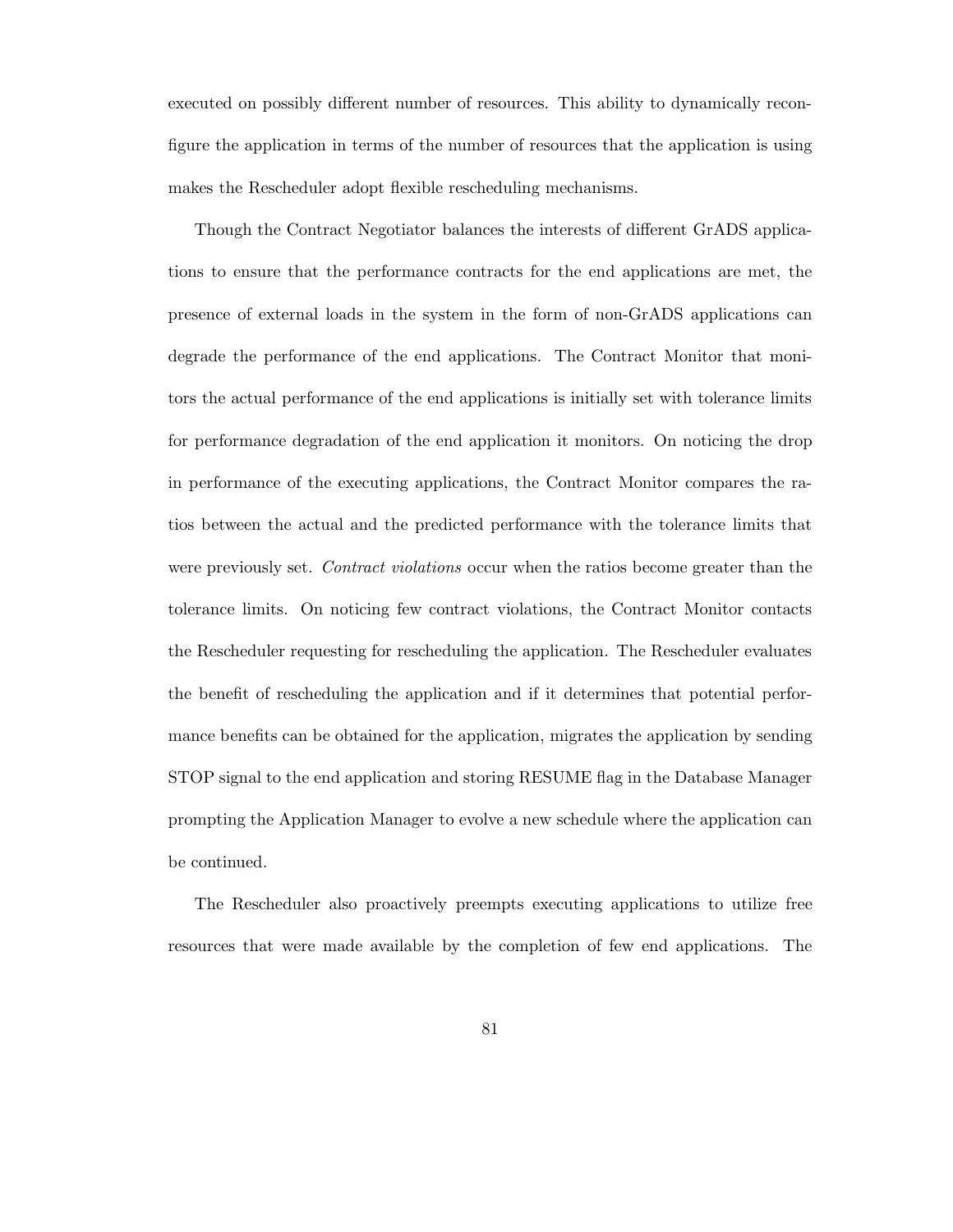executed on possibly different number of resources. This ability to dynamically reconfigure the application in terms of the number of resources that the application is using makes the Rescheduler adopt flexible rescheduling mechanisms.

Though the Contract Negotiator balances the interests of different GrADS applications to ensure that the performance contracts for the end applications are met, the presence of external loads in the system in the form of non-GrADS applications can degrade the performance of the end applications. The Contract Monitor that monitors the actual performance of the end applications is initially set with tolerance limits for performance degradation of the end application it monitors. On noticing the drop in performance of the executing applications, the Contract Monitor compares the ratios between the actual and the predicted performance with the tolerance limits that were previously set. *Contract violations* occur when the ratios become greater than the tolerance limits. On noticing few contract violations, the Contract Monitor contacts the Rescheduler requesting for rescheduling the application. The Rescheduler evaluates the benefit of rescheduling the application and if it determines that potential performance benefits can be obtained for the application, migrates the application by sending STOP signal to the end application and storing RESUME flag in the Database Manager prompting the Application Manager to evolve a new schedule where the application can be continued.

The Rescheduler also proactively preempts executing applications to utilize free resources that were made available by the completion of few end applications. The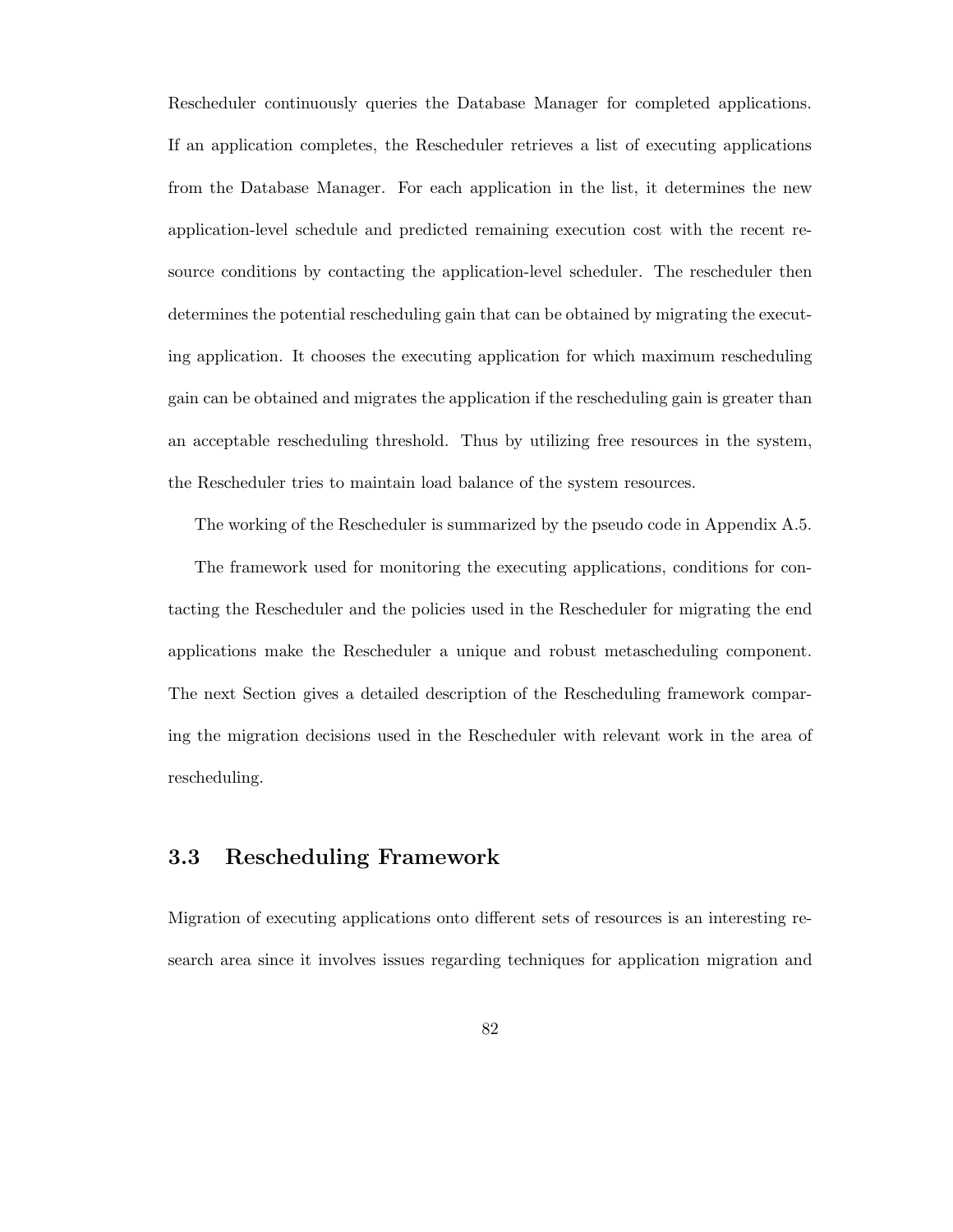Rescheduler continuously queries the Database Manager for completed applications. If an application completes, the Rescheduler retrieves a list of executing applications from the Database Manager. For each application in the list, it determines the new application-level schedule and predicted remaining execution cost with the recent resource conditions by contacting the application-level scheduler. The rescheduler then determines the potential rescheduling gain that can be obtained by migrating the executing application. It chooses the executing application for which maximum rescheduling gain can be obtained and migrates the application if the rescheduling gain is greater than an acceptable rescheduling threshold. Thus by utilizing free resources in the system, the Rescheduler tries to maintain load balance of the system resources.

The working of the Rescheduler is summarized by the pseudo code in Appendix A.5.

The framework used for monitoring the executing applications, conditions for contacting the Rescheduler and the policies used in the Rescheduler for migrating the end applications make the Rescheduler a unique and robust metascheduling component. The next Section gives a detailed description of the Rescheduling framework comparing the migration decisions used in the Rescheduler with relevant work in the area of rescheduling.

## 3.3 Rescheduling Framework

Migration of executing applications onto different sets of resources is an interesting research area since it involves issues regarding techniques for application migration and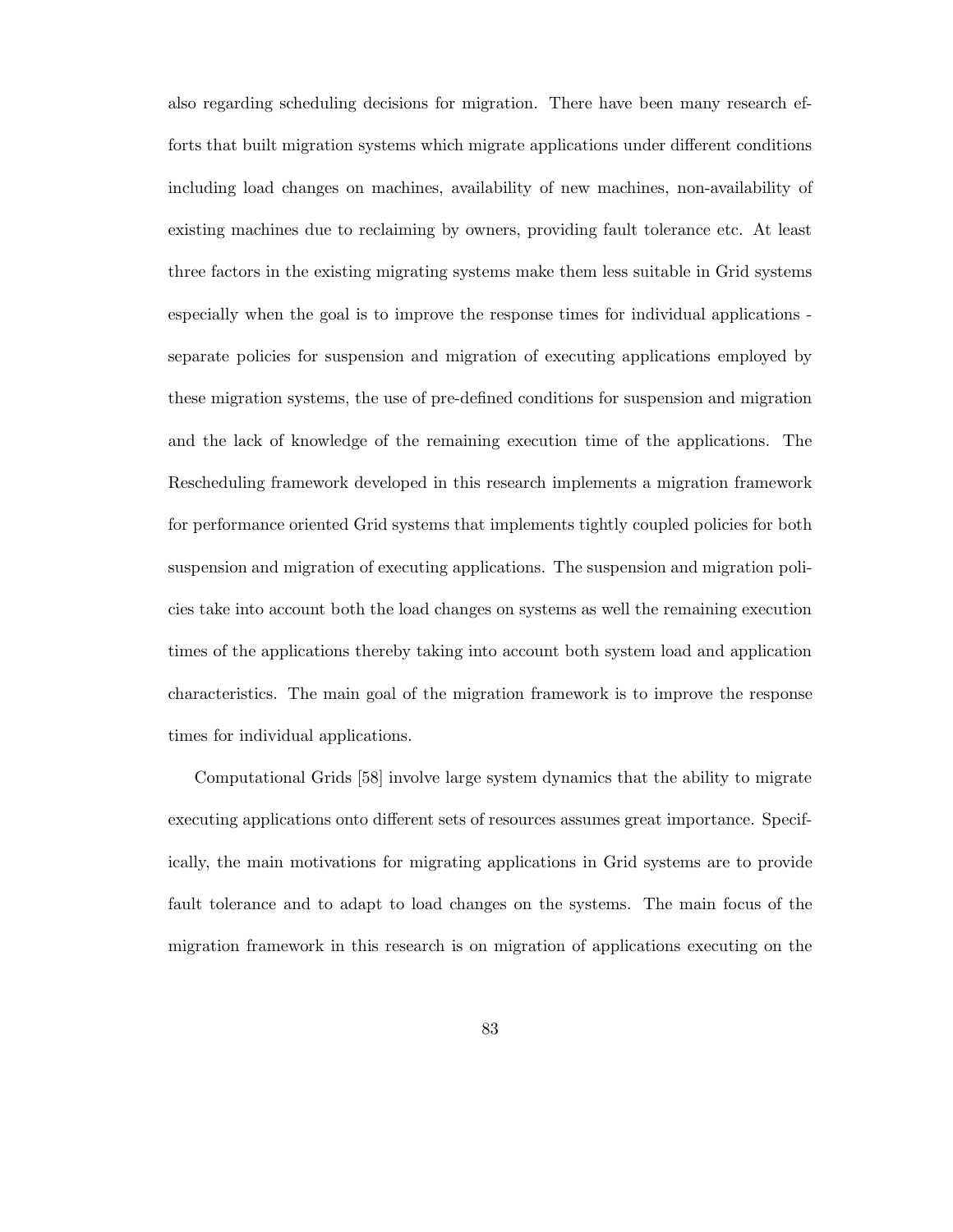also regarding scheduling decisions for migration. There have been many research efforts that built migration systems which migrate applications under different conditions including load changes on machines, availability of new machines, non-availability of existing machines due to reclaiming by owners, providing fault tolerance etc. At least three factors in the existing migrating systems make them less suitable in Grid systems especially when the goal is to improve the response times for individual applications - separate policies for suspension and migration of executing applications employed by these migration systems, the use of pre-defined conditions for suspension and migration and the lack of knowledge of the remaining execution time of the applications. The Rescheduling framework developed in this research implements a migration framework for performance oriented Grid systems that implements tightly coupled policies for both suspension and migration of executing applications. The suspension and migration policies take into account both the load changes on systems as well the remaining execution times of the applications thereby taking into account both system load and application characteristics. The main goal of the migration framework is to improve the response times for individual applications.

Computational Grids [58] involve large system dynamics that the ability to migrate executing applications onto different sets of resources assumes great importance. Specifically, the main motivations for migrating applications in Grid systems are to provide fault tolerance and to adapt to load changes on the systems. The main focus of the migration framework in this research is on migration of applications executing on the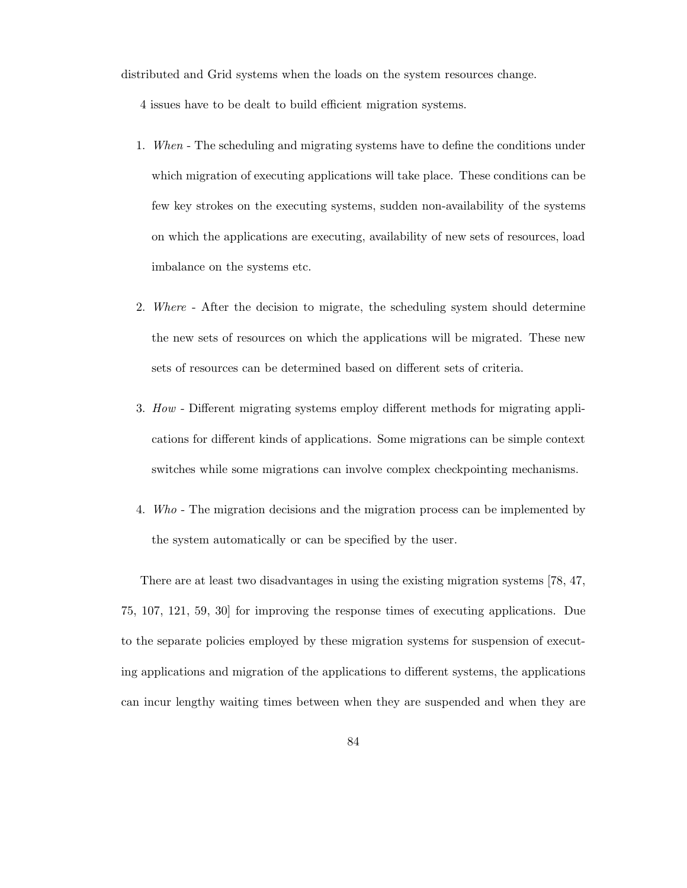distributed and Grid systems when the loads on the system resources change.

4 issues have to be dealt to build efficient migration systems.

1. *When* - The scheduling and migrating systems have to define the conditions under which migration of executing applications will take place. These conditions can be few key strokes on the executing systems, sudden non-availability of the systems on which the applications are executing, availability of new sets of resources, load imbalance on the systems etc.

2. *Where* - After the decision to migrate, the scheduling system should determine the new sets of resources on which the applications will be migrated. These new sets of resources can be determined based on different sets of criteria.

3. *How* - Different migrating systems employ different methods for migrating applications for different kinds of applications. Some migrations can be simple context switches while some migrations can involve complex checkpointing mechanisms.

4. *Who* - The migration decisions and the migration process can be implemented by the system automatically or can be specified by the user.

There are at least two disadvantages in using the existing migration systems [78, 47, 75, 107, 121, 59, 30] for improving the response times of executing applications. Due to the separate policies employed by these migration systems for suspension of executing applications and migration of the applications to different systems, the applications can incur lengthy waiting times between when they are suspended and when they are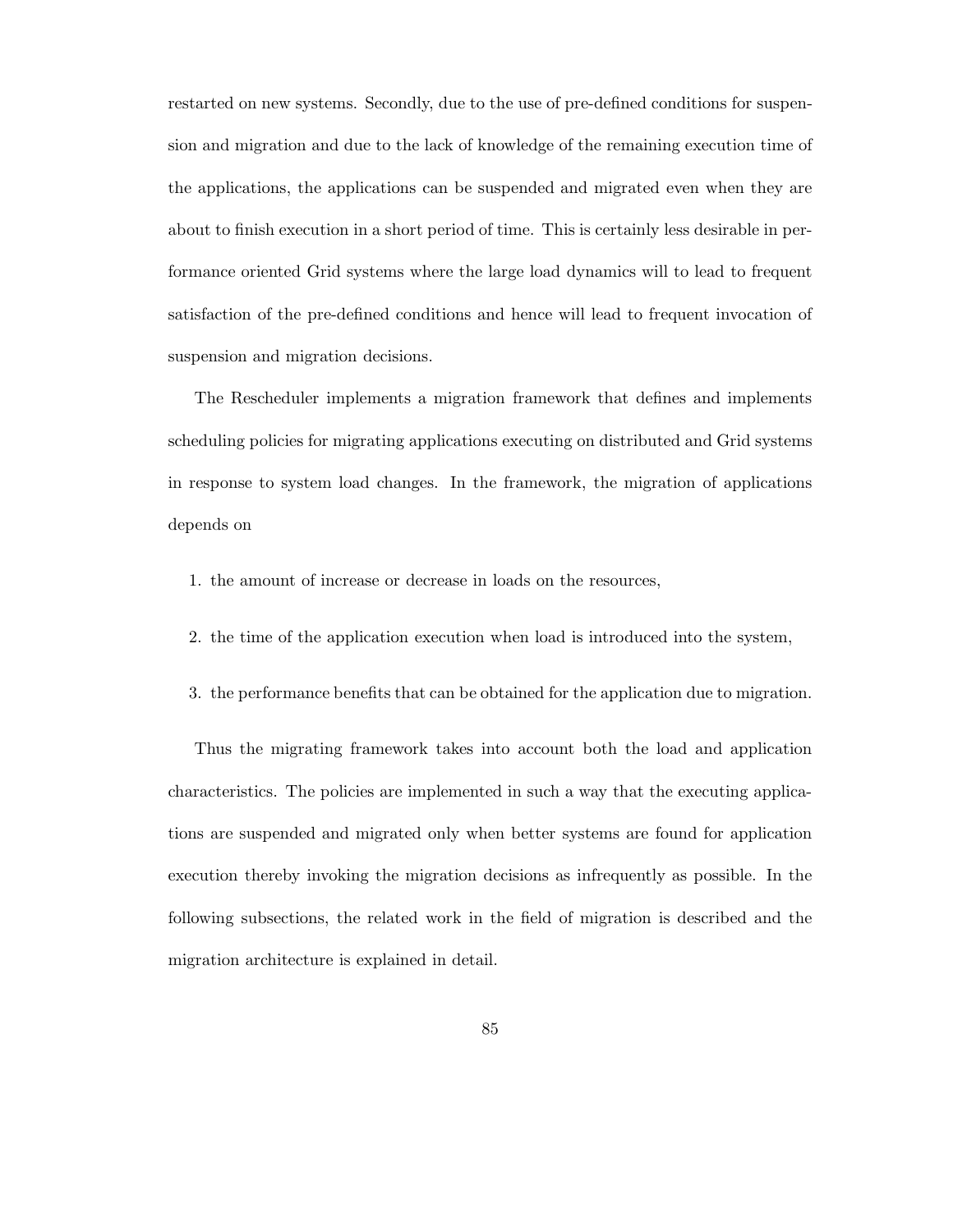restarted on new systems. Secondly, due to the use of pre-defined conditions for suspension and migration and due to the lack of knowledge of the remaining execution time of the applications, the applications can be suspended and migrated even when they are about to finish execution in a short period of time. This is certainly less desirable in performance oriented Grid systems where the large load dynamics will to lead to frequent satisfaction of the pre-defined conditions and hence will lead to frequent invocation of suspension and migration decisions.

The Rescheduler implements a migration framework that defines and implements scheduling policies for migrating applications executing on distributed and Grid systems in response to system load changes. In the framework, the migration of applications depends on

1. the amount of increase or decrease in loads on the resources,
2. the time of the application execution when load is introduced into the system,
3. the performance benefits that can be obtained for the application due to migration.

Thus the migrating framework takes into account both the load and application characteristics. The policies are implemented in such a way that the executing applications are suspended and migrated only when better systems are found for application execution thereby invoking the migration decisions as infrequently as possible. In the following subsections, the related work in the field of migration is described and the migration architecture is explained in detail.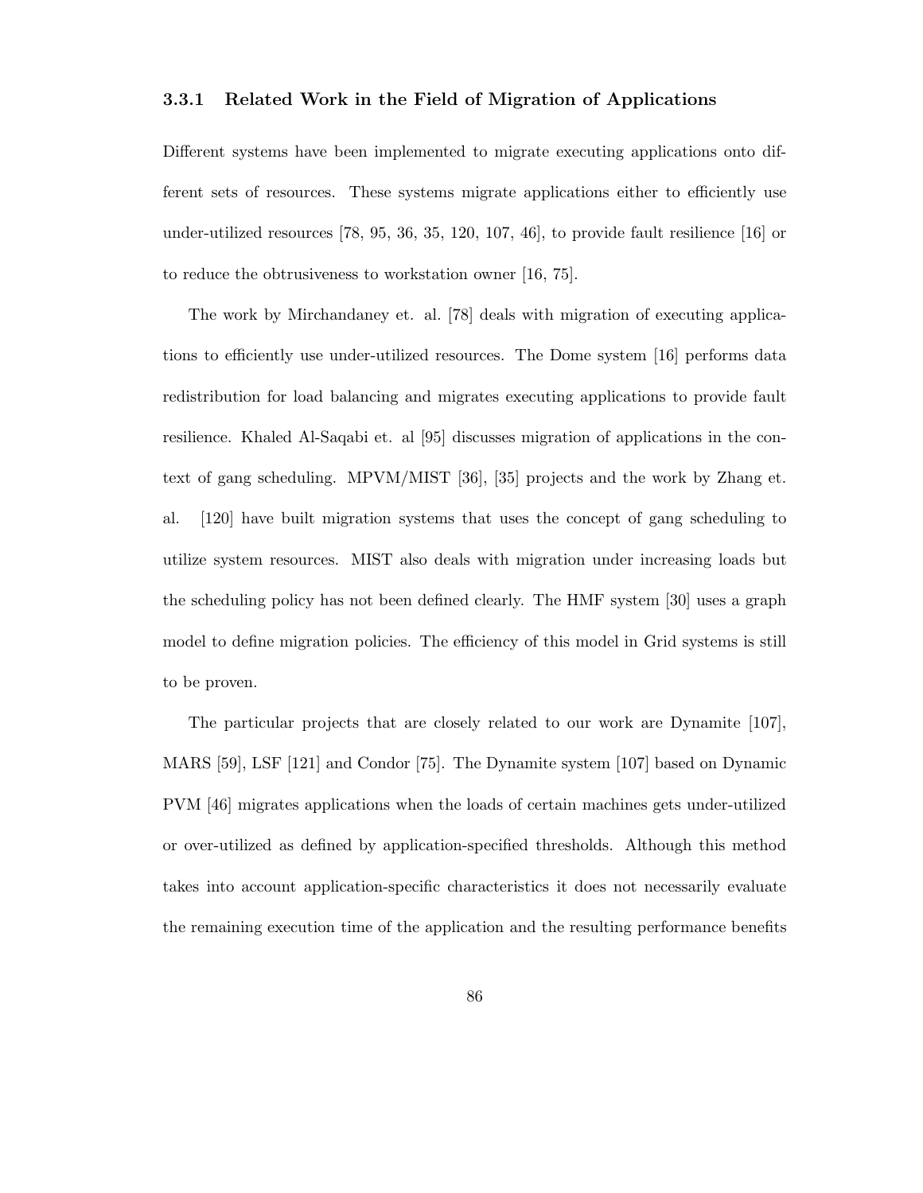### 3.3.1 Related Work in the Field of Migration of Applications

Different systems have been implemented to migrate executing applications onto different sets of resources. These systems migrate applications either to efficiently use under-utilized resources [78, 95, 36, 35, 120, 107, 46], to provide fault resilience [16] or to reduce the obtrusiveness to workstation owner [16, 75].

The work by Mirchandaney et. al. [78] deals with migration of executing applications to efficiently use under-utilized resources. The Dome system [16] performs data redistribution for load balancing and migrates executing applications to provide fault resilience. Khaled Al-Saqabi et. al [95] discusses migration of applications in the context of gang scheduling. MPVM/MIST [36], [35] projects and the work by Zhang et. al. [120] have built migration systems that uses the concept of gang scheduling to utilize system resources. MIST also deals with migration under increasing loads but the scheduling policy has not been defined clearly. The HMF system [30] uses a graph model to define migration policies. The efficiency of this model in Grid systems is still to be proven.

The particular projects that are closely related to our work are Dynamite [107], MARS [59], LSF [121] and Condor [75]. The Dynamite system [107] based on Dynamic PVM [46] migrates applications when the loads of certain machines gets under-utilized or over-utilized as defined by application-specified thresholds. Although this method takes into account application-specific characteristics it does not necessarily evaluate the remaining execution time of the application and the resulting performance benefits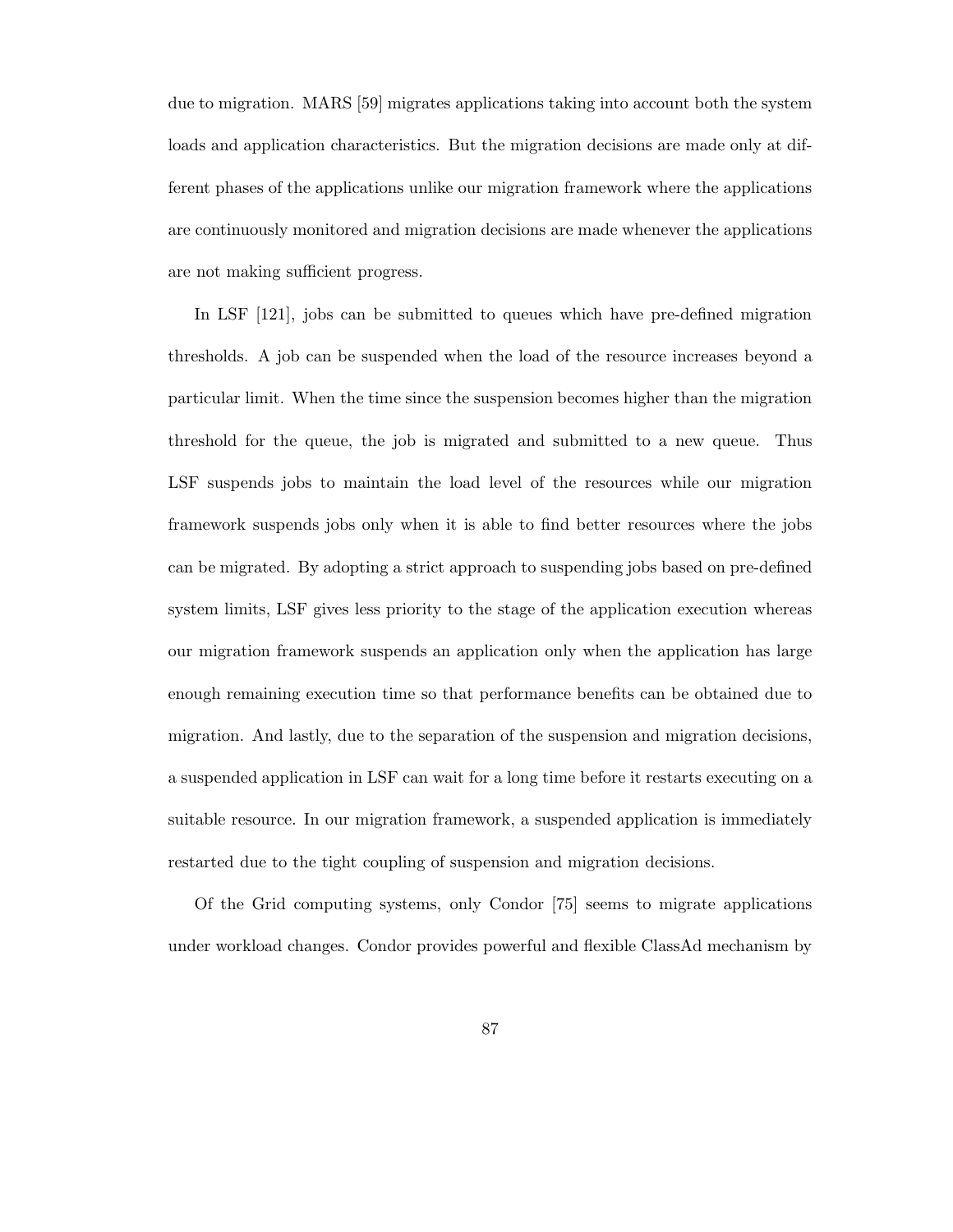due to migration. MARS [59] migrates applications taking into account both the system loads and application characteristics. But the migration decisions are made only at different phases of the applications unlike our migration framework where the applications are continuously monitored and migration decisions are made whenever the applications are not making sufficient progress.

In LSF [121], jobs can be submitted to queues which have pre-defined migration thresholds. A job can be suspended when the load of the resource increases beyond a particular limit. When the time since the suspension becomes higher than the migration threshold for the queue, the job is migrated and submitted to a new queue. Thus LSF suspends jobs to maintain the load level of the resources while our migration framework suspends jobs only when it is able to find better resources where the jobs can be migrated. By adopting a strict approach to suspending jobs based on pre-defined system limits, LSF gives less priority to the stage of the application execution whereas our migration framework suspends an application only when the application has large enough remaining execution time so that performance benefits can be obtained due to migration. And lastly, due to the separation of the suspension and migration decisions, a suspended application in LSF can wait for a long time before it restarts executing on a suitable resource. In our migration framework, a suspended application is immediately restarted due to the tight coupling of suspension and migration decisions.

Of the Grid computing systems, only Condor [75] seems to migrate applications under workload changes. Condor provides powerful and flexible ClassAd mechanism by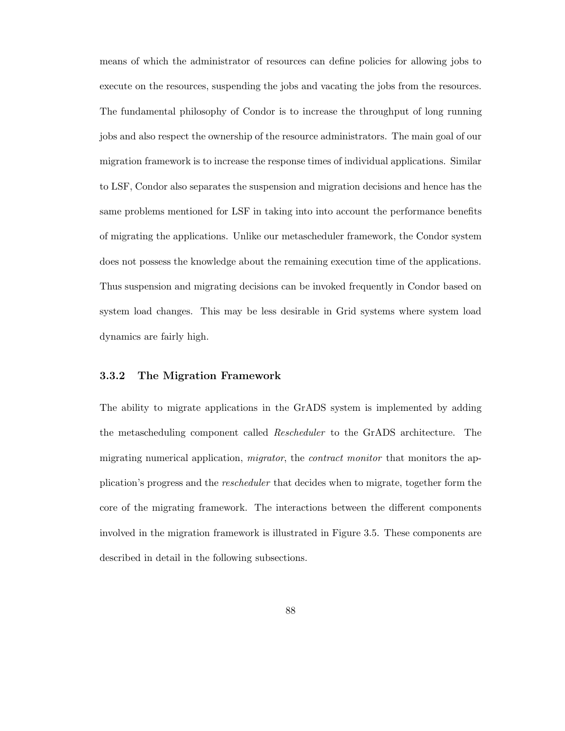means of which the administrator of resources can define policies for allowing jobs to execute on the resources, suspending the jobs and vacating the jobs from the resources. The fundamental philosophy of Condor is to increase the throughput of long running jobs and also respect the ownership of the resource administrators. The main goal of our migration framework is to increase the response times of individual applications. Similar to LSF, Condor also separates the suspension and migration decisions and hence has the same problems mentioned for LSF in taking into into account the performance benefits of migrating the applications. Unlike our metascheduler framework, the Condor system does not possess the knowledge about the remaining execution time of the applications. Thus suspension and migrating decisions can be invoked frequently in Condor based on system load changes. This may be less desirable in Grid systems where system load dynamics are fairly high.

### 3.3.2 The Migration Framework

The ability to migrate applications in the GrADS system is implemented by adding the metascheduling component called *Rescheduler* to the GrADS architecture. The migrating numerical application, *migrator*, the *contract monitor* that monitors the application's progress and the *rescheduler* that decides when to migrate, together form the core of the migrating framework. The interactions between the different components involved in the migration framework is illustrated in Figure 3.5. These components are described in detail in the following subsections.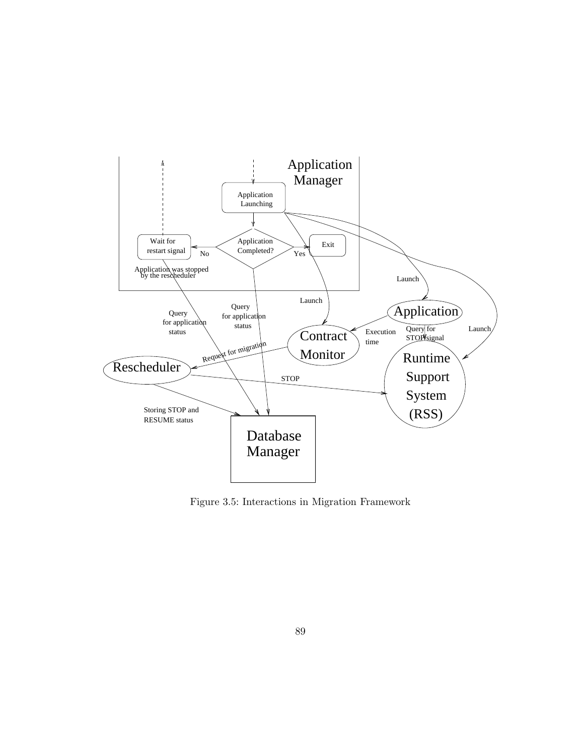Application Manager

Application Launching

Application Completed?

Wait for restart signal

Exit

No

Yes

Application was stopped by the rescheduler

Launch

Launch

Launch

Application

Contract Monitor

Execution time

Query for STOP signal

Runtime Support System (RSS)

Query for application status

Query for application status

Request for migration

Rescheduler

STOP

Storing STOP and RESUME status

Database Manager

Figure 3.5: Interactions in Migration Framework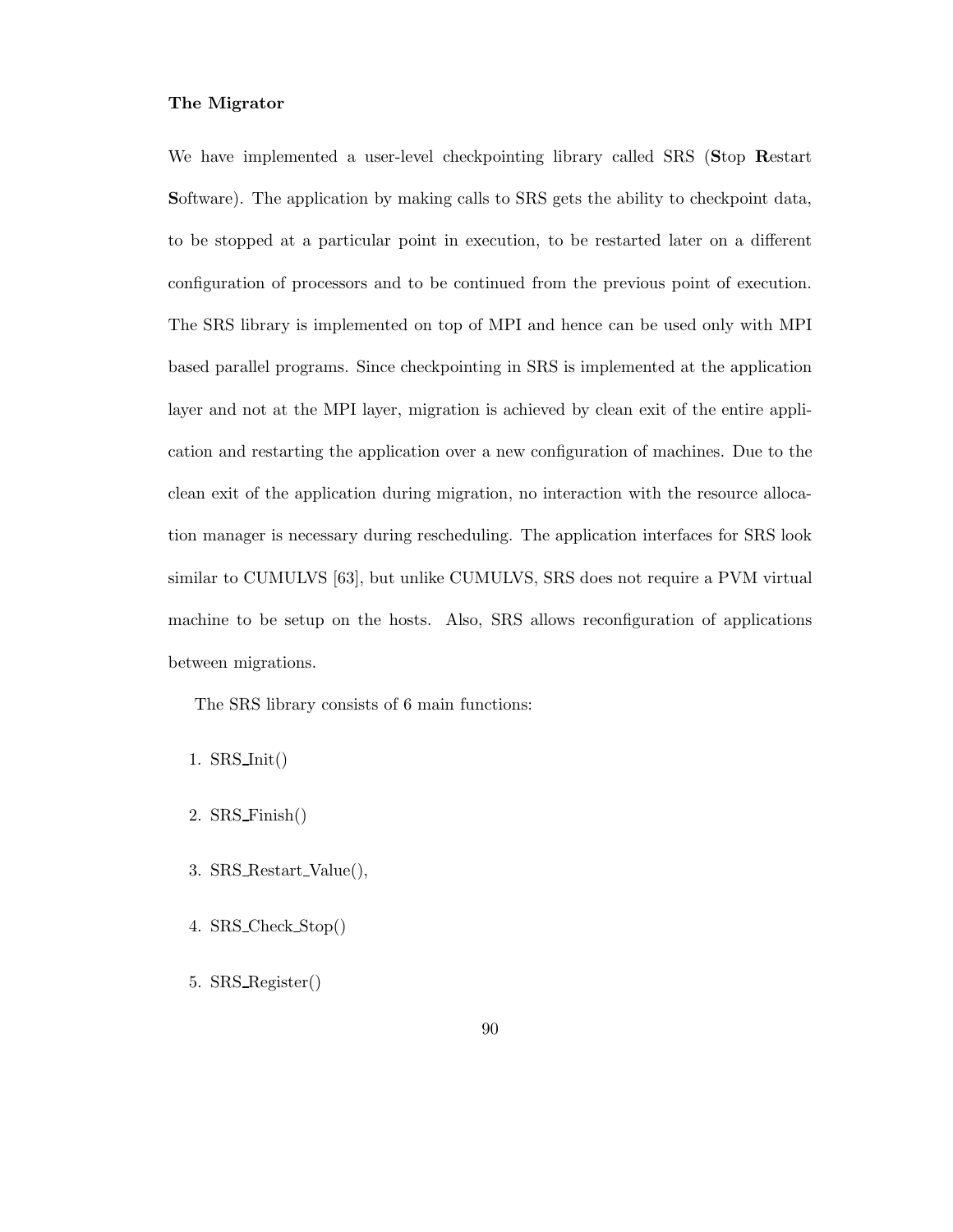**The Migrator**

We have implemented a user-level checkpointing library called SRS (**S**top **R**estart **S**oftware). The application by making calls to SRS gets the ability to checkpoint data, to be stopped at a particular point in execution, to be restarted later on a different configuration of processors and to be continued from the previous point of execution. The SRS library is implemented on top of MPI and hence can be used only with MPI based parallel programs. Since checkpointing in SRS is implemented at the application layer and not at the MPI layer, migration is achieved by clean exit of the entire application and restarting the application over a new configuration of machines. Due to the clean exit of the application during migration, no interaction with the resource allocation manager is necessary during rescheduling. The application interfaces for SRS look similar to CUMULVS [63], but unlike CUMULVS, SRS does not require a PVM virtual machine to be setup on the hosts. Also, SRS allows reconfiguration of applications between migrations.

The SRS library consists of 6 main functions:

1. SRS_Init()
2. SRS_Finish()
3. SRS_Restart_Value(),
4. SRS_Check_Stop()
5. SRS_Register()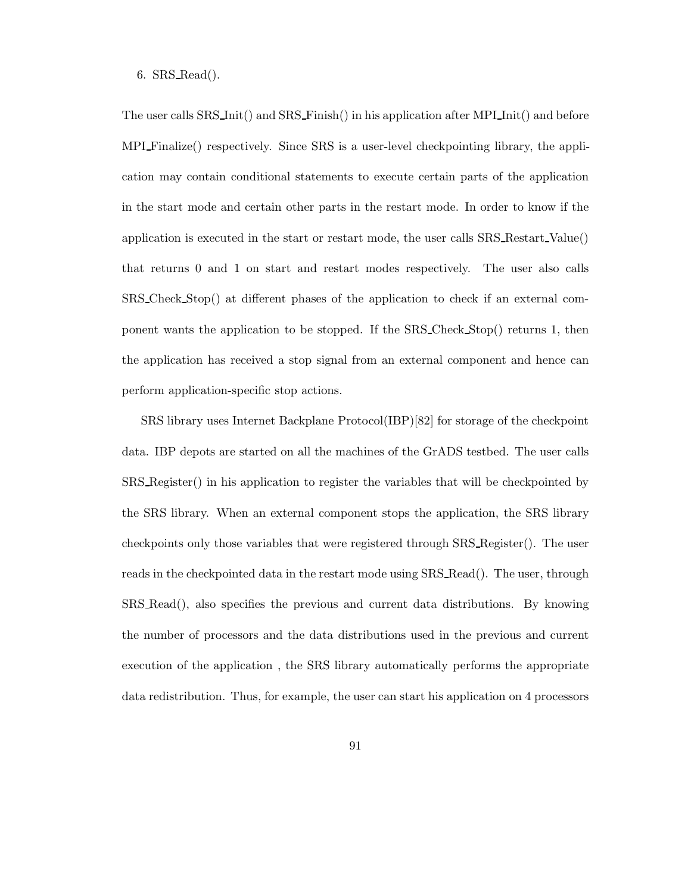6. SRS_Read().

The user calls SRS_Init() and SRS_Finish() in his application after MPI_Init() and before MPI_Finalize() respectively. Since SRS is a user-level checkpointing library, the application may contain conditional statements to execute certain parts of the application in the start mode and certain other parts in the restart mode. In order to know if the application is executed in the start or restart mode, the user calls SRS_Restart_Value() that returns 0 and 1 on start and restart modes respectively. The user also calls SRS_Check_Stop() at different phases of the application to check if an external component wants the application to be stopped. If the SRS_Check_Stop() returns 1, then the application has received a stop signal from an external component and hence can perform application-specific stop actions.

SRS library uses Internet Backplane Protocol(IBP)[82] for storage of the checkpoint data. IBP depots are started on all the machines of the GrADS testbed. The user calls SRS_Register() in his application to register the variables that will be checkpointed by the SRS library. When an external component stops the application, the SRS library checkpoints only those variables that were registered through SRS_Register(). The user reads in the checkpointed data in the restart mode using SRS_Read(). The user, through SRS_Read(), also specifies the previous and current data distributions. By knowing the number of processors and the data distributions used in the previous and current execution of the application , the SRS library automatically performs the appropriate data redistribution. Thus, for example, the user can start his application on 4 processors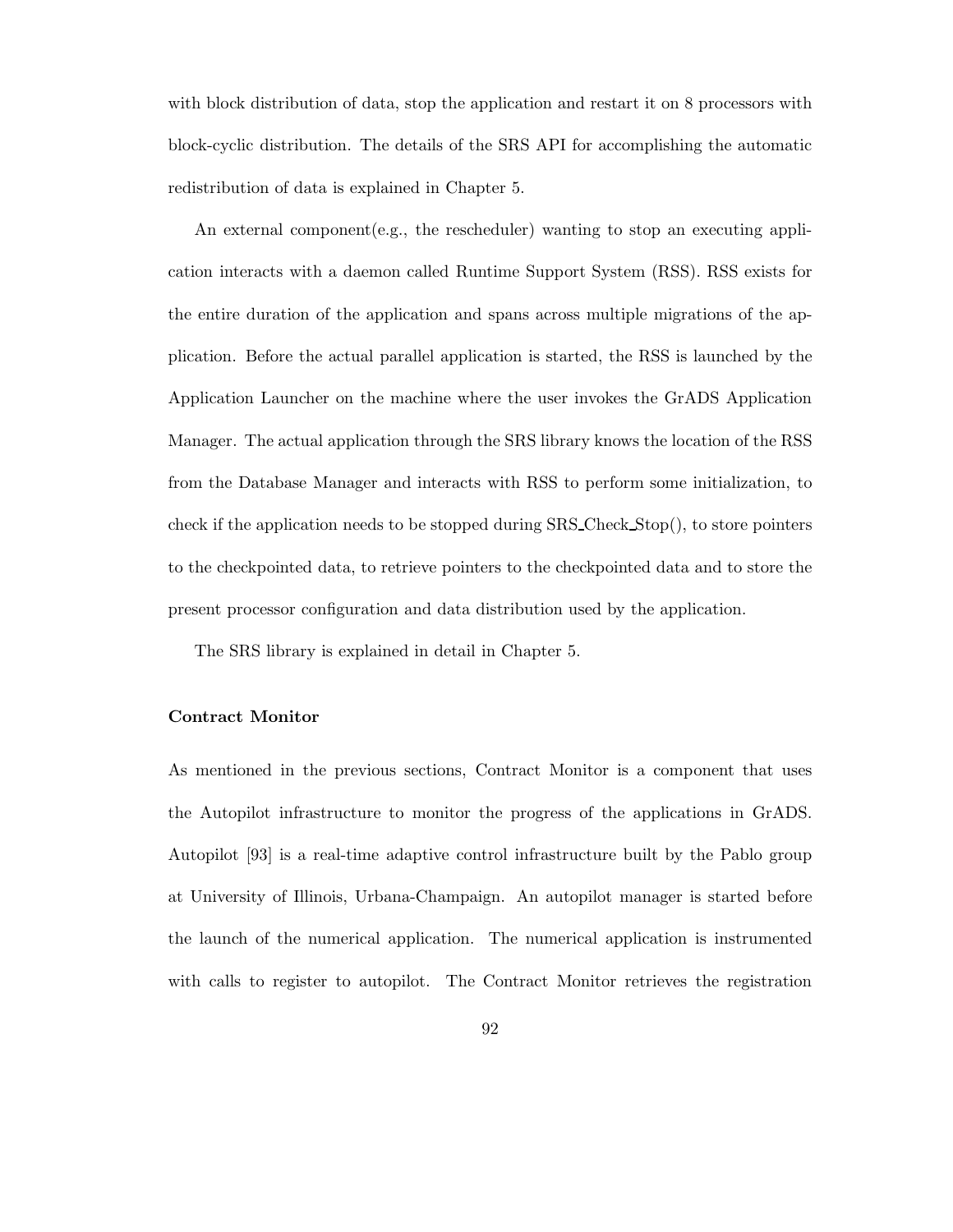with block distribution of data, stop the application and restart it on 8 processors with block-cyclic distribution. The details of the SRS API for accomplishing the automatic redistribution of data is explained in Chapter 5.

An external component(e.g., the rescheduler) wanting to stop an executing application interacts with a daemon called Runtime Support System (RSS). RSS exists for the entire duration of the application and spans across multiple migrations of the application. Before the actual parallel application is started, the RSS is launched by the Application Launcher on the machine where the user invokes the GrADS Application Manager. The actual application through the SRS library knows the location of the RSS from the Database Manager and interacts with RSS to perform some initialization, to check if the application needs to be stopped during SRS_Check_Stop(), to store pointers to the checkpointed data, to retrieve pointers to the checkpointed data and to store the present processor configuration and data distribution used by the application.

The SRS library is explained in detail in Chapter 5.

#### Contract Monitor

As mentioned in the previous sections, Contract Monitor is a component that uses the Autopilot infrastructure to monitor the progress of the applications in GrADS. Autopilot [93] is a real-time adaptive control infrastructure built by the Pablo group at University of Illinois, Urbana-Champaign. An autopilot manager is started before the launch of the numerical application. The numerical application is instrumented with calls to register to autopilot. The Contract Monitor retrieves the registration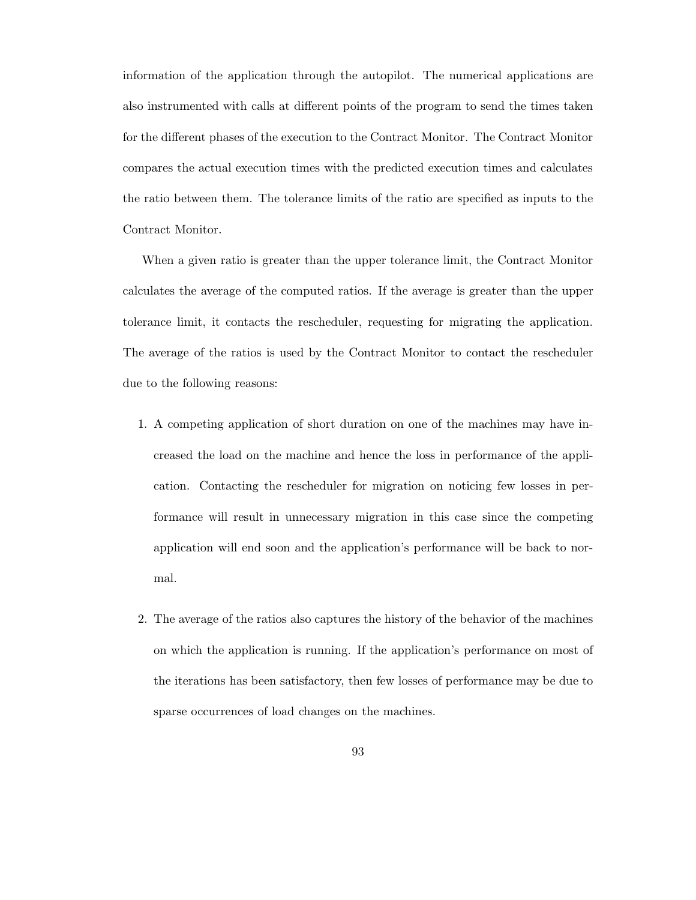information of the application through the autopilot. The numerical applications are also instrumented with calls at different points of the program to send the times taken for the different phases of the execution to the Contract Monitor. The Contract Monitor compares the actual execution times with the predicted execution times and calculates the ratio between them. The tolerance limits of the ratio are specified as inputs to the Contract Monitor.

When a given ratio is greater than the upper tolerance limit, the Contract Monitor calculates the average of the computed ratios. If the average is greater than the upper tolerance limit, it contacts the rescheduler, requesting for migrating the application. The average of the ratios is used by the Contract Monitor to contact the rescheduler due to the following reasons:

1. A competing application of short duration on one of the machines may have increased the load on the machine and hence the loss in performance of the application. Contacting the rescheduler for migration on noticing few losses in performance will result in unnecessary migration in this case since the competing application will end soon and the application's performance will be back to normal.

2. The average of the ratios also captures the history of the behavior of the machines on which the application is running. If the application's performance on most of the iterations has been satisfactory, then few losses of performance may be due to sparse occurrences of load changes on the machines.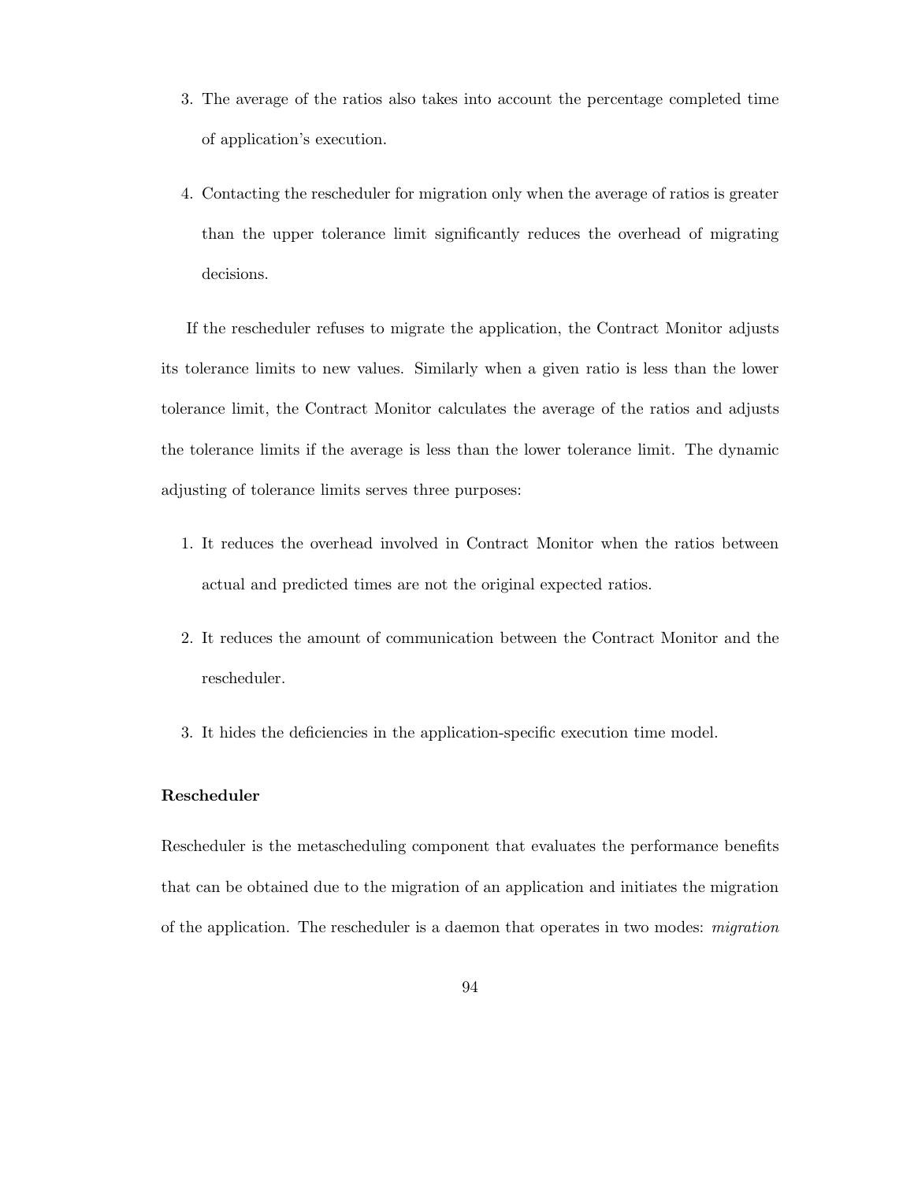3. The average of the ratios also takes into account the percentage completed time of application's execution.

4. Contacting the rescheduler for migration only when the average of ratios is greater than the upper tolerance limit significantly reduces the overhead of migrating decisions.

If the rescheduler refuses to migrate the application, the Contract Monitor adjusts its tolerance limits to new values. Similarly when a given ratio is less than the lower tolerance limit, the Contract Monitor calculates the average of the ratios and adjusts the tolerance limits if the average is less than the lower tolerance limit. The dynamic adjusting of tolerance limits serves three purposes:

1. It reduces the overhead involved in Contract Monitor when the ratios between actual and predicted times are not the original expected ratios.

2. It reduces the amount of communication between the Contract Monitor and the rescheduler.

3. It hides the deficiencies in the application-specific execution time model.

**Rescheduler**

Rescheduler is the metascheduling component that evaluates the performance benefits that can be obtained due to the migration of an application and initiates the migration of the application. The rescheduler is a daemon that operates in two modes: *migration*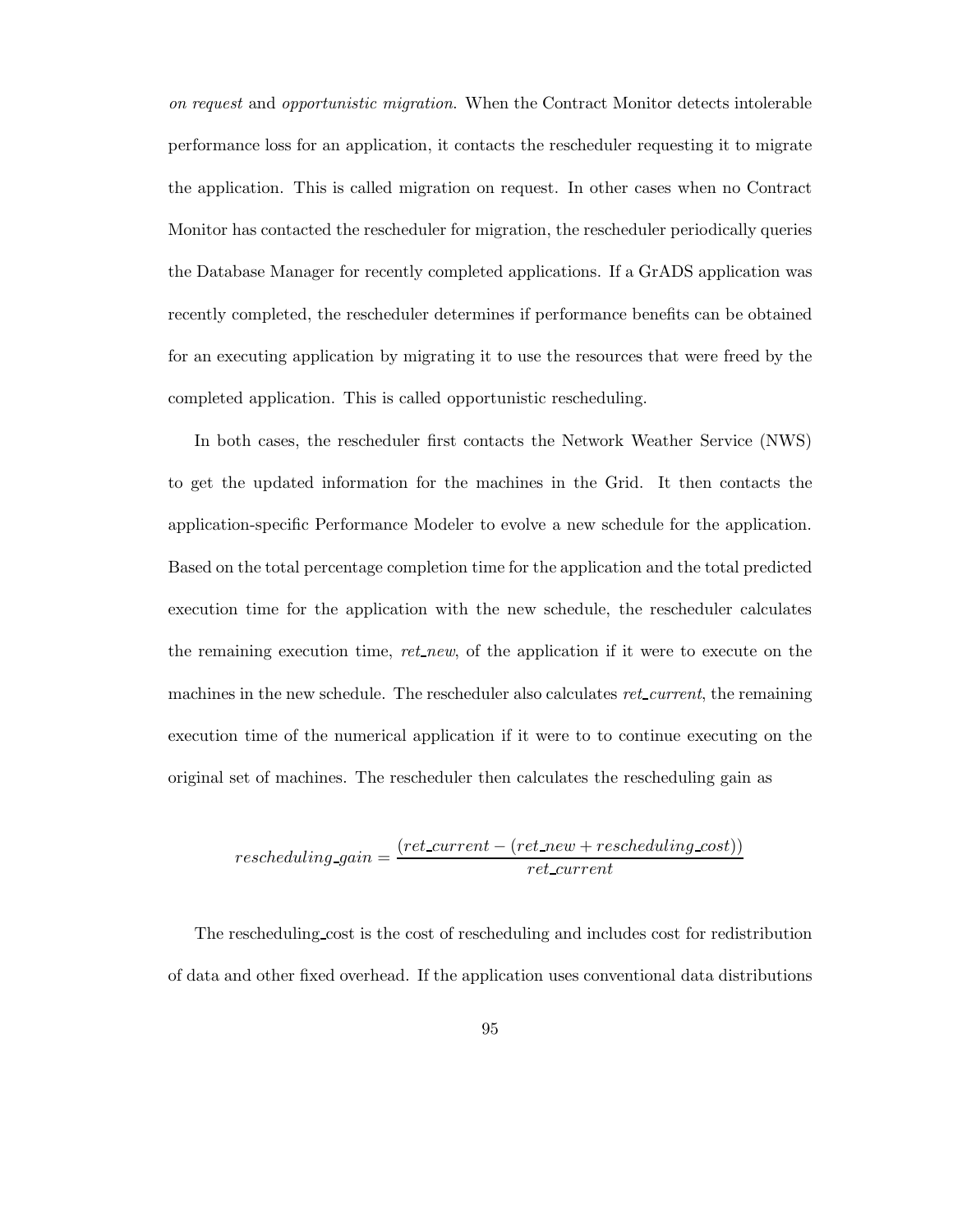*on request* and *opportunistic migration*. When the Contract Monitor detects intolerable performance loss for an application, it contacts the rescheduler requesting it to migrate the application. This is called migration on request. In other cases when no Contract Monitor has contacted the rescheduler for migration, the rescheduler periodically queries the Database Manager for recently completed applications. If a GrADS application was recently completed, the rescheduler determines if performance benefits can be obtained for an executing application by migrating it to use the resources that were freed by the completed application. This is called opportunistic rescheduling.

In both cases, the rescheduler first contacts the Network Weather Service (NWS) to get the updated information for the machines in the Grid. It then contacts the application-specific Performance Modeler to evolve a new schedule for the application. Based on the total percentage completion time for the application and the total predicted execution time for the application with the new schedule, the rescheduler calculates the remaining execution time, *ret_new*, of the application if it were to execute on the machines in the new schedule. The rescheduler also calculates *ret_current*, the remaining execution time of the numerical application if it were to to continue executing on the original set of machines. The rescheduler then calculates the rescheduling gain as

$$rescheduling\_gain = \frac{(ret\_current - (ret\_new + rescheduling\_cost))}{ret\_current}$$

The rescheduling_cost is the cost of rescheduling and includes cost for redistribution of data and other fixed overhead. If the application uses conventional data distributions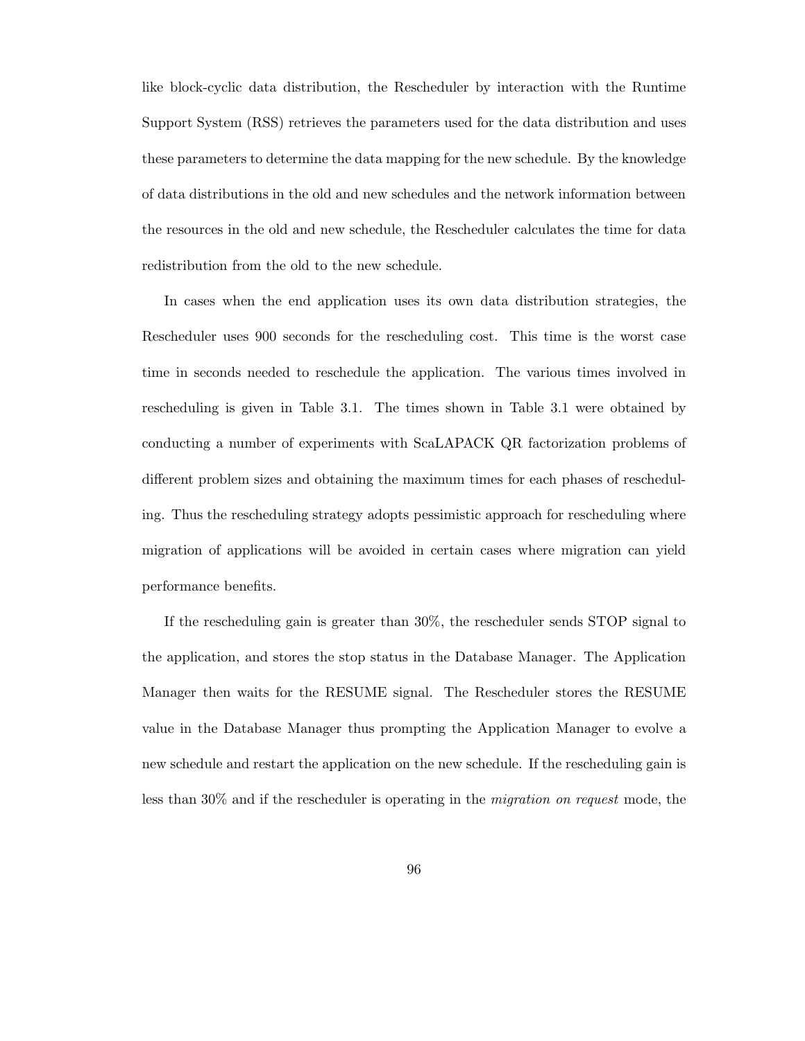like block-cyclic data distribution, the Rescheduler by interaction with the Runtime Support System (RSS) retrieves the parameters used for the data distribution and uses these parameters to determine the data mapping for the new schedule. By the knowledge of data distributions in the old and new schedules and the network information between the resources in the old and new schedule, the Rescheduler calculates the time for data redistribution from the old to the new schedule.

In cases when the end application uses its own data distribution strategies, the Rescheduler uses 900 seconds for the rescheduling cost. This time is the worst case time in seconds needed to reschedule the application. The various times involved in rescheduling is given in Table 3.1. The times shown in Table 3.1 were obtained by conducting a number of experiments with ScaLAPACK QR factorization problems of different problem sizes and obtaining the maximum times for each phases of rescheduling. Thus the rescheduling strategy adopts pessimistic approach for rescheduling where migration of applications will be avoided in certain cases where migration can yield performance benefits.

If the rescheduling gain is greater than 30%, the rescheduler sends STOP signal to the application, and stores the stop status in the Database Manager. The Application Manager then waits for the RESUME signal. The Rescheduler stores the RESUME value in the Database Manager thus prompting the Application Manager to evolve a new schedule and restart the application on the new schedule. If the rescheduling gain is less than 30% and if the rescheduler is operating in the *migration on request* mode, the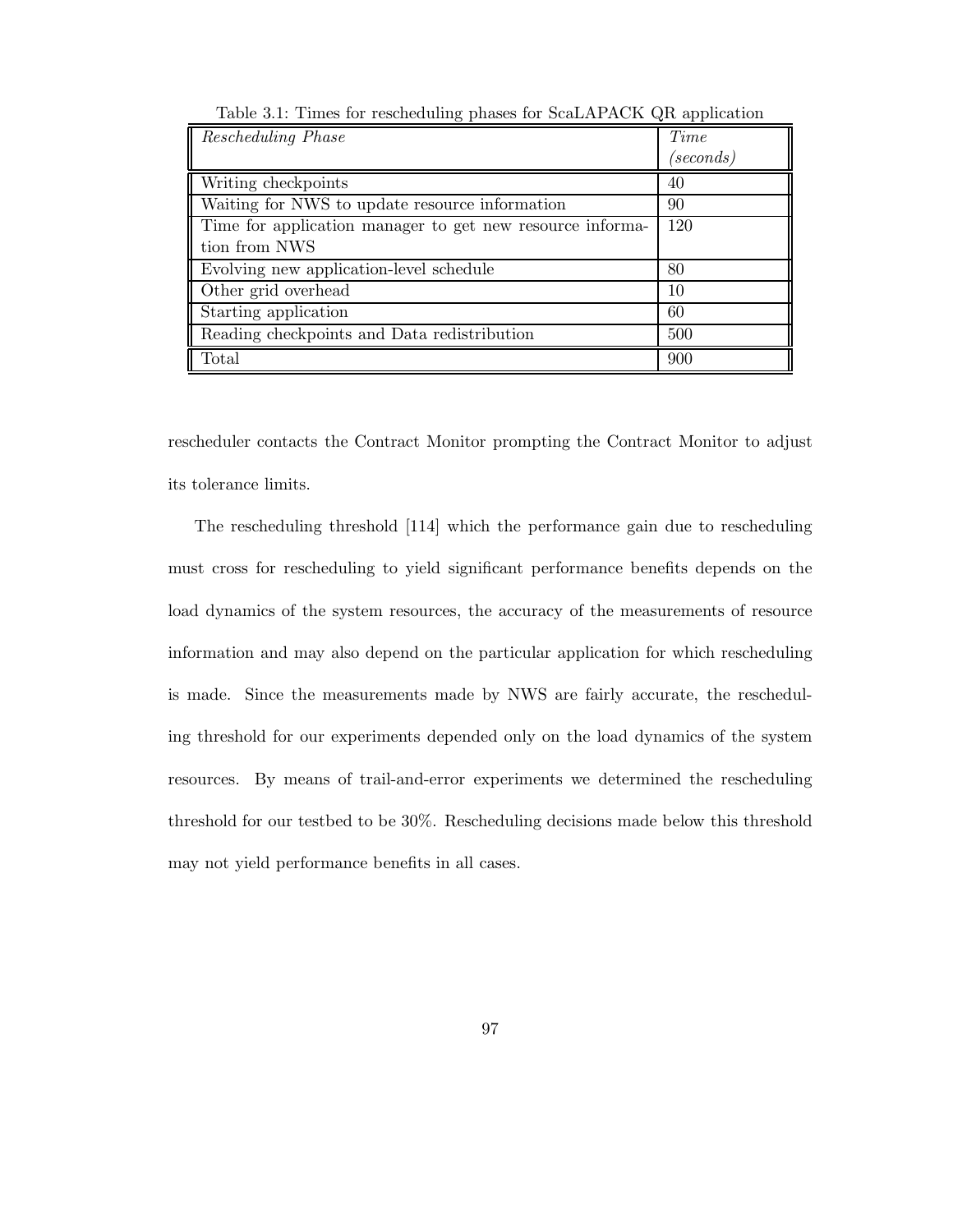Table 3.1: Times for rescheduling phases for ScaLAPACK QR application

| *Rescheduling Phase* | *Time (seconds)* |
|---|---|
| Writing checkpoints | 40 |
| Waiting for NWS to update resource information | 90 |
| Time for application manager to get new resource information from NWS | 120 |
| Evolving new application-level schedule | 80 |
| Other grid overhead | 10 |
| Starting application | 60 |
| Reading checkpoints and Data redistribution | 500 |
| Total | 900 |

rescheduler contacts the Contract Monitor prompting the Contract Monitor to adjust its tolerance limits.

The rescheduling threshold [114] which the performance gain due to rescheduling must cross for rescheduling to yield significant performance benefits depends on the load dynamics of the system resources, the accuracy of the measurements of resource information and may also depend on the particular application for which rescheduling is made. Since the measurements made by NWS are fairly accurate, the rescheduling threshold for our experiments depended only on the load dynamics of the system resources. By means of trail-and-error experiments we determined the rescheduling threshold for our testbed to be 30%. Rescheduling decisions made below this threshold may not yield performance benefits in all cases.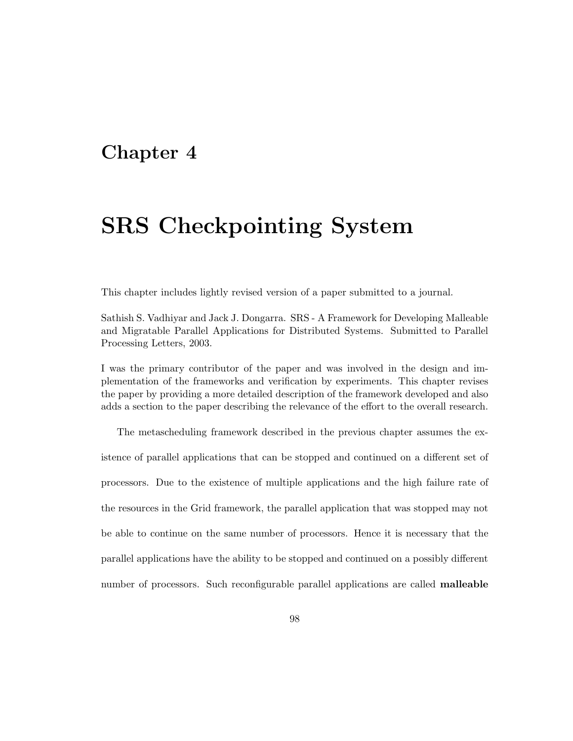# Chapter 4

# SRS Checkpointing System

This chapter includes lightly revised version of a paper submitted to a journal.

Sathish S. Vadhiyar and Jack J. Dongarra. SRS - A Framework for Developing Malleable and Migratable Parallel Applications for Distributed Systems. Submitted to Parallel Processing Letters, 2003.

I was the primary contributor of the paper and was involved in the design and implementation of the frameworks and verification by experiments. This chapter revises the paper by providing a more detailed description of the framework developed and also adds a section to the paper describing the relevance of the effort to the overall research.

The metascheduling framework described in the previous chapter assumes the existence of parallel applications that can be stopped and continued on a different set of processors. Due to the existence of multiple applications and the high failure rate of the resources in the Grid framework, the parallel application that was stopped may not be able to continue on the same number of processors. Hence it is necessary that the parallel applications have the ability to be stopped and continued on a possibly different number of processors. Such reconfigurable parallel applications are called **malleable**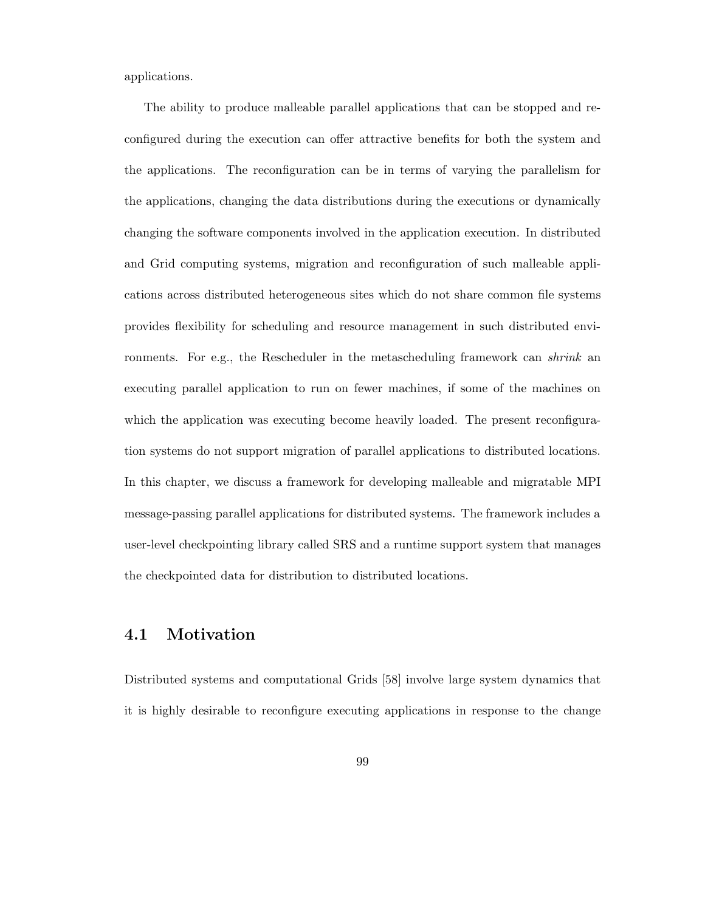applications.

The ability to produce malleable parallel applications that can be stopped and reconfigured during the execution can offer attractive benefits for both the system and the applications. The reconfiguration can be in terms of varying the parallelism for the applications, changing the data distributions during the executions or dynamically changing the software components involved in the application execution. In distributed and Grid computing systems, migration and reconfiguration of such malleable applications across distributed heterogeneous sites which do not share common file systems provides flexibility for scheduling and resource management in such distributed environments. For e.g., the Rescheduler in the metascheduling framework can *shrink* an executing parallel application to run on fewer machines, if some of the machines on which the application was executing become heavily loaded. The present reconfiguration systems do not support migration of parallel applications to distributed locations. In this chapter, we discuss a framework for developing malleable and migratable MPI message-passing parallel applications for distributed systems. The framework includes a user-level checkpointing library called SRS and a runtime support system that manages the checkpointed data for distribution to distributed locations.

## 4.1 Motivation

Distributed systems and computational Grids [58] involve large system dynamics that it is highly desirable to reconfigure executing applications in response to the change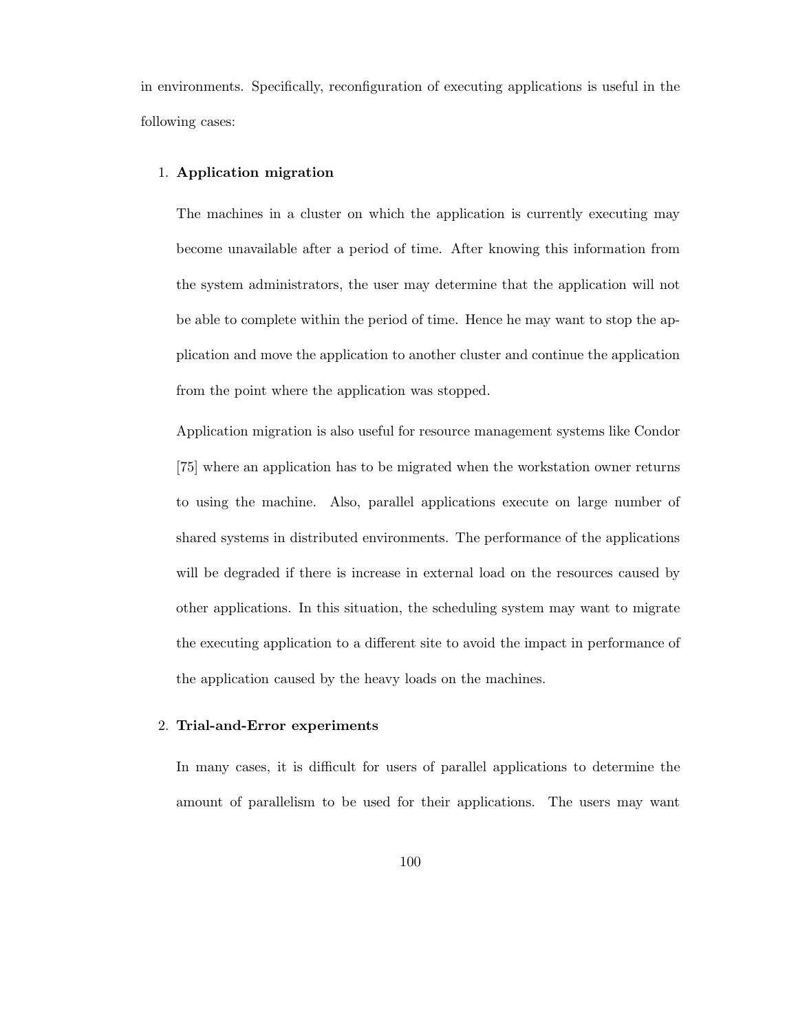in environments. Specifically, reconfiguration of executing applications is useful in the following cases:

1. **Application migration**

   The machines in a cluster on which the application is currently executing may become unavailable after a period of time. After knowing this information from the system administrators, the user may determine that the application will not be able to complete within the period of time. Hence he may want to stop the application and move the application to another cluster and continue the application from the point where the application was stopped.

   Application migration is also useful for resource management systems like Condor [75] where an application has to be migrated when the workstation owner returns to using the machine. Also, parallel applications execute on large number of shared systems in distributed environments. The performance of the applications will be degraded if there is increase in external load on the resources caused by other applications. In this situation, the scheduling system may want to migrate the executing application to a different site to avoid the impact in performance of the application caused by the heavy loads on the machines.

2. **Trial-and-Error experiments**

   In many cases, it is difficult for users of parallel applications to determine the amount of parallelism to be used for their applications. The users may want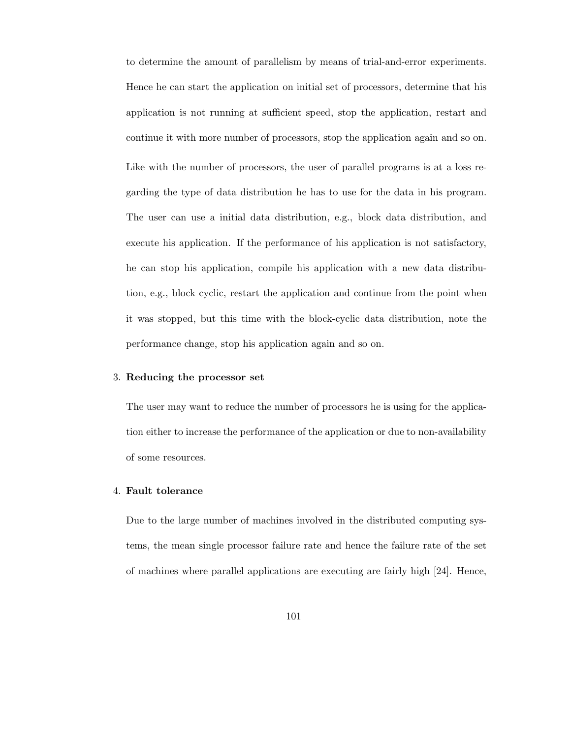to determine the amount of parallelism by means of trial-and-error experiments. Hence he can start the application on initial set of processors, determine that his application is not running at sufficient speed, stop the application, restart and continue it with more number of processors, stop the application again and so on.

Like with the number of processors, the user of parallel programs is at a loss regarding the type of data distribution he has to use for the data in his program. The user can use a initial data distribution, e.g., block data distribution, and execute his application. If the performance of his application is not satisfactory, he can stop his application, compile his application with a new data distribution, e.g., block cyclic, restart the application and continue from the point when it was stopped, but this time with the block-cyclic data distribution, note the performance change, stop his application again and so on.

3. **Reducing the processor set**

   The user may want to reduce the number of processors he is using for the application either to increase the performance of the application or due to non-availability of some resources.

4. **Fault tolerance**

   Due to the large number of machines involved in the distributed computing systems, the mean single processor failure rate and hence the failure rate of the set of machines where parallel applications are executing are fairly high [24]. Hence,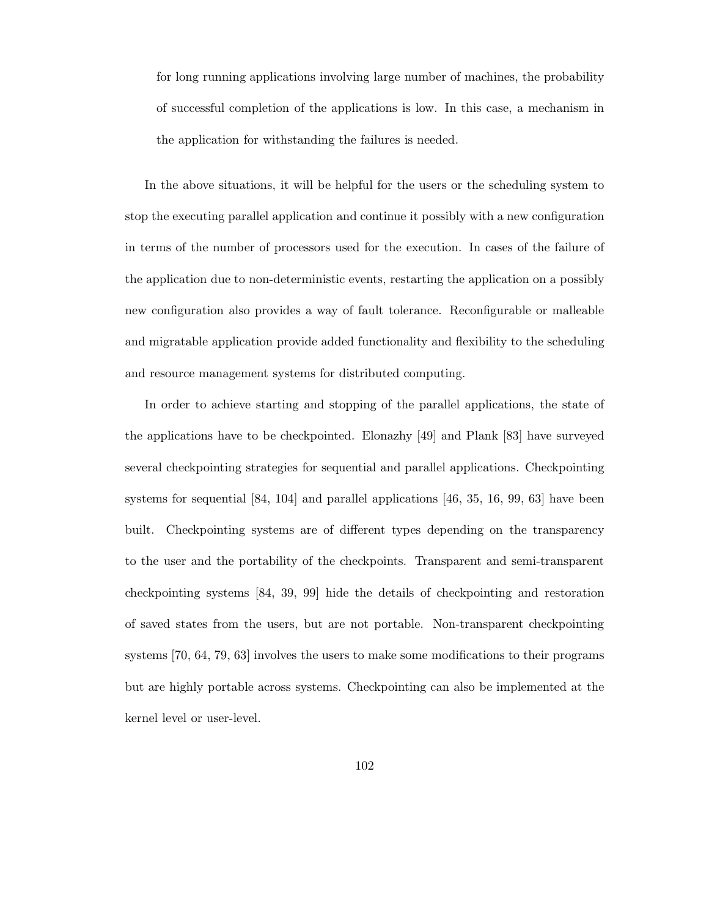for long running applications involving large number of machines, the probability of successful completion of the applications is low. In this case, a mechanism in the application for withstanding the failures is needed.

In the above situations, it will be helpful for the users or the scheduling system to stop the executing parallel application and continue it possibly with a new configuration in terms of the number of processors used for the execution. In cases of the failure of the application due to non-deterministic events, restarting the application on a possibly new configuration also provides a way of fault tolerance. Reconfigurable or malleable and migratable application provide added functionality and flexibility to the scheduling and resource management systems for distributed computing.

In order to achieve starting and stopping of the parallel applications, the state of the applications have to be checkpointed. Elonazhy [49] and Plank [83] have surveyed several checkpointing strategies for sequential and parallel applications. Checkpointing systems for sequential [84, 104] and parallel applications [46, 35, 16, 99, 63] have been built. Checkpointing systems are of different types depending on the transparency to the user and the portability of the checkpoints. Transparent and semi-transparent checkpointing systems [84, 39, 99] hide the details of checkpointing and restoration of saved states from the users, but are not portable. Non-transparent checkpointing systems [70, 64, 79, 63] involves the users to make some modifications to their programs but are highly portable across systems. Checkpointing can also be implemented at the kernel level or user-level.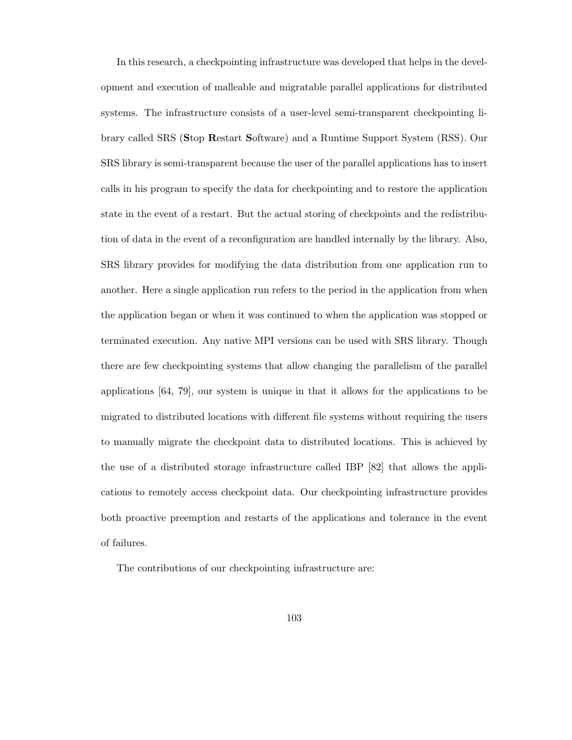In this research, a checkpointing infrastructure was developed that helps in the development and execution of malleable and migratable parallel applications for distributed systems. The infrastructure consists of a user-level semi-transparent checkpointing library called SRS (**S**top **R**estart **S**oftware) and a Runtime Support System (RSS). Our SRS library is semi-transparent because the user of the parallel applications has to insert calls in his program to specify the data for checkpointing and to restore the application state in the event of a restart. But the actual storing of checkpoints and the redistribution of data in the event of a reconfiguration are handled internally by the library. Also, SRS library provides for modifying the data distribution from one application run to another. Here a single application run refers to the period in the application from when the application began or when it was continued to when the application was stopped or terminated execution. Any native MPI versions can be used with SRS library. Though there are few checkpointing systems that allow changing the parallelism of the parallel applications [64, 79], our system is unique in that it allows for the applications to be migrated to distributed locations with different file systems without requiring the users to manually migrate the checkpoint data to distributed locations. This is achieved by the use of a distributed storage infrastructure called IBP [82] that allows the applications to remotely access checkpoint data. Our checkpointing infrastructure provides both proactive preemption and restarts of the applications and tolerance in the event of failures.

The contributions of our checkpointing infrastructure are: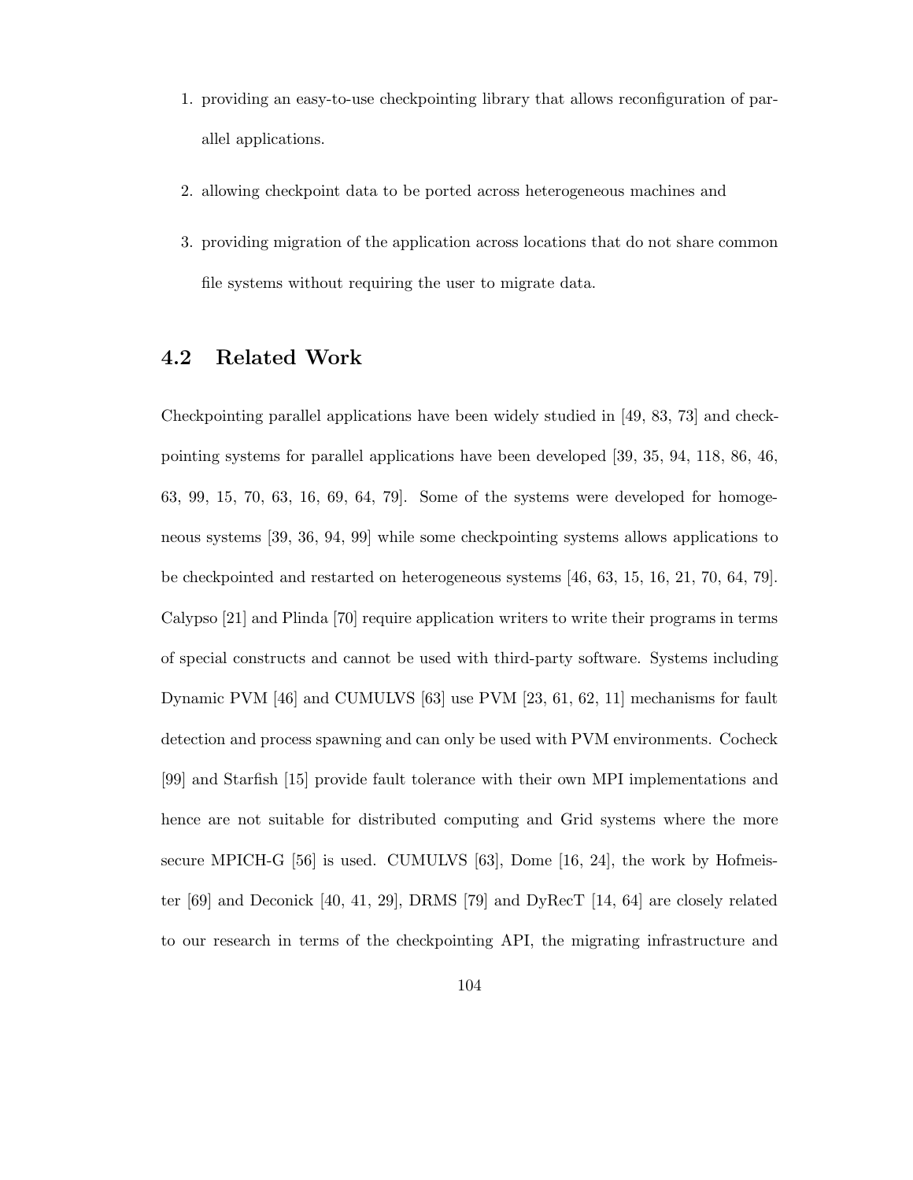1. providing an easy-to-use checkpointing library that allows reconfiguration of parallel applications.

2. allowing checkpoint data to be ported across heterogeneous machines and

3. providing migration of the application across locations that do not share common file systems without requiring the user to migrate data.

## 4.2 Related Work

Checkpointing parallel applications have been widely studied in [49, 83, 73] and checkpointing systems for parallel applications have been developed [39, 35, 94, 118, 86, 46, 63, 99, 15, 70, 63, 16, 69, 64, 79]. Some of the systems were developed for homogeneous systems [39, 36, 94, 99] while some checkpointing systems allows applications to be checkpointed and restarted on heterogeneous systems [46, 63, 15, 16, 21, 70, 64, 79]. Calypso [21] and Plinda [70] require application writers to write their programs in terms of special constructs and cannot be used with third-party software. Systems including Dynamic PVM [46] and CUMULVS [63] use PVM [23, 61, 62, 11] mechanisms for fault detection and process spawning and can only be used with PVM environments. Cocheck [99] and Starfish [15] provide fault tolerance with their own MPI implementations and hence are not suitable for distributed computing and Grid systems where the more secure MPICH-G [56] is used. CUMULVS [63], Dome [16, 24], the work by Hofmeister [69] and Deconick [40, 41, 29], DRMS [79] and DyRecT [14, 64] are closely related to our research in terms of the checkpointing API, the migrating infrastructure and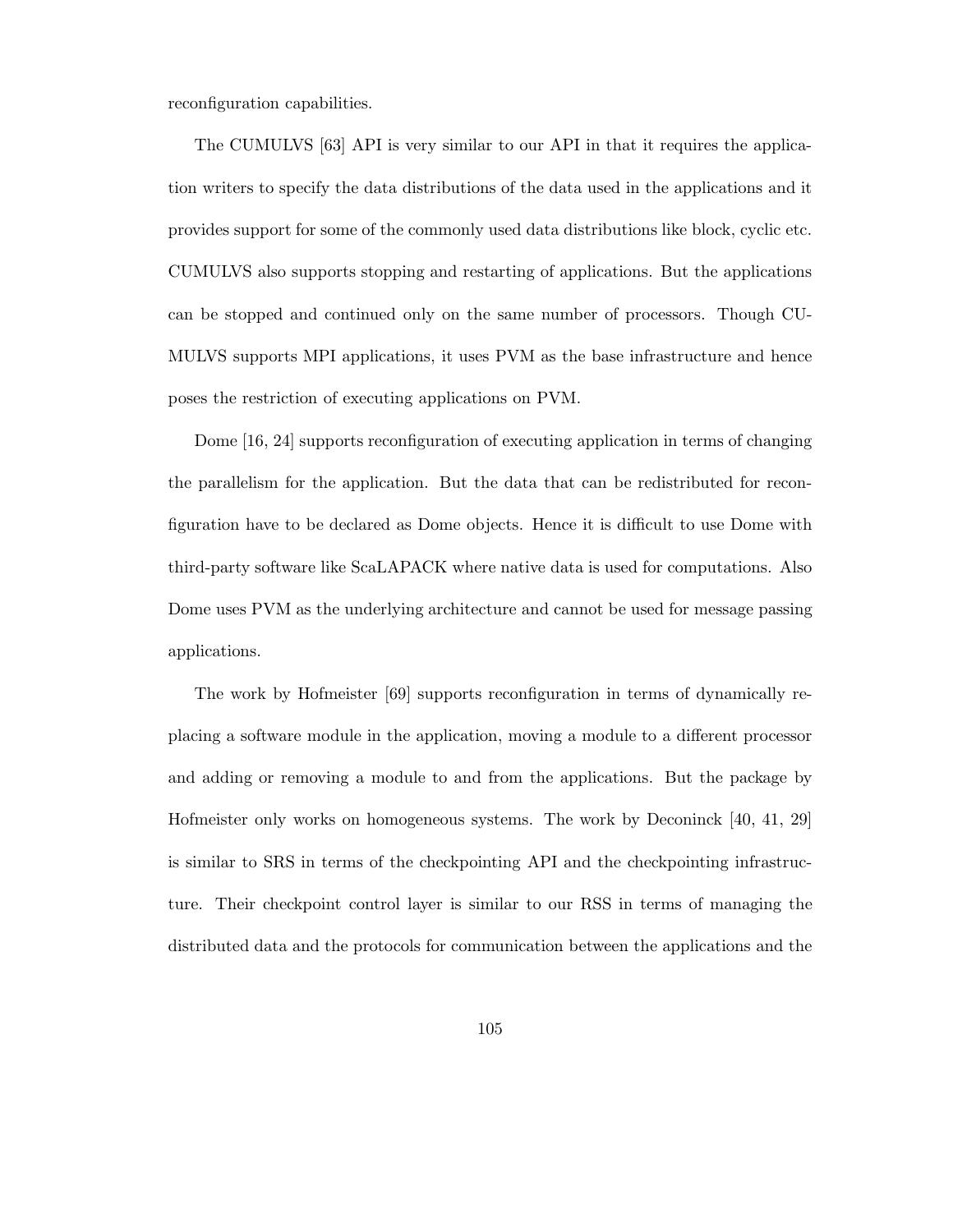reconfiguration capabilities.

The CUMULVS [63] API is very similar to our API in that it requires the application writers to specify the data distributions of the data used in the applications and it provides support for some of the commonly used data distributions like block, cyclic etc. CUMULVS also supports stopping and restarting of applications. But the applications can be stopped and continued only on the same number of processors. Though CUMULVS supports MPI applications, it uses PVM as the base infrastructure and hence poses the restriction of executing applications on PVM.

Dome [16, 24] supports reconfiguration of executing application in terms of changing the parallelism for the application. But the data that can be redistributed for reconfiguration have to be declared as Dome objects. Hence it is difficult to use Dome with third-party software like ScaLAPACK where native data is used for computations. Also Dome uses PVM as the underlying architecture and cannot be used for message passing applications.

The work by Hofmeister [69] supports reconfiguration in terms of dynamically replacing a software module in the application, moving a module to a different processor and adding or removing a module to and from the applications. But the package by Hofmeister only works on homogeneous systems. The work by Deconinck [40, 41, 29] is similar to SRS in terms of the checkpointing API and the checkpointing infrastructure. Their checkpoint control layer is similar to our RSS in terms of managing the distributed data and the protocols for communication between the applications and the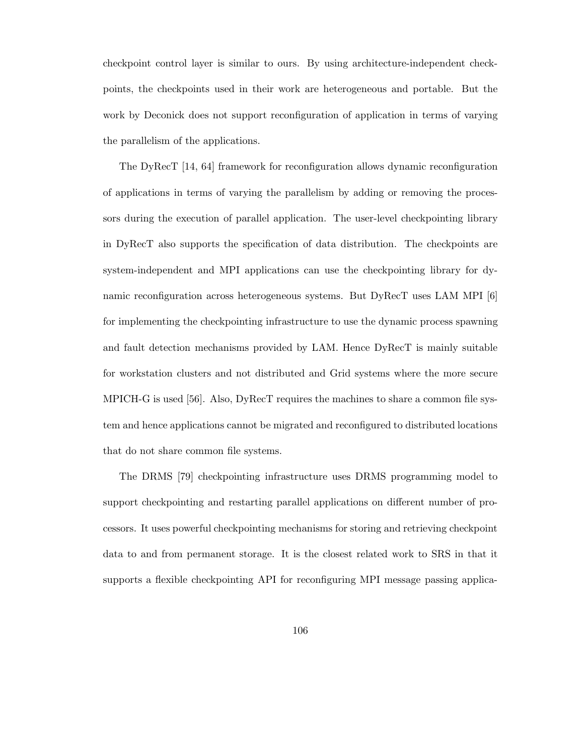checkpoint control layer is similar to ours. By using architecture-independent checkpoints, the checkpoints used in their work are heterogeneous and portable. But the work by Deconick does not support reconfiguration of application in terms of varying the parallelism of the applications.

The DyRecT [14, 64] framework for reconfiguration allows dynamic reconfiguration of applications in terms of varying the parallelism by adding or removing the processors during the execution of parallel application. The user-level checkpointing library in DyRecT also supports the specification of data distribution. The checkpoints are system-independent and MPI applications can use the checkpointing library for dynamic reconfiguration across heterogeneous systems. But DyRecT uses LAM MPI [6] for implementing the checkpointing infrastructure to use the dynamic process spawning and fault detection mechanisms provided by LAM. Hence DyRecT is mainly suitable for workstation clusters and not distributed and Grid systems where the more secure MPICH-G is used [56]. Also, DyRecT requires the machines to share a common file system and hence applications cannot be migrated and reconfigured to distributed locations that do not share common file systems.

The DRMS [79] checkpointing infrastructure uses DRMS programming model to support checkpointing and restarting parallel applications on different number of processors. It uses powerful checkpointing mechanisms for storing and retrieving checkpoint data to and from permanent storage. It is the closest related work to SRS in that it supports a flexible checkpointing API for reconfiguring MPI message passing applica-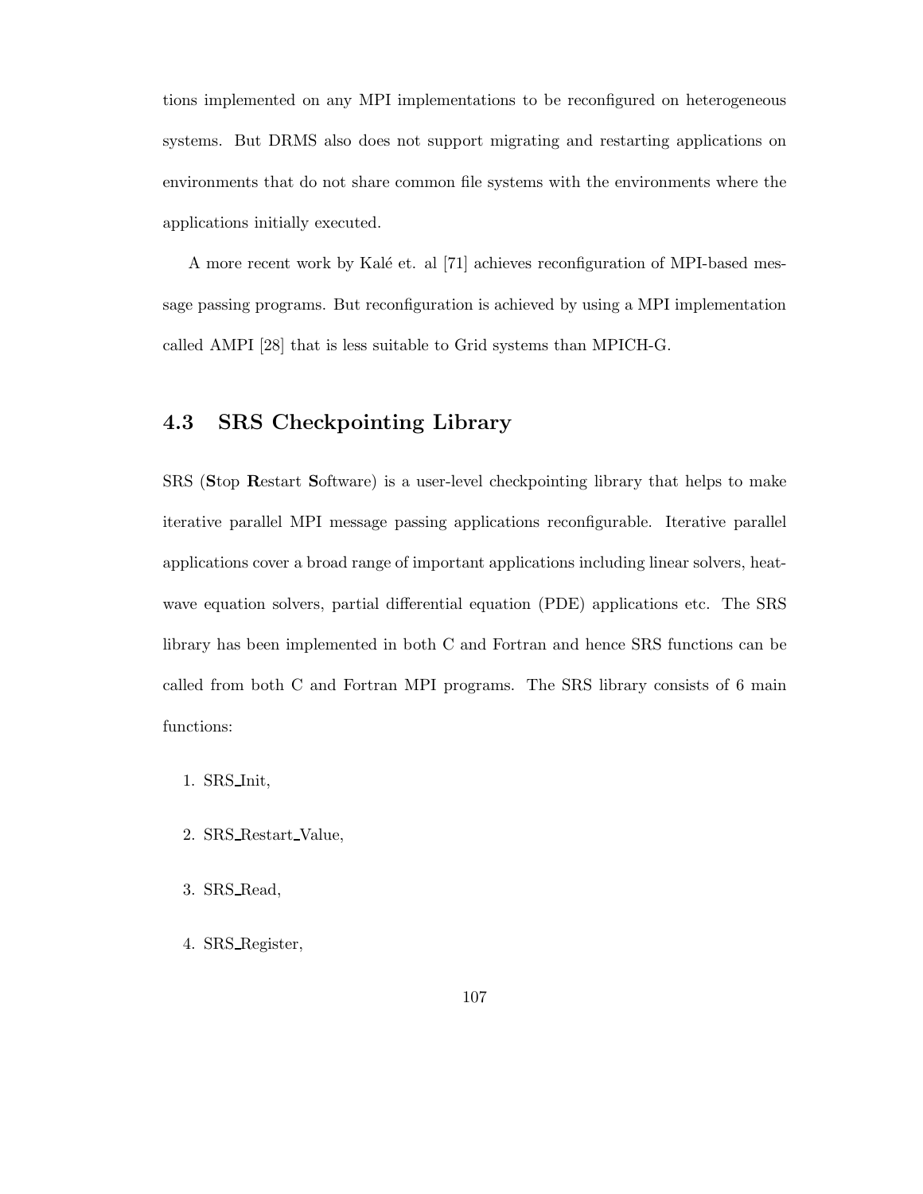tions implemented on any MPI implementations to be reconfigured on heterogeneous systems. But DRMS also does not support migrating and restarting applications on environments that do not share common file systems with the environments where the applications initially executed.

A more recent work by Kalé et. al [71] achieves reconfiguration of MPI-based message passing programs. But reconfiguration is achieved by using a MPI implementation called AMPI [28] that is less suitable to Grid systems than MPICH-G.

## 4.3 SRS Checkpointing Library

SRS (**S**top **R**estart **S**oftware) is a user-level checkpointing library that helps to make iterative parallel MPI message passing applications reconfigurable. Iterative parallel applications cover a broad range of important applications including linear solvers, heat-wave equation solvers, partial differential equation (PDE) applications etc. The SRS library has been implemented in both C and Fortran and hence SRS functions can be called from both C and Fortran MPI programs. The SRS library consists of 6 main functions:

1. SRS_Init,
2. SRS_Restart_Value,
3. SRS_Read,
4. SRS_Register,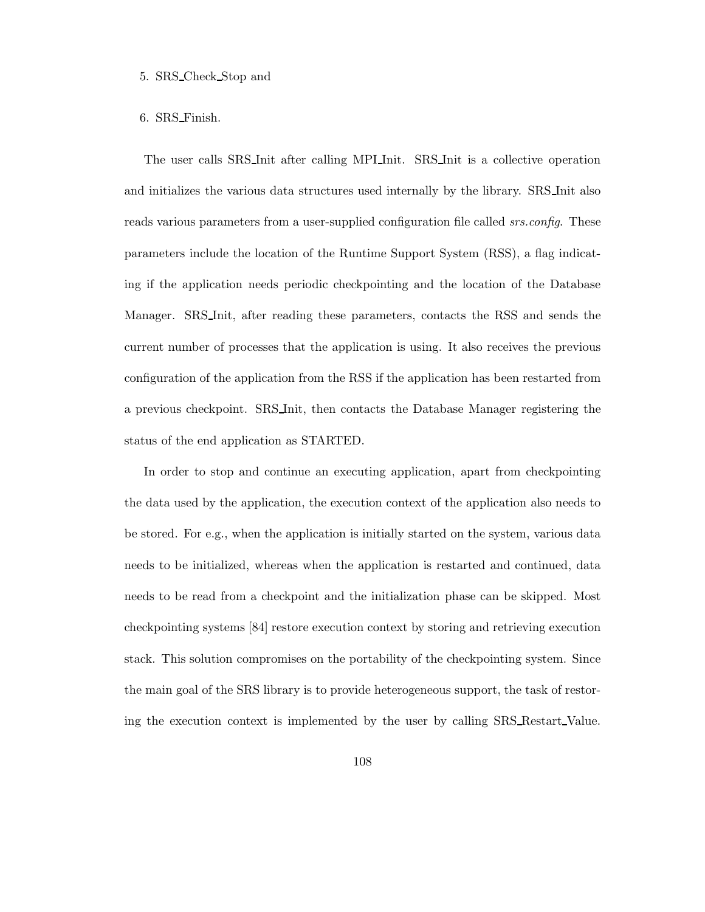5. SRS_Check_Stop and
6. SRS_Finish.

The user calls SRS_Init after calling MPI_Init. SRS_Init is a collective operation and initializes the various data structures used internally by the library. SRS_Init also reads various parameters from a user-supplied configuration file called *srs.config*. These parameters include the location of the Runtime Support System (RSS), a flag indicating if the application needs periodic checkpointing and the location of the Database Manager. SRS_Init, after reading these parameters, contacts the RSS and sends the current number of processes that the application is using. It also receives the previous configuration of the application from the RSS if the application has been restarted from a previous checkpoint. SRS_Init, then contacts the Database Manager registering the status of the end application as STARTED.

In order to stop and continue an executing application, apart from checkpointing the data used by the application, the execution context of the application also needs to be stored. For e.g., when the application is initially started on the system, various data needs to be initialized, whereas when the application is restarted and continued, data needs to be read from a checkpoint and the initialization phase can be skipped. Most checkpointing systems [84] restore execution context by storing and retrieving execution stack. This solution compromises on the portability of the checkpointing system. Since the main goal of the SRS library is to provide heterogeneous support, the task of restoring the execution context is implemented by the user by calling SRS_Restart_Value.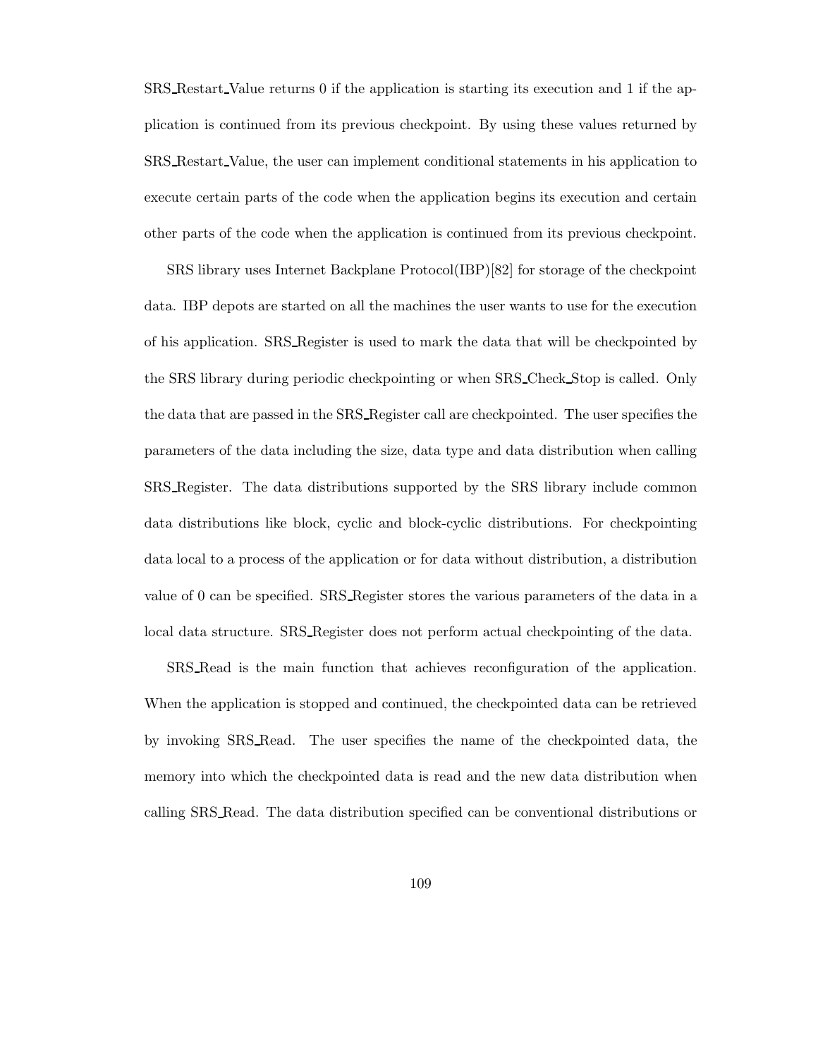SRS_Restart_Value returns 0 if the application is starting its execution and 1 if the application is continued from its previous checkpoint. By using these values returned by SRS_Restart_Value, the user can implement conditional statements in his application to execute certain parts of the code when the application begins its execution and certain other parts of the code when the application is continued from its previous checkpoint.

SRS library uses Internet Backplane Protocol(IBP)[82] for storage of the checkpoint data. IBP depots are started on all the machines the user wants to use for the execution of his application. SRS_Register is used to mark the data that will be checkpointed by the SRS library during periodic checkpointing or when SRS_Check_Stop is called. Only the data that are passed in the SRS_Register call are checkpointed. The user specifies the parameters of the data including the size, data type and data distribution when calling SRS_Register. The data distributions supported by the SRS library include common data distributions like block, cyclic and block-cyclic distributions. For checkpointing data local to a process of the application or for data without distribution, a distribution value of 0 can be specified. SRS_Register stores the various parameters of the data in a local data structure. SRS_Register does not perform actual checkpointing of the data.

SRS_Read is the main function that achieves reconfiguration of the application. When the application is stopped and continued, the checkpointed data can be retrieved by invoking SRS_Read. The user specifies the name of the checkpointed data, the memory into which the checkpointed data is read and the new data distribution when calling SRS_Read. The data distribution specified can be conventional distributions or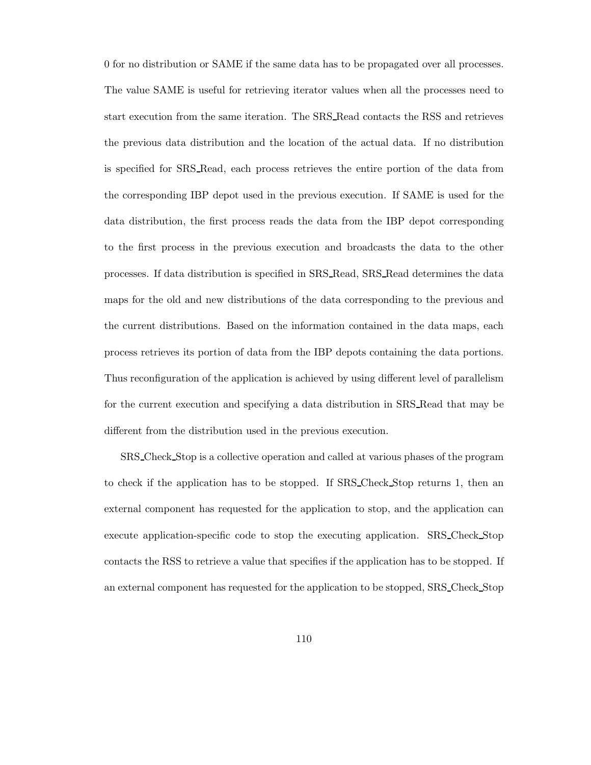0 for no distribution or SAME if the same data has to be propagated over all processes. The value SAME is useful for retrieving iterator values when all the processes need to start execution from the same iteration. The SRS_Read contacts the RSS and retrieves the previous data distribution and the location of the actual data. If no distribution is specified for SRS_Read, each process retrieves the entire portion of the data from the corresponding IBP depot used in the previous execution. If SAME is used for the data distribution, the first process reads the data from the IBP depot corresponding to the first process in the previous execution and broadcasts the data to the other processes. If data distribution is specified in SRS_Read, SRS_Read determines the data maps for the old and new distributions of the data corresponding to the previous and the current distributions. Based on the information contained in the data maps, each process retrieves its portion of data from the IBP depots containing the data portions. Thus reconfiguration of the application is achieved by using different level of parallelism for the current execution and specifying a data distribution in SRS_Read that may be different from the distribution used in the previous execution.

SRS_Check_Stop is a collective operation and called at various phases of the program to check if the application has to be stopped. If SRS_Check_Stop returns 1, then an external component has requested for the application to stop, and the application can execute application-specific code to stop the executing application. SRS_Check_Stop contacts the RSS to retrieve a value that specifies if the application has to be stopped. If an external component has requested for the application to be stopped, SRS_Check_Stop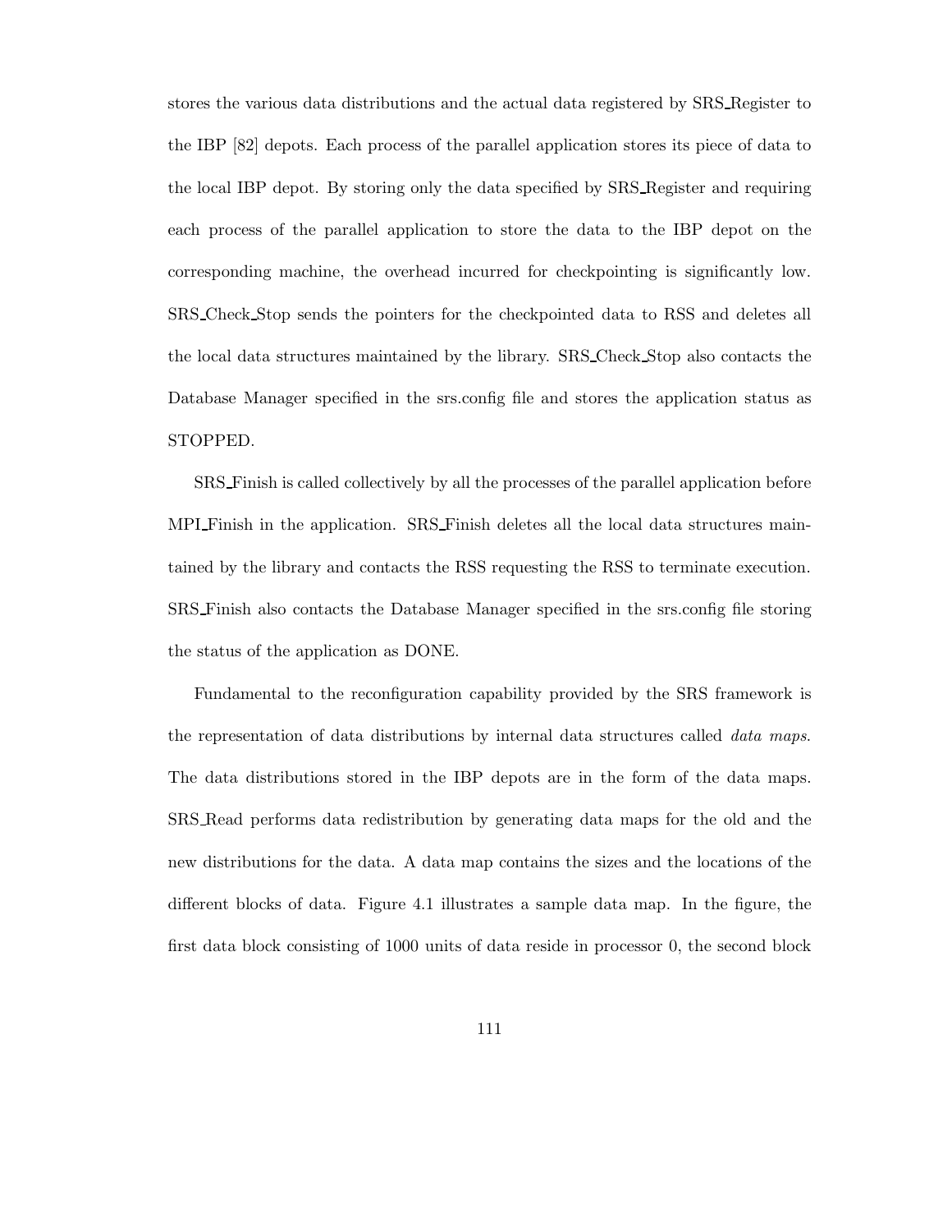stores the various data distributions and the actual data registered by SRS_Register to the IBP [82] depots. Each process of the parallel application stores its piece of data to the local IBP depot. By storing only the data specified by SRS_Register and requiring each process of the parallel application to store the data to the IBP depot on the corresponding machine, the overhead incurred for checkpointing is significantly low. SRS_Check_Stop sends the pointers for the checkpointed data to RSS and deletes all the local data structures maintained by the library. SRS_Check_Stop also contacts the Database Manager specified in the srs.config file and stores the application status as STOPPED.

SRS_Finish is called collectively by all the processes of the parallel application before MPI_Finish in the application. SRS_Finish deletes all the local data structures maintained by the library and contacts the RSS requesting the RSS to terminate execution. SRS_Finish also contacts the Database Manager specified in the srs.config file storing the status of the application as DONE.

Fundamental to the reconfiguration capability provided by the SRS framework is the representation of data distributions by internal data structures called *data maps*. The data distributions stored in the IBP depots are in the form of the data maps. SRS_Read performs data redistribution by generating data maps for the old and the new distributions for the data. A data map contains the sizes and the locations of the different blocks of data. Figure 4.1 illustrates a sample data map. In the figure, the first data block consisting of 1000 units of data reside in processor 0, the second block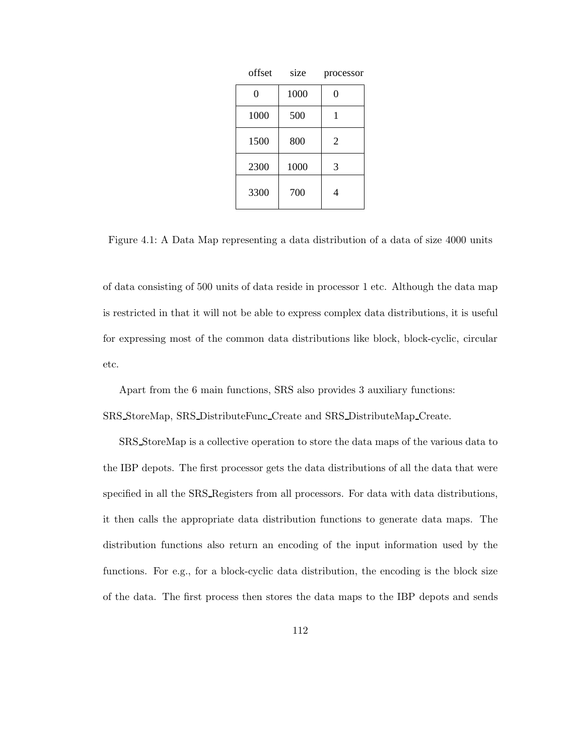| offset | size | processor |
| --- | --- | --- |
| 0 | 1000 | 0 |
| 1000 | 500 | 1 |
| 1500 | 800 | 2 |
| 2300 | 1000 | 3 |
| 3300 | 700 | 4 |

Figure 4.1: A Data Map representing a data distribution of a data of size 4000 units

of data consisting of 500 units of data reside in processor 1 etc. Although the data map is restricted in that it will not be able to express complex data distributions, it is useful for expressing most of the common data distributions like block, block-cyclic, circular etc.

Apart from the 6 main functions, SRS also provides 3 auxiliary functions: SRS_StoreMap, SRS_DistributeFunc_Create and SRS_DistributeMap_Create.

SRS_StoreMap is a collective operation to store the data maps of the various data to the IBP depots. The first processor gets the data distributions of all the data that were specified in all the SRS_Registers from all processors. For data with data distributions, it then calls the appropriate data distribution functions to generate data maps. The distribution functions also return an encoding of the input information used by the functions. For e.g., for a block-cyclic data distribution, the encoding is the block size of the data. The first process then stores the data maps to the IBP depots and sends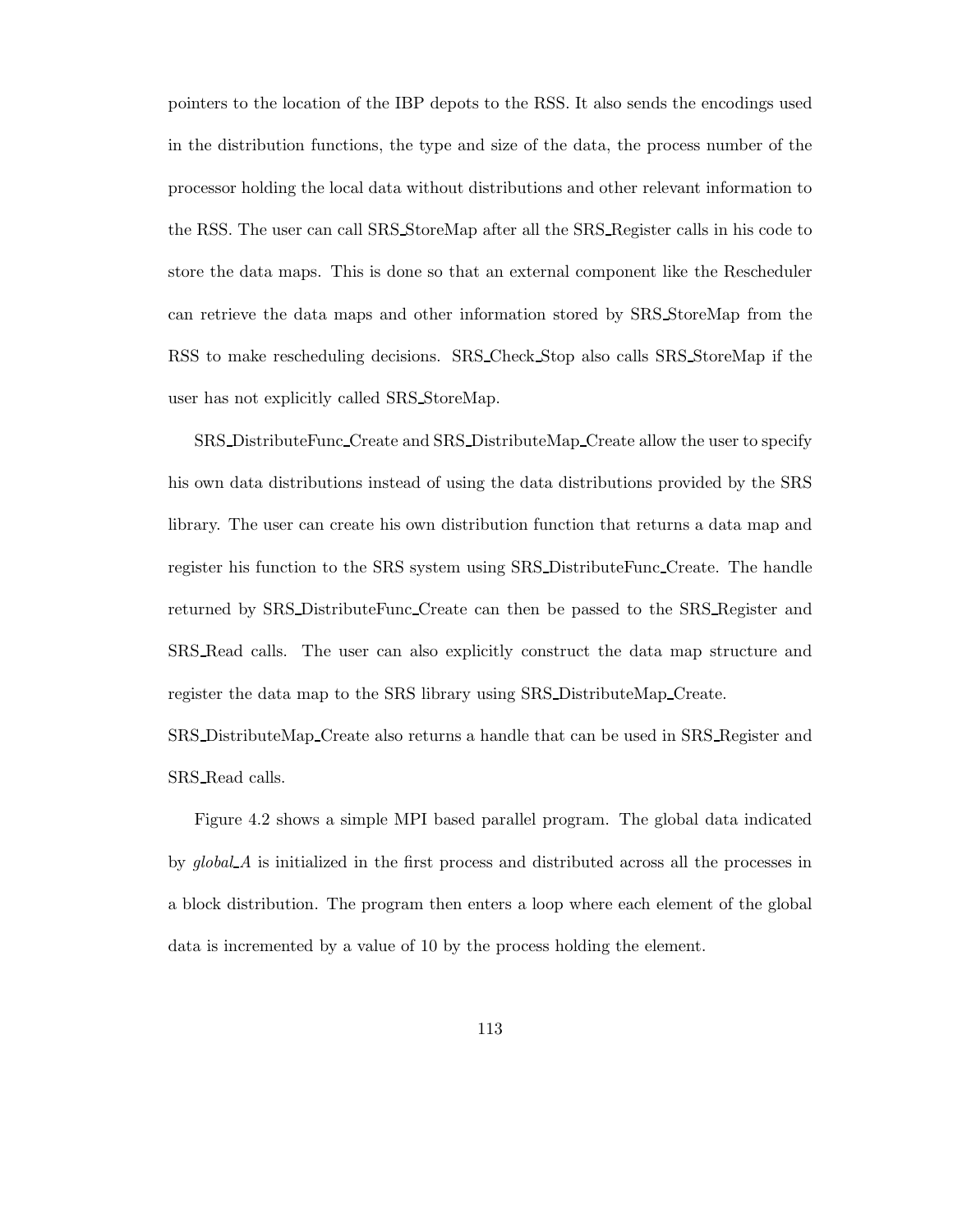pointers to the location of the IBP depots to the RSS. It also sends the encodings used in the distribution functions, the type and size of the data, the process number of the processor holding the local data without distributions and other relevant information to the RSS. The user can call SRS_StoreMap after all the SRS_Register calls in his code to store the data maps. This is done so that an external component like the Rescheduler can retrieve the data maps and other information stored by SRS_StoreMap from the RSS to make rescheduling decisions. SRS_Check_Stop also calls SRS_StoreMap if the user has not explicitly called SRS_StoreMap.

SRS_DistributeFunc_Create and SRS_DistributeMap_Create allow the user to specify his own data distributions instead of using the data distributions provided by the SRS library. The user can create his own distribution function that returns a data map and register his function to the SRS system using SRS_DistributeFunc_Create. The handle returned by SRS_DistributeFunc_Create can then be passed to the SRS_Register and SRS_Read calls. The user can also explicitly construct the data map structure and register the data map to the SRS library using SRS_DistributeMap_Create. SRS_DistributeMap_Create also returns a handle that can be used in SRS_Register and SRS_Read calls.

Figure 4.2 shows a simple MPI based parallel program. The global data indicated by *global_A* is initialized in the first process and distributed across all the processes in a block distribution. The program then enters a loop where each element of the global data is incremented by a value of 10 by the process holding the element.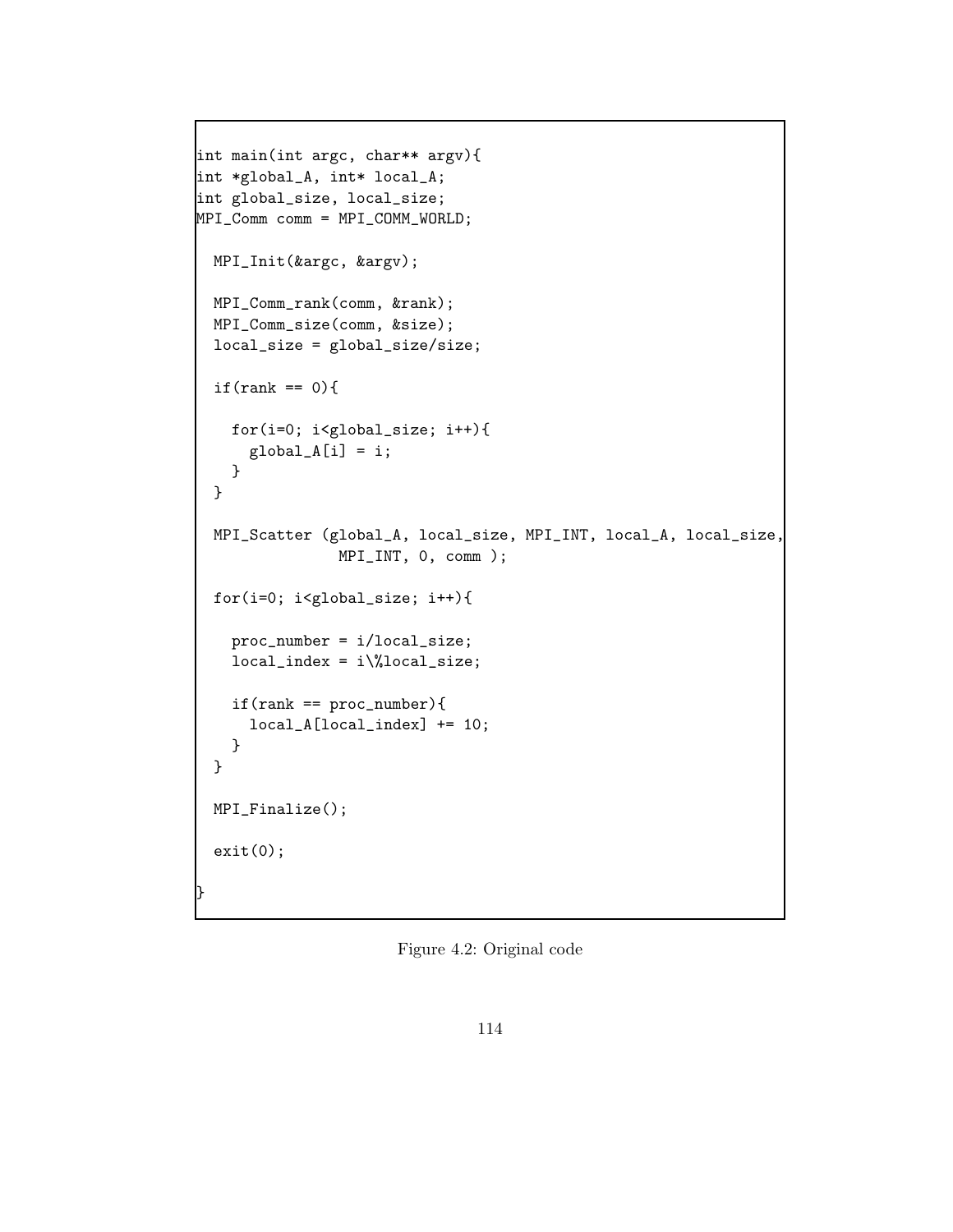```
int main(int argc, char** argv){
int *global_A, int* local_A;
int global_size, local_size;
MPI_Comm comm = MPI_COMM_WORLD;

  MPI_Init(&argc, &argv);

  MPI_Comm_rank(comm, &rank);
  MPI_Comm_size(comm, &size);
  local_size = global_size/size;

  if(rank == 0){

    for(i=0; i<global_size; i++){
      global_A[i] = i;
    }
  }

  MPI_Scatter (global_A, local_size, MPI_INT, local_A, local_size,
              MPI_INT, 0, comm );

  for(i=0; i<global_size; i++){

    proc_number = i/local_size;
    local_index = i\%local_size;

    if(rank == proc_number){
      local_A[local_index] += 10;
    }
  }

  MPI_Finalize();

  exit(0);

}
```

Figure 4.2: Original code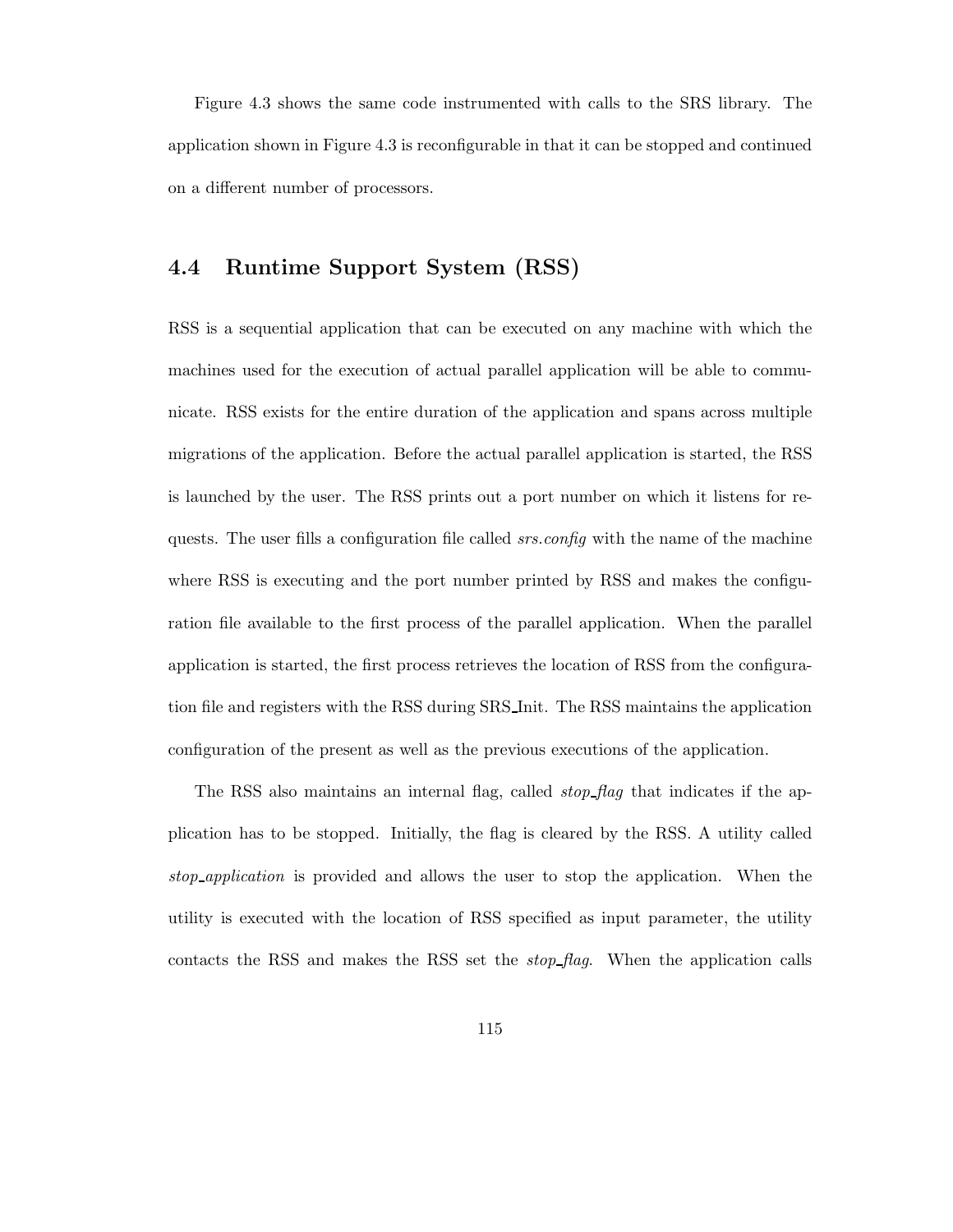Figure 4.3 shows the same code instrumented with calls to the SRS library. The application shown in Figure 4.3 is reconfigurable in that it can be stopped and continued on a different number of processors.

## 4.4 Runtime Support System (RSS)

RSS is a sequential application that can be executed on any machine with which the machines used for the execution of actual parallel application will be able to communicate. RSS exists for the entire duration of the application and spans across multiple migrations of the application. Before the actual parallel application is started, the RSS is launched by the user. The RSS prints out a port number on which it listens for requests. The user fills a configuration file called *srs.config* with the name of the machine where RSS is executing and the port number printed by RSS and makes the configuration file available to the first process of the parallel application. When the parallel application is started, the first process retrieves the location of RSS from the configuration file and registers with the RSS during SRS_Init. The RSS maintains the application configuration of the present as well as the previous executions of the application.

The RSS also maintains an internal flag, called *stop_flag* that indicates if the application has to be stopped. Initially, the flag is cleared by the RSS. A utility called *stop_application* is provided and allows the user to stop the application. When the utility is executed with the location of RSS specified as input parameter, the utility contacts the RSS and makes the RSS set the *stop_flag*. When the application calls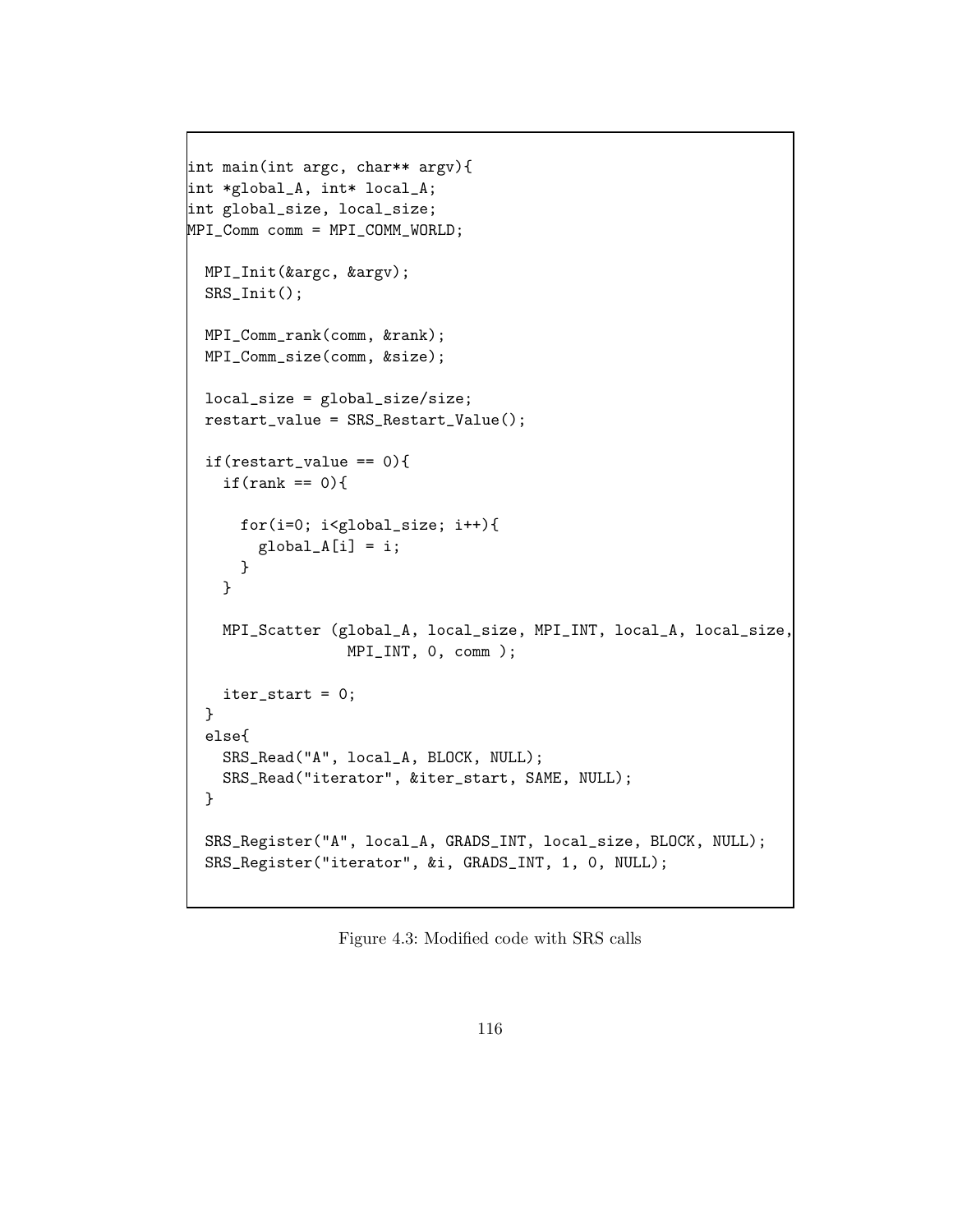```
int main(int argc, char** argv){
int *global_A, int* local_A;
int global_size, local_size;
MPI_Comm comm = MPI_COMM_WORLD;

  MPI_Init(&argc, &argv);
  SRS_Init();

  MPI_Comm_rank(comm, &rank);
  MPI_Comm_size(comm, &size);

  local_size = global_size/size;
  restart_value = SRS_Restart_Value();

  if(restart_value == 0){
    if(rank == 0){

      for(i=0; i<global_size; i++){
        global_A[i] = i;
      }
    }

    MPI_Scatter (global_A, local_size, MPI_INT, local_A, local_size,
                 MPI_INT, 0, comm );

    iter_start = 0;
  }
  else{
    SRS_Read("A", local_A, BLOCK, NULL);
    SRS_Read("iterator", &iter_start, SAME, NULL);
  }

  SRS_Register("A", local_A, GRADS_INT, local_size, BLOCK, NULL);
  SRS_Register("iterator", &i, GRADS_INT, 1, 0, NULL);
```

Figure 4.3: Modified code with SRS calls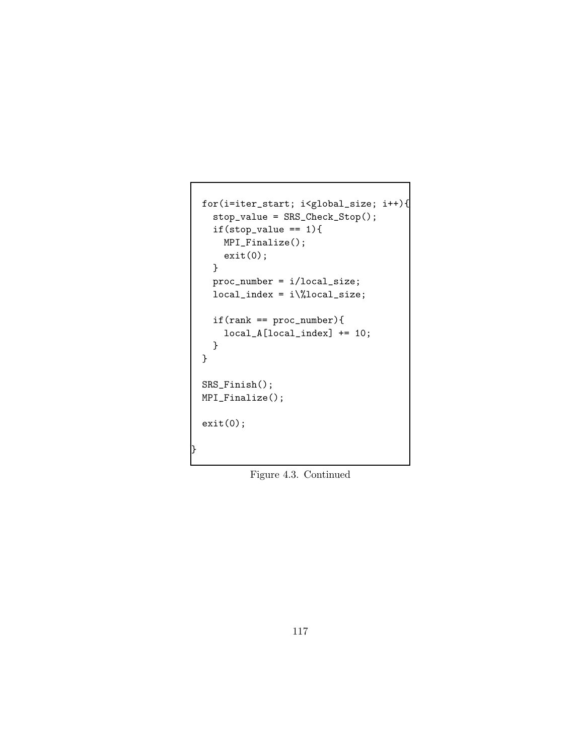```
  for(i=iter_start; i<global_size; i++){
    stop_value = SRS_Check_Stop();
    if(stop_value == 1){
      MPI_Finalize();
      exit(0);
    }
    proc_number = i/local_size;
    local_index = i\%local_size;

    if(rank == proc_number){
      local_A[local_index] += 10;
    }
  }

  SRS_Finish();
  MPI_Finalize();

  exit(0);

}
```

Figure 4.3. Continued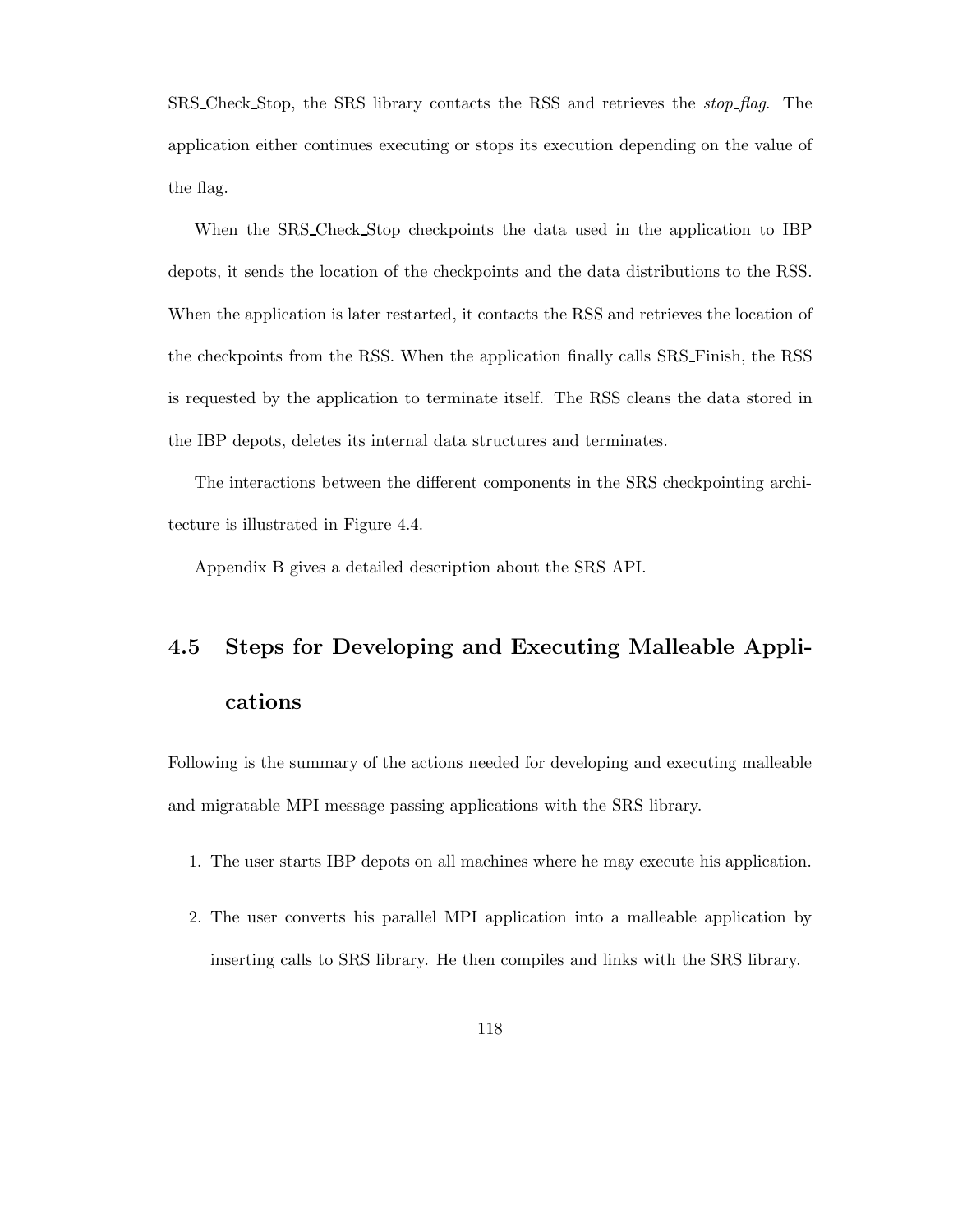SRS_Check_Stop, the SRS library contacts the RSS and retrieves the *stop_flag*. The application either continues executing or stops its execution depending on the value of the flag.

When the SRS_Check_Stop checkpoints the data used in the application to IBP depots, it sends the location of the checkpoints and the data distributions to the RSS. When the application is later restarted, it contacts the RSS and retrieves the location of the checkpoints from the RSS. When the application finally calls SRS_Finish, the RSS is requested by the application to terminate itself. The RSS cleans the data stored in the IBP depots, deletes its internal data structures and terminates.

The interactions between the different components in the SRS checkpointing architecture is illustrated in Figure 4.4.

Appendix B gives a detailed description about the SRS API.

## 4.5 Steps for Developing and Executing Malleable Applications

Following is the summary of the actions needed for developing and executing malleable and migratable MPI message passing applications with the SRS library.

1. The user starts IBP depots on all machines where he may execute his application.
2. The user converts his parallel MPI application into a malleable application by inserting calls to SRS library. He then compiles and links with the SRS library.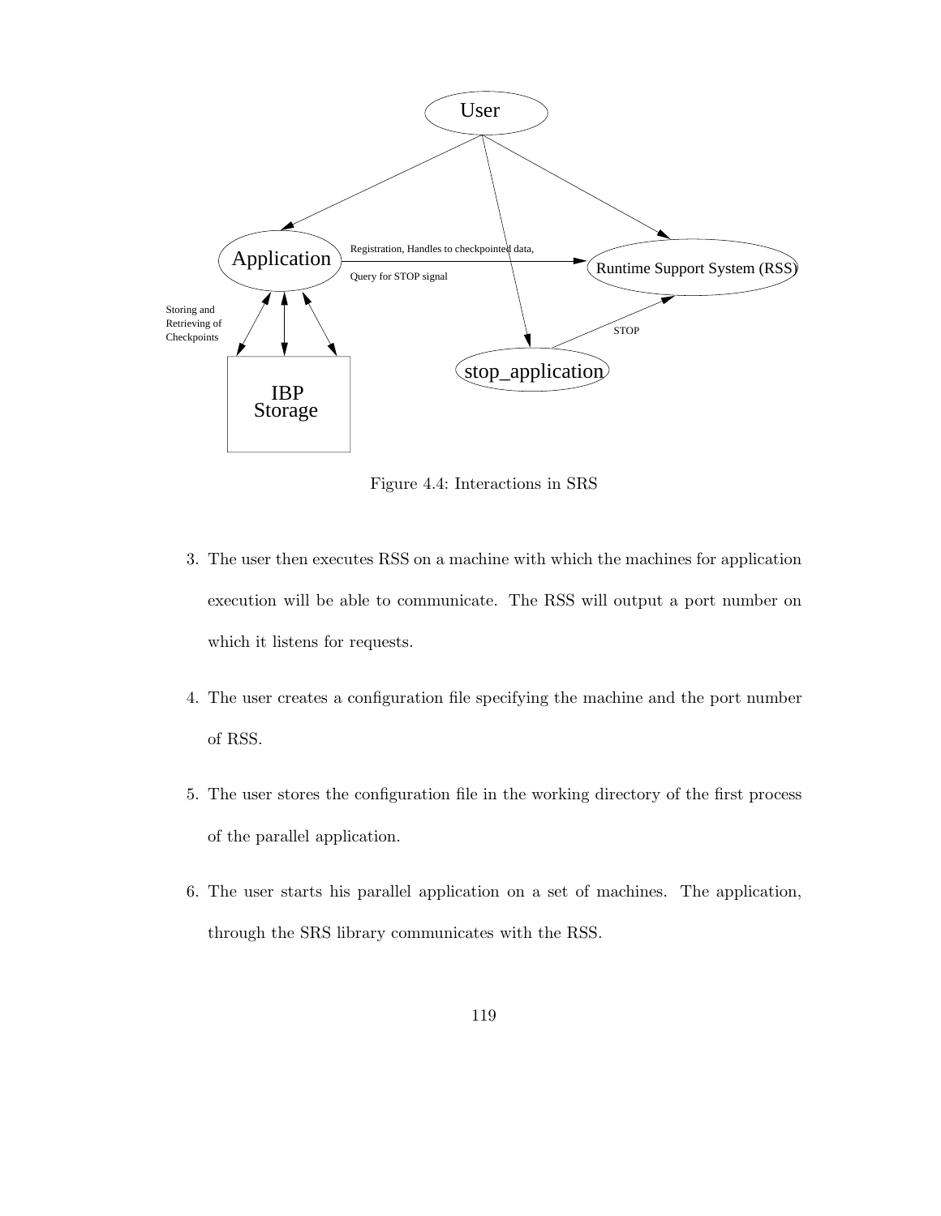User

Application

Registration, Handles to checkpointed data,

Query for STOP signal

Runtime Support System (RSS)

Storing and
Retrieving of
Checkpoints

STOP

stop_application

IBP
Storage

Figure 4.4: Interactions in SRS

3. The user then executes RSS on a machine with which the machines for application execution will be able to communicate. The RSS will output a port number on which it listens for requests.

4. The user creates a configuration file specifying the machine and the port number of RSS.

5. The user stores the configuration file in the working directory of the first process of the parallel application.

6. The user starts his parallel application on a set of machines. The application, through the SRS library communicates with the RSS.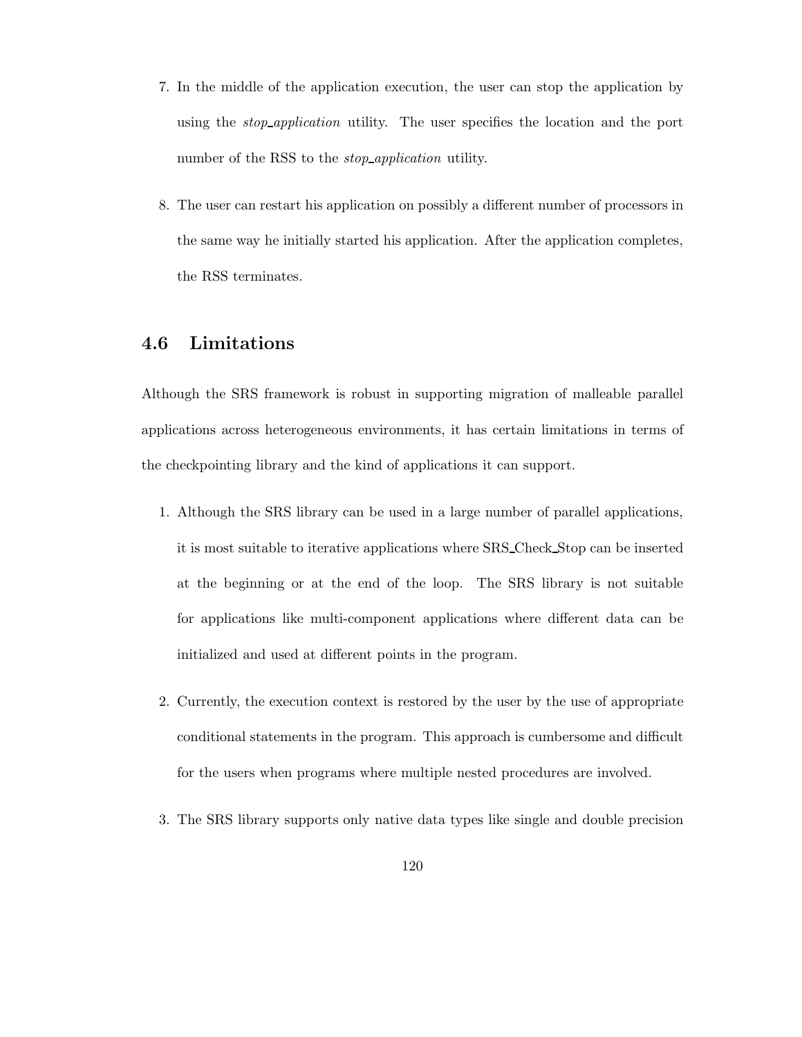7. In the middle of the application execution, the user can stop the application by using the *stop_application* utility. The user specifies the location and the port number of the RSS to the *stop_application* utility.

8. The user can restart his application on possibly a different number of processors in the same way he initially started his application. After the application completes, the RSS terminates.

## 4.6 Limitations

Although the SRS framework is robust in supporting migration of malleable parallel applications across heterogeneous environments, it has certain limitations in terms of the checkpointing library and the kind of applications it can support.

1. Although the SRS library can be used in a large number of parallel applications, it is most suitable to iterative applications where SRS_Check_Stop can be inserted at the beginning or at the end of the loop. The SRS library is not suitable for applications like multi-component applications where different data can be initialized and used at different points in the program.

2. Currently, the execution context is restored by the user by the use of appropriate conditional statements in the program. This approach is cumbersome and difficult for the users when programs where multiple nested procedures are involved.

3. The SRS library supports only native data types like single and double precision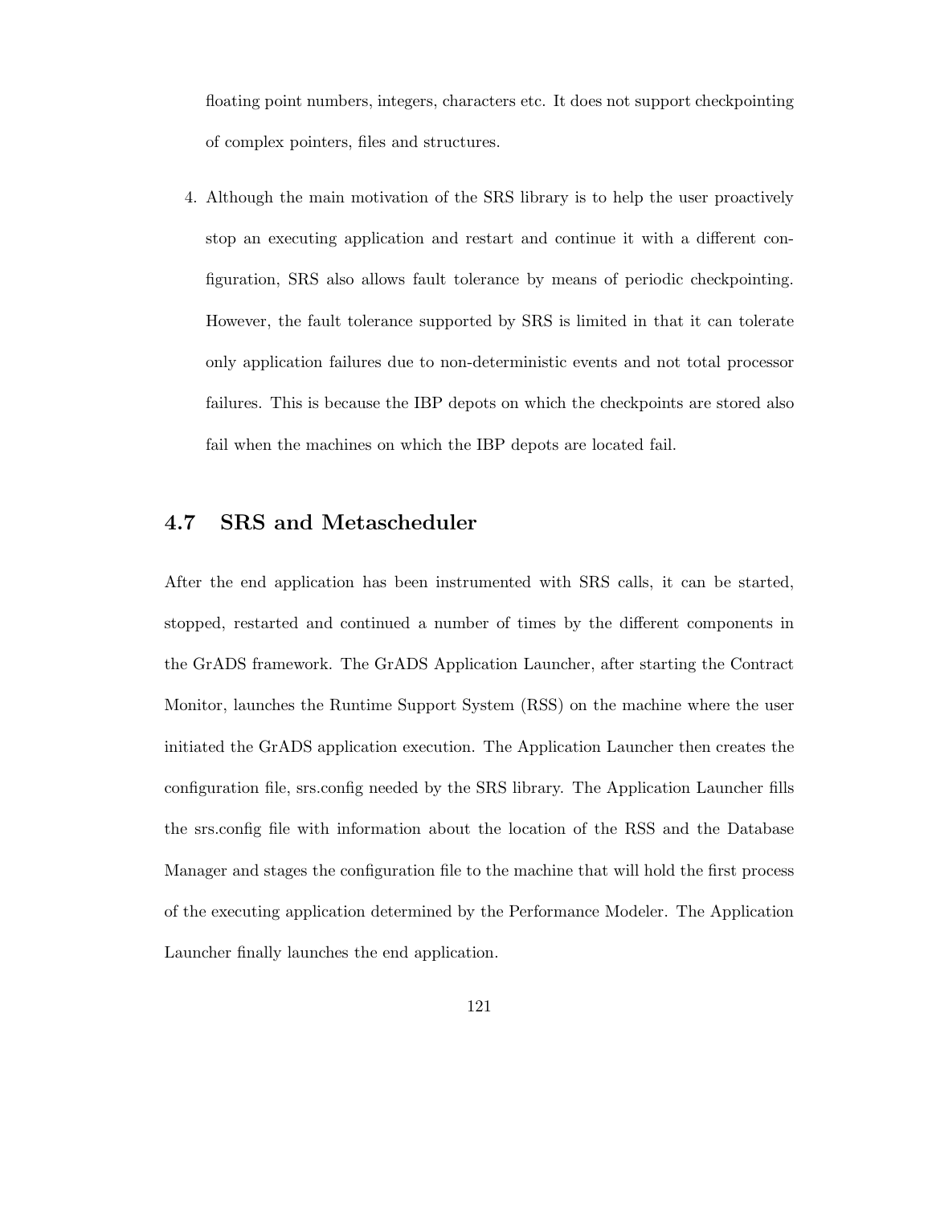floating point numbers, integers, characters etc. It does not support checkpointing of complex pointers, files and structures.

4. Although the main motivation of the SRS library is to help the user proactively stop an executing application and restart and continue it with a different configuration, SRS also allows fault tolerance by means of periodic checkpointing. However, the fault tolerance supported by SRS is limited in that it can tolerate only application failures due to non-deterministic events and not total processor failures. This is because the IBP depots on which the checkpoints are stored also fail when the machines on which the IBP depots are located fail.

## 4.7 SRS and Metascheduler

After the end application has been instrumented with SRS calls, it can be started, stopped, restarted and continued a number of times by the different components in the GrADS framework. The GrADS Application Launcher, after starting the Contract Monitor, launches the Runtime Support System (RSS) on the machine where the user initiated the GrADS application execution. The Application Launcher then creates the configuration file, srs.config needed by the SRS library. The Application Launcher fills the srs.config file with information about the location of the RSS and the Database Manager and stages the configuration file to the machine that will hold the first process of the executing application determined by the Performance Modeler. The Application Launcher finally launches the end application.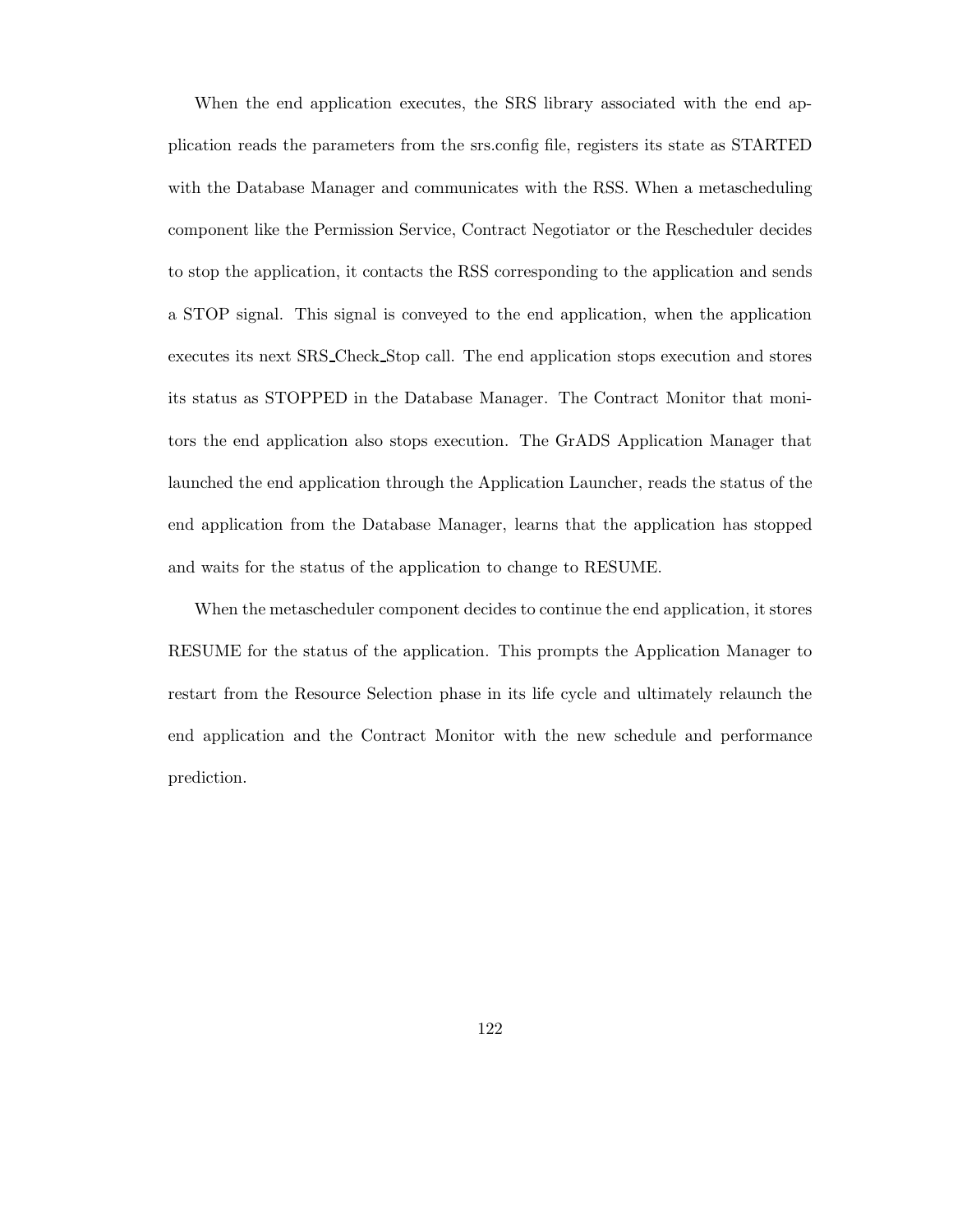When the end application executes, the SRS library associated with the end application reads the parameters from the srs.config file, registers its state as STARTED with the Database Manager and communicates with the RSS. When a metascheduling component like the Permission Service, Contract Negotiator or the Rescheduler decides to stop the application, it contacts the RSS corresponding to the application and sends a STOP signal. This signal is conveyed to the end application, when the application executes its next SRS_Check_Stop call. The end application stops execution and stores its status as STOPPED in the Database Manager. The Contract Monitor that monitors the end application also stops execution. The GrADS Application Manager that launched the end application through the Application Launcher, reads the status of the end application from the Database Manager, learns that the application has stopped and waits for the status of the application to change to RESUME.

When the metascheduler component decides to continue the end application, it stores RESUME for the status of the application. This prompts the Application Manager to restart from the Resource Selection phase in its life cycle and ultimately relaunch the end application and the Contract Monitor with the new schedule and performance prediction.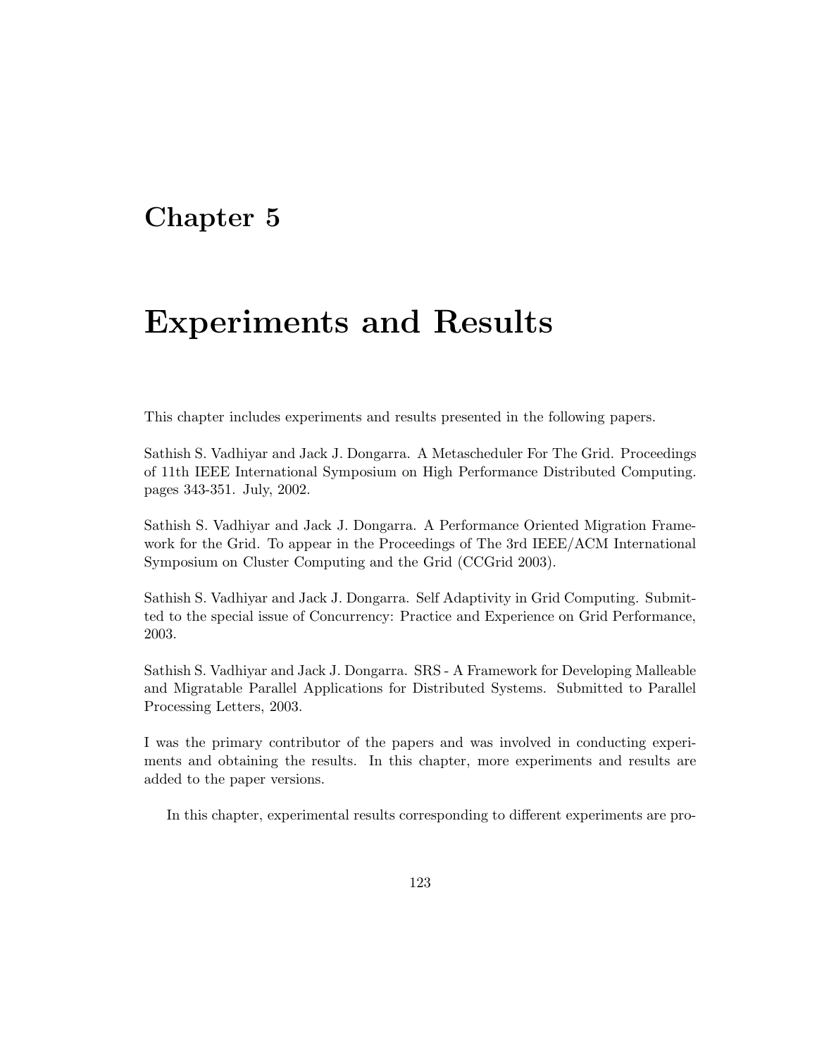# Chapter 5

# Experiments and Results

This chapter includes experiments and results presented in the following papers.

Sathish S. Vadhiyar and Jack J. Dongarra. A Metascheduler For The Grid. Proceedings of 11th IEEE International Symposium on High Performance Distributed Computing. pages 343-351. July, 2002.

Sathish S. Vadhiyar and Jack J. Dongarra. A Performance Oriented Migration Framework for the Grid. To appear in the Proceedings of The 3rd IEEE/ACM International Symposium on Cluster Computing and the Grid (CCGrid 2003).

Sathish S. Vadhiyar and Jack J. Dongarra. Self Adaptivity in Grid Computing. Submitted to the special issue of Concurrency: Practice and Experience on Grid Performance, 2003.

Sathish S. Vadhiyar and Jack J. Dongarra. SRS - A Framework for Developing Malleable and Migratable Parallel Applications for Distributed Systems. Submitted to Parallel Processing Letters, 2003.

I was the primary contributor of the papers and was involved in conducting experiments and obtaining the results. In this chapter, more experiments and results are added to the paper versions.

In this chapter, experimental results corresponding to different experiments are pro-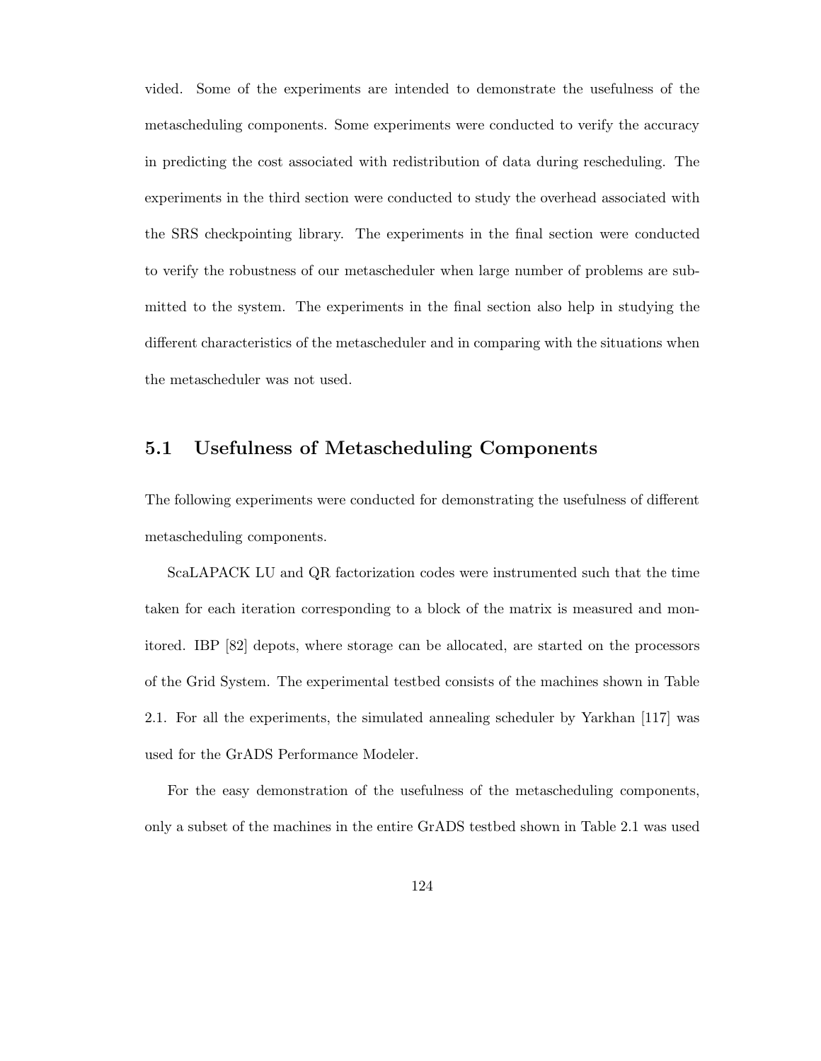vided. Some of the experiments are intended to demonstrate the usefulness of the metascheduling components. Some experiments were conducted to verify the accuracy in predicting the cost associated with redistribution of data during rescheduling. The experiments in the third section were conducted to study the overhead associated with the SRS checkpointing library. The experiments in the final section were conducted to verify the robustness of our metascheduler when large number of problems are submitted to the system. The experiments in the final section also help in studying the different characteristics of the metascheduler and in comparing with the situations when the metascheduler was not used.

## 5.1 Usefulness of Metascheduling Components

The following experiments were conducted for demonstrating the usefulness of different metascheduling components.

ScaLAPACK LU and QR factorization codes were instrumented such that the time taken for each iteration corresponding to a block of the matrix is measured and monitored. IBP [82] depots, where storage can be allocated, are started on the processors of the Grid System. The experimental testbed consists of the machines shown in Table 2.1. For all the experiments, the simulated annealing scheduler by Yarkhan [117] was used for the GrADS Performance Modeler.

For the easy demonstration of the usefulness of the metascheduling components, only a subset of the machines in the entire GrADS testbed shown in Table 2.1 was used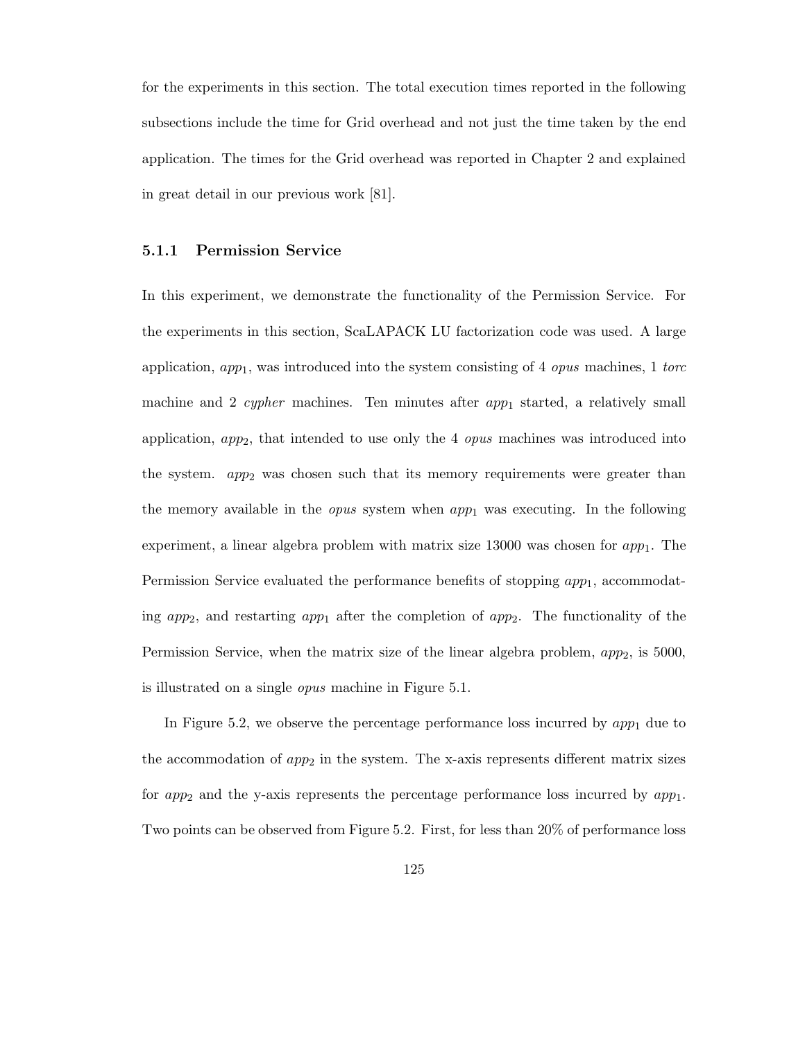for the experiments in this section. The total execution times reported in the following subsections include the time for Grid overhead and not just the time taken by the end application. The times for the Grid overhead was reported in Chapter 2 and explained in great detail in our previous work [81].

### 5.1.1 Permission Service

In this experiment, we demonstrate the functionality of the Permission Service. For the experiments in this section, ScaLAPACK LU factorization code was used. A large application, $app_1$, was introduced into the system consisting of 4 *opus* machines, 1 *torc* machine and 2 *cypher* machines. Ten minutes after $app_1$ started, a relatively small application, $app_2$, that intended to use only the 4 *opus* machines was introduced into the system. $app_2$ was chosen such that its memory requirements were greater than the memory available in the *opus* system when $app_1$ was executing. In the following experiment, a linear algebra problem with matrix size 13000 was chosen for $app_1$. The Permission Service evaluated the performance benefits of stopping $app_1$, accommodating $app_2$, and restarting $app_1$ after the completion of $app_2$. The functionality of the Permission Service, when the matrix size of the linear algebra problem, $app_2$, is 5000, is illustrated on a single *opus* machine in Figure 5.1.

In Figure 5.2, we observe the percentage performance loss incurred by $app_1$ due to the accommodation of $app_2$ in the system. The x-axis represents different matrix sizes for $app_2$ and the y-axis represents the percentage performance loss incurred by $app_1$. Two points can be observed from Figure 5.2. First, for less than 20% of performance loss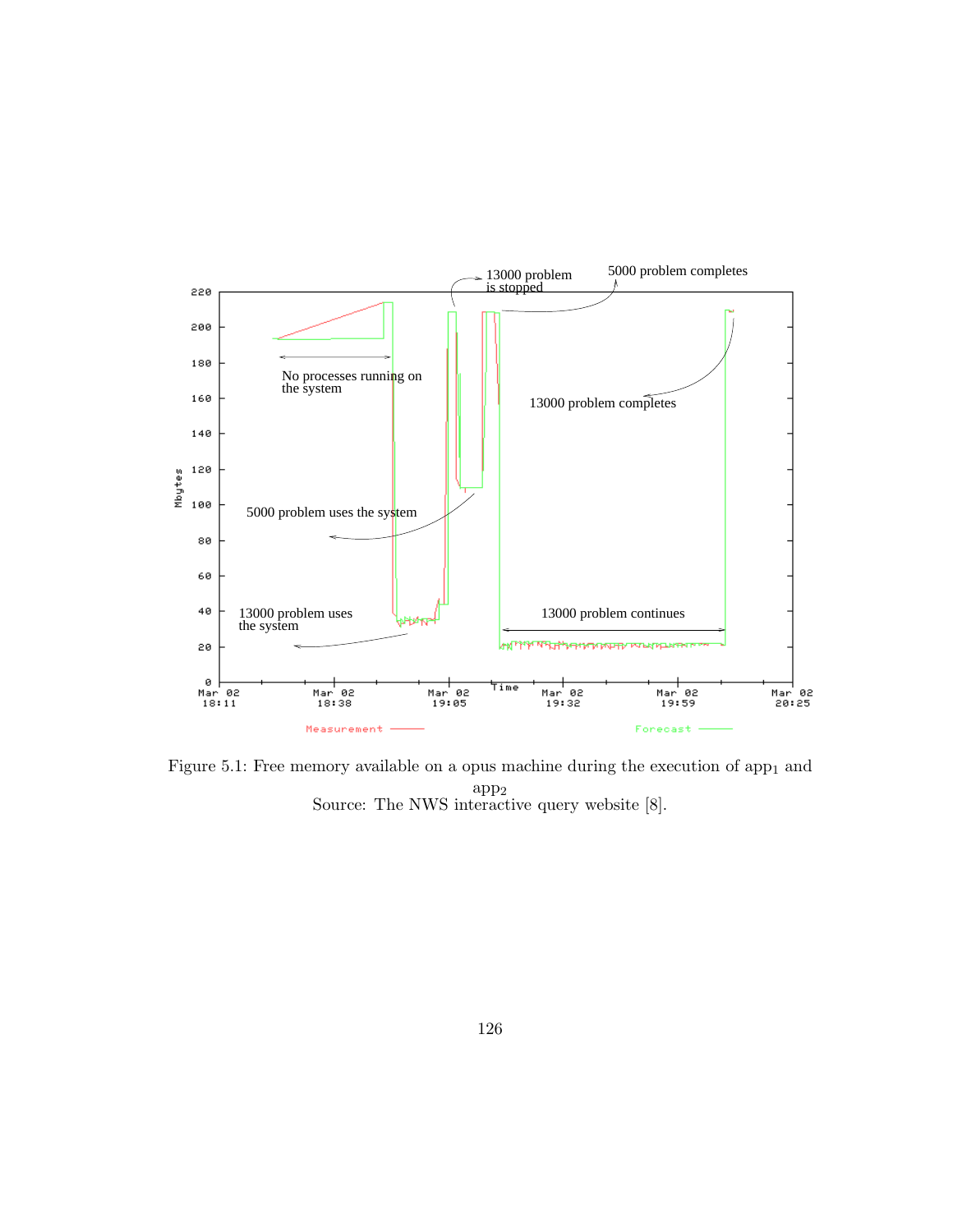13000 problem is stopped

5000 problem completes

220
200
180
160
140
120
100
80
60
40
20
0

Mbytes

No processes running on the system

13000 problem completes

5000 problem uses the system

13000 problem uses the system

13000 problem continues

Mar 02 18:11
Mar 02 18:38
Mar 02 19:05
Time
Mar 02 19:32
Mar 02 19:59
Mar 02 20:25

Measurement

Forecast

Figure 5.1: Free memory available on a opus machine during the execution of $app_1$ and $app_2$
Source: The NWS interactive query website [8].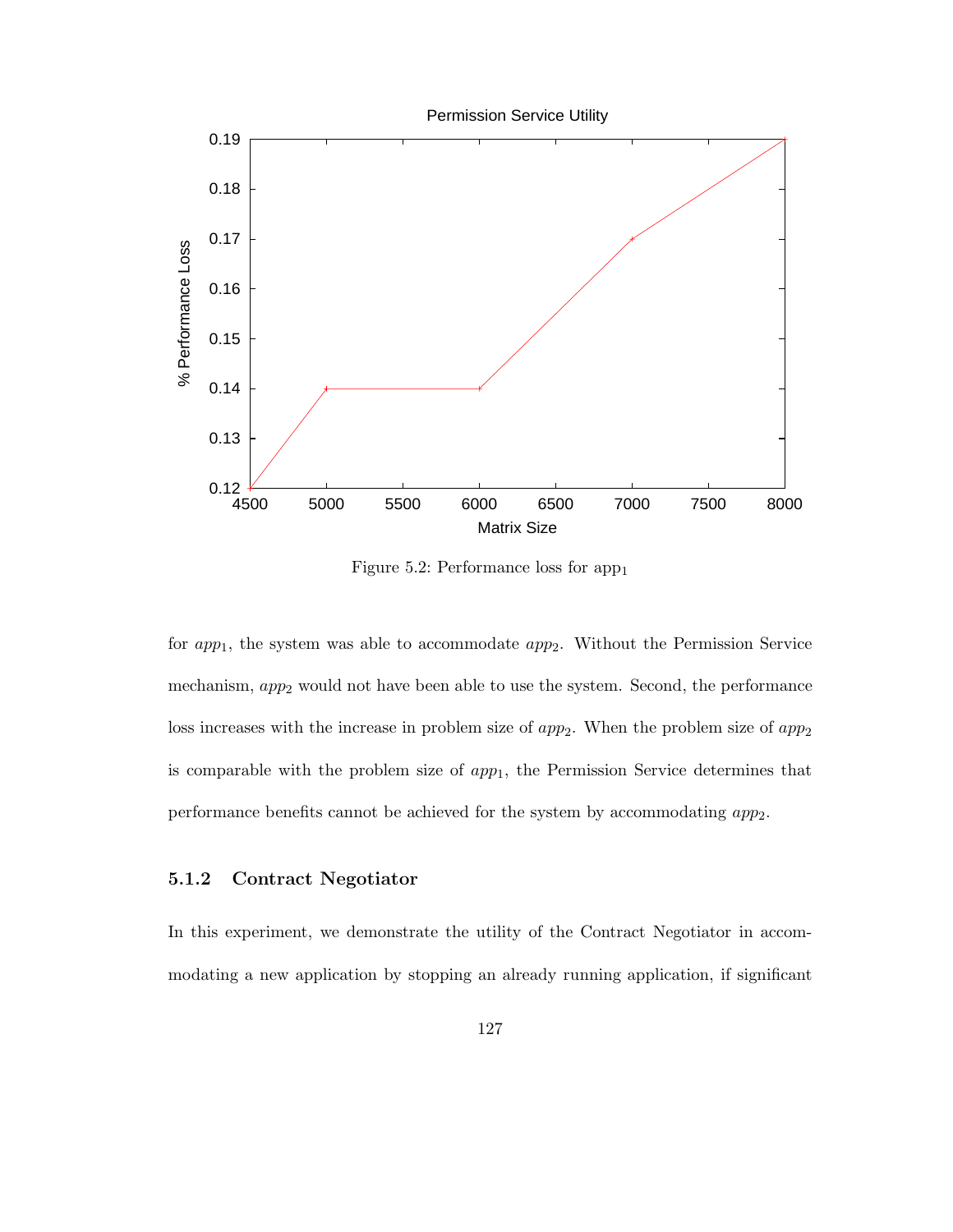Permission Service Utility

0.19
0.18
0.17
0.16
0.15
0.14
0.13
0.12

% Performance Loss

4500 5000 5500 6000 6500 7000 7500 8000

Matrix Size

Figure 5.2: Performance loss for $app_1$

for $app_1$, the system was able to accommodate $app_2$. Without the Permission Service mechanism, $app_2$ would not have been able to use the system. Second, the performance loss increases with the increase in problem size of $app_2$. When the problem size of $app_2$ is comparable with the problem size of $app_1$, the Permission Service determines that performance benefits cannot be achieved for the system by accommodating $app_2$.

### 5.1.2 Contract Negotiator

In this experiment, we demonstrate the utility of the Contract Negotiator in accommodating a new application by stopping an already running application, if significant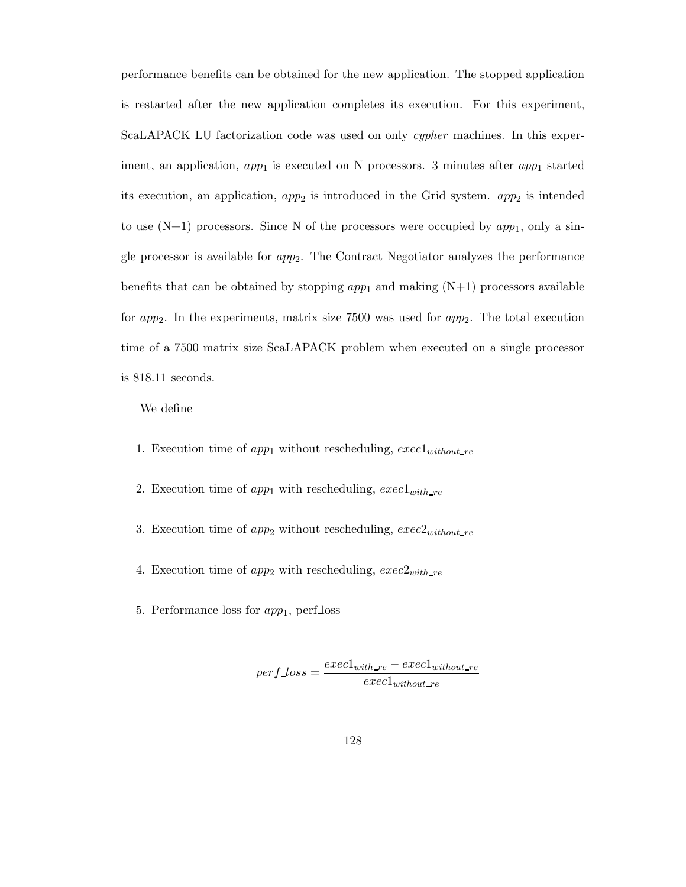performance benefits can be obtained for the new application. The stopped application is restarted after the new application completes its execution. For this experiment, ScaLAPACK LU factorization code was used on only *cypher* machines. In this experiment, an application, $app_1$ is executed on N processors. 3 minutes after $app_1$ started its execution, an application, $app_2$ is introduced in the Grid system. $app_2$ is intended to use (N+1) processors. Since N of the processors were occupied by $app_1$, only a single processor is available for $app_2$. The Contract Negotiator analyzes the performance benefits that can be obtained by stopping $app_1$ and making (N+1) processors available for $app_2$. In the experiments, matrix size 7500 was used for $app_2$. The total execution time of a 7500 matrix size ScaLAPACK problem when executed on a single processor is 818.11 seconds.

We define

1. Execution time of $app_1$ without rescheduling, $exec1_{without\_re}$
2. Execution time of $app_1$ with rescheduling, $exec1_{with\_re}$
3. Execution time of $app_2$ without rescheduling, $exec2_{without\_re}$
4. Execution time of $app_2$ with rescheduling, $exec2_{with\_re}$
5. Performance loss for $app_1$, perf_loss

$$perf\_loss = \frac{exec1_{with\_re} - exec1_{without\_re}}{exec1_{without\_re}}$$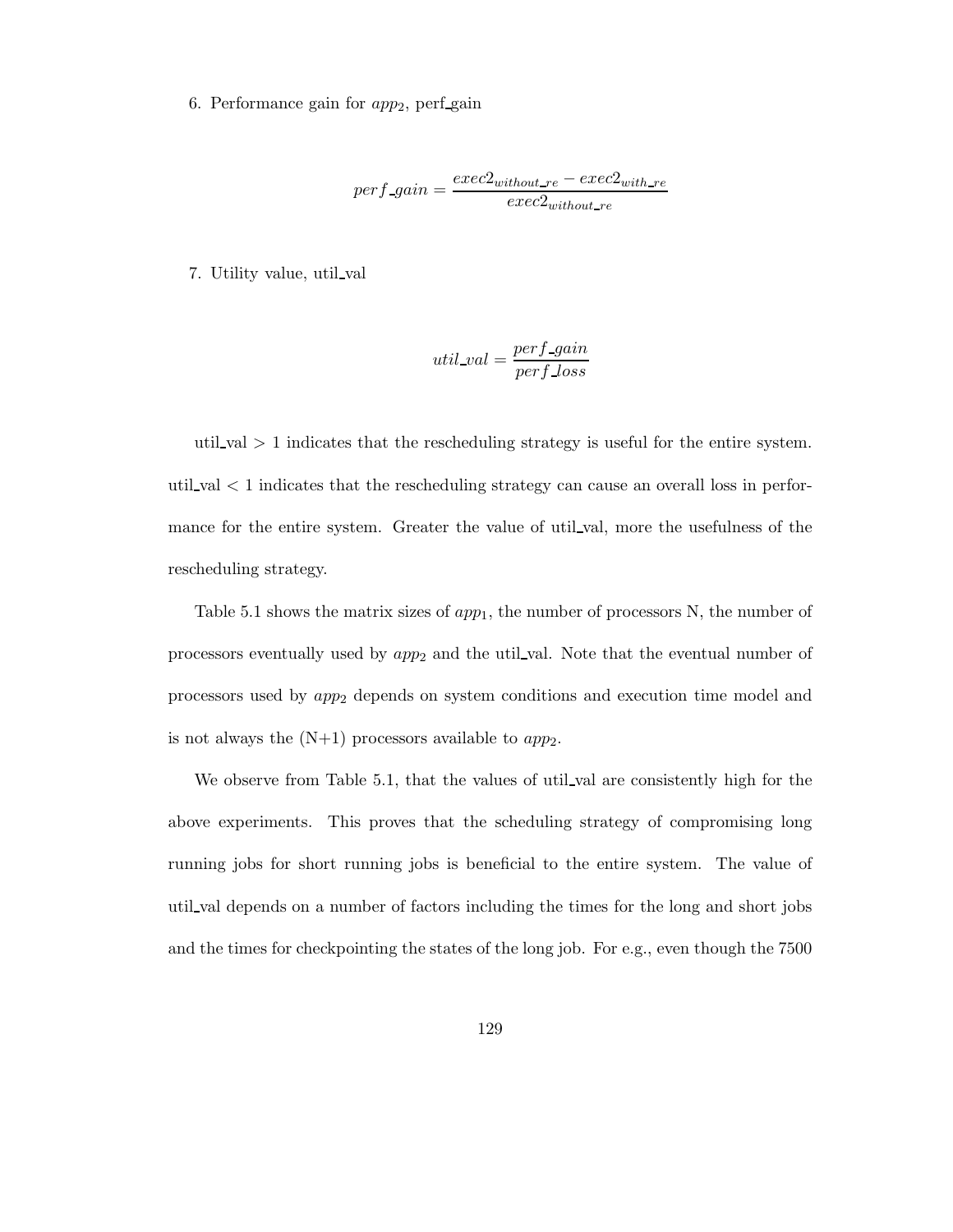6. Performance gain for $app_2$, perf_gain

$$perf\_gain = \frac{exec2_{without\_re} - exec2_{with\_re}}{exec2_{without\_re}}$$

7. Utility value, util_val

$$util\_val = \frac{perf\_gain}{perf\_loss}$$

util_val > 1 indicates that the rescheduling strategy is useful for the entire system. util_val < 1 indicates that the rescheduling strategy can cause an overall loss in performance for the entire system. Greater the value of util_val, more the usefulness of the rescheduling strategy.

Table 5.1 shows the matrix sizes of $app_1$, the number of processors N, the number of processors eventually used by $app_2$ and the util_val. Note that the eventual number of processors used by $app_2$ depends on system conditions and execution time model and is not always the (N+1) processors available to $app_2$.

We observe from Table 5.1, that the values of util_val are consistently high for the above experiments. This proves that the scheduling strategy of compromising long running jobs for short running jobs is beneficial to the entire system. The value of util_val depends on a number of factors including the times for the long and short jobs and the times for checkpointing the states of the long job. For e.g., even though the 7500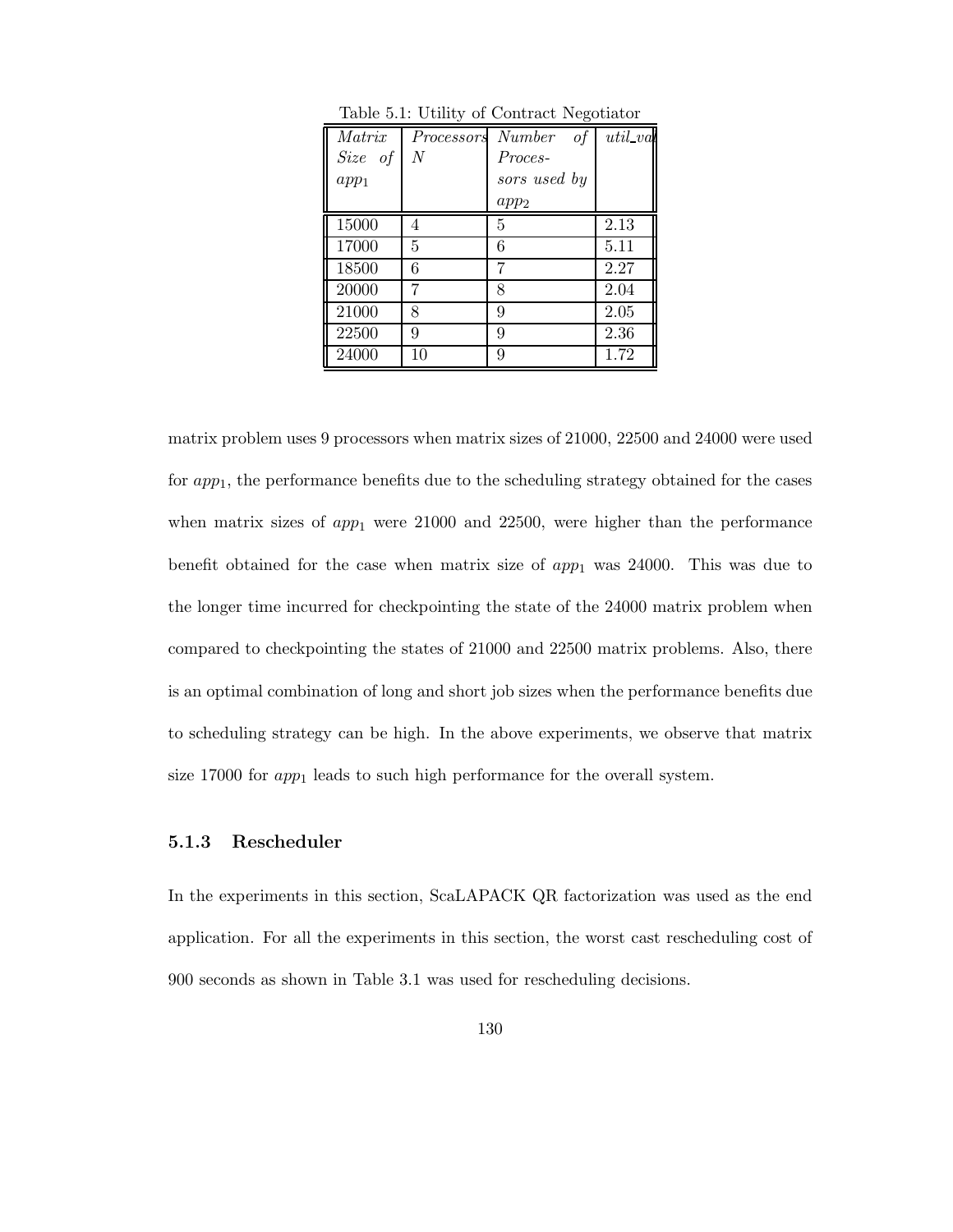Table 5.1: Utility of Contract Negotiator

| *Matrix Size of* $app_1$ | *Processors* $N$ | *Number of Processors used by* $app_2$ | *util_val* |
|---|---|---|---|
| 15000 | 4 | 5 | 2.13 |
| 17000 | 5 | 6 | 5.11 |
| 18500 | 6 | 7 | 2.27 |
| 20000 | 7 | 8 | 2.04 |
| 21000 | 8 | 9 | 2.05 |
| 22500 | 9 | 9 | 2.36 |
| 24000 | 10 | 9 | 1.72 |

matrix problem uses 9 processors when matrix sizes of 21000, 22500 and 24000 were used for $app_1$, the performance benefits due to the scheduling strategy obtained for the cases when matrix sizes of $app_1$ were 21000 and 22500, were higher than the performance benefit obtained for the case when matrix size of $app_1$ was 24000. This was due to the longer time incurred for checkpointing the state of the 24000 matrix problem when compared to checkpointing the states of 21000 and 22500 matrix problems. Also, there is an optimal combination of long and short job sizes when the performance benefits due to scheduling strategy can be high. In the above experiments, we observe that matrix size 17000 for $app_1$ leads to such high performance for the overall system.

### 5.1.3 Rescheduler

In the experiments in this section, ScaLAPACK QR factorization was used as the end application. For all the experiments in this section, the worst cast rescheduling cost of 900 seconds as shown in Table 3.1 was used for rescheduling decisions.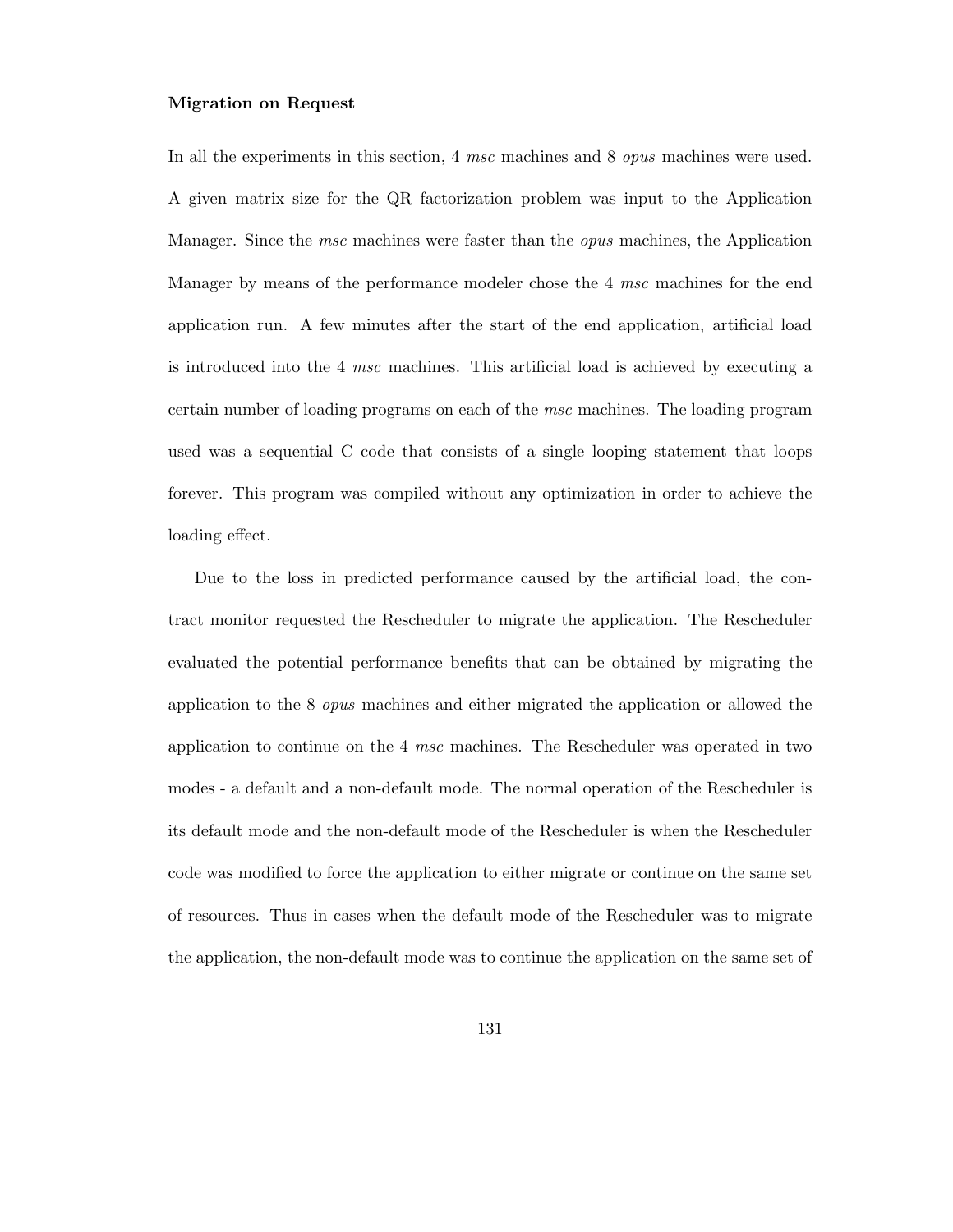**Migration on Request**

In all the experiments in this section, 4 *msc* machines and 8 *opus* machines were used. A given matrix size for the QR factorization problem was input to the Application Manager. Since the *msc* machines were faster than the *opus* machines, the Application Manager by means of the performance modeler chose the 4 *msc* machines for the end application run. A few minutes after the start of the end application, artificial load is introduced into the 4 *msc* machines. This artificial load is achieved by executing a certain number of loading programs on each of the *msc* machines. The loading program used was a sequential C code that consists of a single looping statement that loops forever. This program was compiled without any optimization in order to achieve the loading effect.

Due to the loss in predicted performance caused by the artificial load, the contract monitor requested the Rescheduler to migrate the application. The Rescheduler evaluated the potential performance benefits that can be obtained by migrating the application to the 8 *opus* machines and either migrated the application or allowed the application to continue on the 4 *msc* machines. The Rescheduler was operated in two modes - a default and a non-default mode. The normal operation of the Rescheduler is its default mode and the non-default mode of the Rescheduler is when the Rescheduler code was modified to force the application to either migrate or continue on the same set of resources. Thus in cases when the default mode of the Rescheduler was to migrate the application, the non-default mode was to continue the application on the same set of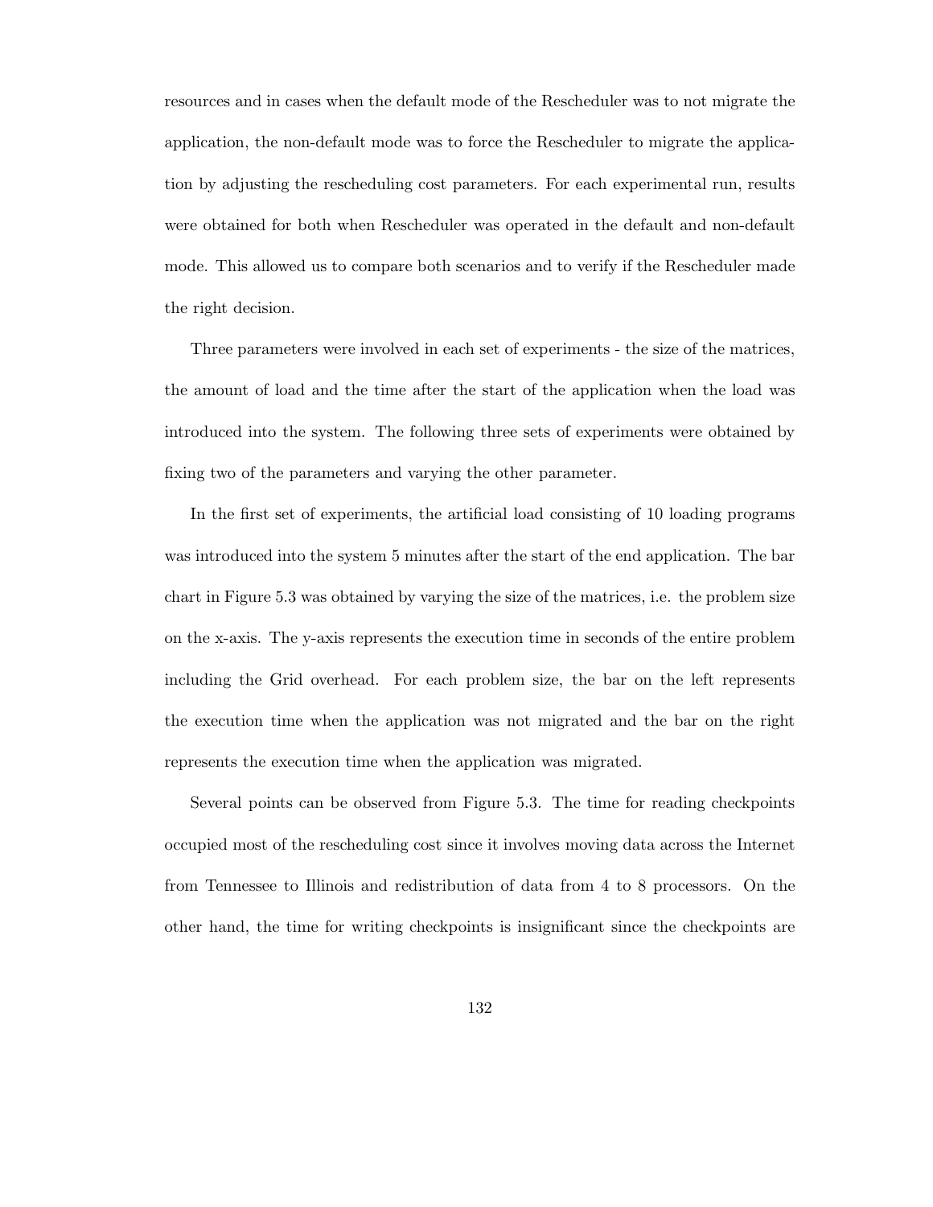resources and in cases when the default mode of the Rescheduler was to not migrate the application, the non-default mode was to force the Rescheduler to migrate the application by adjusting the rescheduling cost parameters. For each experimental run, results were obtained for both when Rescheduler was operated in the default and non-default mode. This allowed us to compare both scenarios and to verify if the Rescheduler made the right decision.

Three parameters were involved in each set of experiments - the size of the matrices, the amount of load and the time after the start of the application when the load was introduced into the system. The following three sets of experiments were obtained by fixing two of the parameters and varying the other parameter.

In the first set of experiments, the artificial load consisting of 10 loading programs was introduced into the system 5 minutes after the start of the end application. The bar chart in Figure 5.3 was obtained by varying the size of the matrices, i.e. the problem size on the x-axis. The y-axis represents the execution time in seconds of the entire problem including the Grid overhead. For each problem size, the bar on the left represents the execution time when the application was not migrated and the bar on the right represents the execution time when the application was migrated.

Several points can be observed from Figure 5.3. The time for reading checkpoints occupied most of the rescheduling cost since it involves moving data across the Internet from Tennessee to Illinois and redistribution of data from 4 to 8 processors. On the other hand, the time for writing checkpoints is insignificant since the checkpoints are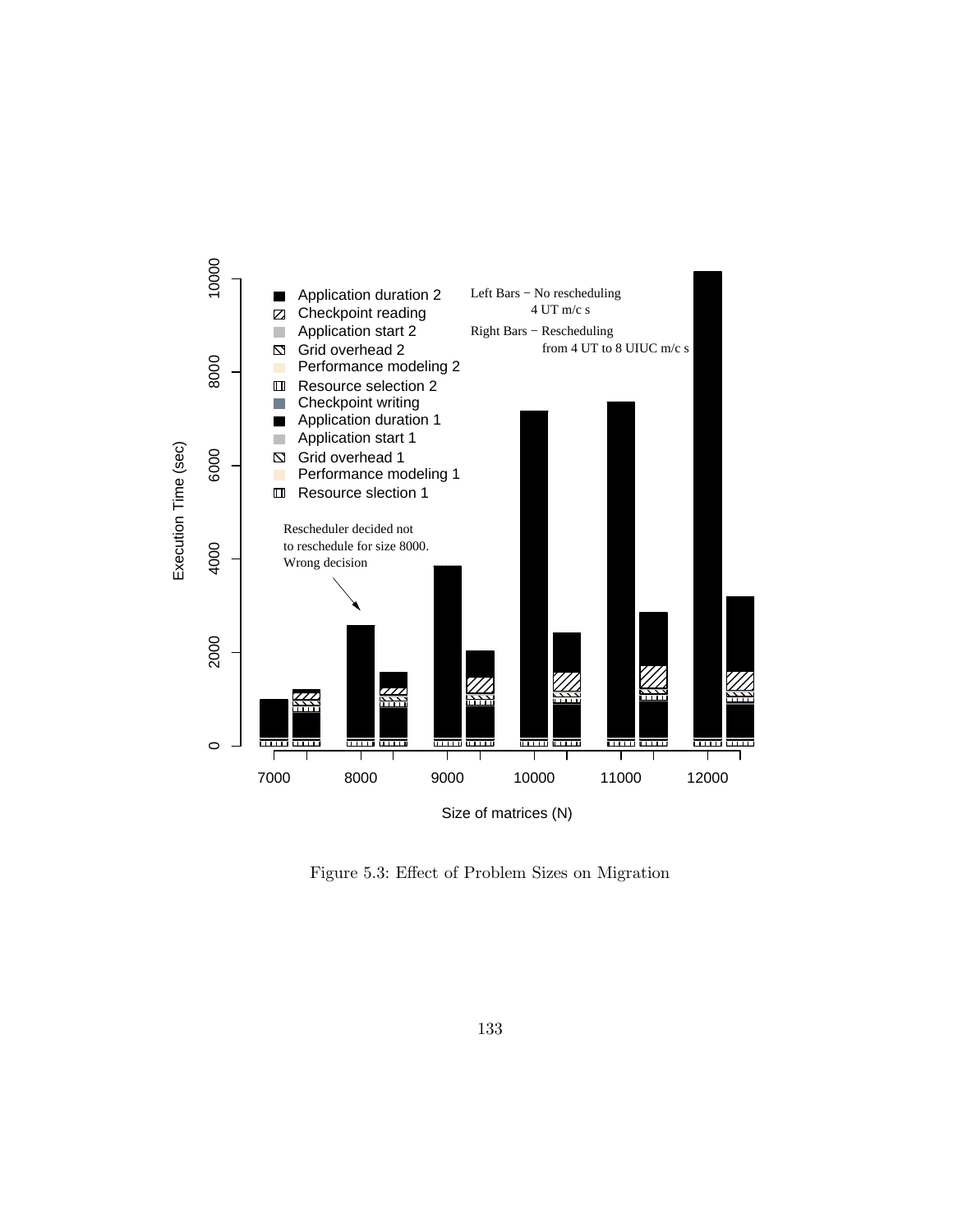Execution Time (sec)

10000

8000

6000

4000

2000

0

Application duration 2

Checkpoint reading

Application start 2

Grid overhead 2

Performance modeling 2

Resource selection 2

Checkpoint writing

Application duration 1

Application start 1

Grid overhead 1

Performance modeling 1

Resource slection 1

Left Bars − No rescheduling
4 UT m/c s

Right Bars − Rescheduling
from 4 UT to 8 UIUC m/c s

Rescheduler decided not
to reschedule for size 8000.
Wrong decision

7000 8000 9000 10000 11000 12000

Size of matrices (N)

Figure 5.3: Effect of Problem Sizes on Migration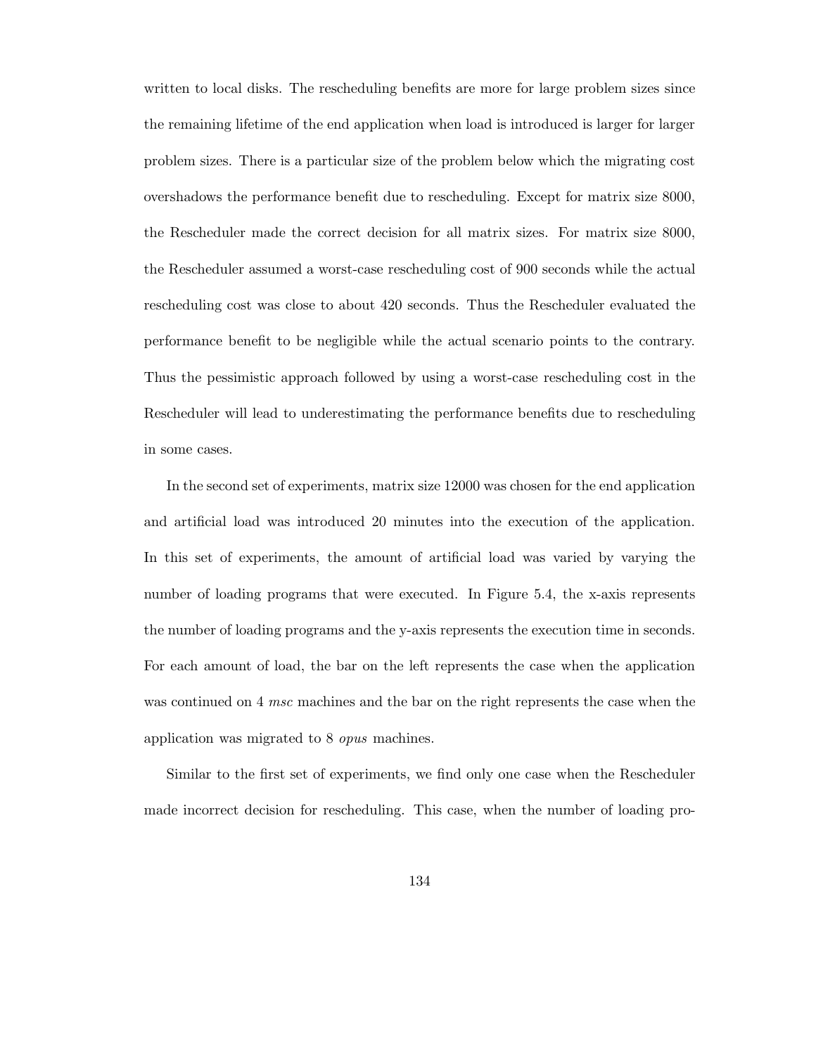written to local disks. The rescheduling benefits are more for large problem sizes since the remaining lifetime of the end application when load is introduced is larger for larger problem sizes. There is a particular size of the problem below which the migrating cost overshadows the performance benefit due to rescheduling. Except for matrix size 8000, the Rescheduler made the correct decision for all matrix sizes. For matrix size 8000, the Rescheduler assumed a worst-case rescheduling cost of 900 seconds while the actual rescheduling cost was close to about 420 seconds. Thus the Rescheduler evaluated the performance benefit to be negligible while the actual scenario points to the contrary. Thus the pessimistic approach followed by using a worst-case rescheduling cost in the Rescheduler will lead to underestimating the performance benefits due to rescheduling in some cases.

In the second set of experiments, matrix size 12000 was chosen for the end application and artificial load was introduced 20 minutes into the execution of the application. In this set of experiments, the amount of artificial load was varied by varying the number of loading programs that were executed. In Figure 5.4, the x-axis represents the number of loading programs and the y-axis represents the execution time in seconds. For each amount of load, the bar on the left represents the case when the application was continued on 4 *msc* machines and the bar on the right represents the case when the application was migrated to 8 *opus* machines.

Similar to the first set of experiments, we find only one case when the Rescheduler made incorrect decision for rescheduling. This case, when the number of loading pro-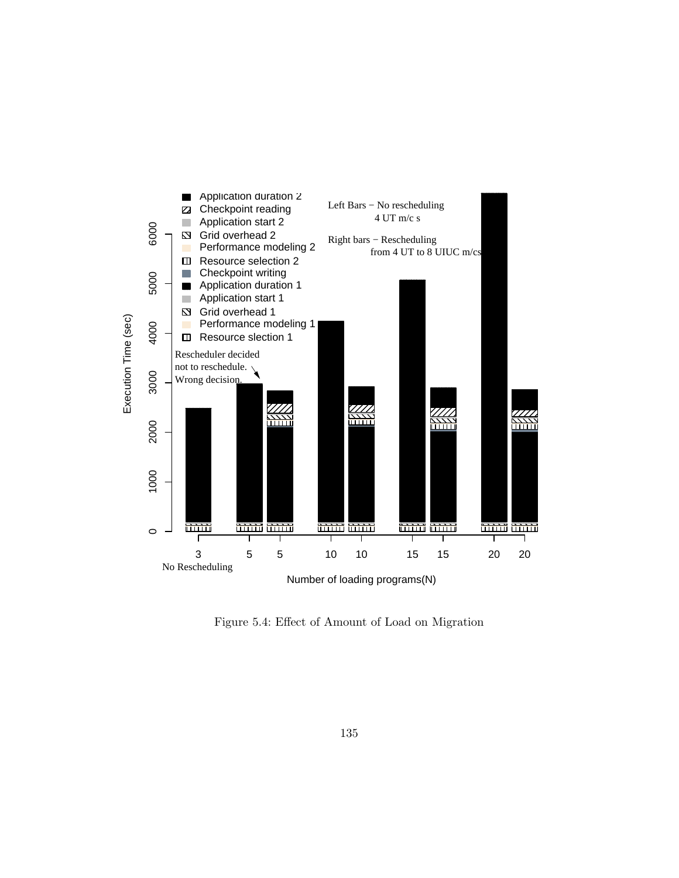Application duration 2
Checkpoint reading
Application start 2
Grid overhead 2
Performance modeling 2
Resource selection 2
Checkpoint writing
Application duration 1
Application start 1
Grid overhead 1
Performance modeling 1
Resource slection 1

Left Bars − No rescheduling
4 UT m/c s

Right bars − Rescheduling
from 4 UT to 8 UIUC m/cs

Rescheduler decided
not to reschedule.
Wrong decision.

Execution Time (sec)

0
1000
2000
3000
4000
5000
6000

3
No Rescheduling
5
5
10
10
15
15
20
20

Number of loading programs(N)

Figure 5.4: Effect of Amount of Load on Migration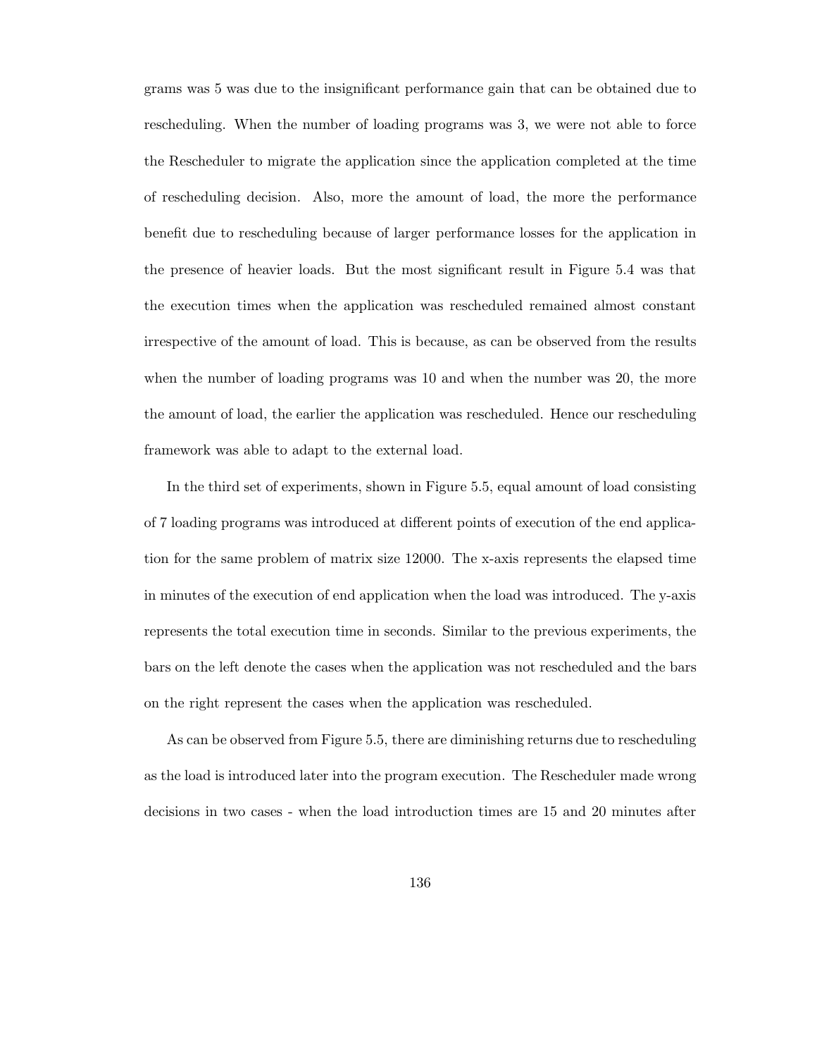grams was 5 was due to the insignificant performance gain that can be obtained due to rescheduling. When the number of loading programs was 3, we were not able to force the Rescheduler to migrate the application since the application completed at the time of rescheduling decision. Also, more the amount of load, the more the performance benefit due to rescheduling because of larger performance losses for the application in the presence of heavier loads. But the most significant result in Figure 5.4 was that the execution times when the application was rescheduled remained almost constant irrespective of the amount of load. This is because, as can be observed from the results when the number of loading programs was 10 and when the number was 20, the more the amount of load, the earlier the application was rescheduled. Hence our rescheduling framework was able to adapt to the external load.

In the third set of experiments, shown in Figure 5.5, equal amount of load consisting of 7 loading programs was introduced at different points of execution of the end application for the same problem of matrix size 12000. The x-axis represents the elapsed time in minutes of the execution of end application when the load was introduced. The y-axis represents the total execution time in seconds. Similar to the previous experiments, the bars on the left denote the cases when the application was not rescheduled and the bars on the right represent the cases when the application was rescheduled.

As can be observed from Figure 5.5, there are diminishing returns due to rescheduling as the load is introduced later into the program execution. The Rescheduler made wrong decisions in two cases - when the load introduction times are 15 and 20 minutes after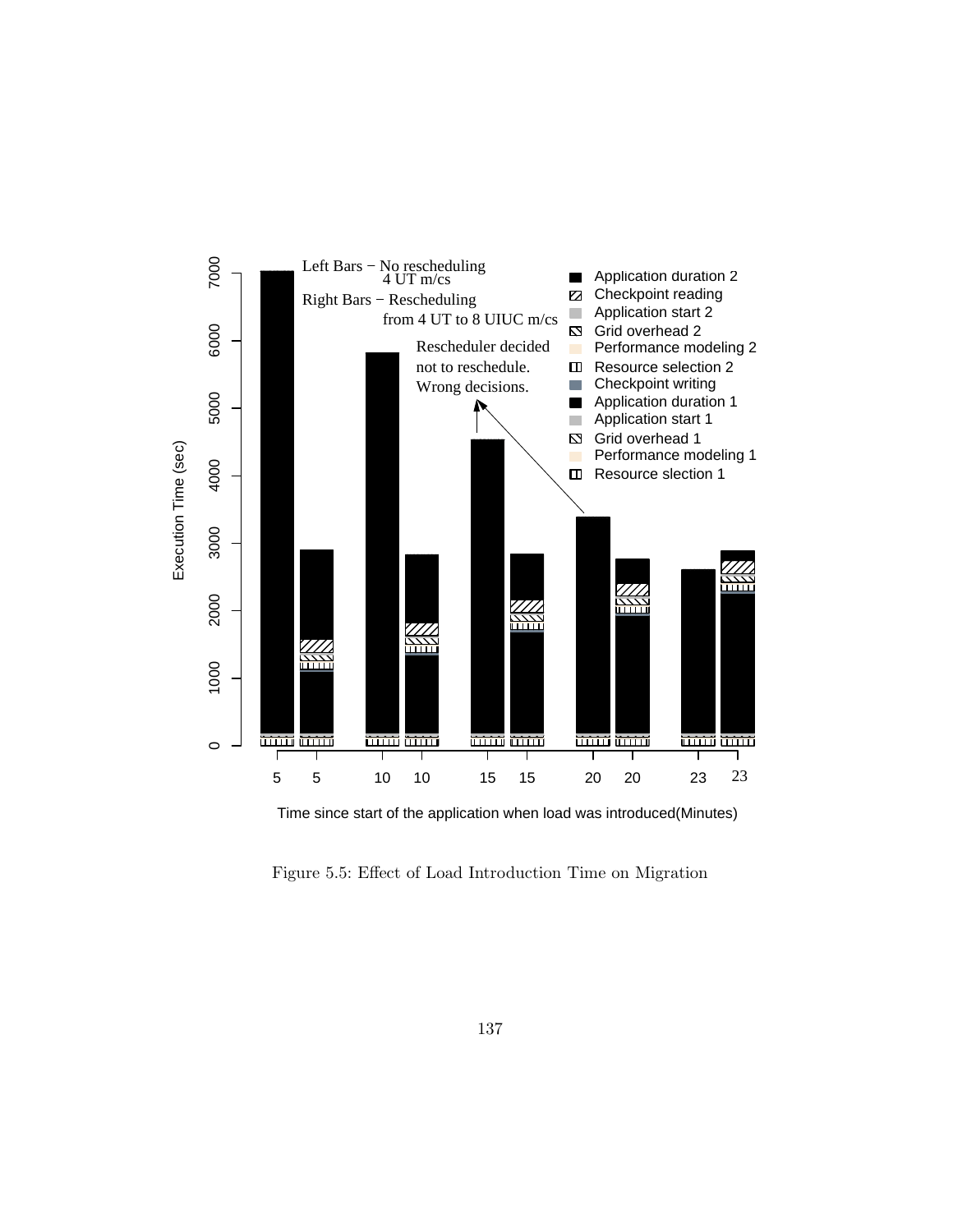Figure 5.5: Effect of Load Introduction Time on Migration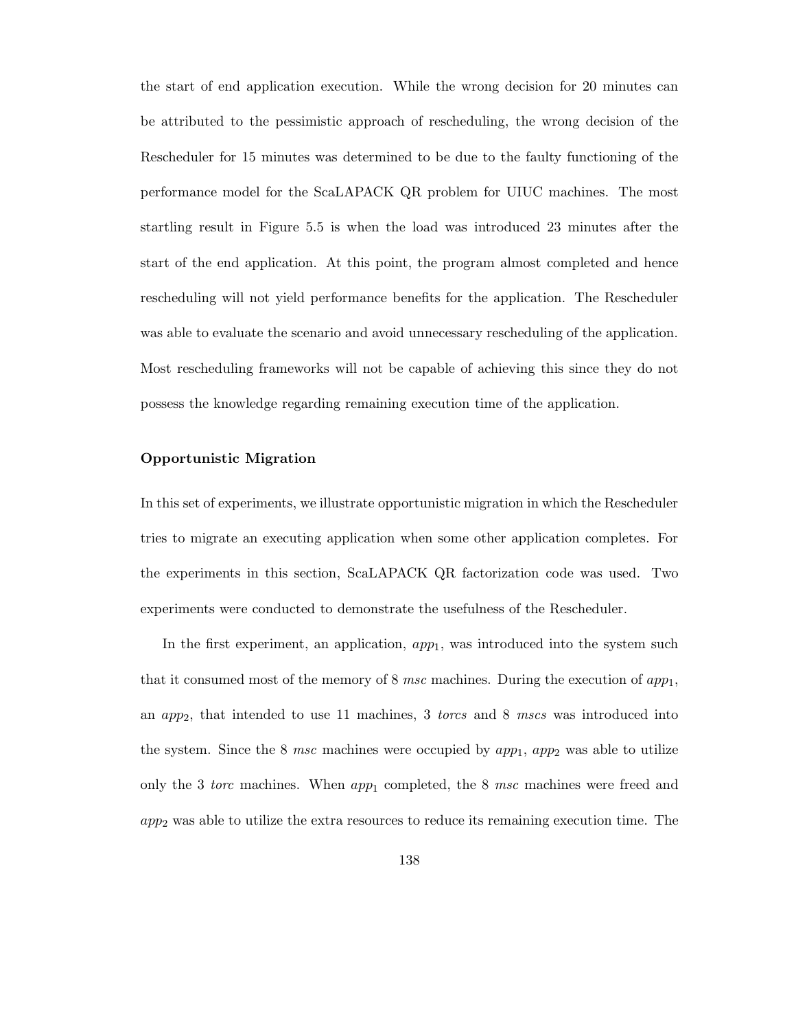the start of end application execution. While the wrong decision for 20 minutes can be attributed to the pessimistic approach of rescheduling, the wrong decision of the Rescheduler for 15 minutes was determined to be due to the faulty functioning of the performance model for the ScaLAPACK QR problem for UIUC machines. The most startling result in Figure 5.5 is when the load was introduced 23 minutes after the start of the end application. At this point, the program almost completed and hence rescheduling will not yield performance benefits for the application. The Rescheduler was able to evaluate the scenario and avoid unnecessary rescheduling of the application. Most rescheduling frameworks will not be capable of achieving this since they do not possess the knowledge regarding remaining execution time of the application.

**Opportunistic Migration**

In this set of experiments, we illustrate opportunistic migration in which the Rescheduler tries to migrate an executing application when some other application completes. For the experiments in this section, ScaLAPACK QR factorization code was used. Two experiments were conducted to demonstrate the usefulness of the Rescheduler.

In the first experiment, an application, $app_1$, was introduced into the system such that it consumed most of the memory of 8 *msc* machines. During the execution of $app_1$, an $app_2$, that intended to use 11 machines, 3 *torcs* and 8 *mscs* was introduced into the system. Since the 8 *msc* machines were occupied by $app_1$, $app_2$ was able to utilize only the 3 *torc* machines. When $app_1$ completed, the 8 *msc* machines were freed and $app_2$ was able to utilize the extra resources to reduce its remaining execution time. The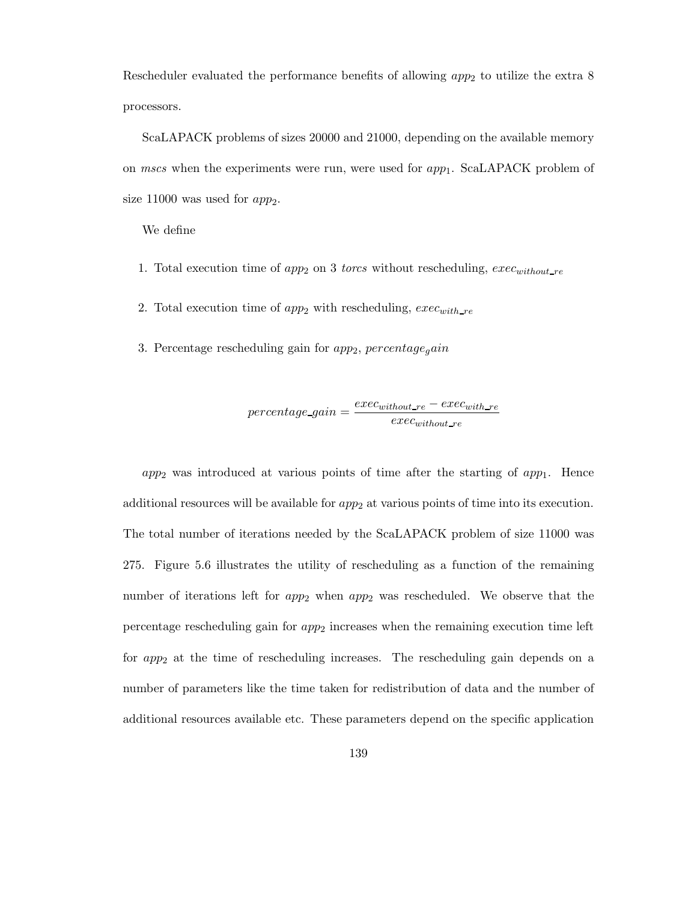Rescheduler evaluated the performance benefits of allowing $app_2$ to utilize the extra 8 processors.

ScaLAPACK problems of sizes 20000 and 21000, depending on the available memory on *mscs* when the experiments were run, were used for $app_1$. ScaLAPACK problem of size 11000 was used for $app_2$.

We define

1. Total execution time of $app_2$ on 3 *torcs* without rescheduling, $exec_{without\_re}$
2. Total execution time of $app_2$ with rescheduling, $exec_{with\_re}$
3. Percentage rescheduling gain for $app_2$, $percentage_gain$

$$percentage\_gain = \frac{exec_{without\_re} - exec_{with\_re}}{exec_{without\_re}}$$

$app_2$ was introduced at various points of time after the starting of $app_1$. Hence additional resources will be available for $app_2$ at various points of time into its execution. The total number of iterations needed by the ScaLAPACK problem of size 11000 was 275. Figure 5.6 illustrates the utility of rescheduling as a function of the remaining number of iterations left for $app_2$ when $app_2$ was rescheduled. We observe that the percentage rescheduling gain for $app_2$ increases when the remaining execution time left for $app_2$ at the time of rescheduling increases. The rescheduling gain depends on a number of parameters like the time taken for redistribution of data and the number of additional resources available etc. These parameters depend on the specific application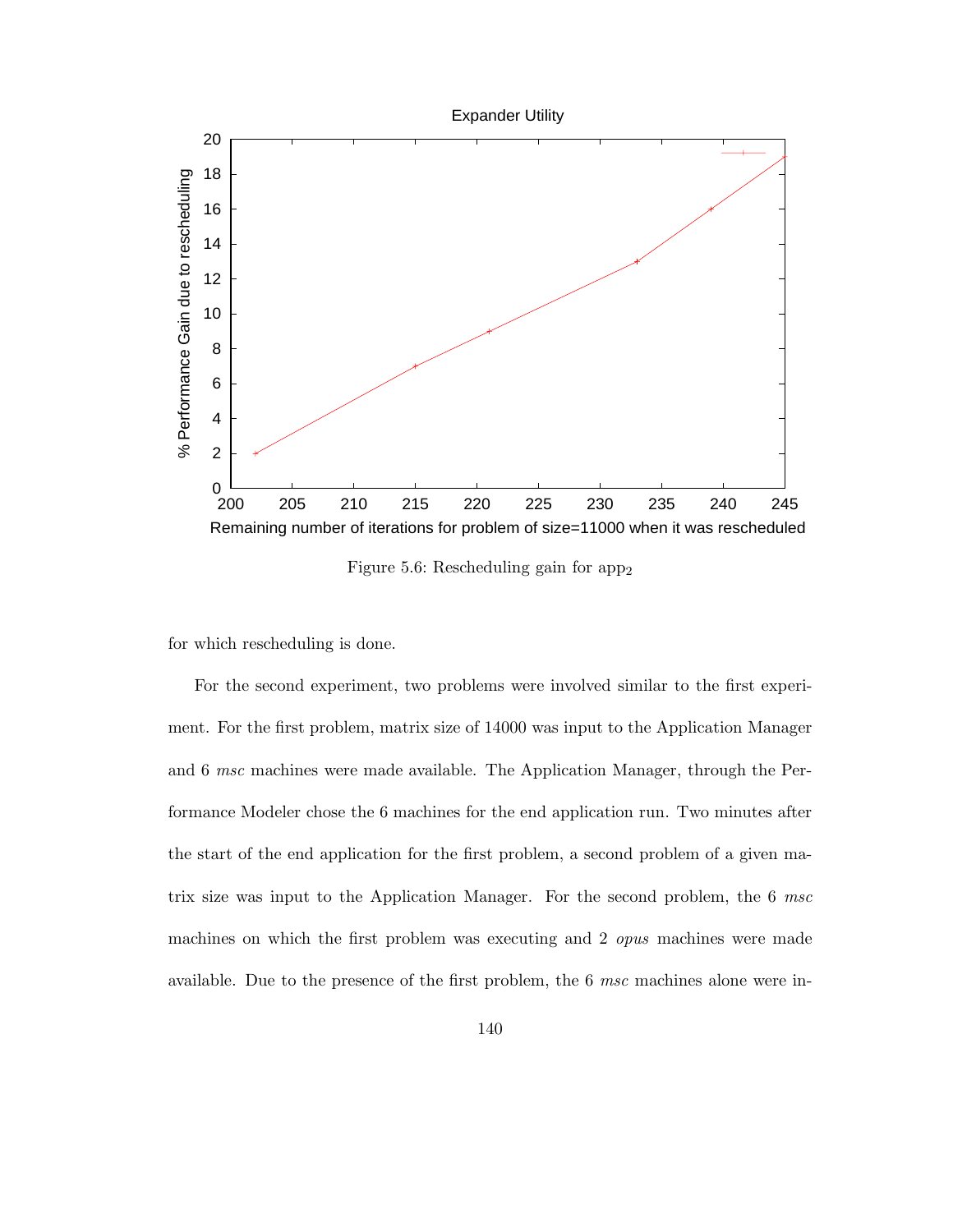Expander Utility

% Performance Gain due to rescheduling

0 2 4 6 8 10 12 14 16 18 20

200 205 210 215 220 225 230 235 240 245

Remaining number of iterations for problem of size=11000 when it was rescheduled

Figure 5.6: Rescheduling gain for $app_2$

for which rescheduling is done.

For the second experiment, two problems were involved similar to the first experiment. For the first problem, matrix size of 14000 was input to the Application Manager and 6 *msc* machines were made available. The Application Manager, through the Performance Modeler chose the 6 machines for the end application run. Two minutes after the start of the end application for the first problem, a second problem of a given matrix size was input to the Application Manager. For the second problem, the 6 *msc* machines on which the first problem was executing and 2 *opus* machines were made available. Due to the presence of the first problem, the 6 *msc* machines alone were in-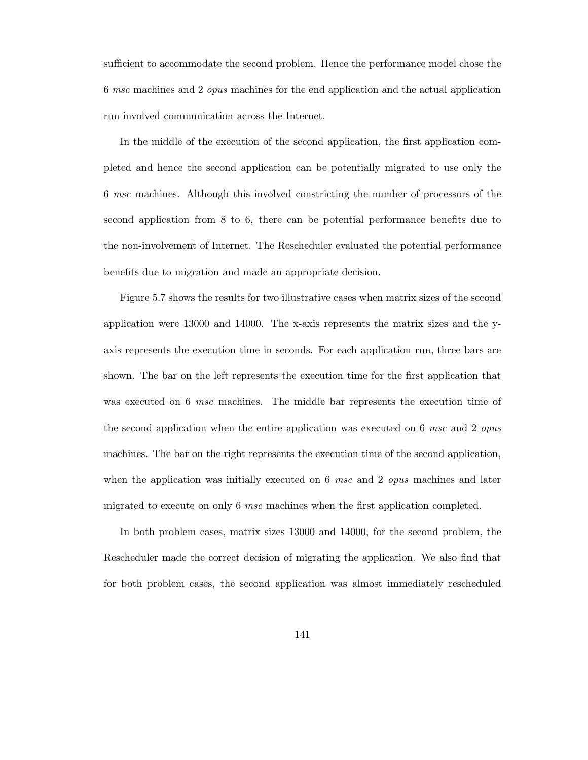sufficient to accommodate the second problem. Hence the performance model chose the 6 *msc* machines and 2 *opus* machines for the end application and the actual application run involved communication across the Internet.

In the middle of the execution of the second application, the first application completed and hence the second application can be potentially migrated to use only the 6 *msc* machines. Although this involved constricting the number of processors of the second application from 8 to 6, there can be potential performance benefits due to the non-involvement of Internet. The Rescheduler evaluated the potential performance benefits due to migration and made an appropriate decision.

Figure 5.7 shows the results for two illustrative cases when matrix sizes of the second application were 13000 and 14000. The x-axis represents the matrix sizes and the y-axis represents the execution time in seconds. For each application run, three bars are shown. The bar on the left represents the execution time for the first application that was executed on 6 *msc* machines. The middle bar represents the execution time of the second application when the entire application was executed on 6 *msc* and 2 *opus* machines. The bar on the right represents the execution time of the second application, when the application was initially executed on 6 *msc* and 2 *opus* machines and later migrated to execute on only 6 *msc* machines when the first application completed.

In both problem cases, matrix sizes 13000 and 14000, for the second problem, the Rescheduler made the correct decision of migrating the application. We also find that for both problem cases, the second application was almost immediately rescheduled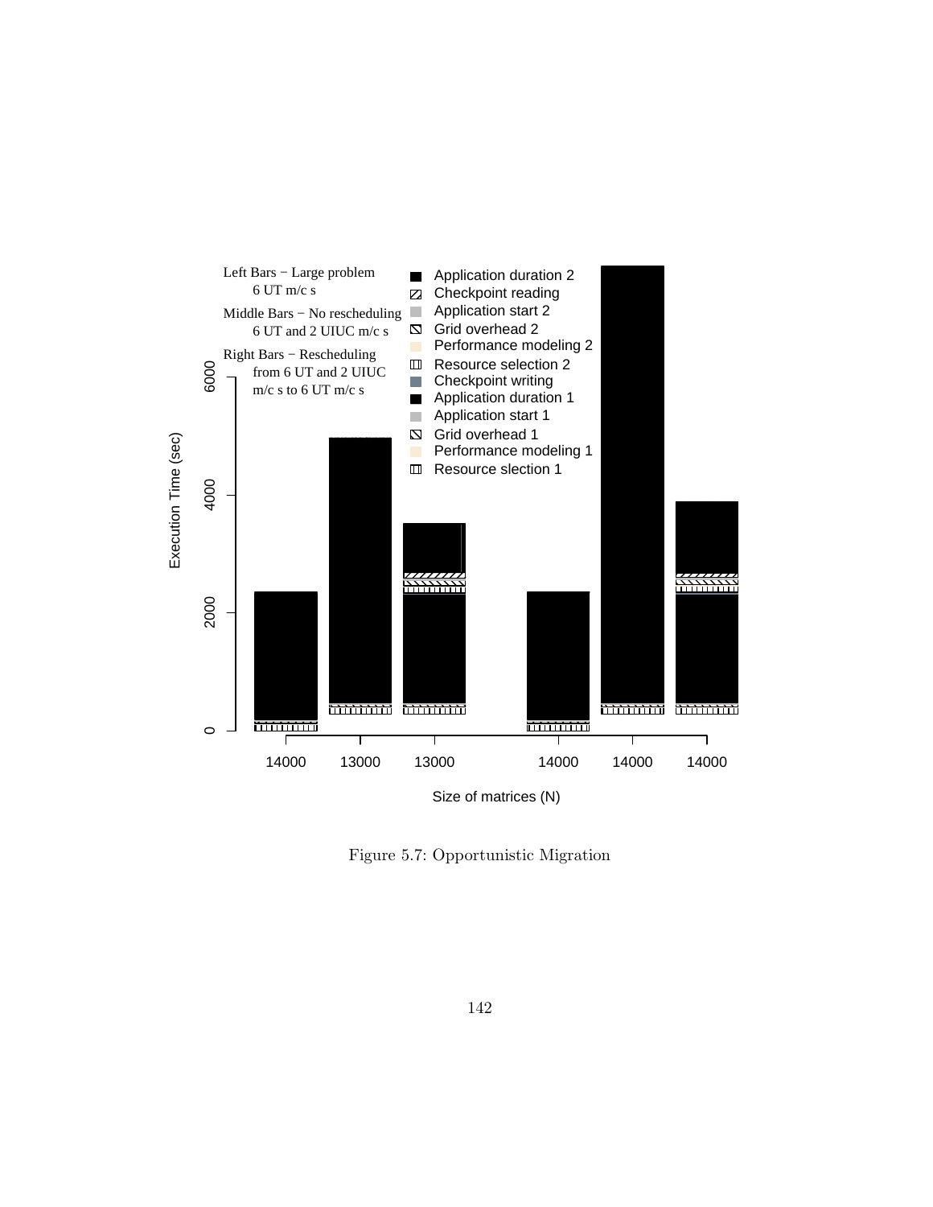Left Bars − Large problem
6 UT m/c s
Middle Bars − No rescheduling
6 UT and 2 UIUC m/c s
Right Bars − Rescheduling
from 6 UT and 2 UIUC
m/c s to 6 UT m/c s

Application duration 2
Checkpoint reading
Application start 2
Grid overhead 2
Performance modeling 2
Resource selection 2
Checkpoint writing
Application duration 1
Application start 1
Grid overhead 1
Performance modeling 1
Resource slection 1

Execution Time (sec)

0
2000
4000
6000

14000 13000 13000 14000 14000 14000

Size of matrices (N)

Figure 5.7: Opportunistic Migration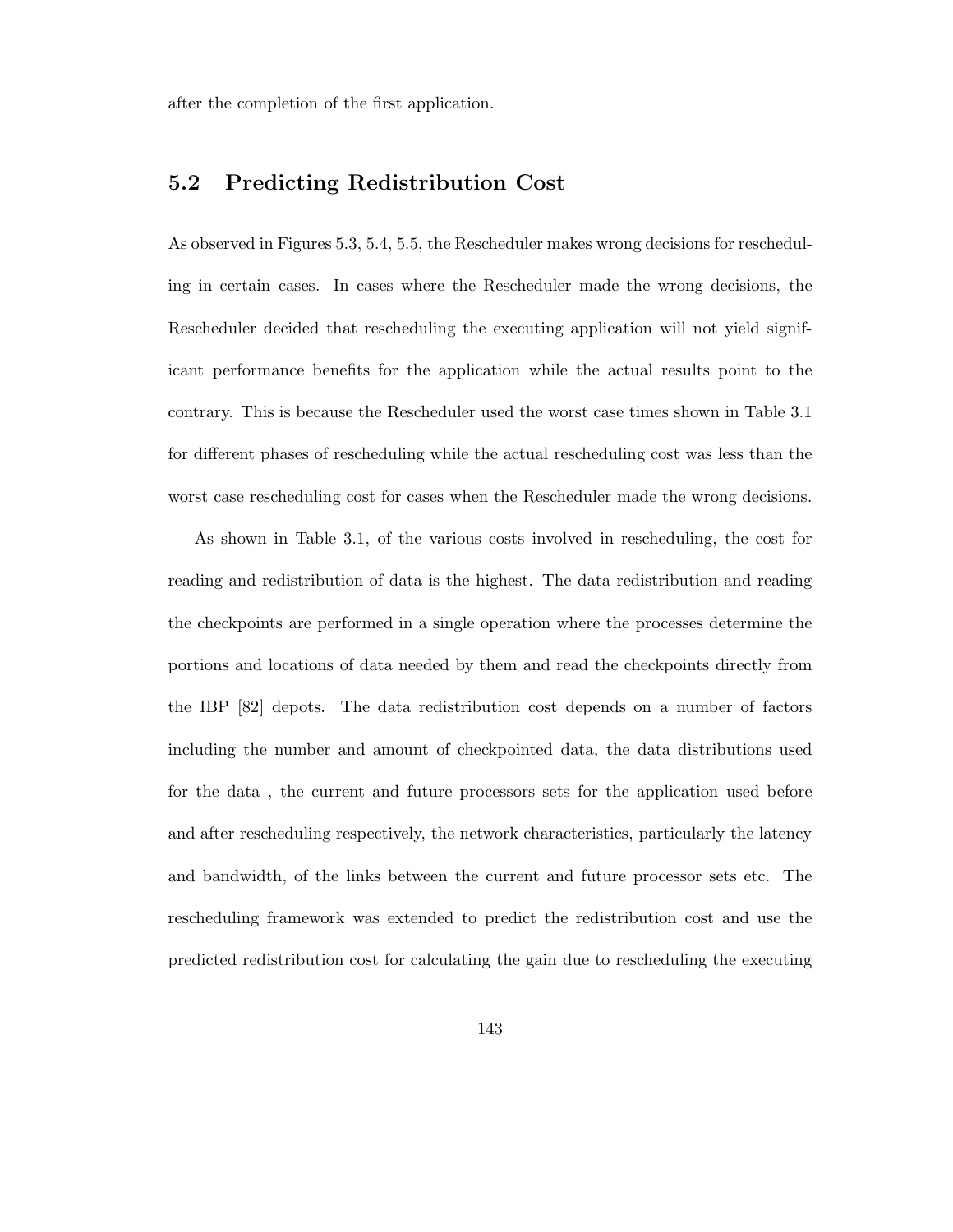after the completion of the first application.

## 5.2 Predicting Redistribution Cost

As observed in Figures 5.3, 5.4, 5.5, the Rescheduler makes wrong decisions for rescheduling in certain cases. In cases where the Rescheduler made the wrong decisions, the Rescheduler decided that rescheduling the executing application will not yield significant performance benefits for the application while the actual results point to the contrary. This is because the Rescheduler used the worst case times shown in Table 3.1 for different phases of rescheduling while the actual rescheduling cost was less than the worst case rescheduling cost for cases when the Rescheduler made the wrong decisions.

As shown in Table 3.1, of the various costs involved in rescheduling, the cost for reading and redistribution of data is the highest. The data redistribution and reading the checkpoints are performed in a single operation where the processes determine the portions and locations of data needed by them and read the checkpoints directly from the IBP [82] depots. The data redistribution cost depends on a number of factors including the number and amount of checkpointed data, the data distributions used for the data , the current and future processors sets for the application used before and after rescheduling respectively, the network characteristics, particularly the latency and bandwidth, of the links between the current and future processor sets etc. The rescheduling framework was extended to predict the redistribution cost and use the predicted redistribution cost for calculating the gain due to rescheduling the executing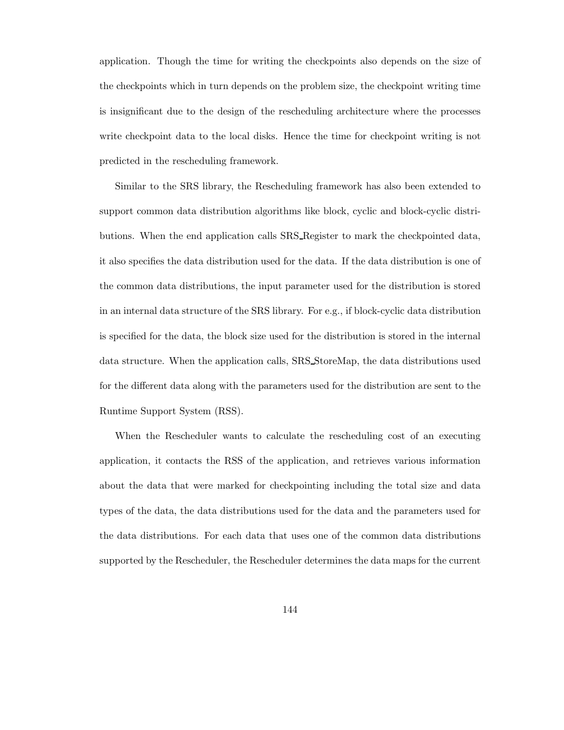application. Though the time for writing the checkpoints also depends on the size of the checkpoints which in turn depends on the problem size, the checkpoint writing time is insignificant due to the design of the rescheduling architecture where the processes write checkpoint data to the local disks. Hence the time for checkpoint writing is not predicted in the rescheduling framework.

Similar to the SRS library, the Rescheduling framework has also been extended to support common data distribution algorithms like block, cyclic and block-cyclic distributions. When the end application calls SRS_Register to mark the checkpointed data, it also specifies the data distribution used for the data. If the data distribution is one of the common data distributions, the input parameter used for the distribution is stored in an internal data structure of the SRS library. For e.g., if block-cyclic data distribution is specified for the data, the block size used for the distribution is stored in the internal data structure. When the application calls, SRS_StoreMap, the data distributions used for the different data along with the parameters used for the distribution are sent to the Runtime Support System (RSS).

When the Rescheduler wants to calculate the rescheduling cost of an executing application, it contacts the RSS of the application, and retrieves various information about the data that were marked for checkpointing including the total size and data types of the data, the data distributions used for the data and the parameters used for the data distributions. For each data that uses one of the common data distributions supported by the Rescheduler, the Rescheduler determines the data maps for the current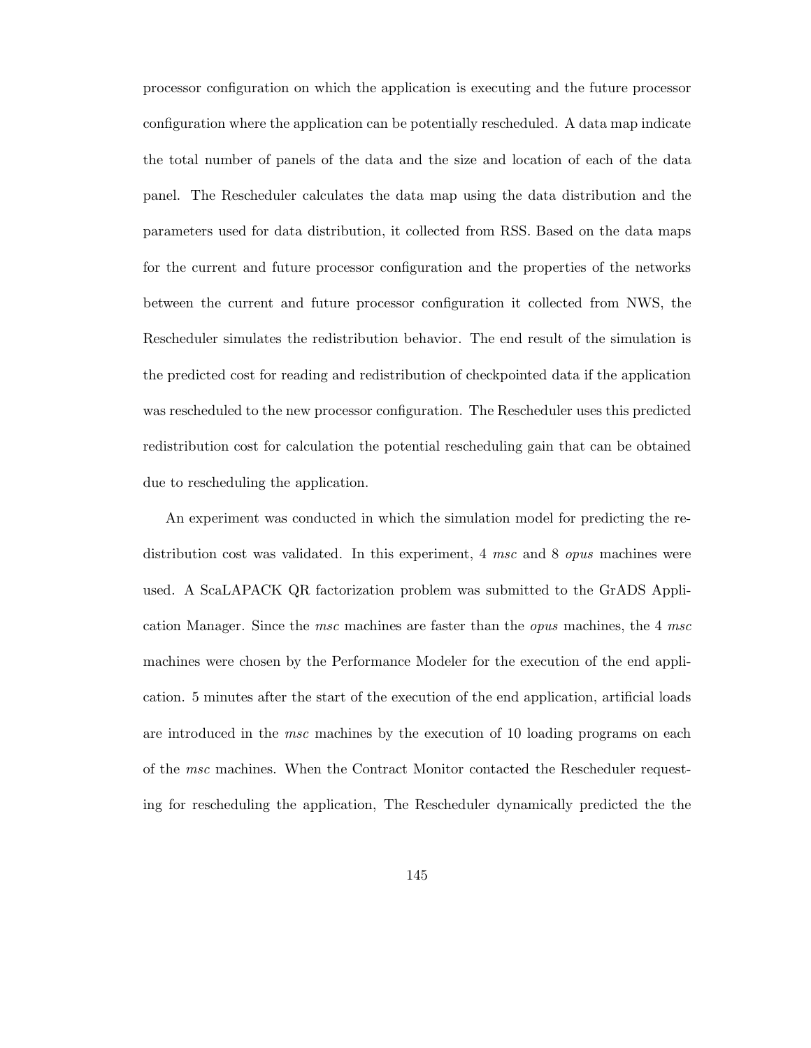processor configuration on which the application is executing and the future processor configuration where the application can be potentially rescheduled. A data map indicate the total number of panels of the data and the size and location of each of the data panel. The Rescheduler calculates the data map using the data distribution and the parameters used for data distribution, it collected from RSS. Based on the data maps for the current and future processor configuration and the properties of the networks between the current and future processor configuration it collected from NWS, the Rescheduler simulates the redistribution behavior. The end result of the simulation is the predicted cost for reading and redistribution of checkpointed data if the application was rescheduled to the new processor configuration. The Rescheduler uses this predicted redistribution cost for calculation the potential rescheduling gain that can be obtained due to rescheduling the application.

An experiment was conducted in which the simulation model for predicting the redistribution cost was validated. In this experiment, 4 *msc* and 8 *opus* machines were used. A ScaLAPACK QR factorization problem was submitted to the GrADS Application Manager. Since the *msc* machines are faster than the *opus* machines, the 4 *msc* machines were chosen by the Performance Modeler for the execution of the end application. 5 minutes after the start of the execution of the end application, artificial loads are introduced in the *msc* machines by the execution of 10 loading programs on each of the *msc* machines. When the Contract Monitor contacted the Rescheduler requesting for rescheduling the application, The Rescheduler dynamically predicted the the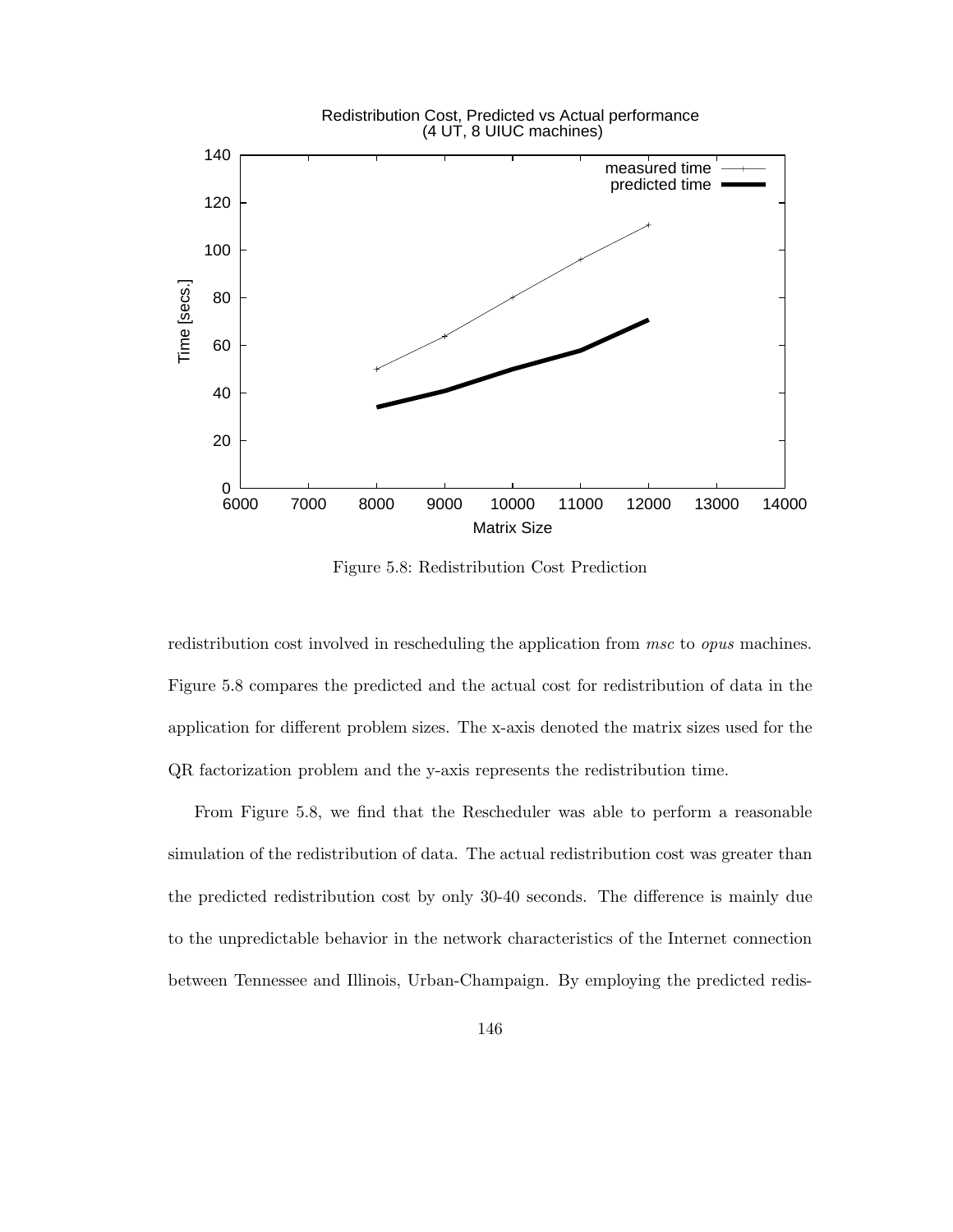Redistribution Cost, Predicted vs Actual performance
(4 UT, 8 UIUC machines)

Time [secs.]

0
20
40
60
80
100
120
140

Matrix Size

6000
7000
8000
9000
10000
11000
12000
13000
14000

measured time
predicted time

Figure 5.8: Redistribution Cost Prediction

redistribution cost involved in rescheduling the application from *msc* to *opus* machines. Figure 5.8 compares the predicted and the actual cost for redistribution of data in the application for different problem sizes. The x-axis denoted the matrix sizes used for the QR factorization problem and the y-axis represents the redistribution time.

From Figure 5.8, we find that the Rescheduler was able to perform a reasonable simulation of the redistribution of data. The actual redistribution cost was greater than the predicted redistribution cost by only 30-40 seconds. The difference is mainly due to the unpredictable behavior in the network characteristics of the Internet connection between Tennessee and Illinois, Urban-Champaign. By employing the predicted redis-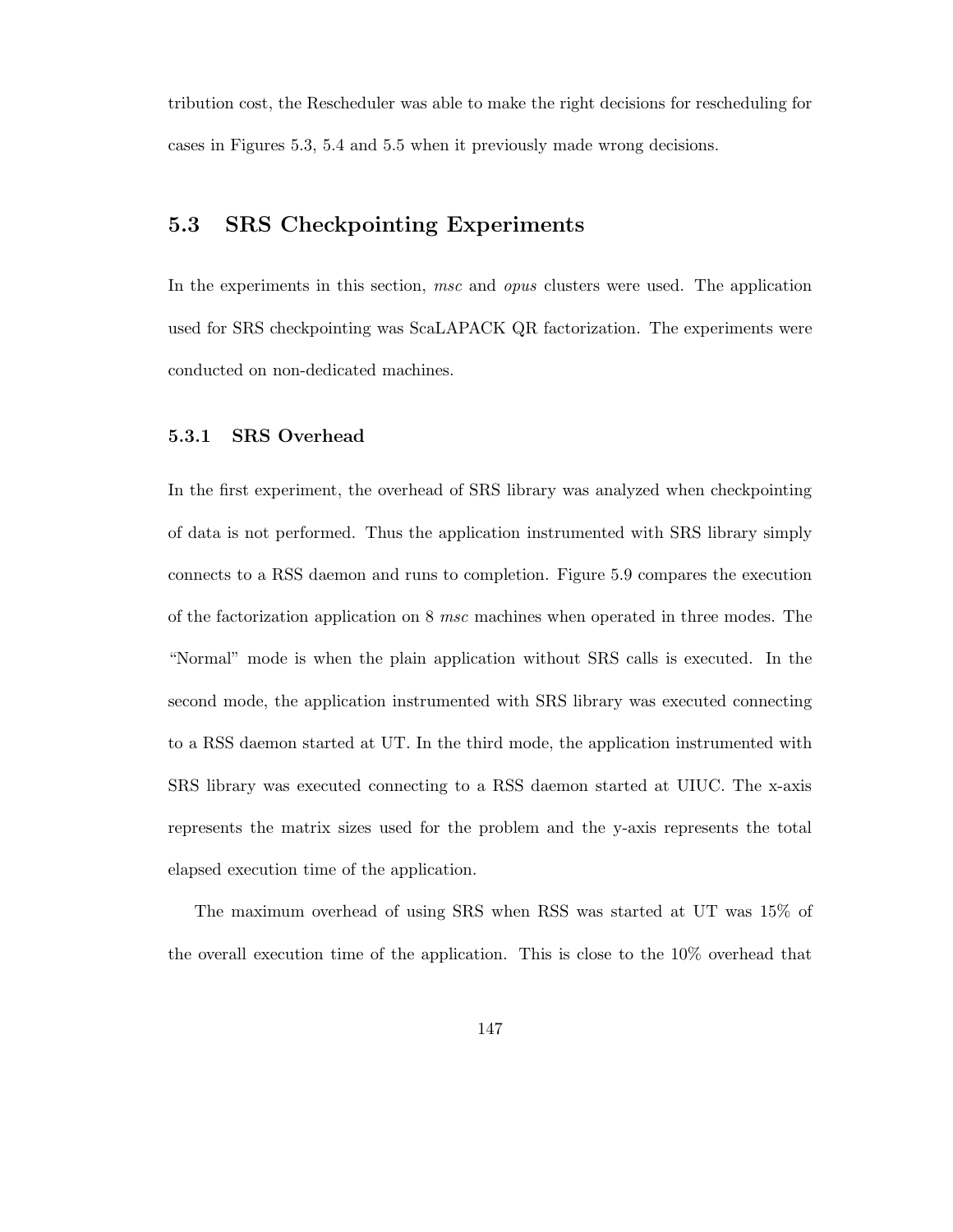tribution cost, the Rescheduler was able to make the right decisions for rescheduling for cases in Figures 5.3, 5.4 and 5.5 when it previously made wrong decisions.

## 5.3 SRS Checkpointing Experiments

In the experiments in this section, *msc* and *opus* clusters were used. The application used for SRS checkpointing was ScaLAPACK QR factorization. The experiments were conducted on non-dedicated machines.

### 5.3.1 SRS Overhead

In the first experiment, the overhead of SRS library was analyzed when checkpointing of data is not performed. Thus the application instrumented with SRS library simply connects to a RSS daemon and runs to completion. Figure 5.9 compares the execution of the factorization application on 8 *msc* machines when operated in three modes. The "Normal" mode is when the plain application without SRS calls is executed. In the second mode, the application instrumented with SRS library was executed connecting to a RSS daemon started at UT. In the third mode, the application instrumented with SRS library was executed connecting to a RSS daemon started at UIUC. The x-axis represents the matrix sizes used for the problem and the y-axis represents the total elapsed execution time of the application.

The maximum overhead of using SRS when RSS was started at UT was 15% of the overall execution time of the application. This is close to the 10% overhead that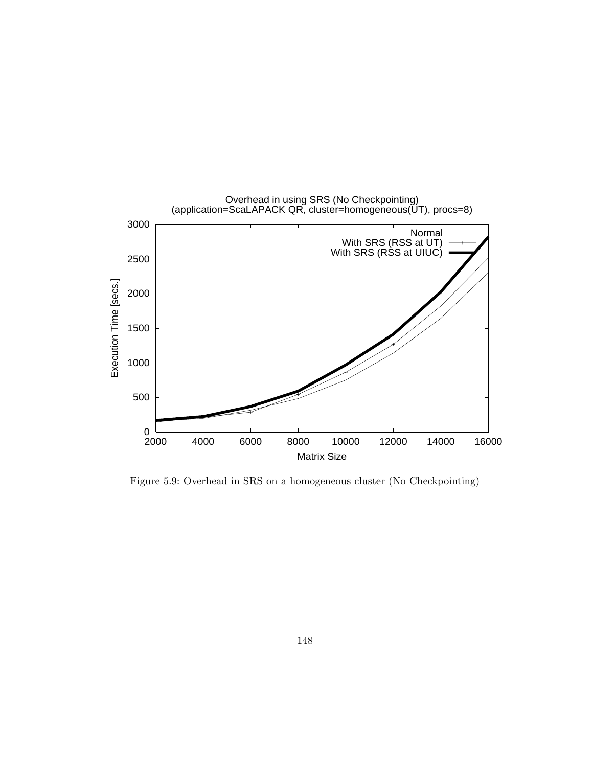Overhead in using SRS (No Checkpointing)
(application=ScaLAPACK QR, cluster=homogeneous(UT), procs=8)

3000
2500
2000
1500
1000
500
0

Execution Time [secs.]

2000 4000 6000 8000 10000 12000 14000 16000

Matrix Size

Normal
With SRS (RSS at UT)
With SRS (RSS at UIUC)

Figure 5.9: Overhead in SRS on a homogeneous cluster (No Checkpointing)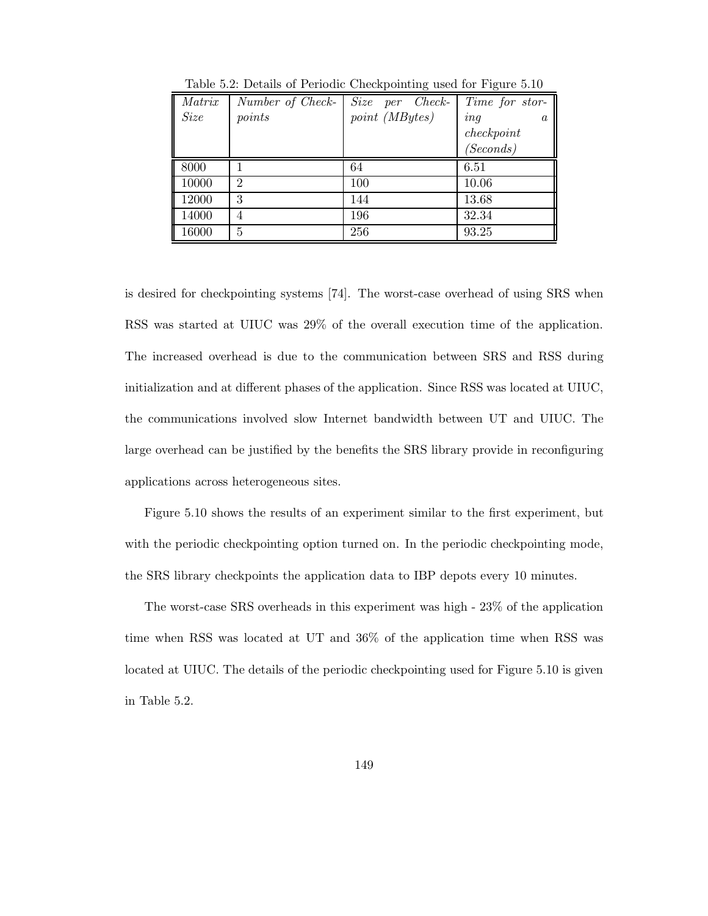Table 5.2: Details of Periodic Checkpointing used for Figure 5.10

| *Matrix Size* | *Number of Checkpoints* | *Size per Checkpoint (MBytes)* | *Time for storing a checkpoint (Seconds)* |
|---|---|---|---|
| 8000 | 1 | 64 | 6.51 |
| 10000 | 2 | 100 | 10.06 |
| 12000 | 3 | 144 | 13.68 |
| 14000 | 4 | 196 | 32.34 |
| 16000 | 5 | 256 | 93.25 |

is desired for checkpointing systems [74]. The worst-case overhead of using SRS when RSS was started at UIUC was 29% of the overall execution time of the application. The increased overhead is due to the communication between SRS and RSS during initialization and at different phases of the application. Since RSS was located at UIUC, the communications involved slow Internet bandwidth between UT and UIUC. The large overhead can be justified by the benefits the SRS library provide in reconfiguring applications across heterogeneous sites.

Figure 5.10 shows the results of an experiment similar to the first experiment, but with the periodic checkpointing option turned on. In the periodic checkpointing mode, the SRS library checkpoints the application data to IBP depots every 10 minutes.

The worst-case SRS overheads in this experiment was high - 23% of the application time when RSS was located at UT and 36% of the application time when RSS was located at UIUC. The details of the periodic checkpointing used for Figure 5.10 is given in Table 5.2.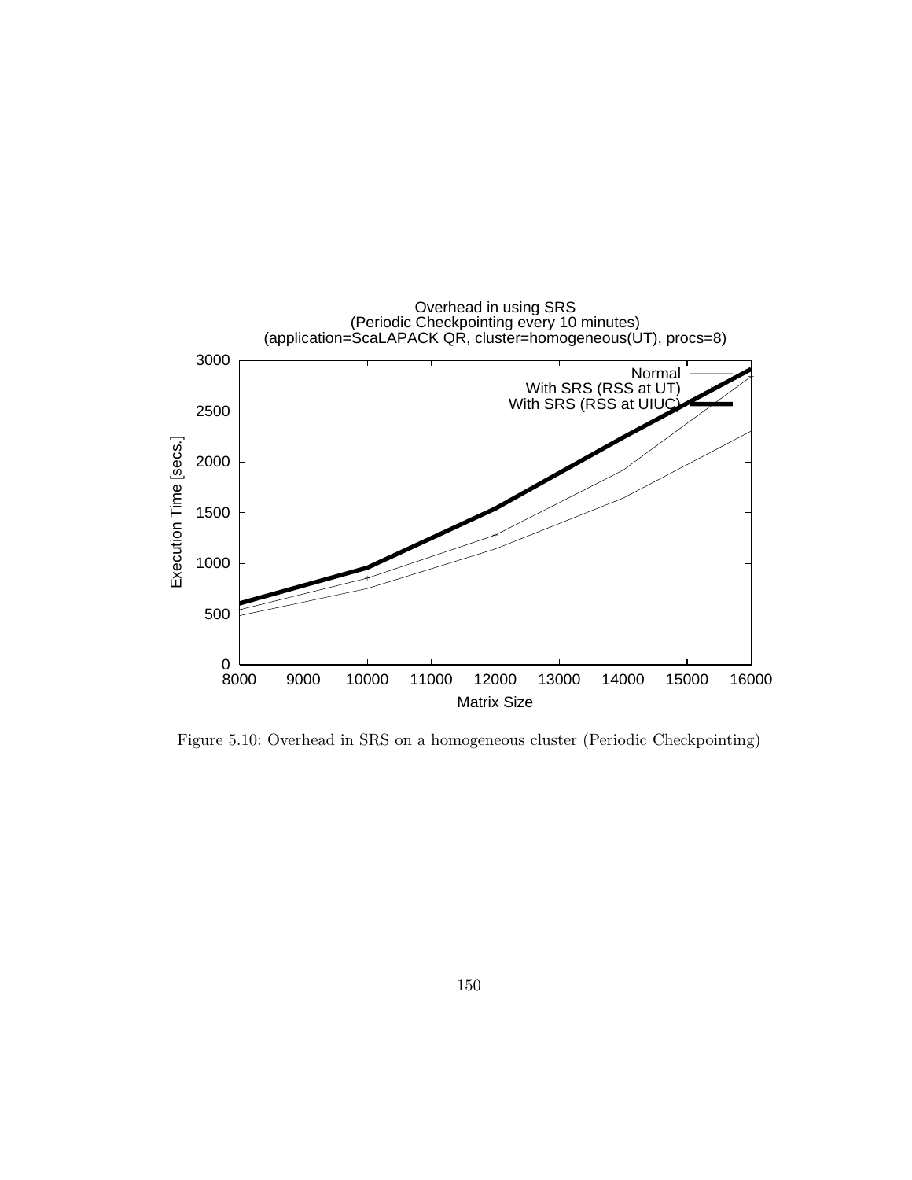Overhead in using SRS
(Periodic Checkpointing every 10 minutes)
(application=ScaLAPACK QR, cluster=homogeneous(UT), procs=8)

Normal
With SRS (RSS at UT)
With SRS (RSS at UIUC)

Execution Time [secs.]

0
500
1000
1500
2000
2500
3000

Matrix Size

8000
9000
10000
11000
12000
13000
14000
15000
16000

Figure 5.10: Overhead in SRS on a homogeneous cluster (Periodic Checkpointing)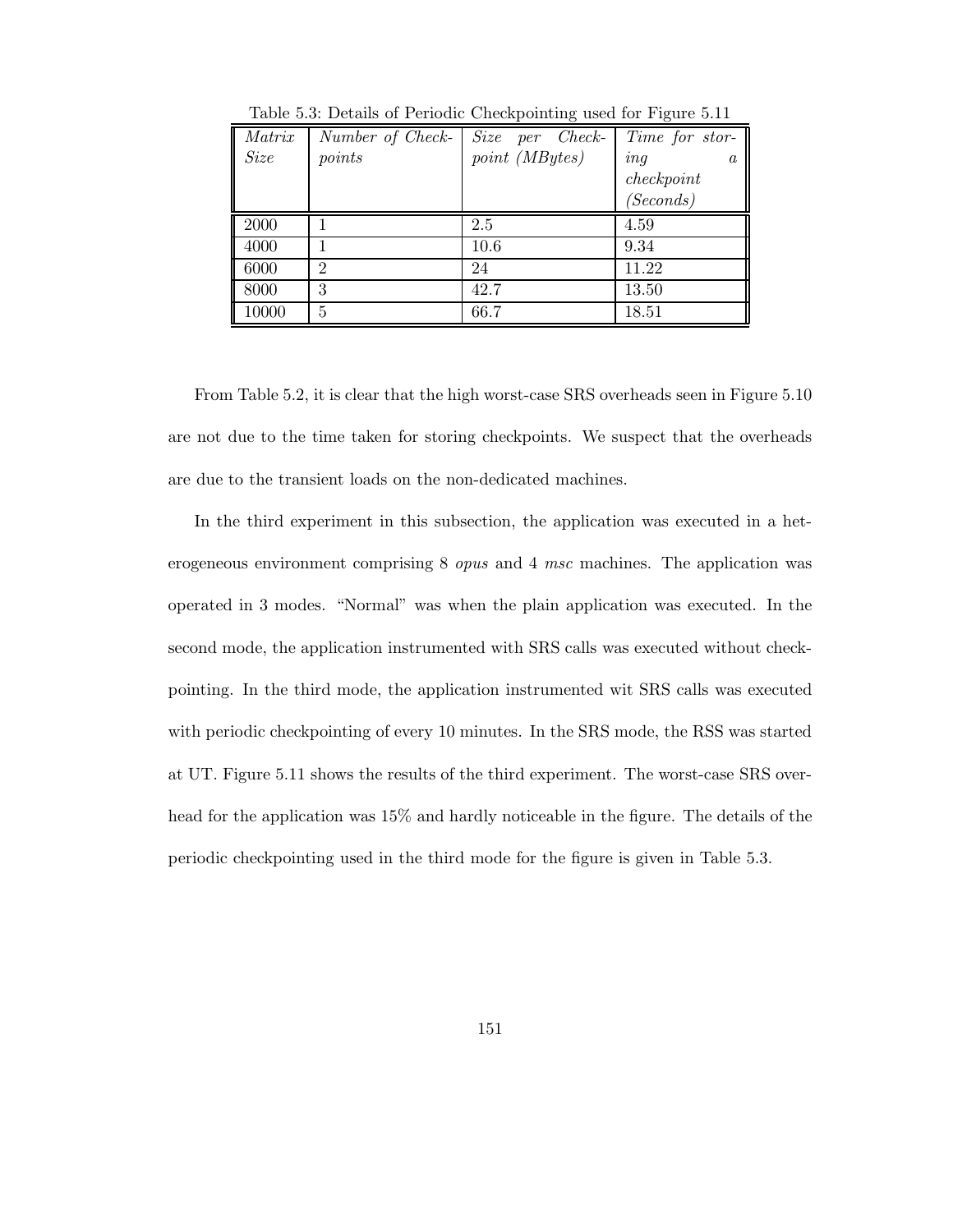Table 5.3: Details of Periodic Checkpointing used for Figure 5.11

| *Matrix Size* | *Number of Checkpoints* | *Size per Checkpoint (MBytes)* | *Time for storing a checkpoint (Seconds)* |
|---|---|---|---|
| 2000 | 1 | 2.5 | 4.59 |
| 4000 | 1 | 10.6 | 9.34 |
| 6000 | 2 | 24 | 11.22 |
| 8000 | 3 | 42.7 | 13.50 |
| 10000 | 5 | 66.7 | 18.51 |

From Table 5.2, it is clear that the high worst-case SRS overheads seen in Figure 5.10 are not due to the time taken for storing checkpoints. We suspect that the overheads are due to the transient loads on the non-dedicated machines.

In the third experiment in this subsection, the application was executed in a heterogeneous environment comprising 8 *opus* and 4 *msc* machines. The application was operated in 3 modes. "Normal" was when the plain application was executed. In the second mode, the application instrumented with SRS calls was executed without checkpointing. In the third mode, the application instrumented wit SRS calls was executed with periodic checkpointing of every 10 minutes. In the SRS mode, the RSS was started at UT. Figure 5.11 shows the results of the third experiment. The worst-case SRS overhead for the application was 15% and hardly noticeable in the figure. The details of the periodic checkpointing used in the third mode for the figure is given in Table 5.3.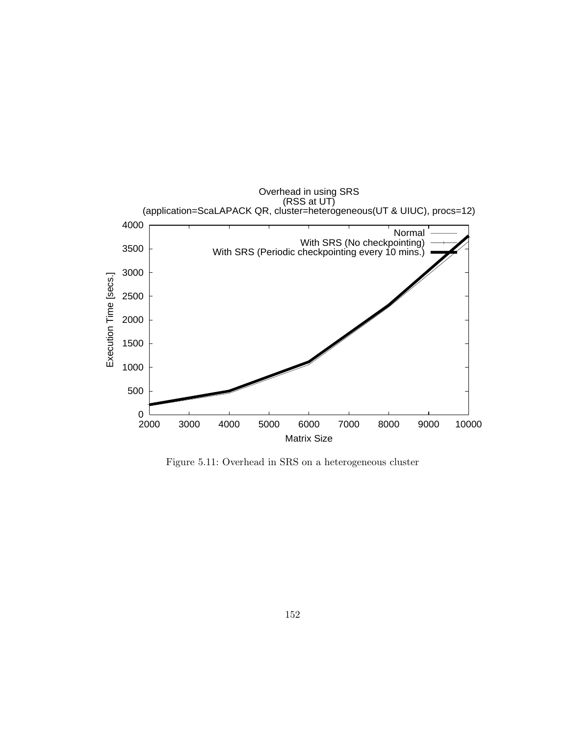Overhead in using SRS
(RSS at UT)
(application=ScaLAPACK QR, cluster=heterogeneous(UT & UIUC), procs=12)

Execution Time [secs.]

0
500
1000
1500
2000
2500
3000
3500
4000

2000 3000 4000 5000 6000 7000 8000 9000 10000

Matrix Size

Normal
With SRS (No checkpointing)
With SRS (Periodic checkpointing every 10 mins.)

Figure 5.11: Overhead in SRS on a heterogeneous cluster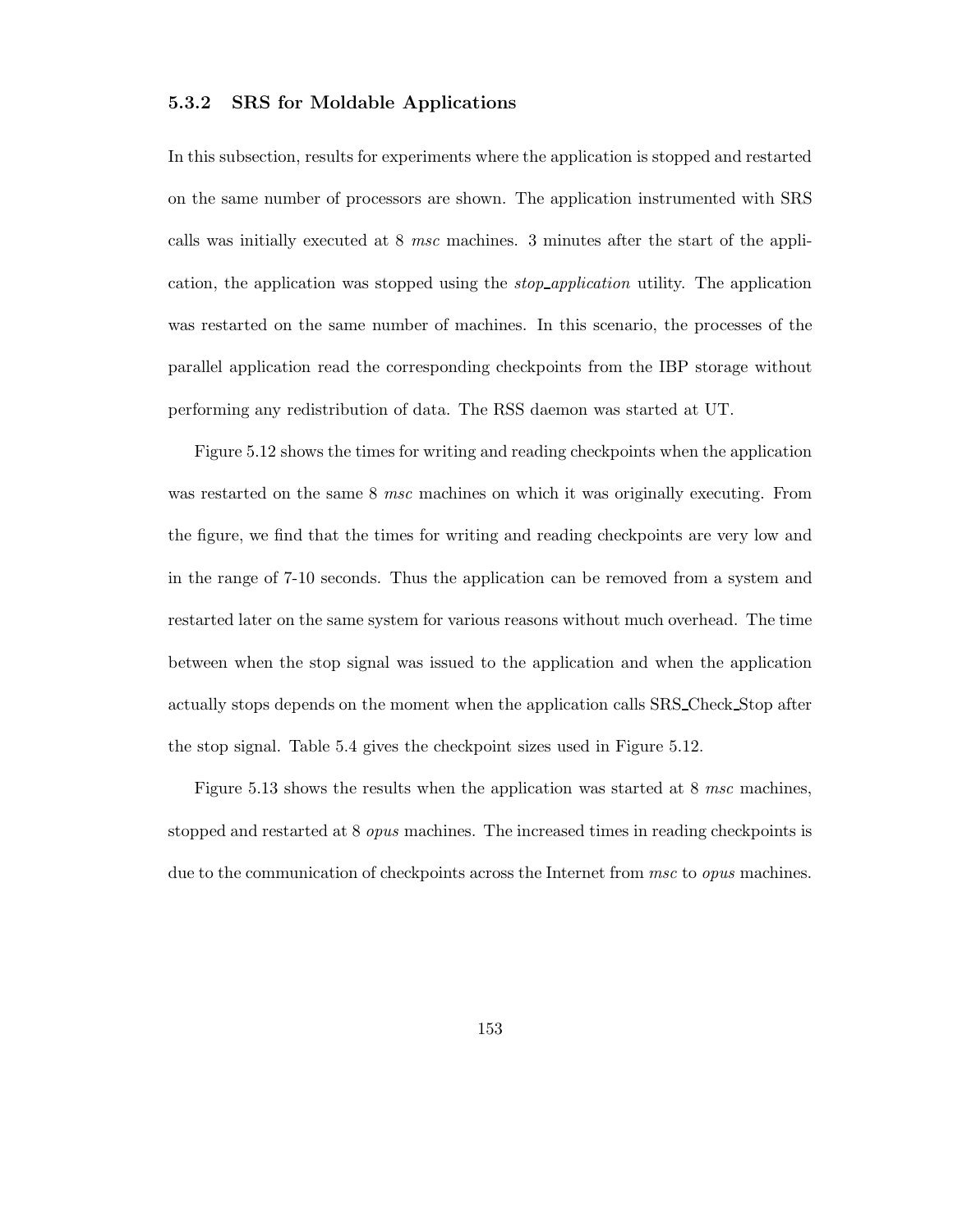### 5.3.2 SRS for Moldable Applications

In this subsection, results for experiments where the application is stopped and restarted on the same number of processors are shown. The application instrumented with SRS calls was initially executed at 8 *msc* machines. 3 minutes after the start of the application, the application was stopped using the *stop_application* utility. The application was restarted on the same number of machines. In this scenario, the processes of the parallel application read the corresponding checkpoints from the IBP storage without performing any redistribution of data. The RSS daemon was started at UT.

Figure 5.12 shows the times for writing and reading checkpoints when the application was restarted on the same 8 *msc* machines on which it was originally executing. From the figure, we find that the times for writing and reading checkpoints are very low and in the range of 7-10 seconds. Thus the application can be removed from a system and restarted later on the same system for various reasons without much overhead. The time between when the stop signal was issued to the application and when the application actually stops depends on the moment when the application calls SRS_Check_Stop after the stop signal. Table 5.4 gives the checkpoint sizes used in Figure 5.12.

Figure 5.13 shows the results when the application was started at 8 *msc* machines, stopped and restarted at 8 *opus* machines. The increased times in reading checkpoints is due to the communication of checkpoints across the Internet from *msc* to *opus* machines.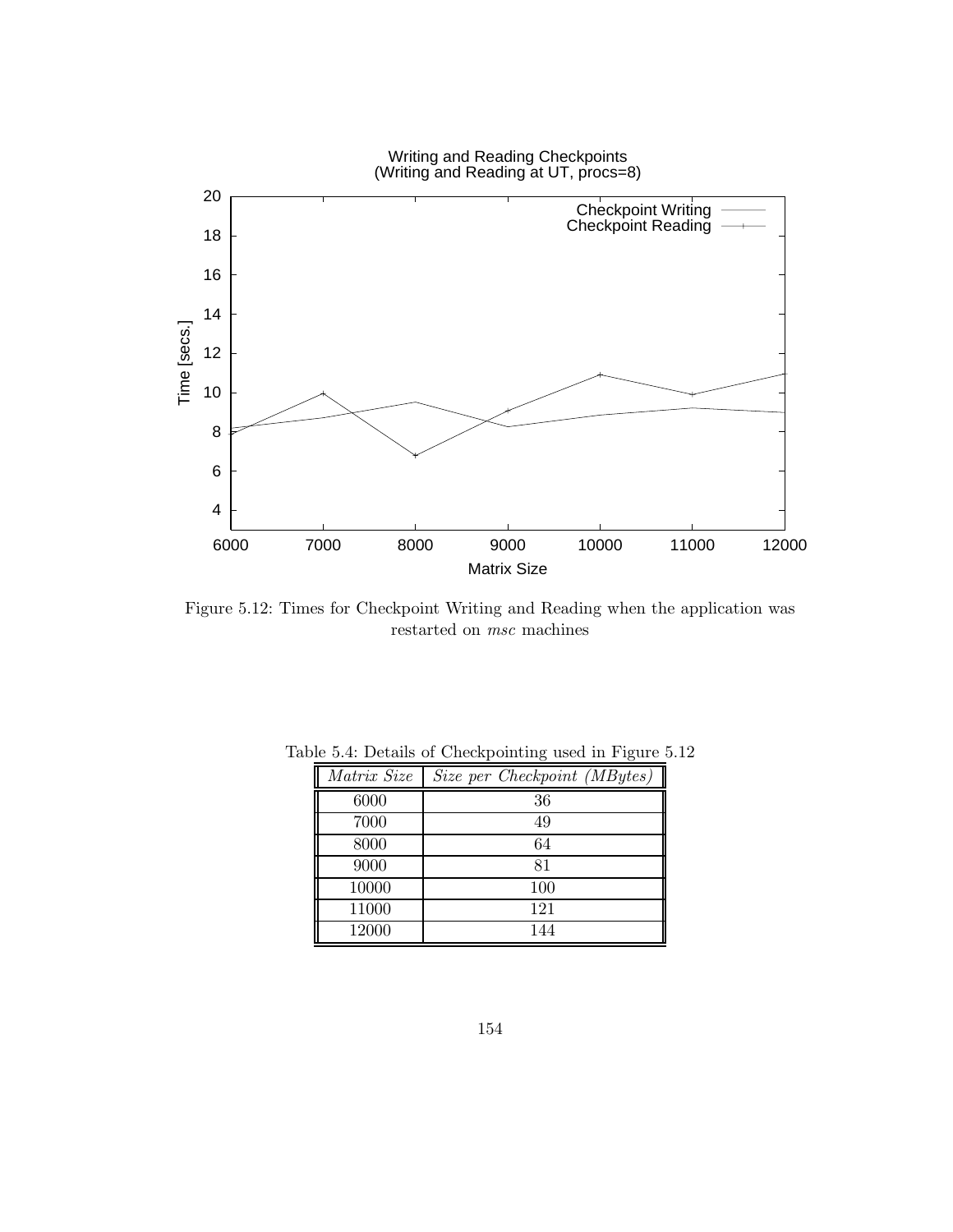Writing and Reading Checkpoints
(Writing and Reading at UT, procs=8)

Checkpoint Writing
Checkpoint Reading

Time [secs.]

20
18
16
14
12
10
8
6
4

6000 7000 8000 9000 10000 11000 12000

Matrix Size

Figure 5.12: Times for Checkpoint Writing and Reading when the application was restarted on *msc* machines

Table 5.4: Details of Checkpointing used in Figure 5.12

| *Matrix Size* | *Size per Checkpoint (MBytes)* |
|---|---|
| 6000 | 36 |
| 7000 | 49 |
| 8000 | 64 |
| 9000 | 81 |
| 10000 | 100 |
| 11000 | 121 |
| 12000 | 144 |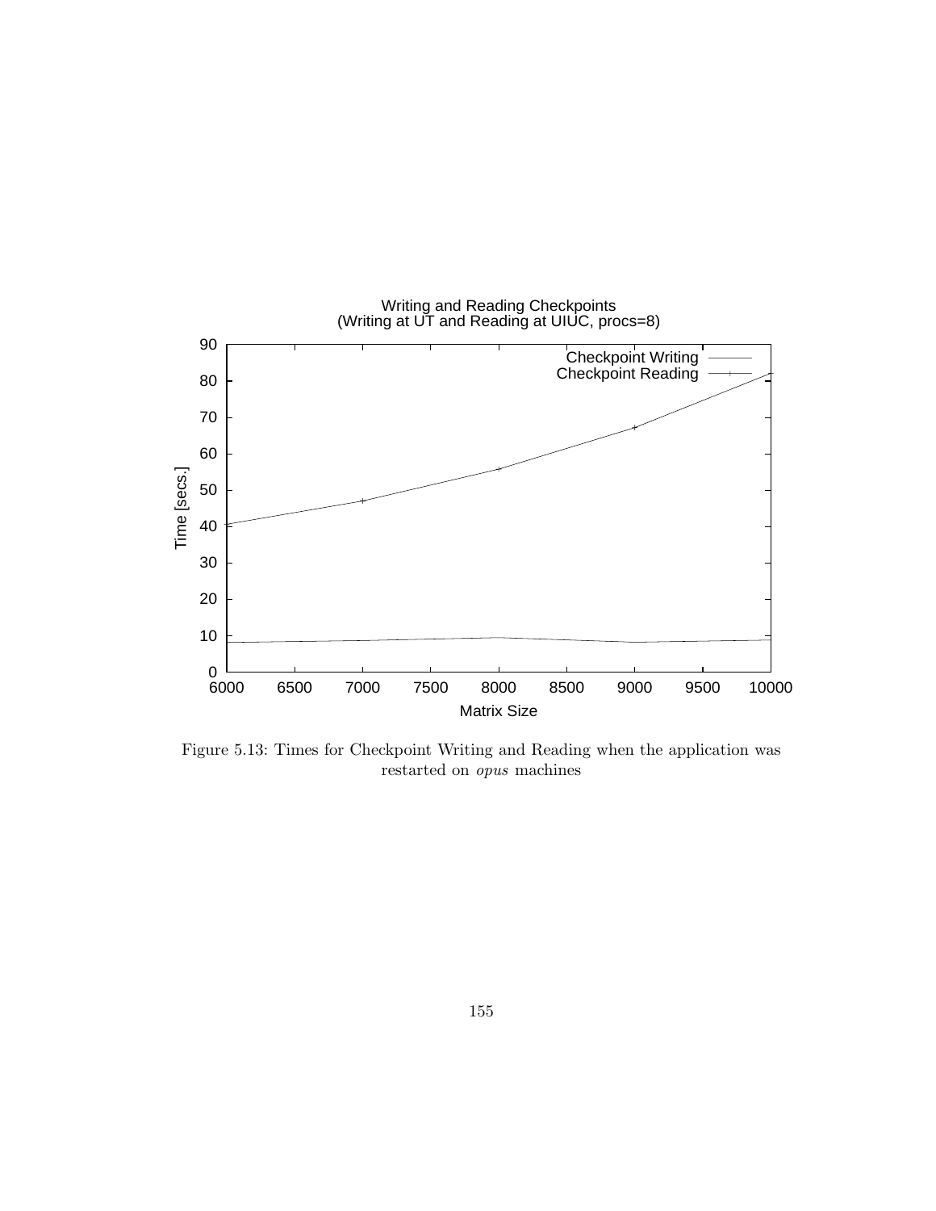Figure 5.13: Times for Checkpoint Writing and Reading when the application was restarted on *opus* machines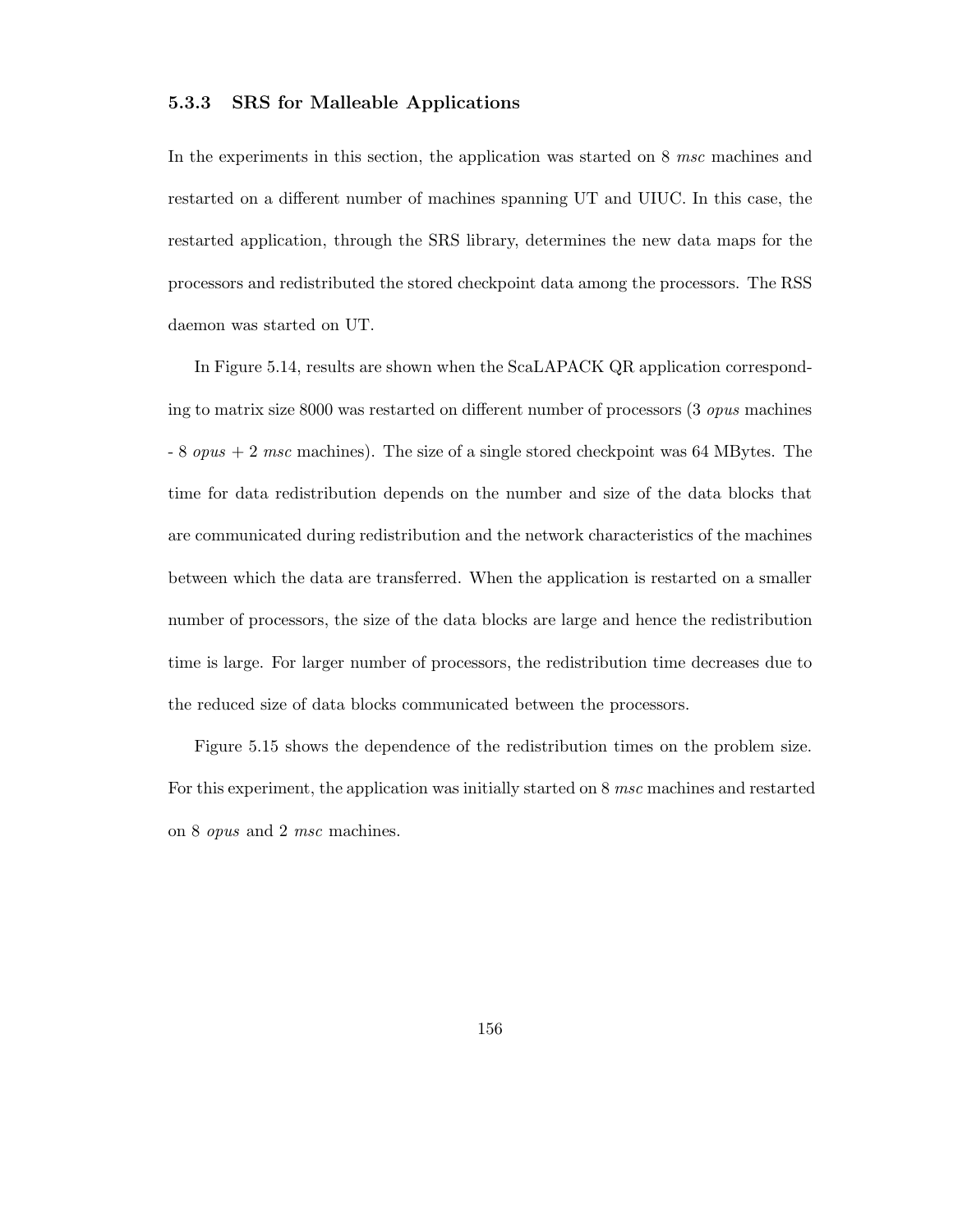### 5.3.3 SRS for Malleable Applications

In the experiments in this section, the application was started on 8 *msc* machines and restarted on a different number of machines spanning UT and UIUC. In this case, the restarted application, through the SRS library, determines the new data maps for the processors and redistributed the stored checkpoint data among the processors. The RSS daemon was started on UT.

In Figure 5.14, results are shown when the ScaLAPACK QR application corresponding to matrix size 8000 was restarted on different number of processors (3 *opus* machines - 8 *opus* + 2 *msc* machines). The size of a single stored checkpoint was 64 MBytes. The time for data redistribution depends on the number and size of the data blocks that are communicated during redistribution and the network characteristics of the machines between which the data are transferred. When the application is restarted on a smaller number of processors, the size of the data blocks are large and hence the redistribution time is large. For larger number of processors, the redistribution time decreases due to the reduced size of data blocks communicated between the processors.

Figure 5.15 shows the dependence of the redistribution times on the problem size. For this experiment, the application was initially started on 8 *msc* machines and restarted on 8 *opus* and 2 *msc* machines.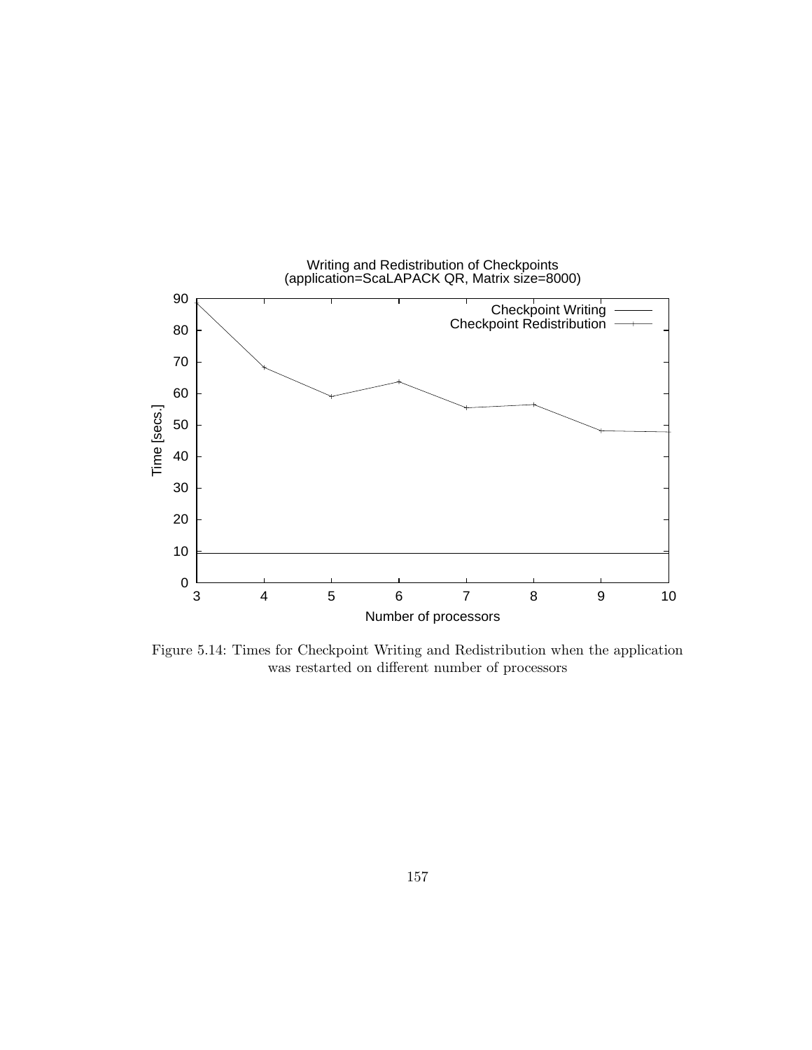Writing and Redistribution of Checkpoints
(application=ScaLAPACK QR, Matrix size=8000)

Time [secs.]

0
10
20
30
40
50
60
70
80
90

Number of processors

3
4
5
6
7
8
9
10

Checkpoint Writing
Checkpoint Redistribution

Figure 5.14: Times for Checkpoint Writing and Redistribution when the application was restarted on different number of processors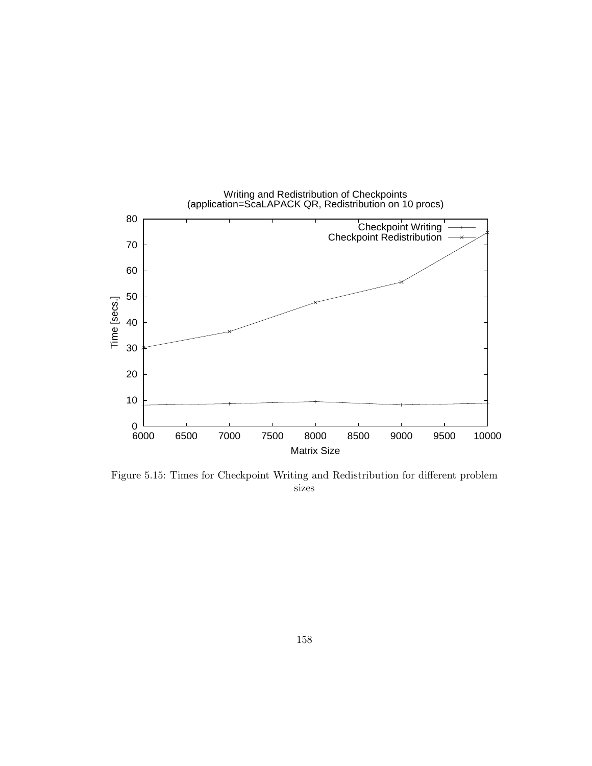Writing and Redistribution of Checkpoints
(application=ScaLAPACK QR, Redistribution on 10 procs)

Time [secs.]

0
10
20
30
40
50
60
70
80

Matrix Size

6000
6500
7000
7500
8000
8500
9000
9500
10000

Checkpoint Writing
Checkpoint Redistribution

Figure 5.15: Times for Checkpoint Writing and Redistribution for different problem sizes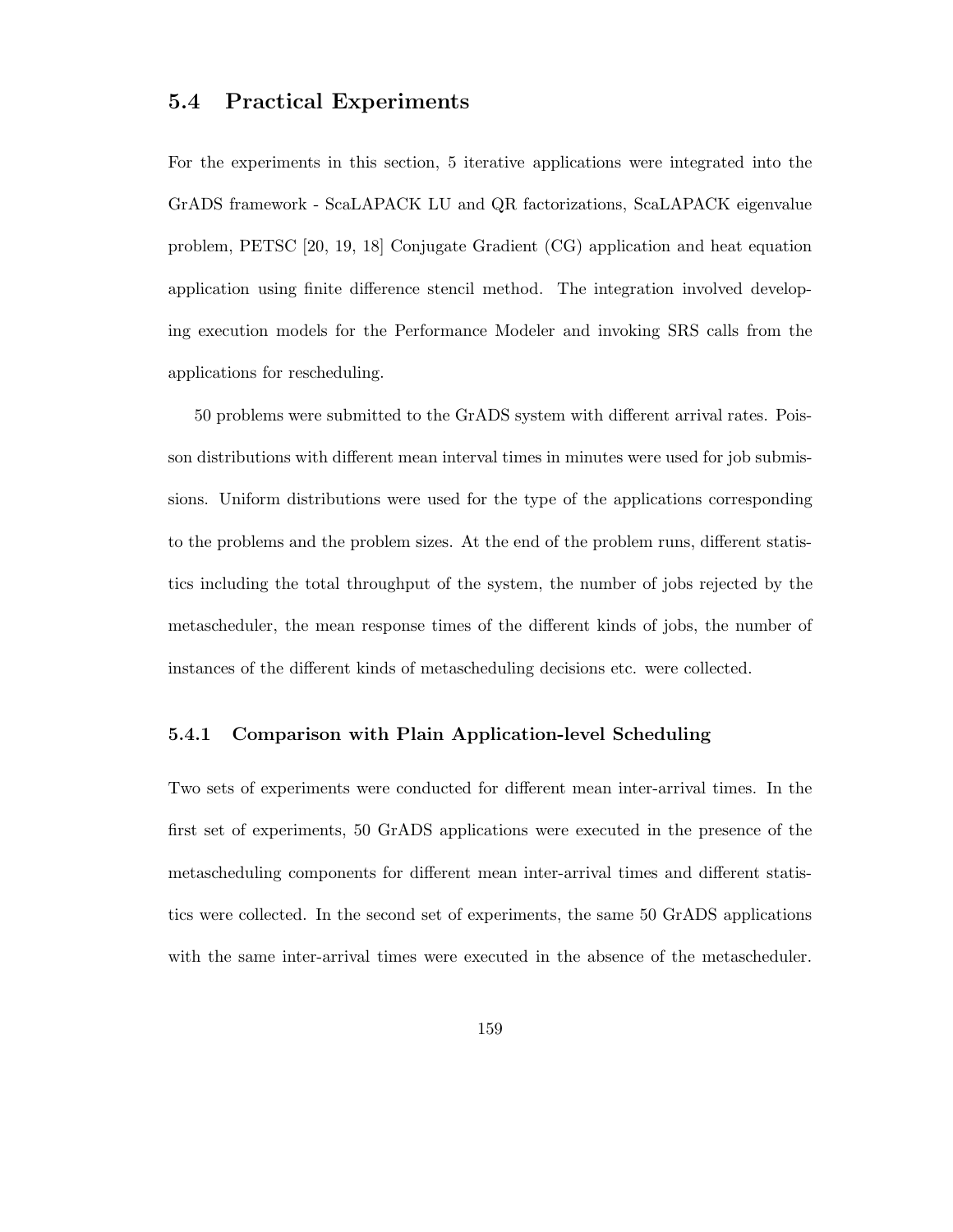## 5.4 Practical Experiments

For the experiments in this section, 5 iterative applications were integrated into the GrADS framework - ScaLAPACK LU and QR factorizations, ScaLAPACK eigenvalue problem, PETSC [20, 19, 18] Conjugate Gradient (CG) application and heat equation application using finite difference stencil method. The integration involved developing execution models for the Performance Modeler and invoking SRS calls from the applications for rescheduling.

50 problems were submitted to the GrADS system with different arrival rates. Poisson distributions with different mean interval times in minutes were used for job submissions. Uniform distributions were used for the type of the applications corresponding to the problems and the problem sizes. At the end of the problem runs, different statistics including the total throughput of the system, the number of jobs rejected by the metascheduler, the mean response times of the different kinds of jobs, the number of instances of the different kinds of metascheduling decisions etc. were collected.

### 5.4.1 Comparison with Plain Application-level Scheduling

Two sets of experiments were conducted for different mean inter-arrival times. In the first set of experiments, 50 GrADS applications were executed in the presence of the metascheduling components for different mean inter-arrival times and different statistics were collected. In the second set of experiments, the same 50 GrADS applications with the same inter-arrival times were executed in the absence of the metascheduler.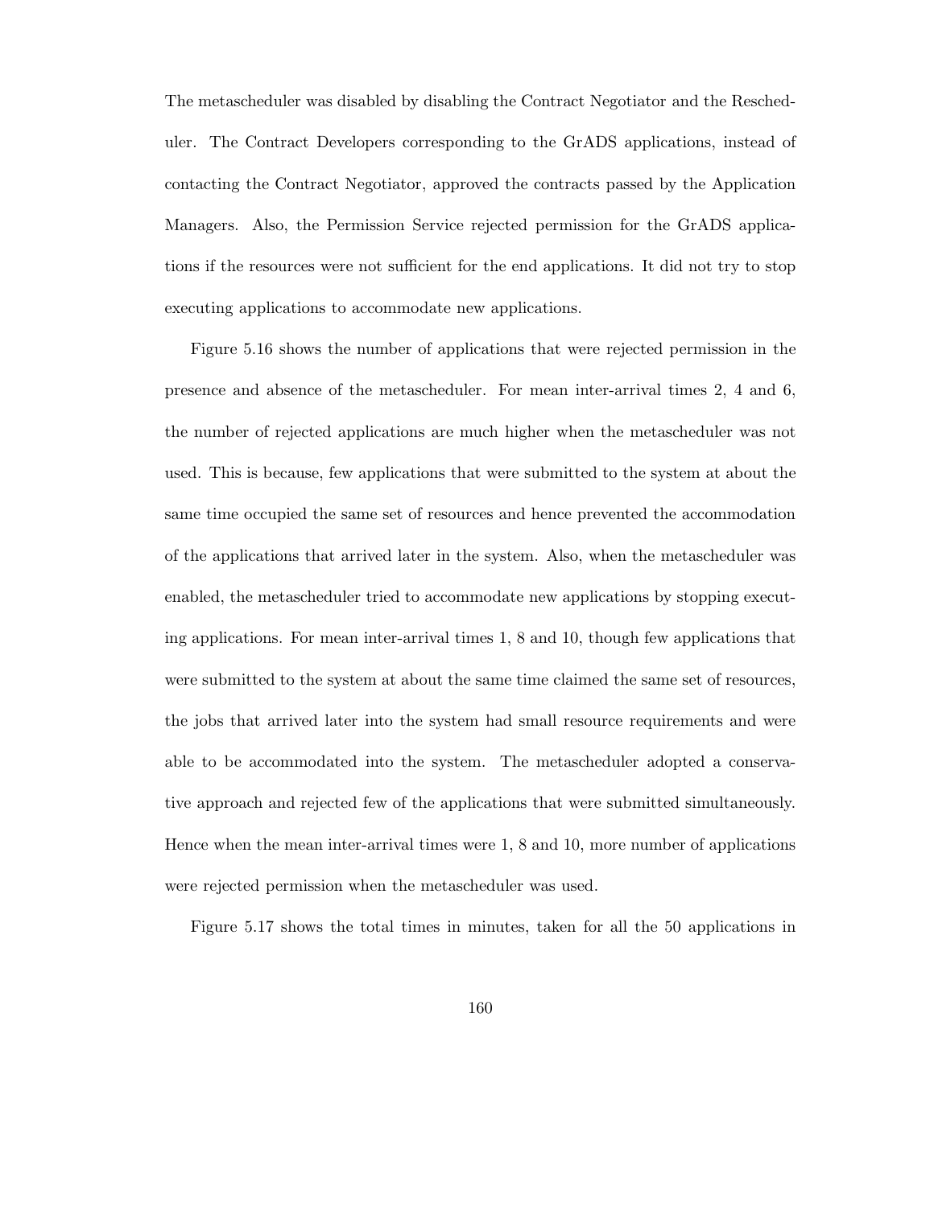The metascheduler was disabled by disabling the Contract Negotiator and the Rescheduler. The Contract Developers corresponding to the GrADS applications, instead of contacting the Contract Negotiator, approved the contracts passed by the Application Managers. Also, the Permission Service rejected permission for the GrADS applications if the resources were not sufficient for the end applications. It did not try to stop executing applications to accommodate new applications.

Figure 5.16 shows the number of applications that were rejected permission in the presence and absence of the metascheduler. For mean inter-arrival times 2, 4 and 6, the number of rejected applications are much higher when the metascheduler was not used. This is because, few applications that were submitted to the system at about the same time occupied the same set of resources and hence prevented the accommodation of the applications that arrived later in the system. Also, when the metascheduler was enabled, the metascheduler tried to accommodate new applications by stopping executing applications. For mean inter-arrival times 1, 8 and 10, though few applications that were submitted to the system at about the same time claimed the same set of resources, the jobs that arrived later into the system had small resource requirements and were able to be accommodated into the system. The metascheduler adopted a conservative approach and rejected few of the applications that were submitted simultaneously. Hence when the mean inter-arrival times were 1, 8 and 10, more number of applications were rejected permission when the metascheduler was used.

Figure 5.17 shows the total times in minutes, taken for all the 50 applications in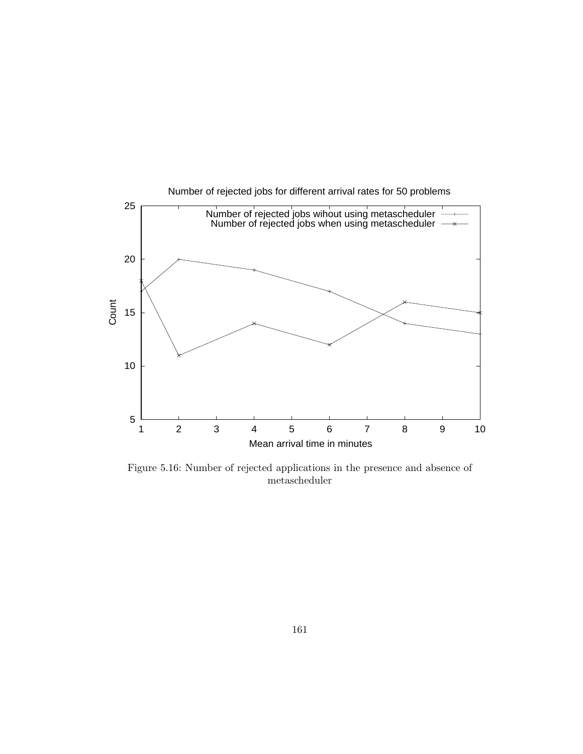Number of rejected jobs for different arrival rates for 50 problems

25

20

15

10

5

Count

1 2 3 4 5 6 7 8 9 10

Mean arrival time in minutes

Number of rejected jobs wihout using metascheduler

Number of rejected jobs when using metascheduler

Figure 5.16: Number of rejected applications in the presence and absence of metascheduler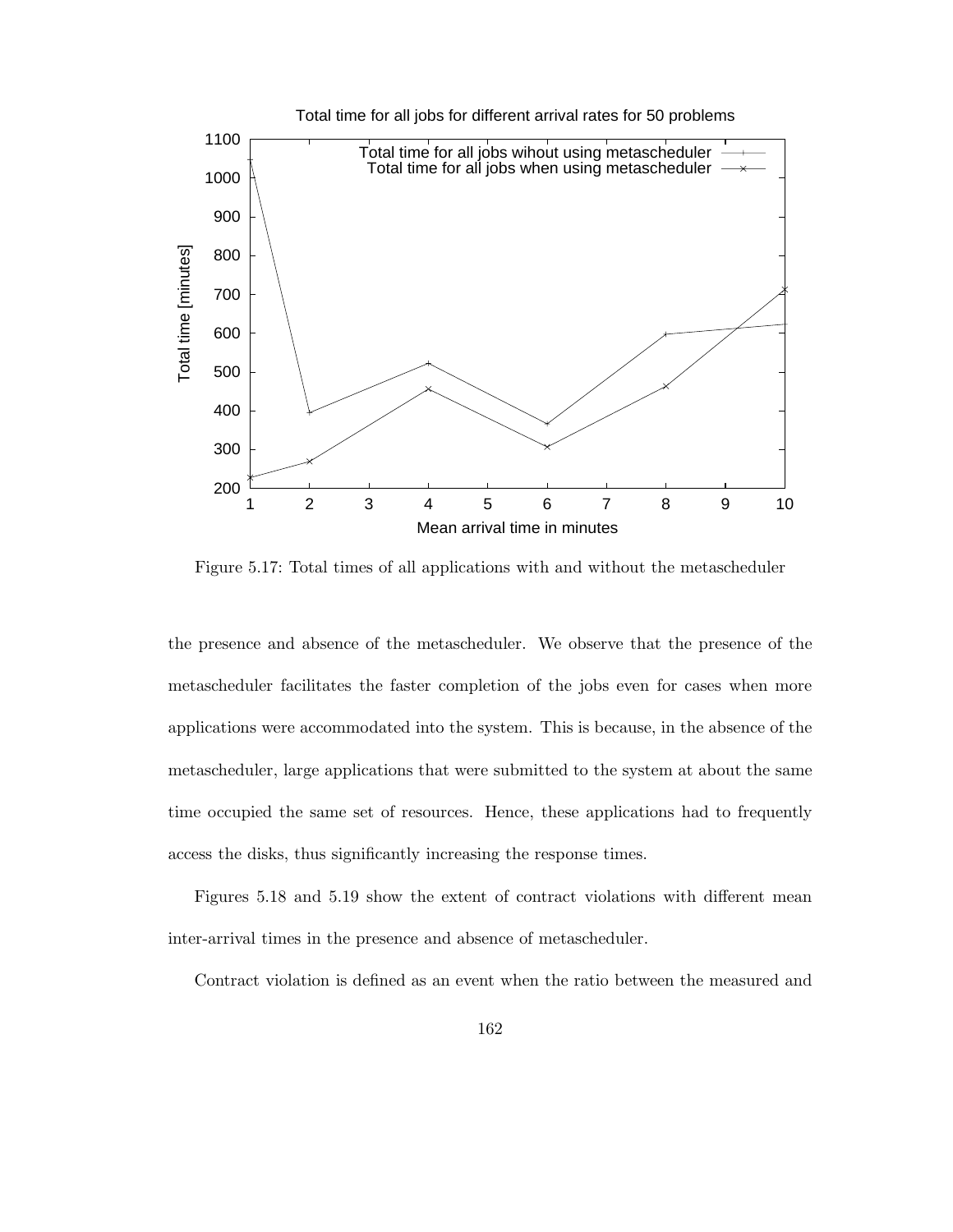Total time for all jobs for different arrival rates for 50 problems

Total time [minutes]

1100
1000
900
800
700
600
500
400
300
200

1 2 3 4 5 6 7 8 9 10

Mean arrival time in minutes

Total time for all jobs wihout using metascheduler
Total time for all jobs when using metascheduler

Figure 5.17: Total times of all applications with and without the metascheduler

the presence and absence of the metascheduler. We observe that the presence of the metascheduler facilitates the faster completion of the jobs even for cases when more applications were accommodated into the system. This is because, in the absence of the metascheduler, large applications that were submitted to the system at about the same time occupied the same set of resources. Hence, these applications had to frequently access the disks, thus significantly increasing the response times.

Figures 5.18 and 5.19 show the extent of contract violations with different mean inter-arrival times in the presence and absence of metascheduler.

Contract violation is defined as an event when the ratio between the measured and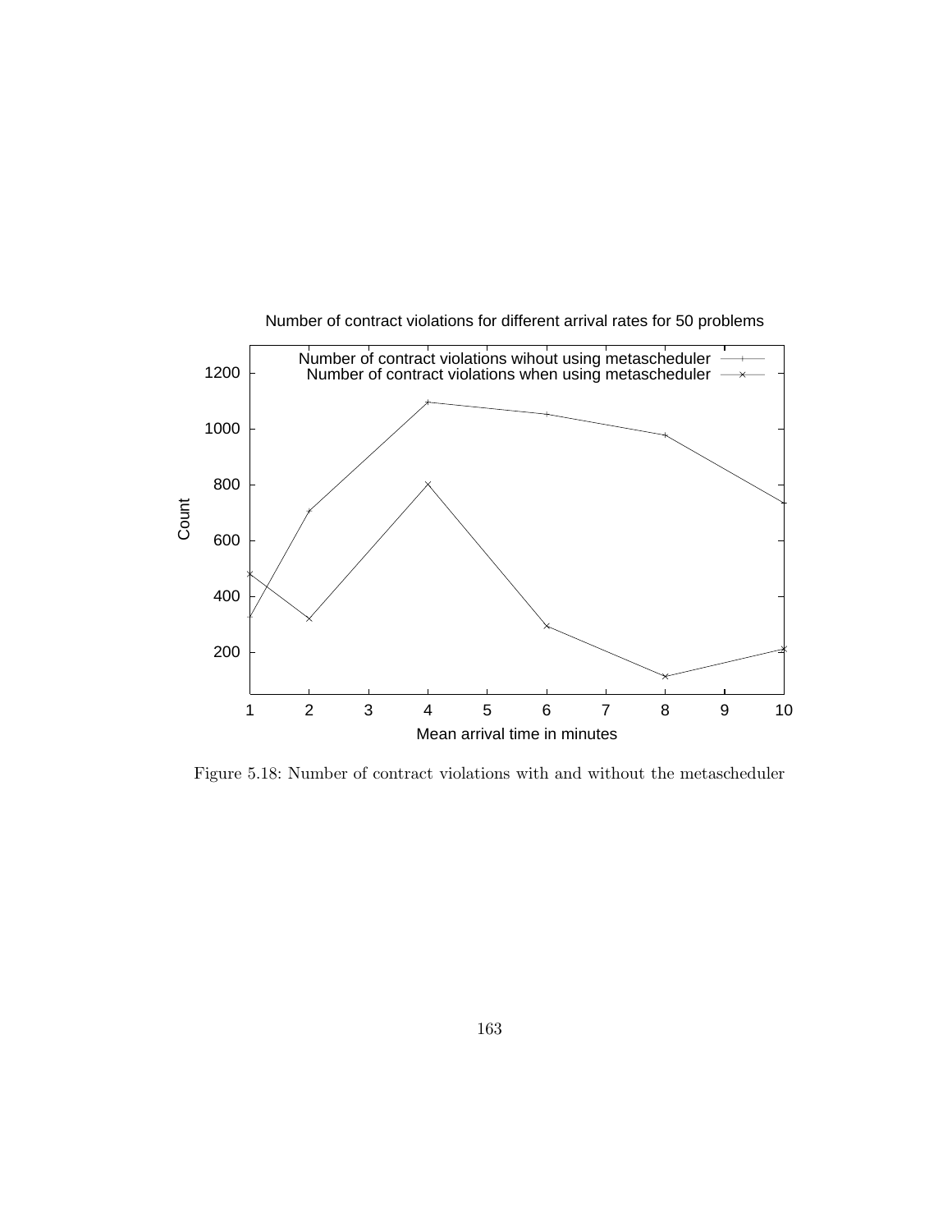Number of contract violations for different arrival rates for 50 problems

Number of contract violations wihout using metascheduler

Number of contract violations when using metascheduler

Count

1200

1000

800

600

400

200

1 2 3 4 5 6 7 8 9 10

Mean arrival time in minutes

Figure 5.18: Number of contract violations with and without the metascheduler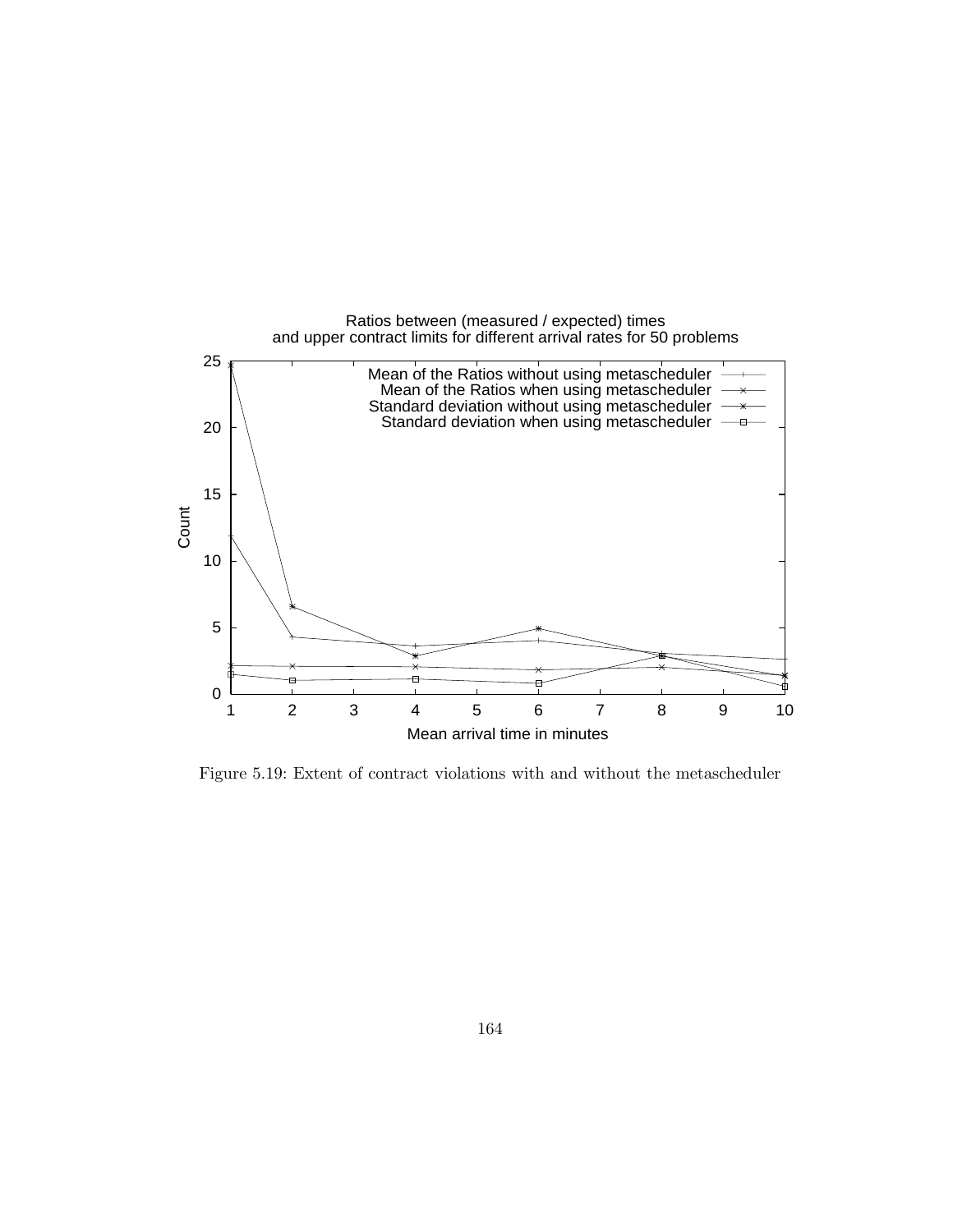Ratios between (measured / expected) times
and upper contract limits for different arrival rates for 50 problems

Mean of the Ratios without using metascheduler
Mean of the Ratios when using metascheduler
Standard deviation without using metascheduler
Standard deviation when using metascheduler

Count

0
5
10
15
20
25

1 2 3 4 5 6 7 8 9 10

Mean arrival time in minutes

Figure 5.19: Extent of contract violations with and without the metascheduler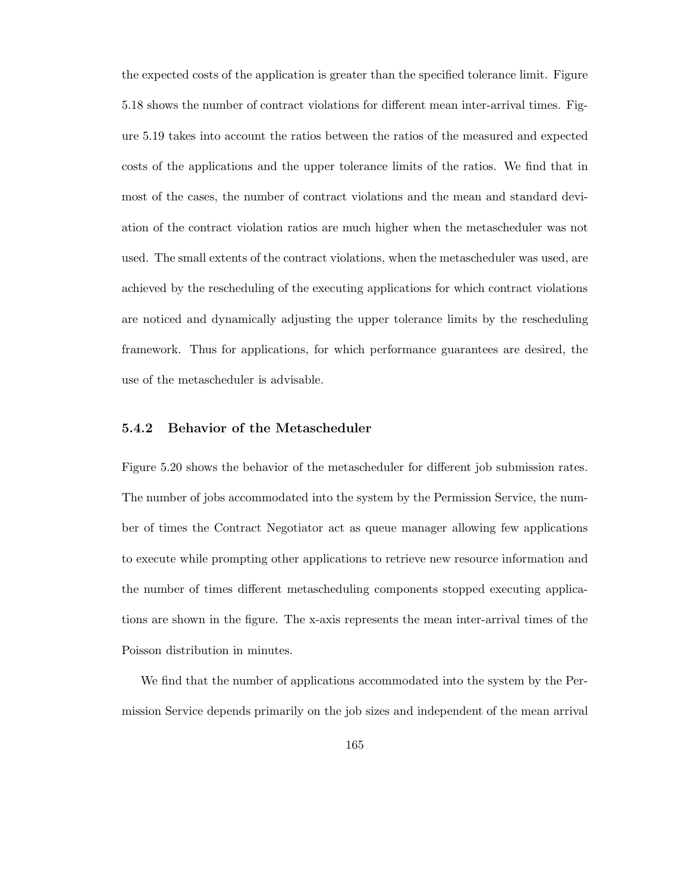the expected costs of the application is greater than the specified tolerance limit. Figure 5.18 shows the number of contract violations for different mean inter-arrival times. Figure 5.19 takes into account the ratios between the ratios of the measured and expected costs of the applications and the upper tolerance limits of the ratios. We find that in most of the cases, the number of contract violations and the mean and standard deviation of the contract violation ratios are much higher when the metascheduler was not used. The small extents of the contract violations, when the metascheduler was used, are achieved by the rescheduling of the executing applications for which contract violations are noticed and dynamically adjusting the upper tolerance limits by the rescheduling framework. Thus for applications, for which performance guarantees are desired, the use of the metascheduler is advisable.

### 5.4.2 Behavior of the Metascheduler

Figure 5.20 shows the behavior of the metascheduler for different job submission rates. The number of jobs accommodated into the system by the Permission Service, the number of times the Contract Negotiator act as queue manager allowing few applications to execute while prompting other applications to retrieve new resource information and the number of times different metascheduling components stopped executing applications are shown in the figure. The x-axis represents the mean inter-arrival times of the Poisson distribution in minutes.

We find that the number of applications accommodated into the system by the Permission Service depends primarily on the job sizes and independent of the mean arrival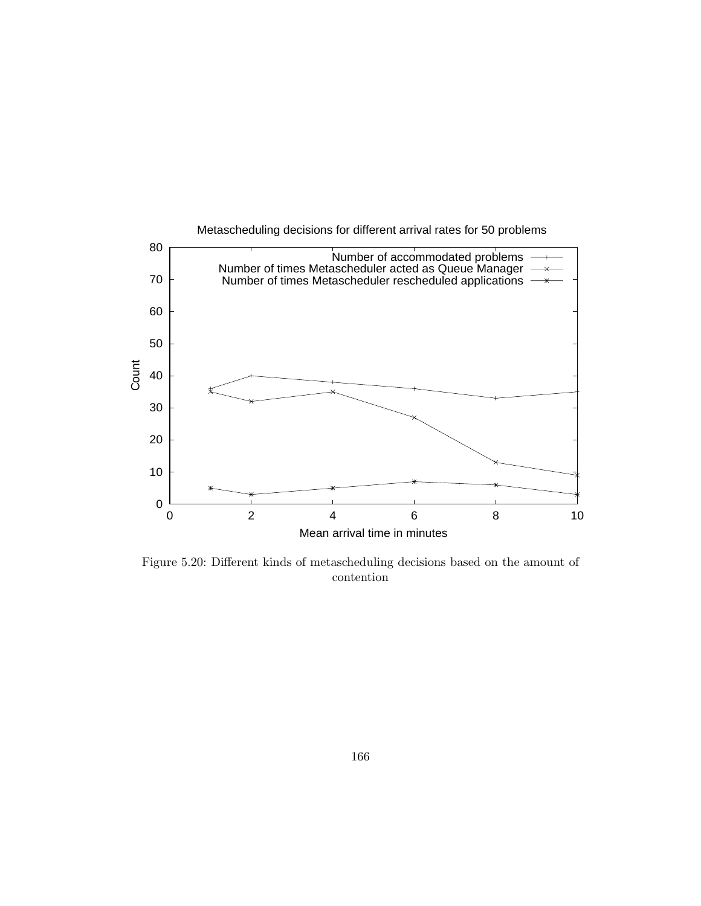Metascheduling decisions for different arrival rates for 50 problems

80
70
60
50
40
30
20
10
0

Count

0
2
4
6
8
10

Mean arrival time in minutes

Number of accommodated problems
Number of times Metascheduler acted as Queue Manager
Number of times Metascheduler rescheduled applications

Figure 5.20: Different kinds of metascheduling decisions based on the amount of contention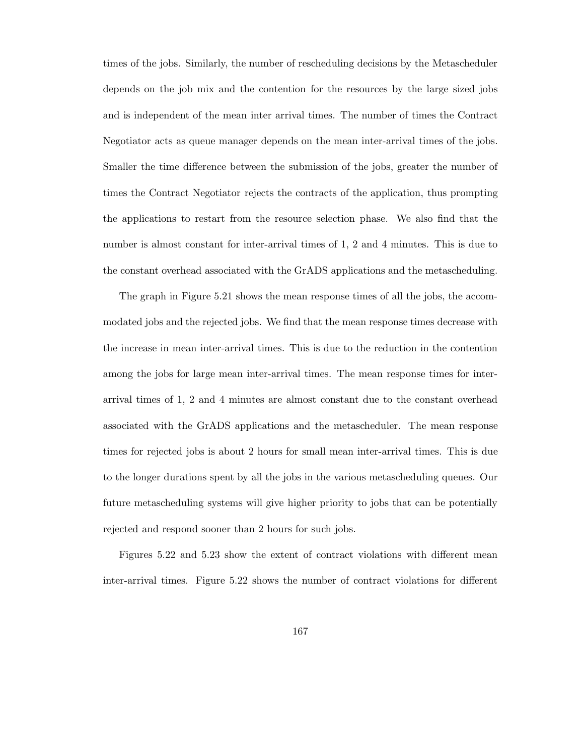times of the jobs. Similarly, the number of rescheduling decisions by the Metascheduler depends on the job mix and the contention for the resources by the large sized jobs and is independent of the mean inter arrival times. The number of times the Contract Negotiator acts as queue manager depends on the mean inter-arrival times of the jobs. Smaller the time difference between the submission of the jobs, greater the number of times the Contract Negotiator rejects the contracts of the application, thus prompting the applications to restart from the resource selection phase. We also find that the number is almost constant for inter-arrival times of 1, 2 and 4 minutes. This is due to the constant overhead associated with the GrADS applications and the metascheduling.

The graph in Figure 5.21 shows the mean response times of all the jobs, the accommodated jobs and the rejected jobs. We find that the mean response times decrease with the increase in mean inter-arrival times. This is due to the reduction in the contention among the jobs for large mean inter-arrival times. The mean response times for inter-arrival times of 1, 2 and 4 minutes are almost constant due to the constant overhead associated with the GrADS applications and the metascheduler. The mean response times for rejected jobs is about 2 hours for small mean inter-arrival times. This is due to the longer durations spent by all the jobs in the various metascheduling queues. Our future metascheduling systems will give higher priority to jobs that can be potentially rejected and respond sooner than 2 hours for such jobs.

Figures 5.22 and 5.23 show the extent of contract violations with different mean inter-arrival times. Figure 5.22 shows the number of contract violations for different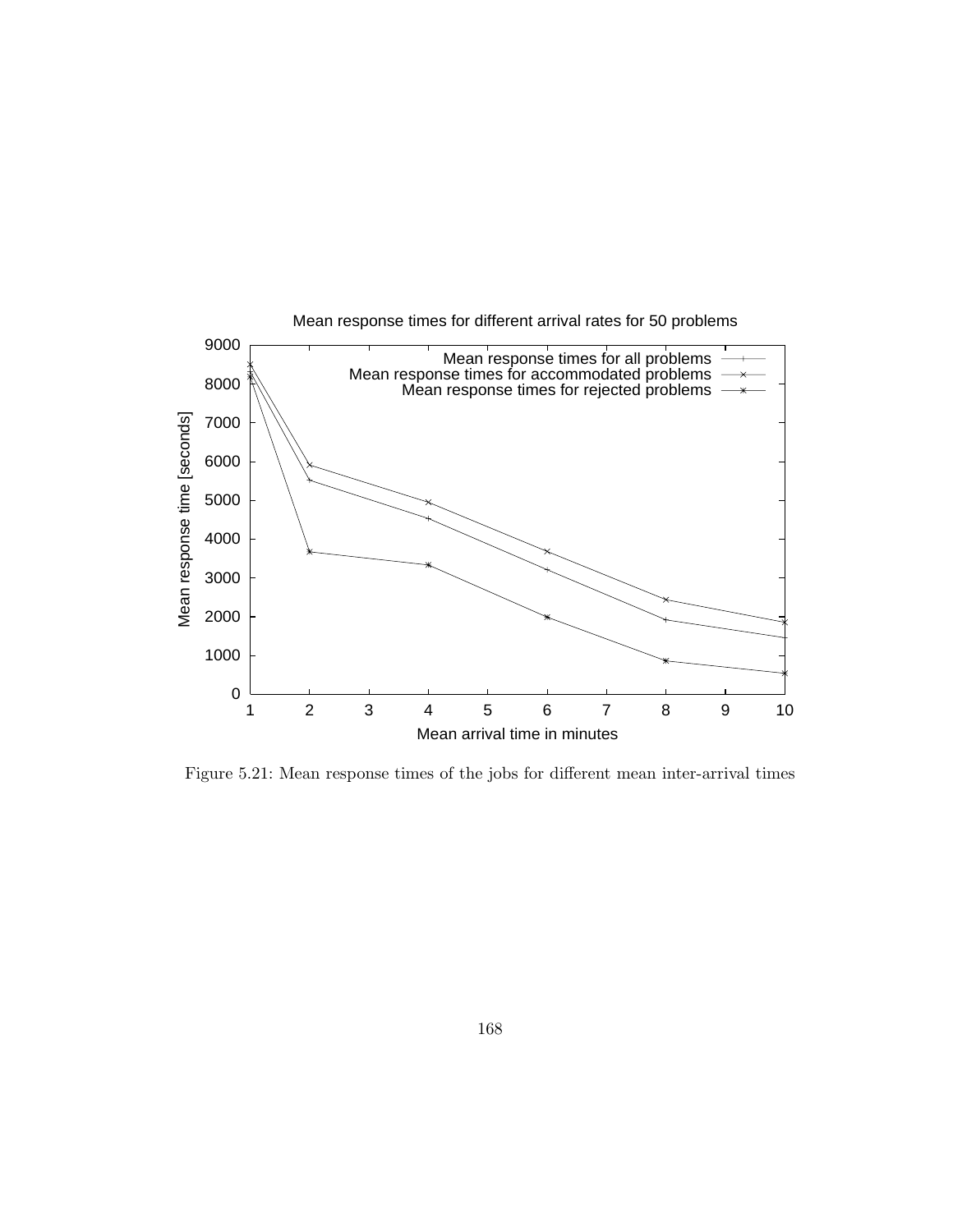Mean response times for different arrival rates for 50 problems

Mean response time [seconds]

9000
8000
7000
6000
5000
4000
3000
2000
1000
0

1 2 3 4 5 6 7 8 9 10

Mean arrival time in minutes

Mean response times for all problems
Mean response times for accommodated problems
Mean response times for rejected problems

Figure 5.21: Mean response times of the jobs for different mean inter-arrival times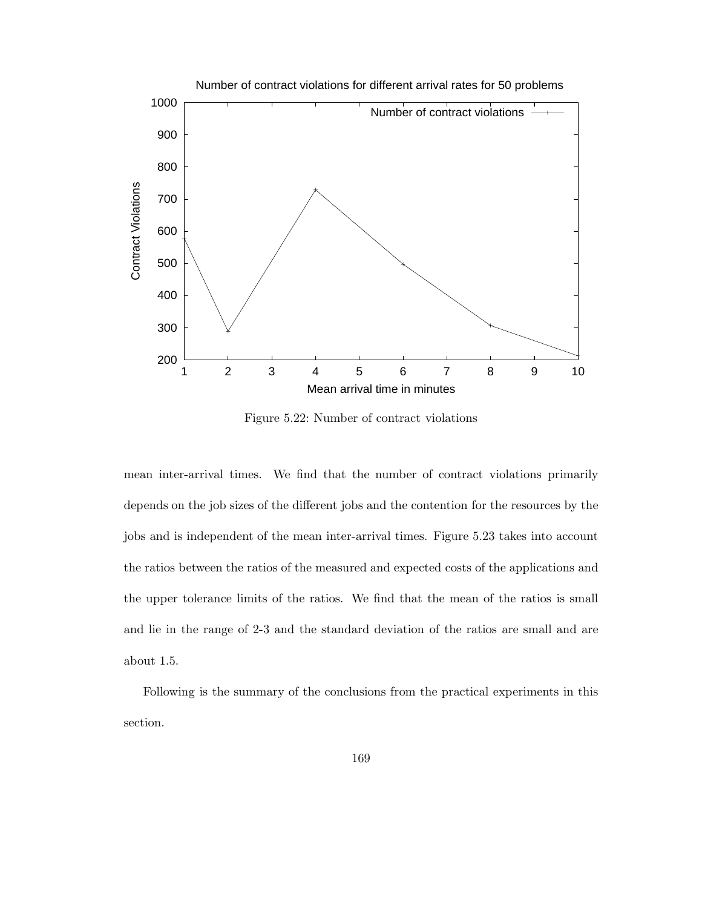Figure 5.22: Number of contract violations

mean inter-arrival times. We find that the number of contract violations primarily depends on the job sizes of the different jobs and the contention for the resources by the jobs and is independent of the mean inter-arrival times. Figure 5.23 takes into account the ratios between the ratios of the measured and expected costs of the applications and the upper tolerance limits of the ratios. We find that the mean of the ratios is small and lie in the range of 2-3 and the standard deviation of the ratios are small and are about 1.5.

Following is the summary of the conclusions from the practical experiments in this section.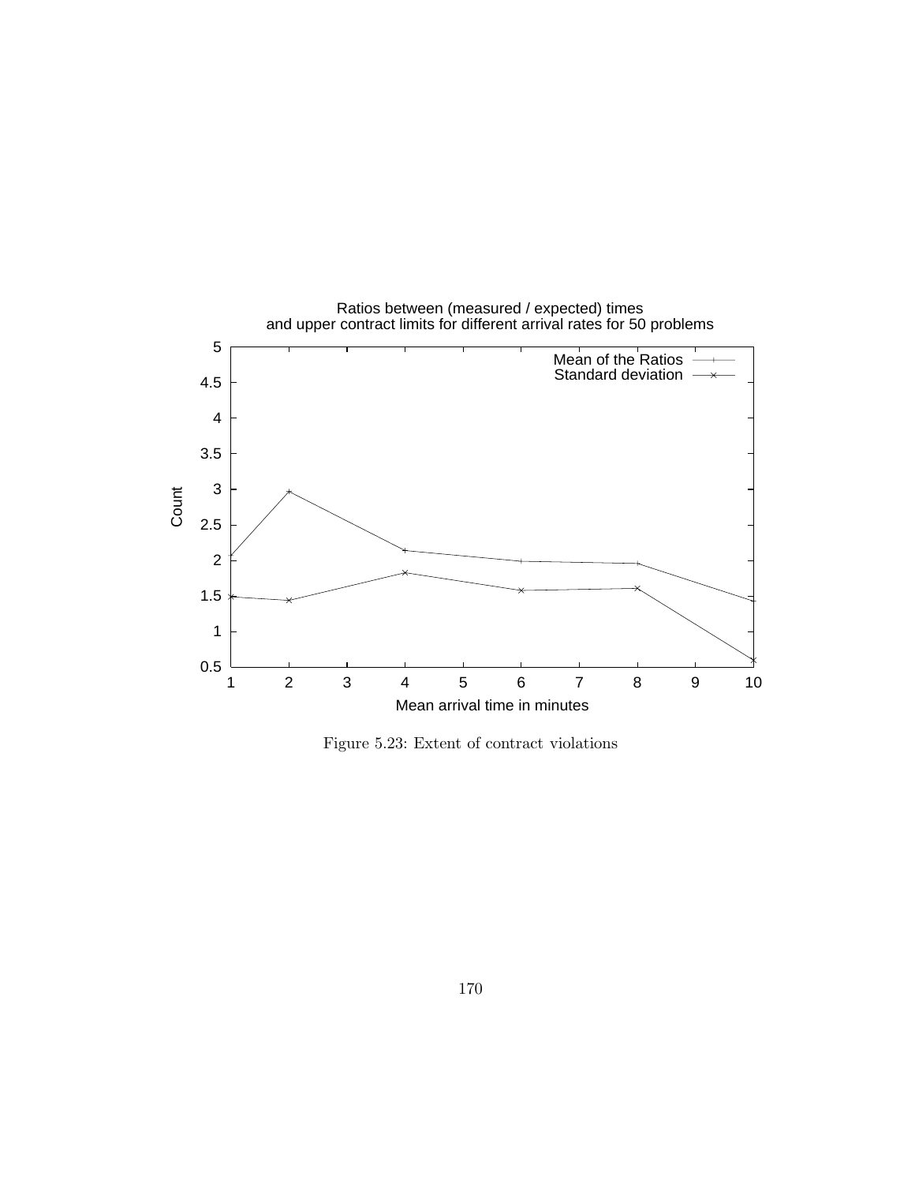Ratios between (measured / expected) times
and upper contract limits for different arrival rates for 50 problems

5
4.5
4
3.5
3
2.5
2
1.5
1
0.5

Count

Mean of the Ratios
Standard deviation

1 2 3 4 5 6 7 8 9 10

Mean arrival time in minutes

Figure 5.23: Extent of contract violations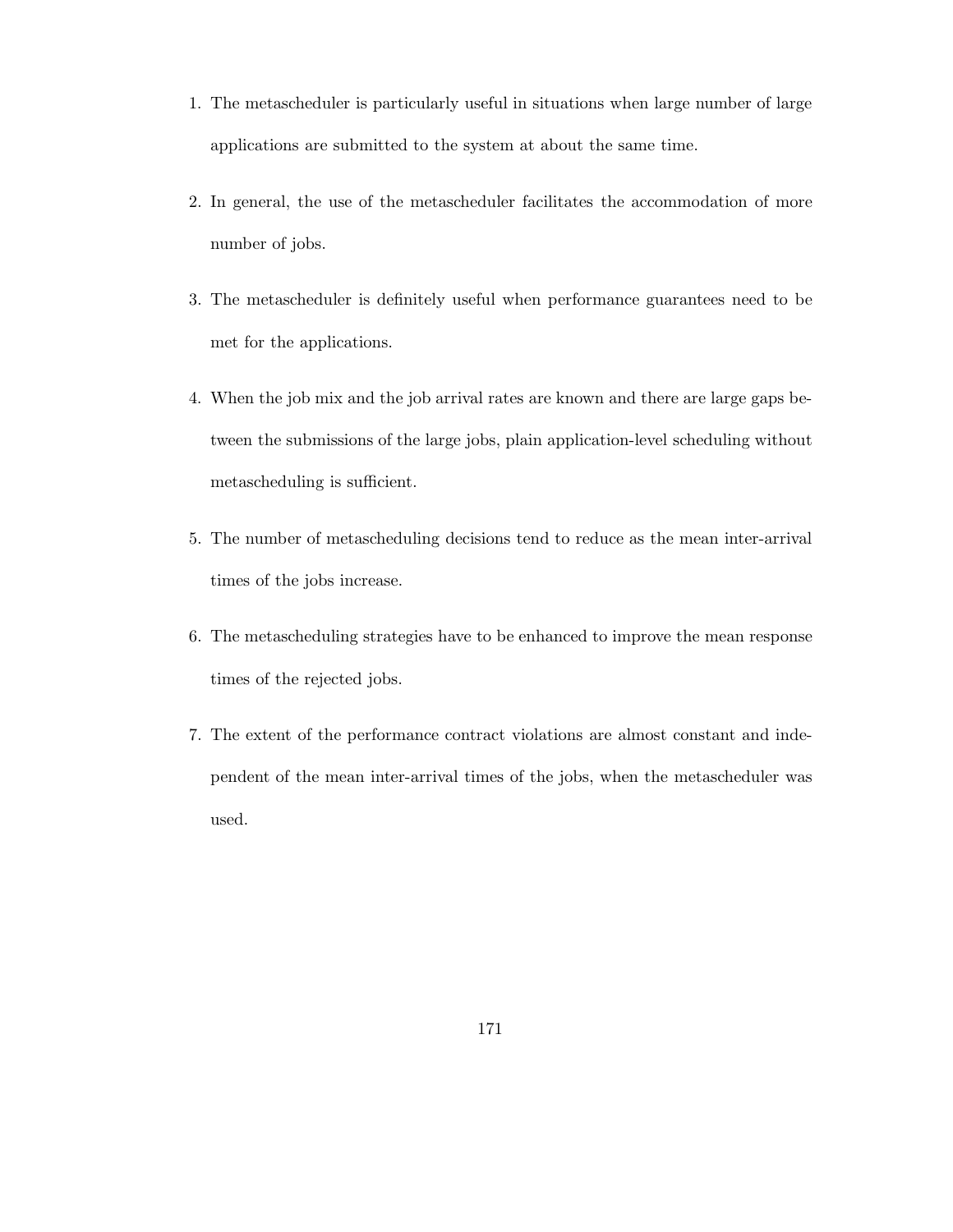1. The metascheduler is particularly useful in situations when large number of large applications are submitted to the system at about the same time.

2. In general, the use of the metascheduler facilitates the accommodation of more number of jobs.

3. The metascheduler is definitely useful when performance guarantees need to be met for the applications.

4. When the job mix and the job arrival rates are known and there are large gaps between the submissions of the large jobs, plain application-level scheduling without metascheduling is sufficient.

5. The number of metascheduling decisions tend to reduce as the mean inter-arrival times of the jobs increase.

6. The metascheduling strategies have to be enhanced to improve the mean response times of the rejected jobs.

7. The extent of the performance contract violations are almost constant and independent of the mean inter-arrival times of the jobs, when the metascheduler was used.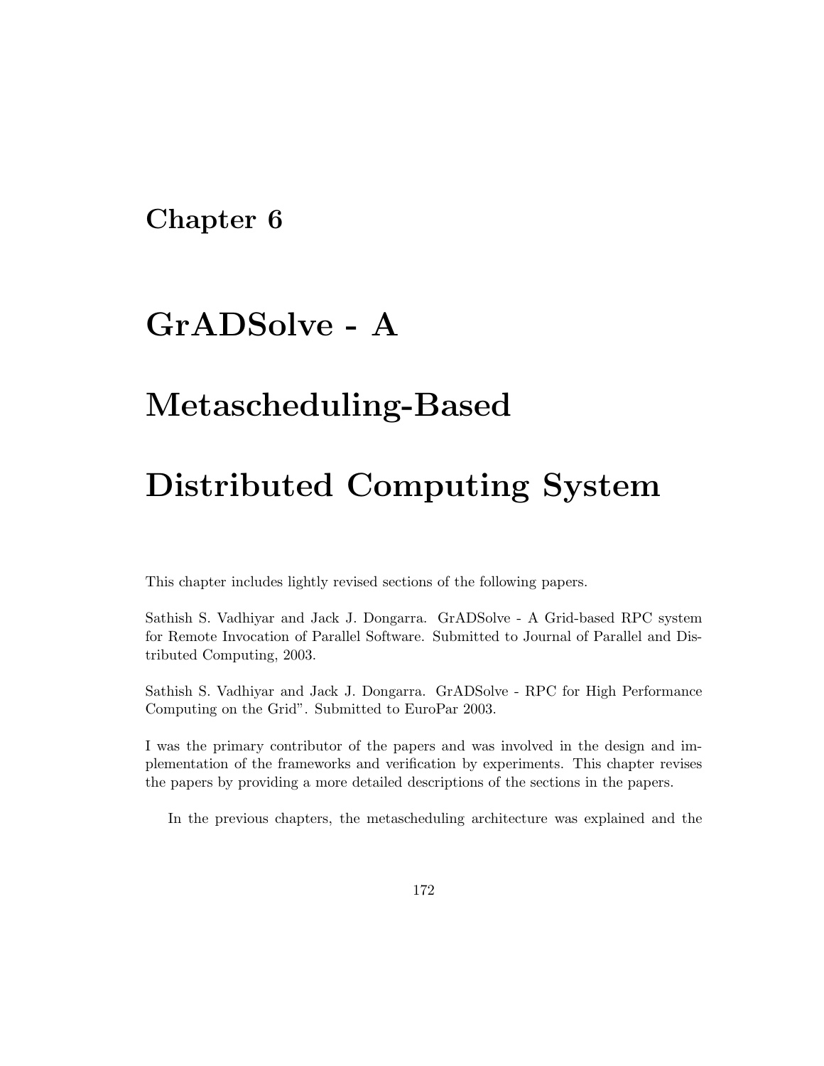# Chapter 6

# GrADSolve - A Metascheduling-Based Distributed Computing System

This chapter includes lightly revised sections of the following papers.

Sathish S. Vadhiyar and Jack J. Dongarra. GrADSolve - A Grid-based RPC system for Remote Invocation of Parallel Software. Submitted to Journal of Parallel and Distributed Computing, 2003.

Sathish S. Vadhiyar and Jack J. Dongarra. GrADSolve - RPC for High Performance Computing on the Grid". Submitted to EuroPar 2003.

I was the primary contributor of the papers and was involved in the design and implementation of the frameworks and verification by experiments. This chapter revises the papers by providing a more detailed descriptions of the sections in the papers.

In the previous chapters, the metascheduling architecture was explained and the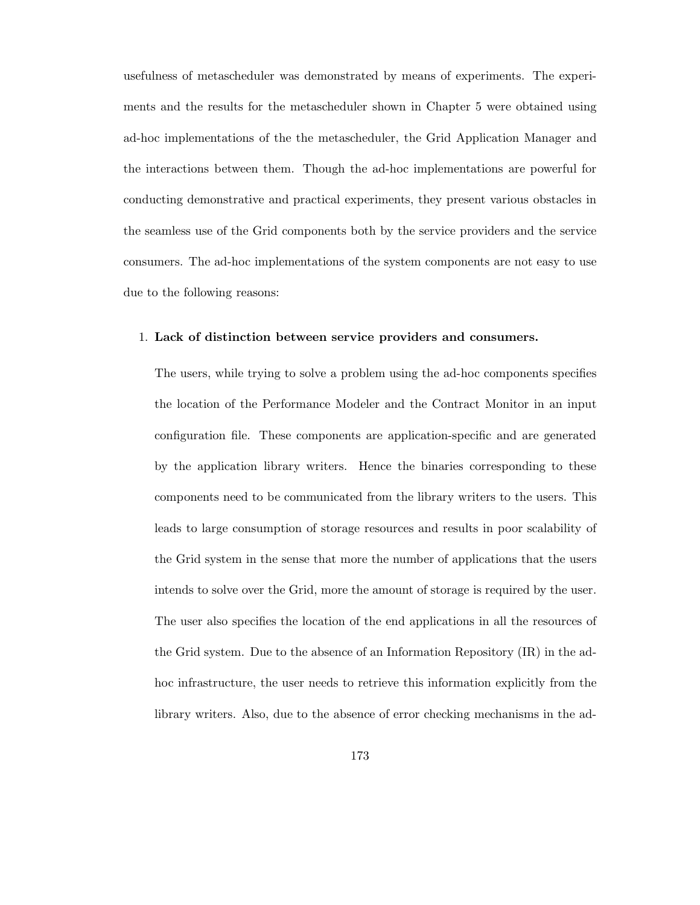usefulness of metascheduler was demonstrated by means of experiments. The experiments and the results for the metascheduler shown in Chapter 5 were obtained using ad-hoc implementations of the the metascheduler, the Grid Application Manager and the interactions between them. Though the ad-hoc implementations are powerful for conducting demonstrative and practical experiments, they present various obstacles in the seamless use of the Grid components both by the service providers and the service consumers. The ad-hoc implementations of the system components are not easy to use due to the following reasons:

1. **Lack of distinction between service providers and consumers.**

   The users, while trying to solve a problem using the ad-hoc components specifies the location of the Performance Modeler and the Contract Monitor in an input configuration file. These components are application-specific and are generated by the application library writers. Hence the binaries corresponding to these components need to be communicated from the library writers to the users. This leads to large consumption of storage resources and results in poor scalability of the Grid system in the sense that more the number of applications that the users intends to solve over the Grid, more the amount of storage is required by the user. The user also specifies the location of the end applications in all the resources of the Grid system. Due to the absence of an Information Repository (IR) in the ad-hoc infrastructure, the user needs to retrieve this information explicitly from the library writers. Also, due to the absence of error checking mechanisms in the ad-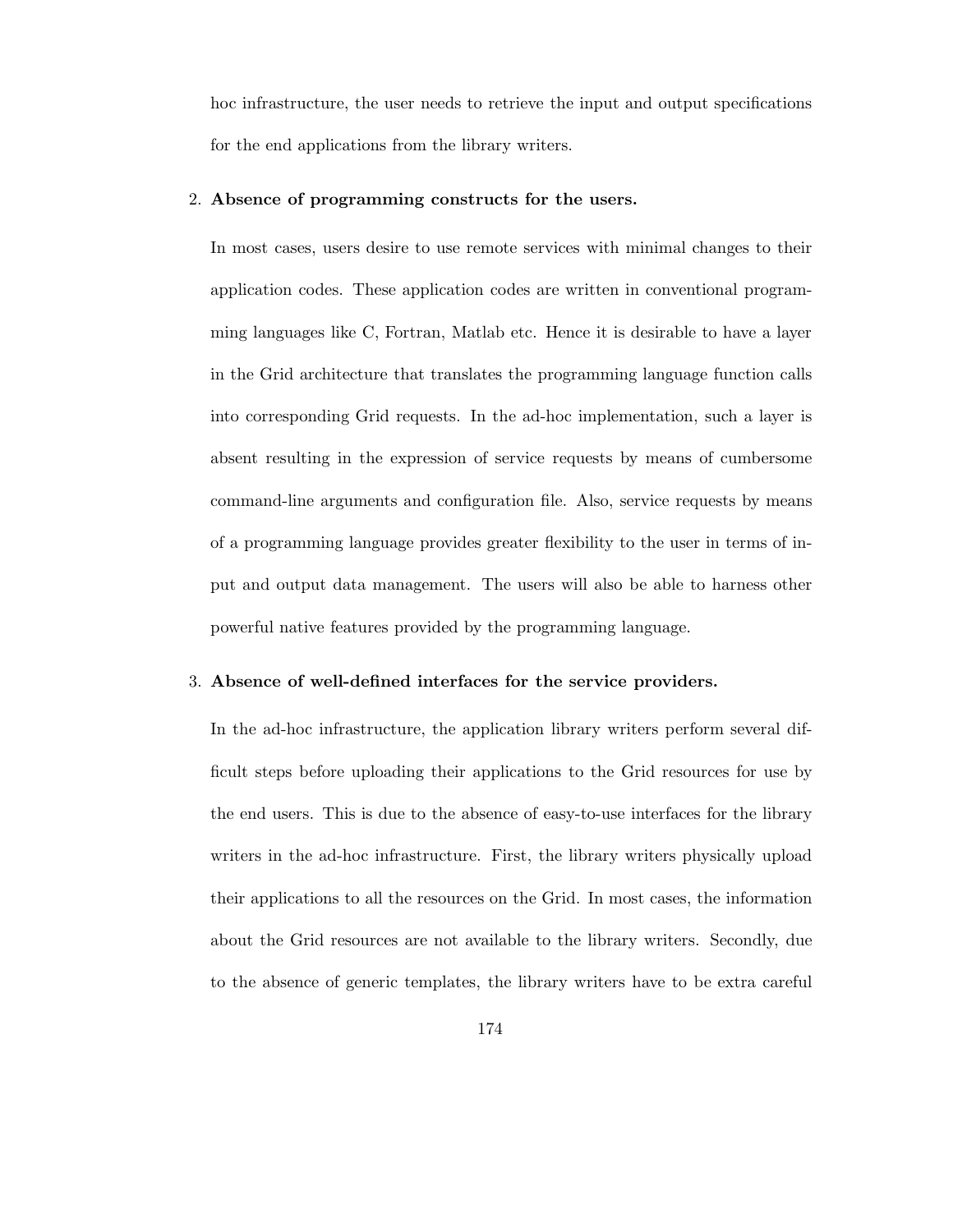hoc infrastructure, the user needs to retrieve the input and output specifications for the end applications from the library writers.

2. **Absence of programming constructs for the users.**

   In most cases, users desire to use remote services with minimal changes to their application codes. These application codes are written in conventional programming languages like C, Fortran, Matlab etc. Hence it is desirable to have a layer in the Grid architecture that translates the programming language function calls into corresponding Grid requests. In the ad-hoc implementation, such a layer is absent resulting in the expression of service requests by means of cumbersome command-line arguments and configuration file. Also, service requests by means of a programming language provides greater flexibility to the user in terms of input and output data management. The users will also be able to harness other powerful native features provided by the programming language.

3. **Absence of well-defined interfaces for the service providers.**

   In the ad-hoc infrastructure, the application library writers perform several difficult steps before uploading their applications to the Grid resources for use by the end users. This is due to the absence of easy-to-use interfaces for the library writers in the ad-hoc infrastructure. First, the library writers physically upload their applications to all the resources on the Grid. In most cases, the information about the Grid resources are not available to the library writers. Secondly, due to the absence of generic templates, the library writers have to be extra careful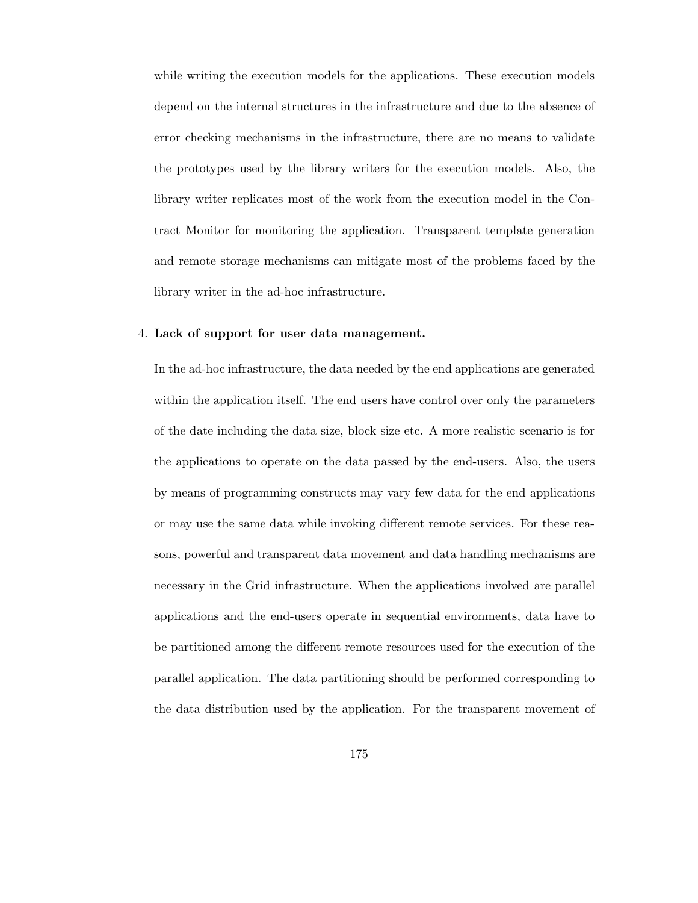while writing the execution models for the applications. These execution models depend on the internal structures in the infrastructure and due to the absence of error checking mechanisms in the infrastructure, there are no means to validate the prototypes used by the library writers for the execution models. Also, the library writer replicates most of the work from the execution model in the Contract Monitor for monitoring the application. Transparent template generation and remote storage mechanisms can mitigate most of the problems faced by the library writer in the ad-hoc infrastructure.

4. **Lack of support for user data management.**

   In the ad-hoc infrastructure, the data needed by the end applications are generated within the application itself. The end users have control over only the parameters of the date including the data size, block size etc. A more realistic scenario is for the applications to operate on the data passed by the end-users. Also, the users by means of programming constructs may vary few data for the end applications or may use the same data while invoking different remote services. For these reasons, powerful and transparent data movement and data handling mechanisms are necessary in the Grid infrastructure. When the applications involved are parallel applications and the end-users operate in sequential environments, data have to be partitioned among the different remote resources used for the execution of the parallel application. The data partitioning should be performed corresponding to the data distribution used by the application. For the transparent movement of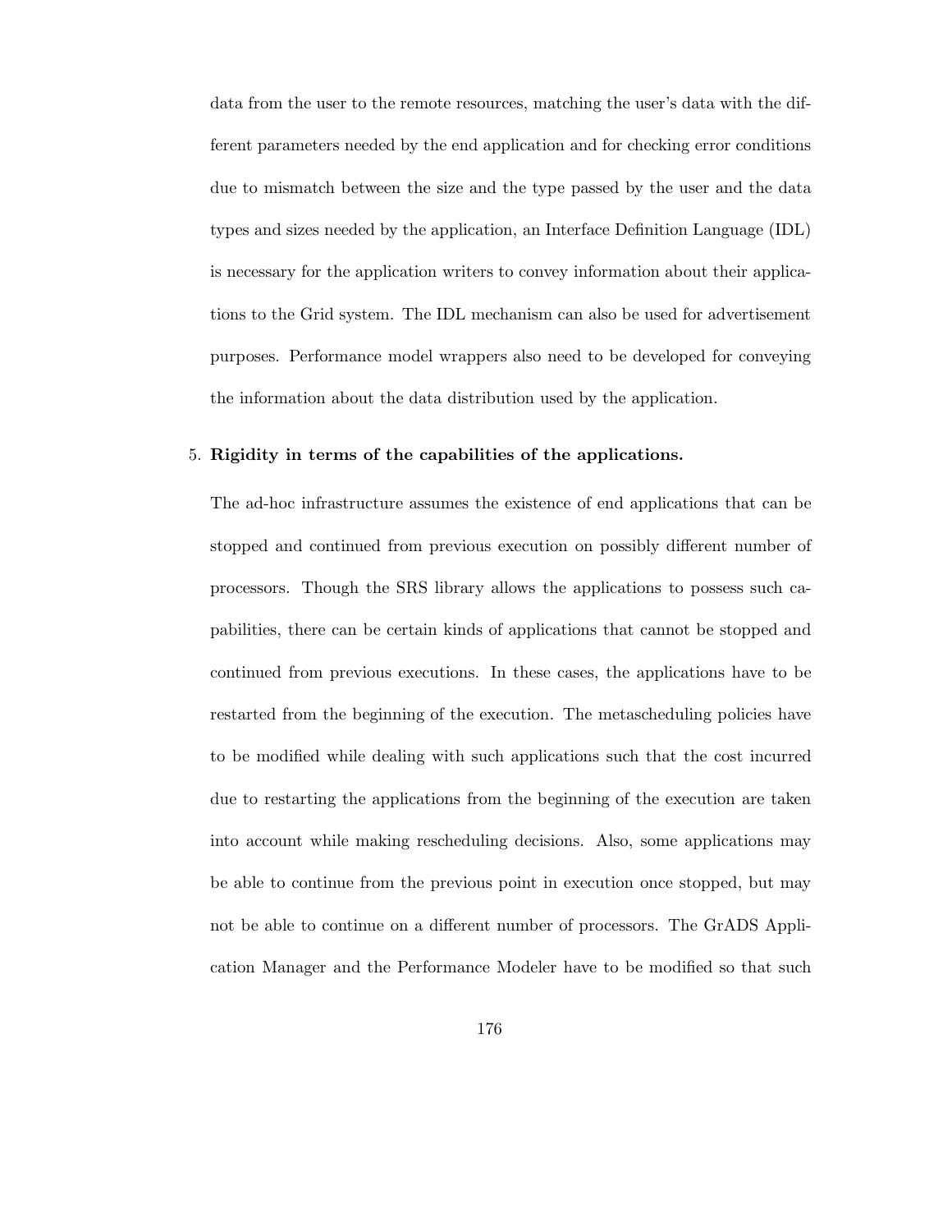data from the user to the remote resources, matching the user's data with the different parameters needed by the end application and for checking error conditions due to mismatch between the size and the type passed by the user and the data types and sizes needed by the application, an Interface Definition Language (IDL) is necessary for the application writers to convey information about their applications to the Grid system. The IDL mechanism can also be used for advertisement purposes. Performance model wrappers also need to be developed for conveying the information about the data distribution used by the application.

5. **Rigidity in terms of the capabilities of the applications.**

   The ad-hoc infrastructure assumes the existence of end applications that can be stopped and continued from previous execution on possibly different number of processors. Though the SRS library allows the applications to possess such capabilities, there can be certain kinds of applications that cannot be stopped and continued from previous executions. In these cases, the applications have to be restarted from the beginning of the execution. The metascheduling policies have to be modified while dealing with such applications such that the cost incurred due to restarting the applications from the beginning of the execution are taken into account while making rescheduling decisions. Also, some applications may be able to continue from the previous point in execution once stopped, but may not be able to continue on a different number of processors. The GrADS Application Manager and the Performance Modeler have to be modified so that such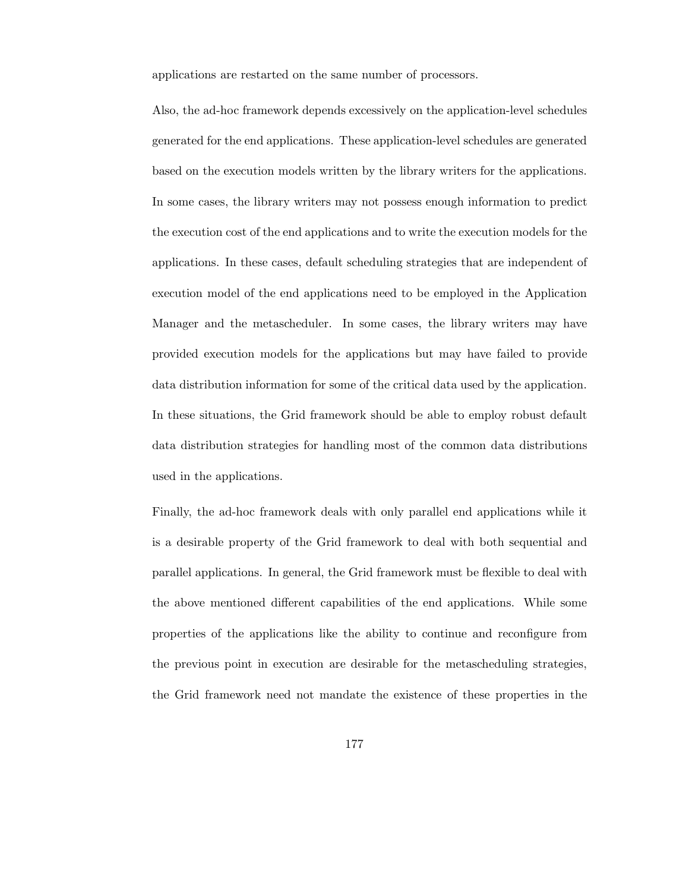applications are restarted on the same number of processors.

Also, the ad-hoc framework depends excessively on the application-level schedules generated for the end applications. These application-level schedules are generated based on the execution models written by the library writers for the applications. In some cases, the library writers may not possess enough information to predict the execution cost of the end applications and to write the execution models for the applications. In these cases, default scheduling strategies that are independent of execution model of the end applications need to be employed in the Application Manager and the metascheduler. In some cases, the library writers may have provided execution models for the applications but may have failed to provide data distribution information for some of the critical data used by the application. In these situations, the Grid framework should be able to employ robust default data distribution strategies for handling most of the common data distributions used in the applications.

Finally, the ad-hoc framework deals with only parallel end applications while it is a desirable property of the Grid framework to deal with both sequential and parallel applications. In general, the Grid framework must be flexible to deal with the above mentioned different capabilities of the end applications. While some properties of the applications like the ability to continue and reconfigure from the previous point in execution are desirable for the metascheduling strategies, the Grid framework need not mandate the existence of these properties in the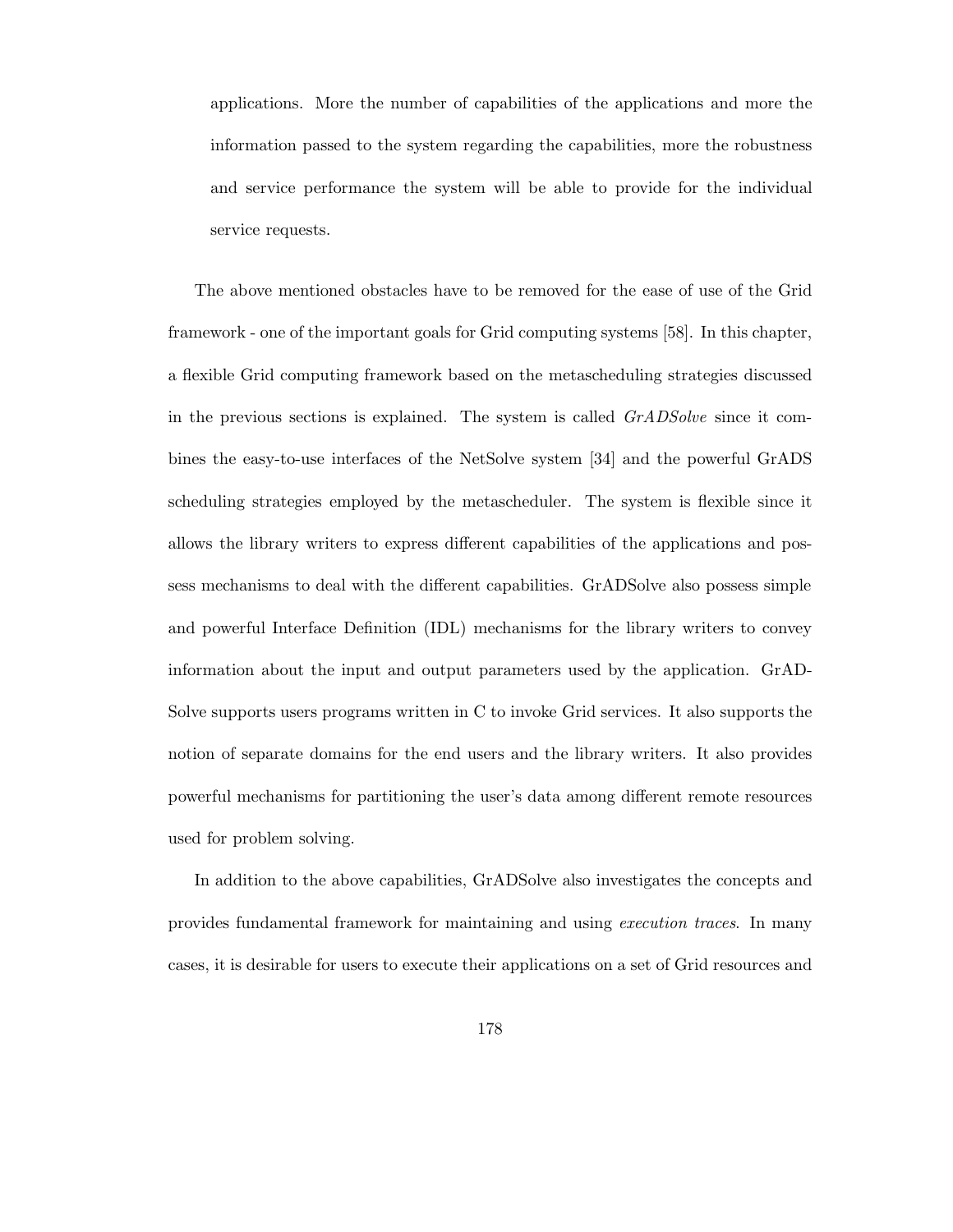applications. More the number of capabilities of the applications and more the information passed to the system regarding the capabilities, more the robustness and service performance the system will be able to provide for the individual service requests.

The above mentioned obstacles have to be removed for the ease of use of the Grid framework - one of the important goals for Grid computing systems [58]. In this chapter, a flexible Grid computing framework based on the metascheduling strategies discussed in the previous sections is explained. The system is called *GrADSolve* since it combines the easy-to-use interfaces of the NetSolve system [34] and the powerful GrADS scheduling strategies employed by the metascheduler. The system is flexible since it allows the library writers to express different capabilities of the applications and possess mechanisms to deal with the different capabilities. GrADSolve also possess simple and powerful Interface Definition (IDL) mechanisms for the library writers to convey information about the input and output parameters used by the application. GrADSolve supports users programs written in C to invoke Grid services. It also supports the notion of separate domains for the end users and the library writers. It also provides powerful mechanisms for partitioning the user's data among different remote resources used for problem solving.

In addition to the above capabilities, GrADSolve also investigates the concepts and provides fundamental framework for maintaining and using *execution traces*. In many cases, it is desirable for users to execute their applications on a set of Grid resources and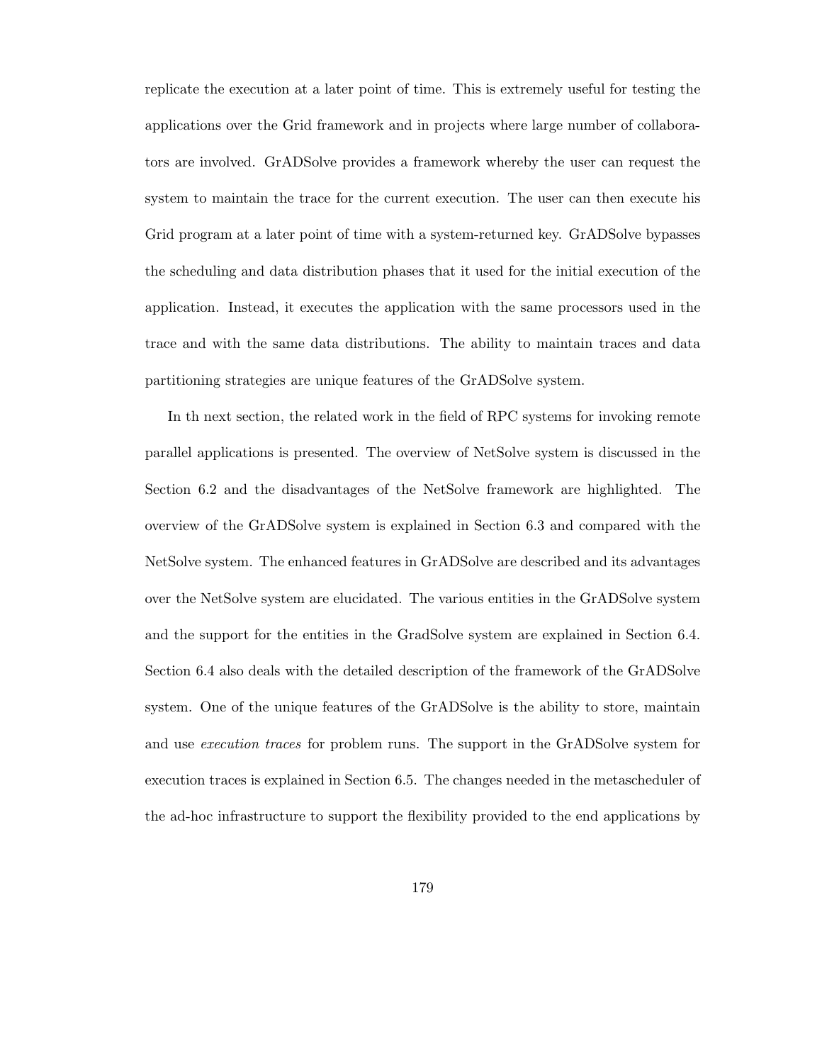replicate the execution at a later point of time. This is extremely useful for testing the applications over the Grid framework and in projects where large number of collaborators are involved. GrADSolve provides a framework whereby the user can request the system to maintain the trace for the current execution. The user can then execute his Grid program at a later point of time with a system-returned key. GrADSolve bypasses the scheduling and data distribution phases that it used for the initial execution of the application. Instead, it executes the application with the same processors used in the trace and with the same data distributions. The ability to maintain traces and data partitioning strategies are unique features of the GrADSolve system.

In th next section, the related work in the field of RPC systems for invoking remote parallel applications is presented. The overview of NetSolve system is discussed in the Section 6.2 and the disadvantages of the NetSolve framework are highlighted. The overview of the GrADSolve system is explained in Section 6.3 and compared with the NetSolve system. The enhanced features in GrADSolve are described and its advantages over the NetSolve system are elucidated. The various entities in the GrADSolve system and the support for the entities in the GradSolve system are explained in Section 6.4. Section 6.4 also deals with the detailed description of the framework of the GrADSolve system. One of the unique features of the GrADSolve is the ability to store, maintain and use *execution traces* for problem runs. The support in the GrADSolve system for execution traces is explained in Section 6.5. The changes needed in the metascheduler of the ad-hoc infrastructure to support the flexibility provided to the end applications by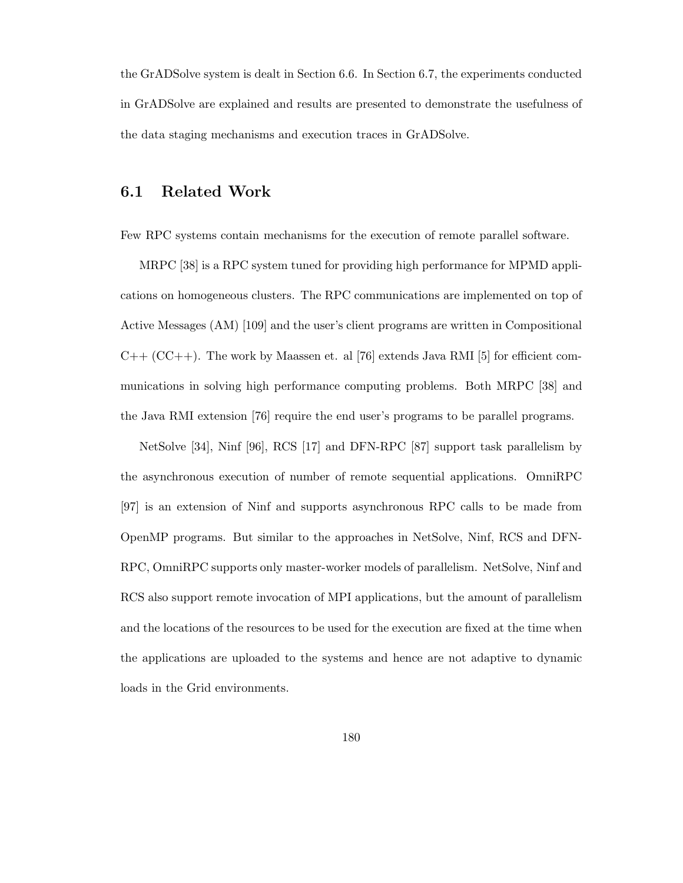the GrADSolve system is dealt in Section 6.6. In Section 6.7, the experiments conducted in GrADSolve are explained and results are presented to demonstrate the usefulness of the data staging mechanisms and execution traces in GrADSolve.

## 6.1 Related Work

Few RPC systems contain mechanisms for the execution of remote parallel software.

MRPC [38] is a RPC system tuned for providing high performance for MPMD applications on homogeneous clusters. The RPC communications are implemented on top of Active Messages (AM) [109] and the user's client programs are written in Compositional C++ (CC++). The work by Maassen et. al [76] extends Java RMI [5] for efficient communications in solving high performance computing problems. Both MRPC [38] and the Java RMI extension [76] require the end user's programs to be parallel programs.

NetSolve [34], Ninf [96], RCS [17] and DFN-RPC [87] support task parallelism by the asynchronous execution of number of remote sequential applications. OmniRPC [97] is an extension of Ninf and supports asynchronous RPC calls to be made from OpenMP programs. But similar to the approaches in NetSolve, Ninf, RCS and DFN-RPC, OmniRPC supports only master-worker models of parallelism. NetSolve, Ninf and RCS also support remote invocation of MPI applications, but the amount of parallelism and the locations of the resources to be used for the execution are fixed at the time when the applications are uploaded to the systems and hence are not adaptive to dynamic loads in the Grid environments.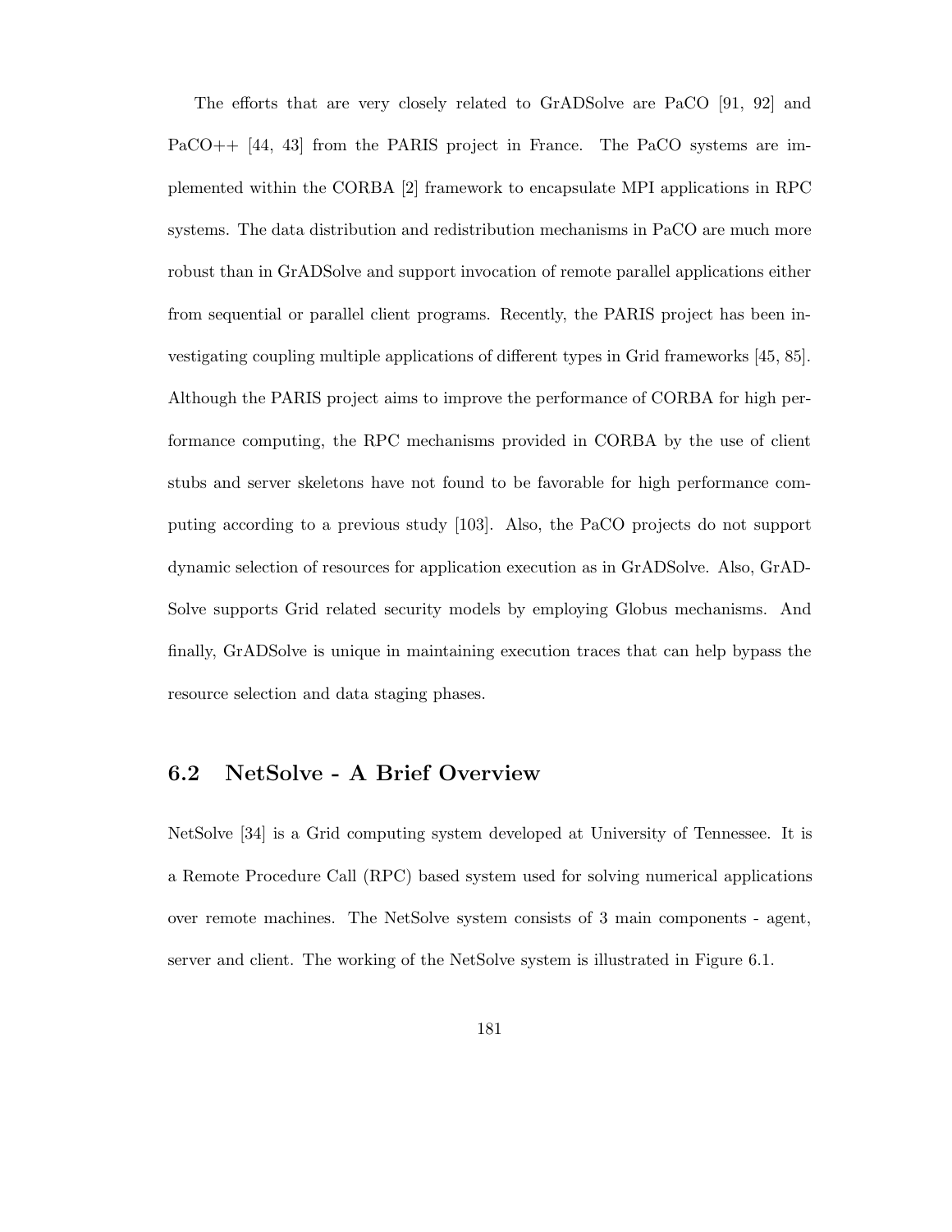The efforts that are very closely related to GrADSolve are PaCO [91, 92] and PaCO++ [44, 43] from the PARIS project in France. The PaCO systems are implemented within the CORBA [2] framework to encapsulate MPI applications in RPC systems. The data distribution and redistribution mechanisms in PaCO are much more robust than in GrADSolve and support invocation of remote parallel applications either from sequential or parallel client programs. Recently, the PARIS project has been investigating coupling multiple applications of different types in Grid frameworks [45, 85]. Although the PARIS project aims to improve the performance of CORBA for high performance computing, the RPC mechanisms provided in CORBA by the use of client stubs and server skeletons have not found to be favorable for high performance computing according to a previous study [103]. Also, the PaCO projects do not support dynamic selection of resources for application execution as in GrADSolve. Also, GrADSolve supports Grid related security models by employing Globus mechanisms. And finally, GrADSolve is unique in maintaining execution traces that can help bypass the resource selection and data staging phases.

## 6.2 NetSolve - A Brief Overview

NetSolve [34] is a Grid computing system developed at University of Tennessee. It is a Remote Procedure Call (RPC) based system used for solving numerical applications over remote machines. The NetSolve system consists of 3 main components - agent, server and client. The working of the NetSolve system is illustrated in Figure 6.1.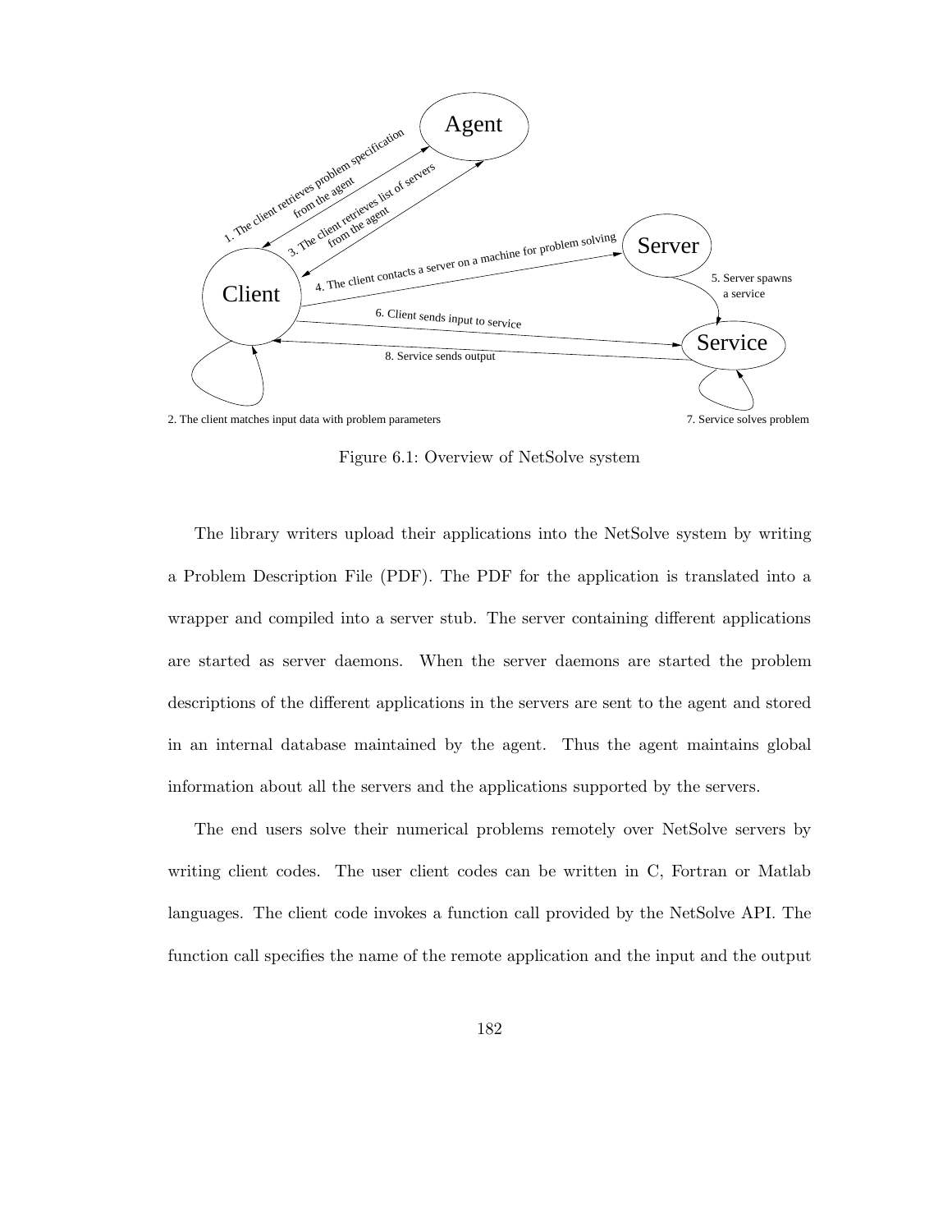Agent

1. The client retrieves problem specification from the agent

3. The client retrieves list of servers from the agent

Server

Client

4. The client contacts a server on a machine for problem solving

5. Server spawns a service

6. Client sends input to service

Service

8. Service sends output

2. The client matches input data with problem parameters

7. Service solves problem

Figure 6.1: Overview of NetSolve system

The library writers upload their applications into the NetSolve system by writing a Problem Description File (PDF). The PDF for the application is translated into a wrapper and compiled into a server stub. The server containing different applications are started as server daemons. When the server daemons are started the problem descriptions of the different applications in the servers are sent to the agent and stored in an internal database maintained by the agent. Thus the agent maintains global information about all the servers and the applications supported by the servers.

The end users solve their numerical problems remotely over NetSolve servers by writing client codes. The user client codes can be written in C, Fortran or Matlab languages. The client code invokes a function call provided by the NetSolve API. The function call specifies the name of the remote application and the input and the output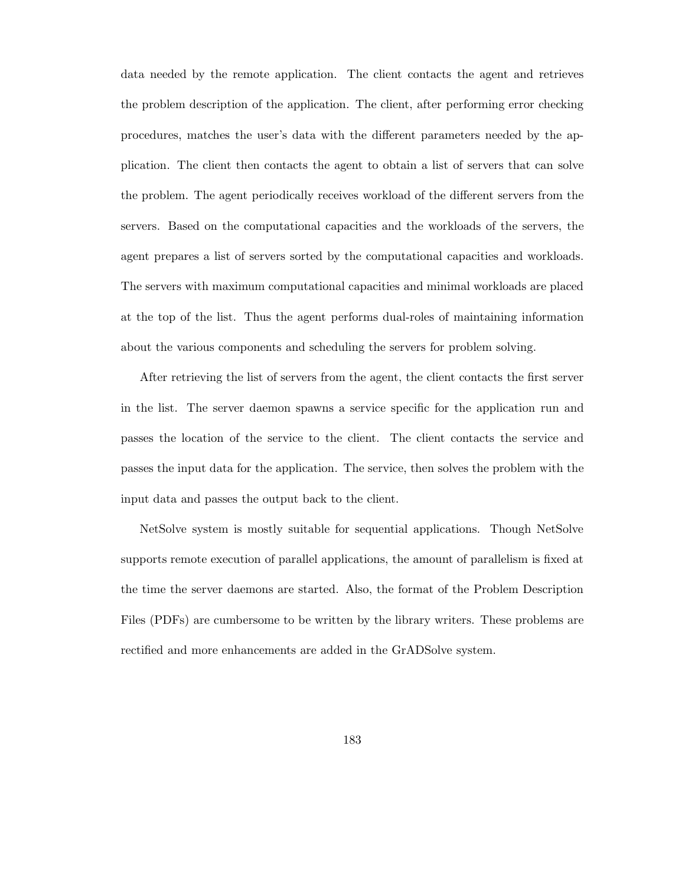data needed by the remote application. The client contacts the agent and retrieves the problem description of the application. The client, after performing error checking procedures, matches the user's data with the different parameters needed by the application. The client then contacts the agent to obtain a list of servers that can solve the problem. The agent periodically receives workload of the different servers from the servers. Based on the computational capacities and the workloads of the servers, the agent prepares a list of servers sorted by the computational capacities and workloads. The servers with maximum computational capacities and minimal workloads are placed at the top of the list. Thus the agent performs dual-roles of maintaining information about the various components and scheduling the servers for problem solving.

After retrieving the list of servers from the agent, the client contacts the first server in the list. The server daemon spawns a service specific for the application run and passes the location of the service to the client. The client contacts the service and passes the input data for the application. The service, then solves the problem with the input data and passes the output back to the client.

NetSolve system is mostly suitable for sequential applications. Though NetSolve supports remote execution of parallel applications, the amount of parallelism is fixed at the time the server daemons are started. Also, the format of the Problem Description Files (PDFs) are cumbersome to be written by the library writers. These problems are rectified and more enhancements are added in the GrADSolve system.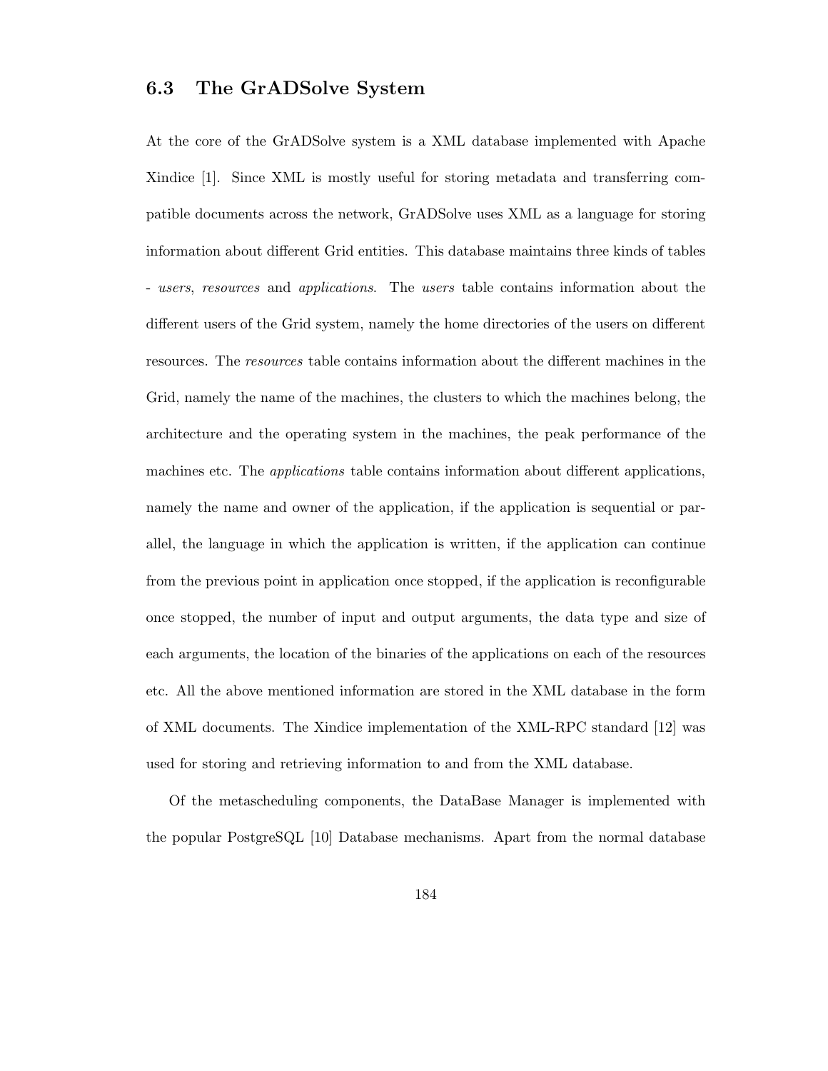## 6.3 The GrADSolve System

At the core of the GrADSolve system is a XML database implemented with Apache Xindice [1]. Since XML is mostly useful for storing metadata and transferring compatible documents across the network, GrADSolve uses XML as a language for storing information about different Grid entities. This database maintains three kinds of tables - *users*, *resources* and *applications*. The *users* table contains information about the different users of the Grid system, namely the home directories of the users on different resources. The *resources* table contains information about the different machines in the Grid, namely the name of the machines, the clusters to which the machines belong, the architecture and the operating system in the machines, the peak performance of the machines etc. The *applications* table contains information about different applications, namely the name and owner of the application, if the application is sequential or parallel, the language in which the application is written, if the application can continue from the previous point in application once stopped, if the application is reconfigurable once stopped, the number of input and output arguments, the data type and size of each arguments, the location of the binaries of the applications on each of the resources etc. All the above mentioned information are stored in the XML database in the form of XML documents. The Xindice implementation of the XML-RPC standard [12] was used for storing and retrieving information to and from the XML database.

Of the metascheduling components, the DataBase Manager is implemented with the popular PostgreSQL [10] Database mechanisms. Apart from the normal database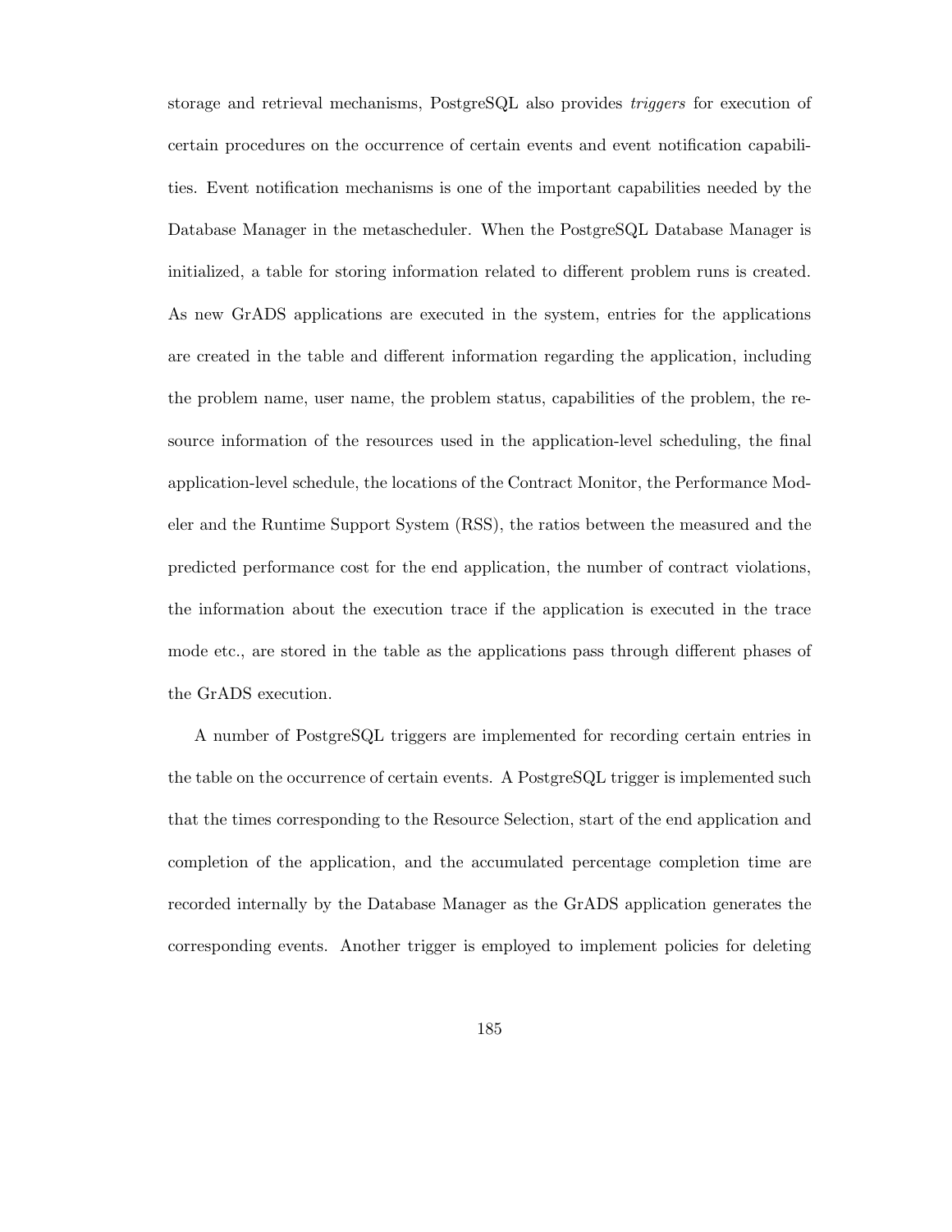storage and retrieval mechanisms, PostgreSQL also provides *triggers* for execution of certain procedures on the occurrence of certain events and event notification capabilities. Event notification mechanisms is one of the important capabilities needed by the Database Manager in the metascheduler. When the PostgreSQL Database Manager is initialized, a table for storing information related to different problem runs is created. As new GrADS applications are executed in the system, entries for the applications are created in the table and different information regarding the application, including the problem name, user name, the problem status, capabilities of the problem, the resource information of the resources used in the application-level scheduling, the final application-level schedule, the locations of the Contract Monitor, the Performance Modeler and the Runtime Support System (RSS), the ratios between the measured and the predicted performance cost for the end application, the number of contract violations, the information about the execution trace if the application is executed in the trace mode etc., are stored in the table as the applications pass through different phases of the GrADS execution.

A number of PostgreSQL triggers are implemented for recording certain entries in the table on the occurrence of certain events. A PostgreSQL trigger is implemented such that the times corresponding to the Resource Selection, start of the end application and completion of the application, and the accumulated percentage completion time are recorded internally by the Database Manager as the GrADS application generates the corresponding events. Another trigger is employed to implement policies for deleting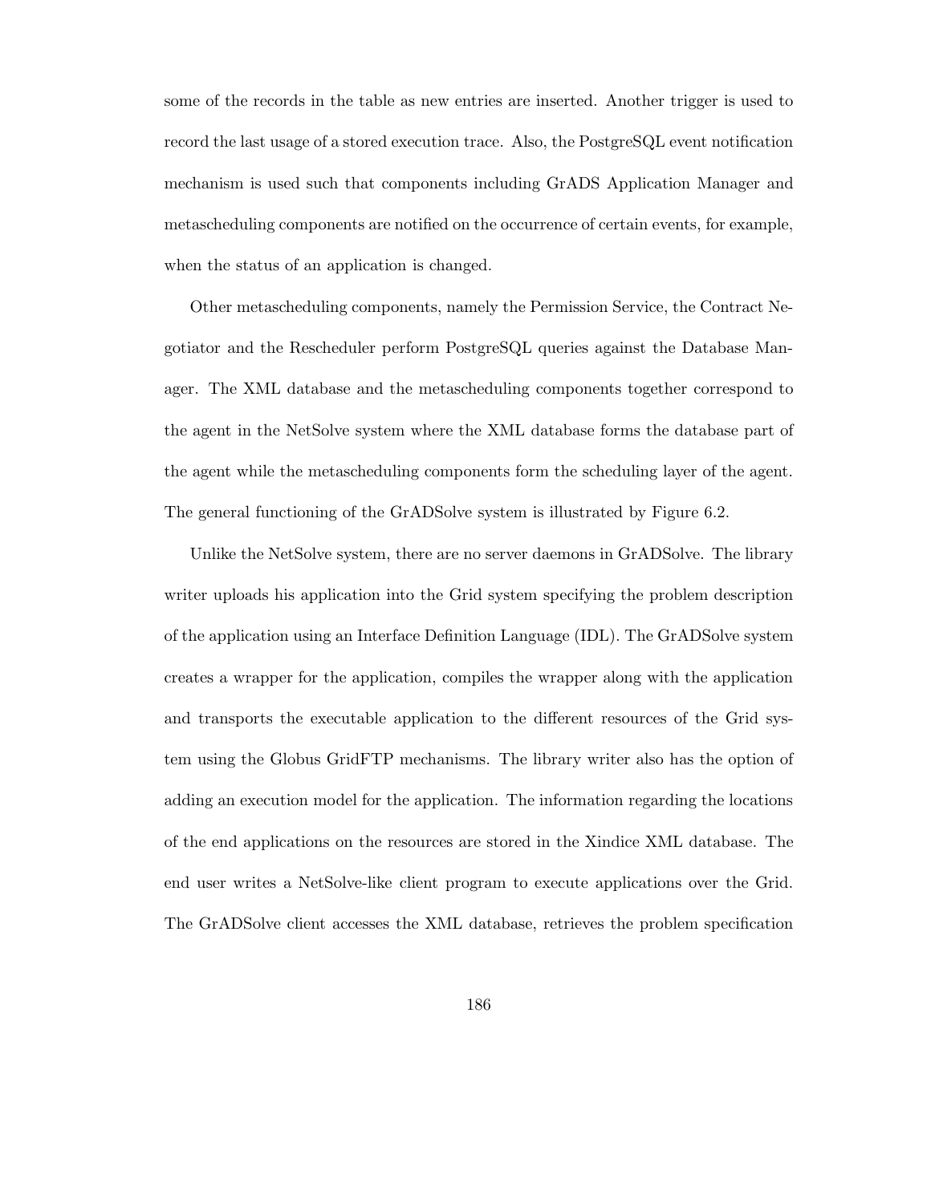some of the records in the table as new entries are inserted. Another trigger is used to record the last usage of a stored execution trace. Also, the PostgreSQL event notification mechanism is used such that components including GrADS Application Manager and metascheduling components are notified on the occurrence of certain events, for example, when the status of an application is changed.

Other metascheduling components, namely the Permission Service, the Contract Negotiator and the Rescheduler perform PostgreSQL queries against the Database Manager. The XML database and the metascheduling components together correspond to the agent in the NetSolve system where the XML database forms the database part of the agent while the metascheduling components form the scheduling layer of the agent. The general functioning of the GrADSolve system is illustrated by Figure 6.2.

Unlike the NetSolve system, there are no server daemons in GrADSolve. The library writer uploads his application into the Grid system specifying the problem description of the application using an Interface Definition Language (IDL). The GrADSolve system creates a wrapper for the application, compiles the wrapper along with the application and transports the executable application to the different resources of the Grid system using the Globus GridFTP mechanisms. The library writer also has the option of adding an execution model for the application. The information regarding the locations of the end applications on the resources are stored in the Xindice XML database. The end user writes a NetSolve-like client program to execute applications over the Grid. The GrADSolve client accesses the XML database, retrieves the problem specification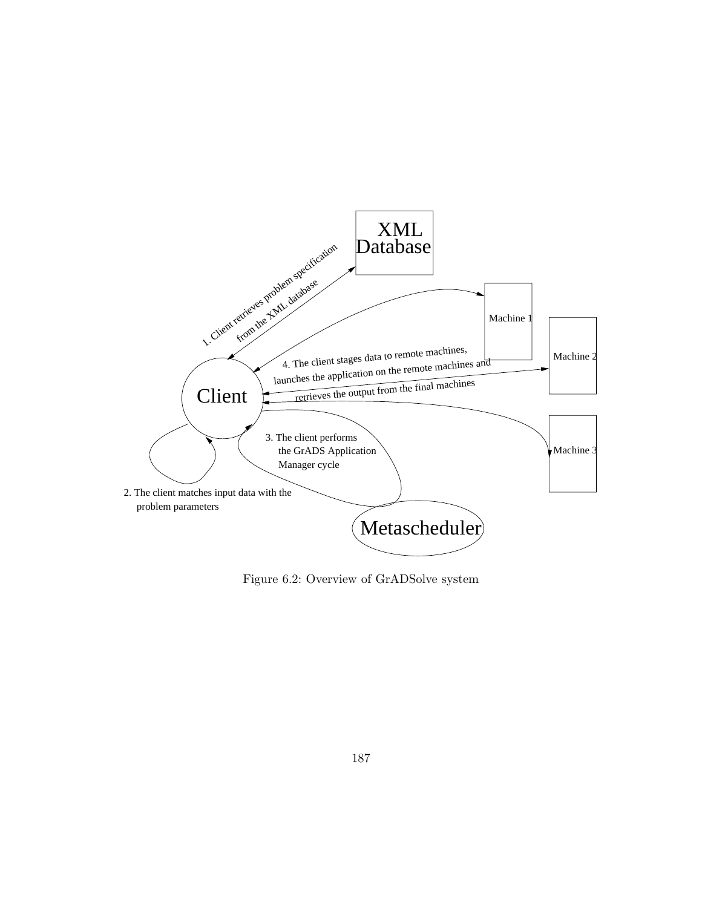XML Database

Machine 1

Machine 2

Machine 3

Client

Metascheduler

1. Client retrieves problem specification from the XML database

2. The client matches input data with the problem parameters

3. The client performs the GrADS Application Manager cycle

4. The client stages data to remote machines, launches the application on the remote machines and retrieves the output from the final machines

Figure 6.2: Overview of GrADSolve system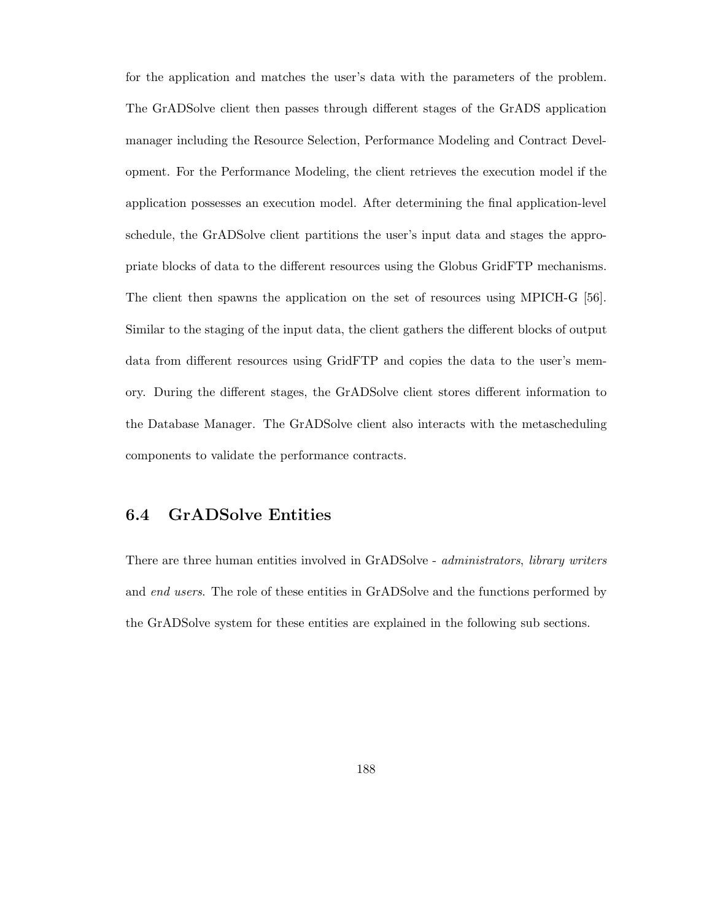for the application and matches the user's data with the parameters of the problem. The GrADSolve client then passes through different stages of the GrADS application manager including the Resource Selection, Performance Modeling and Contract Development. For the Performance Modeling, the client retrieves the execution model if the application possesses an execution model. After determining the final application-level schedule, the GrADSolve client partitions the user's input data and stages the appropriate blocks of data to the different resources using the Globus GridFTP mechanisms. The client then spawns the application on the set of resources using MPICH-G [56]. Similar to the staging of the input data, the client gathers the different blocks of output data from different resources using GridFTP and copies the data to the user's memory. During the different stages, the GrADSolve client stores different information to the Database Manager. The GrADSolve client also interacts with the metascheduling components to validate the performance contracts.

## 6.4 GrADSolve Entities

There are three human entities involved in GrADSolve - *administrators*, *library writers* and *end users*. The role of these entities in GrADSolve and the functions performed by the GrADSolve system for these entities are explained in the following sub sections.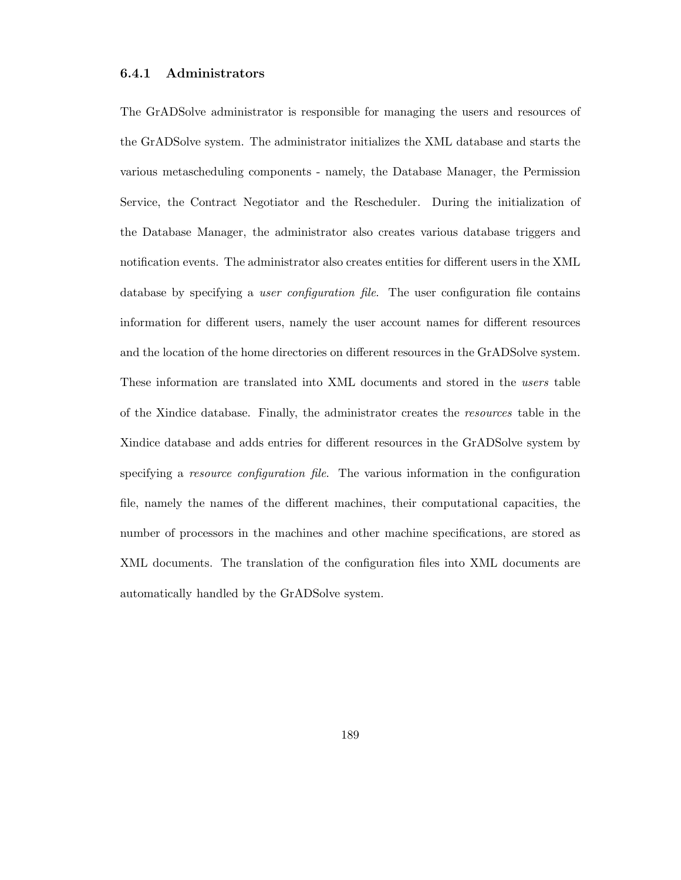### 6.4.1 Administrators

The GrADSolve administrator is responsible for managing the users and resources of the GrADSolve system. The administrator initializes the XML database and starts the various metascheduling components - namely, the Database Manager, the Permission Service, the Contract Negotiator and the Rescheduler. During the initialization of the Database Manager, the administrator also creates various database triggers and notification events. The administrator also creates entities for different users in the XML database by specifying a *user configuration file*. The user configuration file contains information for different users, namely the user account names for different resources and the location of the home directories on different resources in the GrADSolve system. These information are translated into XML documents and stored in the *users* table of the Xindice database. Finally, the administrator creates the *resources* table in the Xindice database and adds entries for different resources in the GrADSolve system by specifying a *resource configuration file*. The various information in the configuration file, namely the names of the different machines, their computational capacities, the number of processors in the machines and other machine specifications, are stored as XML documents. The translation of the configuration files into XML documents are automatically handled by the GrADSolve system.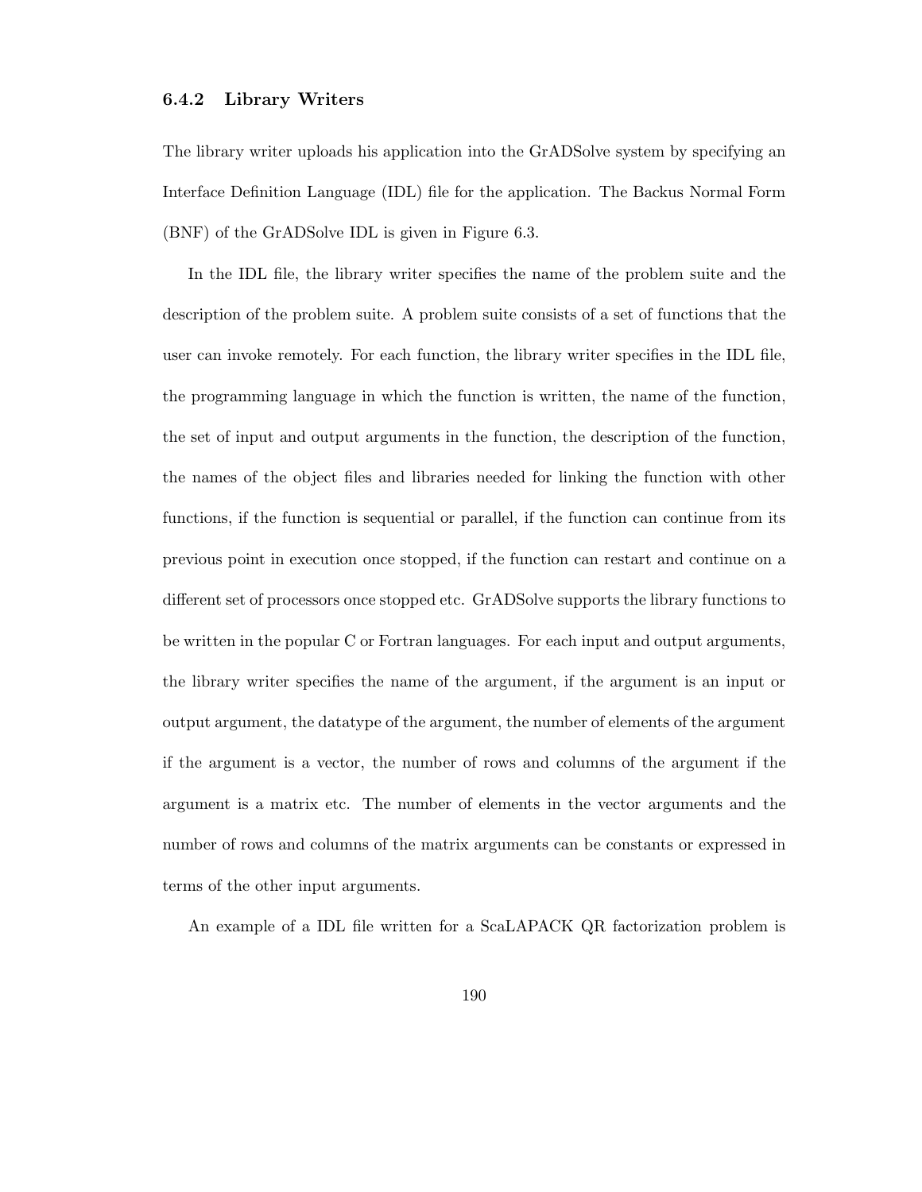### 6.4.2 Library Writers

The library writer uploads his application into the GrADSolve system by specifying an Interface Definition Language (IDL) file for the application. The Backus Normal Form (BNF) of the GrADSolve IDL is given in Figure 6.3.

In the IDL file, the library writer specifies the name of the problem suite and the description of the problem suite. A problem suite consists of a set of functions that the user can invoke remotely. For each function, the library writer specifies in the IDL file, the programming language in which the function is written, the name of the function, the set of input and output arguments in the function, the description of the function, the names of the object files and libraries needed for linking the function with other functions, if the function is sequential or parallel, if the function can continue from its previous point in execution once stopped, if the function can restart and continue on a different set of processors once stopped etc. GrADSolve supports the library functions to be written in the popular C or Fortran languages. For each input and output arguments, the library writer specifies the name of the argument, if the argument is an input or output argument, the datatype of the argument, the number of elements of the argument if the argument is a vector, the number of rows and columns of the argument if the argument is a matrix etc. The number of elements in the vector arguments and the number of rows and columns of the matrix arguments can be constants or expressed in terms of the other input arguments.

An example of a IDL file written for a ScaLAPACK QR factorization problem is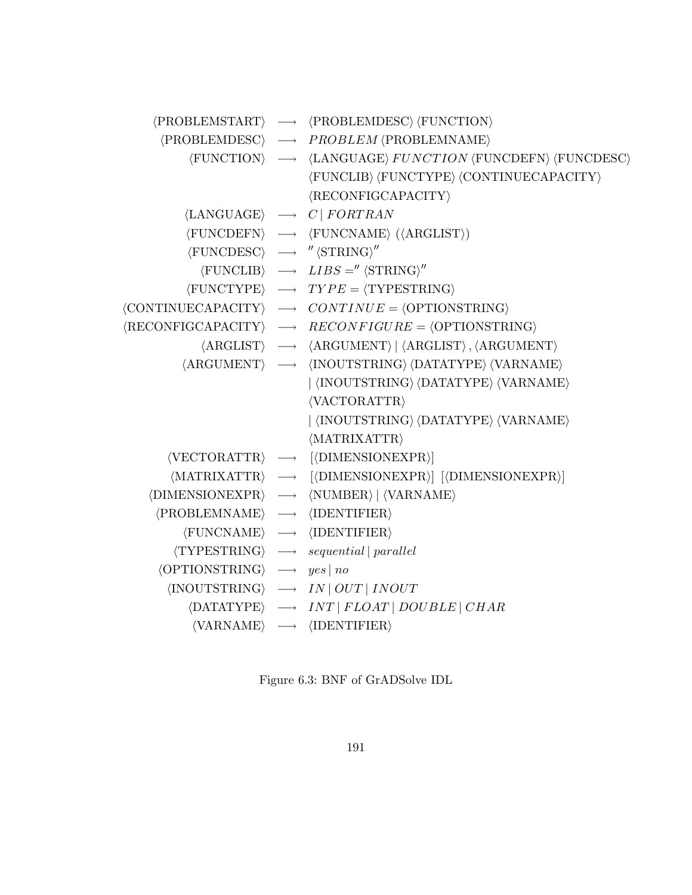$$
\begin{array}{rcl}
\langle \text{PROBLEMSTART} \rangle & \longrightarrow & \langle \text{PROBLEMDESC} \rangle \, \langle \text{FUNCTION} \rangle \\
\langle \text{PROBLEMDESC} \rangle & \longrightarrow & PROBLEM \, \langle \text{PROBLEMNAME} \rangle \\
\langle \text{FUNCTION} \rangle & \longrightarrow & \langle \text{LANGUAGE} \rangle \, FUNCTION \, \langle \text{FUNCDEFN} \rangle \, \langle \text{FUNCDESC} \rangle \\
& & \langle \text{FUNCLIB} \rangle \, \langle \text{FUNCTYPE} \rangle \, \langle \text{CONTINUECAPACITY} \rangle \\
& & \langle \text{RECONFIGCAPACITY} \rangle \\
\langle \text{LANGUAGE} \rangle & \longrightarrow & C \,|\, FORTRAN \\
\langle \text{FUNCDEFN} \rangle & \longrightarrow & \langle \text{FUNCNAME} \rangle \, (\langle \text{ARGLIST} \rangle) \\
\langle \text{FUNCDESC} \rangle & \longrightarrow & '' \, \langle \text{STRING} \rangle '' \\
\langle \text{FUNCLIB} \rangle & \longrightarrow & LIBS ='' \, \langle \text{STRING} \rangle '' \\
\langle \text{FUNCTYPE} \rangle & \longrightarrow & TYPE = \langle \text{TYPESTRING} \rangle \\
\langle \text{CONTINUECAPACITY} \rangle & \longrightarrow & CONTINUE = \langle \text{OPTIONSTRING} \rangle \\
\langle \text{RECONFIGCAPACITY} \rangle & \longrightarrow & RECONFIGURE = \langle \text{OPTIONSTRING} \rangle \\
\langle \text{ARGLIST} \rangle & \longrightarrow & \langle \text{ARGUMENT} \rangle \,|\, \langle \text{ARGLIST} \rangle \, , \langle \text{ARGUMENT} \rangle \\
\langle \text{ARGUMENT} \rangle & \longrightarrow & \langle \text{INOUTSTRING} \rangle \, \langle \text{DATATYPE} \rangle \, \langle \text{VARNAME} \rangle \\
& & |\, \langle \text{INOUTSTRING} \rangle \, \langle \text{DATATYPE} \rangle \, \langle \text{VARNAME} \rangle \\
& & \langle \text{VACTORATTR} \rangle \\
& & |\, \langle \text{INOUTSTRING} \rangle \, \langle \text{DATATYPE} \rangle \, \langle \text{VARNAME} \rangle \\
& & \langle \text{MATRIXATTR} \rangle \\
\langle \text{VECTORATTR} \rangle & \longrightarrow & [\langle \text{DIMENSIONEXPR} \rangle] \\
\langle \text{MATRIXATTR} \rangle & \longrightarrow & [\langle \text{DIMENSIONEXPR} \rangle] \; [\langle \text{DIMENSIONEXPR} \rangle] \\
\langle \text{DIMENSIONEXPR} \rangle & \longrightarrow & \langle \text{NUMBER} \rangle \,|\, \langle \text{VARNAME} \rangle \\
\langle \text{PROBLEMNAME} \rangle & \longrightarrow & \langle \text{IDENTIFIER} \rangle \\
\langle \text{FUNCNAME} \rangle & \longrightarrow & \langle \text{IDENTIFIER} \rangle \\
\langle \text{TYPESTRING} \rangle & \longrightarrow & sequential \,|\, parallel \\
\langle \text{OPTIONSTRING} \rangle & \longrightarrow & yes \,|\, no \\
\langle \text{INOUTSTRING} \rangle & \longrightarrow & IN \,|\, OUT \,|\, INOUT \\
\langle \text{DATATYPE} \rangle & \longrightarrow & INT \,|\, FLOAT \,|\, DOUBLE \,|\, CHAR \\
\langle \text{VARNAME} \rangle & \longrightarrow & \langle \text{IDENTIFIER} \rangle
\end{array}
$$

Figure 6.3: BNF of GrADSolve IDL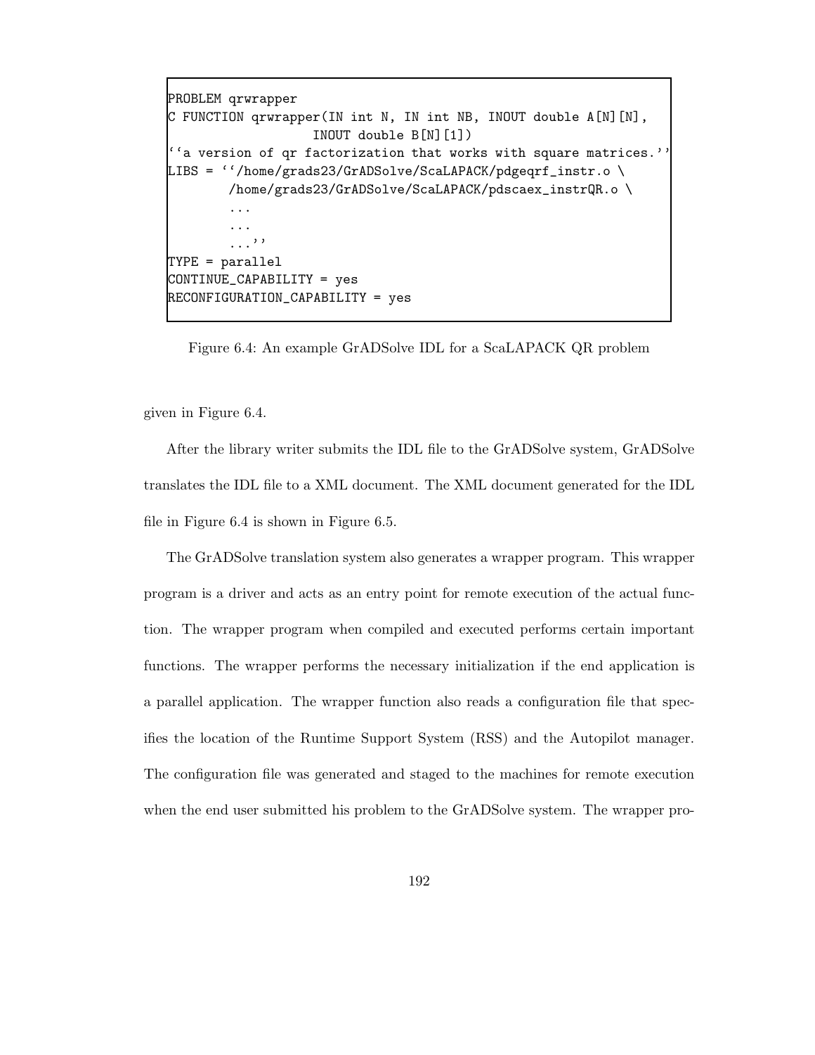```
PROBLEM qrwrapper
C FUNCTION qrwrapper(IN int N, IN int NB, INOUT double A[N][N],
                     INOUT double B[N][1])
''a version of qr factorization that works with square matrices.''
LIBS = ''/home/grads23/GrADSolve/ScaLAPACK/pdgeqrf_instr.o \
        /home/grads23/GrADSolve/ScaLAPACK/pdscaex_instrQR.o \
        ...
        ...
        ...''
TYPE = parallel
CONTINUE_CAPABILITY = yes
RECONFIGURATION_CAPABILITY = yes
```

Figure 6.4: An example GrADSolve IDL for a ScaLAPACK QR problem

given in Figure 6.4.

After the library writer submits the IDL file to the GrADSolve system, GrADSolve translates the IDL file to a XML document. The XML document generated for the IDL file in Figure 6.4 is shown in Figure 6.5.

The GrADSolve translation system also generates a wrapper program. This wrapper program is a driver and acts as an entry point for remote execution of the actual function. The wrapper program when compiled and executed performs certain important functions. The wrapper performs the necessary initialization if the end application is a parallel application. The wrapper function also reads a configuration file that specifies the location of the Runtime Support System (RSS) and the Autopilot manager. The configuration file was generated and staged to the machines for remote execution when the end user submitted his problem to the GrADSolve system. The wrapper pro-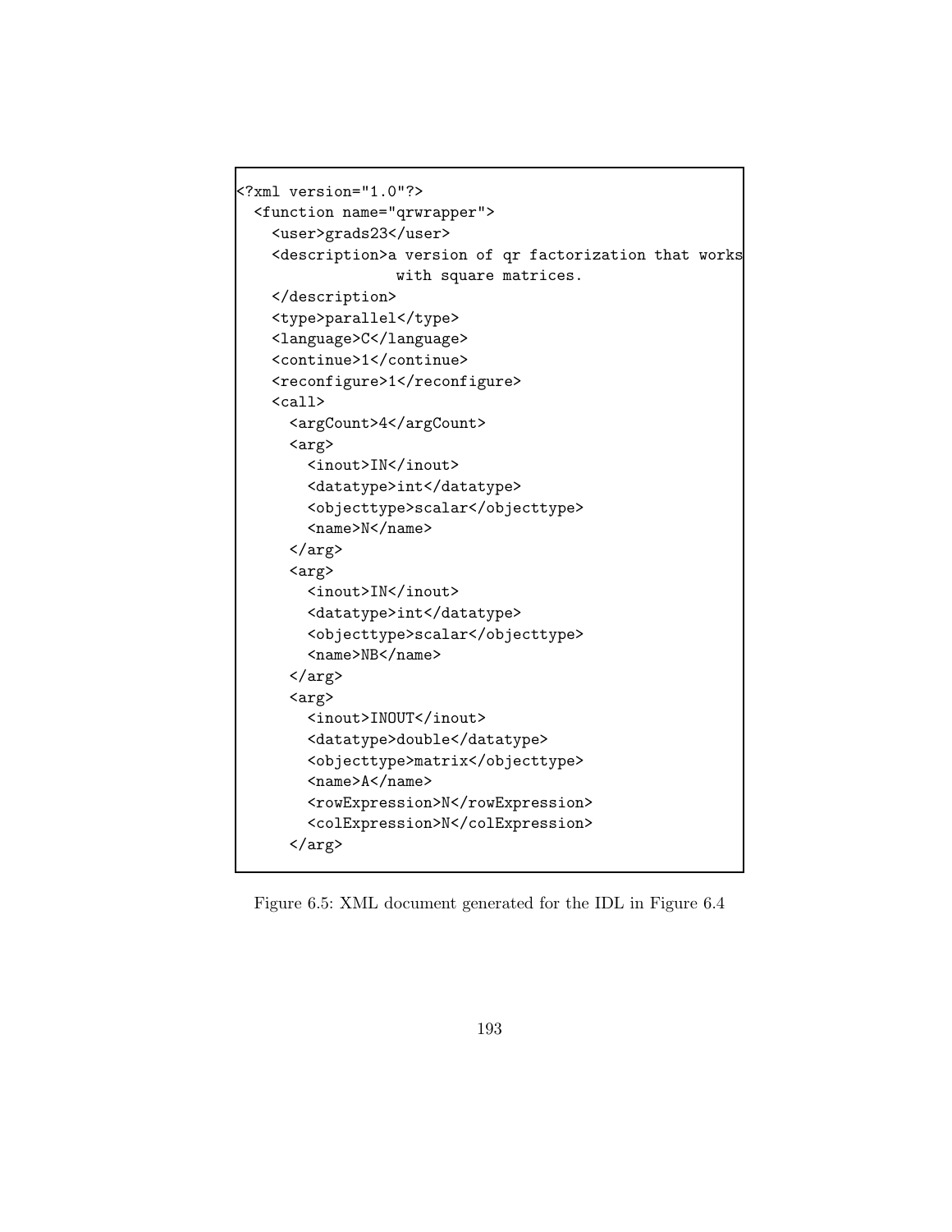```
<?xml version="1.0"?>
  <function name="qrwrapper">
    <user>grads23</user>
    <description>a version of qr factorization that works
                  with square matrices.
    </description>
    <type>parallel</type>
    <language>C</language>
    <continue>1</continue>
    <reconfigure>1</reconfigure>
    <call>
      <argCount>4</argCount>
      <arg>
        <inout>IN</inout>
        <datatype>int</datatype>
        <objecttype>scalar</objecttype>
        <name>N</name>
      </arg>
      <arg>
        <inout>IN</inout>
        <datatype>int</datatype>
        <objecttype>scalar</objecttype>
        <name>NB</name>
      </arg>
      <arg>
        <inout>INOUT</inout>
        <datatype>double</datatype>
        <objecttype>matrix</objecttype>
        <name>A</name>
        <rowExpression>N</rowExpression>
        <colExpression>N</colExpression>
      </arg>
```

Figure 6.5: XML document generated for the IDL in Figure 6.4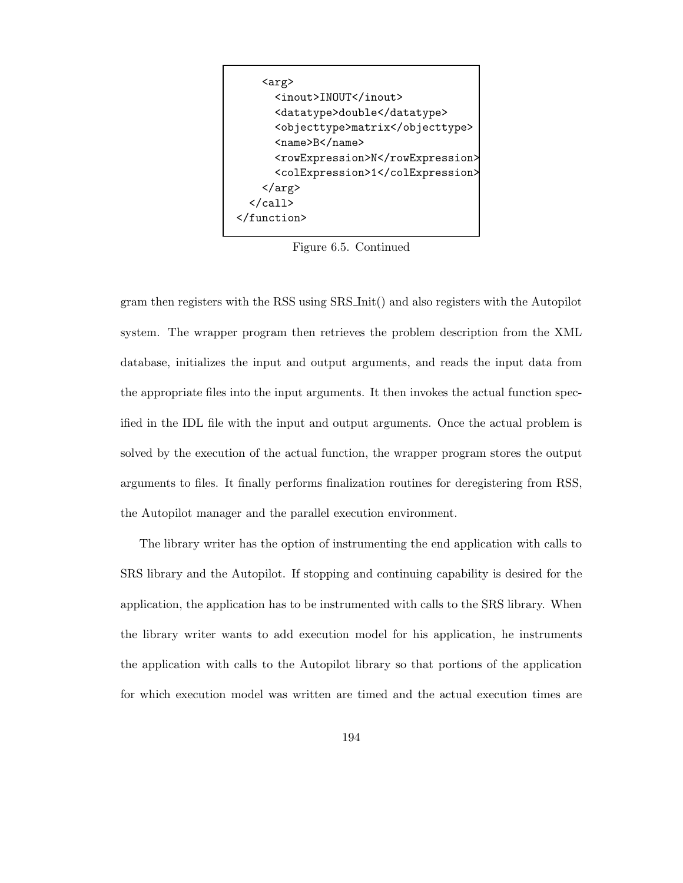```
    <arg>
      <inout>INOUT</inout>
      <datatype>double</datatype>
      <objecttype>matrix</objecttype>
      <name>B</name>
      <rowExpression>N</rowExpression>
      <colExpression>1</colExpression>
    </arg>
  </call>
</function>
```

Figure 6.5. Continued

gram then registers with the RSS using SRS_Init() and also registers with the Autopilot system. The wrapper program then retrieves the problem description from the XML database, initializes the input and output arguments, and reads the input data from the appropriate files into the input arguments. It then invokes the actual function specified in the IDL file with the input and output arguments. Once the actual problem is solved by the execution of the actual function, the wrapper program stores the output arguments to files. It finally performs finalization routines for deregistering from RSS, the Autopilot manager and the parallel execution environment.

The library writer has the option of instrumenting the end application with calls to SRS library and the Autopilot. If stopping and continuing capability is desired for the application, the application has to be instrumented with calls to the SRS library. When the library writer wants to add execution model for his application, he instruments the application with calls to the Autopilot library so that portions of the application for which execution model was written are timed and the actual execution times are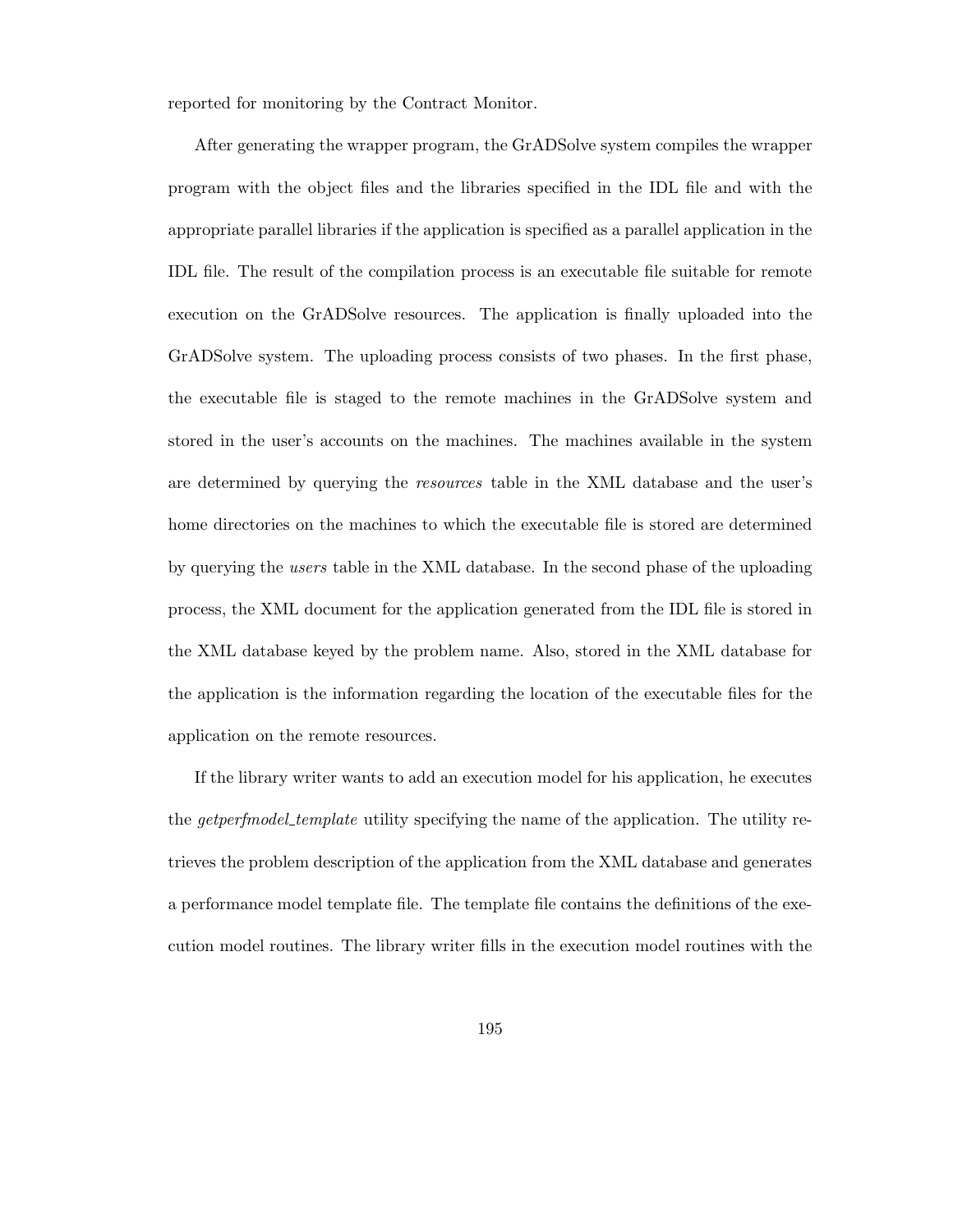reported for monitoring by the Contract Monitor.

After generating the wrapper program, the GrADSolve system compiles the wrapper program with the object files and the libraries specified in the IDL file and with the appropriate parallel libraries if the application is specified as a parallel application in the IDL file. The result of the compilation process is an executable file suitable for remote execution on the GrADSolve resources. The application is finally uploaded into the GrADSolve system. The uploading process consists of two phases. In the first phase, the executable file is staged to the remote machines in the GrADSolve system and stored in the user's accounts on the machines. The machines available in the system are determined by querying the *resources* table in the XML database and the user's home directories on the machines to which the executable file is stored are determined by querying the *users* table in the XML database. In the second phase of the uploading process, the XML document for the application generated from the IDL file is stored in the XML database keyed by the problem name. Also, stored in the XML database for the application is the information regarding the location of the executable files for the application on the remote resources.

If the library writer wants to add an execution model for his application, he executes the *getperfmodel_template* utility specifying the name of the application. The utility retrieves the problem description of the application from the XML database and generates a performance model template file. The template file contains the definitions of the execution model routines. The library writer fills in the execution model routines with the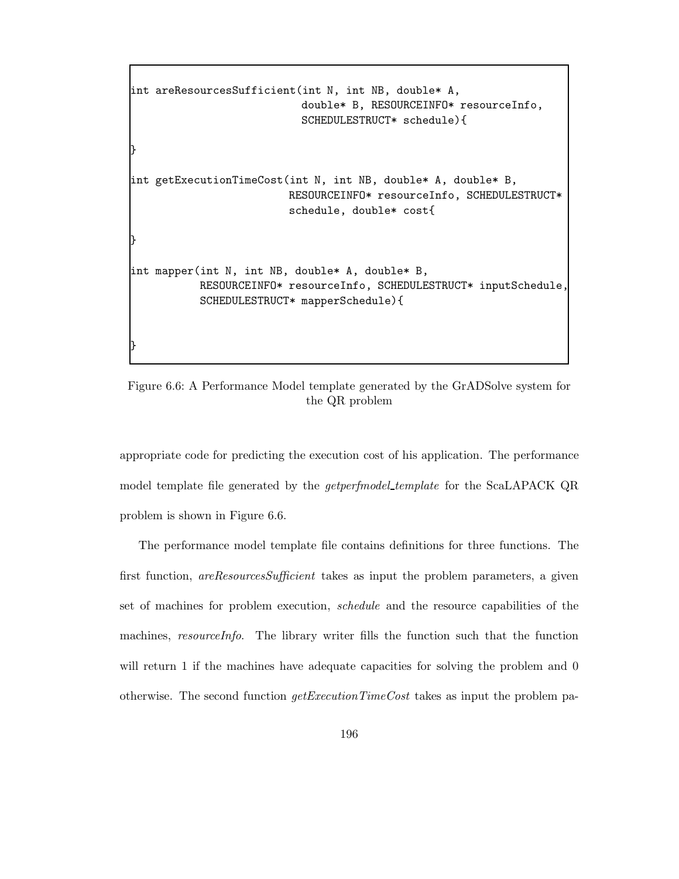```
int areResourcesSufficient(int N, int NB, double* A,
                           double* B, RESOURCEINFO* resourceInfo,
                           SCHEDULESTRUCT* schedule){

}

int getExecutionTimeCost(int N, int NB, double* A, double* B,
                         RESOURCEINFO* resourceInfo, SCHEDULESTRUCT*
                         schedule, double* cost{

}

int mapper(int N, int NB, double* A, double* B,
           RESOURCEINFO* resourceInfo, SCHEDULESTRUCT* inputSchedule,
           SCHEDULESTRUCT* mapperSchedule){


}
```

Figure 6.6: A Performance Model template generated by the GrADSolve system for the QR problem

appropriate code for predicting the execution cost of his application. The performance model template file generated by the *getperfmodel_template* for the ScaLAPACK QR problem is shown in Figure 6.6.

The performance model template file contains definitions for three functions. The first function, *areResourcesSufficient* takes as input the problem parameters, a given set of machines for problem execution, *schedule* and the resource capabilities of the machines, *resourceInfo*. The library writer fills the function such that the function will return 1 if the machines have adequate capacities for solving the problem and 0 otherwise. The second function *getExecutionTimeCost* takes as input the problem pa-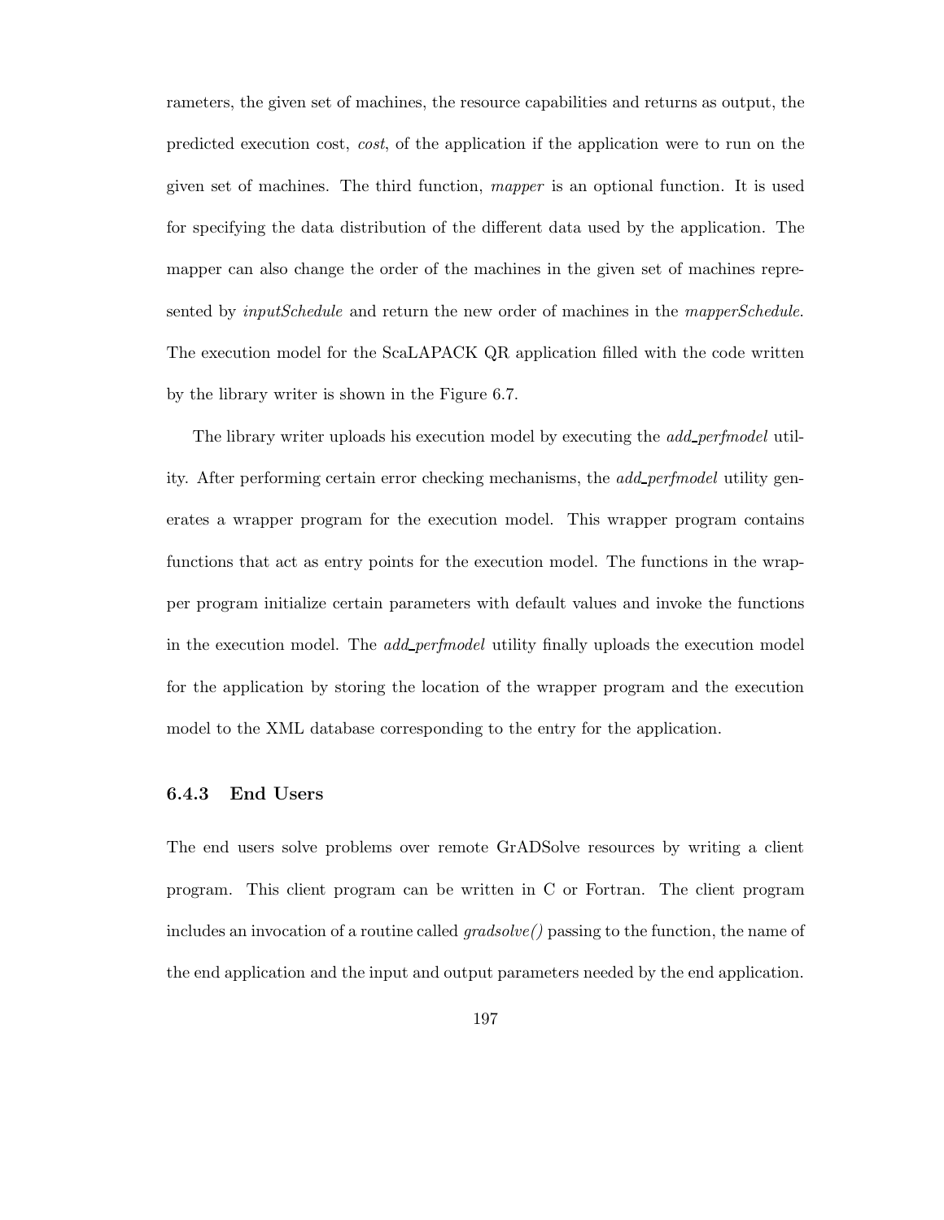rameters, the given set of machines, the resource capabilities and returns as output, the predicted execution cost, *cost*, of the application if the application were to run on the given set of machines. The third function, *mapper* is an optional function. It is used for specifying the data distribution of the different data used by the application. The mapper can also change the order of the machines in the given set of machines represented by *inputSchedule* and return the new order of machines in the *mapperSchedule*. The execution model for the ScaLAPACK QR application filled with the code written by the library writer is shown in the Figure 6.7.

The library writer uploads his execution model by executing the *add_perfmodel* utility. After performing certain error checking mechanisms, the *add_perfmodel* utility generates a wrapper program for the execution model. This wrapper program contains functions that act as entry points for the execution model. The functions in the wrapper program initialize certain parameters with default values and invoke the functions in the execution model. The *add_perfmodel* utility finally uploads the execution model for the application by storing the location of the wrapper program and the execution model to the XML database corresponding to the entry for the application.

### 6.4.3 End Users

The end users solve problems over remote GrADSolve resources by writing a client program. This client program can be written in C or Fortran. The client program includes an invocation of a routine called *gradsolve()* passing to the function, the name of the end application and the input and output parameters needed by the end application.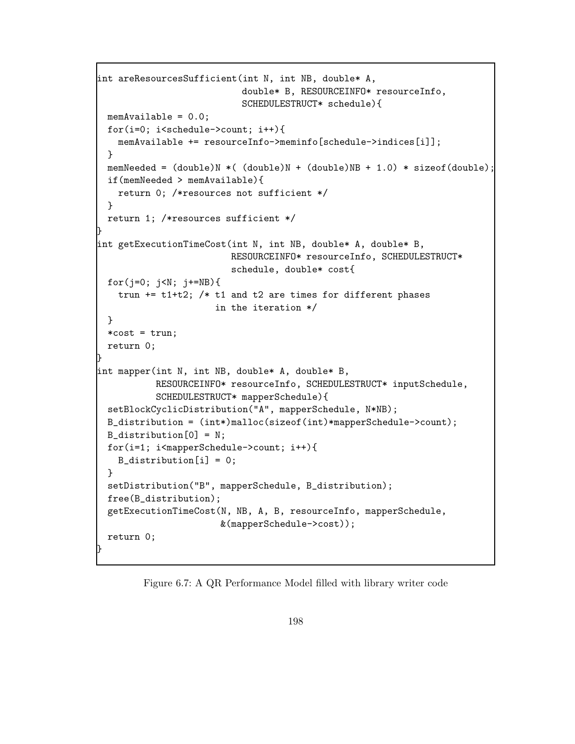```
int areResourcesSufficient(int N, int NB, double* A,
                           double* B, RESOURCEINFO* resourceInfo,
                           SCHEDULESTRUCT* schedule){
  memAvailable = 0.0;
  for(i=0; i<schedule->count; i++){
    memAvailable += resourceInfo->meminfo[schedule->indices[i]];
  }
  memNeeded = (double)N *( (double)N + (double)NB + 1.0) * sizeof(double);
  if(memNeeded > memAvailable){
    return 0; /*resources not sufficient */
  }
  return 1; /*resources sufficient */
}
int getExecutionTimeCost(int N, int NB, double* A, double* B,
                         RESOURCEINFO* resourceInfo, SCHEDULESTRUCT*
                         schedule, double* cost{
  for(j=0; j<N; j+=NB){
    trun += t1+t2; /* t1 and t2 are times for different phases
                      in the iteration */
  }
  *cost = trun;
  return 0;
}
int mapper(int N, int NB, double* A, double* B,
           RESOURCEINFO* resourceInfo, SCHEDULESTRUCT* inputSchedule,
           SCHEDULESTRUCT* mapperSchedule){
  setBlockCyclicDistribution("A", mapperSchedule, N*NB);
  B_distribution = (int*)malloc(sizeof(int)*mapperSchedule->count);
  B_distribution[0] = N;
  for(i=1; i<mapperSchedule->count; i++){
    B_distribution[i] = 0;
  }
  setDistribution("B", mapperSchedule, B_distribution);
  free(B_distribution);
  getExecutionTimeCost(N, NB, A, B, resourceInfo, mapperSchedule,
                       &(mapperSchedule->cost));
  return 0;
}
```

Figure 6.7: A QR Performance Model filled with library writer code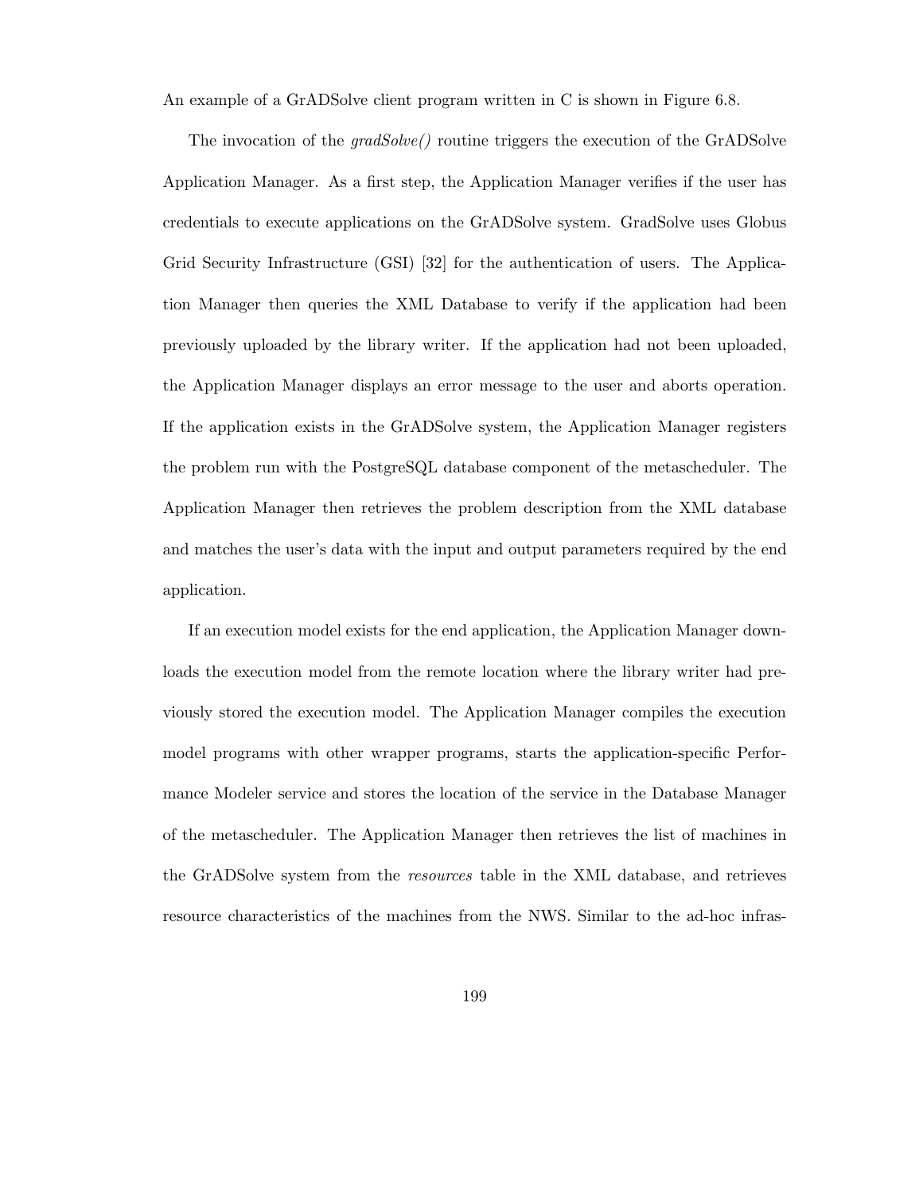An example of a GrADSolve client program written in C is shown in Figure 6.8.

The invocation of the *gradSolve()* routine triggers the execution of the GrADSolve Application Manager. As a first step, the Application Manager verifies if the user has credentials to execute applications on the GrADSolve system. GradSolve uses Globus Grid Security Infrastructure (GSI) [32] for the authentication of users. The Application Manager then queries the XML Database to verify if the application had been previously uploaded by the library writer. If the application had not been uploaded, the Application Manager displays an error message to the user and aborts operation. If the application exists in the GrADSolve system, the Application Manager registers the problem run with the PostgreSQL database component of the metascheduler. The Application Manager then retrieves the problem description from the XML database and matches the user's data with the input and output parameters required by the end application.

If an execution model exists for the end application, the Application Manager downloads the execution model from the remote location where the library writer had previously stored the execution model. The Application Manager compiles the execution model programs with other wrapper programs, starts the application-specific Performance Modeler service and stores the location of the service in the Database Manager of the metascheduler. The Application Manager then retrieves the list of machines in the GrADSolve system from the *resources* table in the XML database, and retrieves resource characteristics of the machines from the NWS. Similar to the ad-hoc infras-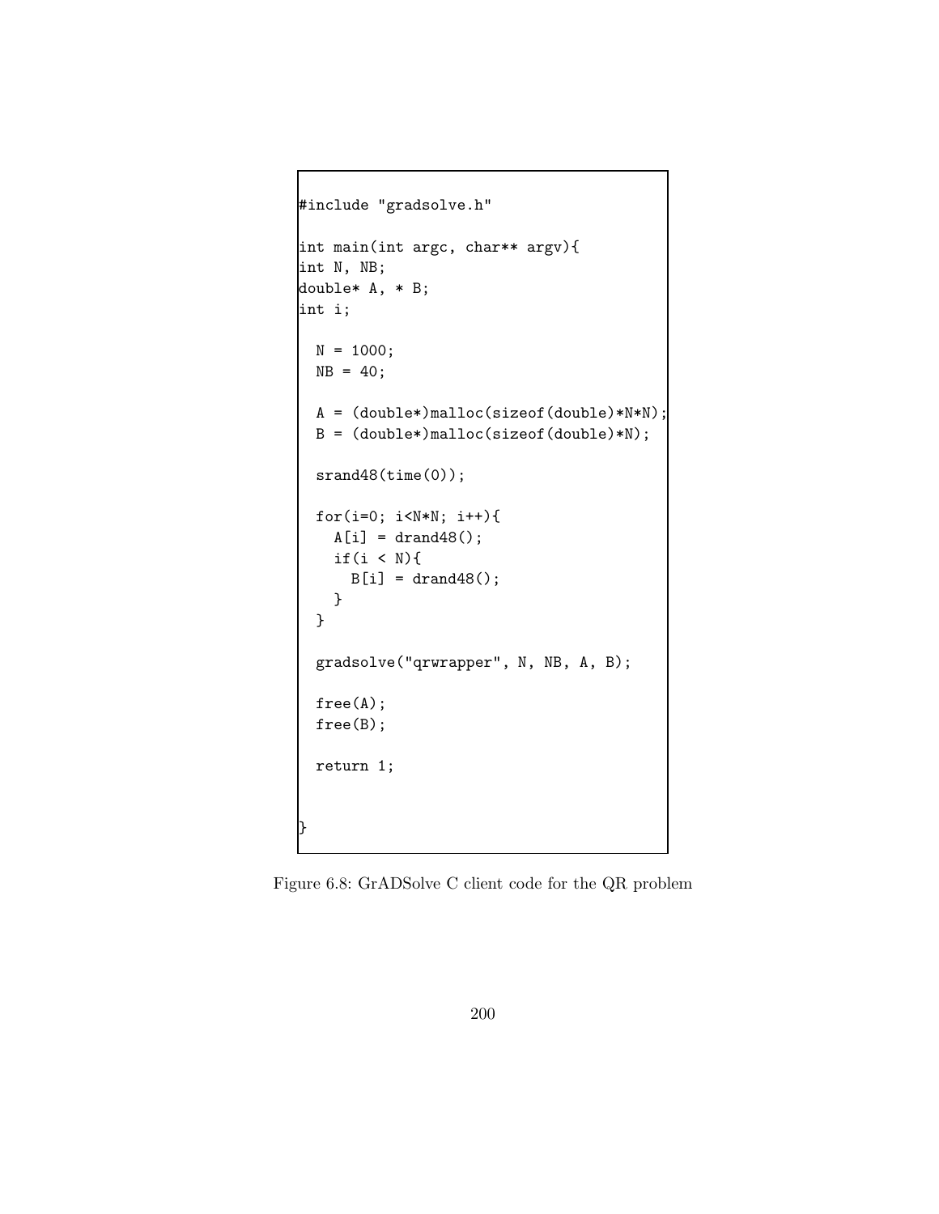```
#include "gradsolve.h"

int main(int argc, char** argv){
int N, NB;
double* A, * B;
int i;

  N = 1000;
  NB = 40;

  A = (double*)malloc(sizeof(double)*N*N);
  B = (double*)malloc(sizeof(double)*N);

  srand48(time(0));

  for(i=0; i<N*N; i++){
    A[i] = drand48();
    if(i < N){
      B[i] = drand48();
    }
  }

  gradsolve("qrwrapper", N, NB, A, B);

  free(A);
  free(B);

  return 1;


}
```

Figure 6.8: GrADSolve C client code for the QR problem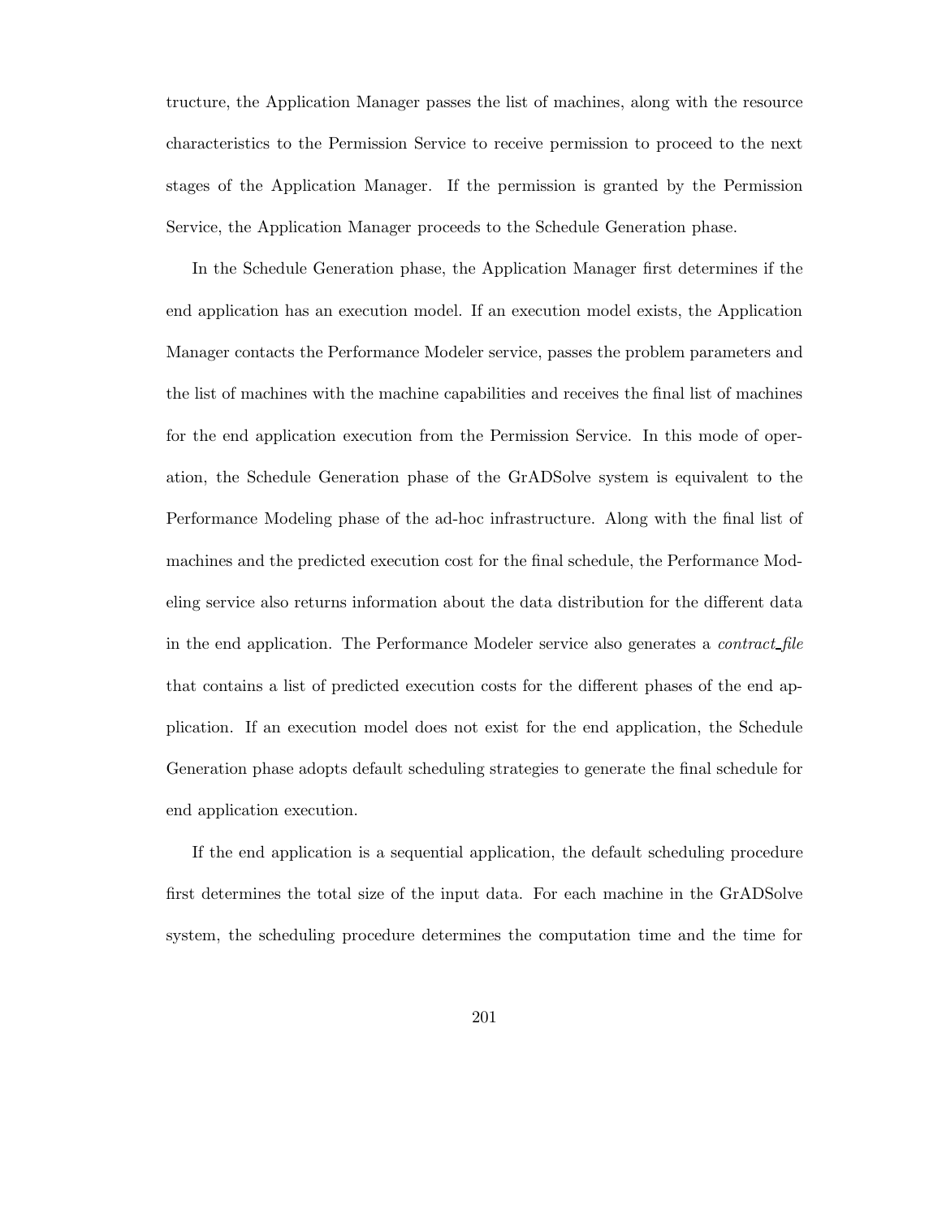tructure, the Application Manager passes the list of machines, along with the resource characteristics to the Permission Service to receive permission to proceed to the next stages of the Application Manager. If the permission is granted by the Permission Service, the Application Manager proceeds to the Schedule Generation phase.

In the Schedule Generation phase, the Application Manager first determines if the end application has an execution model. If an execution model exists, the Application Manager contacts the Performance Modeler service, passes the problem parameters and the list of machines with the machine capabilities and receives the final list of machines for the end application execution from the Permission Service. In this mode of operation, the Schedule Generation phase of the GrADSolve system is equivalent to the Performance Modeling phase of the ad-hoc infrastructure. Along with the final list of machines and the predicted execution cost for the final schedule, the Performance Modeling service also returns information about the data distribution for the different data in the end application. The Performance Modeler service also generates a *contract_file* that contains a list of predicted execution costs for the different phases of the end application. If an execution model does not exist for the end application, the Schedule Generation phase adopts default scheduling strategies to generate the final schedule for end application execution.

If the end application is a sequential application, the default scheduling procedure first determines the total size of the input data. For each machine in the GrADSolve system, the scheduling procedure determines the computation time and the time for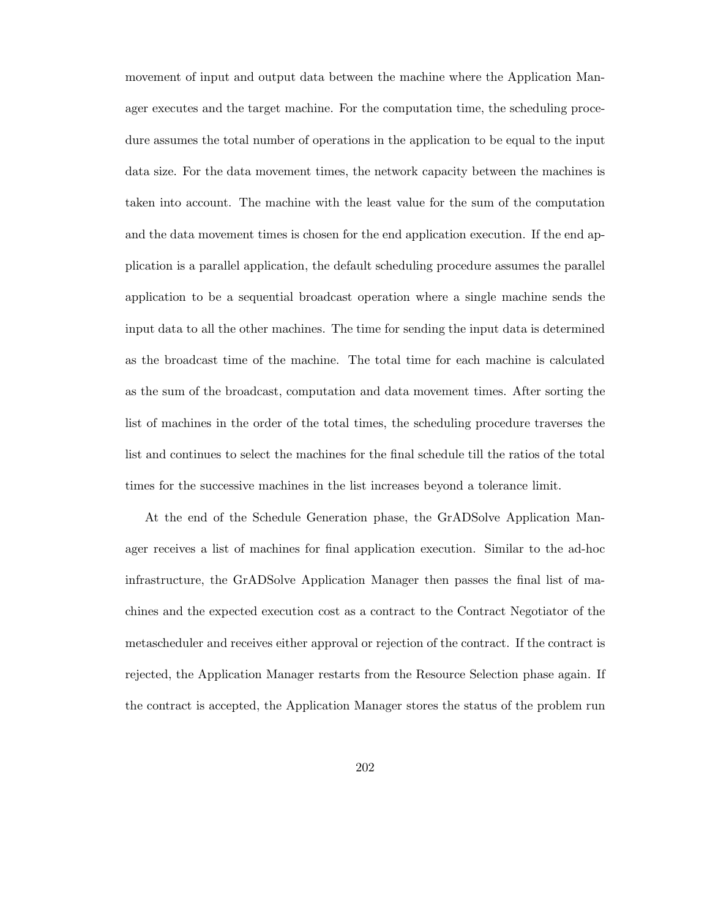movement of input and output data between the machine where the Application Manager executes and the target machine. For the computation time, the scheduling procedure assumes the total number of operations in the application to be equal to the input data size. For the data movement times, the network capacity between the machines is taken into account. The machine with the least value for the sum of the computation and the data movement times is chosen for the end application execution. If the end application is a parallel application, the default scheduling procedure assumes the parallel application to be a sequential broadcast operation where a single machine sends the input data to all the other machines. The time for sending the input data is determined as the broadcast time of the machine. The total time for each machine is calculated as the sum of the broadcast, computation and data movement times. After sorting the list of machines in the order of the total times, the scheduling procedure traverses the list and continues to select the machines for the final schedule till the ratios of the total times for the successive machines in the list increases beyond a tolerance limit.

At the end of the Schedule Generation phase, the GrADSolve Application Manager receives a list of machines for final application execution. Similar to the ad-hoc infrastructure, the GrADSolve Application Manager then passes the final list of machines and the expected execution cost as a contract to the Contract Negotiator of the metascheduler and receives either approval or rejection of the contract. If the contract is rejected, the Application Manager restarts from the Resource Selection phase again. If the contract is accepted, the Application Manager stores the status of the problem run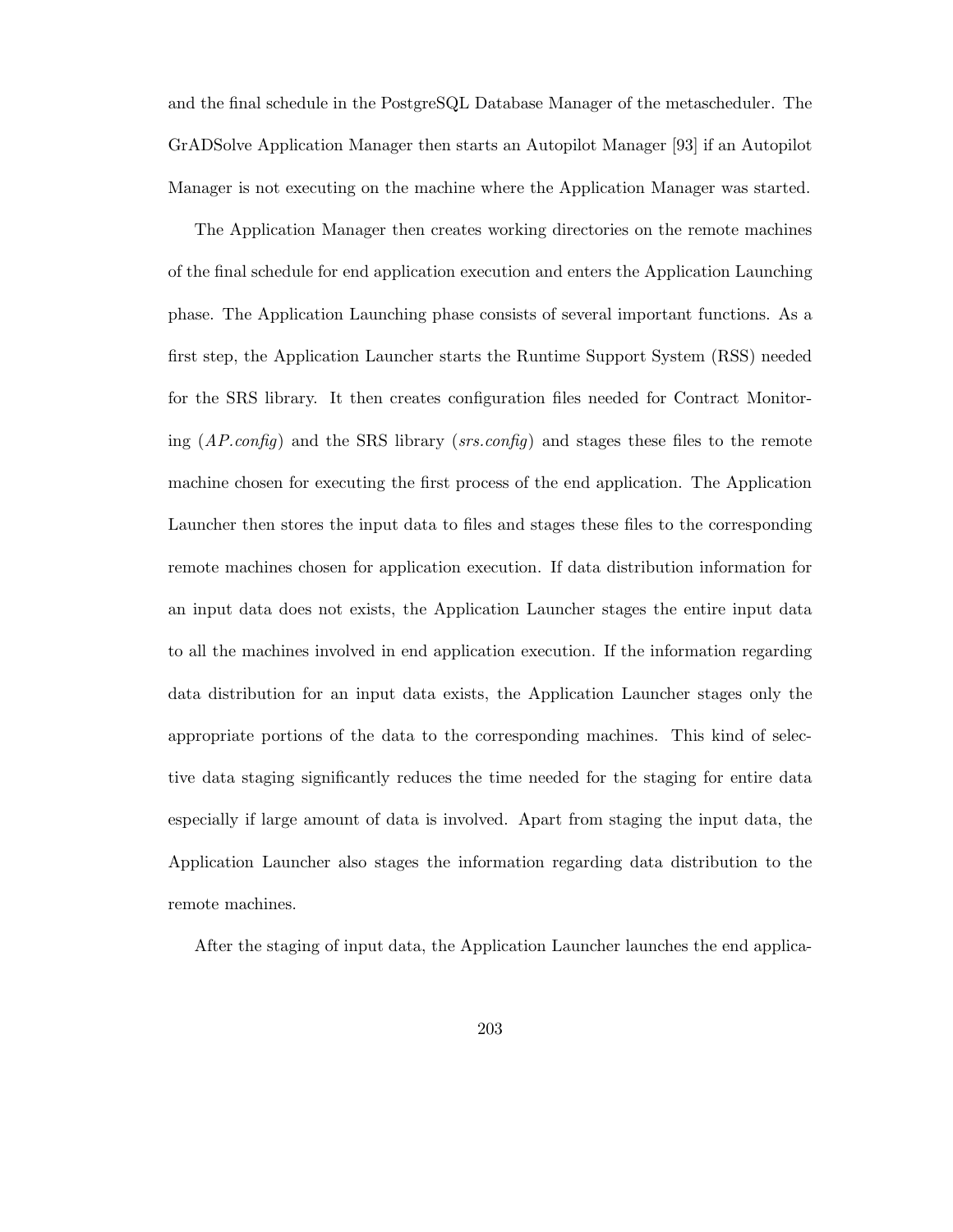and the final schedule in the PostgreSQL Database Manager of the metascheduler. The GrADSolve Application Manager then starts an Autopilot Manager [93] if an Autopilot Manager is not executing on the machine where the Application Manager was started.

The Application Manager then creates working directories on the remote machines of the final schedule for end application execution and enters the Application Launching phase. The Application Launching phase consists of several important functions. As a first step, the Application Launcher starts the Runtime Support System (RSS) needed for the SRS library. It then creates configuration files needed for Contract Monitoring (*AP.config*) and the SRS library (*srs.config*) and stages these files to the remote machine chosen for executing the first process of the end application. The Application Launcher then stores the input data to files and stages these files to the corresponding remote machines chosen for application execution. If data distribution information for an input data does not exists, the Application Launcher stages the entire input data to all the machines involved in end application execution. If the information regarding data distribution for an input data exists, the Application Launcher stages only the appropriate portions of the data to the corresponding machines. This kind of selective data staging significantly reduces the time needed for the staging for entire data especially if large amount of data is involved. Apart from staging the input data, the Application Launcher also stages the information regarding data distribution to the remote machines.

After the staging of input data, the Application Launcher launches the end applica-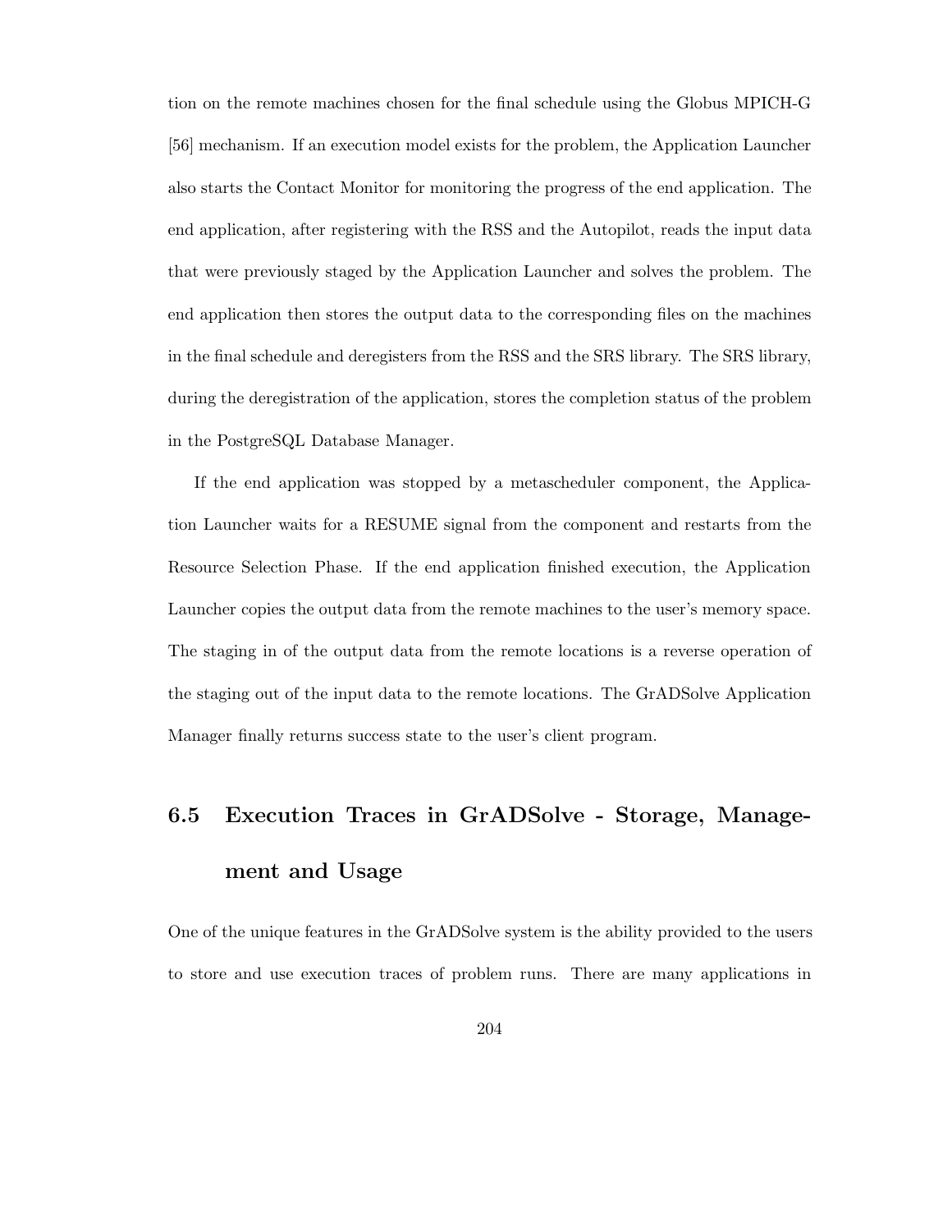tion on the remote machines chosen for the final schedule using the Globus MPICH-G [56] mechanism. If an execution model exists for the problem, the Application Launcher also starts the Contact Monitor for monitoring the progress of the end application. The end application, after registering with the RSS and the Autopilot, reads the input data that were previously staged by the Application Launcher and solves the problem. The end application then stores the output data to the corresponding files on the machines in the final schedule and deregisters from the RSS and the SRS library. The SRS library, during the deregistration of the application, stores the completion status of the problem in the PostgreSQL Database Manager.

If the end application was stopped by a metascheduler component, the Application Launcher waits for a RESUME signal from the component and restarts from the Resource Selection Phase. If the end application finished execution, the Application Launcher copies the output data from the remote machines to the user's memory space. The staging in of the output data from the remote locations is a reverse operation of the staging out of the input data to the remote locations. The GrADSolve Application Manager finally returns success state to the user's client program.

## 6.5 Execution Traces in GrADSolve - Storage, Management and Usage

One of the unique features in the GrADSolve system is the ability provided to the users to store and use execution traces of problem runs. There are many applications in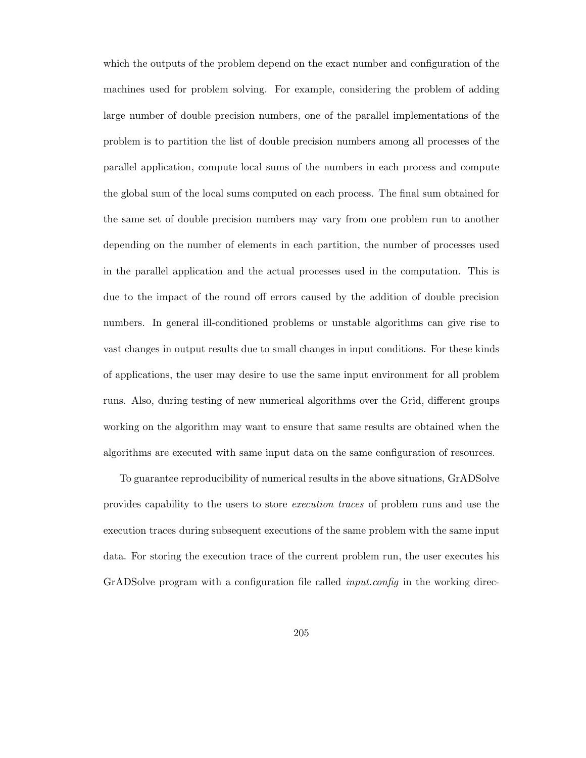which the outputs of the problem depend on the exact number and configuration of the machines used for problem solving. For example, considering the problem of adding large number of double precision numbers, one of the parallel implementations of the problem is to partition the list of double precision numbers among all processes of the parallel application, compute local sums of the numbers in each process and compute the global sum of the local sums computed on each process. The final sum obtained for the same set of double precision numbers may vary from one problem run to another depending on the number of elements in each partition, the number of processes used in the parallel application and the actual processes used in the computation. This is due to the impact of the round off errors caused by the addition of double precision numbers. In general ill-conditioned problems or unstable algorithms can give rise to vast changes in output results due to small changes in input conditions. For these kinds of applications, the user may desire to use the same input environment for all problem runs. Also, during testing of new numerical algorithms over the Grid, different groups working on the algorithm may want to ensure that same results are obtained when the algorithms are executed with same input data on the same configuration of resources.

To guarantee reproducibility of numerical results in the above situations, GrADSolve provides capability to the users to store *execution traces* of problem runs and use the execution traces during subsequent executions of the same problem with the same input data. For storing the execution trace of the current problem run, the user executes his GrADSolve program with a configuration file called *input.config* in the working direc-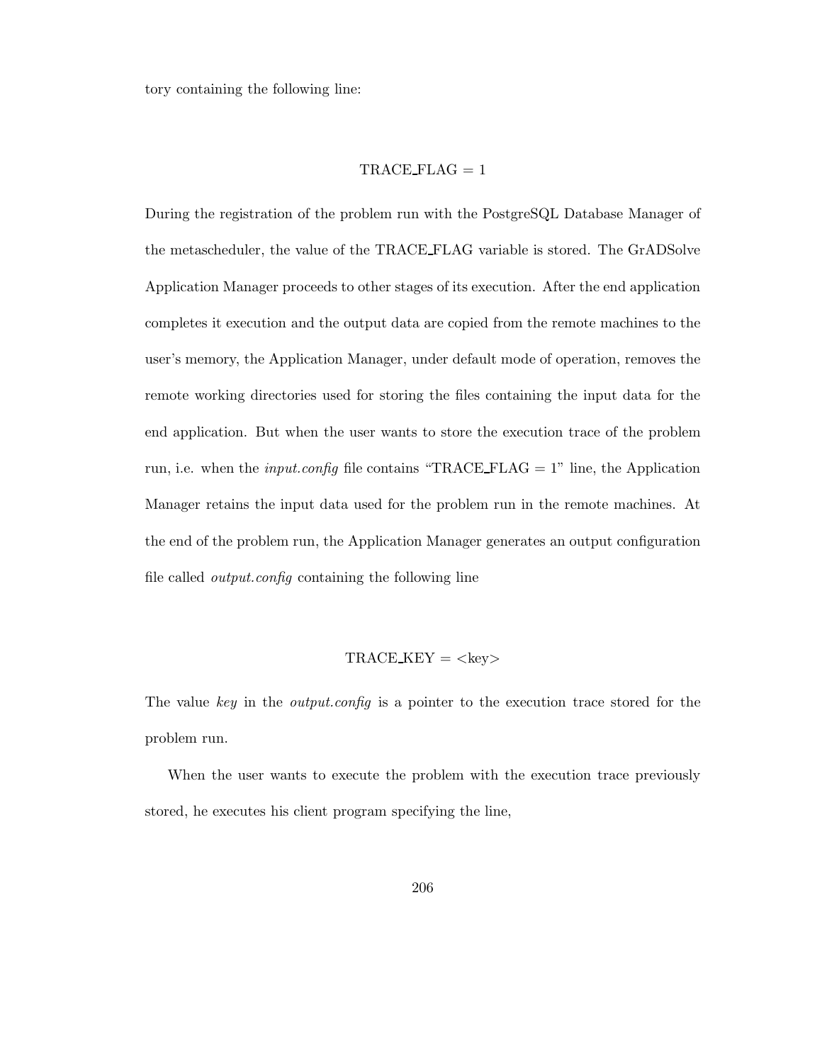tory containing the following line:

TRACE_FLAG = 1

During the registration of the problem run with the PostgreSQL Database Manager of the metascheduler, the value of the TRACE_FLAG variable is stored. The GrADSolve Application Manager proceeds to other stages of its execution. After the end application completes it execution and the output data are copied from the remote machines to the user's memory, the Application Manager, under default mode of operation, removes the remote working directories used for storing the files containing the input data for the end application. But when the user wants to store the execution trace of the problem run, i.e. when the *input.config* file contains "TRACE_FLAG = 1" line, the Application Manager retains the input data used for the problem run in the remote machines. At the end of the problem run, the Application Manager generates an output configuration file called *output.config* containing the following line

TRACE_KEY = <key>

The value *key* in the *output.config* is a pointer to the execution trace stored for the problem run.

When the user wants to execute the problem with the execution trace previously stored, he executes his client program specifying the line,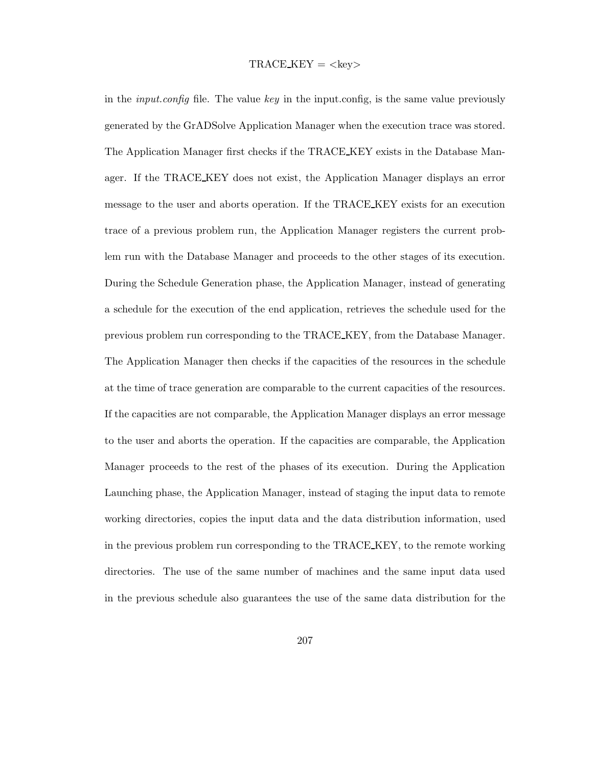TRACE_KEY = <key>

in the *input.config* file. The value *key* in the input.config, is the same value previously generated by the GrADSolve Application Manager when the execution trace was stored. The Application Manager first checks if the TRACE_KEY exists in the Database Manager. If the TRACE_KEY does not exist, the Application Manager displays an error message to the user and aborts operation. If the TRACE_KEY exists for an execution trace of a previous problem run, the Application Manager registers the current problem run with the Database Manager and proceeds to the other stages of its execution. During the Schedule Generation phase, the Application Manager, instead of generating a schedule for the execution of the end application, retrieves the schedule used for the previous problem run corresponding to the TRACE_KEY, from the Database Manager. The Application Manager then checks if the capacities of the resources in the schedule at the time of trace generation are comparable to the current capacities of the resources. If the capacities are not comparable, the Application Manager displays an error message to the user and aborts the operation. If the capacities are comparable, the Application Manager proceeds to the rest of the phases of its execution. During the Application Launching phase, the Application Manager, instead of staging the input data to remote working directories, copies the input data and the data distribution information, used in the previous problem run corresponding to the TRACE_KEY, to the remote working directories. The use of the same number of machines and the same input data used in the previous schedule also guarantees the use of the same data distribution for the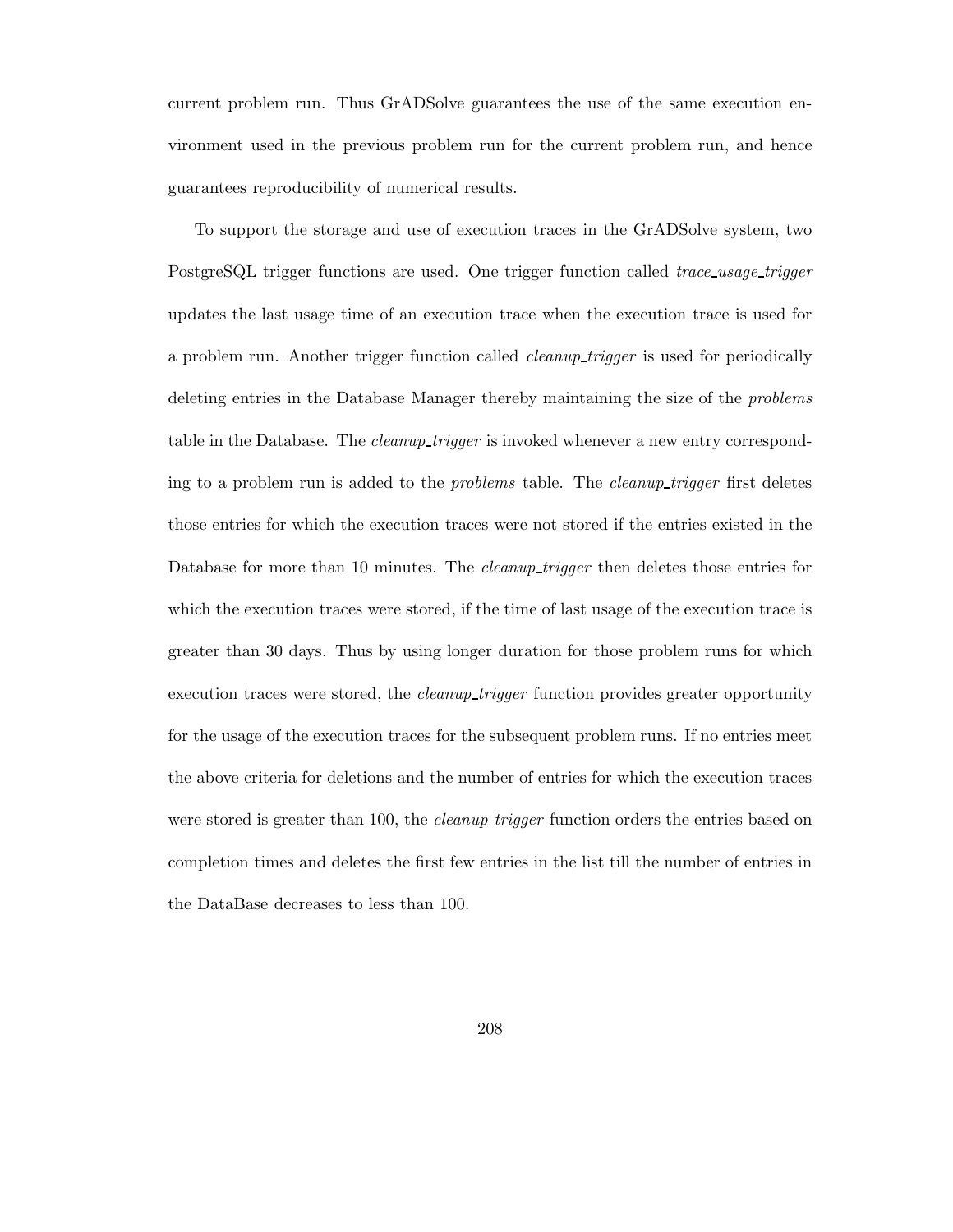current problem run. Thus GrADSolve guarantees the use of the same execution environment used in the previous problem run for the current problem run, and hence guarantees reproducibility of numerical results.

To support the storage and use of execution traces in the GrADSolve system, two PostgreSQL trigger functions are used. One trigger function called *trace_usage_trigger* updates the last usage time of an execution trace when the execution trace is used for a problem run. Another trigger function called *cleanup_trigger* is used for periodically deleting entries in the Database Manager thereby maintaining the size of the *problems* table in the Database. The *cleanup_trigger* is invoked whenever a new entry corresponding to a problem run is added to the *problems* table. The *cleanup_trigger* first deletes those entries for which the execution traces were not stored if the entries existed in the Database for more than 10 minutes. The *cleanup_trigger* then deletes those entries for which the execution traces were stored, if the time of last usage of the execution trace is greater than 30 days. Thus by using longer duration for those problem runs for which execution traces were stored, the *cleanup_trigger* function provides greater opportunity for the usage of the execution traces for the subsequent problem runs. If no entries meet the above criteria for deletions and the number of entries for which the execution traces were stored is greater than 100, the *cleanup_trigger* function orders the entries based on completion times and deletes the first few entries in the list till the number of entries in the DataBase decreases to less than 100.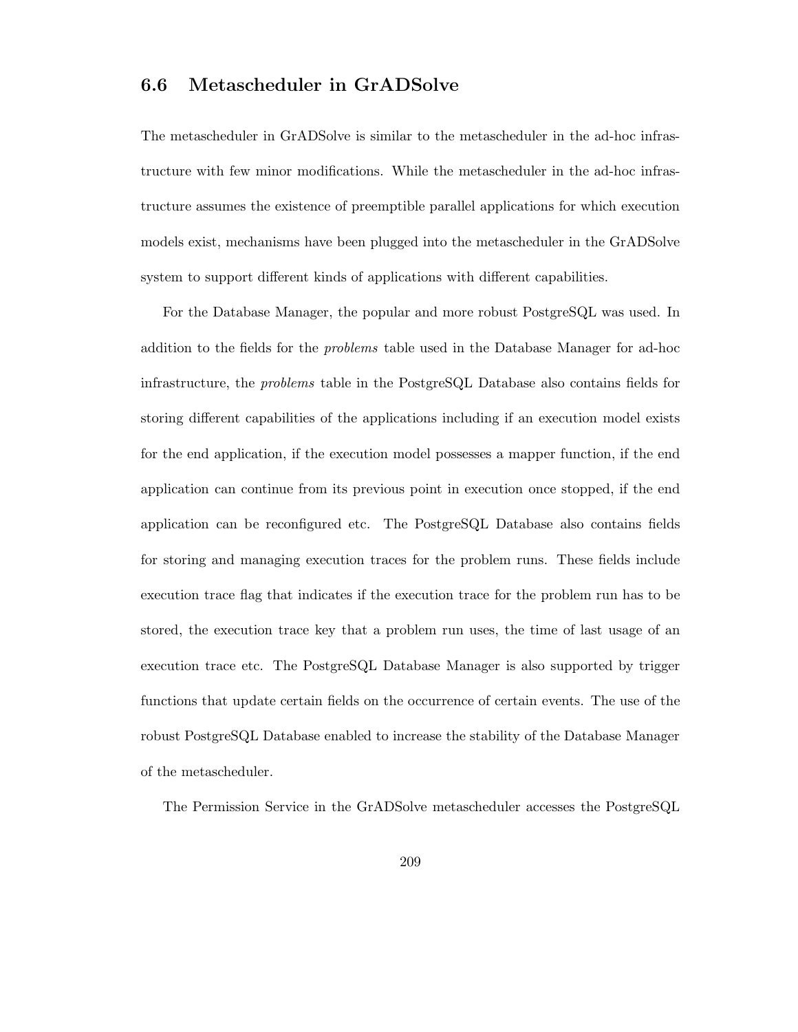## 6.6 Metascheduler in GrADSolve

The metascheduler in GrADSolve is similar to the metascheduler in the ad-hoc infrastructure with few minor modifications. While the metascheduler in the ad-hoc infrastructure assumes the existence of preemptible parallel applications for which execution models exist, mechanisms have been plugged into the metascheduler in the GrADSolve system to support different kinds of applications with different capabilities.

For the Database Manager, the popular and more robust PostgreSQL was used. In addition to the fields for the *problems* table used in the Database Manager for ad-hoc infrastructure, the *problems* table in the PostgreSQL Database also contains fields for storing different capabilities of the applications including if an execution model exists for the end application, if the execution model possesses a mapper function, if the end application can continue from its previous point in execution once stopped, if the end application can be reconfigured etc. The PostgreSQL Database also contains fields for storing and managing execution traces for the problem runs. These fields include execution trace flag that indicates if the execution trace for the problem run has to be stored, the execution trace key that a problem run uses, the time of last usage of an execution trace etc. The PostgreSQL Database Manager is also supported by trigger functions that update certain fields on the occurrence of certain events. The use of the robust PostgreSQL Database enabled to increase the stability of the Database Manager of the metascheduler.

The Permission Service in the GrADSolve metascheduler accesses the PostgreSQL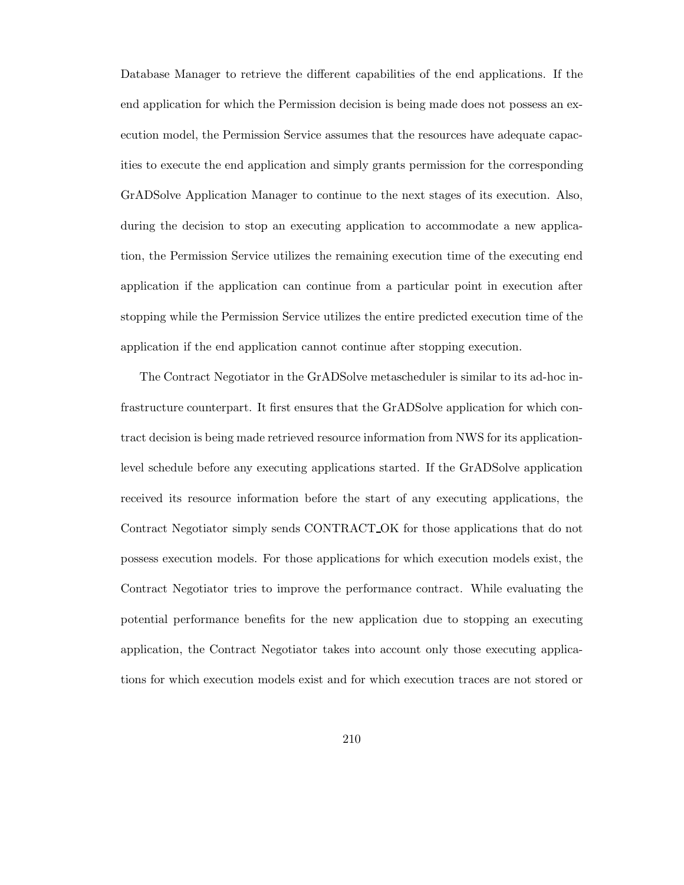Database Manager to retrieve the different capabilities of the end applications. If the end application for which the Permission decision is being made does not possess an execution model, the Permission Service assumes that the resources have adequate capacities to execute the end application and simply grants permission for the corresponding GrADSolve Application Manager to continue to the next stages of its execution. Also, during the decision to stop an executing application to accommodate a new application, the Permission Service utilizes the remaining execution time of the executing end application if the application can continue from a particular point in execution after stopping while the Permission Service utilizes the entire predicted execution time of the application if the end application cannot continue after stopping execution.

The Contract Negotiator in the GrADSolve metascheduler is similar to its ad-hoc infrastructure counterpart. It first ensures that the GrADSolve application for which contract decision is being made retrieved resource information from NWS for its application-level schedule before any executing applications started. If the GrADSolve application received its resource information before the start of any executing applications, the Contract Negotiator simply sends CONTRACT_OK for those applications that do not possess execution models. For those applications for which execution models exist, the Contract Negotiator tries to improve the performance contract. While evaluating the potential performance benefits for the new application due to stopping an executing application, the Contract Negotiator takes into account only those executing applications for which execution models exist and for which execution traces are not stored or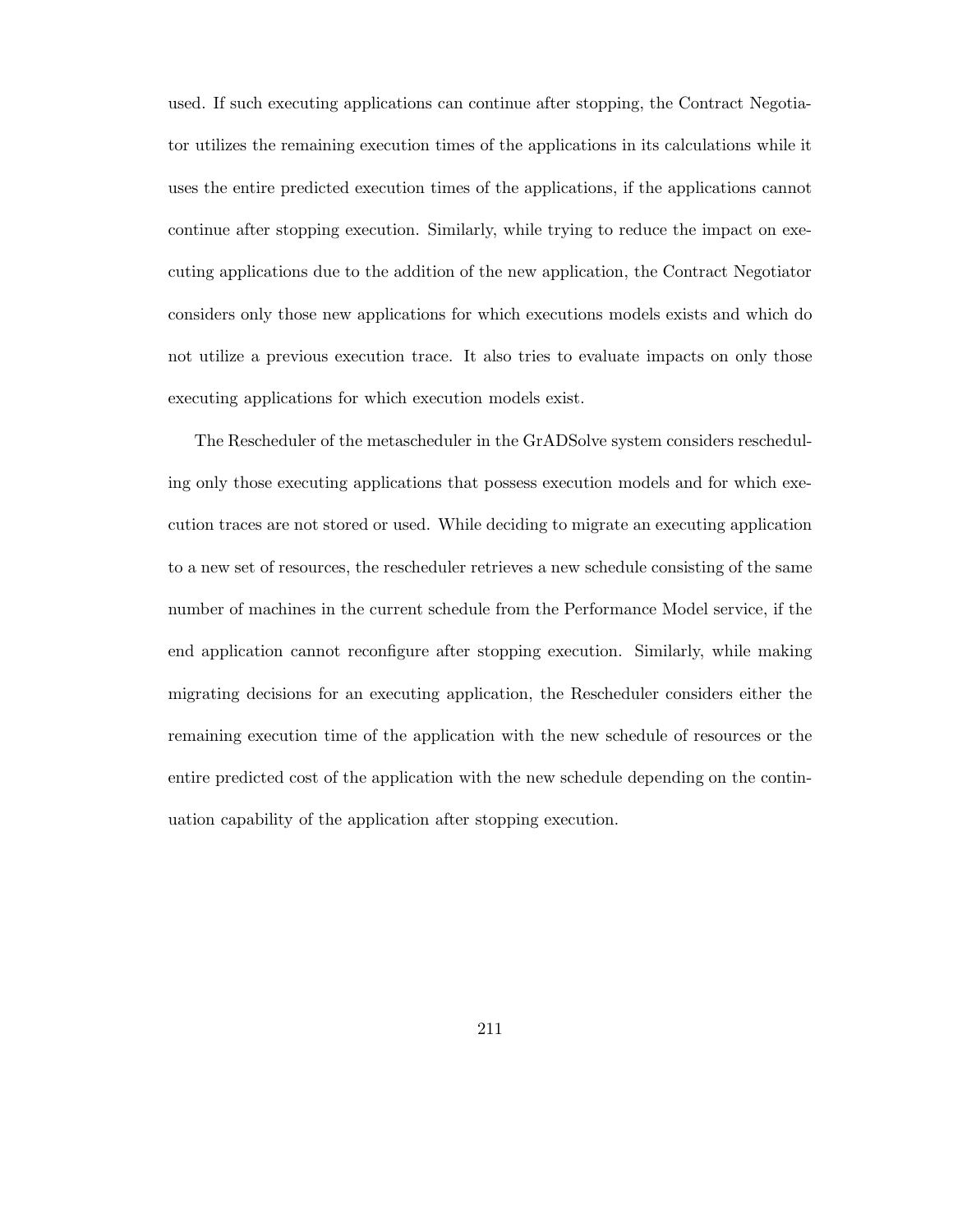used. If such executing applications can continue after stopping, the Contract Negotiator utilizes the remaining execution times of the applications in its calculations while it uses the entire predicted execution times of the applications, if the applications cannot continue after stopping execution. Similarly, while trying to reduce the impact on executing applications due to the addition of the new application, the Contract Negotiator considers only those new applications for which executions models exists and which do not utilize a previous execution trace. It also tries to evaluate impacts on only those executing applications for which execution models exist.

The Rescheduler of the metascheduler in the GrADSolve system considers rescheduling only those executing applications that possess execution models and for which execution traces are not stored or used. While deciding to migrate an executing application to a new set of resources, the rescheduler retrieves a new schedule consisting of the same number of machines in the current schedule from the Performance Model service, if the end application cannot reconfigure after stopping execution. Similarly, while making migrating decisions for an executing application, the Rescheduler considers either the remaining execution time of the application with the new schedule of resources or the entire predicted cost of the application with the new schedule depending on the continuation capability of the application after stopping execution.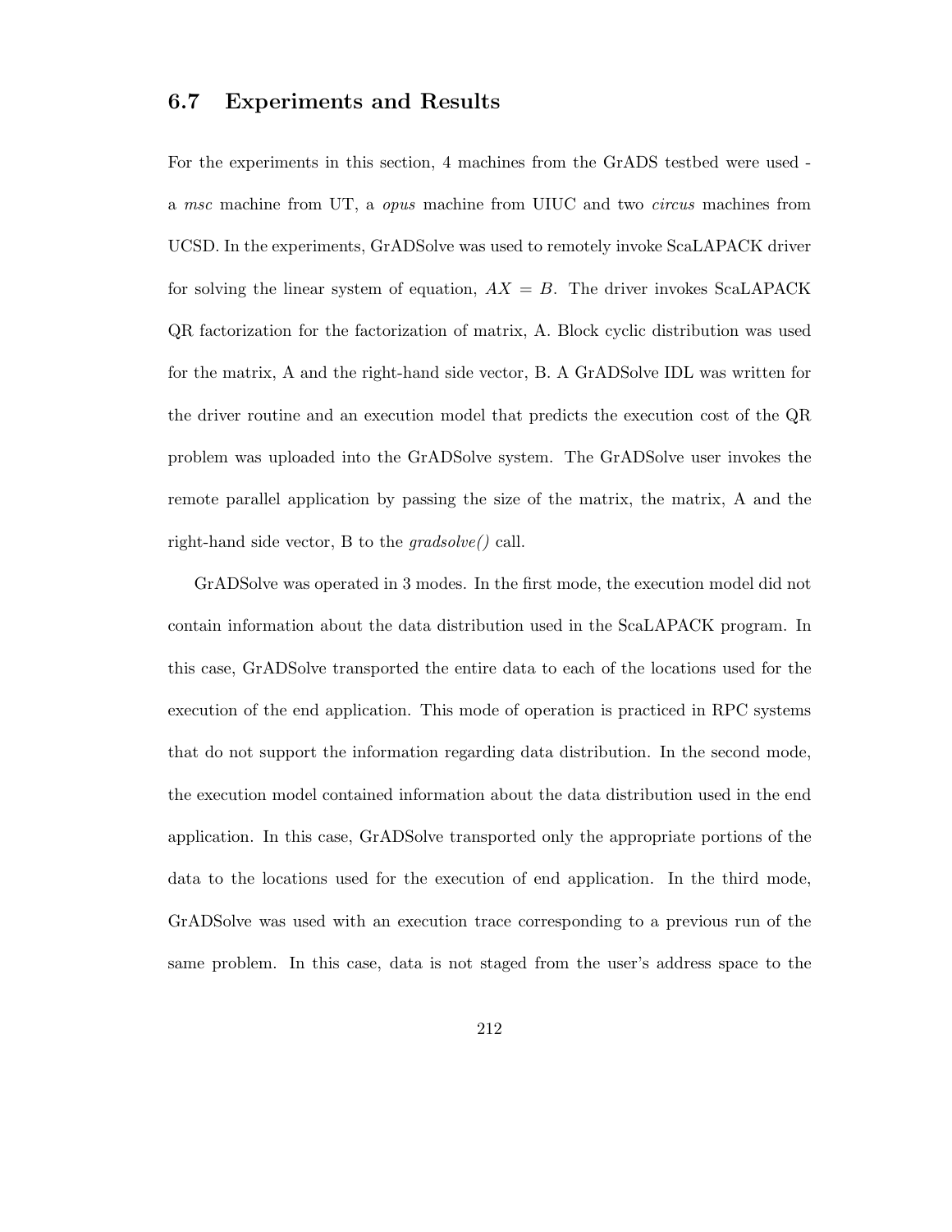## 6.7 Experiments and Results

For the experiments in this section, 4 machines from the GrADS testbed were used - a *msc* machine from UT, a *opus* machine from UIUC and two *circus* machines from UCSD. In the experiments, GrADSolve was used to remotely invoke ScaLAPACK driver for solving the linear system of equation, $AX = B$. The driver invokes ScaLAPACK QR factorization for the factorization of matrix, A. Block cyclic distribution was used for the matrix, A and the right-hand side vector, B. A GrADSolve IDL was written for the driver routine and an execution model that predicts the execution cost of the QR problem was uploaded into the GrADSolve system. The GrADSolve user invokes the remote parallel application by passing the size of the matrix, the matrix, A and the right-hand side vector, B to the *gradsolve()* call.

GrADSolve was operated in 3 modes. In the first mode, the execution model did not contain information about the data distribution used in the ScaLAPACK program. In this case, GrADSolve transported the entire data to each of the locations used for the execution of the end application. This mode of operation is practiced in RPC systems that do not support the information regarding data distribution. In the second mode, the execution model contained information about the data distribution used in the end application. In this case, GrADSolve transported only the appropriate portions of the data to the locations used for the execution of end application. In the third mode, GrADSolve was used with an execution trace corresponding to a previous run of the same problem. In this case, data is not staged from the user's address space to the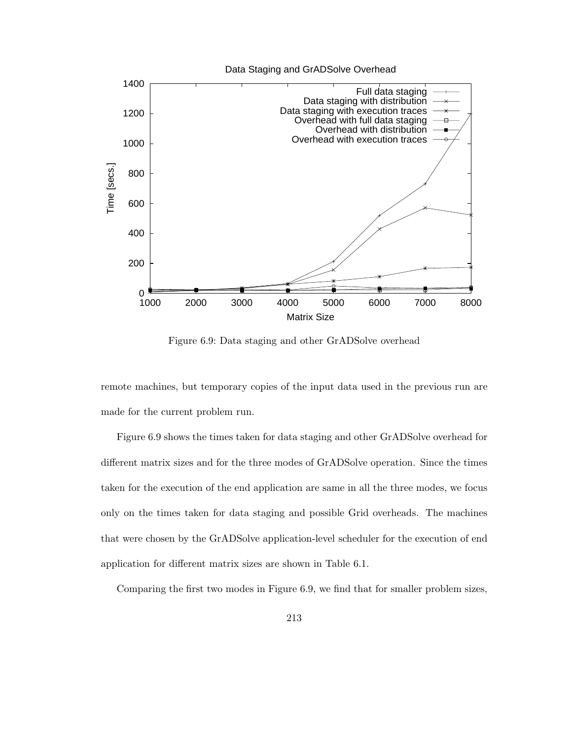Data Staging and GrADSolve Overhead

Time [secs.]

Matrix Size

0
200
400
600
800
1000
1200
1400

1000
2000
3000
4000
5000
6000
7000
8000

Full data staging
Data staging with distribution
Data staging with execution traces
Overhead with full data staging
Overhead with distribution
Overhead with execution traces

Figure 6.9: Data staging and other GrADSolve overhead

remote machines, but temporary copies of the input data used in the previous run are made for the current problem run.

Figure 6.9 shows the times taken for data staging and other GrADSolve overhead for different matrix sizes and for the three modes of GrADSolve operation. Since the times taken for the execution of the end application are same in all the three modes, we focus only on the times taken for data staging and possible Grid overheads. The machines that were chosen by the GrADSolve application-level scheduler for the execution of end application for different matrix sizes are shown in Table 6.1.

Comparing the first two modes in Figure 6.9, we find that for smaller problem sizes,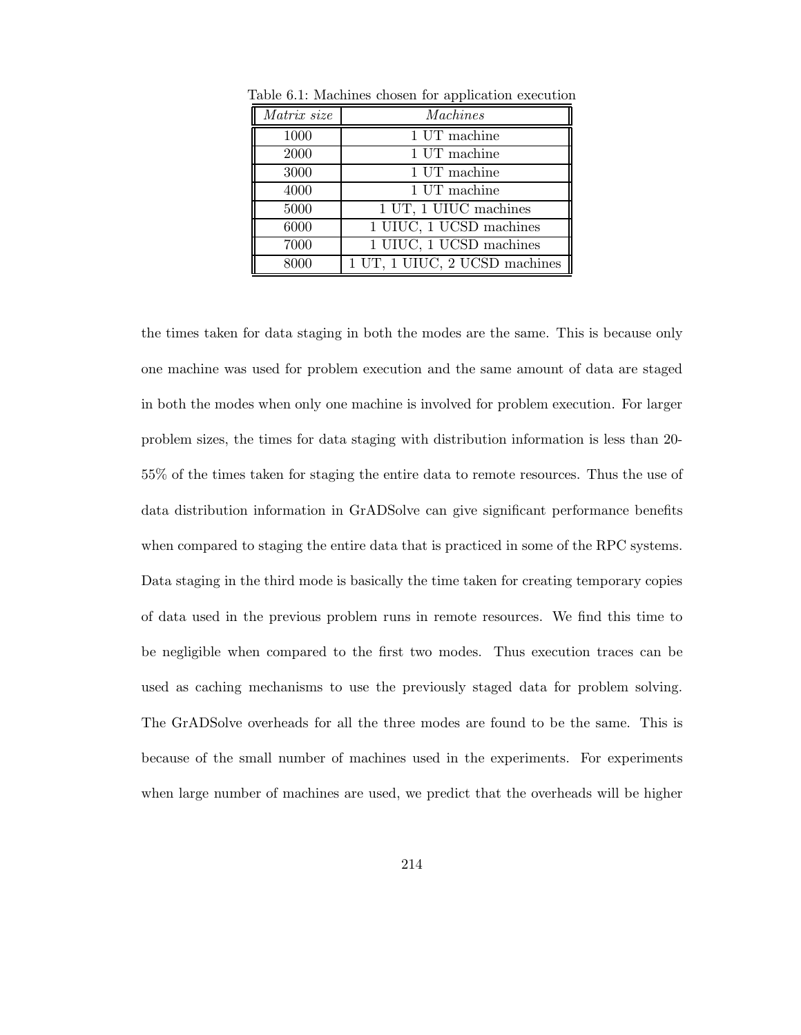Table 6.1: Machines chosen for application execution

| *Matrix size* | *Machines* |
|---|---|
| 1000 | 1 UT machine |
| 2000 | 1 UT machine |
| 3000 | 1 UT machine |
| 4000 | 1 UT machine |
| 5000 | 1 UT, 1 UIUC machines |
| 6000 | 1 UIUC, 1 UCSD machines |
| 7000 | 1 UIUC, 1 UCSD machines |
| 8000 | 1 UT, 1 UIUC, 2 UCSD machines |

the times taken for data staging in both the modes are the same. This is because only one machine was used for problem execution and the same amount of data are staged in both the modes when only one machine is involved for problem execution. For larger problem sizes, the times for data staging with distribution information is less than 20-55% of the times taken for staging the entire data to remote resources. Thus the use of data distribution information in GrADSolve can give significant performance benefits when compared to staging the entire data that is practiced in some of the RPC systems. Data staging in the third mode is basically the time taken for creating temporary copies of data used in the previous problem runs in remote resources. We find this time to be negligible when compared to the first two modes. Thus execution traces can be used as caching mechanisms to use the previously staged data for problem solving. The GrADSolve overheads for all the three modes are found to be the same. This is because of the small number of machines used in the experiments. For experiments when large number of machines are used, we predict that the overheads will be higher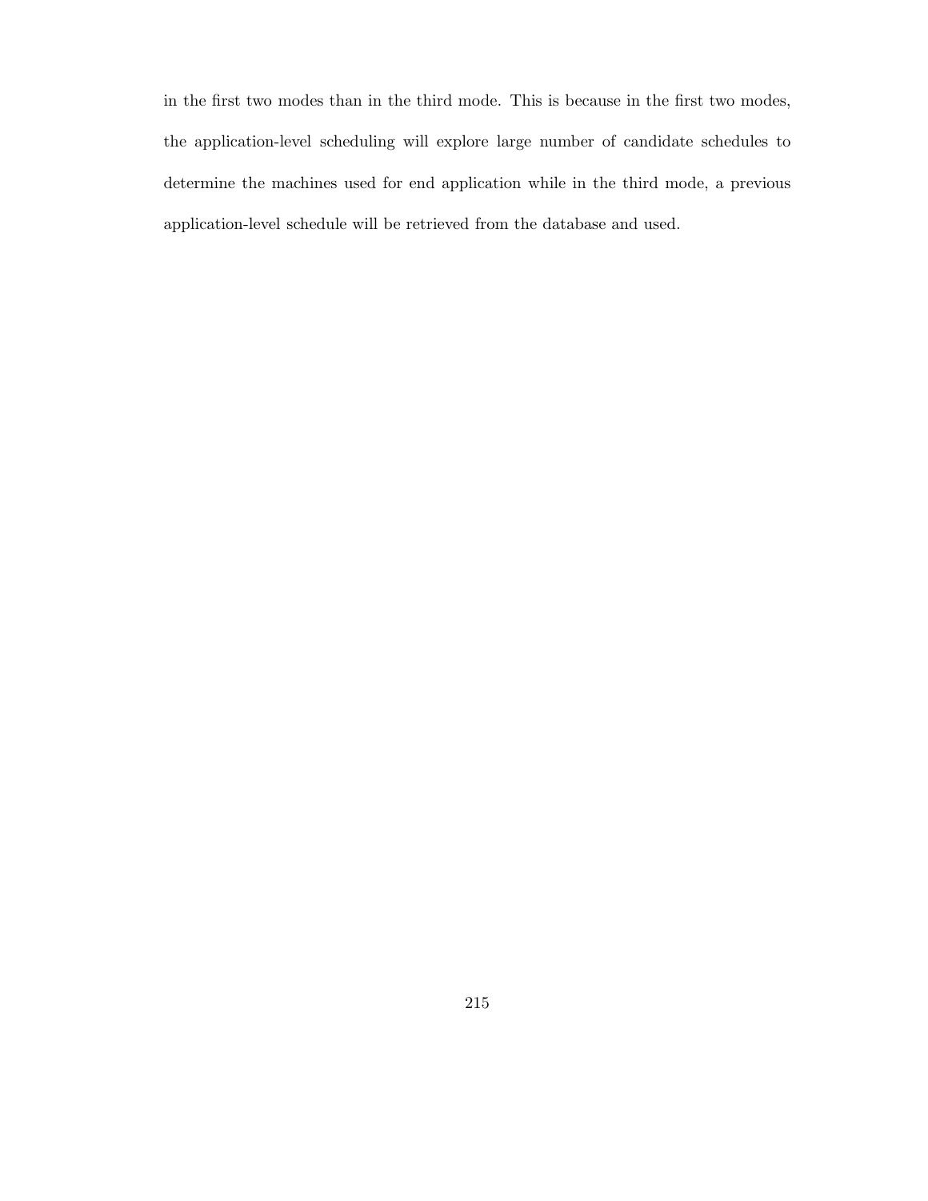in the first two modes than in the third mode. This is because in the first two modes, the application-level scheduling will explore large number of candidate schedules to determine the machines used for end application while in the third mode, a previous application-level schedule will be retrieved from the database and used.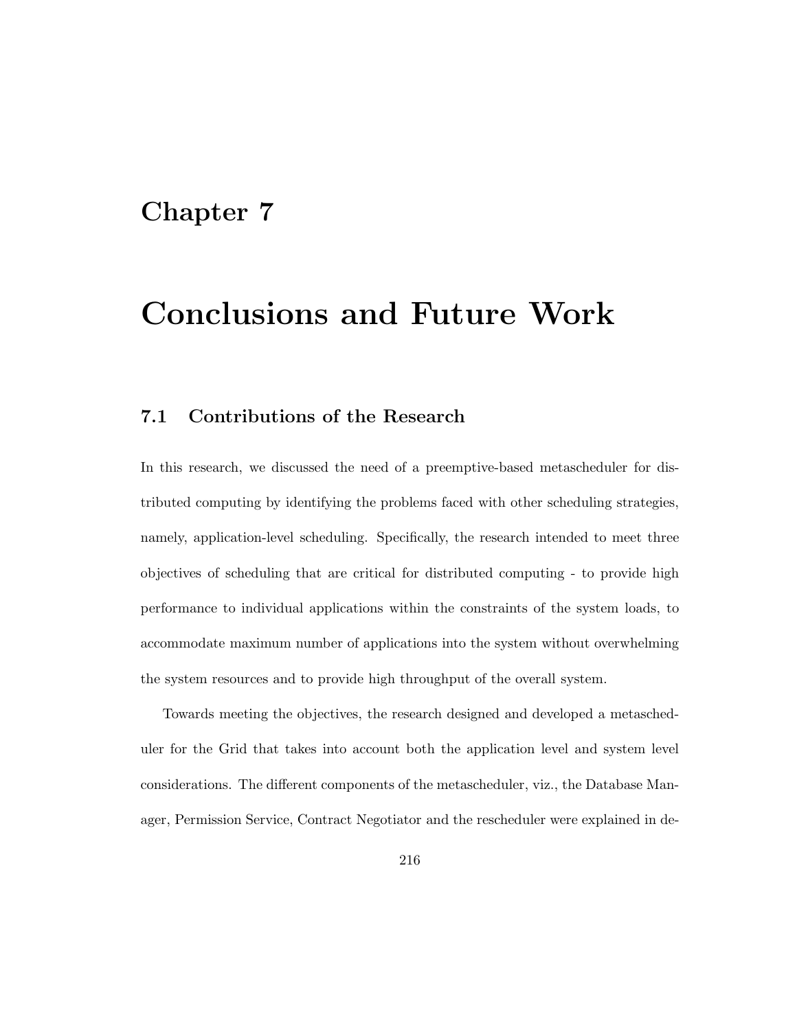# Chapter 7

# Conclusions and Future Work

## 7.1 Contributions of the Research

In this research, we discussed the need of a preemptive-based metascheduler for distributed computing by identifying the problems faced with other scheduling strategies, namely, application-level scheduling. Specifically, the research intended to meet three objectives of scheduling that are critical for distributed computing - to provide high performance to individual applications within the constraints of the system loads, to accommodate maximum number of applications into the system without overwhelming the system resources and to provide high throughput of the overall system.

Towards meeting the objectives, the research designed and developed a metascheduler for the Grid that takes into account both the application level and system level considerations. The different components of the metascheduler, viz., the Database Manager, Permission Service, Contract Negotiator and the rescheduler were explained in de-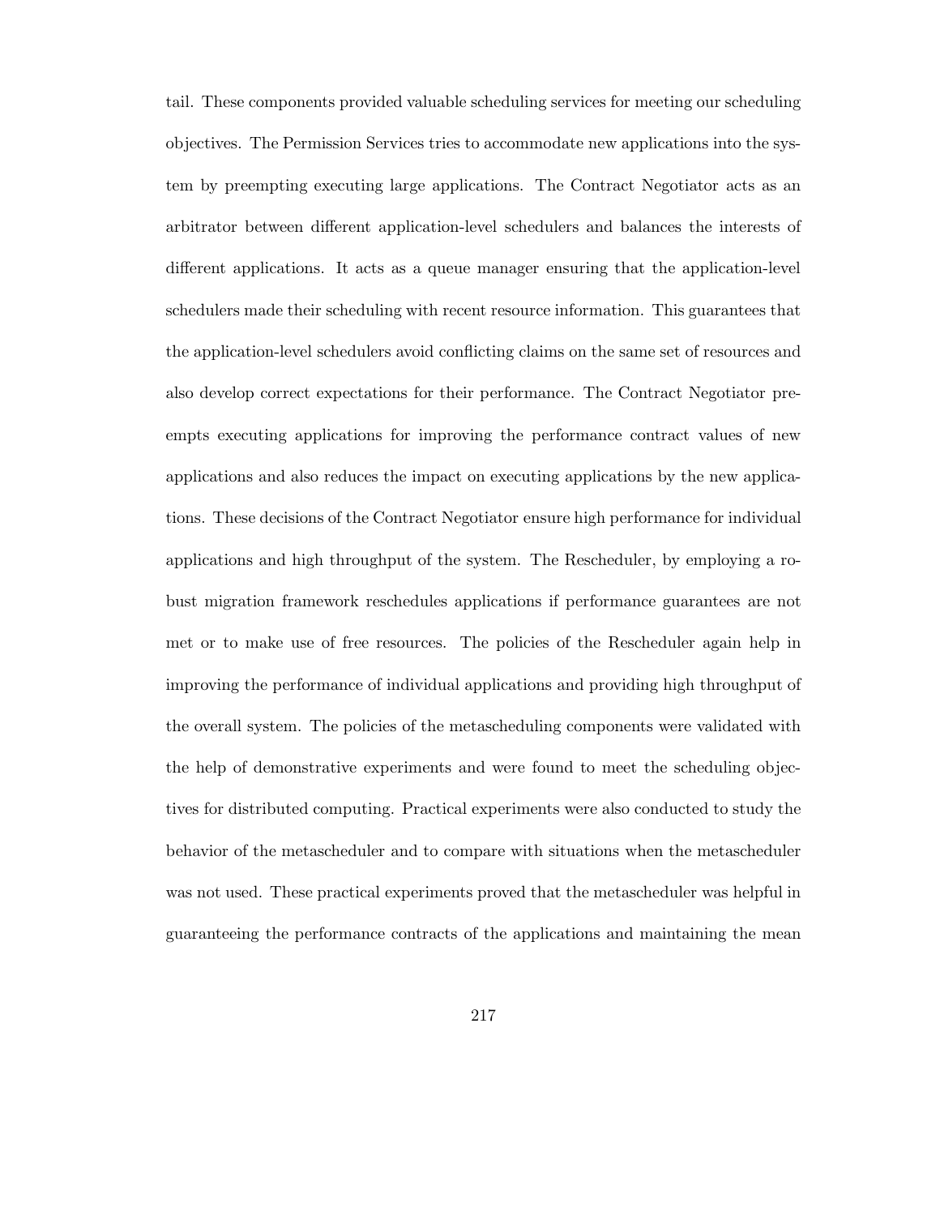tail. These components provided valuable scheduling services for meeting our scheduling objectives. The Permission Services tries to accommodate new applications into the system by preempting executing large applications. The Contract Negotiator acts as an arbitrator between different application-level schedulers and balances the interests of different applications. It acts as a queue manager ensuring that the application-level schedulers made their scheduling with recent resource information. This guarantees that the application-level schedulers avoid conflicting claims on the same set of resources and also develop correct expectations for their performance. The Contract Negotiator preempts executing applications for improving the performance contract values of new applications and also reduces the impact on executing applications by the new applications. These decisions of the Contract Negotiator ensure high performance for individual applications and high throughput of the system. The Rescheduler, by employing a robust migration framework reschedules applications if performance guarantees are not met or to make use of free resources. The policies of the Rescheduler again help in improving the performance of individual applications and providing high throughput of the overall system. The policies of the metascheduling components were validated with the help of demonstrative experiments and were found to meet the scheduling objectives for distributed computing. Practical experiments were also conducted to study the behavior of the metascheduler and to compare with situations when the metascheduler was not used. These practical experiments proved that the metascheduler was helpful in guaranteeing the performance contracts of the applications and maintaining the mean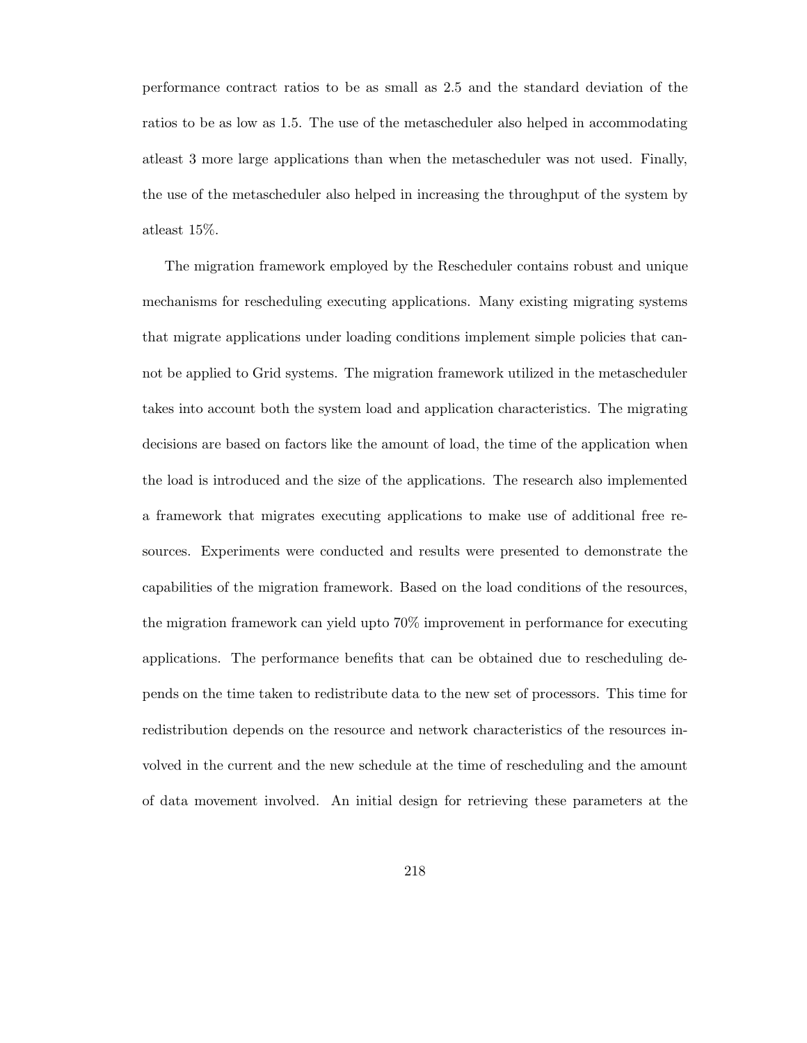performance contract ratios to be as small as 2.5 and the standard deviation of the ratios to be as low as 1.5. The use of the metascheduler also helped in accommodating atleast 3 more large applications than when the metascheduler was not used. Finally, the use of the metascheduler also helped in increasing the throughput of the system by atleast 15%.

The migration framework employed by the Rescheduler contains robust and unique mechanisms for rescheduling executing applications. Many existing migrating systems that migrate applications under loading conditions implement simple policies that cannot be applied to Grid systems. The migration framework utilized in the metascheduler takes into account both the system load and application characteristics. The migrating decisions are based on factors like the amount of load, the time of the application when the load is introduced and the size of the applications. The research also implemented a framework that migrates executing applications to make use of additional free resources. Experiments were conducted and results were presented to demonstrate the capabilities of the migration framework. Based on the load conditions of the resources, the migration framework can yield upto 70% improvement in performance for executing applications. The performance benefits that can be obtained due to rescheduling depends on the time taken to redistribute data to the new set of processors. This time for redistribution depends on the resource and network characteristics of the resources involved in the current and the new schedule at the time of rescheduling and the amount of data movement involved. An initial design for retrieving these parameters at the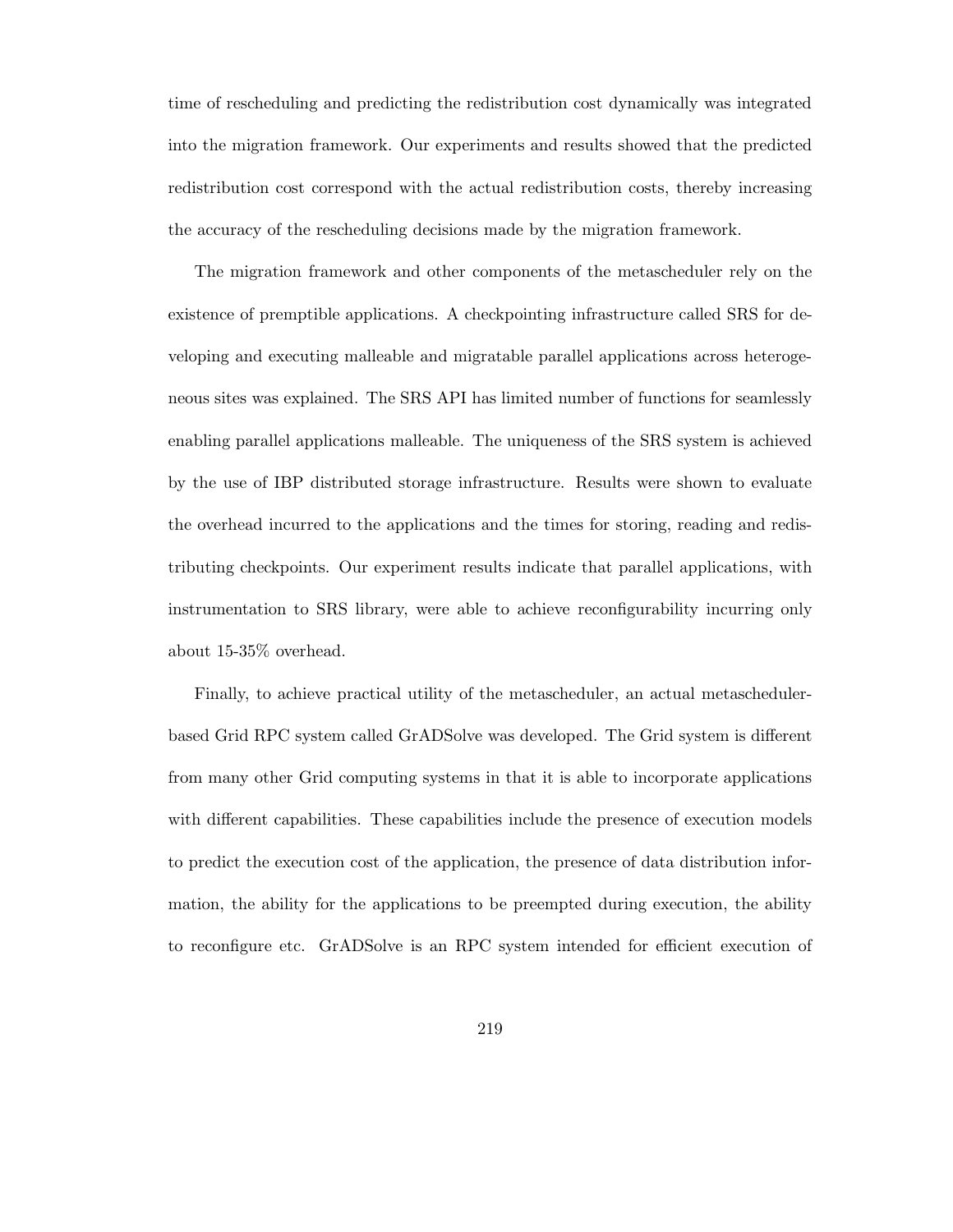time of rescheduling and predicting the redistribution cost dynamically was integrated into the migration framework. Our experiments and results showed that the predicted redistribution cost correspond with the actual redistribution costs, thereby increasing the accuracy of the rescheduling decisions made by the migration framework.

The migration framework and other components of the metascheduler rely on the existence of premptible applications. A checkpointing infrastructure called SRS for developing and executing malleable and migratable parallel applications across heterogeneous sites was explained. The SRS API has limited number of functions for seamlessly enabling parallel applications malleable. The uniqueness of the SRS system is achieved by the use of IBP distributed storage infrastructure. Results were shown to evaluate the overhead incurred to the applications and the times for storing, reading and redistributing checkpoints. Our experiment results indicate that parallel applications, with instrumentation to SRS library, were able to achieve reconfigurability incurring only about 15-35% overhead.

Finally, to achieve practical utility of the metascheduler, an actual metascheduler-based Grid RPC system called GrADSolve was developed. The Grid system is different from many other Grid computing systems in that it is able to incorporate applications with different capabilities. These capabilities include the presence of execution models to predict the execution cost of the application, the presence of data distribution information, the ability for the applications to be preempted during execution, the ability to reconfigure etc. GrADSolve is an RPC system intended for efficient execution of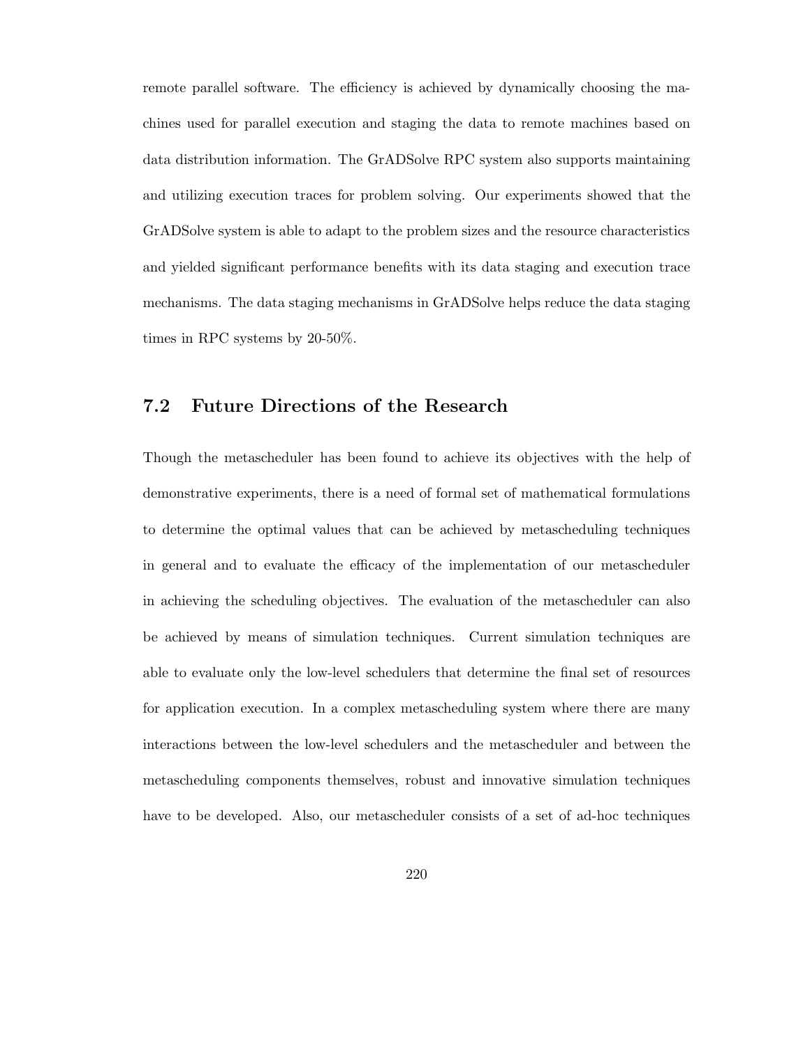remote parallel software. The efficiency is achieved by dynamically choosing the machines used for parallel execution and staging the data to remote machines based on data distribution information. The GrADSolve RPC system also supports maintaining and utilizing execution traces for problem solving. Our experiments showed that the GrADSolve system is able to adapt to the problem sizes and the resource characteristics and yielded significant performance benefits with its data staging and execution trace mechanisms. The data staging mechanisms in GrADSolve helps reduce the data staging times in RPC systems by 20-50%.

## 7.2 Future Directions of the Research

Though the metascheduler has been found to achieve its objectives with the help of demonstrative experiments, there is a need of formal set of mathematical formulations to determine the optimal values that can be achieved by metascheduling techniques in general and to evaluate the efficacy of the implementation of our metascheduler in achieving the scheduling objectives. The evaluation of the metascheduler can also be achieved by means of simulation techniques. Current simulation techniques are able to evaluate only the low-level schedulers that determine the final set of resources for application execution. In a complex metascheduling system where there are many interactions between the low-level schedulers and the metascheduler and between the metascheduling components themselves, robust and innovative simulation techniques have to be developed. Also, our metascheduler consists of a set of ad-hoc techniques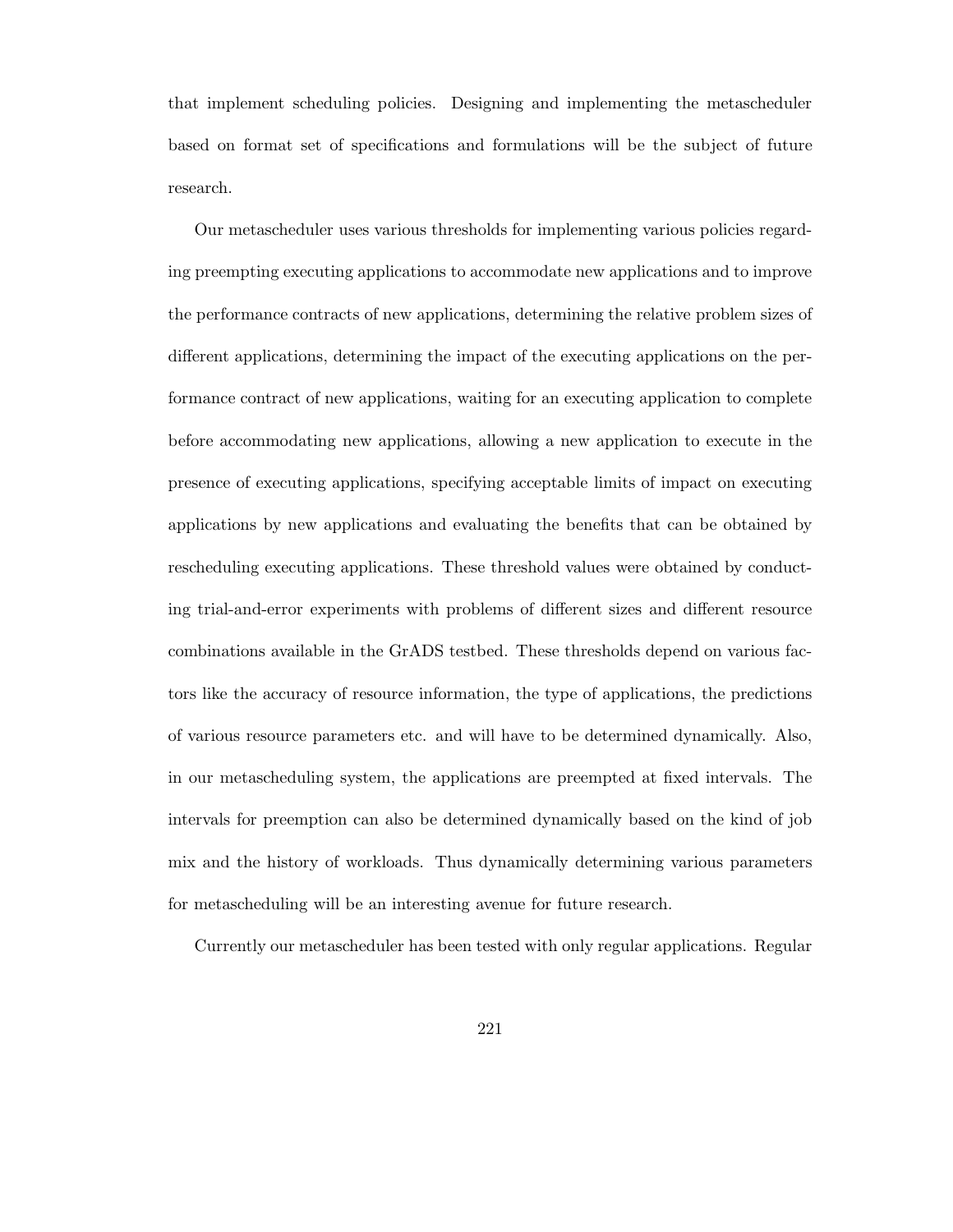that implement scheduling policies. Designing and implementing the metascheduler based on format set of specifications and formulations will be the subject of future research.

Our metascheduler uses various thresholds for implementing various policies regarding preempting executing applications to accommodate new applications and to improve the performance contracts of new applications, determining the relative problem sizes of different applications, determining the impact of the executing applications on the performance contract of new applications, waiting for an executing application to complete before accommodating new applications, allowing a new application to execute in the presence of executing applications, specifying acceptable limits of impact on executing applications by new applications and evaluating the benefits that can be obtained by rescheduling executing applications. These threshold values were obtained by conducting trial-and-error experiments with problems of different sizes and different resource combinations available in the GrADS testbed. These thresholds depend on various factors like the accuracy of resource information, the type of applications, the predictions of various resource parameters etc. and will have to be determined dynamically. Also, in our metascheduling system, the applications are preempted at fixed intervals. The intervals for preemption can also be determined dynamically based on the kind of job mix and the history of workloads. Thus dynamically determining various parameters for metascheduling will be an interesting avenue for future research.

Currently our metascheduler has been tested with only regular applications. Regular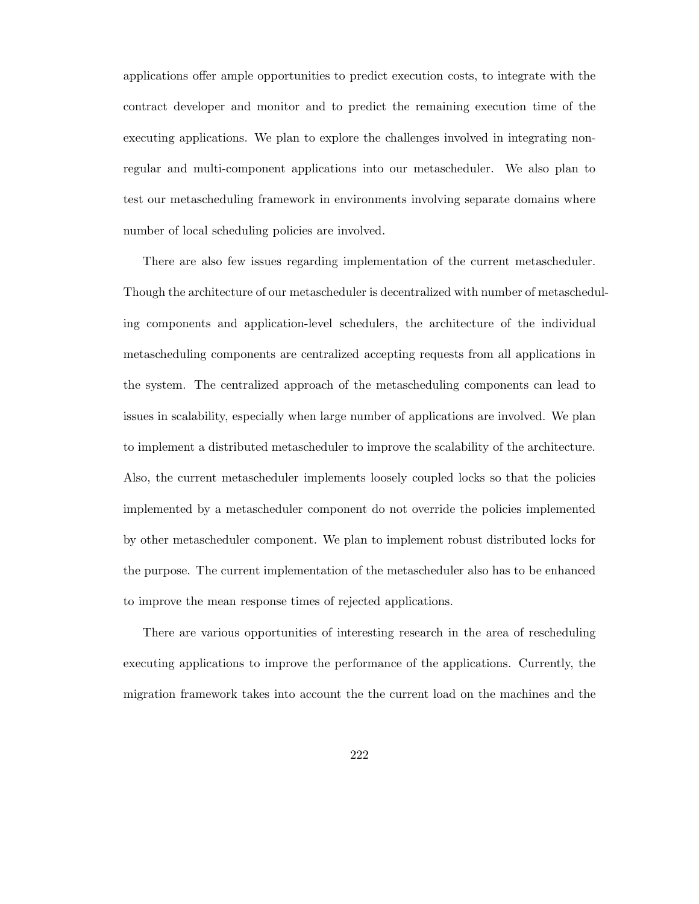applications offer ample opportunities to predict execution costs, to integrate with the contract developer and monitor and to predict the remaining execution time of the executing applications. We plan to explore the challenges involved in integrating non-regular and multi-component applications into our metascheduler. We also plan to test our metascheduling framework in environments involving separate domains where number of local scheduling policies are involved.

There are also few issues regarding implementation of the current metascheduler. Though the architecture of our metascheduler is decentralized with number of metascheduling components and application-level schedulers, the architecture of the individual metascheduling components are centralized accepting requests from all applications in the system. The centralized approach of the metascheduling components can lead to issues in scalability, especially when large number of applications are involved. We plan to implement a distributed metascheduler to improve the scalability of the architecture. Also, the current metascheduler implements loosely coupled locks so that the policies implemented by a metascheduler component do not override the policies implemented by other metascheduler component. We plan to implement robust distributed locks for the purpose. The current implementation of the metascheduler also has to be enhanced to improve the mean response times of rejected applications.

There are various opportunities of interesting research in the area of rescheduling executing applications to improve the performance of the applications. Currently, the migration framework takes into account the the current load on the machines and the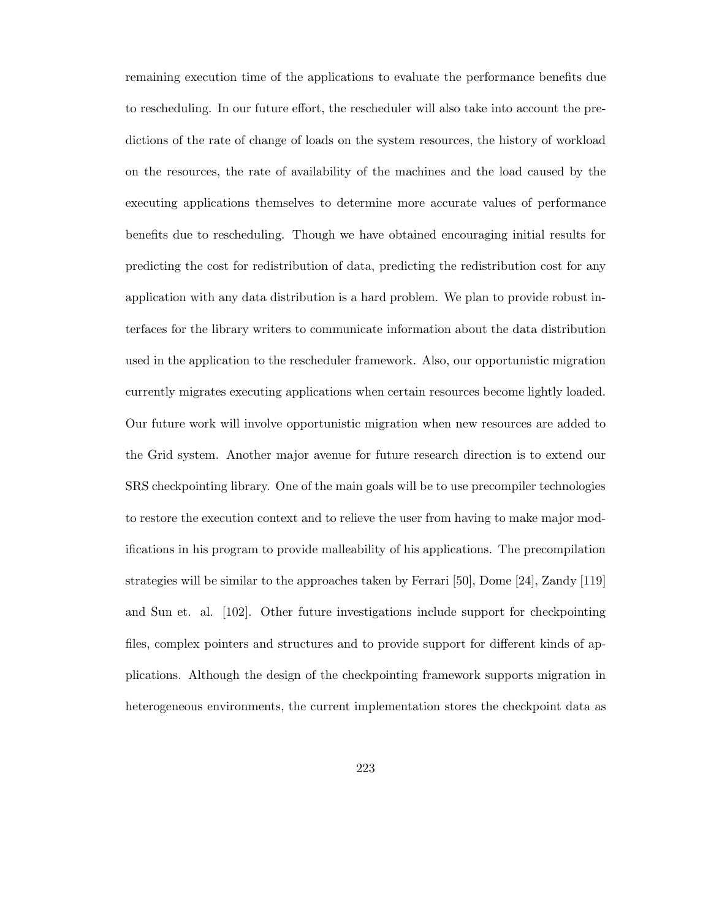remaining execution time of the applications to evaluate the performance benefits due to rescheduling. In our future effort, the rescheduler will also take into account the predictions of the rate of change of loads on the system resources, the history of workload on the resources, the rate of availability of the machines and the load caused by the executing applications themselves to determine more accurate values of performance benefits due to rescheduling. Though we have obtained encouraging initial results for predicting the cost for redistribution of data, predicting the redistribution cost for any application with any data distribution is a hard problem. We plan to provide robust interfaces for the library writers to communicate information about the data distribution used in the application to the rescheduler framework. Also, our opportunistic migration currently migrates executing applications when certain resources become lightly loaded. Our future work will involve opportunistic migration when new resources are added to the Grid system. Another major avenue for future research direction is to extend our SRS checkpointing library. One of the main goals will be to use precompiler technologies to restore the execution context and to relieve the user from having to make major modifications in his program to provide malleability of his applications. The precompilation strategies will be similar to the approaches taken by Ferrari [50], Dome [24], Zandy [119] and Sun et. al. [102]. Other future investigations include support for checkpointing files, complex pointers and structures and to provide support for different kinds of applications. Although the design of the checkpointing framework supports migration in heterogeneous environments, the current implementation stores the checkpoint data as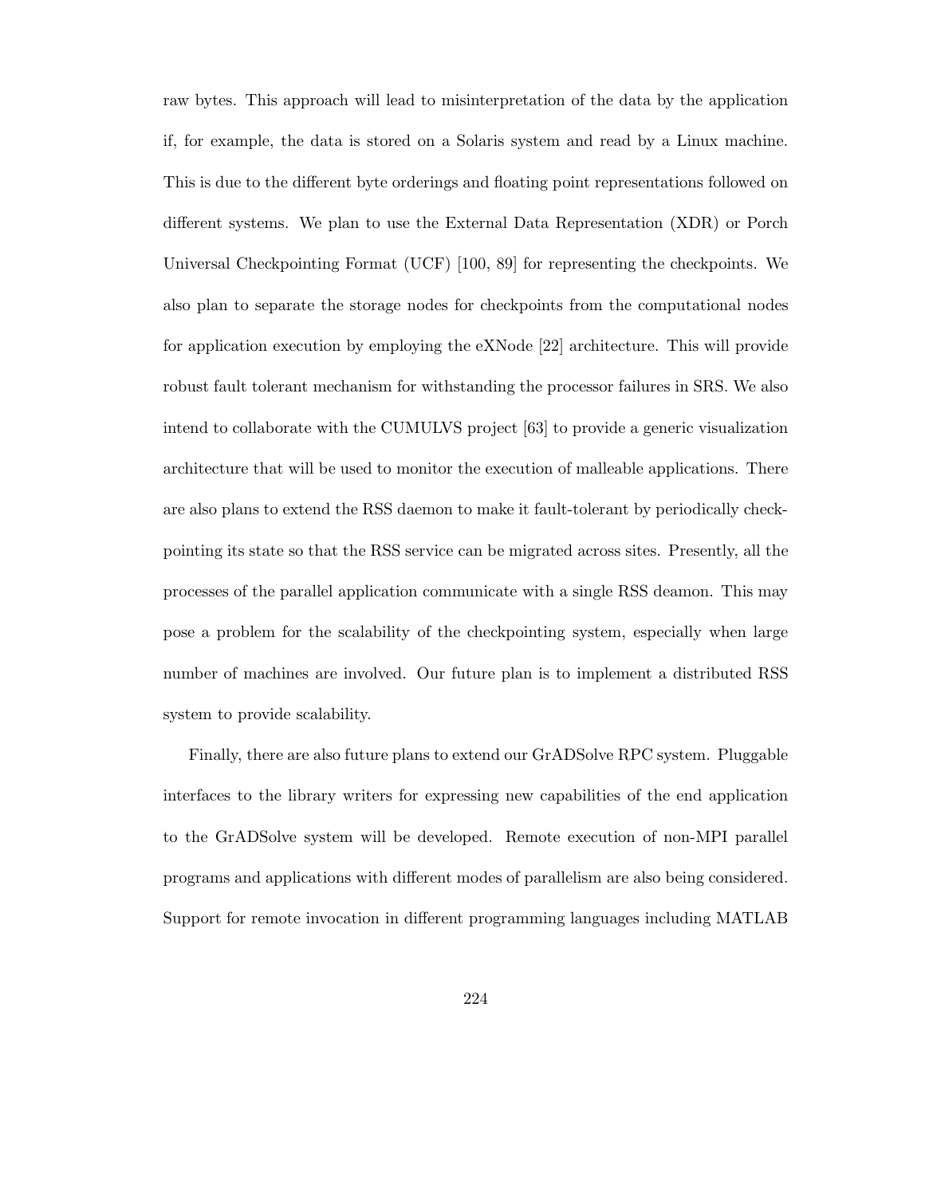raw bytes. This approach will lead to misinterpretation of the data by the application if, for example, the data is stored on a Solaris system and read by a Linux machine. This is due to the different byte orderings and floating point representations followed on different systems. We plan to use the External Data Representation (XDR) or Porch Universal Checkpointing Format (UCF) [100, 89] for representing the checkpoints. We also plan to separate the storage nodes for checkpoints from the computational nodes for application execution by employing the eXNode [22] architecture. This will provide robust fault tolerant mechanism for withstanding the processor failures in SRS. We also intend to collaborate with the CUMULVS project [63] to provide a generic visualization architecture that will be used to monitor the execution of malleable applications. There are also plans to extend the RSS daemon to make it fault-tolerant by periodically checkpointing its state so that the RSS service can be migrated across sites. Presently, all the processes of the parallel application communicate with a single RSS deamon. This may pose a problem for the scalability of the checkpointing system, especially when large number of machines are involved. Our future plan is to implement a distributed RSS system to provide scalability.

Finally, there are also future plans to extend our GrADSolve RPC system. Pluggable interfaces to the library writers for expressing new capabilities of the end application to the GrADSolve system will be developed. Remote execution of non-MPI parallel programs and applications with different modes of parallelism are also being considered. Support for remote invocation in different programming languages including MATLAB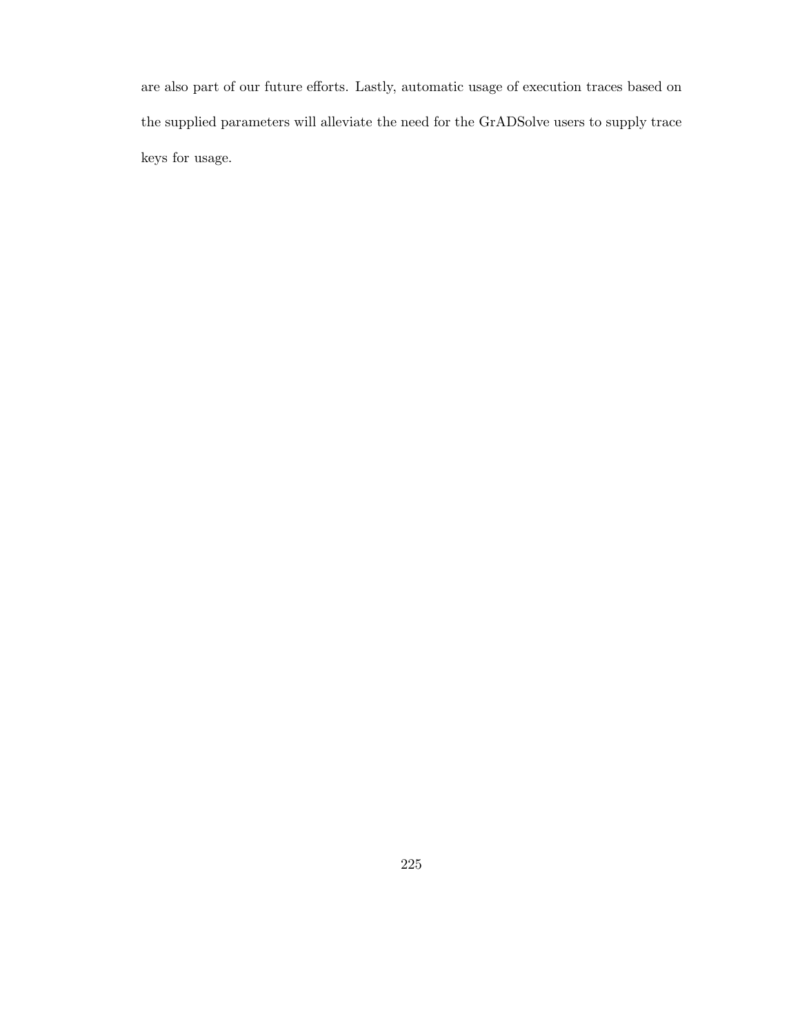are also part of our future efforts. Lastly, automatic usage of execution traces based on the supplied parameters will alleviate the need for the GrADSolve users to supply trace keys for usage.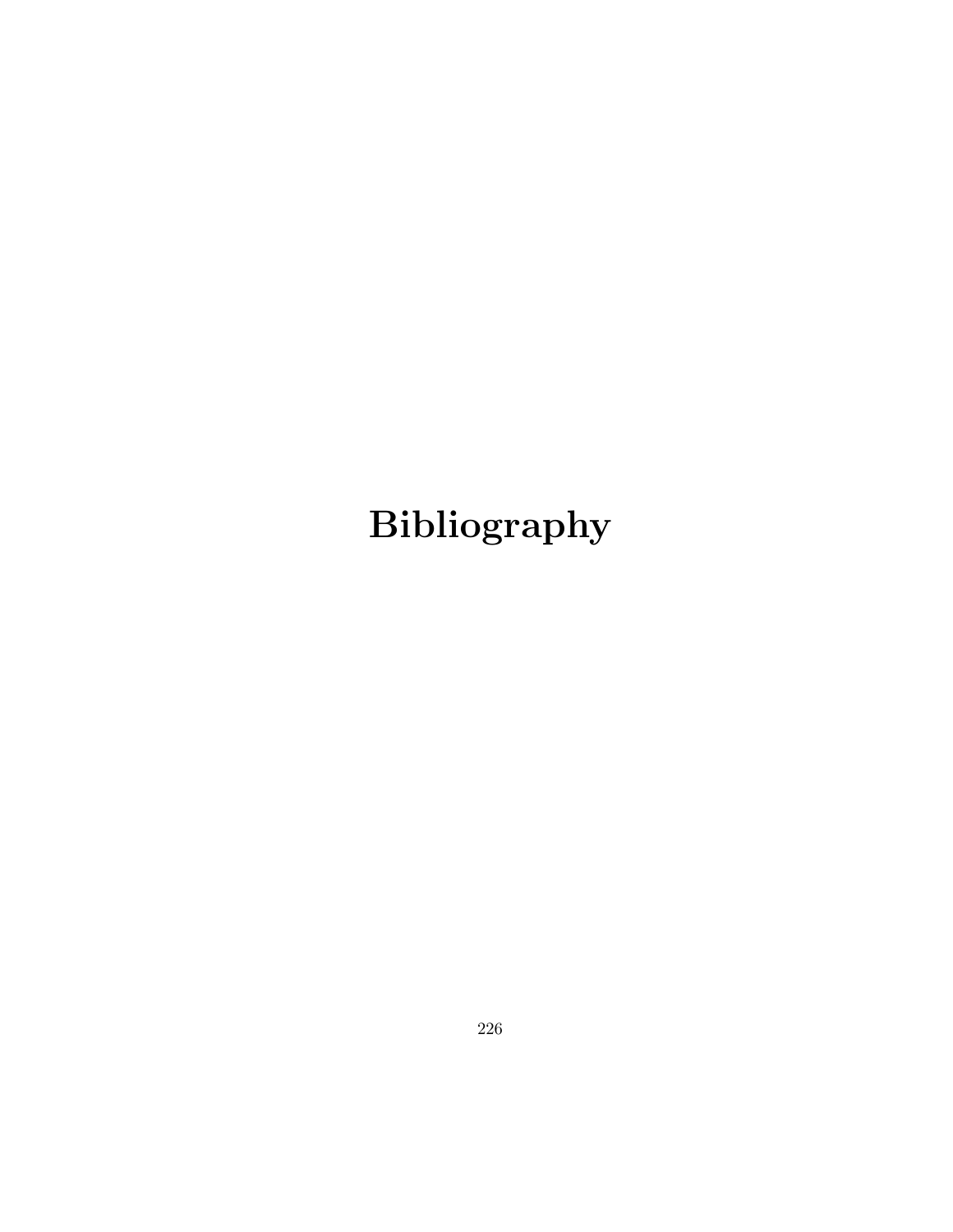# Bibliography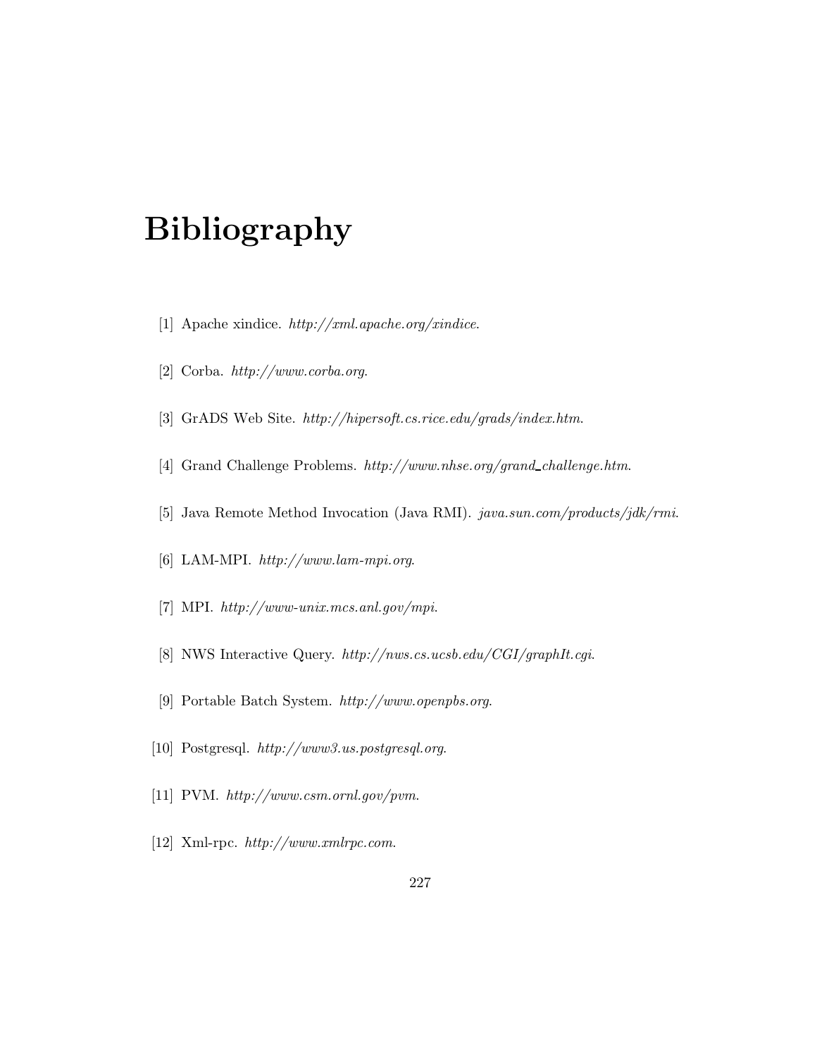# Bibliography

[1] Apache xindice. *http://xml.apache.org/xindice*.

[2] Corba. *http://www.corba.org*.

[3] GrADS Web Site. *http://hipersoft.cs.rice.edu/grads/index.htm*.

[4] Grand Challenge Problems. *http://www.nhse.org/grand_challenge.htm*.

[5] Java Remote Method Invocation (Java RMI). *java.sun.com/products/jdk/rmi*.

[6] LAM-MPI. *http://www.lam-mpi.org*.

[7] MPI. *http://www-unix.mcs.anl.gov/mpi*.

[8] NWS Interactive Query. *http://nws.cs.ucsb.edu/CGI/graphIt.cgi*.

[9] Portable Batch System. *http://www.openpbs.org*.

[10] Postgresql. *http://www3.us.postgresql.org*.

[11] PVM. *http://www.csm.ornl.gov/pvm*.

[12] Xml-rpc. *http://www.xmlrpc.com*.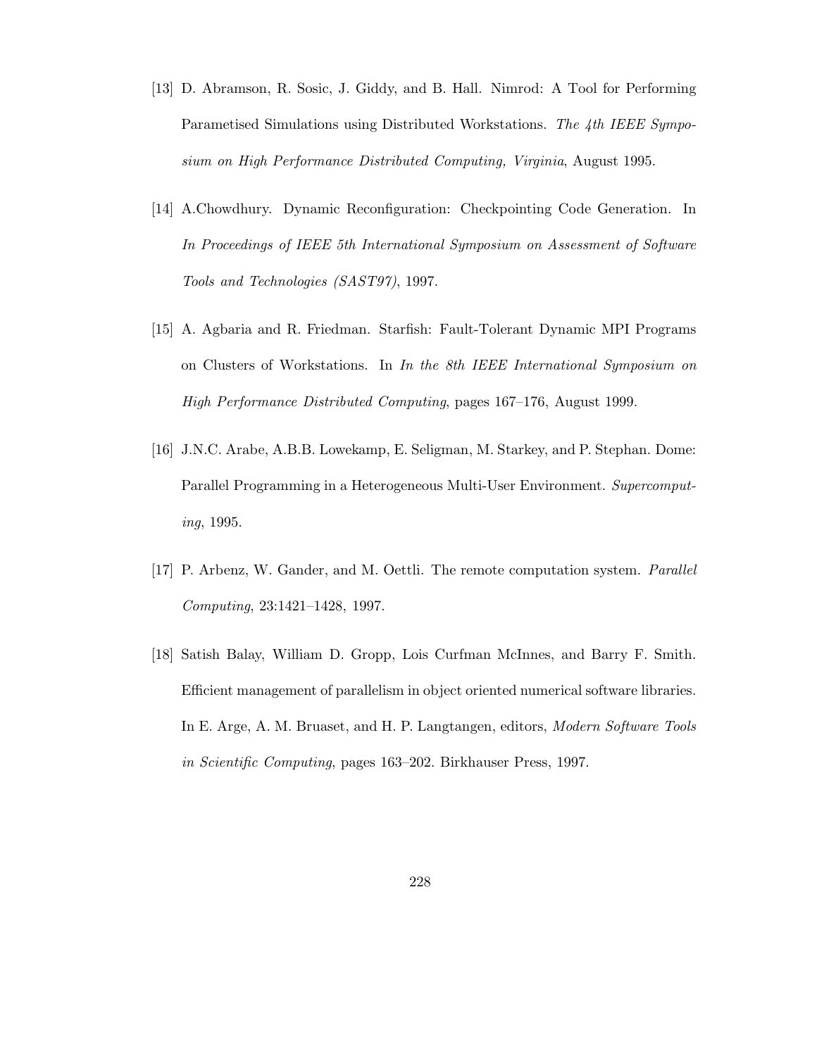[13] D. Abramson, R. Sosic, J. Giddy, and B. Hall. Nimrod: A Tool for Performing Parametised Simulations using Distributed Workstations. *The 4th IEEE Symposium on High Performance Distributed Computing, Virginia*, August 1995.

[14] A.Chowdhury. Dynamic Reconfiguration: Checkpointing Code Generation. In *In Proceedings of IEEE 5th International Symposium on Assessment of Software Tools and Technologies (SAST97)*, 1997.

[15] A. Agbaria and R. Friedman. Starfish: Fault-Tolerant Dynamic MPI Programs on Clusters of Workstations. In *In the 8th IEEE International Symposium on High Performance Distributed Computing*, pages 167–176, August 1999.

[16] J.N.C. Arabe, A.B.B. Lowekamp, E. Seligman, M. Starkey, and P. Stephan. Dome: Parallel Programming in a Heterogeneous Multi-User Environment. *Supercomputing*, 1995.

[17] P. Arbenz, W. Gander, and M. Oettli. The remote computation system. *Parallel Computing*, 23:1421–1428, 1997.

[18] Satish Balay, William D. Gropp, Lois Curfman McInnes, and Barry F. Smith. Efficient management of parallelism in object oriented numerical software libraries. In E. Arge, A. M. Bruaset, and H. P. Langtangen, editors, *Modern Software Tools in Scientific Computing*, pages 163–202. Birkhauser Press, 1997.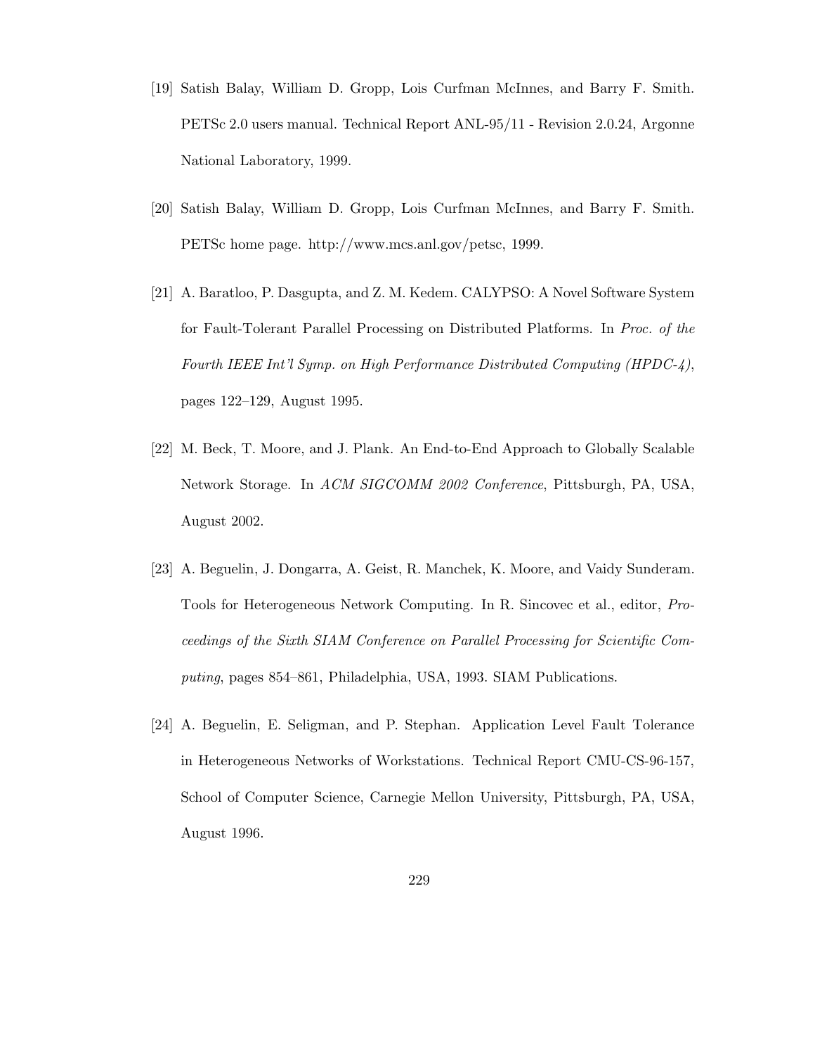[19] Satish Balay, William D. Gropp, Lois Curfman McInnes, and Barry F. Smith. PETSc 2.0 users manual. Technical Report ANL-95/11 - Revision 2.0.24, Argonne National Laboratory, 1999.

[20] Satish Balay, William D. Gropp, Lois Curfman McInnes, and Barry F. Smith. PETSc home page. http://www.mcs.anl.gov/petsc, 1999.

[21] A. Baratloo, P. Dasgupta, and Z. M. Kedem. CALYPSO: A Novel Software System for Fault-Tolerant Parallel Processing on Distributed Platforms. In *Proc. of the Fourth IEEE Int'l Symp. on High Performance Distributed Computing (HPDC-4)*, pages 122–129, August 1995.

[22] M. Beck, T. Moore, and J. Plank. An End-to-End Approach to Globally Scalable Network Storage. In *ACM SIGCOMM 2002 Conference*, Pittsburgh, PA, USA, August 2002.

[23] A. Beguelin, J. Dongarra, A. Geist, R. Manchek, K. Moore, and Vaidy Sunderam. Tools for Heterogeneous Network Computing. In R. Sincovec et al., editor, *Proceedings of the Sixth SIAM Conference on Parallel Processing for Scientific Computing*, pages 854–861, Philadelphia, USA, 1993. SIAM Publications.

[24] A. Beguelin, E. Seligman, and P. Stephan. Application Level Fault Tolerance in Heterogeneous Networks of Workstations. Technical Report CMU-CS-96-157, School of Computer Science, Carnegie Mellon University, Pittsburgh, PA, USA, August 1996.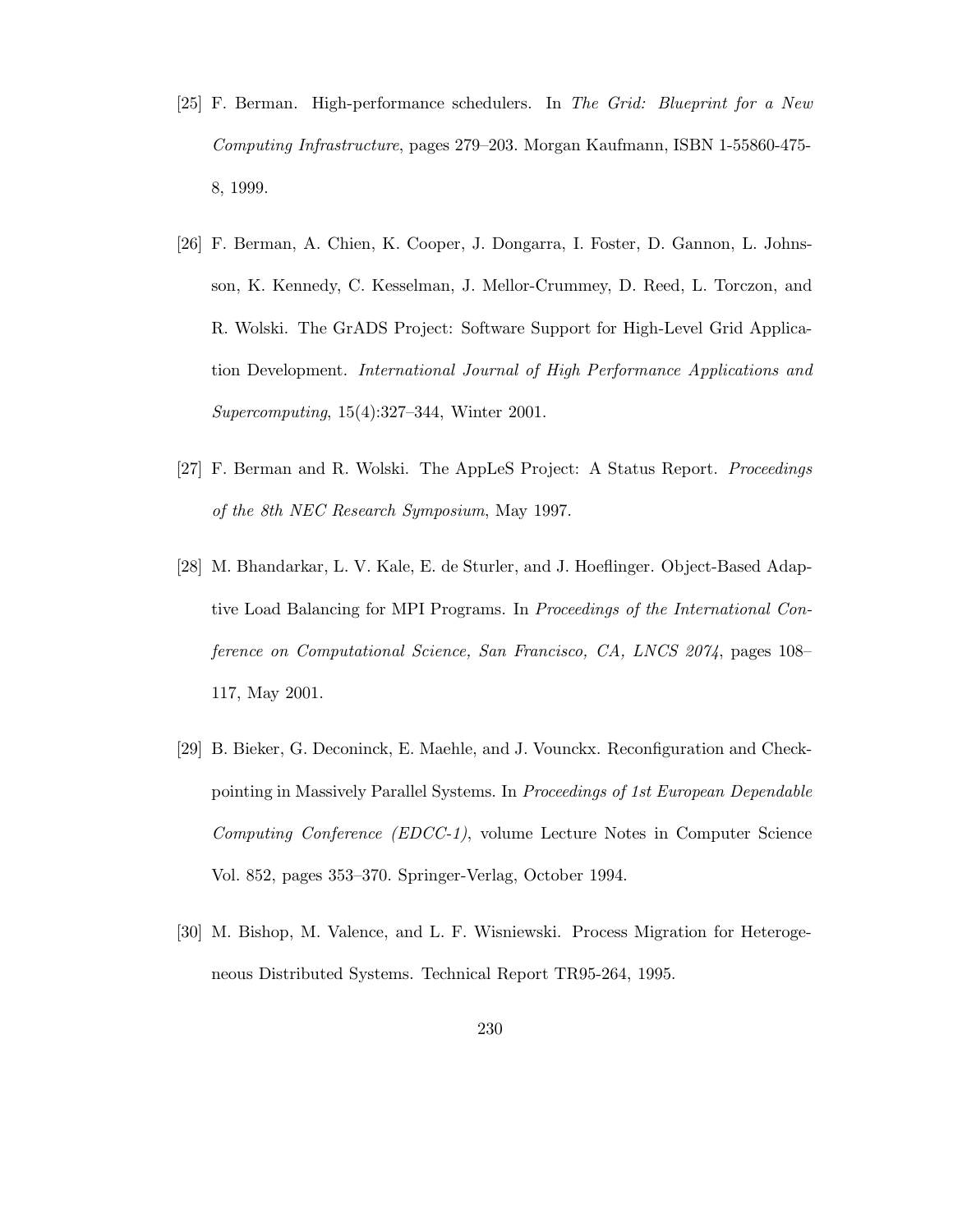[25] F. Berman. High-performance schedulers. In *The Grid: Blueprint for a New Computing Infrastructure*, pages 279–203. Morgan Kaufmann, ISBN 1-55860-475-8, 1999.

[26] F. Berman, A. Chien, K. Cooper, J. Dongarra, I. Foster, D. Gannon, L. Johnsson, K. Kennedy, C. Kesselman, J. Mellor-Crummey, D. Reed, L. Torczon, and R. Wolski. The GrADS Project: Software Support for High-Level Grid Application Development. *International Journal of High Performance Applications and Supercomputing*, 15(4):327–344, Winter 2001.

[27] F. Berman and R. Wolski. The AppLeS Project: A Status Report. *Proceedings of the 8th NEC Research Symposium*, May 1997.

[28] M. Bhandarkar, L. V. Kale, E. de Sturler, and J. Hoeflinger. Object-Based Adaptive Load Balancing for MPI Programs. In *Proceedings of the International Conference on Computational Science, San Francisco, CA, LNCS 2074*, pages 108–117, May 2001.

[29] B. Bieker, G. Deconinck, E. Maehle, and J. Vounckx. Reconfiguration and Checkpointing in Massively Parallel Systems. In *Proceedings of 1st European Dependable Computing Conference (EDCC-1)*, volume Lecture Notes in Computer Science Vol. 852, pages 353–370. Springer-Verlag, October 1994.

[30] M. Bishop, M. Valence, and L. F. Wisniewski. Process Migration for Heterogeneous Distributed Systems. Technical Report TR95-264, 1995.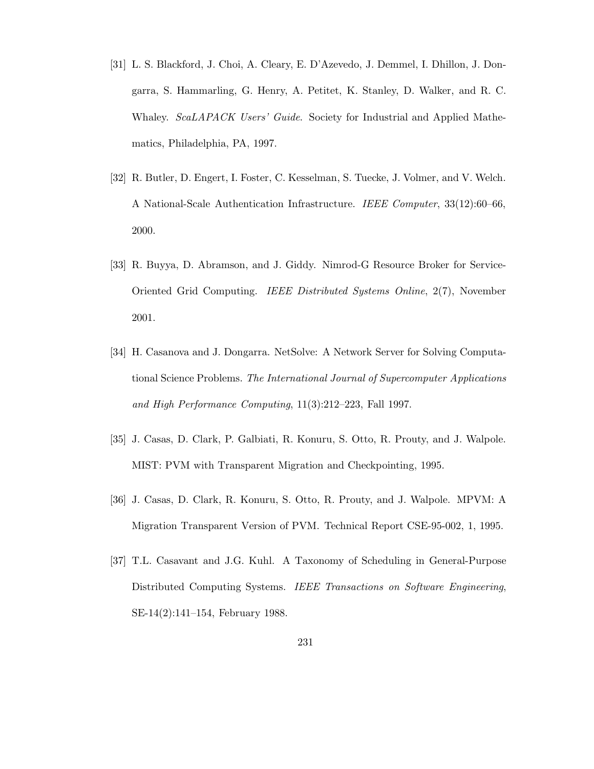[31] L. S. Blackford, J. Choi, A. Cleary, E. D'Azevedo, J. Demmel, I. Dhillon, J. Dongarra, S. Hammarling, G. Henry, A. Petitet, K. Stanley, D. Walker, and R. C. Whaley. *ScaLAPACK Users' Guide*. Society for Industrial and Applied Mathematics, Philadelphia, PA, 1997.

[32] R. Butler, D. Engert, I. Foster, C. Kesselman, S. Tuecke, J. Volmer, and V. Welch. A National-Scale Authentication Infrastructure. *IEEE Computer*, 33(12):60–66, 2000.

[33] R. Buyya, D. Abramson, and J. Giddy. Nimrod-G Resource Broker for Service-Oriented Grid Computing. *IEEE Distributed Systems Online*, 2(7), November 2001.

[34] H. Casanova and J. Dongarra. NetSolve: A Network Server for Solving Computational Science Problems. *The International Journal of Supercomputer Applications and High Performance Computing*, 11(3):212–223, Fall 1997.

[35] J. Casas, D. Clark, P. Galbiati, R. Konuru, S. Otto, R. Prouty, and J. Walpole. MIST: PVM with Transparent Migration and Checkpointing, 1995.

[36] J. Casas, D. Clark, R. Konuru, S. Otto, R. Prouty, and J. Walpole. MPVM: A Migration Transparent Version of PVM. Technical Report CSE-95-002, 1, 1995.

[37] T.L. Casavant and J.G. Kuhl. A Taxonomy of Scheduling in General-Purpose Distributed Computing Systems. *IEEE Transactions on Software Engineering*, SE-14(2):141–154, February 1988.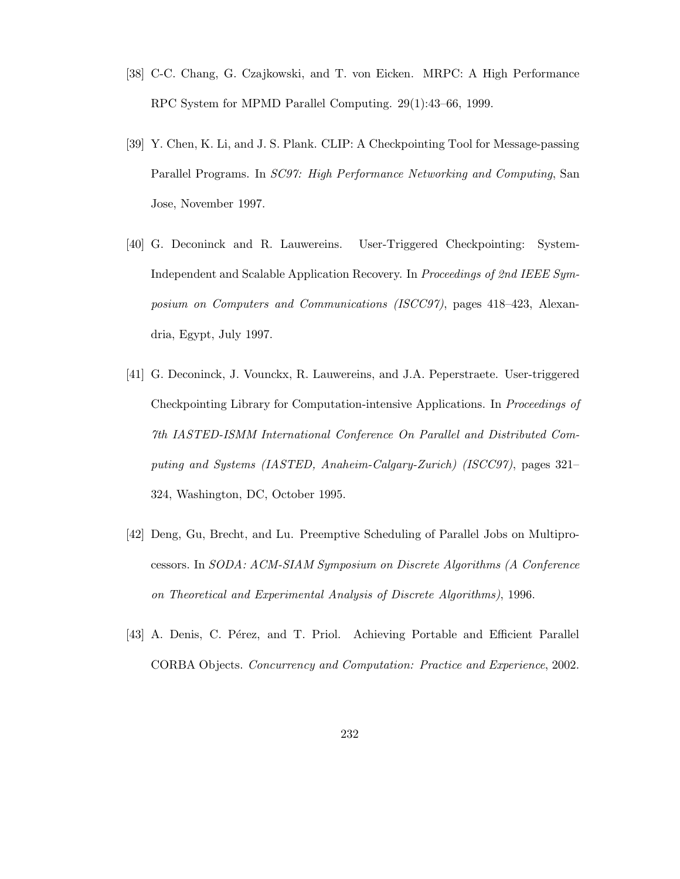[38] C-C. Chang, G. Czajkowski, and T. von Eicken. MRPC: A High Performance RPC System for MPMD Parallel Computing. 29(1):43–66, 1999.

[39] Y. Chen, K. Li, and J. S. Plank. CLIP: A Checkpointing Tool for Message-passing Parallel Programs. In *SC97: High Performance Networking and Computing*, San Jose, November 1997.

[40] G. Deconinck and R. Lauwereins. User-Triggered Checkpointing: System-Independent and Scalable Application Recovery. In *Proceedings of 2nd IEEE Symposium on Computers and Communications (ISCC97)*, pages 418–423, Alexandria, Egypt, July 1997.

[41] G. Deconinck, J. Vounckx, R. Lauwereins, and J.A. Peperstraete. User-triggered Checkpointing Library for Computation-intensive Applications. In *Proceedings of 7th IASTED-ISMM International Conference On Parallel and Distributed Computing and Systems (IASTED, Anaheim-Calgary-Zurich) (ISCC97)*, pages 321–324, Washington, DC, October 1995.

[42] Deng, Gu, Brecht, and Lu. Preemptive Scheduling of Parallel Jobs on Multiprocessors. In *SODA: ACM-SIAM Symposium on Discrete Algorithms (A Conference on Theoretical and Experimental Analysis of Discrete Algorithms)*, 1996.

[43] A. Denis, C. Pérez, and T. Priol. Achieving Portable and Efficient Parallel CORBA Objects. *Concurrency and Computation: Practice and Experience*, 2002.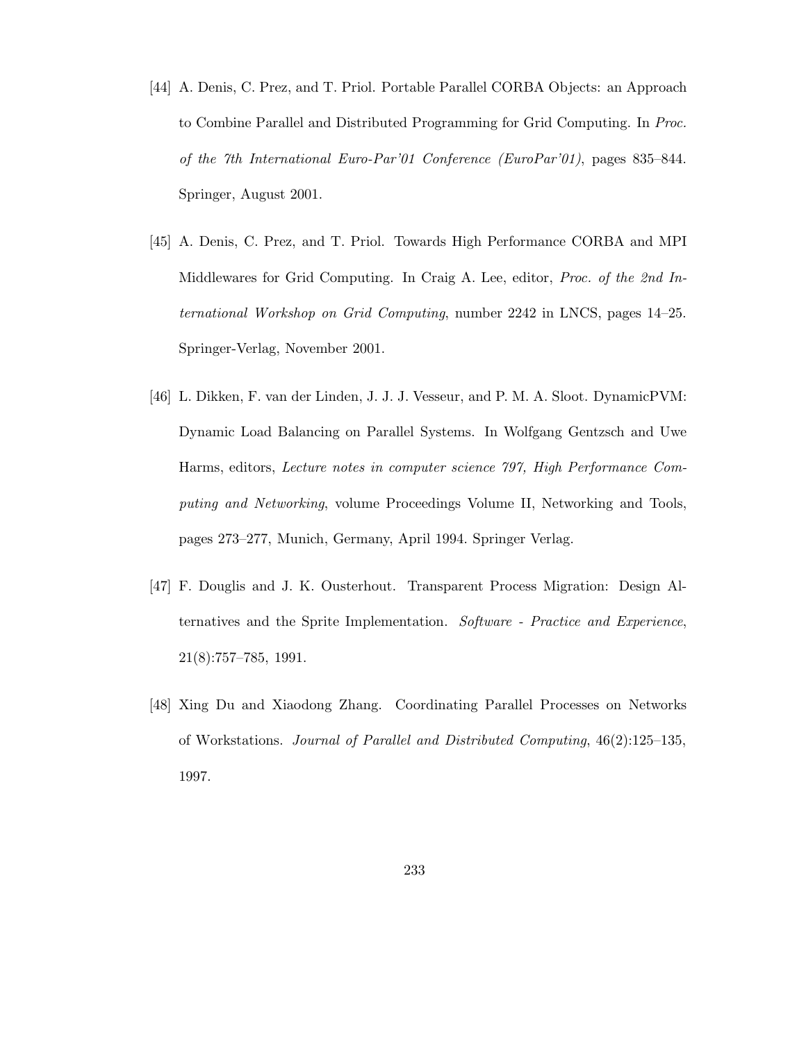[44] A. Denis, C. Prez, and T. Priol. Portable Parallel CORBA Objects: an Approach to Combine Parallel and Distributed Programming for Grid Computing. In *Proc. of the 7th International Euro-Par'01 Conference (EuroPar'01)*, pages 835–844. Springer, August 2001.

[45] A. Denis, C. Prez, and T. Priol. Towards High Performance CORBA and MPI Middlewares for Grid Computing. In Craig A. Lee, editor, *Proc. of the 2nd International Workshop on Grid Computing*, number 2242 in LNCS, pages 14–25. Springer-Verlag, November 2001.

[46] L. Dikken, F. van der Linden, J. J. J. Vesseur, and P. M. A. Sloot. DynamicPVM: Dynamic Load Balancing on Parallel Systems. In Wolfgang Gentzsch and Uwe Harms, editors, *Lecture notes in computer science 797, High Performance Computing and Networking*, volume Proceedings Volume II, Networking and Tools, pages 273–277, Munich, Germany, April 1994. Springer Verlag.

[47] F. Douglis and J. K. Ousterhout. Transparent Process Migration: Design Alternatives and the Sprite Implementation. *Software - Practice and Experience*, 21(8):757–785, 1991.

[48] Xing Du and Xiaodong Zhang. Coordinating Parallel Processes on Networks of Workstations. *Journal of Parallel and Distributed Computing*, 46(2):125–135, 1997.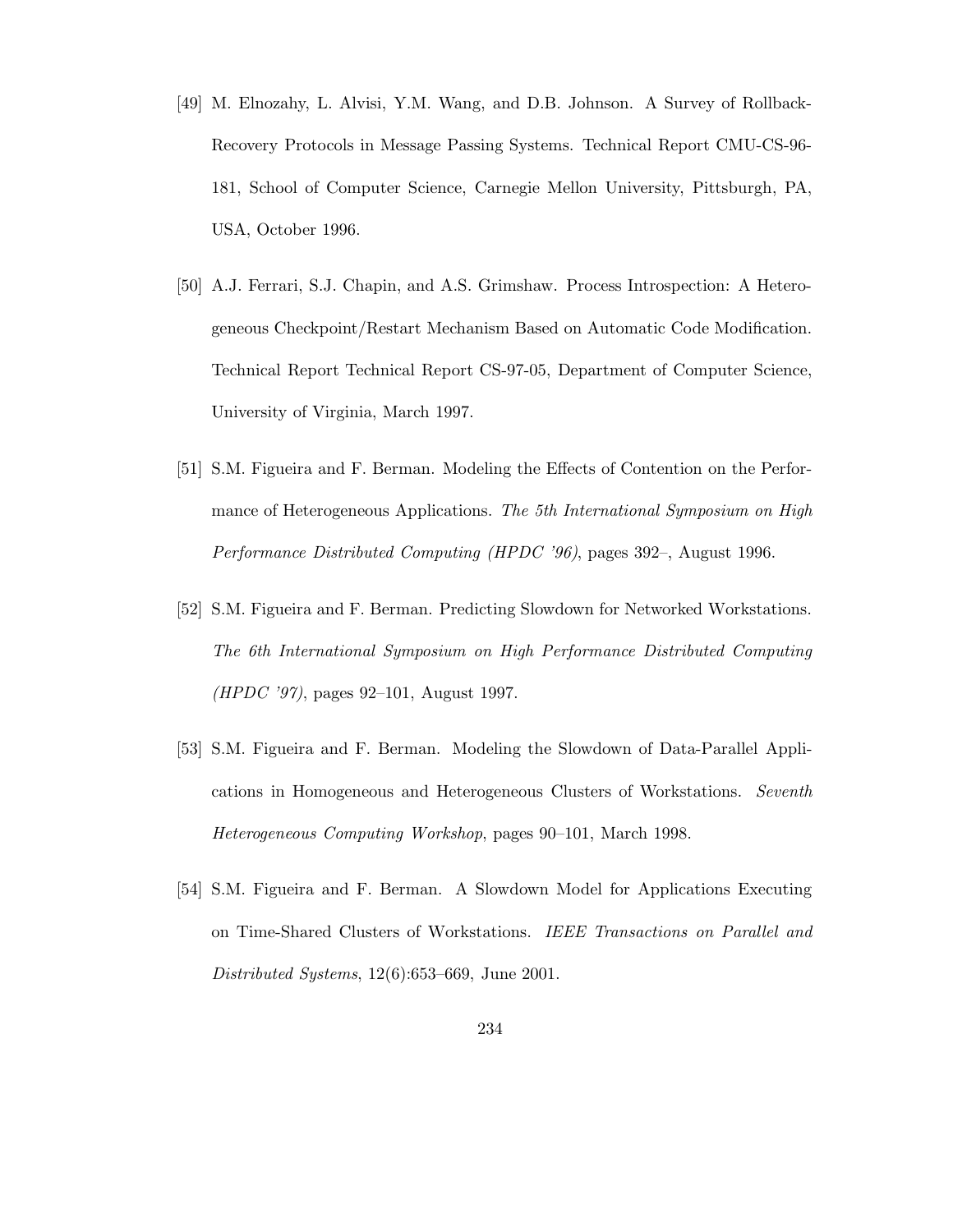[49] M. Elnozahy, L. Alvisi, Y.M. Wang, and D.B. Johnson. A Survey of Rollback-Recovery Protocols in Message Passing Systems. Technical Report CMU-CS-96-181, School of Computer Science, Carnegie Mellon University, Pittsburgh, PA, USA, October 1996.

[50] A.J. Ferrari, S.J. Chapin, and A.S. Grimshaw. Process Introspection: A Heterogeneous Checkpoint/Restart Mechanism Based on Automatic Code Modification. Technical Report Technical Report CS-97-05, Department of Computer Science, University of Virginia, March 1997.

[51] S.M. Figueira and F. Berman. Modeling the Effects of Contention on the Performance of Heterogeneous Applications. *The 5th International Symposium on High Performance Distributed Computing (HPDC '96)*, pages 392–, August 1996.

[52] S.M. Figueira and F. Berman. Predicting Slowdown for Networked Workstations. *The 6th International Symposium on High Performance Distributed Computing (HPDC '97)*, pages 92–101, August 1997.

[53] S.M. Figueira and F. Berman. Modeling the Slowdown of Data-Parallel Applications in Homogeneous and Heterogeneous Clusters of Workstations. *Seventh Heterogeneous Computing Workshop*, pages 90–101, March 1998.

[54] S.M. Figueira and F. Berman. A Slowdown Model for Applications Executing on Time-Shared Clusters of Workstations. *IEEE Transactions on Parallel and Distributed Systems*, 12(6):653–669, June 2001.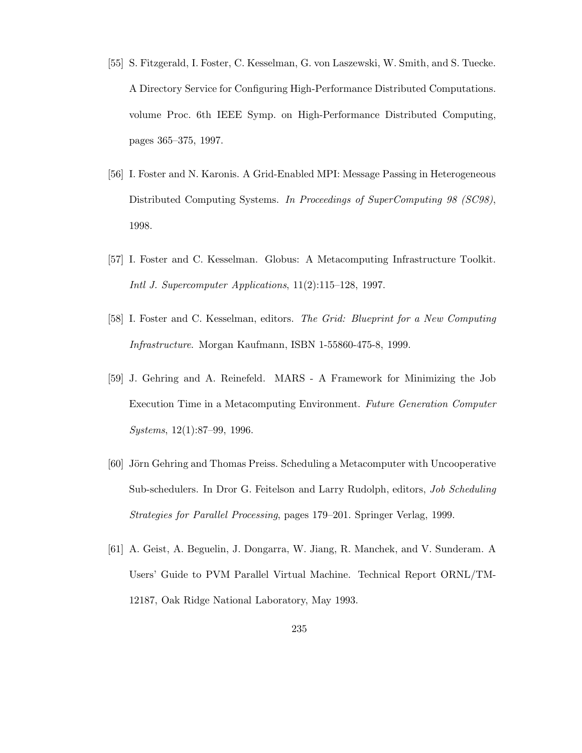[55] S. Fitzgerald, I. Foster, C. Kesselman, G. von Laszewski, W. Smith, and S. Tuecke. A Directory Service for Configuring High-Performance Distributed Computations. volume Proc. 6th IEEE Symp. on High-Performance Distributed Computing, pages 365–375, 1997.

[56] I. Foster and N. Karonis. A Grid-Enabled MPI: Message Passing in Heterogeneous Distributed Computing Systems. *In Proceedings of SuperComputing 98 (SC98)*, 1998.

[57] I. Foster and C. Kesselman. Globus: A Metacomputing Infrastructure Toolkit. *Intl J. Supercomputer Applications*, 11(2):115–128, 1997.

[58] I. Foster and C. Kesselman, editors. *The Grid: Blueprint for a New Computing Infrastructure*. Morgan Kaufmann, ISBN 1-55860-475-8, 1999.

[59] J. Gehring and A. Reinefeld. MARS - A Framework for Minimizing the Job Execution Time in a Metacomputing Environment. *Future Generation Computer Systems*, 12(1):87–99, 1996.

[60] Jörn Gehring and Thomas Preiss. Scheduling a Metacomputer with Uncooperative Sub-schedulers. In Dror G. Feitelson and Larry Rudolph, editors, *Job Scheduling Strategies for Parallel Processing*, pages 179–201. Springer Verlag, 1999.

[61] A. Geist, A. Beguelin, J. Dongarra, W. Jiang, R. Manchek, and V. Sunderam. A Users' Guide to PVM Parallel Virtual Machine. Technical Report ORNL/TM-12187, Oak Ridge National Laboratory, May 1993.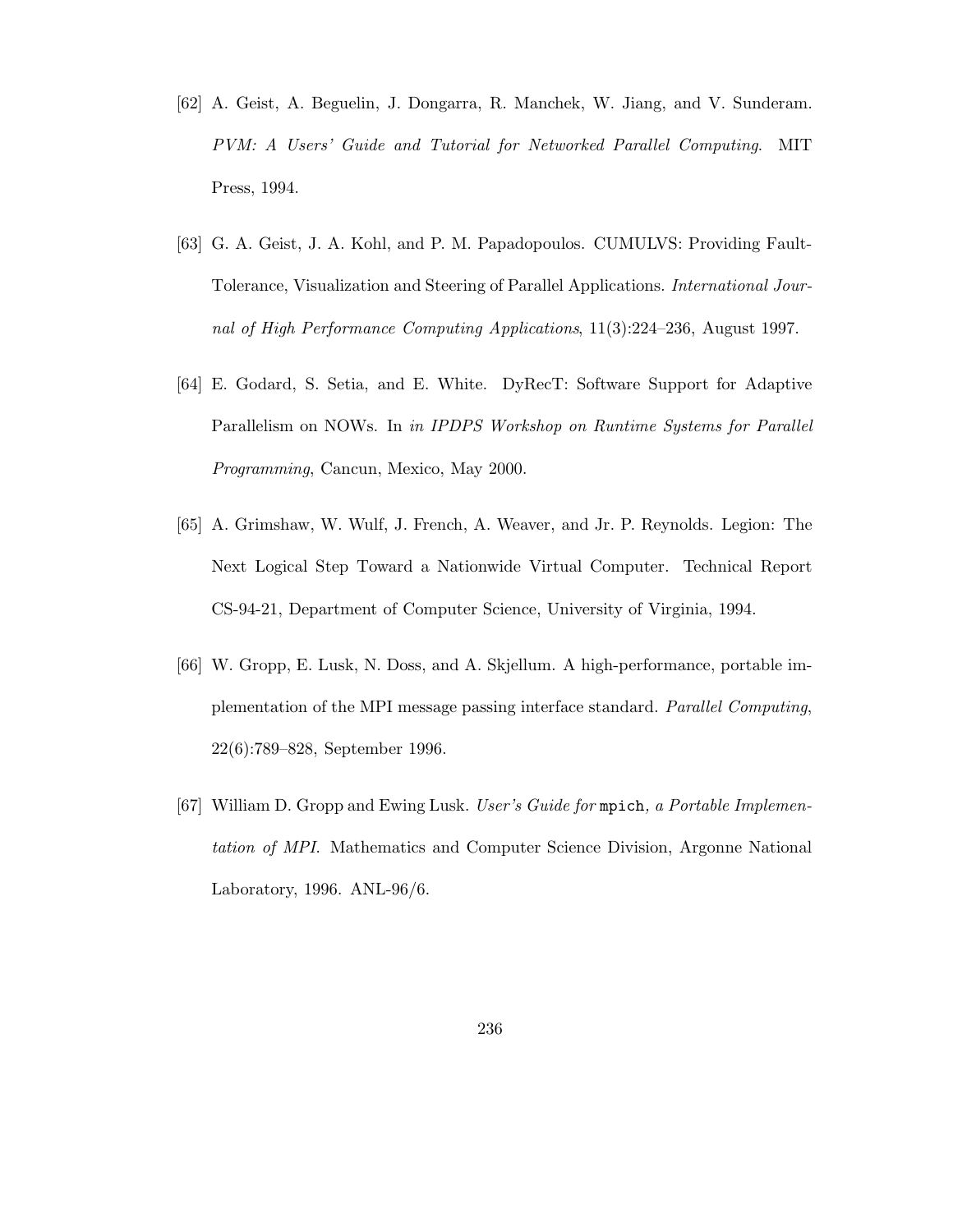[62] A. Geist, A. Beguelin, J. Dongarra, R. Manchek, W. Jiang, and V. Sunderam. *PVM: A Users' Guide and Tutorial for Networked Parallel Computing*. MIT Press, 1994.

[63] G. A. Geist, J. A. Kohl, and P. M. Papadopoulos. CUMULVS: Providing Fault-Tolerance, Visualization and Steering of Parallel Applications. *International Journal of High Performance Computing Applications*, 11(3):224–236, August 1997.

[64] E. Godard, S. Setia, and E. White. DyRecT: Software Support for Adaptive Parallelism on NOWs. In *in IPDPS Workshop on Runtime Systems for Parallel Programming*, Cancun, Mexico, May 2000.

[65] A. Grimshaw, W. Wulf, J. French, A. Weaver, and Jr. P. Reynolds. Legion: The Next Logical Step Toward a Nationwide Virtual Computer. Technical Report CS-94-21, Department of Computer Science, University of Virginia, 1994.

[66] W. Gropp, E. Lusk, N. Doss, and A. Skjellum. A high-performance, portable implementation of the MPI message passing interface standard. *Parallel Computing*, 22(6):789–828, September 1996.

[67] William D. Gropp and Ewing Lusk. *User's Guide for* `mpich`*, a Portable Implementation of MPI*. Mathematics and Computer Science Division, Argonne National Laboratory, 1996. ANL-96/6.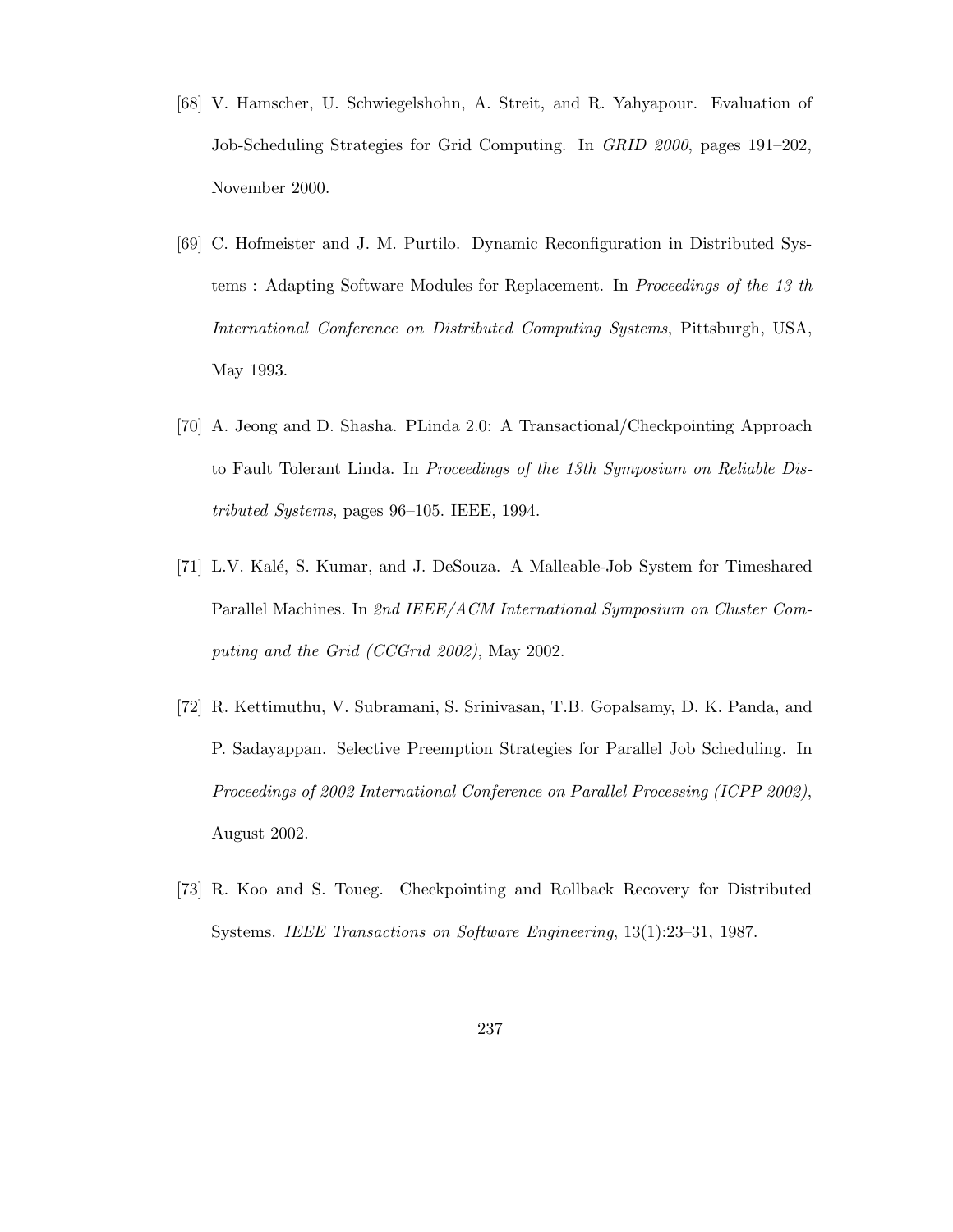[68] V. Hamscher, U. Schwiegelshohn, A. Streit, and R. Yahyapour. Evaluation of Job-Scheduling Strategies for Grid Computing. In *GRID 2000*, pages 191–202, November 2000.

[69] C. Hofmeister and J. M. Purtilo. Dynamic Reconfiguration in Distributed Systems : Adapting Software Modules for Replacement. In *Proceedings of the 13 th International Conference on Distributed Computing Systems*, Pittsburgh, USA, May 1993.

[70] A. Jeong and D. Shasha. PLinda 2.0: A Transactional/Checkpointing Approach to Fault Tolerant Linda. In *Proceedings of the 13th Symposium on Reliable Distributed Systems*, pages 96–105. IEEE, 1994.

[71] L.V. Kalé, S. Kumar, and J. DeSouza. A Malleable-Job System for Timeshared Parallel Machines. In *2nd IEEE/ACM International Symposium on Cluster Computing and the Grid (CCGrid 2002)*, May 2002.

[72] R. Kettimuthu, V. Subramani, S. Srinivasan, T.B. Gopalsamy, D. K. Panda, and P. Sadayappan. Selective Preemption Strategies for Parallel Job Scheduling. In *Proceedings of 2002 International Conference on Parallel Processing (ICPP 2002)*, August 2002.

[73] R. Koo and S. Toueg. Checkpointing and Rollback Recovery for Distributed Systems. *IEEE Transactions on Software Engineering*, 13(1):23–31, 1987.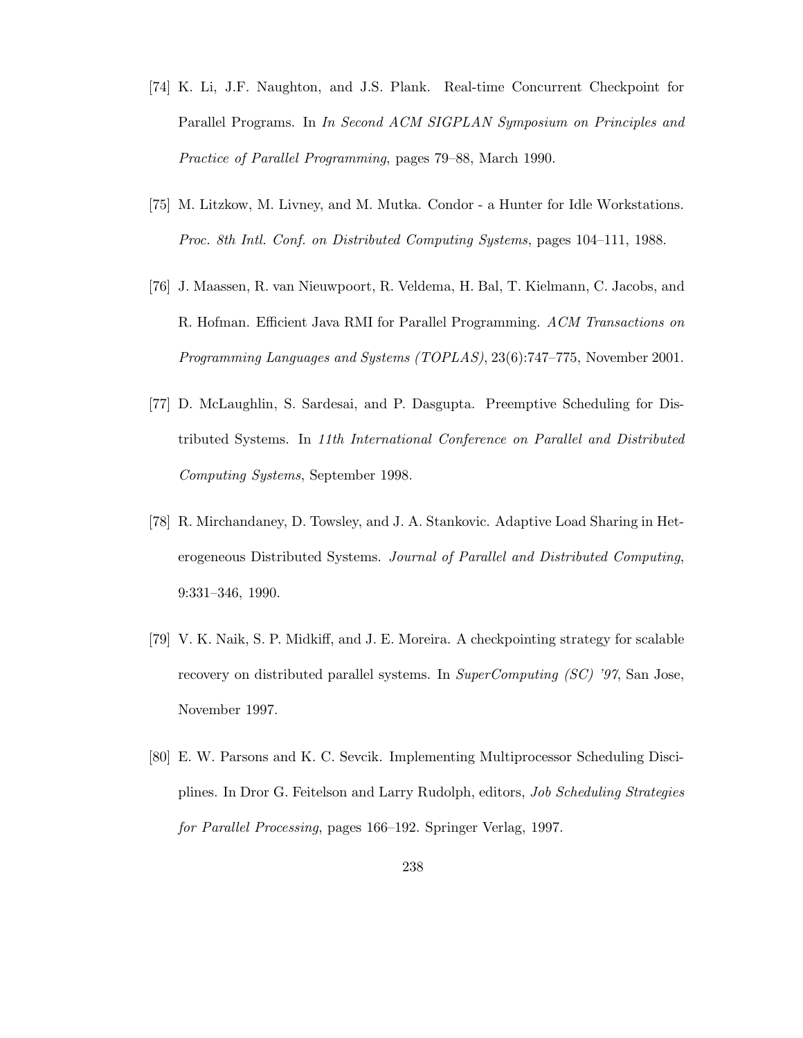[74] K. Li, J.F. Naughton, and J.S. Plank. Real-time Concurrent Checkpoint for Parallel Programs. In *In Second ACM SIGPLAN Symposium on Principles and Practice of Parallel Programming*, pages 79–88, March 1990.

[75] M. Litzkow, M. Livney, and M. Mutka. Condor - a Hunter for Idle Workstations. *Proc. 8th Intl. Conf. on Distributed Computing Systems*, pages 104–111, 1988.

[76] J. Maassen, R. van Nieuwpoort, R. Veldema, H. Bal, T. Kielmann, C. Jacobs, and R. Hofman. Efficient Java RMI for Parallel Programming. *ACM Transactions on Programming Languages and Systems (TOPLAS)*, 23(6):747–775, November 2001.

[77] D. McLaughlin, S. Sardesai, and P. Dasgupta. Preemptive Scheduling for Distributed Systems. In *11th International Conference on Parallel and Distributed Computing Systems*, September 1998.

[78] R. Mirchandaney, D. Towsley, and J. A. Stankovic. Adaptive Load Sharing in Heterogeneous Distributed Systems. *Journal of Parallel and Distributed Computing*, 9:331–346, 1990.

[79] V. K. Naik, S. P. Midkiff, and J. E. Moreira. A checkpointing strategy for scalable recovery on distributed parallel systems. In *SuperComputing (SC) '97*, San Jose, November 1997.

[80] E. W. Parsons and K. C. Sevcik. Implementing Multiprocessor Scheduling Disciplines. In Dror G. Feitelson and Larry Rudolph, editors, *Job Scheduling Strategies for Parallel Processing*, pages 166–192. Springer Verlag, 1997.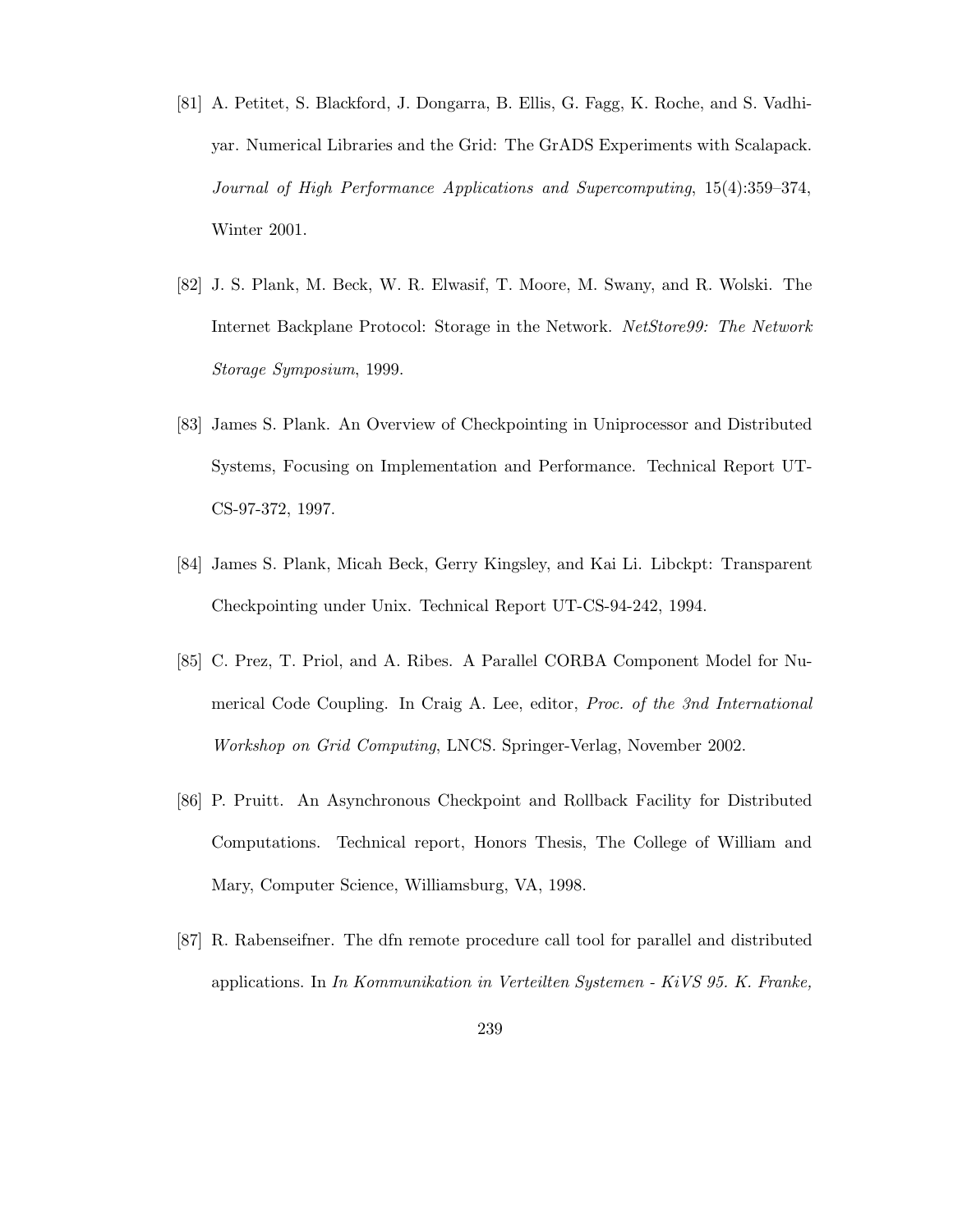[81] A. Petitet, S. Blackford, J. Dongarra, B. Ellis, G. Fagg, K. Roche, and S. Vadhiyar. Numerical Libraries and the Grid: The GrADS Experiments with Scalapack. *Journal of High Performance Applications and Supercomputing*, 15(4):359–374, Winter 2001.

[82] J. S. Plank, M. Beck, W. R. Elwasif, T. Moore, M. Swany, and R. Wolski. The Internet Backplane Protocol: Storage in the Network. *NetStore99: The Network Storage Symposium*, 1999.

[83] James S. Plank. An Overview of Checkpointing in Uniprocessor and Distributed Systems, Focusing on Implementation and Performance. Technical Report UT-CS-97-372, 1997.

[84] James S. Plank, Micah Beck, Gerry Kingsley, and Kai Li. Libckpt: Transparent Checkpointing under Unix. Technical Report UT-CS-94-242, 1994.

[85] C. Prez, T. Priol, and A. Ribes. A Parallel CORBA Component Model for Numerical Code Coupling. In Craig A. Lee, editor, *Proc. of the 3nd International Workshop on Grid Computing*, LNCS. Springer-Verlag, November 2002.

[86] P. Pruitt. An Asynchronous Checkpoint and Rollback Facility for Distributed Computations. Technical report, Honors Thesis, The College of William and Mary, Computer Science, Williamsburg, VA, 1998.

[87] R. Rabenseifner. The dfn remote procedure call tool for parallel and distributed applications. In *In Kommunikation in Verteilten Systemen - KiVS 95. K. Franke,*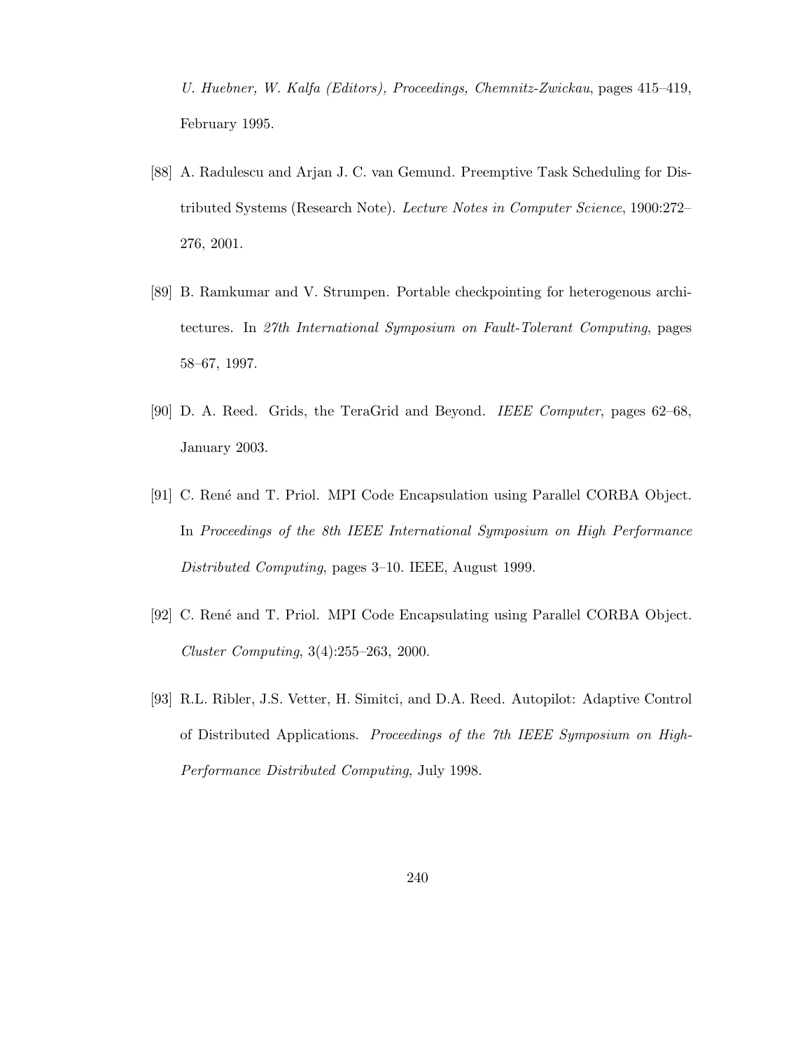*U. Huebner, W. Kalfa (Editors), Proceedings, Chemnitz-Zwickau*, pages 415–419, February 1995.

[88] A. Radulescu and Arjan J. C. van Gemund. Preemptive Task Scheduling for Distributed Systems (Research Note). *Lecture Notes in Computer Science*, 1900:272–276, 2001.

[89] B. Ramkumar and V. Strumpen. Portable checkpointing for heterogenous architectures. In *27th International Symposium on Fault-Tolerant Computing*, pages 58–67, 1997.

[90] D. A. Reed. Grids, the TeraGrid and Beyond. *IEEE Computer*, pages 62–68, January 2003.

[91] C. René and T. Priol. MPI Code Encapsulation using Parallel CORBA Object. In *Proceedings of the 8th IEEE International Symposium on High Performance Distributed Computing*, pages 3–10. IEEE, August 1999.

[92] C. René and T. Priol. MPI Code Encapsulating using Parallel CORBA Object. *Cluster Computing*, 3(4):255–263, 2000.

[93] R.L. Ribler, J.S. Vetter, H. Simitci, and D.A. Reed. Autopilot: Adaptive Control of Distributed Applications. *Proceedings of the 7th IEEE Symposium on High-Performance Distributed Computing*, July 1998.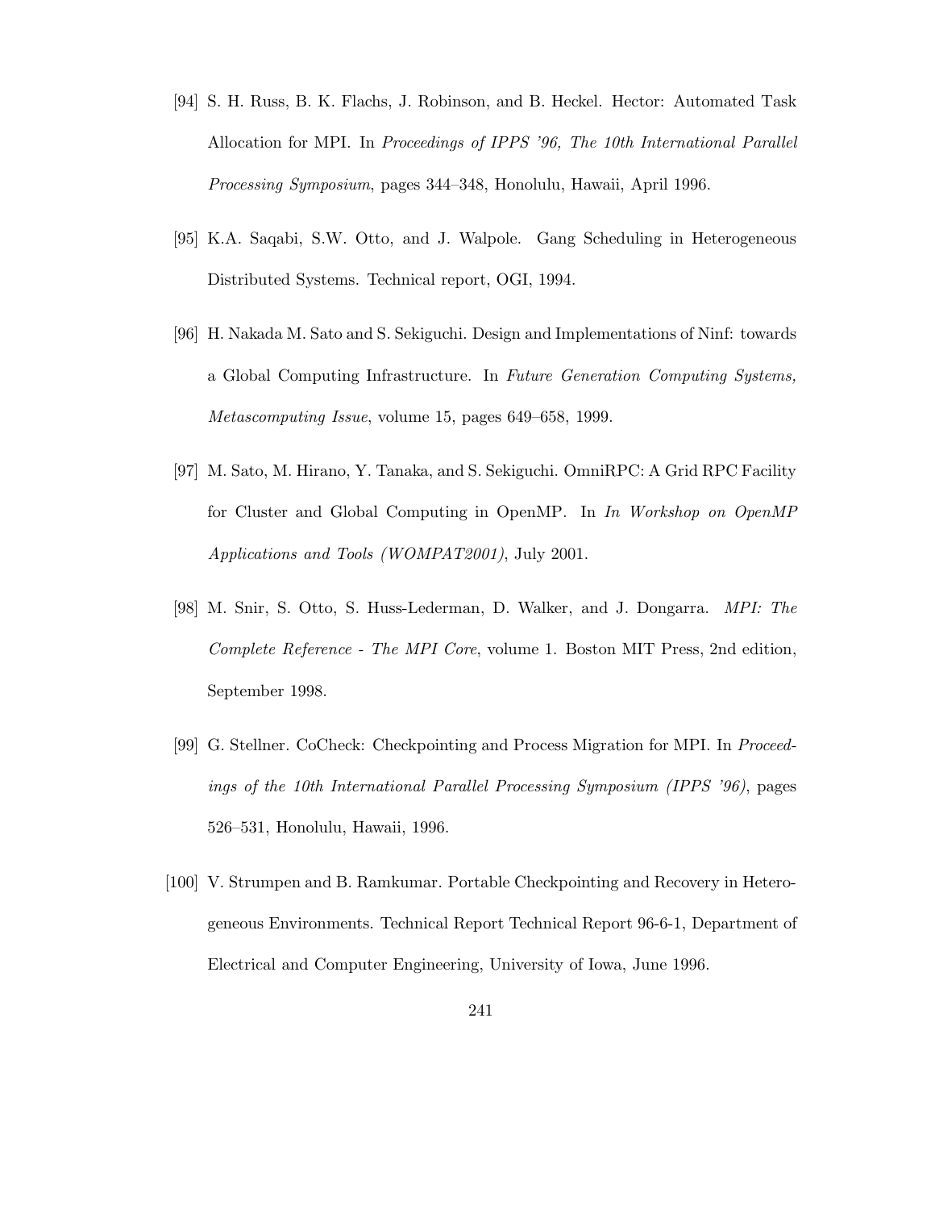[94] S. H. Russ, B. K. Flachs, J. Robinson, and B. Heckel. Hector: Automated Task Allocation for MPI. In *Proceedings of IPPS '96, The 10th International Parallel Processing Symposium*, pages 344–348, Honolulu, Hawaii, April 1996.

[95] K.A. Saqabi, S.W. Otto, and J. Walpole. Gang Scheduling in Heterogeneous Distributed Systems. Technical report, OGI, 1994.

[96] H. Nakada M. Sato and S. Sekiguchi. Design and Implementations of Ninf: towards a Global Computing Infrastructure. In *Future Generation Computing Systems, Metascomputing Issue*, volume 15, pages 649–658, 1999.

[97] M. Sato, M. Hirano, Y. Tanaka, and S. Sekiguchi. OmniRPC: A Grid RPC Facility for Cluster and Global Computing in OpenMP. In *In Workshop on OpenMP Applications and Tools (WOMPAT2001)*, July 2001.

[98] M. Snir, S. Otto, S. Huss-Lederman, D. Walker, and J. Dongarra. *MPI: The Complete Reference - The MPI Core*, volume 1. Boston MIT Press, 2nd edition, September 1998.

[99] G. Stellner. CoCheck: Checkpointing and Process Migration for MPI. In *Proceedings of the 10th International Parallel Processing Symposium (IPPS '96)*, pages 526–531, Honolulu, Hawaii, 1996.

[100] V. Strumpen and B. Ramkumar. Portable Checkpointing and Recovery in Heterogeneous Environments. Technical Report Technical Report 96-6-1, Department of Electrical and Computer Engineering, University of Iowa, June 1996.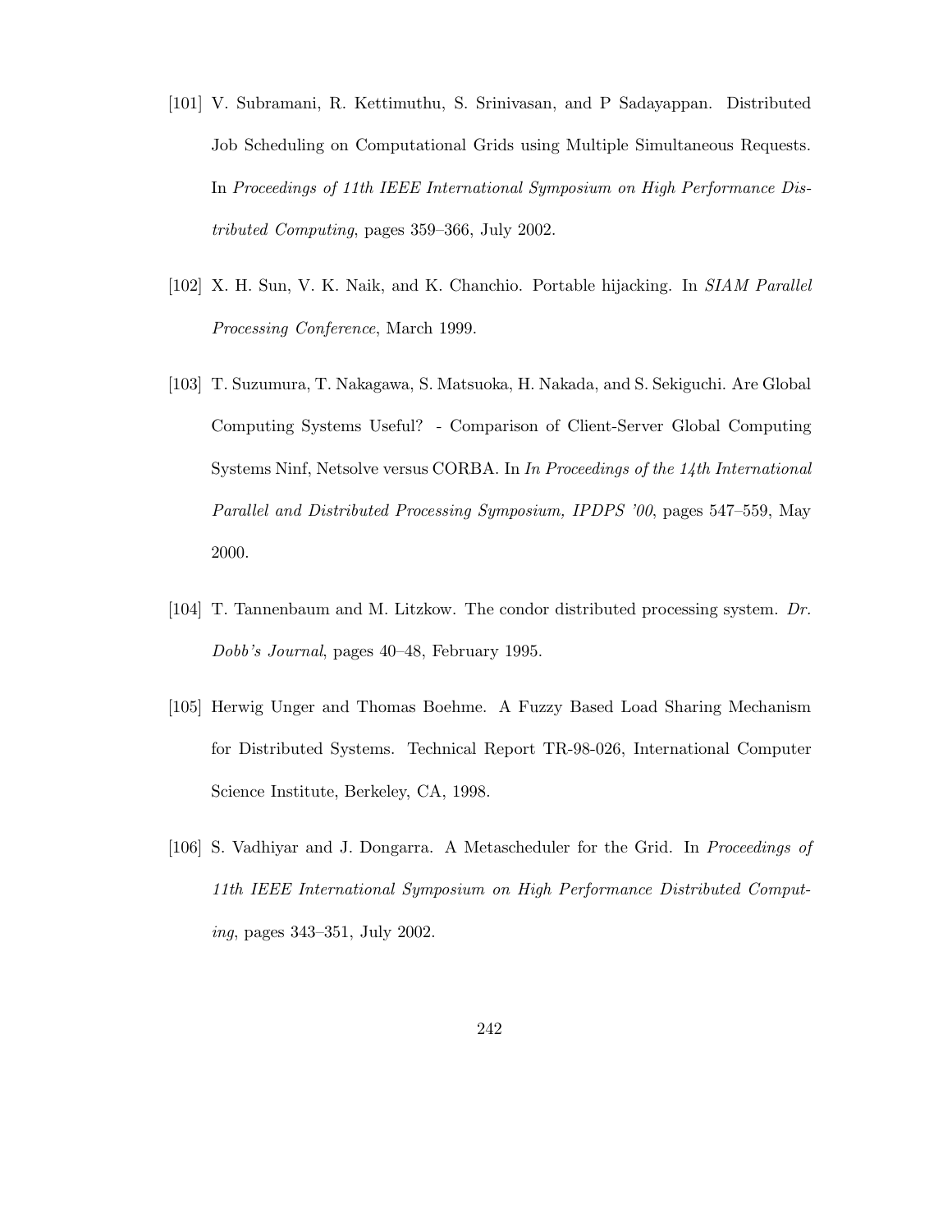[101] V. Subramani, R. Kettimuthu, S. Srinivasan, and P Sadayappan. Distributed Job Scheduling on Computational Grids using Multiple Simultaneous Requests. In *Proceedings of 11th IEEE International Symposium on High Performance Distributed Computing*, pages 359–366, July 2002.

[102] X. H. Sun, V. K. Naik, and K. Chanchio. Portable hijacking. In *SIAM Parallel Processing Conference*, March 1999.

[103] T. Suzumura, T. Nakagawa, S. Matsuoka, H. Nakada, and S. Sekiguchi. Are Global Computing Systems Useful? - Comparison of Client-Server Global Computing Systems Ninf, Netsolve versus CORBA. In *In Proceedings of the 14th International Parallel and Distributed Processing Symposium, IPDPS '00*, pages 547–559, May 2000.

[104] T. Tannenbaum and M. Litzkow. The condor distributed processing system. *Dr. Dobb's Journal*, pages 40–48, February 1995.

[105] Herwig Unger and Thomas Boehme. A Fuzzy Based Load Sharing Mechanism for Distributed Systems. Technical Report TR-98-026, International Computer Science Institute, Berkeley, CA, 1998.

[106] S. Vadhiyar and J. Dongarra. A Metascheduler for the Grid. In *Proceedings of 11th IEEE International Symposium on High Performance Distributed Computing*, pages 343–351, July 2002.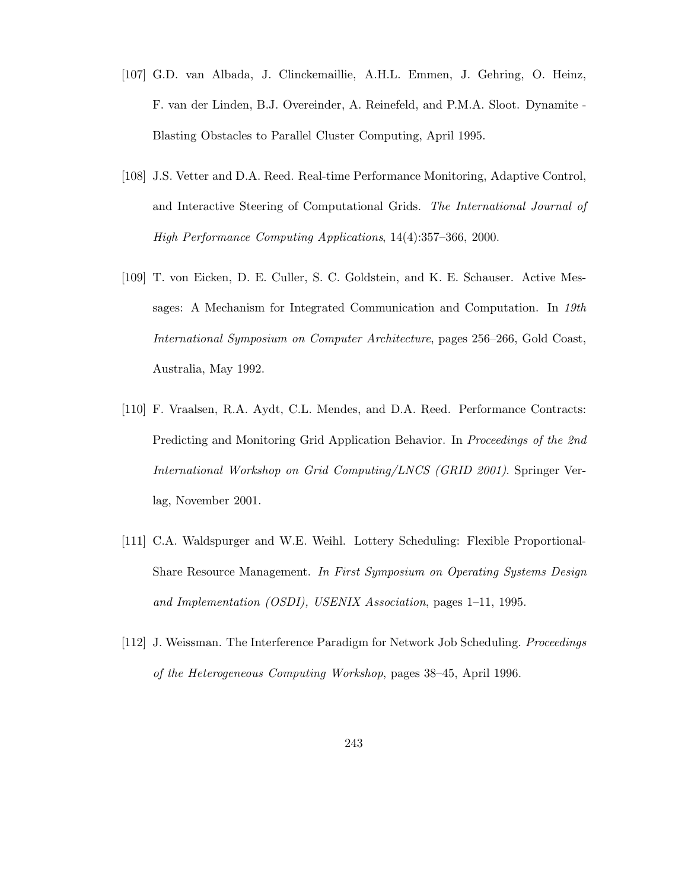[107] G.D. van Albada, J. Clinckemaillie, A.H.L. Emmen, J. Gehring, O. Heinz, F. van der Linden, B.J. Overeinder, A. Reinefeld, and P.M.A. Sloot. Dynamite - Blasting Obstacles to Parallel Cluster Computing, April 1995.

[108] J.S. Vetter and D.A. Reed. Real-time Performance Monitoring, Adaptive Control, and Interactive Steering of Computational Grids. *The International Journal of High Performance Computing Applications*, 14(4):357–366, 2000.

[109] T. von Eicken, D. E. Culler, S. C. Goldstein, and K. E. Schauser. Active Messages: A Mechanism for Integrated Communication and Computation. In *19th International Symposium on Computer Architecture*, pages 256–266, Gold Coast, Australia, May 1992.

[110] F. Vraalsen, R.A. Aydt, C.L. Mendes, and D.A. Reed. Performance Contracts: Predicting and Monitoring Grid Application Behavior. In *Proceedings of the 2nd International Workshop on Grid Computing/LNCS (GRID 2001)*. Springer Verlag, November 2001.

[111] C.A. Waldspurger and W.E. Weihl. Lottery Scheduling: Flexible Proportional-Share Resource Management. *In First Symposium on Operating Systems Design and Implementation (OSDI), USENIX Association*, pages 1–11, 1995.

[112] J. Weissman. The Interference Paradigm for Network Job Scheduling. *Proceedings of the Heterogeneous Computing Workshop*, pages 38–45, April 1996.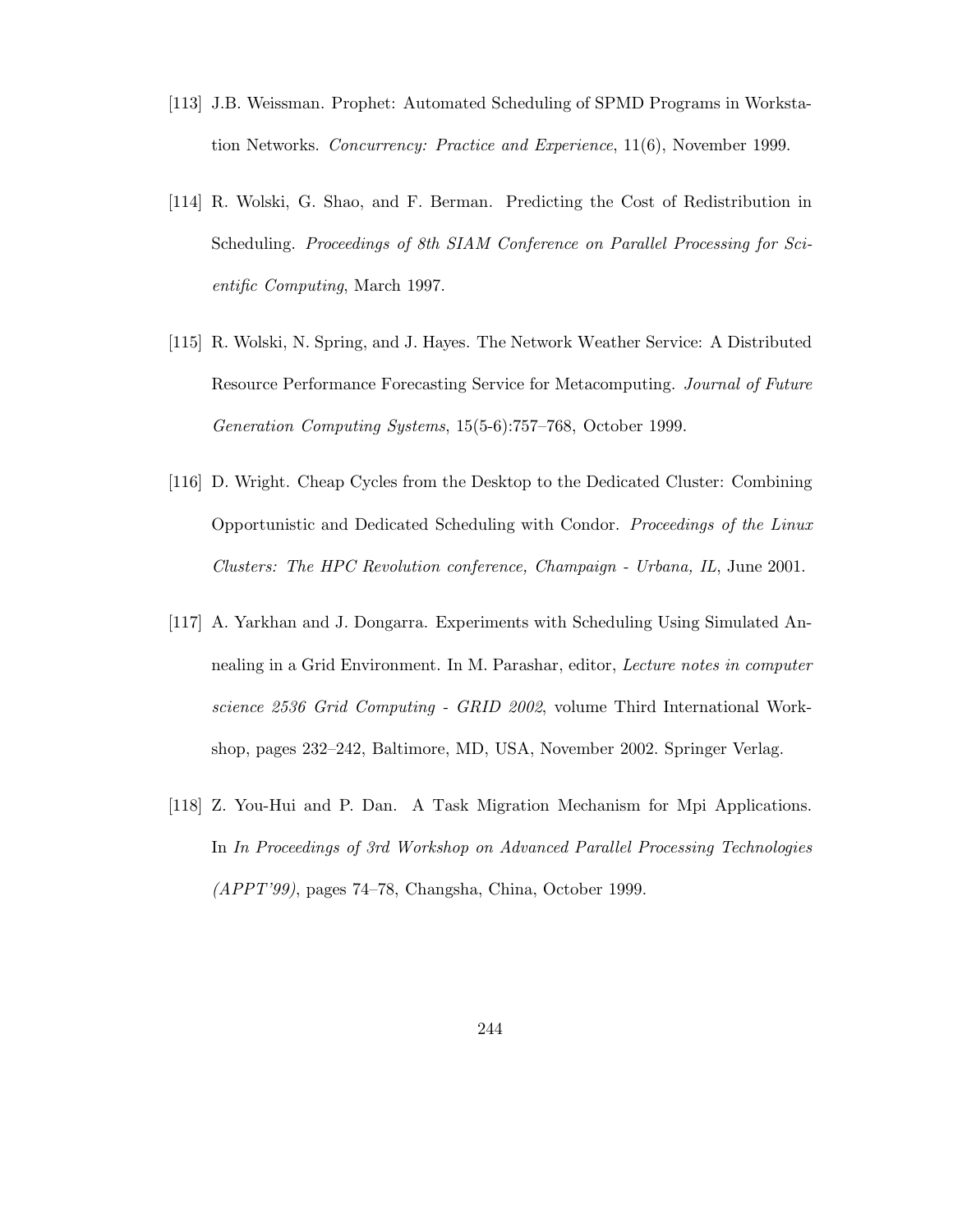[113] J.B. Weissman. Prophet: Automated Scheduling of SPMD Programs in Workstation Networks. *Concurrency: Practice and Experience*, 11(6), November 1999.

[114] R. Wolski, G. Shao, and F. Berman. Predicting the Cost of Redistribution in Scheduling. *Proceedings of 8th SIAM Conference on Parallel Processing for Scientific Computing*, March 1997.

[115] R. Wolski, N. Spring, and J. Hayes. The Network Weather Service: A Distributed Resource Performance Forecasting Service for Metacomputing. *Journal of Future Generation Computing Systems*, 15(5-6):757–768, October 1999.

[116] D. Wright. Cheap Cycles from the Desktop to the Dedicated Cluster: Combining Opportunistic and Dedicated Scheduling with Condor. *Proceedings of the Linux Clusters: The HPC Revolution conference, Champaign - Urbana, IL*, June 2001.

[117] A. Yarkhan and J. Dongarra. Experiments with Scheduling Using Simulated Annealing in a Grid Environment. In M. Parashar, editor, *Lecture notes in computer science 2536 Grid Computing - GRID 2002*, volume Third International Workshop, pages 232–242, Baltimore, MD, USA, November 2002. Springer Verlag.

[118] Z. You-Hui and P. Dan. A Task Migration Mechanism for Mpi Applications. In *In Proceedings of 3rd Workshop on Advanced Parallel Processing Technologies (APPT'99)*, pages 74–78, Changsha, China, October 1999.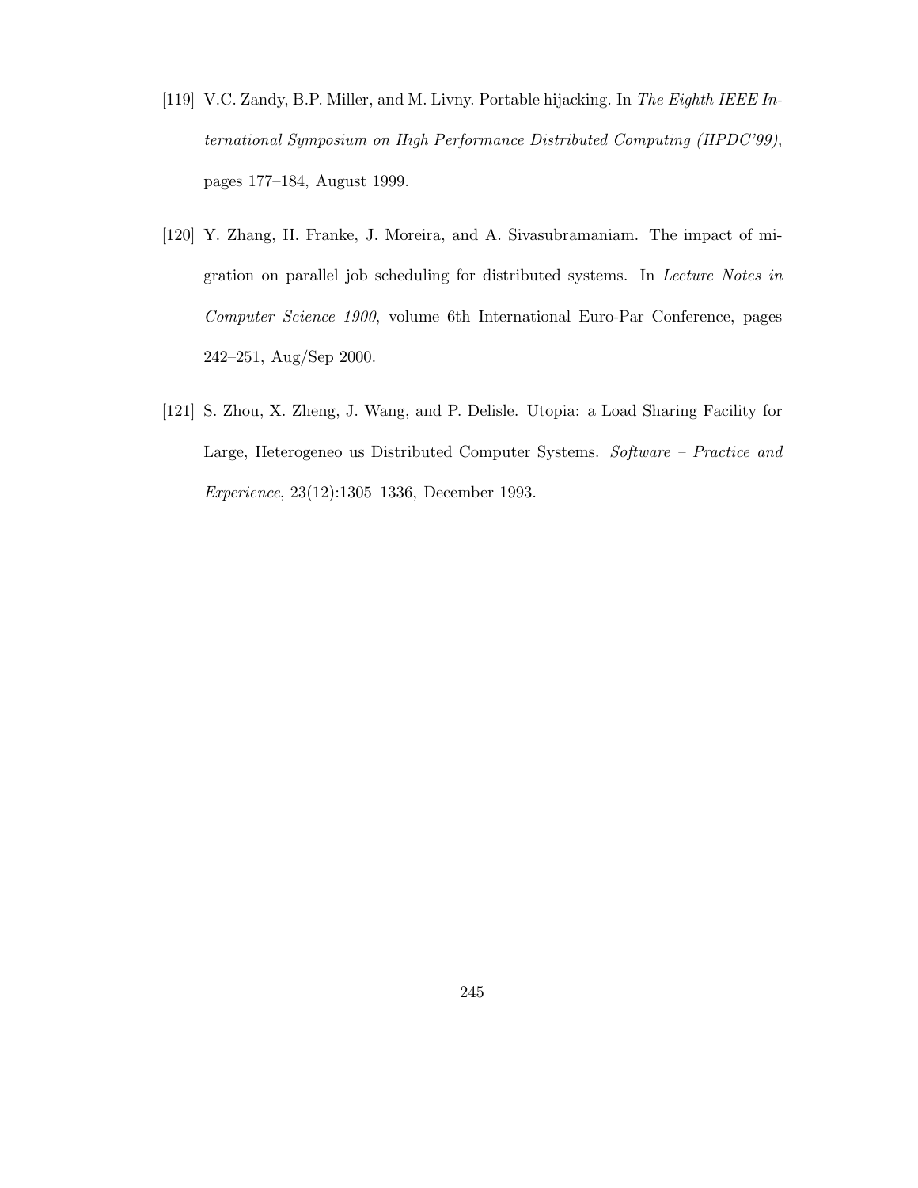[119] V.C. Zandy, B.P. Miller, and M. Livny. Portable hijacking. In *The Eighth IEEE International Symposium on High Performance Distributed Computing (HPDC'99)*, pages 177–184, August 1999.

[120] Y. Zhang, H. Franke, J. Moreira, and A. Sivasubramaniam. The impact of migration on parallel job scheduling for distributed systems. In *Lecture Notes in Computer Science 1900*, volume 6th International Euro-Par Conference, pages 242–251, Aug/Sep 2000.

[121] S. Zhou, X. Zheng, J. Wang, and P. Delisle. Utopia: a Load Sharing Facility for Large, Heterogeneo us Distributed Computer Systems. *Software – Practice and Experience*, 23(12):1305–1336, December 1993.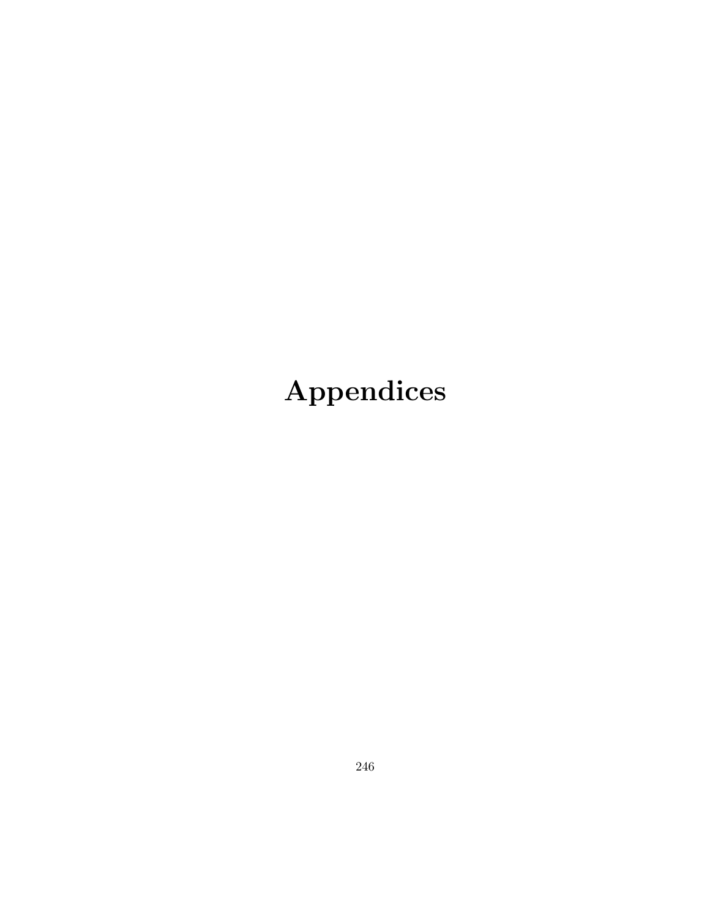# Appendices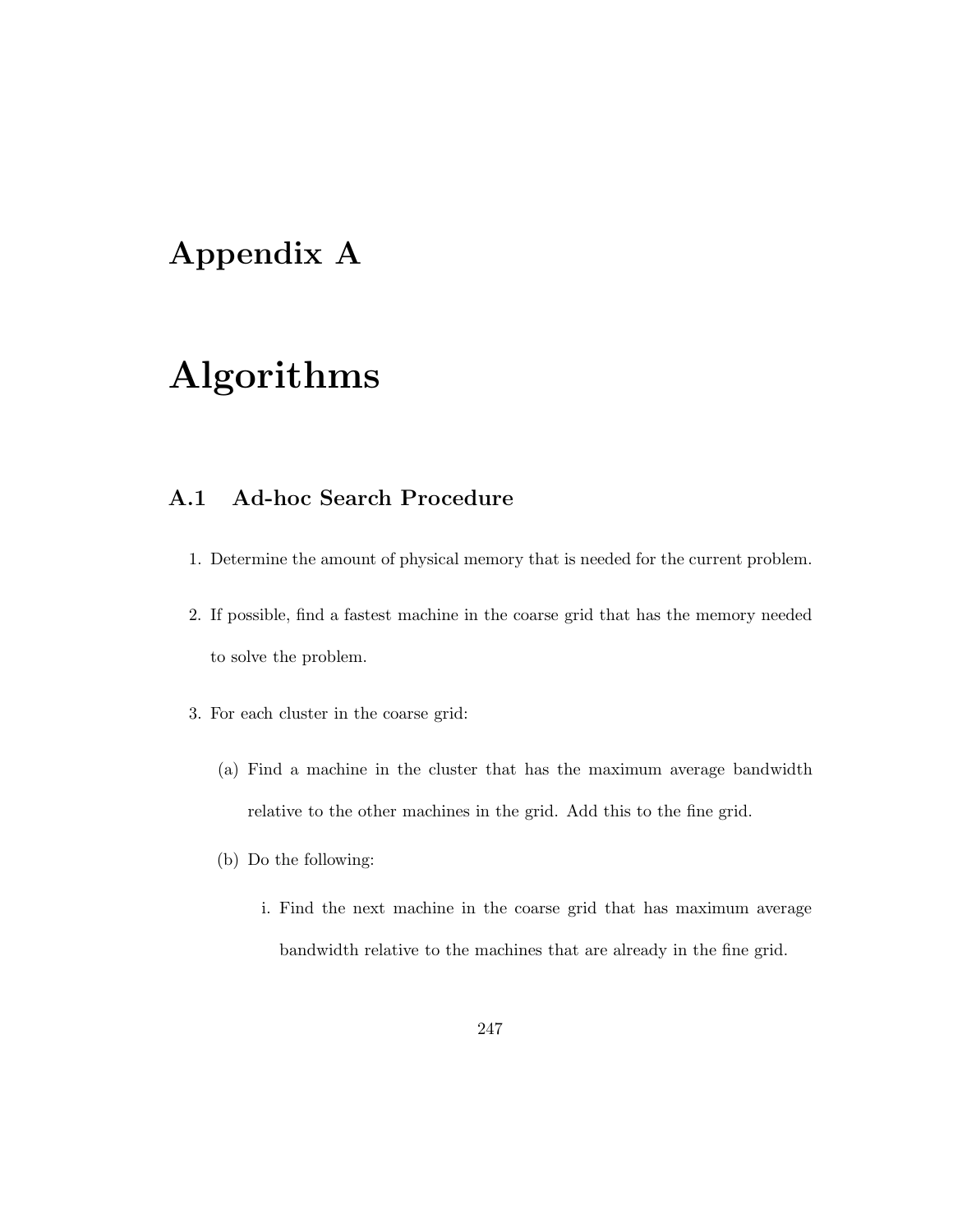# Appendix A

# Algorithms

## A.1 Ad-hoc Search Procedure

1. Determine the amount of physical memory that is needed for the current problem.
2. If possible, find a fastest machine in the coarse grid that has the memory needed to solve the problem.
3. For each cluster in the coarse grid:
   (a) Find a machine in the cluster that has the maximum average bandwidth relative to the other machines in the grid. Add this to the fine grid.
   (b) Do the following:
      i. Find the next machine in the coarse grid that has maximum average bandwidth relative to the machines that are already in the fine grid.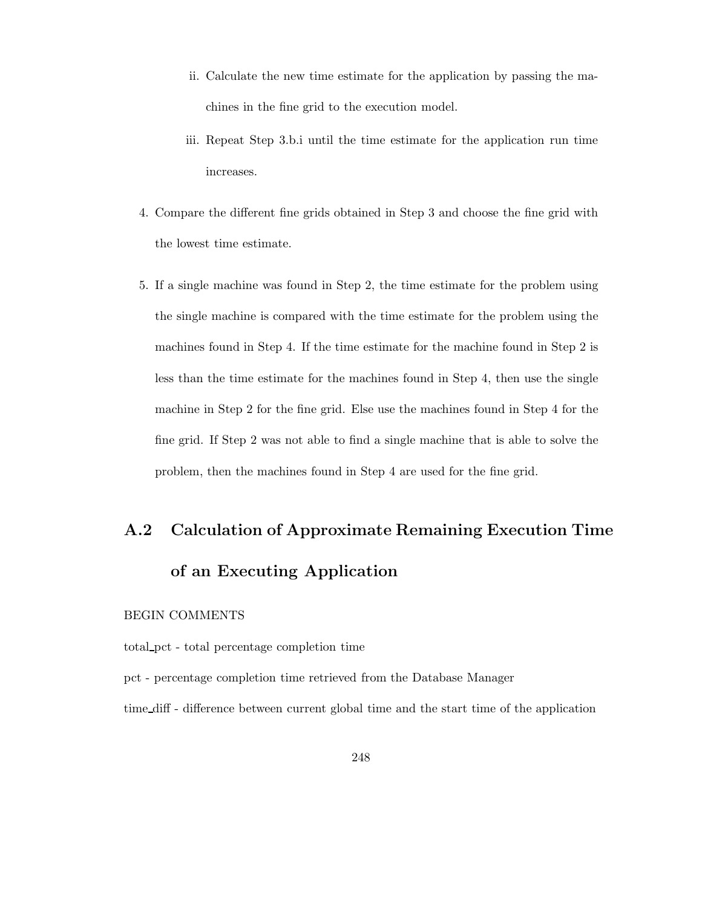ii. Calculate the new time estimate for the application by passing the machines in the fine grid to the execution model.

   iii. Repeat Step 3.b.i until the time estimate for the application run time increases.

4. Compare the different fine grids obtained in Step 3 and choose the fine grid with the lowest time estimate.

5. If a single machine was found in Step 2, the time estimate for the problem using the single machine is compared with the time estimate for the problem using the machines found in Step 4. If the time estimate for the machine found in Step 2 is less than the time estimate for the machines found in Step 4, then use the single machine in Step 2 for the fine grid. Else use the machines found in Step 4 for the fine grid. If Step 2 was not able to find a single machine that is able to solve the problem, then the machines found in Step 4 are used for the fine grid.

## A.2 Calculation of Approximate Remaining Execution Time of an Executing Application

BEGIN COMMENTS

total_pct - total percentage completion time

pct - percentage completion time retrieved from the Database Manager

time_diff - difference between current global time and the start time of the application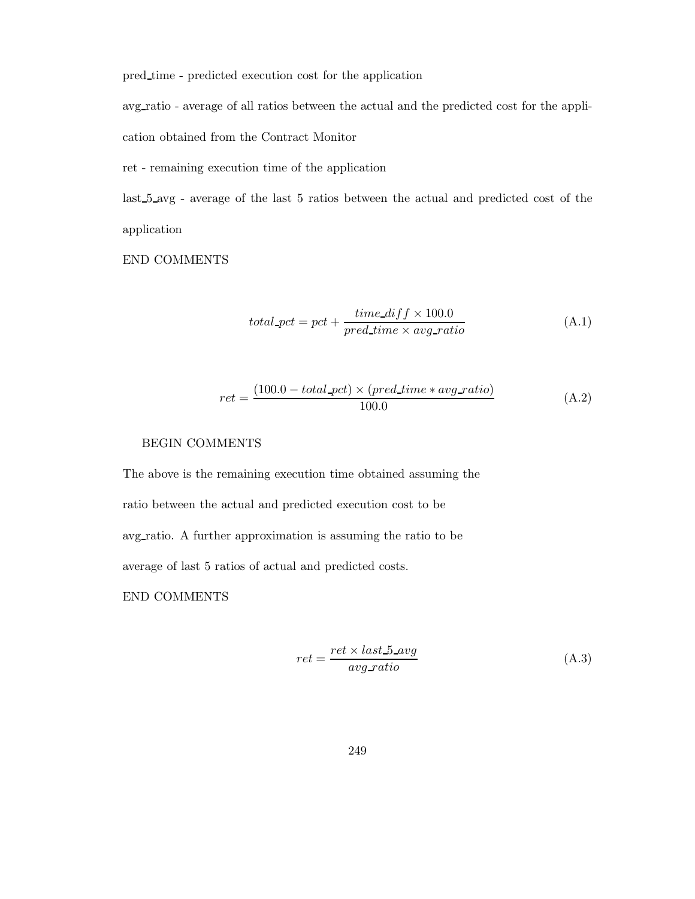pred_time - predicted execution cost for the application

avg_ratio - average of all ratios between the actual and the predicted cost for the application obtained from the Contract Monitor

ret - remaining execution time of the application

last_5_avg - average of the last 5 ratios between the actual and predicted cost of the application

END COMMENTS

$$total\_pct = pct + \frac{time\_diff \times 100.0}{pred\_time \times avg\_ratio} \tag{A.1}$$

$$ret = \frac{(100.0 - total\_pct) \times (pred\_time * avg\_ratio)}{100.0} \tag{A.2}$$

BEGIN COMMENTS

The above is the remaining execution time obtained assuming the ratio between the actual and predicted execution cost to be avg_ratio. A further approximation is assuming the ratio to be average of last 5 ratios of actual and predicted costs.

END COMMENTS

$$ret = \frac{ret \times last\_5\_avg}{avg\_ratio} \tag{A.3}$$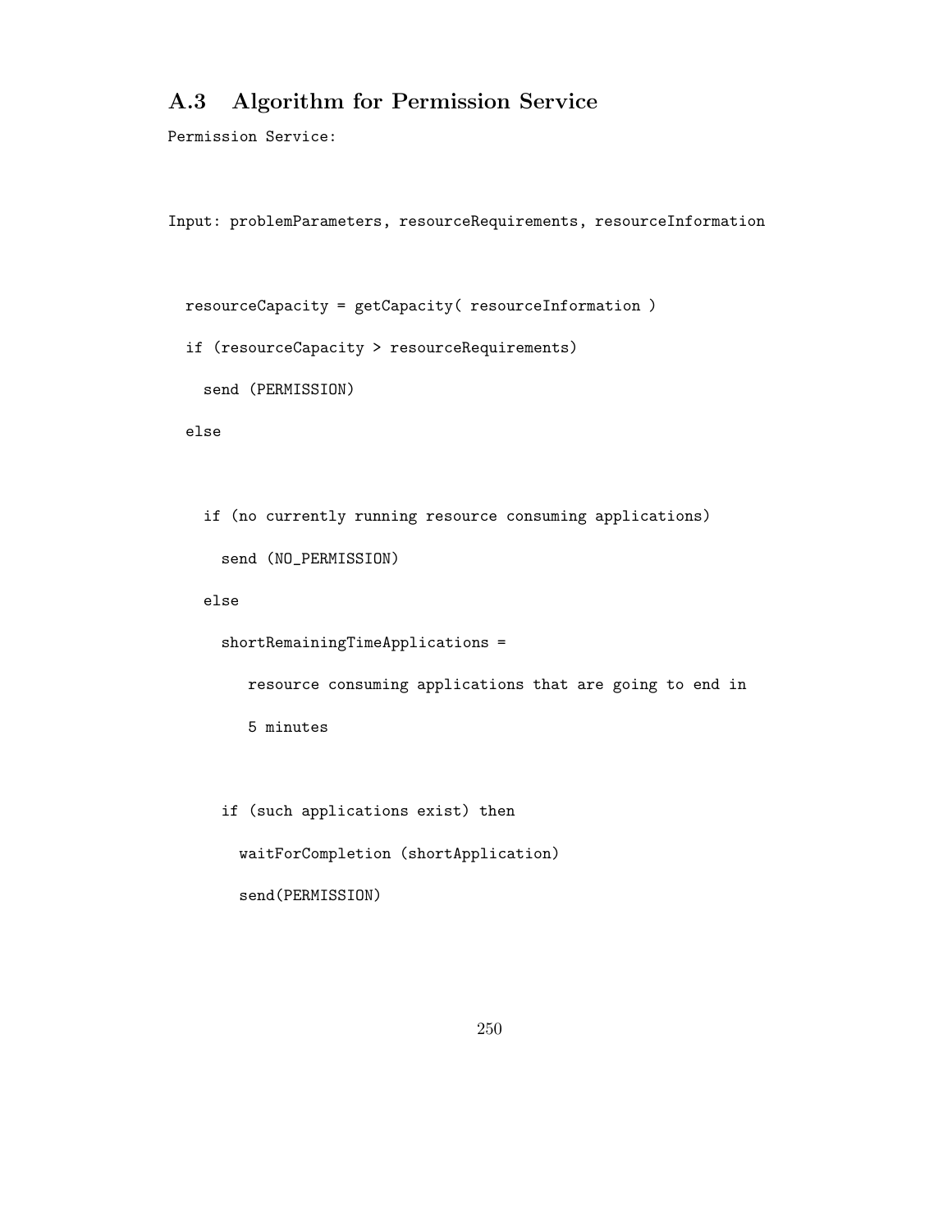## A.3 Algorithm for Permission Service

```
Permission Service:


Input: problemParameters, resourceRequirements, resourceInformation


  resourceCapacity = getCapacity( resourceInformation )

  if (resourceCapacity > resourceRequirements)

    send (PERMISSION)

  else


    if (no currently running resource consuming applications)

      send (NO_PERMISSION)

    else

      shortRemainingTimeApplications =

         resource consuming applications that are going to end in

         5 minutes


      if (such applications exist) then

        waitForCompletion (shortApplication)

        send(PERMISSION)
```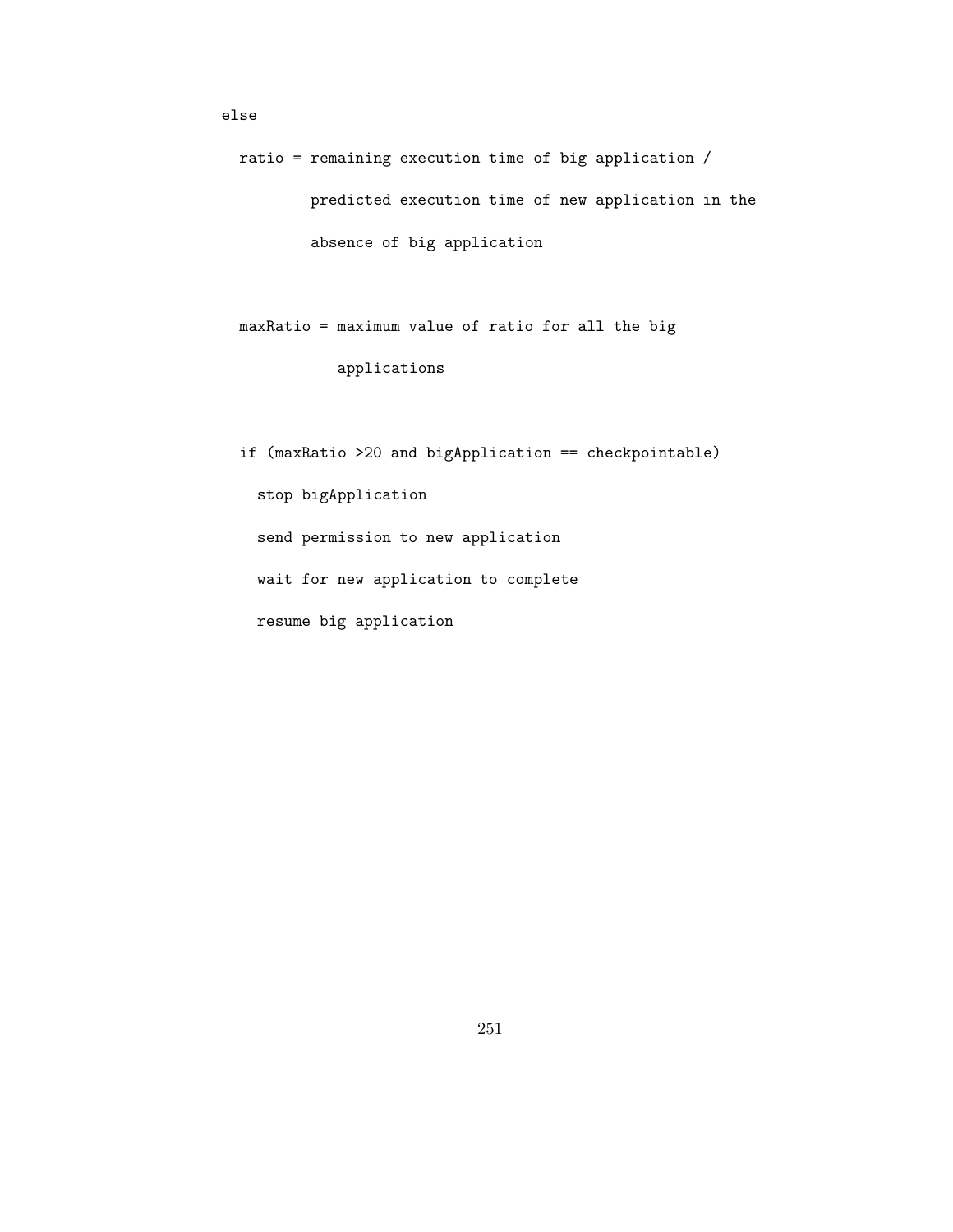```
else

  ratio = remaining execution time of big application /

          predicted execution time of new application in the

          absence of big application


  maxRatio = maximum value of ratio for all the big

             applications


  if (maxRatio >20 and bigApplication == checkpointable)

    stop bigApplication

    send permission to new application

    wait for new application to complete

    resume big application
```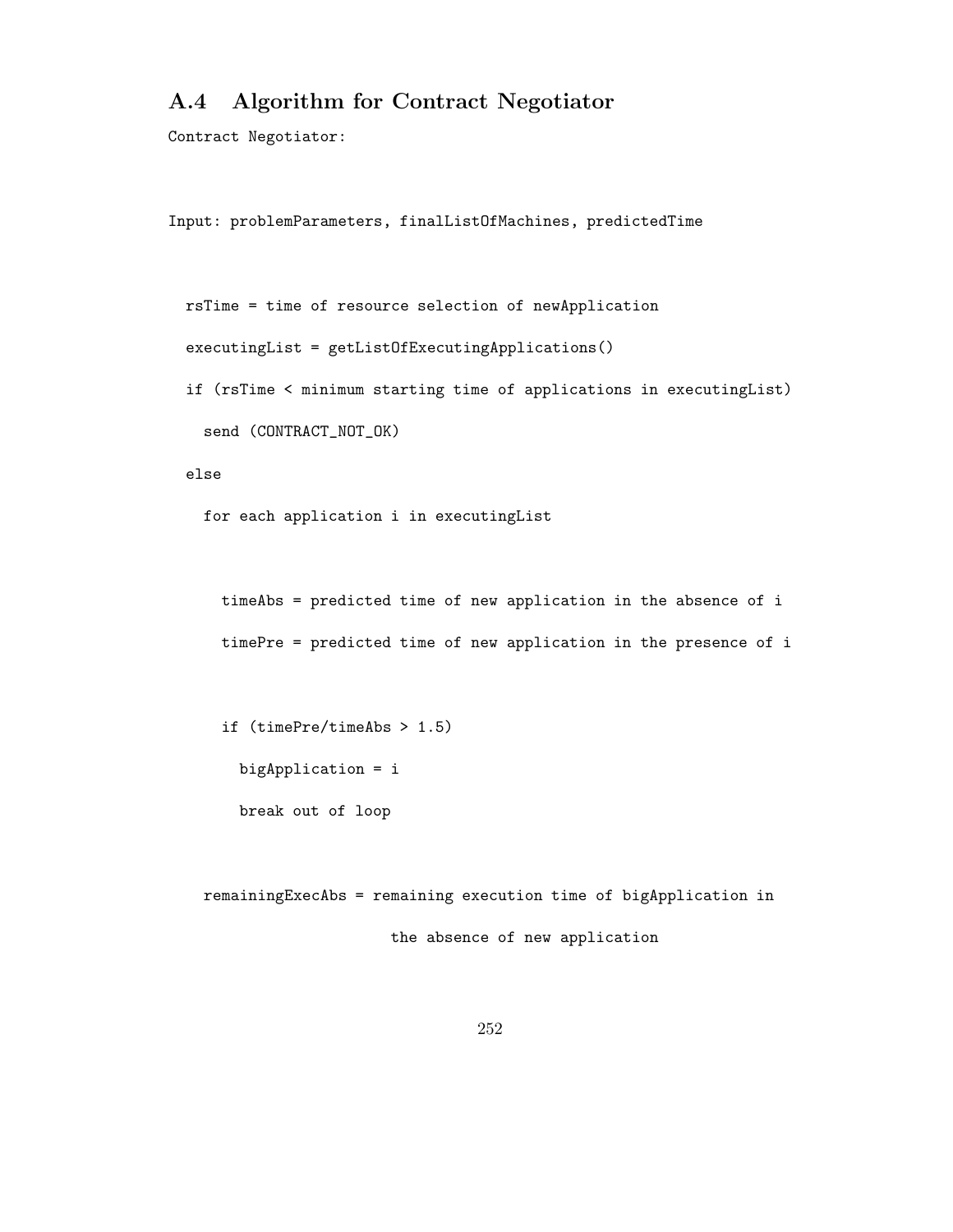## A.4 Algorithm for Contract Negotiator

```
Contract Negotiator:


Input: problemParameters, finalListOfMachines, predictedTime


  rsTime = time of resource selection of newApplication

  executingList = getListOfExecutingApplications()

  if (rsTime < minimum starting time of applications in executingList)

    send (CONTRACT_NOT_OK)

  else

    for each application i in executingList


      timeAbs = predicted time of new application in the absence of i

      timePre = predicted time of new application in the presence of i


      if (timePre/timeAbs > 1.5)

        bigApplication = i

        break out of loop


    remainingExecAbs = remaining execution time of bigApplication in

                         the absence of new application
```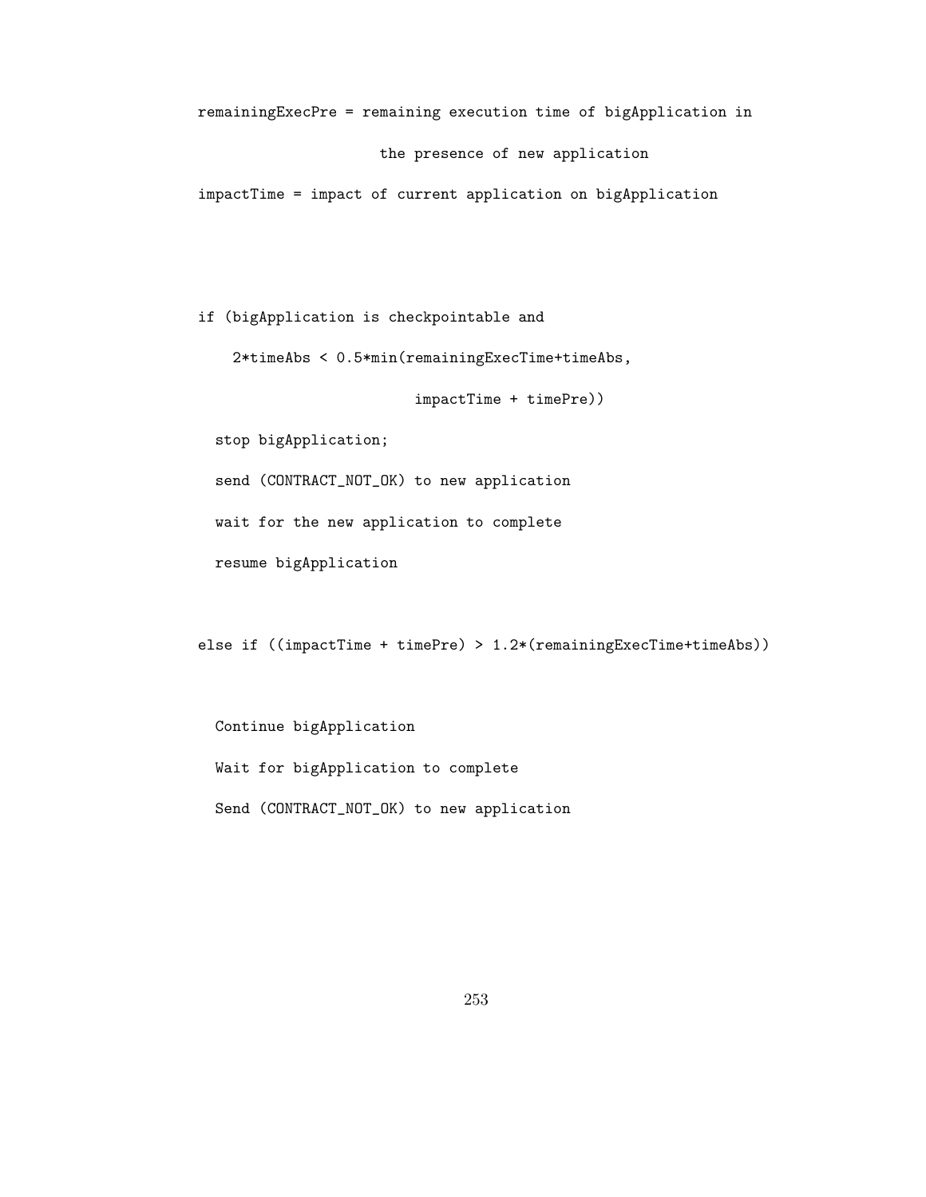```
remainingExecPre = remaining execution time of bigApplication in
                    the presence of new application
impactTime = impact of current application on bigApplication



if (bigApplication is checkpointable and
    2*timeAbs < 0.5*min(remainingExecTime+timeAbs,
                        impactTime + timePre))
  stop bigApplication;
  send (CONTRACT_NOT_OK) to new application
  wait for the new application to complete
  resume bigApplication

else if ((impactTime + timePre) > 1.2*(remainingExecTime+timeAbs))

  Continue bigApplication
  Wait for bigApplication to complete
  Send (CONTRACT_NOT_OK) to new application
```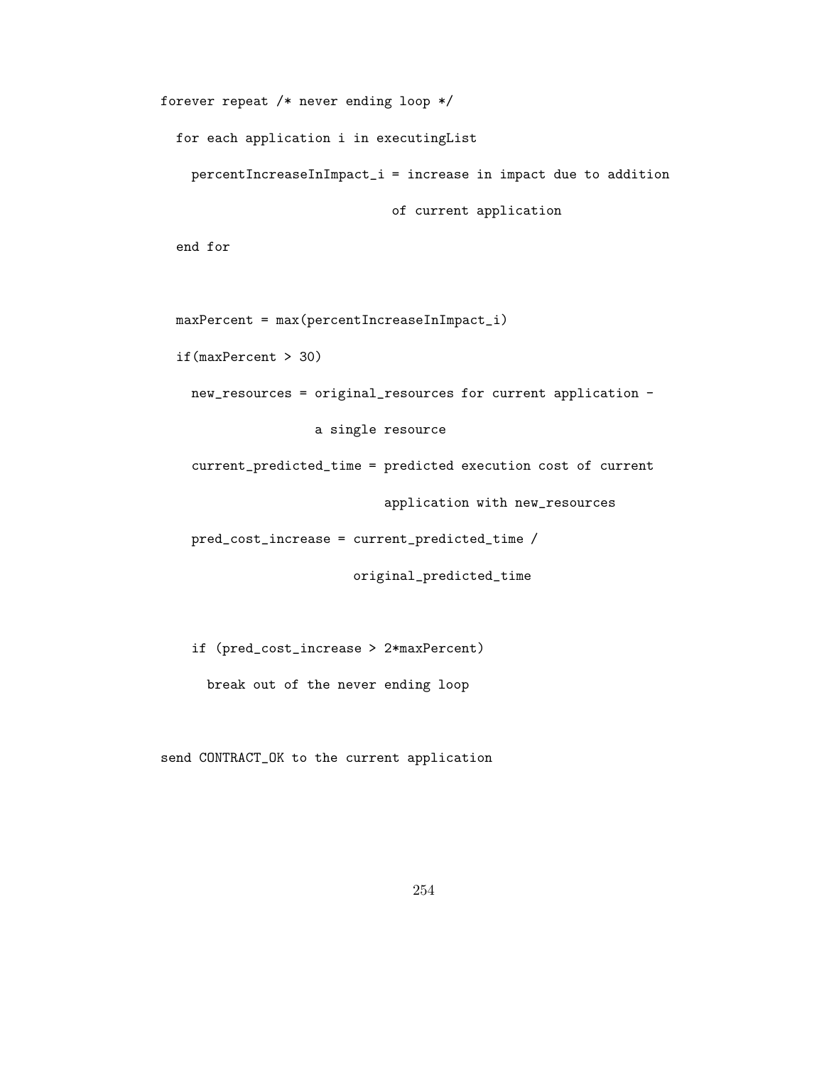```
forever repeat /* never ending loop */

  for each application i in executingList

    percentIncreaseInImpact_i = increase in impact due to addition

                                of current application

  end for


  maxPercent = max(percentIncreaseInImpact_i)

  if(maxPercent > 30)

    new_resources = original_resources for current application -

                    a single resource

    current_predicted_time = predicted execution cost of current

                             application with new_resources

    pred_cost_increase = current_predicted_time /

                         original_predicted_time


    if (pred_cost_increase > 2*maxPercent)

      break out of the never ending loop


send CONTRACT_OK to the current application
```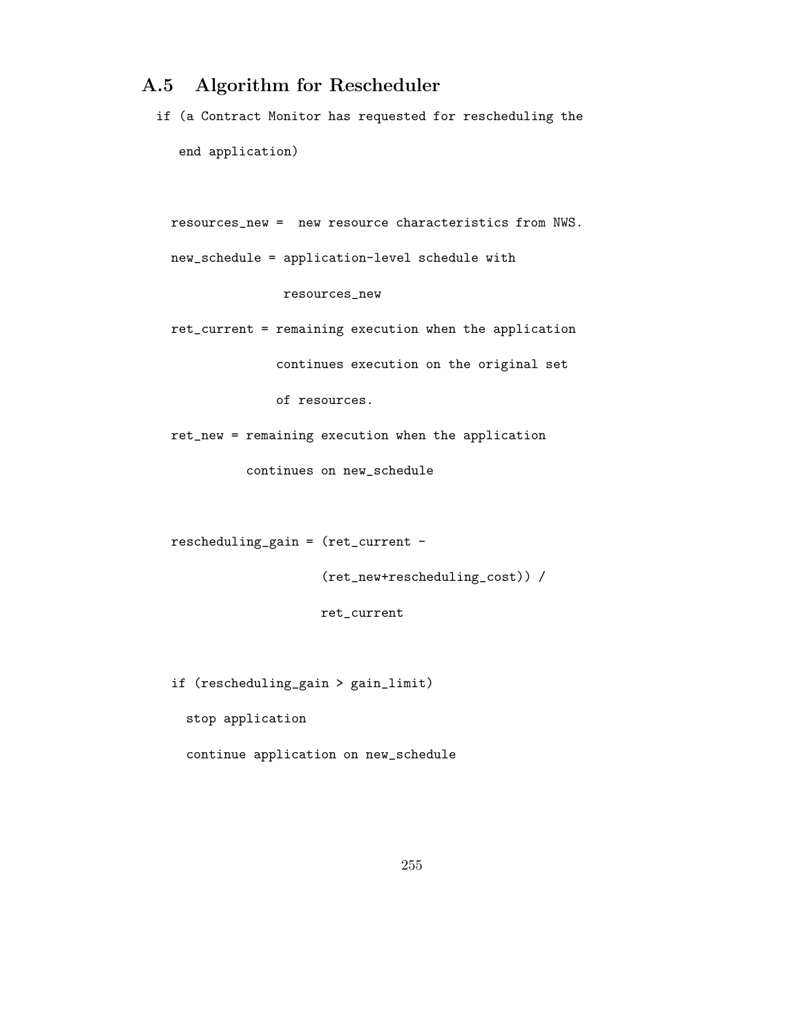## A.5 Algorithm for Rescheduler

```
if (a Contract Monitor has requested for rescheduling the
   end application)

  resources_new =  new resource characteristics from NWS.
  new_schedule = application-level schedule with
                 resources_new
  ret_current = remaining execution when the application
                continues execution on the original set
                of resources.
  ret_new = remaining execution when the application
            continues on new_schedule

  rescheduling_gain = (ret_current -
                       (ret_new+rescheduling_cost)) /
                       ret_current

  if (rescheduling_gain > gain_limit)
    stop application
    continue application on new_schedule
```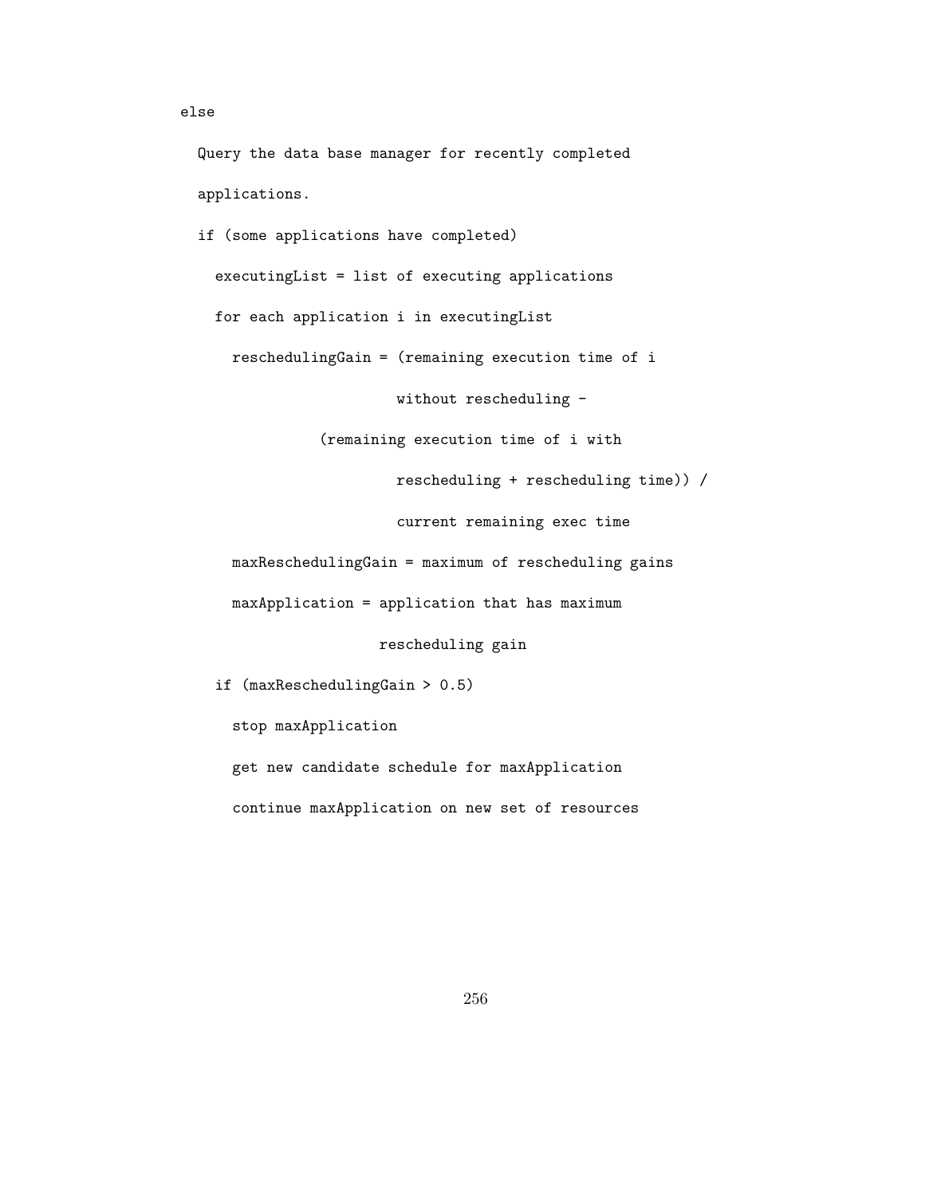```
else
  Query the data base manager for recently completed
  applications.
  if (some applications have completed)
    executingList = list of executing applications
    for each application i in executingList
      reschedulingGain = (remaining execution time of i
                          without rescheduling -
                  (remaining execution time of i with
                          rescheduling + rescheduling time)) /
                          current remaining exec time
      maxReschedulingGain = maximum of rescheduling gains
      maxApplication = application that has maximum
                        rescheduling gain
    if (maxReschedulingGain > 0.5)
      stop maxApplication
      get new candidate schedule for maxApplication
      continue maxApplication on new set of resources
```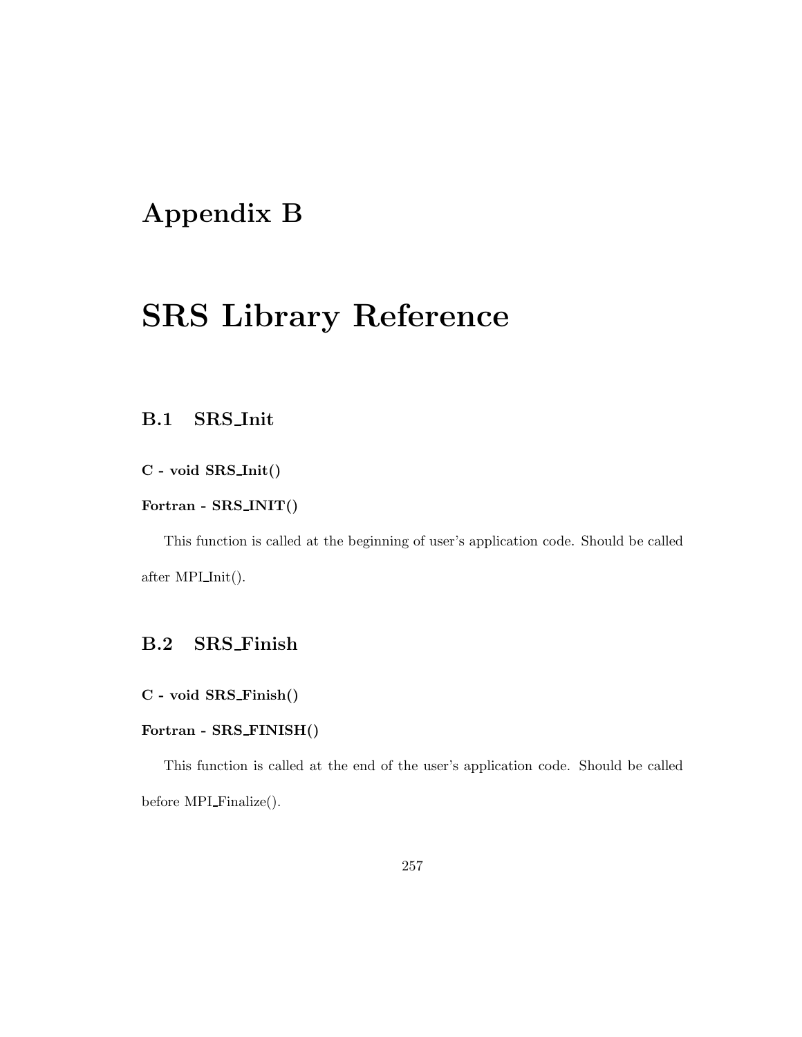# Appendix B

# SRS Library Reference

## B.1 SRS_Init

**C - void SRS_Init()**

**Fortran - SRS_INIT()**

This function is called at the beginning of user's application code. Should be called after MPI_Init().

## B.2 SRS_Finish

**C - void SRS_Finish()**

**Fortran - SRS_FINISH()**

This function is called at the end of the user's application code. Should be called before MPI_Finalize().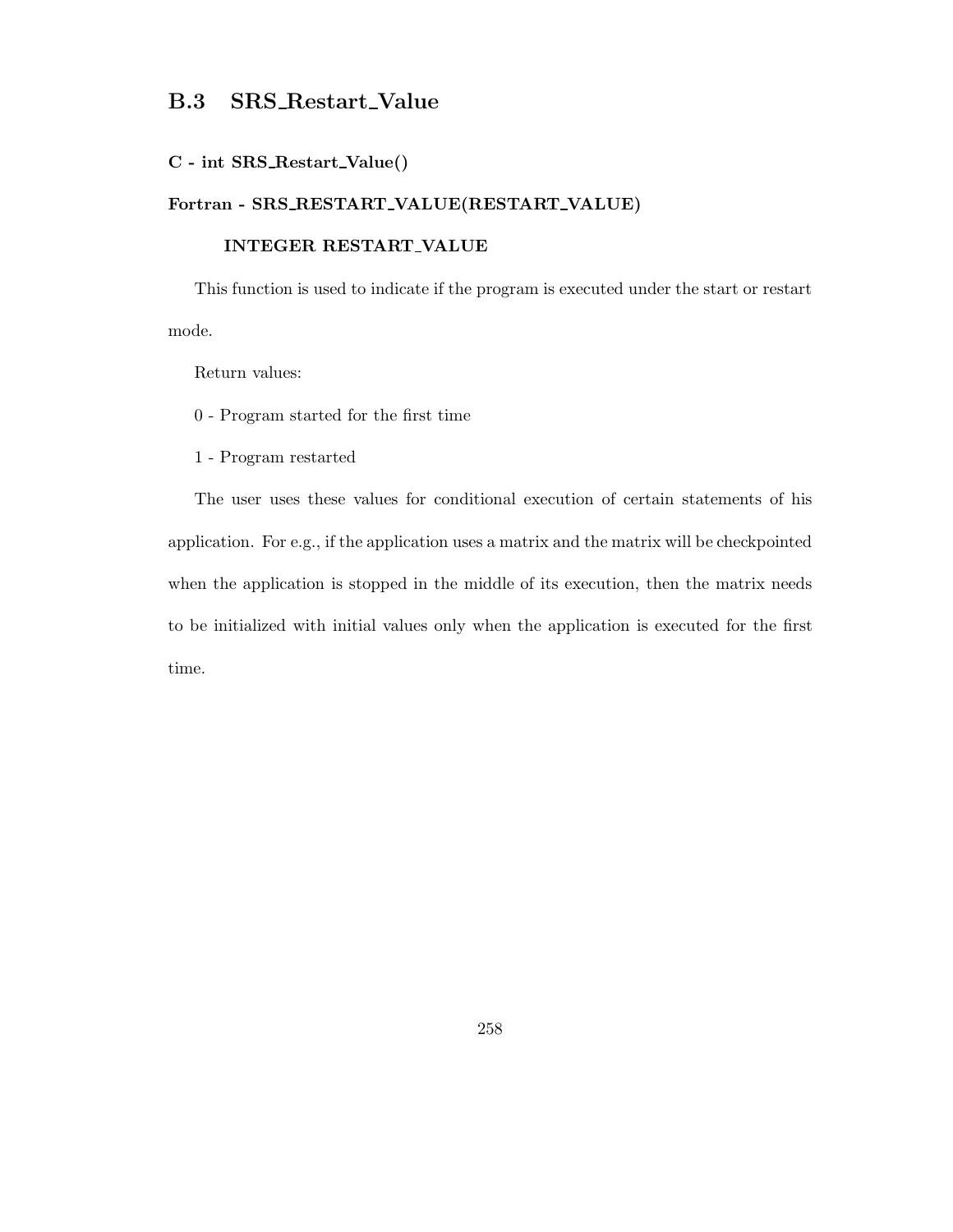## B.3 SRS_Restart_Value

**C - int SRS_Restart_Value()**

**Fortran - SRS_RESTART_VALUE(RESTART_VALUE)**

**INTEGER RESTART_VALUE**

This function is used to indicate if the program is executed under the start or restart mode.

Return values:

0 - Program started for the first time

1 - Program restarted

The user uses these values for conditional execution of certain statements of his application. For e.g., if the application uses a matrix and the matrix will be checkpointed when the application is stopped in the middle of its execution, then the matrix needs to be initialized with initial values only when the application is executed for the first time.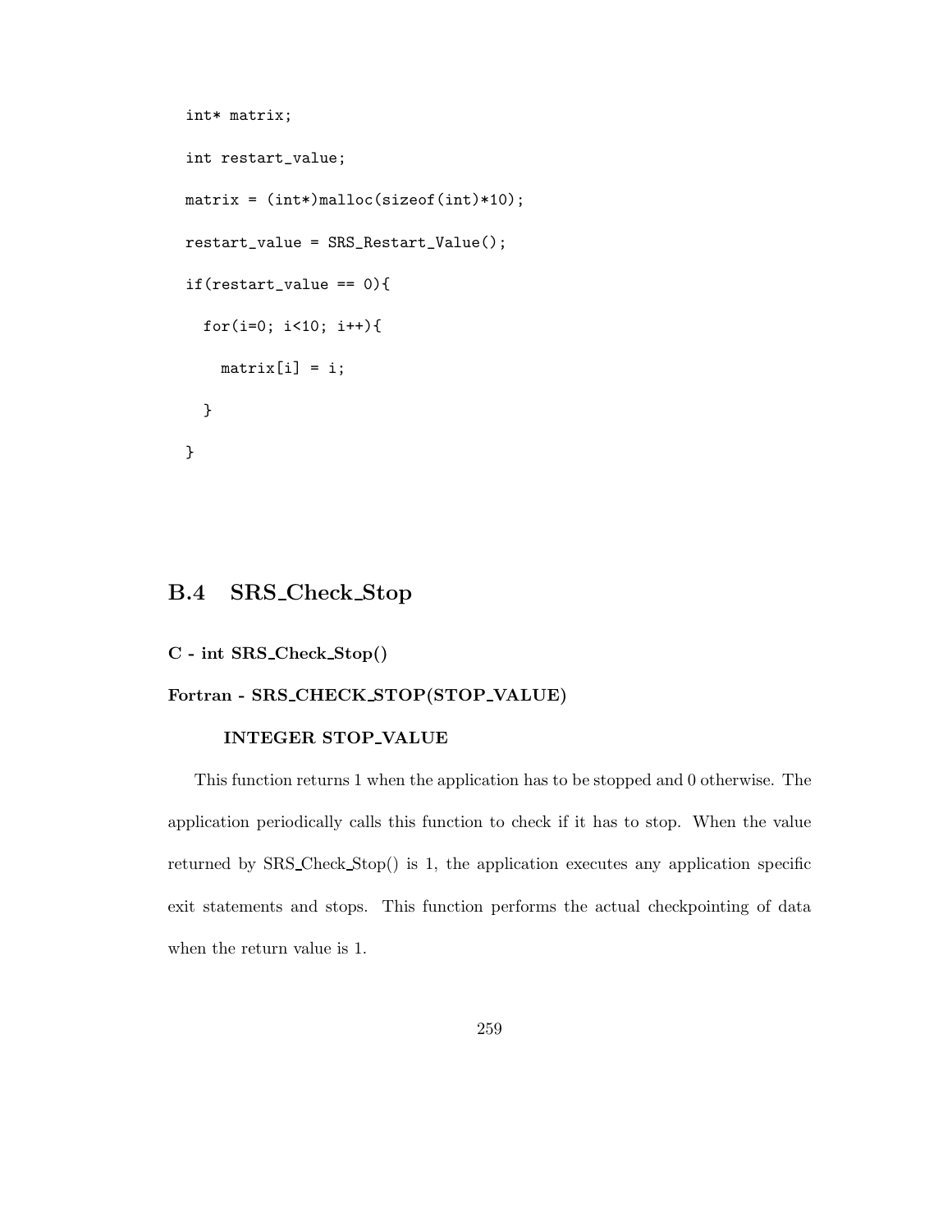```
int* matrix;

int restart_value;

matrix = (int*)malloc(sizeof(int)*10);

restart_value = SRS_Restart_Value();

if(restart_value == 0){

  for(i=0; i<10; i++){

    matrix[i] = i;

  }

}
```

## B.4 SRS_Check_Stop

**C - int SRS_Check_Stop()**

**Fortran - SRS_CHECK_STOP(STOP_VALUE)**

**INTEGER STOP_VALUE**

This function returns 1 when the application has to be stopped and 0 otherwise. The application periodically calls this function to check if it has to stop. When the value returned by SRS_Check_Stop() is 1, the application executes any application specific exit statements and stops. This function performs the actual checkpointing of data when the return value is 1.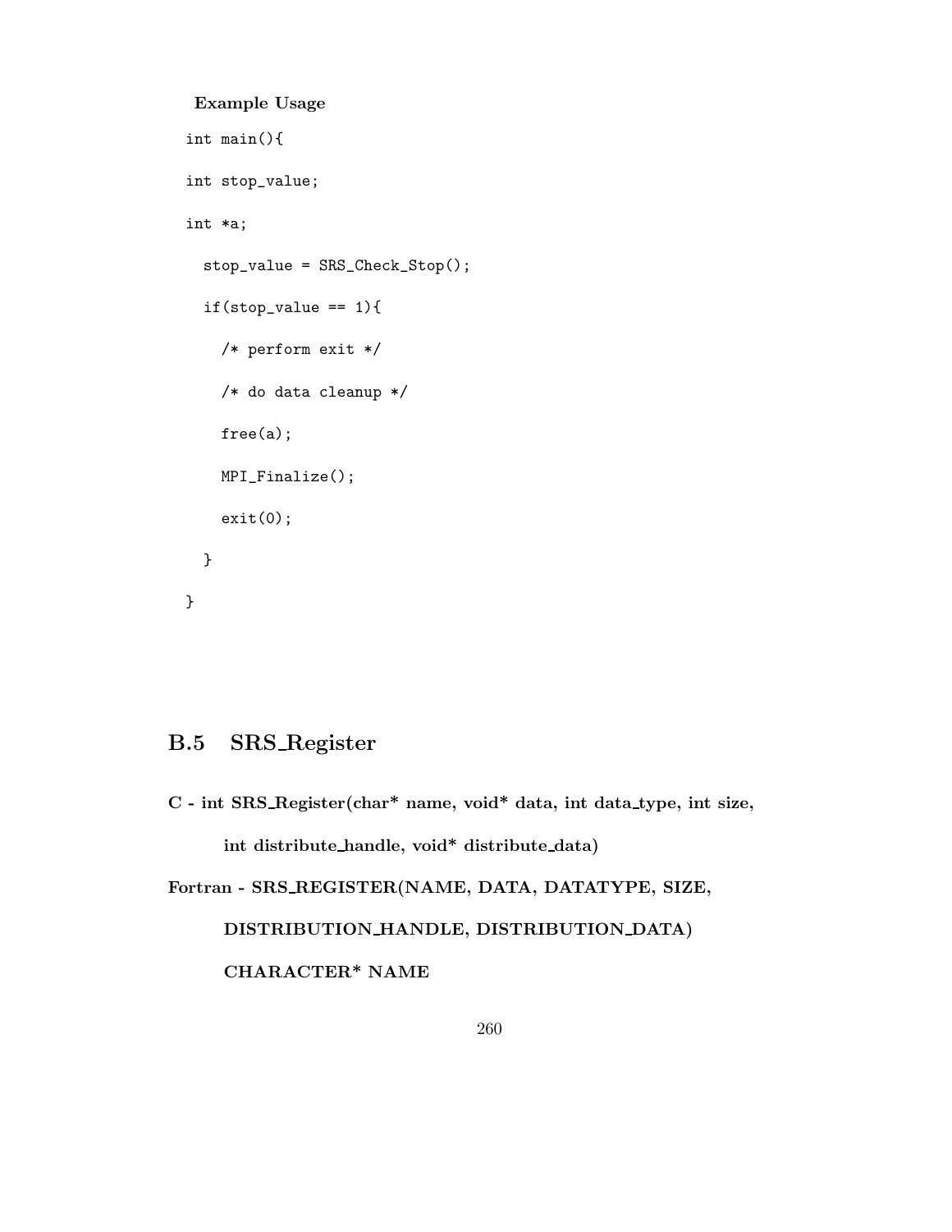**Example Usage**

```
int main(){

int stop_value;

int *a;

  stop_value = SRS_Check_Stop();

  if(stop_value == 1){

    /* perform exit */

    /* do data cleanup */

    free(a);

    MPI_Finalize();

    exit(0);

  }

}
```

## B.5 SRS_Register

**C - int SRS_Register(char* name, void* data, int data_type, int size,**

**int distribute_handle, void* distribute_data)**

**Fortran - SRS_REGISTER(NAME, DATA, DATATYPE, SIZE,**

**DISTRIBUTION_HANDLE, DISTRIBUTION_DATA)**

**CHARACTER* NAME**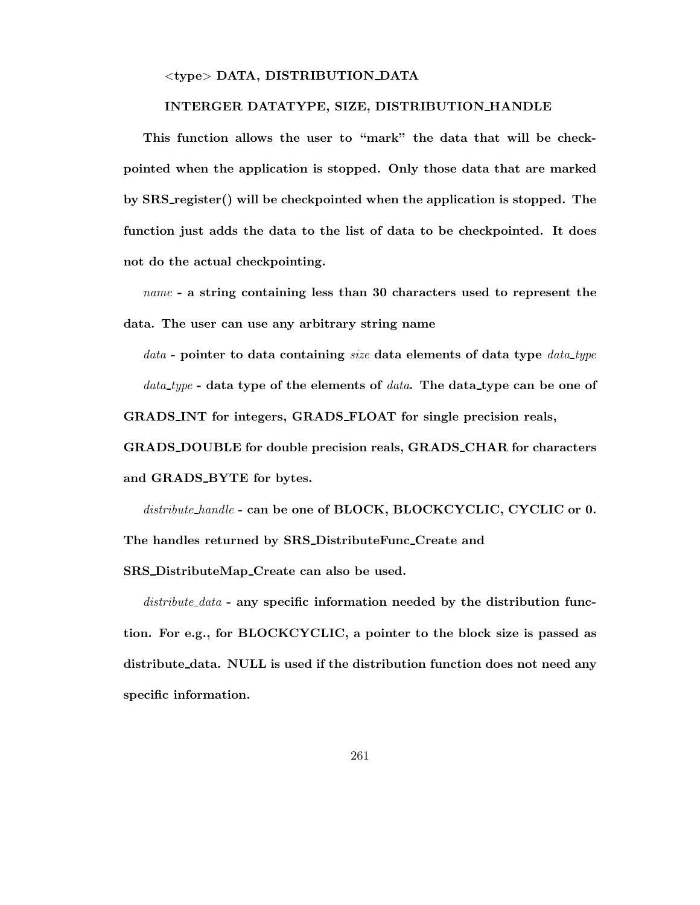**<type> DATA, DISTRIBUTION_DATA**

**INTERGER DATATYPE, SIZE, DISTRIBUTION_HANDLE**

**This function allows the user to "mark" the data that will be checkpointed when the application is stopped. Only those data that are marked by SRS_register() will be checkpointed when the application is stopped. The function just adds the data to the list of data to be checkpointed. It does not do the actual checkpointing.**

*name* **- a string containing less than 30 characters used to represent the data. The user can use any arbitrary string name**

*data* **- pointer to data containing** *size* **data elements of data type** *data_type*

*data_type* **- data type of the elements of** *data***. The data_type can be one of GRADS_INT for integers, GRADS_FLOAT for single precision reals, GRADS_DOUBLE for double precision reals, GRADS_CHAR for characters and GRADS_BYTE for bytes.**

*distribute_handle* **- can be one of BLOCK, BLOCKCYCLIC, CYCLIC or 0. The handles returned by SRS_DistributeFunc_Create and SRS_DistributeMap_Create can also be used.**

*distribute_data* **- any specific information needed by the distribution function. For e.g., for BLOCKCYCLIC, a pointer to the block size is passed as distribute_data. NULL is used if the distribution function does not need any specific information.**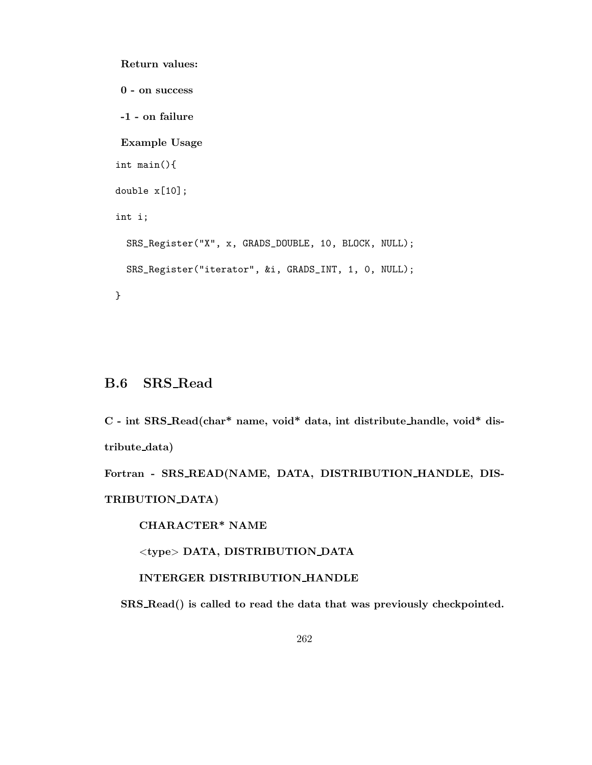**Return values:**

**0 - on success**

**-1 - on failure**

**Example Usage**

```
int main(){

double x[10];

int i;

  SRS_Register("X", x, GRADS_DOUBLE, 10, BLOCK, NULL);

  SRS_Register("iterator", &i, GRADS_INT, 1, 0, NULL);

}
```

## B.6 SRS_Read

**C - int SRS_Read(char* name, void* data, int distribute_handle, void* distribute_data)**

**Fortran - SRS_READ(NAME, DATA, DISTRIBUTION_HANDLE, DISTRIBUTION_DATA)**

**CHARACTER* NAME**

**<type> DATA, DISTRIBUTION_DATA**

**INTERGER DISTRIBUTION_HANDLE**

**SRS_Read() is called to read the data that was previously checkpointed.**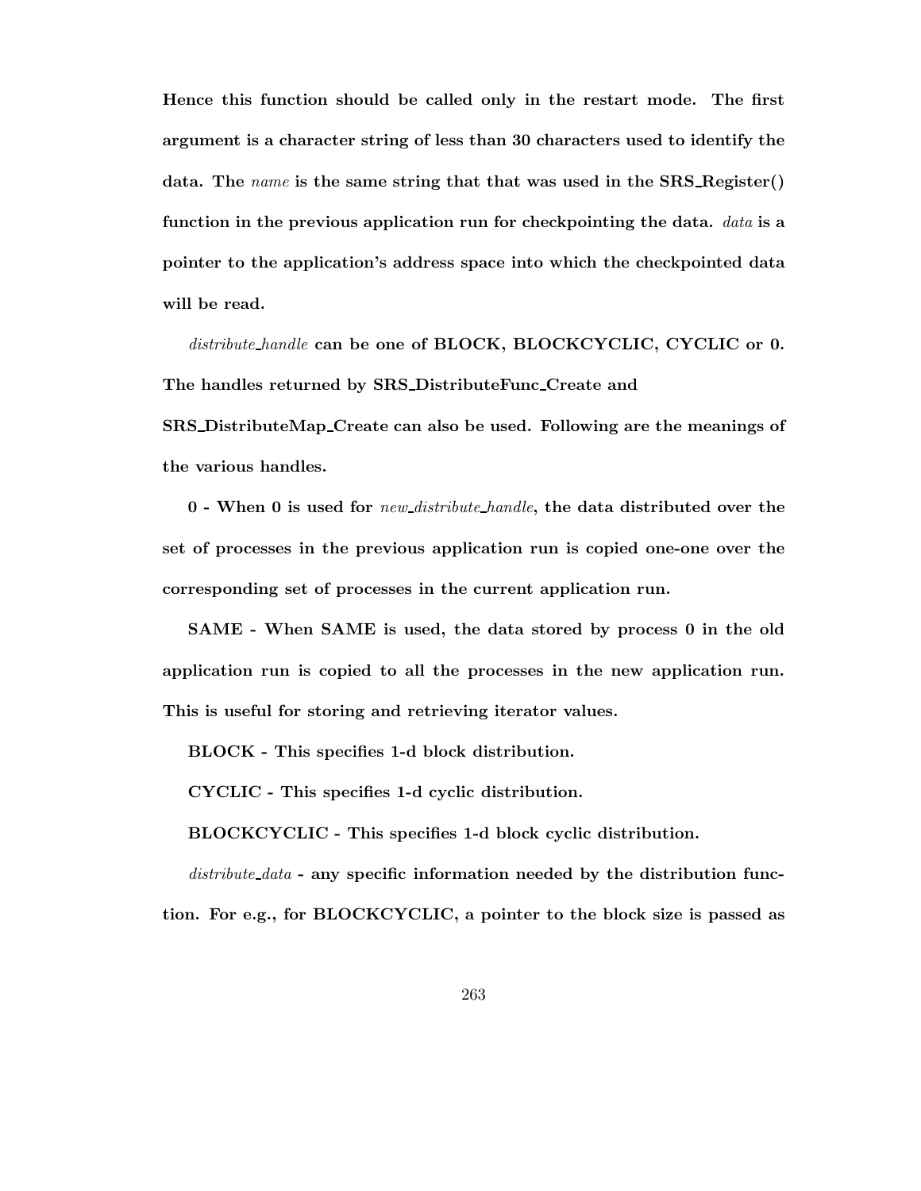**Hence this function should be called only in the restart mode. The first argument is a character string of less than 30 characters used to identify the data. The *name* is the same string that that was used in the SRS_Register() function in the previous application run for checkpointing the data. *data* is a pointer to the application's address space into which the checkpointed data will be read.**

***distribute_handle* can be one of BLOCK, BLOCKCYCLIC, CYCLIC or 0. The handles returned by SRS_DistributeFunc_Create and SRS_DistributeMap_Create can also be used. Following are the meanings of the various handles.**

**0 - When 0 is used for *new_distribute_handle*, the data distributed over the set of processes in the previous application run is copied one-one over the corresponding set of processes in the current application run.**

**SAME - When SAME is used, the data stored by process 0 in the old application run is copied to all the processes in the new application run. This is useful for storing and retrieving iterator values.**

**BLOCK - This specifies 1-d block distribution.**

**CYCLIC - This specifies 1-d cyclic distribution.**

**BLOCKCYCLIC - This specifies 1-d block cyclic distribution.**

***distribute_data* - any specific information needed by the distribution function. For e.g., for BLOCKCYCLIC, a pointer to the block size is passed as**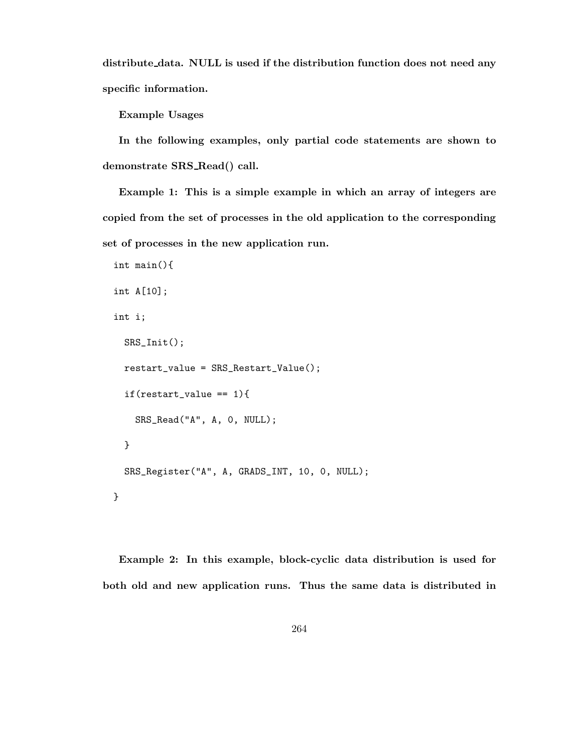**distribute_data. NULL is used if the distribution function does not need any specific information.**

**Example Usages**

**In the following examples, only partial code statements are shown to demonstrate SRS_Read() call.**

**Example 1: This is a simple example in which an array of integers are copied from the set of processes in the old application to the corresponding set of processes in the new application run.**

```
int main(){
int A[10];
int i;
  SRS_Init();
  restart_value = SRS_Restart_Value();
  if(restart_value == 1){
    SRS_Read("A", A, 0, NULL);
  }
  SRS_Register("A", A, GRADS_INT, 10, 0, NULL);
}
```

**Example 2: In this example, block-cyclic data distribution is used for both old and new application runs. Thus the same data is distributed in**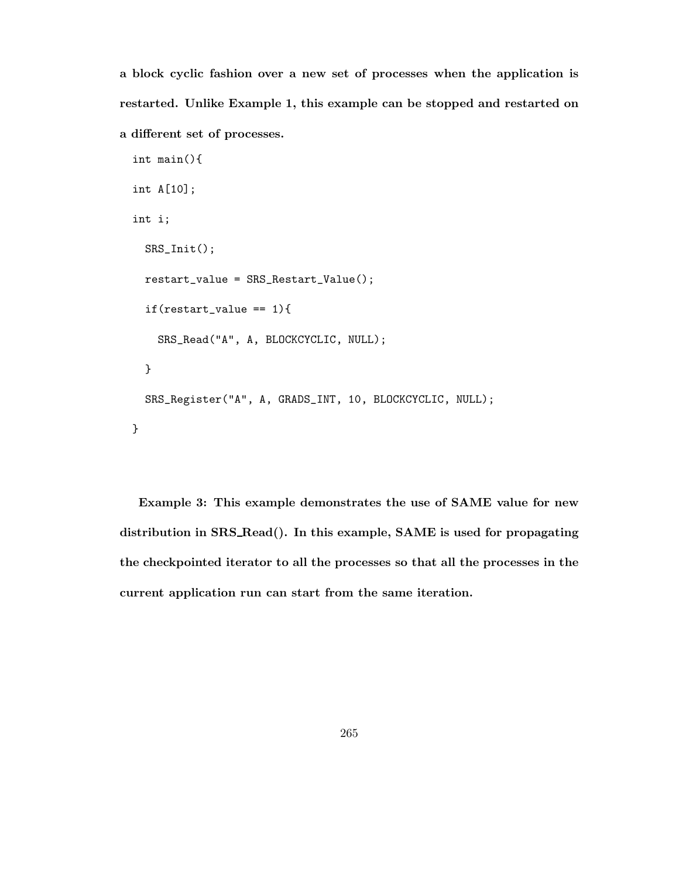**a block cyclic fashion over a new set of processes when the application is restarted. Unlike Example 1, this example can be stopped and restarted on a different set of processes.**

```
int main(){
int A[10];
int i;
  SRS_Init();
  restart_value = SRS_Restart_Value();
  if(restart_value == 1){
    SRS_Read("A", A, BLOCKCYCLIC, NULL);
  }
  SRS_Register("A", A, GRADS_INT, 10, BLOCKCYCLIC, NULL);
}
```

**Example 3: This example demonstrates the use of SAME value for new distribution in SRS_Read(). In this example, SAME is used for propagating the checkpointed iterator to all the processes so that all the processes in the current application run can start from the same iteration.**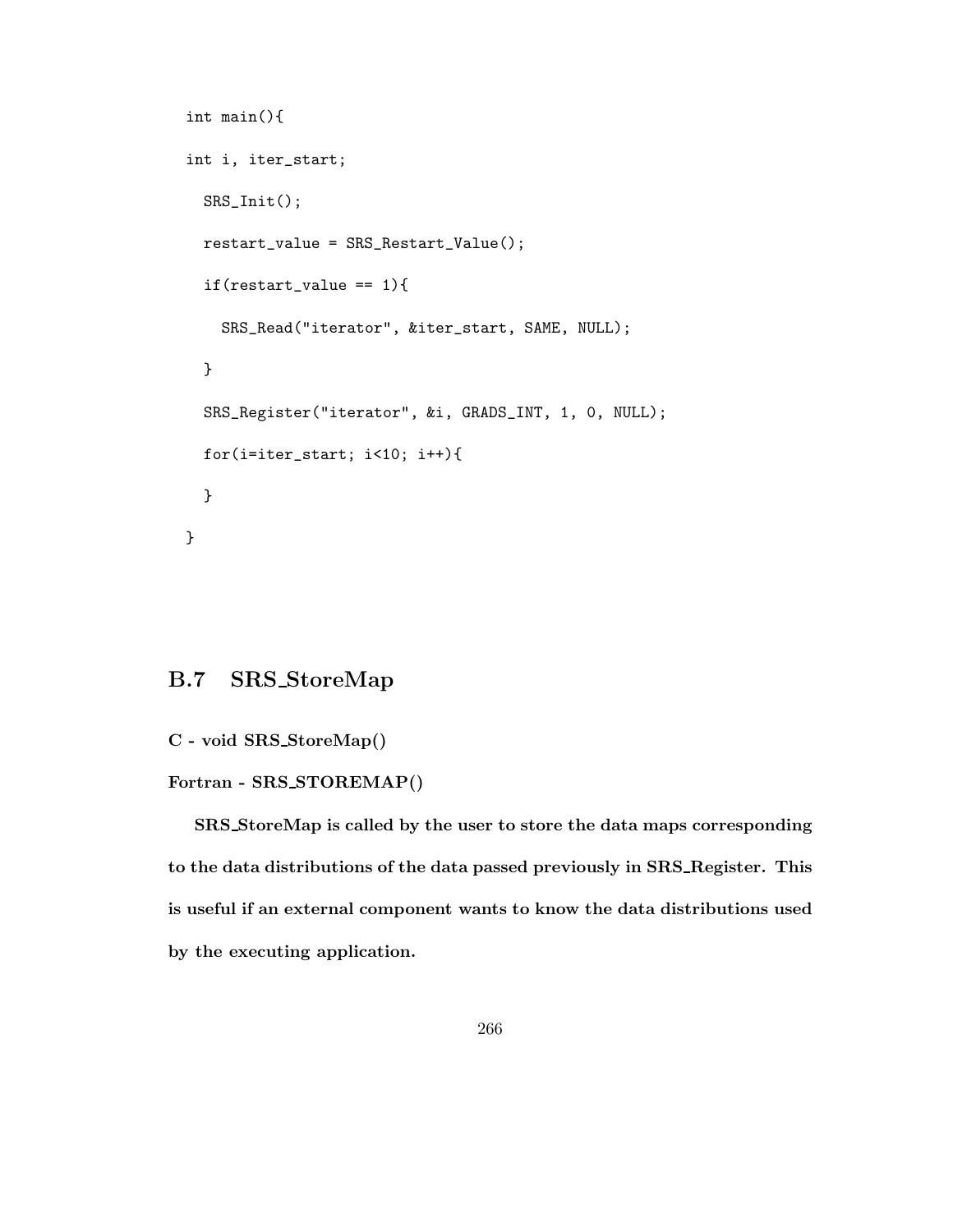```
int main(){

int i, iter_start;

  SRS_Init();

  restart_value = SRS_Restart_Value();

  if(restart_value == 1){

    SRS_Read("iterator", &iter_start, SAME, NULL);

  }

  SRS_Register("iterator", &i, GRADS_INT, 1, 0, NULL);

  for(i=iter_start; i<10; i++){

  }

}
```

## B.7 SRS_StoreMap

**C - void SRS_StoreMap()**

**Fortran - SRS_STOREMAP()**

**SRS_StoreMap is called by the user to store the data maps corresponding to the data distributions of the data passed previously in SRS_Register. This is useful if an external component wants to know the data distributions used by the executing application.**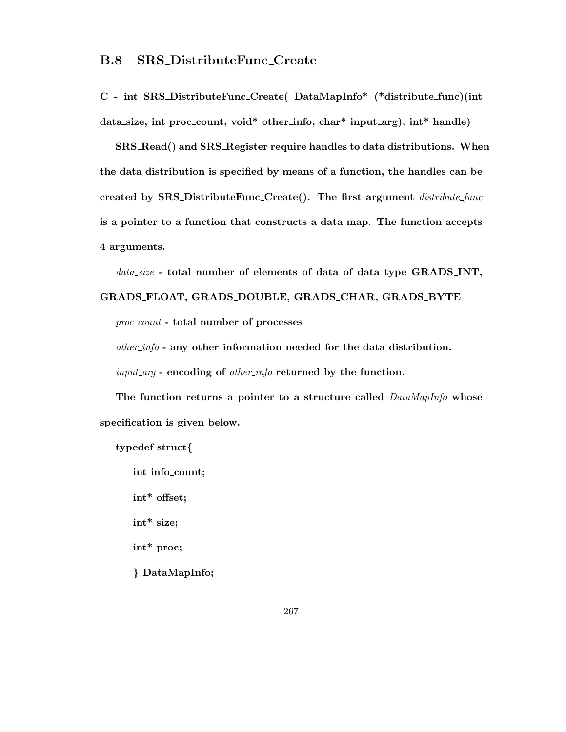## B.8 SRS_DistributeFunc_Create

**C - int SRS_DistributeFunc_Create( DataMapInfo* (*distribute_func)(int data_size, int proc_count, void* other_info, char* input_arg), int* handle)**

**SRS_Read() and SRS_Register require handles to data distributions. When the data distribution is specified by means of a function, the handles can be created by SRS_DistributeFunc_Create(). The first argument** *distribute_func* **is a pointer to a function that constructs a data map. The function accepts 4 arguments.**

*data_size* **- total number of elements of data of data type GRADS_INT, GRADS_FLOAT, GRADS_DOUBLE, GRADS_CHAR, GRADS_BYTE**

*proc_count* **- total number of processes**

*other_info* **- any other information needed for the data distribution.**

*input_arg* **- encoding of** *other_info* **returned by the function.**

**The function returns a pointer to a structure called** *DataMapInfo* **whose specification is given below.**

```
typedef struct{
    int info_count;
    int* offset;
    int* size;
    int* proc;
    } DataMapInfo;
```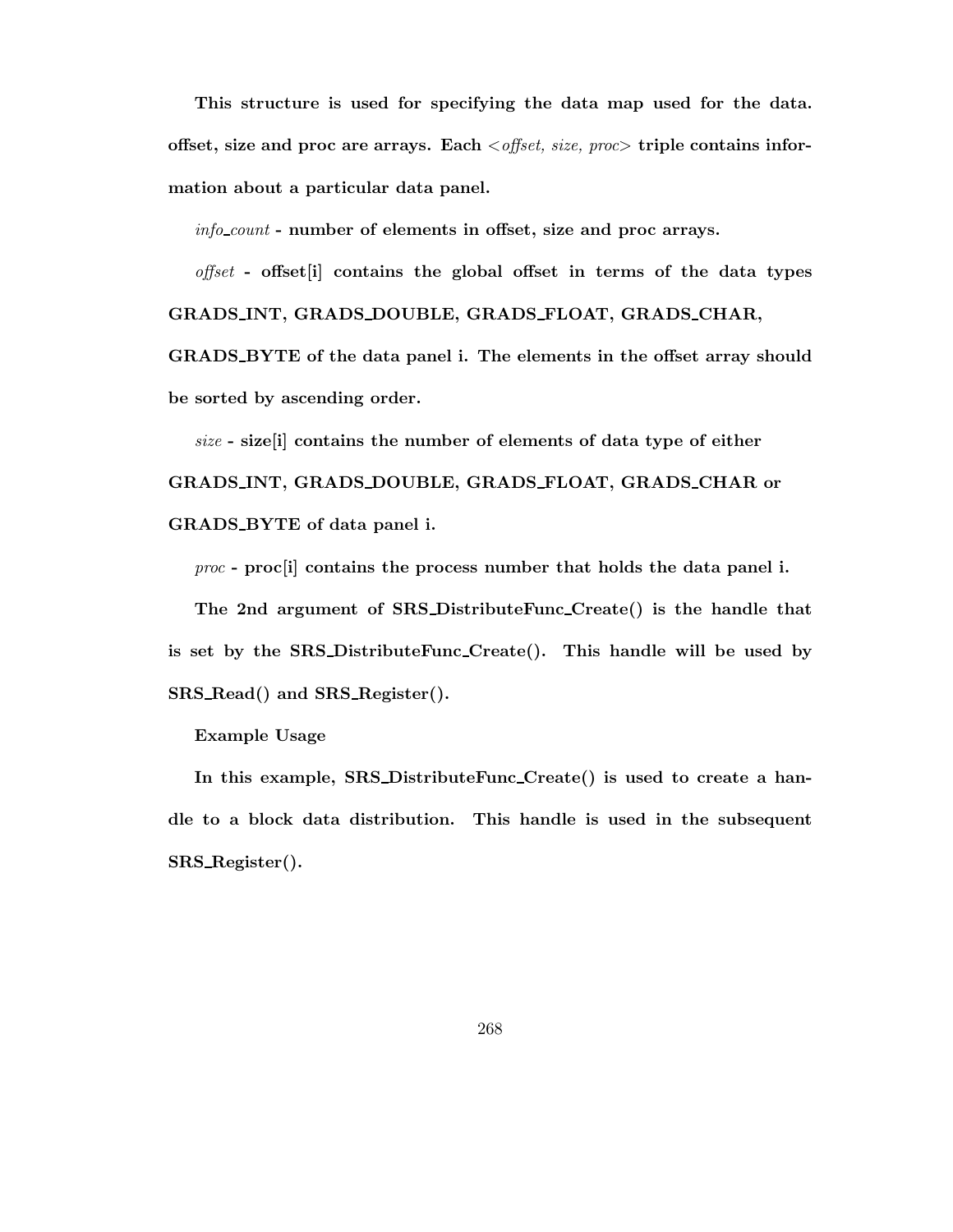**This structure is used for specifying the data map used for the data. offset, size and proc are arrays. Each <*offset, size, proc*> triple contains information about a particular data panel.**

*info_count* **- number of elements in offset, size and proc arrays.**

*offset* **- offset[i] contains the global offset in terms of the data types GRADS_INT, GRADS_DOUBLE, GRADS_FLOAT, GRADS_CHAR, GRADS_BYTE of the data panel i. The elements in the offset array should be sorted by ascending order.**

*size* **- size[i] contains the number of elements of data type of either GRADS_INT, GRADS_DOUBLE, GRADS_FLOAT, GRADS_CHAR or GRADS_BYTE of data panel i.**

*proc* **- proc[i] contains the process number that holds the data panel i.**

**The 2nd argument of SRS_DistributeFunc_Create() is the handle that is set by the SRS_DistributeFunc_Create(). This handle will be used by SRS_Read() and SRS_Register().**

**Example Usage**

**In this example, SRS_DistributeFunc_Create() is used to create a handle to a block data distribution. This handle is used in the subsequent SRS_Register().**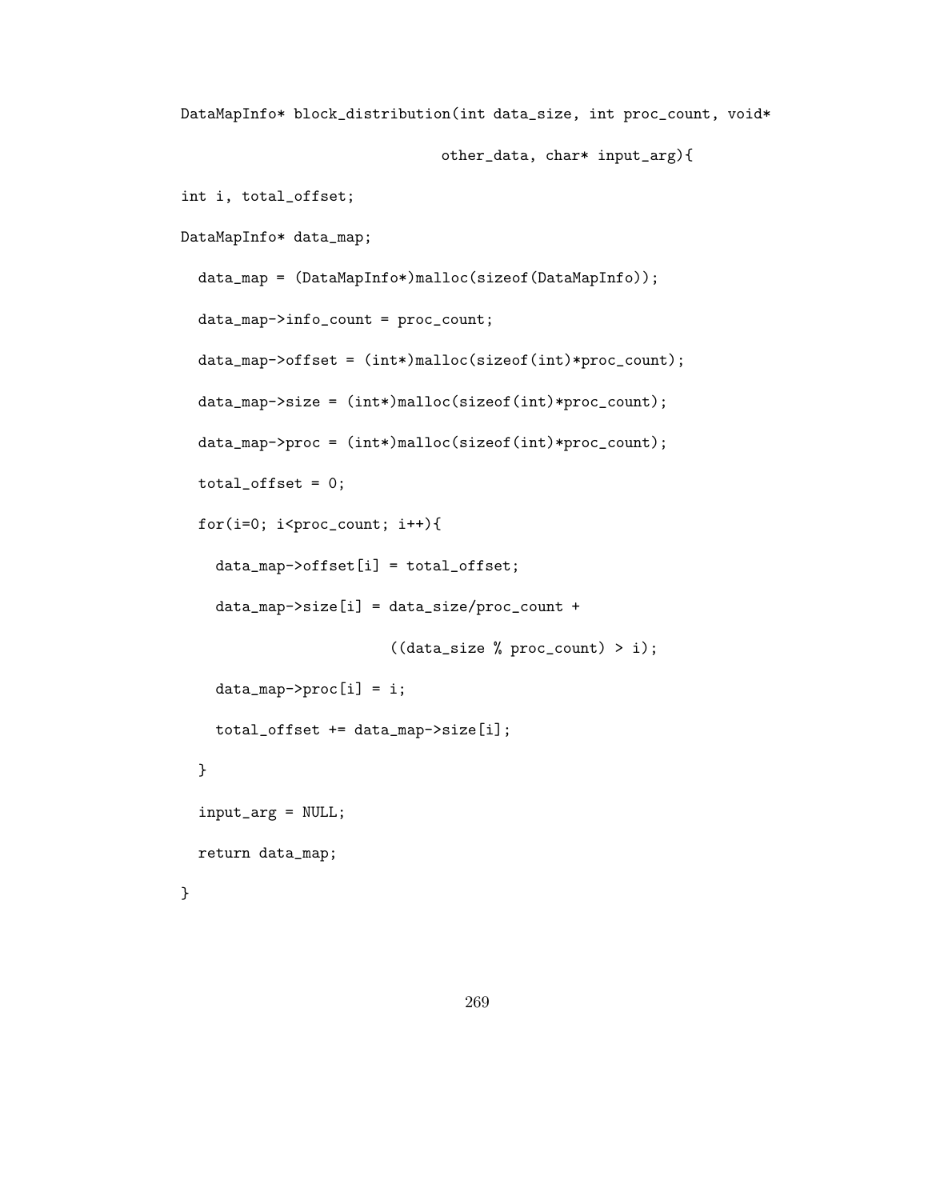```
DataMapInfo* block_distribution(int data_size, int proc_count, void*
                               other_data, char* input_arg){
int i, total_offset;
DataMapInfo* data_map;
  data_map = (DataMapInfo*)malloc(sizeof(DataMapInfo));
  data_map->info_count = proc_count;
  data_map->offset = (int*)malloc(sizeof(int)*proc_count);
  data_map->size = (int*)malloc(sizeof(int)*proc_count);
  data_map->proc = (int*)malloc(sizeof(int)*proc_count);
  total_offset = 0;
  for(i=0; i<proc_count; i++){
    data_map->offset[i] = total_offset;
    data_map->size[i] = data_size/proc_count +
                        ((data_size % proc_count) > i);
    data_map->proc[i] = i;
    total_offset += data_map->size[i];
  }
  input_arg = NULL;
  return data_map;
}
```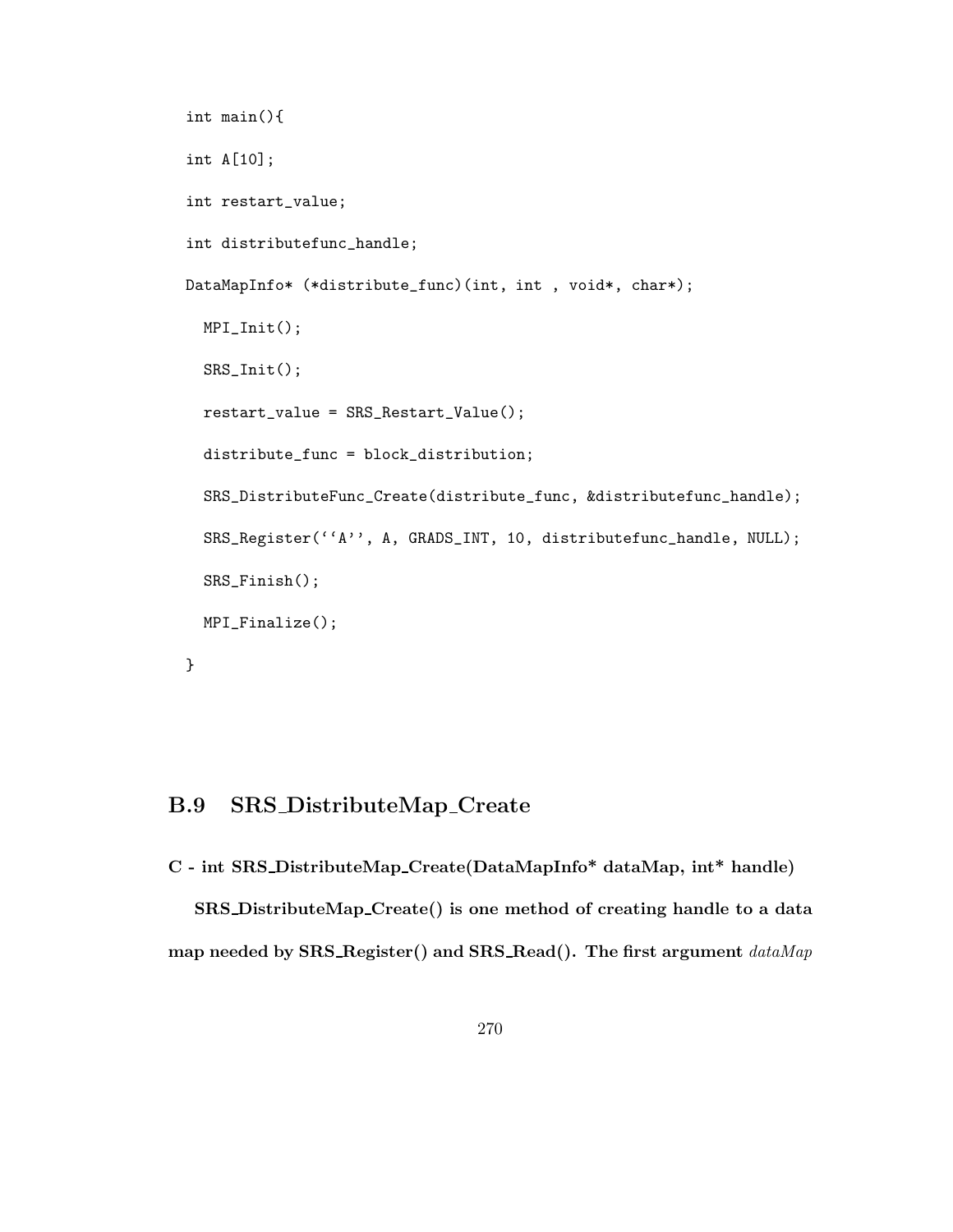```
int main(){

int A[10];

int restart_value;

int distributefunc_handle;

DataMapInfo* (*distribute_func)(int, int , void*, char*);

  MPI_Init();

  SRS_Init();

  restart_value = SRS_Restart_Value();

  distribute_func = block_distribution;

  SRS_DistributeFunc_Create(distribute_func, &distributefunc_handle);

  SRS_Register(``A'', A, GRADS_INT, 10, distributefunc_handle, NULL);

  SRS_Finish();

  MPI_Finalize();

}
```

## B.9 SRS_DistributeMap_Create

**C - int SRS_DistributeMap_Create(DataMapInfo* dataMap, int* handle)**

**SRS_DistributeMap_Create() is one method of creating handle to a data map needed by SRS_Register() and SRS_Read(). The first argument** ***dataMap***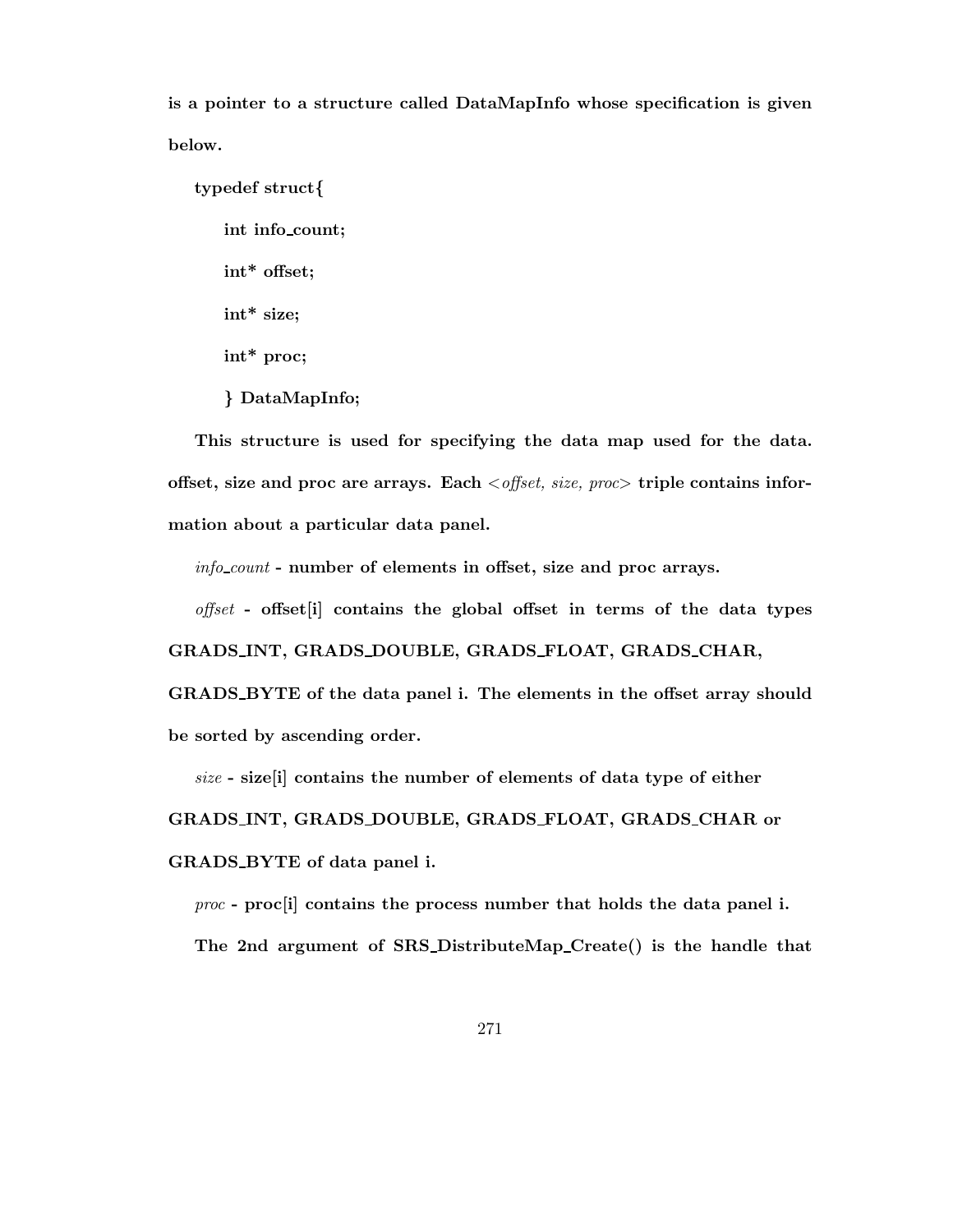**is a pointer to a structure called DataMapInfo whose specification is given below.**

```
typedef struct{
    int info_count;
    int* offset;
    int* size;
    int* proc;
    } DataMapInfo;
```

**This structure is used for specifying the data map used for the data. offset, size and proc are arrays. Each <*offset, size, proc*> triple contains information about a particular data panel.**

*info_count* **- number of elements in offset, size and proc arrays.**

*offset* **- offset[i] contains the global offset in terms of the data types GRADS_INT, GRADS_DOUBLE, GRADS_FLOAT, GRADS_CHAR, GRADS_BYTE of the data panel i. The elements in the offset array should be sorted by ascending order.**

*size* **- size[i] contains the number of elements of data type of either GRADS_INT, GRADS_DOUBLE, GRADS_FLOAT, GRADS_CHAR or GRADS_BYTE of data panel i.**

*proc* **- proc[i] contains the process number that holds the data panel i.**

**The 2nd argument of SRS_DistributeMap_Create() is the handle that**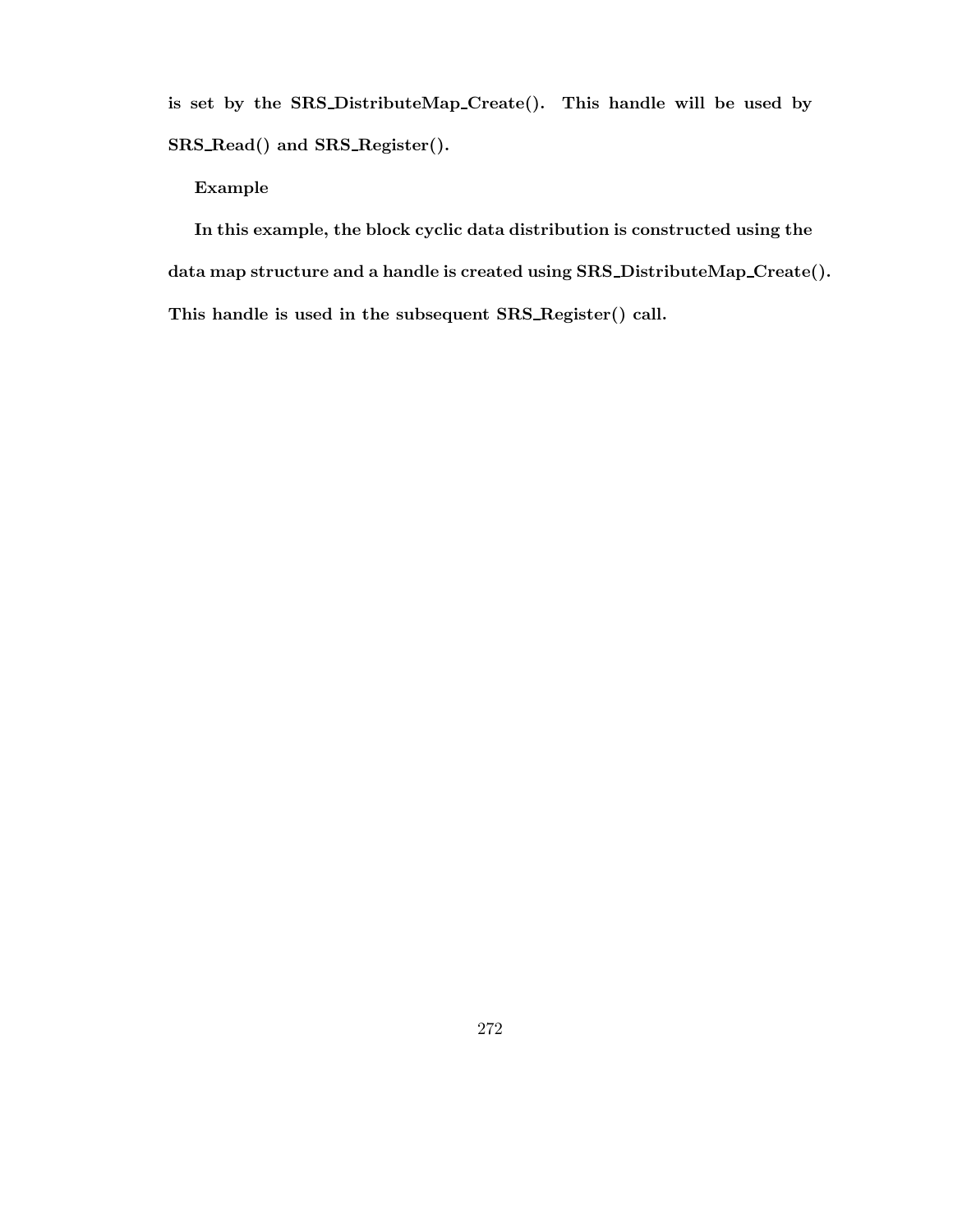**is set by the SRS_DistributeMap_Create(). This handle will be used by SRS_Read() and SRS_Register().**

**Example**

**In this example, the block cyclic data distribution is constructed using the data map structure and a handle is created using SRS_DistributeMap_Create(). This handle is used in the subsequent SRS_Register() call.**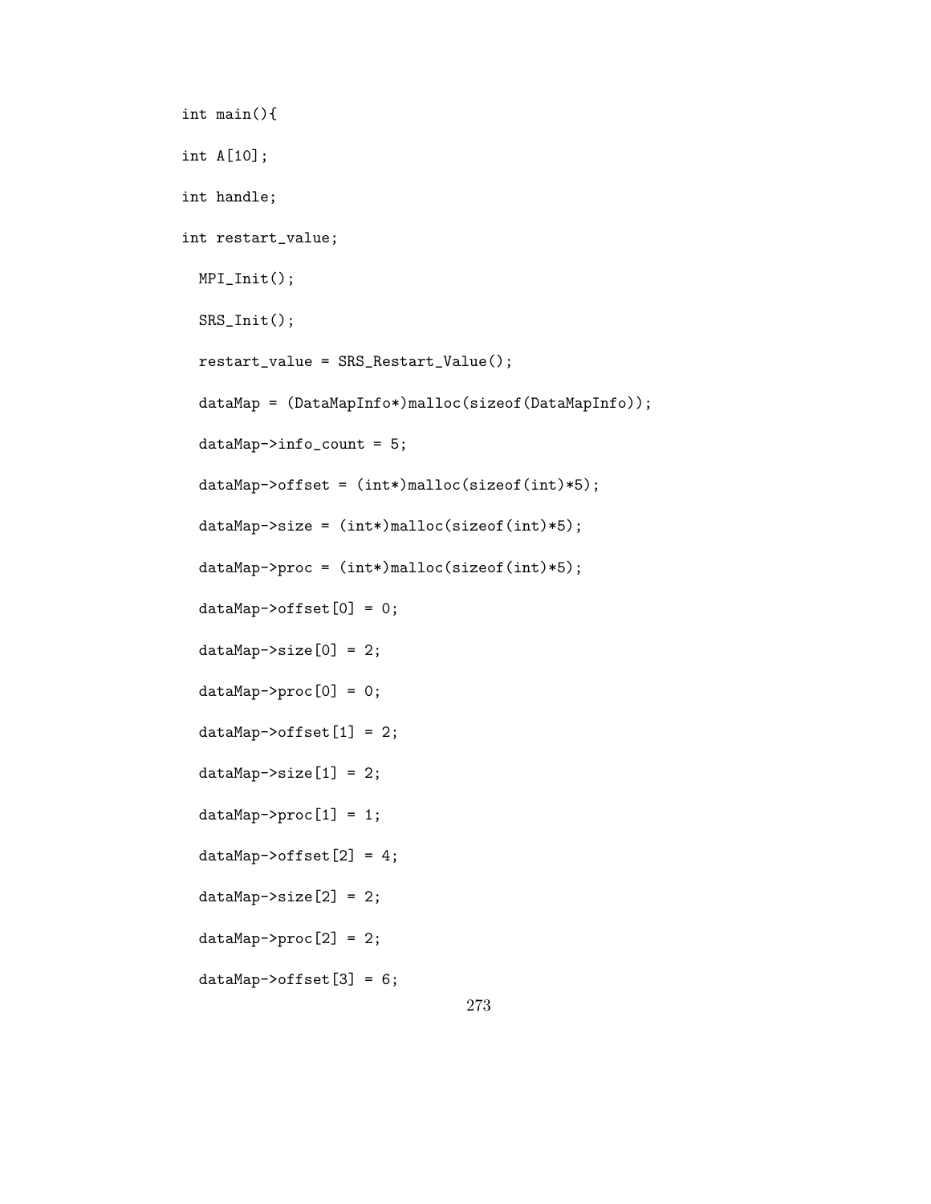```
int main(){

int A[10];

int handle;

int restart_value;

  MPI_Init();

  SRS_Init();

  restart_value = SRS_Restart_Value();

  dataMap = (DataMapInfo*)malloc(sizeof(DataMapInfo));

  dataMap->info_count = 5;

  dataMap->offset = (int*)malloc(sizeof(int)*5);

  dataMap->size = (int*)malloc(sizeof(int)*5);

  dataMap->proc = (int*)malloc(sizeof(int)*5);

  dataMap->offset[0] = 0;

  dataMap->size[0] = 2;

  dataMap->proc[0] = 0;

  dataMap->offset[1] = 2;

  dataMap->size[1] = 2;

  dataMap->proc[1] = 1;

  dataMap->offset[2] = 4;

  dataMap->size[2] = 2;

  dataMap->proc[2] = 2;

  dataMap->offset[3] = 6;
```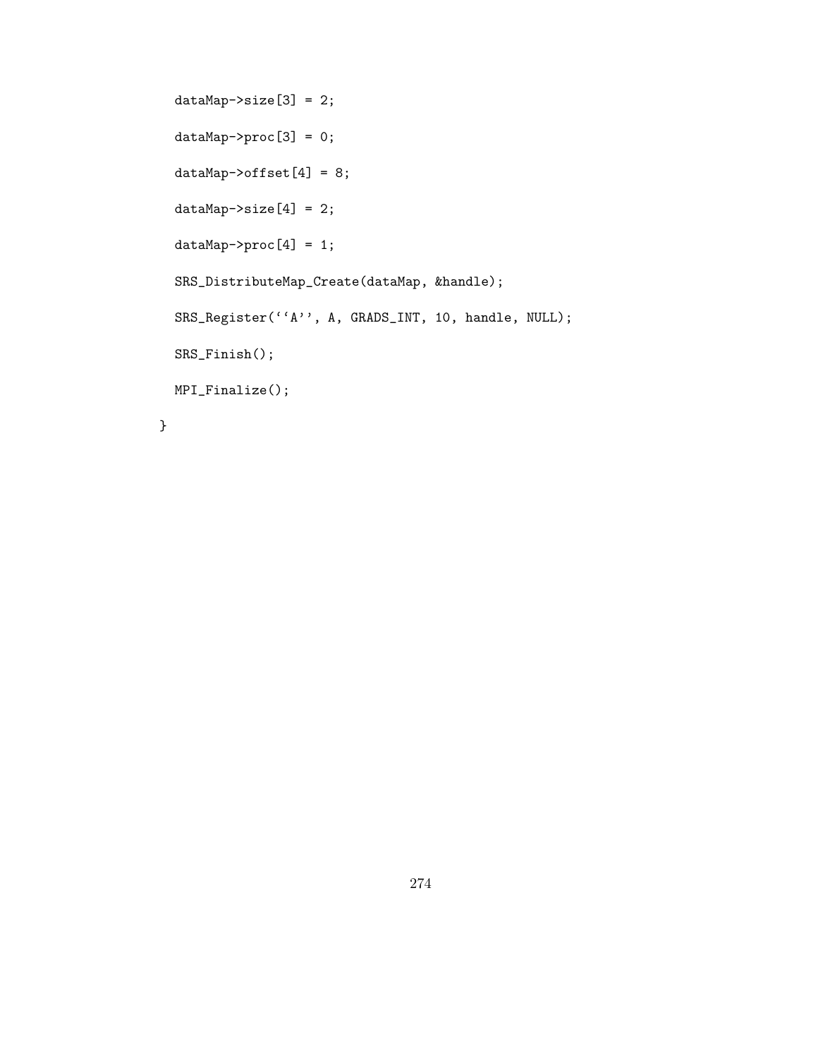```
  dataMap->size[3] = 2;

  dataMap->proc[3] = 0;

  dataMap->offset[4] = 8;

  dataMap->size[4] = 2;

  dataMap->proc[4] = 1;

  SRS_DistributeMap_Create(dataMap, &handle);

  SRS_Register(``A'', A, GRADS_INT, 10, handle, NULL);

  SRS_Finish();

  MPI_Finalize();

}
```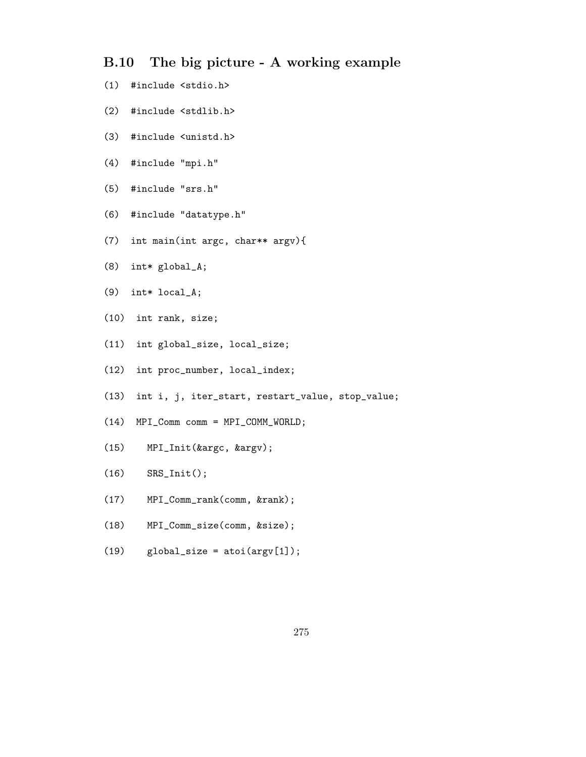## B.10 The big picture - A working example

```
(1)  #include <stdio.h>

(2)  #include <stdlib.h>

(3)  #include <unistd.h>

(4)  #include "mpi.h"

(5)  #include "srs.h"

(6)  #include "datatype.h"

(7)  int main(int argc, char** argv){

(8)  int* global_A;

(9)  int* local_A;

(10)  int rank, size;

(11)  int global_size, local_size;

(12)  int proc_number, local_index;

(13)  int i, j, iter_start, restart_value, stop_value;

(14)  MPI_Comm comm = MPI_COMM_WORLD;

(15)    MPI_Init(&argc, &argv);

(16)    SRS_Init();

(17)    MPI_Comm_rank(comm, &rank);

(18)    MPI_Comm_size(comm, &size);

(19)    global_size = atoi(argv[1]);
```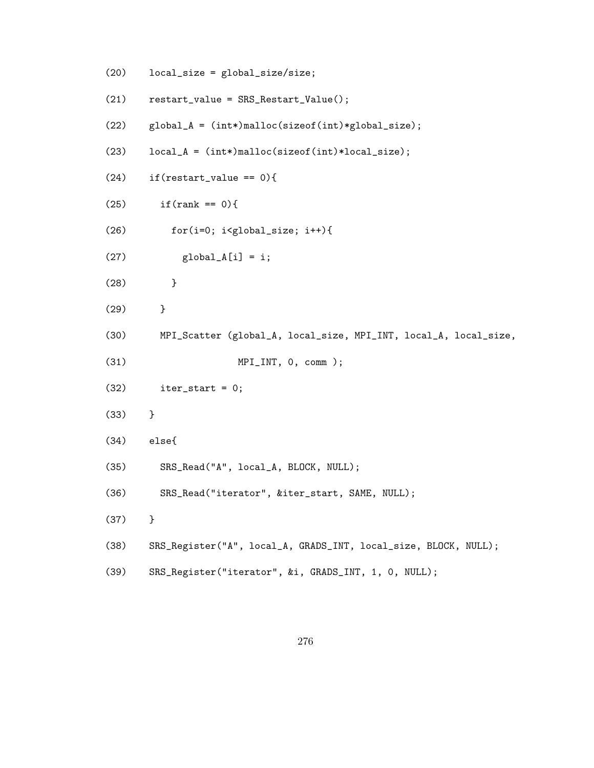```
(20)    local_size = global_size/size;
(21)    restart_value = SRS_Restart_Value();
(22)    global_A = (int*)malloc(sizeof(int)*global_size);
(23)    local_A = (int*)malloc(sizeof(int)*local_size);
(24)    if(restart_value == 0){
(25)      if(rank == 0){
(26)        for(i=0; i<global_size; i++){
(27)          global_A[i] = i;
(28)        }
(29)      }
(30)      MPI_Scatter (global_A, local_size, MPI_INT, local_A, local_size,
(31)                   MPI_INT, 0, comm );
(32)      iter_start = 0;
(33)    }
(34)    else{
(35)      SRS_Read("A", local_A, BLOCK, NULL);
(36)      SRS_Read("iterator", &iter_start, SAME, NULL);
(37)    }
(38)    SRS_Register("A", local_A, GRADS_INT, local_size, BLOCK, NULL);
(39)    SRS_Register("iterator", &i, GRADS_INT, 1, 0, NULL);
```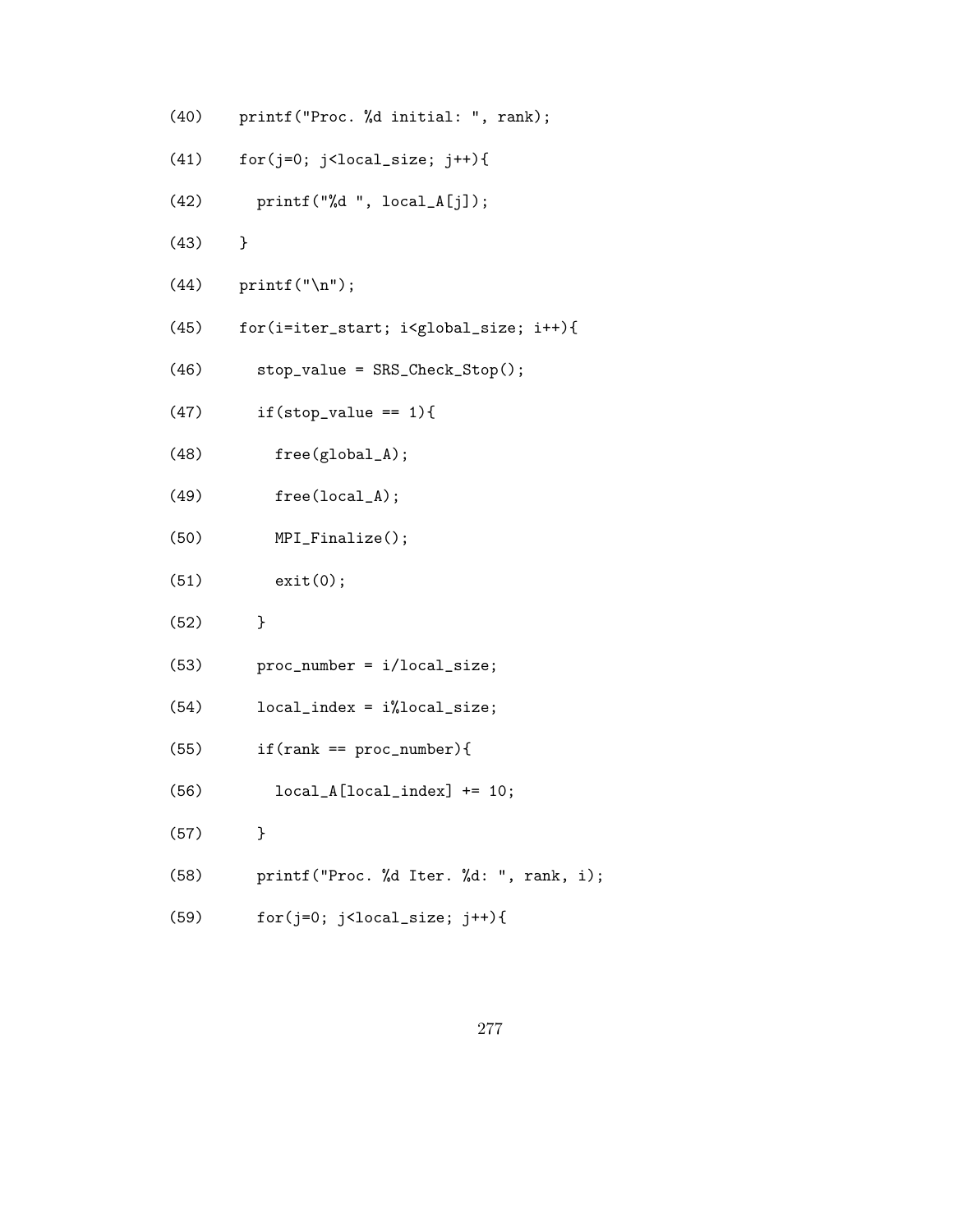```
(40)    printf("Proc. %d initial: ", rank);

(41)    for(j=0; j<local_size; j++){

(42)      printf("%d ", local_A[j]);

(43)    }

(44)    printf("\n");

(45)    for(i=iter_start; i<global_size; i++){

(46)      stop_value = SRS_Check_Stop();

(47)      if(stop_value == 1){

(48)        free(global_A);

(49)        free(local_A);

(50)        MPI_Finalize();

(51)        exit(0);

(52)      }

(53)      proc_number = i/local_size;

(54)      local_index = i%local_size;

(55)      if(rank == proc_number){

(56)        local_A[local_index] += 10;

(57)      }

(58)      printf("Proc. %d Iter. %d: ", rank, i);

(59)      for(j=0; j<local_size; j++){
```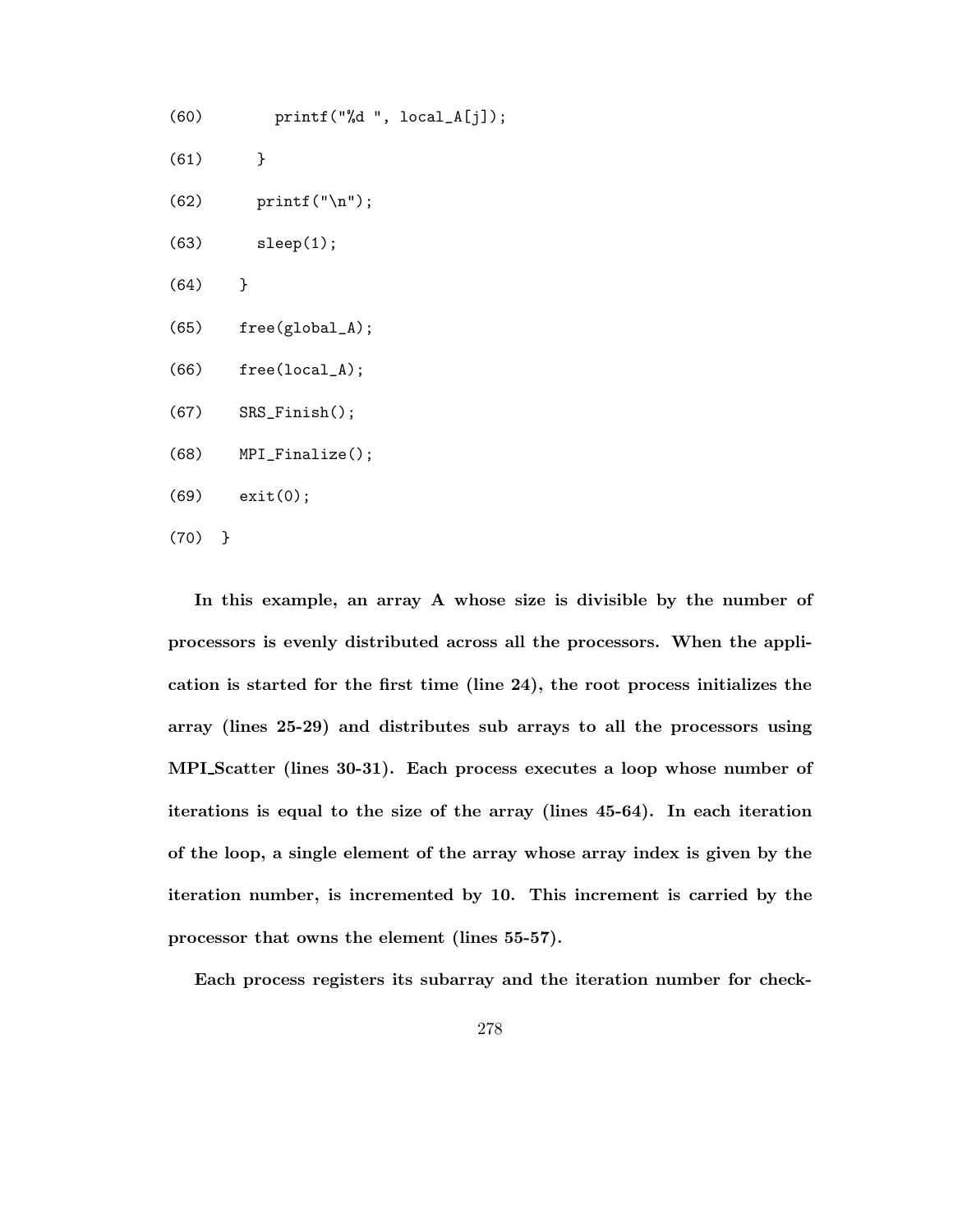```
(60)        printf("%d ", local_A[j]);
(61)      }
(62)      printf("\n");
(63)      sleep(1);
(64)    }
(65)    free(global_A);
(66)    free(local_A);
(67)    SRS_Finish();
(68)    MPI_Finalize();
(69)    exit(0);
(70)  }
```

**In this example, an array A whose size is divisible by the number of processors is evenly distributed across all the processors. When the application is started for the first time (line 24), the root process initializes the array (lines 25-29) and distributes sub arrays to all the processors using MPI_Scatter (lines 30-31). Each process executes a loop whose number of iterations is equal to the size of the array (lines 45-64). In each iteration of the loop, a single element of the array whose array index is given by the iteration number, is incremented by 10. This increment is carried by the processor that owns the element (lines 55-57).**

**Each process registers its subarray and the iteration number for check-**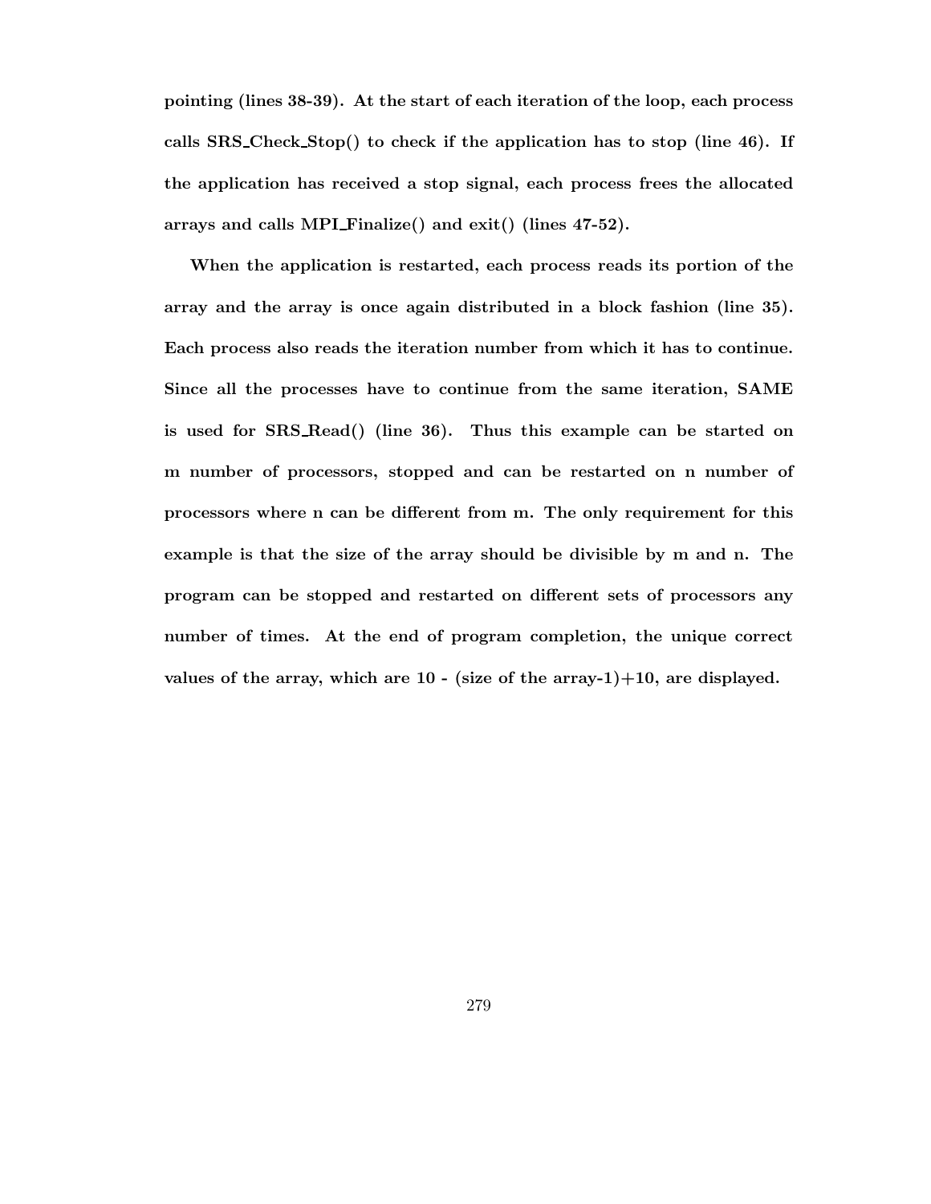pointing (lines 38-39). At the start of each iteration of the loop, each process calls SRS_Check_Stop() to check if the application has to stop (line 46). If the application has received a stop signal, each process frees the allocated arrays and calls MPI_Finalize() and exit() (lines 47-52).

When the application is restarted, each process reads its portion of the array and the array is once again distributed in a block fashion (line 35). Each process also reads the iteration number from which it has to continue. Since all the processes have to continue from the same iteration, SAME is used for SRS_Read() (line 36). Thus this example can be started on m number of processors, stopped and can be restarted on n number of processors where n can be different from m. The only requirement for this example is that the size of the array should be divisible by m and n. The program can be stopped and restarted on different sets of processors any number of times. At the end of program completion, the unique correct values of the array, which are 10 - (size of the array-1)+10, are displayed.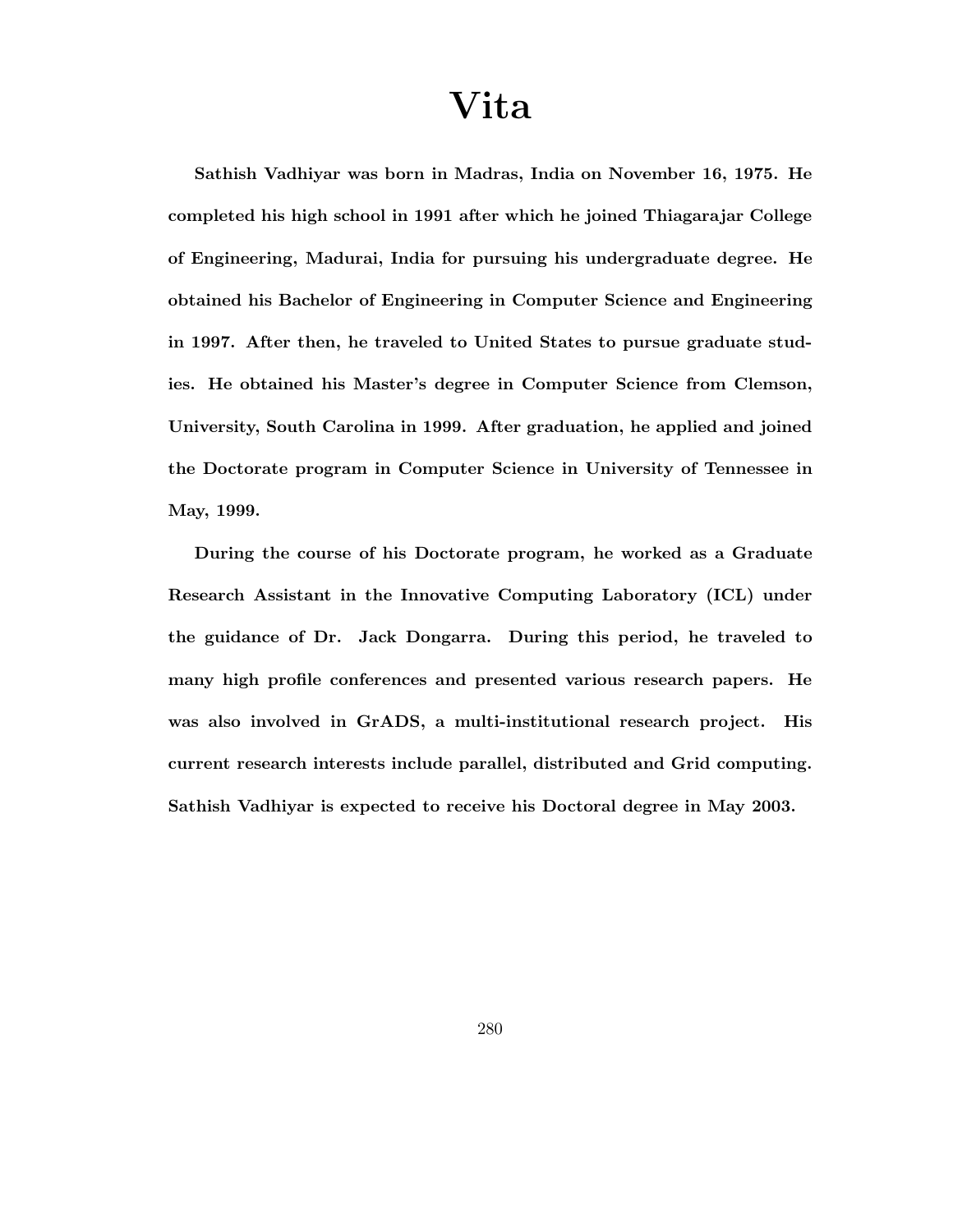# Vita

**Sathish Vadhiyar was born in Madras, India on November 16, 1975. He completed his high school in 1991 after which he joined Thiagarajar College of Engineering, Madurai, India for pursuing his undergraduate degree. He obtained his Bachelor of Engineering in Computer Science and Engineering in 1997. After then, he traveled to United States to pursue graduate studies. He obtained his Master's degree in Computer Science from Clemson, University, South Carolina in 1999. After graduation, he applied and joined the Doctorate program in Computer Science in University of Tennessee in May, 1999.**

**During the course of his Doctorate program, he worked as a Graduate Research Assistant in the Innovative Computing Laboratory (ICL) under the guidance of Dr. Jack Dongarra. During this period, he traveled to many high profile conferences and presented various research papers. He was also involved in GrADS, a multi-institutional research project. His current research interests include parallel, distributed and Grid computing. Sathish Vadhiyar is expected to receive his Doctoral degree in May 2003.**